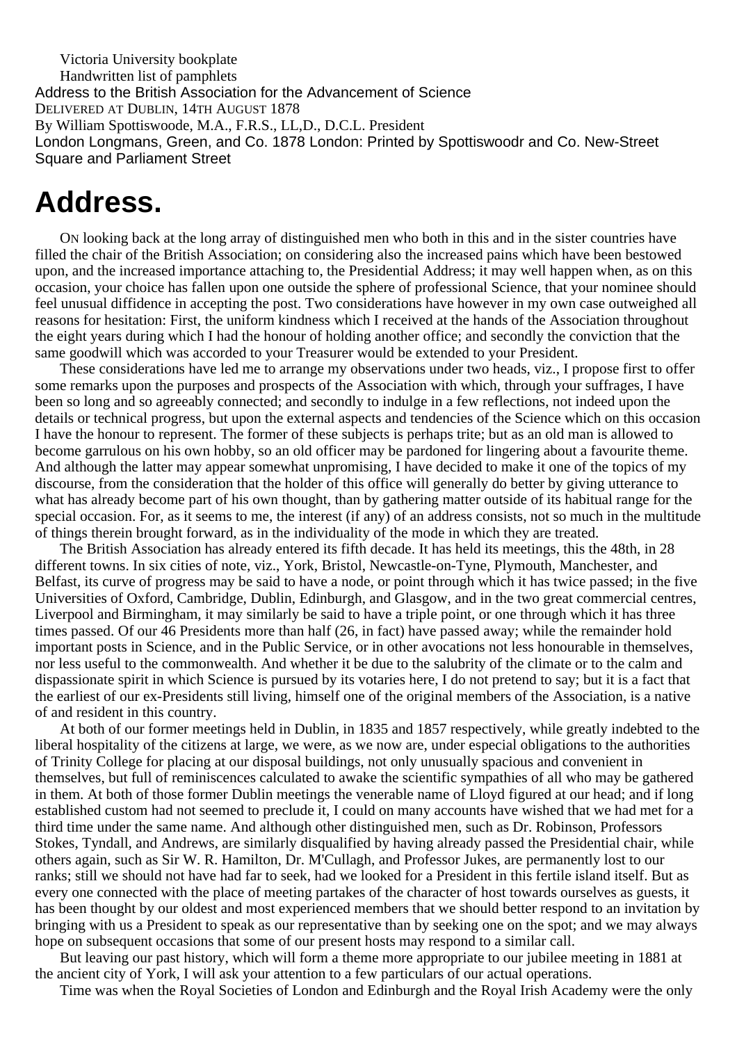Victoria University bookplate

Handwritten list of pamphlets

Address to the British Association for the Advancement of Science

DELIVERED AT DUBLIN, 14TH AUGUST 1878

By William Spottiswoode, M.A., F.R.S., LL,D., D.C.L. President

London Longmans, Green, and Co. 1878 London: Printed by Spottiswoodr and Co. New-Street Square and Parliament Street

# Address.

ON looking back at the long array of distinguished men who both in this and in the sister countries have filled the chair of the British Association; on considering also the increased pains which have been bestowed upon, and the increased importance attaching to, the Presidential Address; it may well happen when, as on this occasion, your choice has fallen upon one outside the sphere of professional Science, that your nominee should feel unusual diffidence in accepting the post. Two considerations have however in my own case outweighed all reasons for hesitation: First, the uniform kindness which I received at the hands of the Association throughout the eight years during which I had the honour of holding another office; and secondly the conviction that the same goodwill which was accorded to your Treasurer would be extended to your President.

These considerations have led me to arrange my observations under two heads, viz., I propose first to offer some remarks upon the purposes and prospects of the Association with which, through your suffrages, I have been so long and so agreeably connected; and secondly to indulge in a few reflections, not indeed upon the details or technical progress, but upon the external aspects and tendencies of the Science which on this occasion I have the honour to represent. The former of these subjects is perhaps trite; but as an old man is allowed to become garrulous on his own hobby, so an old officer may be pardoned for lingering about a favourite theme. And although the latter may appear somewhat unpromising, I have decided to make it one of the topics of my discourse, from the consideration that the holder of this office will generally do better by giving utterance to what has already become part of his own thought, than by gathering matter outside of its habitual range for the special occasion. For, as it seems to me, the interest (if any) of an address consists, not so much in the multitude of things therein brought forward, as in the individuality of the mode in which they are treated.

The British Association has already entered its fifth decade. It has held its meetings, this the 48th, in 28 different towns. In six cities of note, viz., York, Bristol, Newcastle-on-Tyne, Plymouth, Manchester, and Belfast, its curve of progress may be said to have a node, or point through which it has twice passed; in the five Universities of Oxford, Cambridge, Dublin, Edinburgh, and Glasgow, and in the two great commercial centres, Liverpool and Birmingham, it may similarly be said to have a triple point, or one through which it has three times passed. Of our 46 Presidents more than half (26, in fact) have passed away; while the remainder hold important posts in Science, and in the Public Service, or in other avocations not less honourable in themselves, nor less useful to the commonwealth. And whether it be due to the salubrity of the climate or to the calm and dispassionate spirit in which Science is pursued by its votaries here, I do not pretend to say; but it is a fact that the earliest of our ex-Presidents still living, himself one of the original members of the Association, is a native of and resident in this country.

At both of our former meetings held in Dublin, in 1835 and 1857 respectively, while greatly indebted to the liberal hospitality of the citizens at large, we were, as we now are, under especial obligations to the authorities of Trinity College for placing at our disposal buildings, not only unusually spacious and convenient in themselves, but full of reminiscences calculated to awake the scientific sympathies of all who may be gathered in them. At both of those former Dublin meetings the venerable name of Lloyd figured at our head; and if long established custom had not seemed to preclude it, I could on many accounts have wished that we had met for a third time under the same name. And although other distinguished men, such as Dr. Robinson, Professors Stokes, Tyndall, and Andrews, are similarly disqualified by having already passed the Presidential chair, while others again, such as Sir W. R. Hamilton, Dr. M'Cullagh, and Professor Jukes, are permanently lost to our ranks; still we should not have had far to seek, had we looked for a President in this fertile island itself. But as every one connected with the place of meeting partakes of the character of host towards ourselves as guests, it has been thought by our oldest and most experienced members that we should better respond to an invitation by bringing with us a President to speak as our representative than by seeking one on the spot; and we may always hope on subsequent occasions that some of our present hosts may respond to a similar call.

But leaving our past history, which will form a theme more appropriate to our jubilee meeting in 1881 at the ancient city of York, I will ask your attention to a few particulars of our actual operations.

Time was when the Royal Societies of London and Edinburgh and the Royal Irish Academy were the only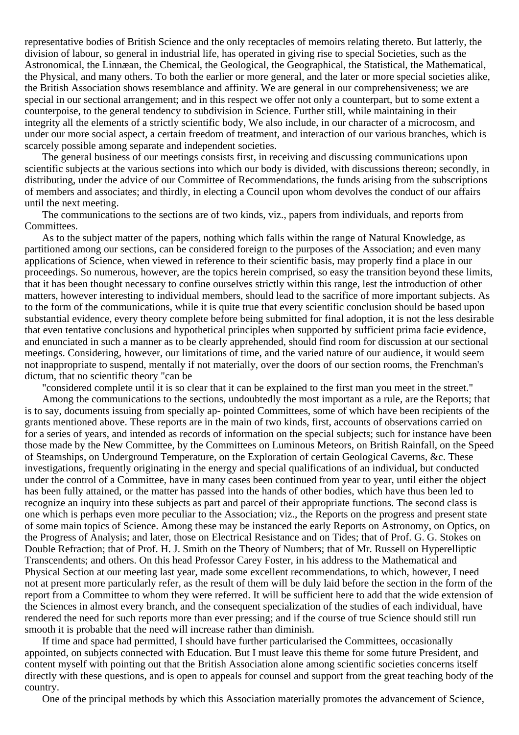representative bodies of British Science and the only receptacles of memoirs relating thereto. But latterly, the division of labour, so general in industrial life, has operated in giving rise to special Societies, such as the Astronomical, the Linnæan, the Chemical, the Geological, the Geographical, the Statistical, the Mathematical, the Physical, and many others. To both the earlier or more general, and the later or more special societies alike, the British Association shows resemblance and affinity. We are general in our comprehensiveness; we are special in our sectional arrangement; and in this respect we offer not only a counterpart, but to some extent a counterpoise, to the general tendency to subdivision in Science. Further still, while maintaining in their integrity all the elements of a strictly scientific body, We also include, in our character of a microcosm, and under our more social aspect, a certain freedom of treatment, and interaction of our various branches, which is scarcely possible among separate and independent societies.

The general business of our meetings consists first, in receiving and discussing communications upon scientific subjects at the various sections into which our body is divided, with discussions thereon; secondly, in distributing, under the advice of our Committee of Recommendations, the funds arising from the subscriptions of members and associates; and thirdly, in electing a Council upon whom devolves the conduct of our affairs until the next meeting.

The communications to the sections are of two kinds, viz., papers from individuals, and reports from Committees.

As to the subject matter of the papers, nothing which falls within the range of Natural Knowledge, as partitioned among our sections, can be considered foreign to the purposes of the Association; and even many applications of Science, when viewed in reference to their scientific basis, may properly find a place in our proceedings. So numerous, however, are the topics herein comprised, so easy the transition beyond these limits, that it has been thought necessary to confine ourselves strictly within this range, lest the introduction of other matters, however interesting to individual members, should lead to the sacrifice of more important subjects. As to the form of the communications, while it is quite true that every scientific conclusion should be based upon substantial evidence, every theory complete before being submitted for final adoption, it is not the less desirable that even tentative conclusions and hypothetical principles when supported by sufficient prima facie evidence, and enunciated in such a manner as to be clearly apprehended, should find room for discussion at our sectional meetings. Considering, however, our limitations of time, and the varied nature of our audience, it would seem not inappropriate to suspend, mentally if not materially, over the doors of our section rooms, the Frenchman's dictum, that no scientific theory "can be

"considered complete until it is so clear that it can be explained to the first man you meet in the street."

Among the communications to the sections, undoubtedly the most important as a rule, are the Reports; that is to say, documents issuing from specially ap- pointed Committees, some of which have been recipients of the grants mentioned above. These reports are in the main of two kinds, first, accounts of observations carried on for a series of years, and intended as records of information on the special subjects; such for instance have been those made by the New Committee, by the Committees on Luminous Meteors, on British Rainfall, on the Speed of Steamships, on Underground Temperature, on the Exploration of certain Geological Caverns, &c. These investigations, frequently originating in the energy and special qualifications of an individual, but conducted under the control of a Committee, have in many cases been continued from year to year, until either the object has been fully attained, or the matter has passed into the hands of other bodies, which have thus been led to recognize an inquiry into these subjects as part and parcel of their appropriate functions. The second class is one which is perhaps even more peculiar to the Association; viz., the Reports on the progress and present state of some main topics of Science. Among these may be instanced the early Reports on Astronomy, on Optics, on the Progress of Analysis; and later, those on Electrical Resistance and on Tides; that of Prof. G. G. Stokes on Double Refraction; that of Prof. H. J. Smith on the Theory of Numbers; that of Mr. Russell on Hyperelliptic Transcendents; and others. On this head Professor Carey Foster, in his address to the Mathematical and Physical Section at our meeting last year, made some excellent recommendations, to which, however, I need not at present more particularly refer, as the result of them will be duly laid before the section in the form of the report from a Committee to whom they were referred. It will be sufficient here to add that the wide extension of the Sciences in almost every branch, and the consequent specialization of the studies of each individual, have rendered the need for such reports more than ever pressing; and if the course of true Science should still run smooth it is probable that the need will increase rather than diminish.

If time and space had permitted, I should have further particularised the Committees, occasionally appointed, on subjects connected with Education. But I must leave this theme for some future President, and content myself with pointing out that the British Association alone among scientific societies concerns itself directly with these questions, and is open to appeals for counsel and support from the great teaching body of the country.

One of the principal methods by which this Association materially promotes the advancement of Science,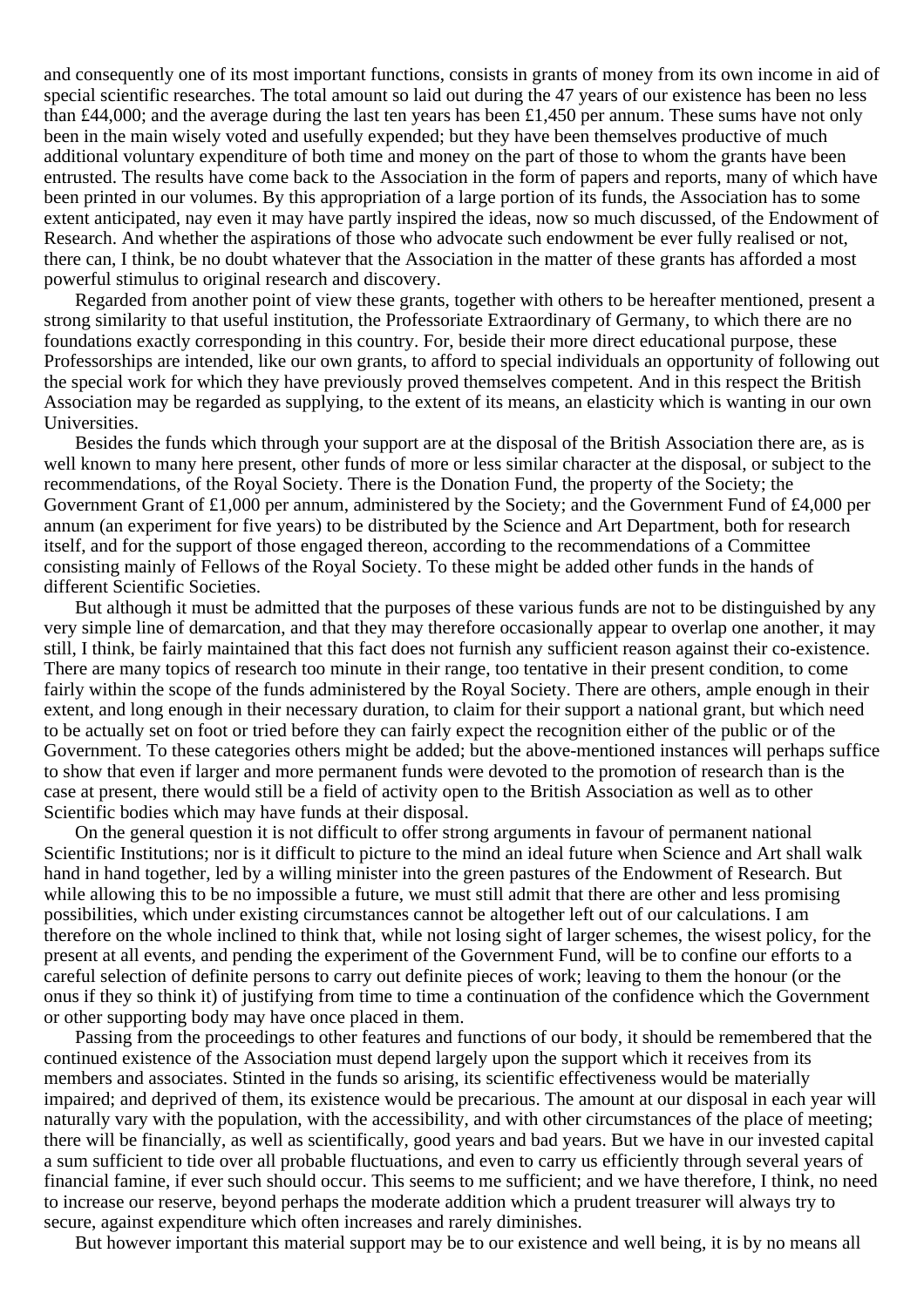and consequently one of its most important functions, consists in grants of money from its own income in aid of special scientific researches. The total amount so laid out during the 47 years of our existence has been no less than £44,000; and the average during the last ten years has been £1,450 per annum. These sums have not only been in the main wisely voted and usefully expended; but they have been themselves productive of much additional voluntary expenditure of both time and money on the part of those to whom the grants have been entrusted. The results have come back to the Association in the form of papers and reports, many of which have been printed in our volumes. By this appropriation of a large portion of its funds, the Association has to some extent anticipated, nay even it may have partly inspired the ideas, now so much discussed, of the Endowment of Research. And whether the aspirations of those who advocate such endowment be ever fully realised or not, there can, I think, be no doubt whatever that the Association in the matter of these grants has afforded a most powerful stimulus to original research and discovery.

Regarded from another point of view these grants, together with others to be hereafter mentioned, present a strong similarity to that useful institution, the Professoriate Extraordinary of Germany, to which there are no foundations exactly corresponding in this country. For, beside their more direct educational purpose, these Professorships are intended, like our own grants, to afford to special individuals an opportunity of following out the special work for which they have previously proved themselves competent. And in this respect the British Association may be regarded as supplying, to the extent of its means, an elasticity which is wanting in our own Universities.

Besides the funds which through your support are at the disposal of the British Association there are, as is well known to many here present, other funds of more or less similar character at the disposal, or subject to the recommendations, of the Royal Society. There is the Donation Fund, the property of the Society; the Government Grant of £1,000 per annum, administered by the Society; and the Government Fund of £4,000 per annum (an experiment for five years) to be distributed by the Science and Art Department, both for research itself, and for the support of those engaged thereon, according to the recommendations of a Committee consisting mainly of Fellows of the Royal Society. To these might be added other funds in the hands of different Scientific Societies.

But although it must be admitted that the purposes of these various funds are not to be distinguished by any very simple line of demarcation, and that they may therefore occasionally appear to overlap one another, it may still, I think, be fairly maintained that this fact does not furnish any sufficient reason against their co-existence. There are many topics of research too minute in their range, too tentative in their present condition, to come fairly within the scope of the funds administered by the Royal Society. There are others, ample enough in their extent, and long enough in their necessary duration, to claim for their support a national grant, but which need to be actually set on foot or tried before they can fairly expect the recognition either of the public or of the Government. To these categories others might be added; but the above-mentioned instances will perhaps suffice to show that even if larger and more permanent funds were devoted to the promotion of research than is the case at present, there would still be a field of activity open to the British Association as well as to other Scientific bodies which may have funds at their disposal.

On the general question it is not difficult to offer strong arguments in favour of permanent national Scientific Institutions; nor is it difficult to picture to the mind an ideal future when Science and Art shall walk hand in hand together, led by a willing minister into the green pastures of the Endowment of Research. But while allowing this to be no impossible a future, we must still admit that there are other and less promising possibilities, which under existing circumstances cannot be altogether left out of our calculations. I am therefore on the whole inclined to think that, while not losing sight of larger schemes, the wisest policy, for the present at all events, and pending the experiment of the Government Fund, will be to confine our efforts to a careful selection of definite persons to carry out definite pieces of work; leaving to them the honour (or the onus if they so think it) of justifying from time to time a continuation of the confidence which the Government or other supporting body may have once placed in them.

Passing from the proceedings to other features and functions of our body, it should be remembered that the continued existence of the Association must depend largely upon the support which it receives from its members and associates. Stinted in the funds so arising, its scientific effectiveness would be materially impaired; and deprived of them, its existence would be precarious. The amount at our disposal in each year will naturally vary with the population, with the accessibility, and with other circumstances of the place of meeting; there will be financially, as well as scientifically, good years and bad years. But we have in our invested capital a sum sufficient to tide over all probable fluctuations, and even to carry us efficiently through several years of financial famine, if ever such should occur. This seems to me sufficient; and we have therefore, I think, no need to increase our reserve, beyond perhaps the moderate addition which a prudent treasurer will always try to secure, against expenditure which often increases and rarely diminishes.

But however important this material support may be to our existence and well being, it is by no means all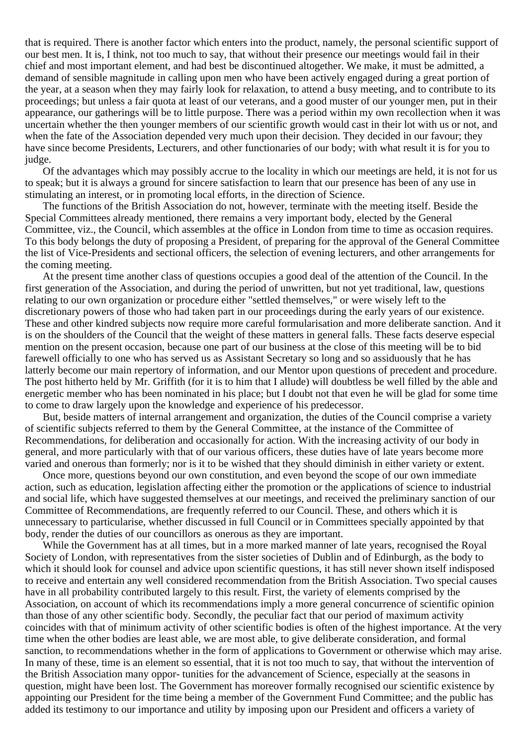that is required. There is another factor which enters into the product, namely, the personal scientific support of our best men. It is, I think, not too much to say, that without their presence our meetings would fail in their chief and most important element, and had best be discontinued altogether. We make, it must be admitted, a demand of sensible magnitude in calling upon men who have been actively engaged during a great portion of the year, at a season when they may fairly look for relaxation, to attend a busy meeting, and to contribute to its proceedings; but unless a fair quota at least of our veterans, and a good muster of our younger men, put in their appearance, our gatherings will be to little purpose. There was a period within my own recollection when it was uncertain whether the then younger members of our scientific growth would cast in their lot with us or not, and when the fate of the Association depended very much upon their decision. They decided in our favour; they have since become Presidents, Lecturers, and other functionaries of our body; with what result it is for you to judge.

Of the advantages which may possibly accrue to the locality in which our meetings are held, it is not for us to speak; but it is always a ground for sincere satisfaction to learn that our presence has been of any use in stimulating an interest, or in promoting local efforts, in the direction of Science.

The functions of the British Association do not, however, terminate with the meeting itself. Beside the Special Committees already mentioned, there remains a very important body, elected by the General Committee, viz., the Council, which assembles at the office in London from time to time as occasion requires. To this body belongs the duty of proposing a President, of preparing for the approval of the General Committee the list of Vice-Presidents and sectional officers, the selection of evening lecturers, and other arrangements for the coming meeting.

At the present time another class of questions occupies a good deal of the attention of the Council. In the first generation of the Association, and during the period of unwritten, but not yet traditional, law, questions relating to our own organization or procedure either "settled themselves," or were wisely left to the discretionary powers of those who had taken part in our proceedings during the early years of our existence. These and other kindred subjects now require more careful formularisation and more deliberate sanction. And it is on the shoulders of the Council that the weight of these matters in general falls. These facts deserve especial mention on the present occasion, because one part of our business at the close of this meeting will be to bid farewell officially to one who has served us as Assistant Secretary so long and so assiduously that he has latterly become our main repertory of information, and our Mentor upon questions of precedent and procedure. The post hitherto held by Mr. Griffith (for it is to him that I allude) will doubtless be well filled by the able and energetic member who has been nominated in his place; but I doubt not that even he will be glad for some time to come to draw largely upon the knowledge and experience of his predecessor.

But, beside matters of internal arrangement and organization, the duties of the Council comprise a variety of scientific subjects referred to them by the General Committee, at the instance of the Committee of Recommendations, for deliberation and occasionally for action. With the increasing activity of our body in general, and more particularly with that of our various officers, these duties have of late years become more varied and onerous than formerly; nor is it to be wished that they should diminish in either variety or extent.

Once more, questions beyond our own constitution, and even beyond the scope of our own immediate action, such as education, legislation affecting either the promotion or the applications of science to industrial and social life, which have suggested themselves at our meetings, and received the preliminary sanction of our Committee of Recommendations, are frequently referred to our Council. These, and others which it is unnecessary to particularise, whether discussed in full Council or in Committees specially appointed by that body, render the duties of our councillors as onerous as they are important.

While the Government has at all times, but in a more marked manner of late years, recognised the Royal Society of London, with representatives from the sister societies of Dublin and of Edinburgh, as the body to which it should look for counsel and advice upon scientific questions, it has still never shown itself indisposed to receive and entertain any well considered recommendation from the British Association. Two special causes have in all probability contributed largely to this result. First, the variety of elements comprised by the Association, on account of which its recommendations imply a more general concurrence of scientific opinion than those of any other scientific body. Secondly, the peculiar fact that our period of maximum activity coincides with that of minimum activity of other scientific bodies is often of the highest importance. At the very time when the other bodies are least able, we are most able, to give deliberate consideration, and formal sanction, to recommendations whether in the form of applications to Government or otherwise which may arise. In many of these, time is an element so essential, that it is not too much to say, that without the intervention of the British Association many oppor- tunities for the advancement of Science, especially at the seasons in question, might have been lost. The Government has moreover formally recognised our scientific existence by appointing our President for the time being a member of the Government Fund Committee; and the public has added its testimony to our importance and utility by imposing upon our President and officers a variety of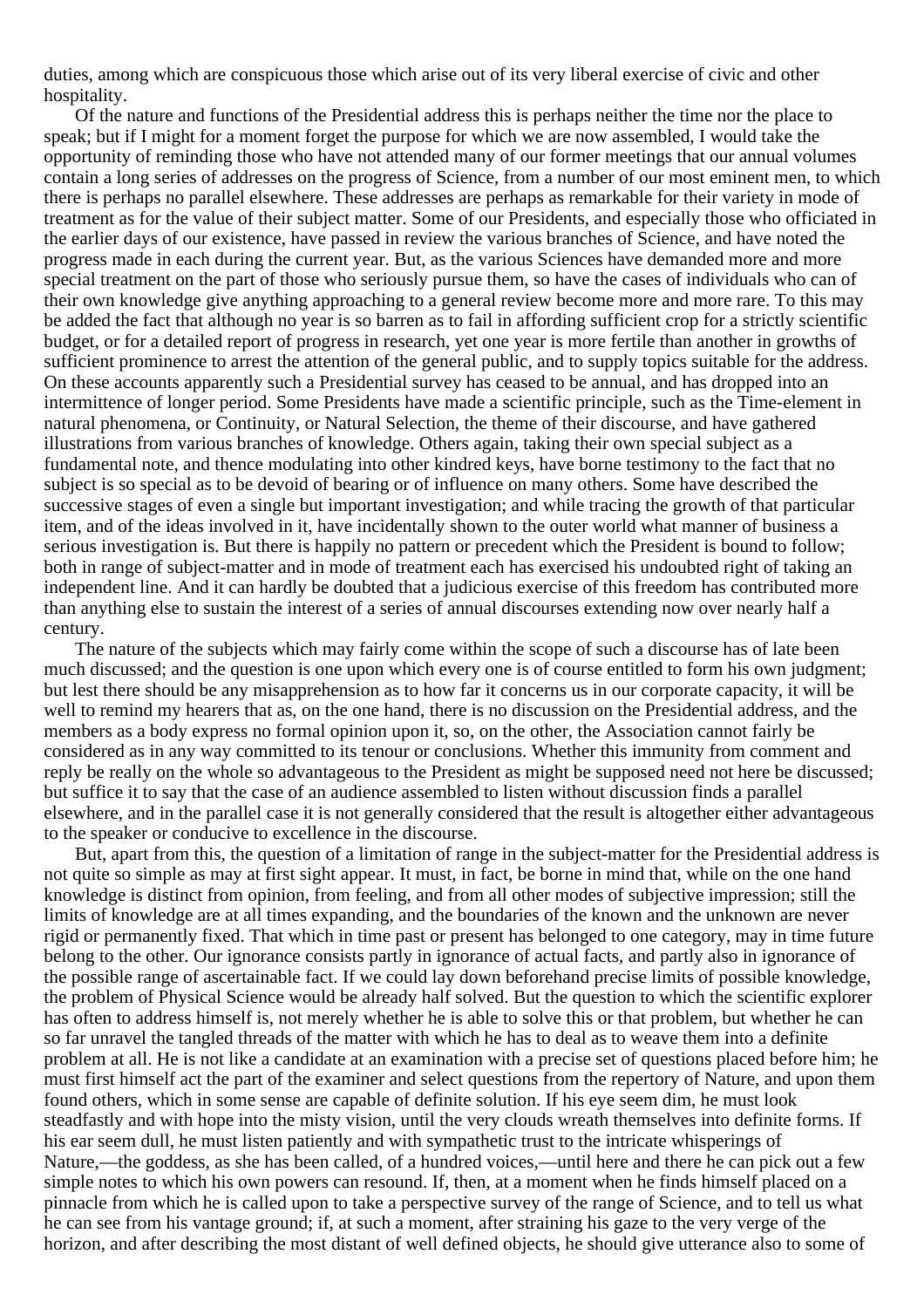duties, among which are conspicuous those which arise out of its very liberal exercise of civic and other hospitality.

Of the nature and functions of the Presidential address this is perhaps neither the time nor the place to speak; but if I might for a moment forget the purpose for which we are now assembled, I would take the opportunity of reminding those who have not attended many of our former meetings that our annual volumes contain a long series of addresses on the progress of Science, from a number of our most eminent men, to which there is perhaps no parallel elsewhere. These addresses are perhaps as remarkable for their variety in mode of treatment as for the value of their subject matter. Some of our Presidents, and especially those who officiated in the earlier days of our existence, have passed in review the various branches of Science, and have noted the progress made in each during the current year. But, as the various Sciences have demanded more and more special treatment on the part of those who seriously pursue them, so have the cases of individuals who can of their own knowledge give anything approaching to a general review become more and more rare. To this may be added the fact that although no year is so barren as to fail in affording sufficient crop for a strictly scientific budget, or for a detailed report of progress in research, yet one year is more fertile than another in growths of sufficient prominence to arrest the attention of the general public, and to supply topics suitable for the address. On these accounts apparently such a Presidential survey has ceased to be annual, and has dropped into an intermittence of longer period. Some Presidents have made a scientific principle, such as the Time-element in natural phenomena, or Continuity, or Natural Selection, the theme of their discourse, and have gathered illustrations from various branches of knowledge. Others again, taking their own special subject as a fundamental note, and thence modulating into other kindred keys, have borne testimony to the fact that no subject is so special as to be devoid of bearing or of influence on many others. Some have described the successive stages of even a single but important investigation; and while tracing the growth of that particular item, and of the ideas involved in it, have incidentally shown to the outer world what manner of business a serious investigation is. But there is happily no pattern or precedent which the President is bound to follow; both in range of subject-matter and in mode of treatment each has exercised his undoubted right of taking an independent line. And it can hardly be doubted that a judicious exercise of this freedom has contributed more than anything else to sustain the interest of a series of annual discourses extending now over nearly half a century.

The nature of the subjects which may fairly come within the scope of such a discourse has of late been much discussed; and the question is one upon which every one is of course entitled to form his own judgment; but lest there should be any misapprehension as to how far it concerns us in our corporate capacity, it will be well to remind my hearers that as, on the one hand, there is no discussion on the Presidential address, and the members as a body express no formal opinion upon it, so, on the other, the Association cannot fairly be considered as in any way committed to its tenour or conclusions. Whether this immunity from comment and reply be really on the whole so advantageous to the President as might be supposed need not here be discussed; but suffice it to say that the case of an audience assembled to listen without discussion finds a parallel elsewhere, and in the parallel case it is not generally considered that the result is altogether either advantageous to the speaker or conducive to excellence in the discourse.

But, apart from this, the question of a limitation of range in the subject-matter for the Presidential address is not quite so simple as may at first sight appear. It must, in fact, be borne in mind that, while on the one hand knowledge is distinct from opinion, from feeling, and from all other modes of subjective impression; still the limits of knowledge are at all times expanding, and the boundaries of the known and the unknown are never rigid or permanently fixed. That which in time past or present has belonged to one category, may in time future belong to the other. Our ignorance consists partly in ignorance of actual facts, and partly also in ignorance of the possible range of ascertainable fact. If we could lay down beforehand precise limits of possible knowledge, the problem of Physical Science would be already half solved. But the question to which the scientific explorer has often to address himself is, not merely whether he is able to solve this or that problem, but whether he can so far unravel the tangled threads of the matter with which he has to deal as to weave them into a definite problem at all. He is not like a candidate at an examination with a precise set of questions placed before him; he must first himself act the part of the examiner and select questions from the repertory of Nature, and upon them found others, which in some sense are capable of definite solution. If his eye seem dim, he must look steadfastly and with hope into the misty vision, until the very clouds wreath themselves into definite forms. If his ear seem dull, he must listen patiently and with sympathetic trust to the intricate whisperings of Nature,—the goddess, as she has been called, of a hundred voices,—until here and there he can pick out a few simple notes to which his own powers can resound. If, then, at a moment when he finds himself placed on a pinnacle from which he is called upon to take a perspective survey of the range of Science, and to tell us what he can see from his vantage ground; if, at such a moment, after straining his gaze to the very verge of the horizon, and after describing the most distant of well defined objects, he should give utterance also to some of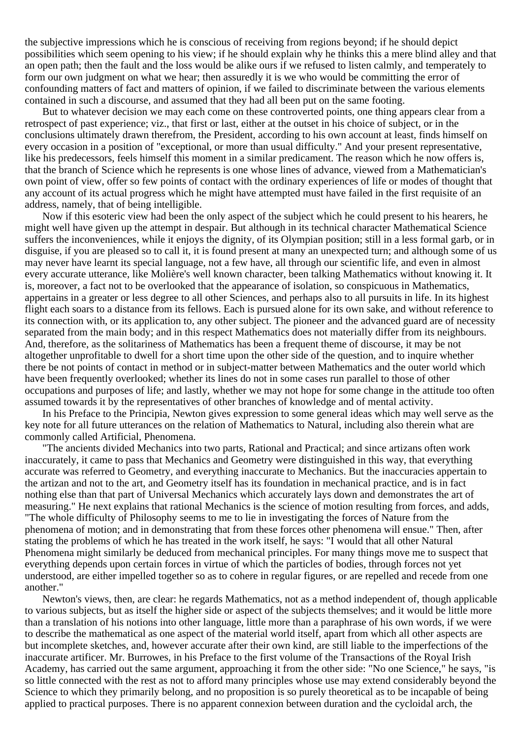the subjective impressions which he is conscious of receiving from regions beyond; if he should depict possibilities which seem opening to his view; if he should explain why he thinks this a mere blind alley and that an open path; then the fault and the loss would be alike ours if we refused to listen calmly, and temperately to form our own judgment on what we hear; then assuredly it is we who would be committing the error of confounding matters of fact and matters of opinion, if we failed to discriminate between the various elements contained in such a discourse, and assumed that they had all been put on the same footing.

But to whatever decision we may each come on these controverted points, one thing appears clear from a retrospect of past experience; viz., that first or last, either at the outset in his choice of subject, or in the conclusions ultimately drawn therefrom, the President, according to his own account at least, finds himself on every occasion in a position of "exceptional, or more than usual difficulty." And your present representative, like his predecessors, feels himself this moment in a similar predicament. The reason which he now offers is, that the branch of Science which he represents is one whose lines of advance, viewed from a Mathematician's own point of view, offer so few points of contact with the ordinary experiences of life or modes of thought that any account of its actual progress which he might have attempted must have failed in the first requisite of an address, namely, that of being intelligible.

Now if this esoteric view had been the only aspect of the subject which he could present to his hearers, he might well have given up the attempt in despair. But although in its technical character Mathematical Science suffers the inconveniences, while it enjoys the dignity, of its Olympian position; still in a less formal garb, or in disguise, if you are pleased so to call it, it is found present at many an unexpected turn; and although some of us may never have learnt its special language, not a few have, all through our scientific life, and even in almost every accurate utterance, like Molière's well known character, been talking Mathematics without knowing it. It is, moreover, a fact not to be overlooked that the appearance of isolation, so conspicuous in Mathematics, appertains in a greater or less degree to all other Sciences, and perhaps also to all pursuits in life. In its highest flight each soars to a distance from its fellows. Each is pursued alone for its own sake, and without reference to its connection with, or its application to, any other subject. The pioneer and the advanced guard are of necessity separated from the main body; and in this respect Mathematics does not materially differ from its neighbours. And, therefore, as the solitariness of Mathematics has been a frequent theme of discourse, it may be not altogether unprofitable to dwell for a short time upon the other side of the question, and to inquire whether there be not points of contact in method or in subject-matter between Mathematics and the outer world which have been frequently overlooked; whether its lines do not in some cases run parallel to those of other occupations and purposes of life; and lastly, whether we may not hope for some change in the attitude too often assumed towards it by the representatives of other branches of knowledge and of mental activity.

In his Preface to the Principia, Newton gives expression to some general ideas which may well serve as the key note for all future utterances on the relation of Mathematics to Natural, including also therein what are commonly called Artificial, Phenomena.

"The ancients divided Mechanics into two parts, Rational and Practical; and since artizans often work inaccurately, it came to pass that Mechanics and Geometry were distinguished in this way, that everything accurate was referred to Geometry, and everything inaccurate to Mechanics. But the inaccuracies appertain to the artizan and not to the art, and Geometry itself has its foundation in mechanical practice, and is in fact nothing else than that part of Universal Mechanics which accurately lays down and demonstrates the art of measuring." He next explains that rational Mechanics is the science of motion resulting from forces, and adds, "The whole difficulty of Philosophy seems to me to lie in investigating the forces of Nature from the phenomena of motion; and in demonstrating that from these forces other phenomena will ensue." Then, after stating the problems of which he has treated in the work itself, he says: "I would that all other Natural Phenomena might similarly be deduced from mechanical principles. For many things move me to suspect that everything depends upon certain forces in virtue of which the particles of bodies, through forces not yet understood, are either impelled together so as to cohere in regular figures, or are repelled and recede from one another."

Newton's views, then, are clear: he regards Mathematics, not as a method independent of, though applicable to various subjects, but as itself the higher side or aspect of the subjects themselves; and it would be little more than a translation of his notions into other language, little more than a paraphrase of his own words, if we were to describe the mathematical as one aspect of the material world itself, apart from which all other aspects are but incomplete sketches, and, however accurate after their own kind, are still liable to the imperfections of the inaccurate artificer. Mr. Burrowes, in his Preface to the first volume of the Transactions of the Royal Irish Academy, has carried out the same argument, approaching it from the other side: "No one Science," he says, "is so little connected with the rest as not to afford many principles whose use may extend considerably beyond the Science to which they primarily belong, and no proposition is so purely theoretical as to be incapable of being applied to practical purposes. There is no apparent connexion between duration and the cycloidal arch, the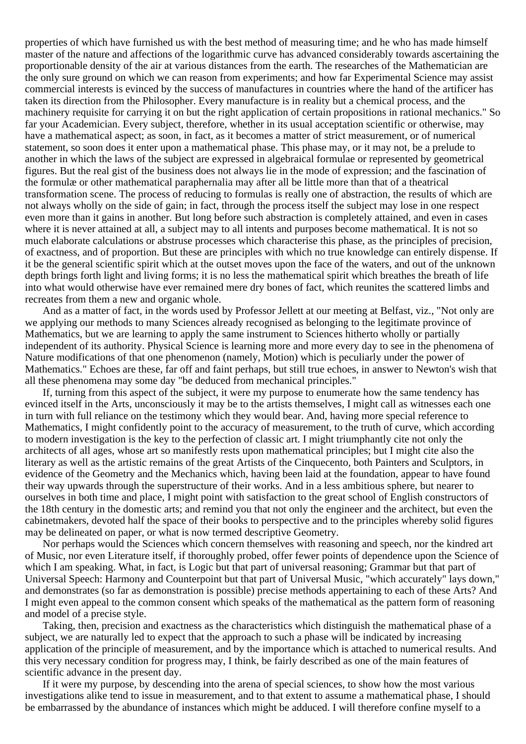properties of which have furnished us with the best method of measuring time; and he who has made himself master of the nature and affections of the logarithmic curve has advanced considerably towards ascertaining the proportionable density of the air at various distances from the earth. The researches of the Mathematician are the only sure ground on which we can reason from experiments; and how far Experimental Science may assist commercial interests is evinced by the success of manufactures in countries where the hand of the artificer has taken its direction from the Philosopher. Every manufacture is in reality but a chemical process, and the machinery requisite for carrying it on but the right application of certain propositions in rational mechanics." So far your Academician. Every subject, therefore, whether in its usual acceptation scientific or otherwise, may have a mathematical aspect; as soon, in fact, as it becomes a matter of strict measurement, or of numerical statement, so soon does it enter upon a mathematical phase. This phase may, or it may not, be a prelude to another in which the laws of the subject are expressed in algebraical formulae or represented by geometrical figures. But the real gist of the business does not always lie in the mode of expression; and the fascination of the formulæ or other mathematical paraphernalia may after all be little more than that of a theatrical transformation scene. The process of reducing to formulas is really one of abstraction, the results of which are not always wholly on the side of gain; in fact, through the process itself the subject may lose in one respect even more than it gains in another. But long before such abstraction is completely attained, and even in cases where it is never attained at all, a subject may to all intents and purposes become mathematical. It is not so much elaborate calculations or abstruse processes which characterise this phase, as the principles of precision, of exactness, and of proportion. But these are principles with which no true knowledge can entirely dispense. If it be the general scientific spirit which at the outset moves upon the face of the waters, and out of the unknown depth brings forth light and living forms; it is no less the mathematical spirit which breathes the breath of life into what would otherwise have ever remained mere dry bones of fact, which reunites the scattered limbs and recreates from them a new and organic whole.

And as a matter of fact, in the words used by Professor Jellett at our meeting at Belfast, viz., "Not only are we applying our methods to many Sciences already recognised as belonging to the legitimate province of Mathematics, but we are learning to apply the same instrument to Sciences hitherto wholly or partially independent of its authority. Physical Science is learning more and more every day to see in the phenomena of Nature modifications of that one phenomenon (namely, Motion) which is peculiarly under the power of Mathematics." Echoes are these, far off and faint perhaps, but still true echoes, in answer to Newton's wish that all these phenomena may some day "be deduced from mechanical principles."

If, turning from this aspect of the subject, it were my purpose to enumerate how the same tendency has evinced itself in the Arts, unconsciously it may be to the artists themselves, I might call as witnesses each one in turn with full reliance on the testimony which they would bear. And, having more special reference to Mathematics, I might confidently point to the accuracy of measurement, to the truth of curve, which according to modern investigation is the key to the perfection of classic art. I might triumphantly cite not only the architects of all ages, whose art so manifestly rests upon mathematical principles; but I might cite also the literary as well as the artistic remains of the great Artists of the Cinquecento, both Painters and Sculptors, in evidence of the Geometry and the Mechanics which, having been laid at the foundation, appear to have found their way upwards through the superstructure of their works. And in a less ambitious sphere, but nearer to ourselves in both time and place, I might point with satisfaction to the great school of English constructors of the 18th century in the domestic arts; and remind you that not only the engineer and the architect, but even the cabinetmakers, devoted half the space of their books to perspective and to the principles whereby solid figures may be delineated on paper, or what is now termed descriptive Geometry.

Nor perhaps would the Sciences which concern themselves with reasoning and speech, nor the kindred art of Music, nor even Literature itself, if thoroughly probed, offer fewer points of dependence upon the Science of which I am speaking. What, in fact, is Logic but that part of universal reasoning; Grammar but that part of Universal Speech: Harmony and Counterpoint but that part of Universal Music, "which accurately" lays down," and demonstrates (so far as demonstration is possible) precise methods appertaining to each of these Arts? And I might even appeal to the common consent which speaks of the mathematical as the pattern form of reasoning and model of a precise style.

Taking, then, precision and exactness as the characteristics which distinguish the mathematical phase of a subject, we are naturally led to expect that the approach to such a phase will be indicated by increasing application of the principle of measurement, and by the importance which is attached to numerical results. And this very necessary condition for progress may, I think, be fairly described as one of the main features of scientific advance in the present day.

If it were my purpose, by descending into the arena of special sciences, to show how the most various investigations alike tend to issue in measurement, and to that extent to assume a mathematical phase, I should be embarrassed by the abundance of instances which might be adduced. I will therefore confine myself to a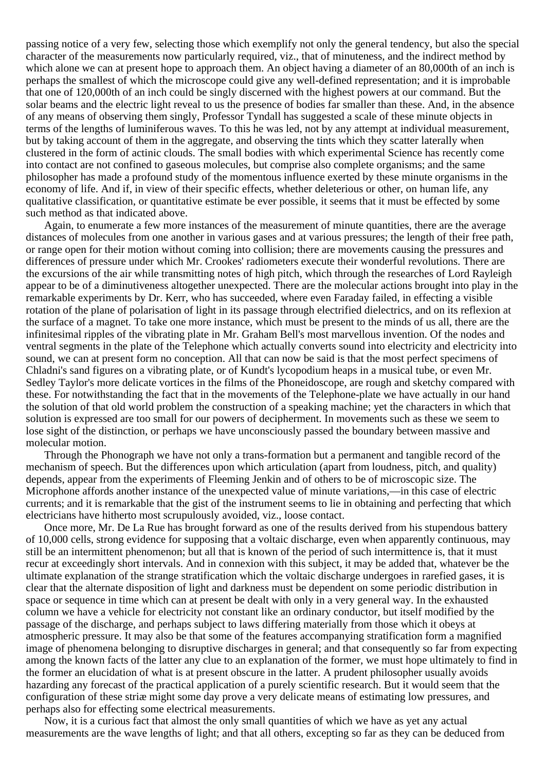passing notice of a very few, selecting those which exemplify not only the general tendency, but also the special character of the measurements now particularly required, viz., that of minuteness, and the indirect method by which alone we can at present hope to approach them. An object having a diameter of an 80,000th of an inch is perhaps the smallest of which the microscope could give any well-defined representation; and it is improbable that one of 120,000th of an inch could be singly discerned with the highest powers at our command. But the solar beams and the electric light reveal to us the presence of bodies far smaller than these. And, in the absence of any means of observing them singly, Professor Tyndall has suggested a scale of these minute objects in terms of the lengths of luminiferous waves. To this he was led, not by any attempt at individual measurement, but by taking account of them in the aggregate, and observing the tints which they scatter laterally when clustered in the form of actinic clouds. The small bodies with which experimental Science has recently come into contact are not confined to gaseous molecules, but comprise also complete organisms; and the same philosopher has made a profound study of the momentous influence exerted by these minute organisms in the economy of life. And if, in view of their specific effects, whether deleterious or other, on human life, any qualitative classification, or quantitative estimate be ever possible, it seems that it must be effected by some such method as that indicated above.

Again, to enumerate a few more instances of the measurement of minute quantities, there are the average distances of molecules from one another in various gases and at various pressures; the length of their free path, or range open for their motion without coming into collision; there are movements causing the pressures and differences of pressure under which Mr. Crookes' radiometers execute their wonderful revolutions. There are the excursions of the air while transmitting notes of high pitch, which through the researches of Lord Rayleigh appear to be of a diminutiveness altogether unexpected. There are the molecular actions brought into play in the remarkable experiments by Dr. Kerr, who has succeeded, where even Faraday failed, in effecting a visible rotation of the plane of polarisation of light in its passage through electrified dielectrics, and on its reflexion at the surface of a magnet. To take one more instance, which must be present to the minds of us all, there are the infinitesimal ripples of the vibrating plate in Mr. Graham Bell's most marvellous invention. Of the nodes and ventral segments in the plate of the Telephone which actually converts sound into electricity and electricity into sound, we can at present form no conception. All that can now be said is that the most perfect specimens of Chladni's sand figures on a vibrating plate, or of Kundt's lycopodium heaps in a musical tube, or even Mr. Sedley Taylor's more delicate vortices in the films of the Phoneidoscope, are rough and sketchy compared with these. For notwithstanding the fact that in the movements of the Telephone-plate we have actually in our hand the solution of that old world problem the construction of a speaking machine; yet the characters in which that solution is expressed are too small for our powers of decipherment. In movements such as these we seem to lose sight of the distinction, or perhaps we have unconsciously passed the boundary between massive and molecular motion.

Through the Phonograph we have not only a trans-formation but a permanent and tangible record of the mechanism of speech. But the differences upon which articulation (apart from loudness, pitch, and quality) depends, appear from the experiments of Fleeming Jenkin and of others to be of microscopic size. The Microphone affords another instance of the unexpected value of minute variations,—in this case of electric currents; and it is remarkable that the gist of the instrument seems to lie in obtaining and perfecting that which electricians have hitherto most scrupulously avoided, viz., loose contact.

Once more, Mr. De La Rue has brought forward as one of the results derived from his stupendous battery of 10,000 cells, strong evidence for supposing that a voltaic discharge, even when apparently continuous, may still be an intermittent phenomenon; but all that is known of the period of such intermittence is, that it must recur at exceedingly short intervals. And in connexion with this subject, it may be added that, whatever be the ultimate explanation of the strange stratification which the voltaic discharge undergoes in rarefied gases, it is clear that the alternate disposition of light and darkness must be dependent on some periodic distribution in space or sequence in time which can at present be dealt with only in a very general way. In the exhausted column we have a vehicle for electricity not constant like an ordinary conductor, but itself modified by the passage of the discharge, and perhaps subject to laws differing materially from those which it obeys at atmospheric pressure. It may also be that some of the features accompanying stratification form a magnified image of phenomena belonging to disruptive discharges in general; and that consequently so far from expecting among the known facts of the latter any clue to an explanation of the former, we must hope ultimately to find in the former an elucidation of what is at present obscure in the latter. A prudent philosopher usually avoids hazarding any forecast of the practical application of a purely scientific research. But it would seem that the configuration of these striæ might some day prove a very delicate means of estimating low pressures, and perhaps also for effecting some electrical measurements.

Now, it is a curious fact that almost the only small quantities of which we have as yet any actual measurements are the wave lengths of light; and that all others, excepting so far as they can be deduced from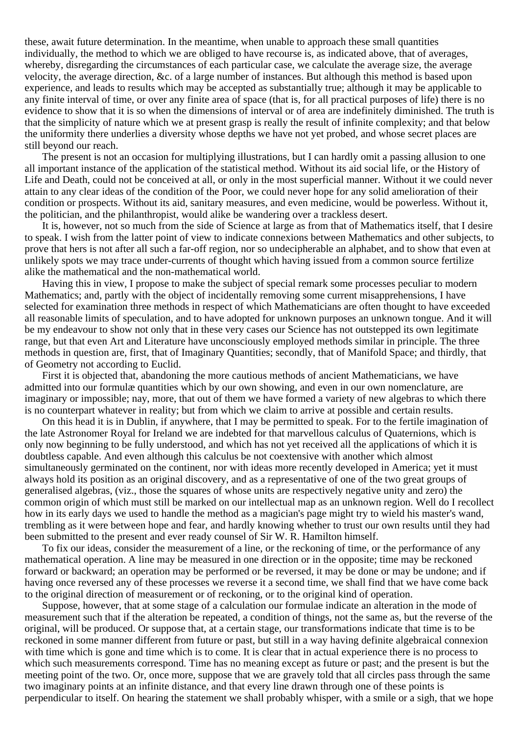these, await future determination. In the meantime, when unable to approach these small quantities individually, the method to which we are obliged to have recourse is, as indicated above, that of averages, whereby, disregarding the circumstances of each particular case, we calculate the average size, the average velocity, the average direction, &c. of a large number of instances. But although this method is based upon experience, and leads to results which may be accepted as substantially true; although it may be applicable to any finite interval of time, or over any finite area of space (that is, for all practical purposes of life) there is no evidence to show that it is so when the dimensions of interval or of area are indefinitely diminished. The truth is that the simplicity of nature which we at present grasp is really the result of infinite complexity; and that below the uniformity there underlies a diversity whose depths we have not yet probed, and whose secret places are still beyond our reach.

The present is not an occasion for multiplying illustrations, but I can hardly omit a passing allusion to one all important instance of the application of the statistical method. Without its aid social life, or the History of Life and Death, could not be conceived at all, or only in the most superficial manner. Without it we could never attain to any clear ideas of the condition of the Poor, we could never hope for any solid amelioration of their condition or prospects. Without its aid, sanitary measures, and even medicine, would be powerless. Without it, the politician, and the philanthropist, would alike be wandering over a trackless desert.

It is, however, not so much from the side of Science at large as from that of Mathematics itself, that I desire to speak. I wish from the latter point of view to indicate connexions between Mathematics and other subjects, to prove that hers is not after all such a far-off region, nor so undecipherable an alphabet, and to show that even at unlikely spots we may trace under-currents of thought which having issued from a common source fertilize alike the mathematical and the non-mathematical world.

Having this in view, I propose to make the subject of special remark some processes peculiar to modern Mathematics; and, partly with the object of incidentally removing some current misapprehensions, I have selected for examination three methods in respect of which Mathematicians are often thought to have exceeded all reasonable limits of speculation, and to have adopted for unknown purposes an unknown tongue. And it will be my endeavour to show not only that in these very cases our Science has not outstepped its own legitimate range, but that even Art and Literature have unconsciously employed methods similar in principle. The three methods in question are, first, that of Imaginary Quantities; secondly, that of Manifold Space; and thirdly, that of Geometry not according to Euclid.

First it is objected that, abandoning the more cautious methods of ancient Mathematicians, we have admitted into our formulæ quantities which by our own showing, and even in our own nomenclature, are imaginary or impossible; nay, more, that out of them we have formed a variety of new algebras to which there is no counterpart whatever in reality; but from which we claim to arrive at possible and certain results.

On this head it is in Dublin, if anywhere, that I may be permitted to speak. For to the fertile imagination of the late Astronomer Royal for Ireland we are indebted for that marvellous calculus of Quaternions, which is only now beginning to be fully understood, and which has not yet received all the applications of which it is doubtless capable. And even although this calculus be not coextensive with another which almost simultaneously germinated on the continent, nor with ideas more recently developed in America; yet it must always hold its position as an original discovery, and as a representative of one of the two great groups of generalised algebras, (viz., those the squares of whose units are respectively negative unity and zero) the common origin of which must still be marked on our intellectual map as an unknown region. Well do I recollect how in its early days we used to handle the method as a magician's page might try to wield his master's wand, trembling as it were between hope and fear, and hardly knowing whether to trust our own results until they had been submitted to the present and ever ready counsel of Sir W. R. Hamilton himself.

To fix our ideas, consider the measurement of a line, or the reckoning of time, or the performance of any mathematical operation. A line may be measured in one direction or in the opposite; time may be reckoned forward or backward; an operation may be performed or be reversed, it may be done or may be undone; and if having once reversed any of these processes we reverse it a second time, we shall find that we have come back to the original direction of measurement or of reckoning, or to the original kind of operation.

Suppose, however, that at some stage of a calculation our formulae indicate an alteration in the mode of measurement such that if the alteration be repeated, a condition of things, not the same as, but the reverse of the original, will be produced. Or suppose that, at a certain stage, our transformations indicate that time is to be reckoned in some manner different from future or past, but still in a way having definite algebraical connexion with time which is gone and time which is to come. It is clear that in actual experience there is no process to which such measurements correspond. Time has no meaning except as future or past; and the present is but the meeting point of the two. Or, once more, suppose that we are gravely told that all circles pass through the same two imaginary points at an infinite distance, and that every line drawn through one of these points is perpendicular to itself. On hearing the statement we shall probably whisper, with a smile or a sigh, that we hope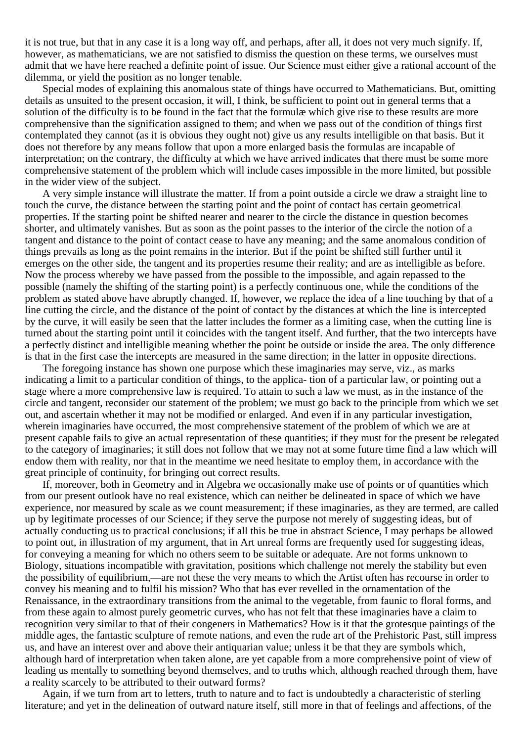it is not true, but that in any case it is a long way off, and perhaps, after all, it does not very much signify. If, however, as mathematicians, we are not satisfied to dismiss the question on these terms, we ourselves must admit that we have here reached a definite point of issue. Our Science must either give a rational account of the dilemma, or yield the position as no longer tenable.

Special modes of explaining this anomalous state of things have occurred to Mathematicians. But, omitting details as unsuited to the present occasion, it will, I think, be sufficient to point out in general terms that a solution of the difficulty is to be found in the fact that the formulæ which give rise to these results are more comprehensive than the signification assigned to them; and when we pass out of the condition of things first contemplated they cannot (as it is obvious they ought not) give us any results intelligible on that basis. But it does not therefore by any means follow that upon a more enlarged basis the formulas are incapable of interpretation; on the contrary, the difficulty at which we have arrived indicates that there must be some more comprehensive statement of the problem which will include cases impossible in the more limited, but possible in the wider view of the subject.

A very simple instance will illustrate the matter. If from a point outside a circle we draw a straight line to touch the curve, the distance between the starting point and the point of contact has certain geometrical properties. If the starting point be shifted nearer and nearer to the circle the distance in question becomes shorter, and ultimately vanishes. But as soon as the point passes to the interior of the circle the notion of a tangent and distance to the point of contact cease to have any meaning; and the same anomalous condition of things prevails as long as the point remains in the interior. But if the point be shifted still further until it emerges on the other side, the tangent and its properties resume their reality; and are as intelligible as before. Now the process whereby we have passed from the possible to the impossible, and again repassed to the possible (namely the shifting of the starting point) is a perfectly continuous one, while the conditions of the problem as stated above have abruptly changed. If, however, we replace the idea of a line touching by that of a line cutting the circle, and the distance of the point of contact by the distances at which the line is intercepted by the curve, it will easily be seen that the latter includes the former as a limiting case, when the cutting line is turned about the starting point until it coincides with the tangent itself. And further, that the two intercepts have a perfectly distinct and intelligible meaning whether the point be outside or inside the area. The only difference is that in the first case the intercepts are measured in the same direction; in the latter in opposite directions.

The foregoing instance has shown one purpose which these imaginaries may serve, viz., as marks indicating a limit to a particular condition of things, to the applica- tion of a particular law, or pointing out a stage where a more comprehensive law is required. To attain to such a law we must, as in the instance of the circle and tangent, reconsider our statement of the problem; we must go back to the principle from which we set out, and ascertain whether it may not be modified or enlarged. And even if in any particular investigation, wherein imaginaries have occurred, the most comprehensive statement of the problem of which we are at present capable fails to give an actual representation of these quantities; if they must for the present be relegated to the category of imaginaries; it still does not follow that we may not at some future time find a law which will endow them with reality, nor that in the meantime we need hesitate to employ them, in accordance with the great principle of continuity, for bringing out correct results.

If, moreover, both in Geometry and in Algebra we occasionally make use of points or of quantities which from our present outlook have no real existence, which can neither be delineated in space of which we have experience, nor measured by scale as we count measurement; if these imaginaries, as they are termed, are called up by legitimate processes of our Science; if they serve the purpose not merely of suggesting ideas, but of actually conducting us to practical conclusions; if all this be true in abstract Science, I may perhaps be allowed to point out, in illustration of my argument, that in Art unreal forms are frequently used for suggesting ideas, for conveying a meaning for which no others seem to be suitable or adequate. Are not forms unknown to Biology, situations incompatible with gravitation, positions which challenge not merely the stability but even the possibility of equilibrium,—are not these the very means to which the Artist often has recourse in order to convey his meaning and to fulfil his mission? Who that has ever revelled in the ornamentation of the Renaissance, in the extraordinary transitions from the animal to the vegetable, from faunic to floral forms, and from these again to almost purely geometric curves, who has not felt that these imaginaries have a claim to recognition very similar to that of their congeners in Mathematics? How is it that the grotesque paintings of the middle ages, the fantastic sculpture of remote nations, and even the rude art of the Prehistoric Past, still impress us, and have an interest over and above their antiquarian value; unless it be that they are symbols which, although hard of interpretation when taken alone, are yet capable from a more comprehensive point of view of leading us mentally to something beyond themselves, and to truths which, although reached through them, have a reality scarcely to be attributed to their outward forms?

Again, if we turn from art to letters, truth to nature and to fact is undoubtedly a characteristic of sterling literature; and yet in the delineation of outward nature itself, still more in that of feelings and affections, of the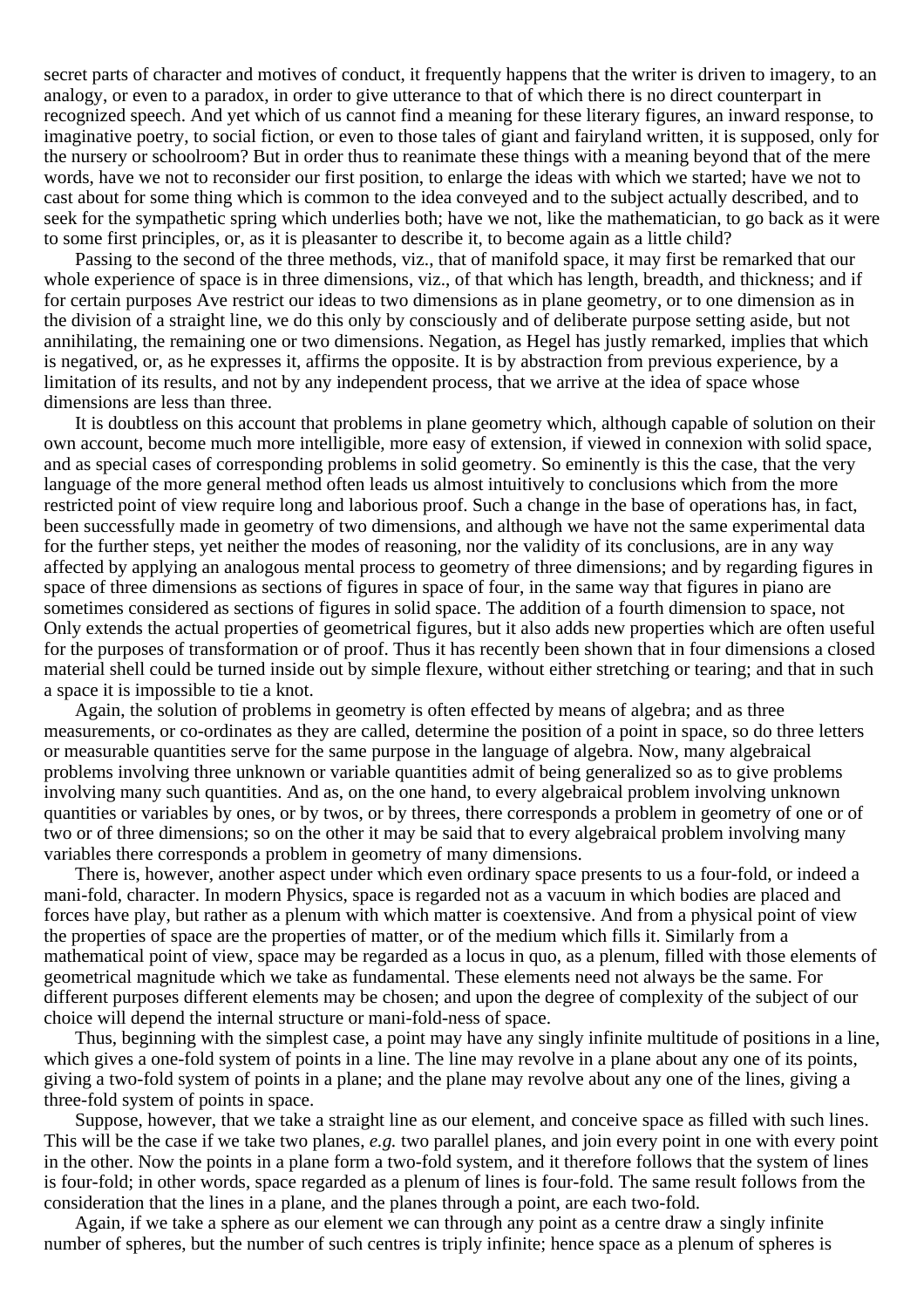secret parts of character and motives of conduct, it frequently happens that the writer is driven to imagery, to an analogy, or even to a paradox, in order to give utterance to that of which there is no direct counterpart in recognized speech. And yet which of us cannot find a meaning for these literary figures, an inward response, to imaginative poetry, to social fiction, or even to those tales of giant and fairyland written, it is supposed, only for the nursery or schoolroom? But in order thus to reanimate these things with a meaning beyond that of the mere words, have we not to reconsider our first position, to enlarge the ideas with which we started; have we not to cast about for some thing which is common to the idea conveyed and to the subject actually described, and to seek for the sympathetic spring which underlies both; have we not, like the mathematician, to go back as it were to some first principles, or, as it is pleasanter to describe it, to become again as a little child?

Passing to the second of the three methods, viz., that of manifold space, it may first be remarked that our whole experience of space is in three dimensions, viz., of that which has length, breadth, and thickness; and if for certain purposes Ave restrict our ideas to two dimensions as in plane geometry, or to one dimension as in the division of a straight line, we do this only by consciously and of deliberate purpose setting aside, but not annihilating, the remaining one or two dimensions. Negation, as Hegel has justly remarked, implies that which is negatived, or, as he expresses it, affirms the opposite. It is by abstraction from previous experience, by a limitation of its results, and not by any independent process, that we arrive at the idea of space whose dimensions are less than three.

It is doubtless on this account that problems in plane geometry which, although capable of solution on their own account, become much more intelligible, more easy of extension, if viewed in connexion with solid space, and as special cases of corresponding problems in solid geometry. So eminently is this the case, that the very language of the more general method often leads us almost intuitively to conclusions which from the more restricted point of view require long and laborious proof. Such a change in the base of operations has, in fact, been successfully made in geometry of two dimensions, and although we have not the same experimental data for the further steps, yet neither the modes of reasoning, nor the validity of its conclusions, are in any way affected by applying an analogous mental process to geometry of three dimensions; and by regarding figures in space of three dimensions as sections of figures in space of four, in the same way that figures in piano are sometimes considered as sections of figures in solid space. The addition of a fourth dimension to space, not Only extends the actual properties of geometrical figures, but it also adds new properties which are often useful for the purposes of transformation or of proof. Thus it has recently been shown that in four dimensions a closed material shell could be turned inside out by simple flexure, without either stretching or tearing; and that in such a space it is impossible to tie a knot.

Again, the solution of problems in geometry is often effected by means of algebra; and as three measurements, or co-ordinates as they are called, determine the position of a point in space, so do three letters or measurable quantities serve for the same purpose in the language of algebra. Now, many algebraical problems involving three unknown or variable quantities admit of being generalized so as to give problems involving many such quantities. And as, on the one hand, to every algebraical problem involving unknown quantities or variables by ones, or by twos, or by threes, there corresponds a problem in geometry of one or of two or of three dimensions; so on the other it may be said that to every algebraical problem involving many variables there corresponds a problem in geometry of many dimensions.

There is, however, another aspect under which even ordinary space presents to us a four-fold, or indeed a mani-fold, character. In modern Physics, space is regarded not as a vacuum in which bodies are placed and forces have play, but rather as a plenum with which matter is coextensive. And from a physical point of view the properties of space are the properties of matter, or of the medium which fills it. Similarly from a mathematical point of view, space may be regarded as a locus in quo, as a plenum, filled with those elements of geometrical magnitude which we take as fundamental. These elements need not always be the same. For different purposes different elements may be chosen; and upon the degree of complexity of the subject of our choice will depend the internal structure or mani-fold-ness of space.

Thus, beginning with the simplest case, a point may have any singly infinite multitude of positions in a line, which gives a one-fold system of points in a line. The line may revolve in a plane about any one of its points, giving a two-fold system of points in a plane; and the plane may revolve about any one of the lines, giving a three-fold system of points in space.

Suppose, however, that we take a straight line as our element, and conceive space as filled with such lines. This will be the case if we take two planes, *e.g.* two parallel planes, and join every point in one with every point in the other. Now the points in a plane form a two-fold system, and it therefore follows that the system of lines is four-fold; in other words, space regarded as a plenum of lines is four-fold. The same result follows from the consideration that the lines in a plane, and the planes through a point, are each two-fold.

Again, if we take a sphere as our element we can through any point as a centre draw a singly infinite number of spheres, but the number of such centres is triply infinite; hence space as a plenum of spheres is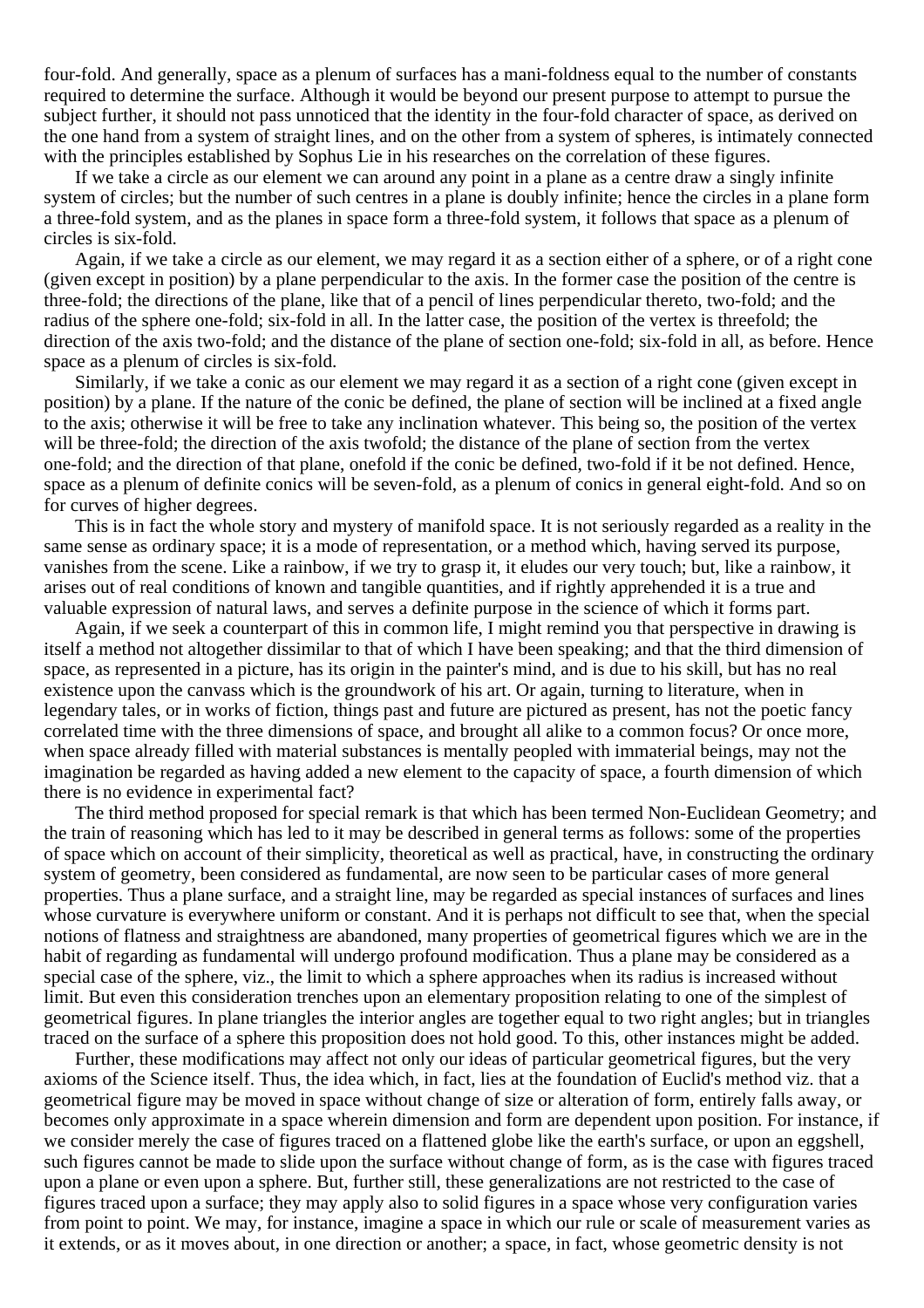four-fold. And generally, space as a plenum of surfaces has a mani-foldness equal to the number of constants required to determine the surface. Although it would be beyond our present purpose to attempt to pursue the subject further, it should not pass unnoticed that the identity in the four-fold character of space, as derived on the one hand from a system of straight lines, and on the other from a system of spheres, is intimately connected with the principles established by Sophus Lie in his researches on the correlation of these figures.

If we take a circle as our element we can around any point in a plane as a centre draw a singly infinite system of circles; but the number of such centres in a plane is doubly infinite; hence the circles in a plane form a three-fold system, and as the planes in space form a three-fold system, it follows that space as a plenum of circles is six-fold.

Again, if we take a circle as our element, we may regard it as a section either of a sphere, or of a right cone (given except in position) by a plane perpendicular to the axis. In the former case the position of the centre is three-fold; the directions of the plane, like that of a pencil of lines perpendicular thereto, two-fold; and the radius of the sphere one-fold; six-fold in all. In the latter case, the position of the vertex is threefold; the direction of the axis two-fold; and the distance of the plane of section one-fold; six-fold in all, as before. Hence space as a plenum of circles is six-fold.

Similarly, if we take a conic as our element we may regard it as a section of a right cone (given except in position) by a plane. If the nature of the conic be defined, the plane of section will be inclined at a fixed angle to the axis; otherwise it will be free to take any inclination whatever. This being so, the position of the vertex will be three-fold; the direction of the axis twofold; the distance of the plane of section from the vertex one-fold; and the direction of that plane, onefold if the conic be defined, two-fold if it be not defined. Hence, space as a plenum of definite conics will be seven-fold, as a plenum of conics in general eight-fold. And so on for curves of higher degrees.

This is in fact the whole story and mystery of manifold space. It is not seriously regarded as a reality in the same sense as ordinary space; it is a mode of representation, or a method which, having served its purpose, vanishes from the scene. Like a rainbow, if we try to grasp it, it eludes our very touch; but, like a rainbow, it arises out of real conditions of known and tangible quantities, and if rightly apprehended it is a true and valuable expression of natural laws, and serves a definite purpose in the science of which it forms part.

Again, if we seek a counterpart of this in common life, I might remind you that perspective in drawing is itself a method not altogether dissimilar to that of which I have been speaking; and that the third dimension of space, as represented in a picture, has its origin in the painter's mind, and is due to his skill, but has no real existence upon the canvass which is the groundwork of his art. Or again, turning to literature, when in legendary tales, or in works of fiction, things past and future are pictured as present, has not the poetic fancy correlated time with the three dimensions of space, and brought all alike to a common focus? Or once more, when space already filled with material substances is mentally peopled with immaterial beings, may not the imagination be regarded as having added a new element to the capacity of space, a fourth dimension of which there is no evidence in experimental fact?

The third method proposed for special remark is that which has been termed Non-Euclidean Geometry; and the train of reasoning which has led to it may be described in general terms as follows: some of the properties of space which on account of their simplicity, theoretical as well as practical, have, in constructing the ordinary system of geometry, been considered as fundamental, are now seen to be particular cases of more general properties. Thus a plane surface, and a straight line, may be regarded as special instances of surfaces and lines whose curvature is everywhere uniform or constant. And it is perhaps not difficult to see that, when the special notions of flatness and straightness are abandoned, many properties of geometrical figures which we are in the habit of regarding as fundamental will undergo profound modification. Thus a plane may be considered as a special case of the sphere, viz., the limit to which a sphere approaches when its radius is increased without limit. But even this consideration trenches upon an elementary proposition relating to one of the simplest of geometrical figures. In plane triangles the interior angles are together equal to two right angles; but in triangles traced on the surface of a sphere this proposition does not hold good. To this, other instances might be added.

Further, these modifications may affect not only our ideas of particular geometrical figures, but the very axioms of the Science itself. Thus, the idea which, in fact, lies at the foundation of Euclid's method viz. that a geometrical figure may be moved in space without change of size or alteration of form, entirely falls away, or becomes only approximate in a space wherein dimension and form are dependent upon position. For instance, if we consider merely the case of figures traced on a flattened globe like the earth's surface, or upon an eggshell, such figures cannot be made to slide upon the surface without change of form, as is the case with figures traced upon a plane or even upon a sphere. But, further still, these generalizations are not restricted to the case of figures traced upon a surface; they may apply also to solid figures in a space whose very configuration varies from point to point. We may, for instance, imagine a space in which our rule or scale of measurement varies as it extends, or as it moves about, in one direction or another; a space, in fact, whose geometric density is not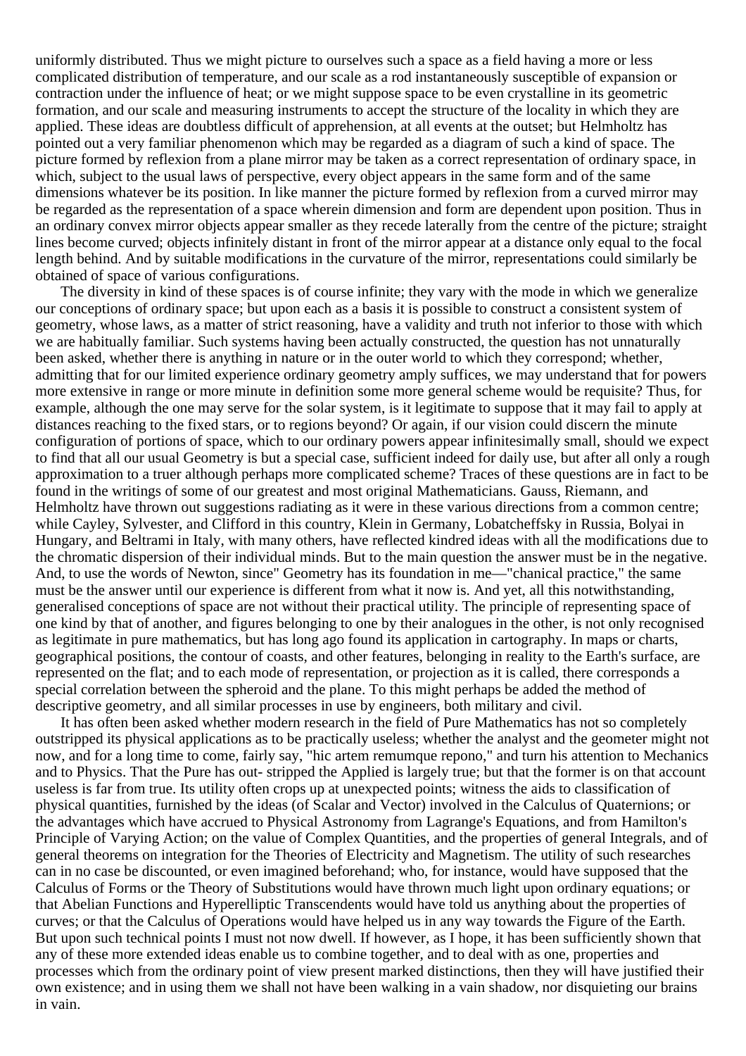uniformly distributed. Thus we might picture to ourselves such a space as a field having a more or less complicated distribution of temperature, and our scale as a rod instantaneously susceptible of expansion or contraction under the influence of heat; or we might suppose space to be even crystalline in its geometric formation, and our scale and measuring instruments to accept the structure of the locality in which they are applied. These ideas are doubtless difficult of apprehension, at all events at the outset; but Helmholtz has pointed out a very familiar phenomenon which may be regarded as a diagram of such a kind of space. The picture formed by reflexion from a plane mirror may be taken as a correct representation of ordinary space, in which, subject to the usual laws of perspective, every object appears in the same form and of the same dimensions whatever be its position. In like manner the picture formed by reflexion from a curved mirror may be regarded as the representation of a space wherein dimension and form are dependent upon position. Thus in an ordinary convex mirror objects appear smaller as they recede laterally from the centre of the picture; straight lines become curved; objects infinitely distant in front of the mirror appear at a distance only equal to the focal length behind. And by suitable modifications in the curvature of the mirror, representations could similarly be obtained of space of various configurations.

The diversity in kind of these spaces is of course infinite; they vary with the mode in which we generalize our conceptions of ordinary space; but upon each as a basis it is possible to construct a consistent system of geometry, whose laws, as a matter of strict reasoning, have a validity and truth not inferior to those with which we are habitually familiar. Such systems having been actually constructed, the question has not unnaturally been asked, whether there is anything in nature or in the outer world to which they correspond; whether, admitting that for our limited experience ordinary geometry amply suffices, we may understand that for powers more extensive in range or more minute in definition some more general scheme would be requisite? Thus, for example, although the one may serve for the solar system, is it legitimate to suppose that it may fail to apply at distances reaching to the fixed stars, or to regions beyond? Or again, if our vision could discern the minute configuration of portions of space, which to our ordinary powers appear infinitesimally small, should we expect to find that all our usual Geometry is but a special case, sufficient indeed for daily use, but after all only a rough approximation to a truer although perhaps more complicated scheme? Traces of these questions are in fact to be found in the writings of some of our greatest and most original Mathematicians. Gauss, Riemann, and Helmholtz have thrown out suggestions radiating as it were in these various directions from a common centre; while Cayley, Sylvester, and Clifford in this country, Klein in Germany, Lobatcheffsky in Russia, Bolyai in Hungary, and Beltrami in Italy, with many others, have reflected kindred ideas with all the modifications due to the chromatic dispersion of their individual minds. But to the main question the answer must be in the negative. And, to use the words of Newton, since" Geometry has its foundation in me—"chanical practice," the same must be the answer until our experience is different from what it now is. And yet, all this notwithstanding, generalised conceptions of space are not without their practical utility. The principle of representing space of one kind by that of another, and figures belonging to one by their analogues in the other, is not only recognised as legitimate in pure mathematics, but has long ago found its application in cartography. In maps or charts, geographical positions, the contour of coasts, and other features, belonging in reality to the Earth's surface, are represented on the flat; and to each mode of representation, or projection as it is called, there corresponds a special correlation between the spheroid and the plane. To this might perhaps be added the method of descriptive geometry, and all similar processes in use by engineers, both military and civil.

It has often been asked whether modern research in the field of Pure Mathematics has not so completely outstripped its physical applications as to be practically useless; whether the analyst and the geometer might not now, and for a long time to come, fairly say, "hic artem remumque repono," and turn his attention to Mechanics and to Physics. That the Pure has out- stripped the Applied is largely true; but that the former is on that account useless is far from true. Its utility often crops up at unexpected points; witness the aids to classification of physical quantities, furnished by the ideas (of Scalar and Vector) involved in the Calculus of Quaternions; or the advantages which have accrued to Physical Astronomy from Lagrange's Equations, and from Hamilton's Principle of Varying Action; on the value of Complex Quantities, and the properties of general Integrals, and of general theorems on integration for the Theories of Electricity and Magnetism. The utility of such researches can in no case be discounted, or even imagined beforehand; who, for instance, would have supposed that the Calculus of Forms or the Theory of Substitutions would have thrown much light upon ordinary equations; or that Abelian Functions and Hyperelliptic Transcendents would have told us anything about the properties of curves; or that the Calculus of Operations would have helped us in any way towards the Figure of the Earth. But upon such technical points I must not now dwell. If however, as I hope, it has been sufficiently shown that any of these more extended ideas enable us to combine together, and to deal with as one, properties and processes which from the ordinary point of view present marked distinctions, then they will have justified their own existence; and in using them we shall not have been walking in a vain shadow, nor disquieting our brains in vain.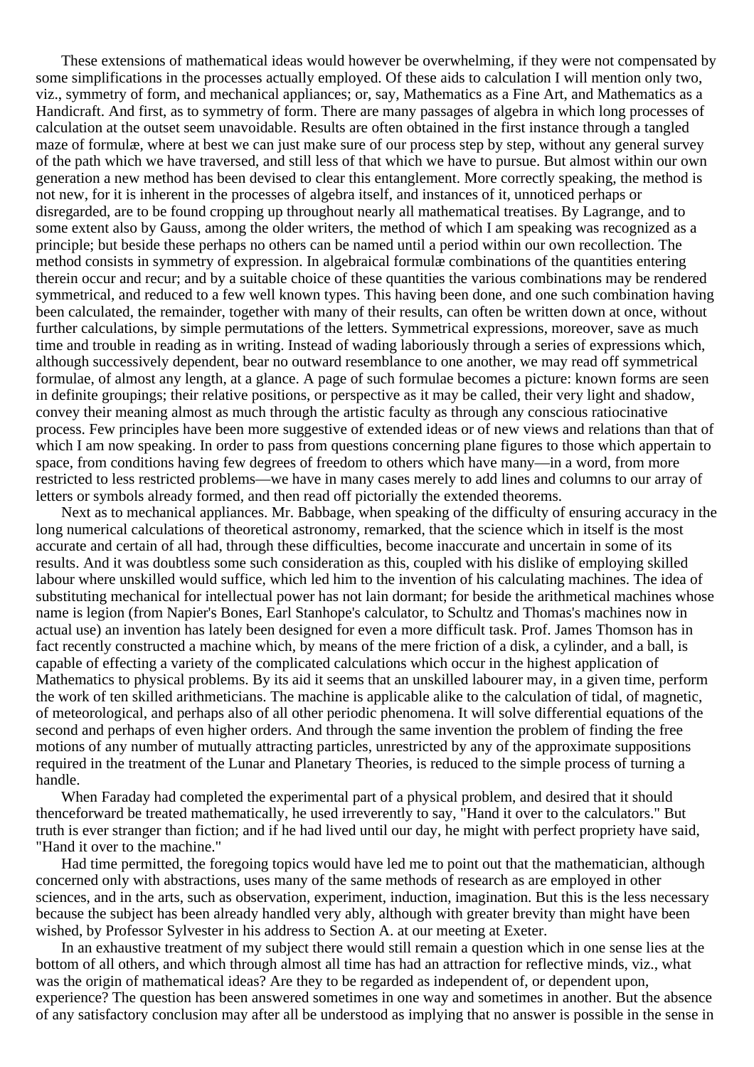These extensions of mathematical ideas would however be overwhelming, if they were not compensated by some simplifications in the processes actually employed. Of these aids to calculation I will mention only two, viz., symmetry of form, and mechanical appliances; or, say, Mathematics as a Fine Art, and Mathematics as a Handicraft. And first, as to symmetry of form. There are many passages of algebra in which long processes of calculation at the outset seem unavoidable. Results are often obtained in the first instance through a tangled maze of formulæ, where at best we can just make sure of our process step by step, without any general survey of the path which we have traversed, and still less of that which we have to pursue. But almost within our own generation a new method has been devised to clear this entanglement. More correctly speaking, the method is not new, for it is inherent in the processes of algebra itself, and instances of it, unnoticed perhaps or disregarded, are to be found cropping up throughout nearly all mathematical treatises. By Lagrange, and to some extent also by Gauss, among the older writers, the method of which I am speaking was recognized as a principle; but beside these perhaps no others can be named until a period within our own recollection. The method consists in symmetry of expression. In algebraical formulæ combinations of the quantities entering therein occur and recur; and by a suitable choice of these quantities the various combinations may be rendered symmetrical, and reduced to a few well known types. This having been done, and one such combination having been calculated, the remainder, together with many of their results, can often be written down at once, without further calculations, by simple permutations of the letters. Symmetrical expressions, moreover, save as much time and trouble in reading as in writing. Instead of wading laboriously through a series of expressions which, although successively dependent, bear no outward resemblance to one another, we may read off symmetrical formulae, of almost any length, at a glance. A page of such formulae becomes a picture: known forms are seen in definite groupings; their relative positions, or perspective as it may be called, their very light and shadow, convey their meaning almost as much through the artistic faculty as through any conscious ratiocinative process. Few principles have been more suggestive of extended ideas or of new views and relations than that of which I am now speaking. In order to pass from questions concerning plane figures to those which appertain to space, from conditions having few degrees of freedom to others which have many—in a word, from more restricted to less restricted problems—we have in many cases merely to add lines and columns to our array of letters or symbols already formed, and then read off pictorially the extended theorems.

Next as to mechanical appliances. Mr. Babbage, when speaking of the difficulty of ensuring accuracy in the long numerical calculations of theoretical astronomy, remarked, that the science which in itself is the most accurate and certain of all had, through these difficulties, become inaccurate and uncertain in some of its results. And it was doubtless some such consideration as this, coupled with his dislike of employing skilled labour where unskilled would suffice, which led him to the invention of his calculating machines. The idea of substituting mechanical for intellectual power has not lain dormant; for beside the arithmetical machines whose name is legion (from Napier's Bones, Earl Stanhope's calculator, to Schultz and Thomas's machines now in actual use) an invention has lately been designed for even a more difficult task. Prof. James Thomson has in fact recently constructed a machine which, by means of the mere friction of a disk, a cylinder, and a ball, is capable of effecting a variety of the complicated calculations which occur in the highest application of Mathematics to physical problems. By its aid it seems that an unskilled labourer may, in a given time, perform the work of ten skilled arithmeticians. The machine is applicable alike to the calculation of tidal, of magnetic, of meteorological, and perhaps also of all other periodic phenomena. It will solve differential equations of the second and perhaps of even higher orders. And through the same invention the problem of finding the free motions of any number of mutually attracting particles, unrestricted by any of the approximate suppositions required in the treatment of the Lunar and Planetary Theories, is reduced to the simple process of turning a handle.

When Faraday had completed the experimental part of a physical problem, and desired that it should thenceforward be treated mathematically, he used irreverently to say, "Hand it over to the calculators." But truth is ever stranger than fiction; and if he had lived until our day, he might with perfect propriety have said, "Hand it over to the machine."

Had time permitted, the foregoing topics would have led me to point out that the mathematician, although concerned only with abstractions, uses many of the same methods of research as are employed in other sciences, and in the arts, such as observation, experiment, induction, imagination. But this is the less necessary because the subject has been already handled very ably, although with greater brevity than might have been wished, by Professor Sylvester in his address to Section A. at our meeting at Exeter.

In an exhaustive treatment of my subject there would still remain a question which in one sense lies at the bottom of all others, and which through almost all time has had an attraction for reflective minds, viz., what was the origin of mathematical ideas? Are they to be regarded as independent of, or dependent upon, experience? The question has been answered sometimes in one way and sometimes in another. But the absence of any satisfactory conclusion may after all be understood as implying that no answer is possible in the sense in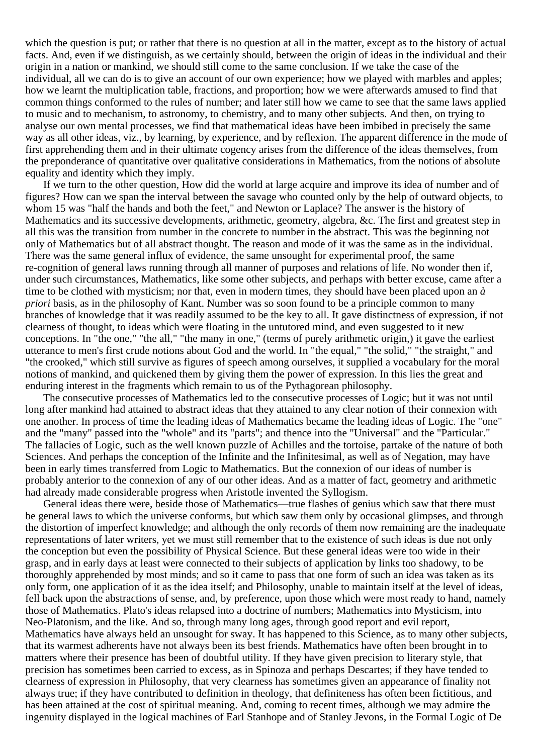which the question is put; or rather that there is no question at all in the matter, except as to the history of actual facts. And, even if we distinguish, as we certainly should, between the origin of ideas in the individual and their origin in a nation or mankind, we should still come to the same conclusion. If we take the case of the individual, all we can do is to give an account of our own experience; how we played with marbles and apples; how we learnt the multiplication table, fractions, and proportion; how we were afterwards amused to find that common things conformed to the rules of number; and later still how we came to see that the same laws applied to music and to mechanism, to astronomy, to chemistry, and to many other subjects. And then, on trying to analyse our own mental processes, we find that mathematical ideas have been imbibed in precisely the same way as all other ideas, viz., by learning, by experience, and by reflexion. The apparent difference in the mode of first apprehending them and in their ultimate cogency arises from the difference of the ideas themselves, from the preponderance of quantitative over qualitative considerations in Mathematics, from the notions of absolute equality and identity which they imply.

If we turn to the other question, How did the world at large acquire and improve its idea of number and of figures? How can we span the interval between the savage who counted only by the help of outward objects, to whom 15 was "half the hands and both the feet," and Newton or Laplace? The answer is the history of Mathematics and its successive developments, arithmetic, geometry, algebra, &c. The first and greatest step in all this was the transition from number in the concrete to number in the abstract. This was the beginning not only of Mathematics but of all abstract thought. The reason and mode of it was the same as in the individual. There was the same general influx of evidence, the same unsought for experimental proof, the same re-cognition of general laws running through all manner of purposes and relations of life. No wonder then if, under such circumstances, Mathematics, like some other subjects, and perhaps with better excuse, came after a time to be clothed with mysticism; nor that, even in modern times, they should have been placed upon an *à priori* basis, as in the philosophy of Kant. Number was so soon found to be a principle common to many branches of knowledge that it was readily assumed to be the key to all. It gave distinctness of expression, if not clearness of thought, to ideas which were floating in the untutored mind, and even suggested to it new conceptions. In "the one," "the all," "the many in one," (terms of purely arithmetic origin,) it gave the earliest utterance to men's first crude notions about God and the world. In "the equal," "the solid," "the straight," and "the crooked," which still survive as figures of speech among ourselves, it supplied a vocabulary for the moral notions of mankind, and quickened them by giving them the power of expression. In this lies the great and enduring interest in the fragments which remain to us of the Pythagorean philosophy.

The consecutive processes of Mathematics led to the consecutive processes of Logic; but it was not until long after mankind had attained to abstract ideas that they attained to any clear notion of their connexion with one another. In process of time the leading ideas of Mathematics became the leading ideas of Logic. The "one" and the "many" passed into the "whole" and its "parts"; and thence into the "Universal" and the "Particular." The fallacies of Logic, such as the well known puzzle of Achilles and the tortoise, partake of the nature of both Sciences. And perhaps the conception of the Infinite and the Infinitesimal, as well as of Negation, may have been in early times transferred from Logic to Mathematics. But the connexion of our ideas of number is probably anterior to the connexion of any of our other ideas. And as a matter of fact, geometry and arithmetic had already made considerable progress when Aristotle invented the Syllogism.

General ideas there were, beside those of Mathematics—true flashes of genius which saw that there must be general laws to which the universe conforms, but which saw them only by occasional glimpses, and through the distortion of imperfect knowledge; and although the only records of them now remaining are the inadequate representations of later writers, yet we must still remember that to the existence of such ideas is due not only the conception but even the possibility of Physical Science. But these general ideas were too wide in their grasp, and in early days at least were connected to their subjects of application by links too shadowy, to be thoroughly apprehended by most minds; and so it came to pass that one form of such an idea was taken as its only form, one application of it as the idea itself; and Philosophy, unable to maintain itself at the level of ideas, fell back upon the abstractions of sense, and, by preference, upon those which were most ready to hand, namely those of Mathematics. Plato's ideas relapsed into a doctrine of numbers; Mathematics into Mysticism, into Neo-Platonism, and the like. And so, through many long ages, through good report and evil report, Mathematics have always held an unsought for sway. It has happened to this Science, as to many other subjects, that its warmest adherents have not always been its best friends. Mathematics have often been brought in to matters where their presence has been of doubtful utility. If they have given precision to literary style, that precision has sometimes been carried to excess, as in Spinoza and perhaps Descartes; if they have tended to clearness of expression in Philosophy, that very clearness has sometimes given an appearance of finality not always true; if they have contributed to definition in theology, that definiteness has often been fictitious, and has been attained at the cost of spiritual meaning. And, coming to recent times, although we may admire the ingenuity displayed in the logical machines of Earl Stanhope and of Stanley Jevons, in the Formal Logic of De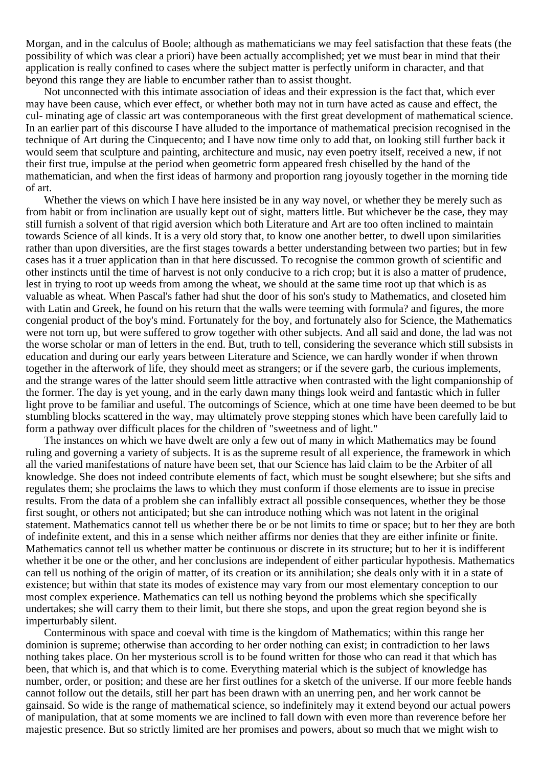Morgan, and in the calculus of Boole; although as mathematicians we may feel satisfaction that these feats (the possibility of which was clear a priori) have been actually accomplished; yet we must bear in mind that their application is really confined to cases where the subject matter is perfectly uniform in character, and that beyond this range they are liable to encumber rather than to assist thought.

Not unconnected with this intimate association of ideas and their expression is the fact that, which ever may have been cause, which ever effect, or whether both may not in turn have acted as cause and effect, the cul- minating age of classic art was contemporaneous with the first great development of mathematical science. In an earlier part of this discourse I have alluded to the importance of mathematical precision recognised in the technique of Art during the Cinquecento; and I have now time only to add that, on looking still further back it would seem that sculpture and painting, architecture and music, nay even poetry itself, received a new, if not their first true, impulse at the period when geometric form appeared fresh chiselled by the hand of the mathematician, and when the first ideas of harmony and proportion rang joyously together in the morning tide of art.

Whether the views on which I have here insisted be in any way novel, or whether they be merely such as from habit or from inclination are usually kept out of sight, matters little. But whichever be the case, they may still furnish a solvent of that rigid aversion which both Literature and Art are too often inclined to maintain towards Science of all kinds. It is a very old story that, to know one another better, to dwell upon similarities rather than upon diversities, are the first stages towards a better understanding between two parties; but in few cases has it a truer application than in that here discussed. To recognise the common growth of scientific and other instincts until the time of harvest is not only conducive to a rich crop; but it is also a matter of prudence, lest in trying to root up weeds from among the wheat, we should at the same time root up that which is as valuable as wheat. When Pascal's father had shut the door of his son's study to Mathematics, and closeted him with Latin and Greek, he found on his return that the walls were teeming with formula? and figures, the more congenial product of the boy's mind. Fortunately for the boy, and fortunately also for Science, the Mathematics were not torn up, but were suffered to grow together with other subjects. And all said and done, the lad was not the worse scholar or man of letters in the end. But, truth to tell, considering the severance which still subsists in education and during our early years between Literature and Science, we can hardly wonder if when thrown together in the afterwork of life, they should meet as strangers; or if the severe garb, the curious implements, and the strange wares of the latter should seem little attractive when contrasted with the light companionship of the former. The day is yet young, and in the early dawn many things look weird and fantastic which in fuller light prove to be familiar and useful. The outcomings of Science, which at one time have been deemed to be but stumbling blocks scattered in the way, may ultimately prove stepping stones which have been carefully laid to form a pathway over difficult places for the children of "sweetness and of light."

The instances on which we have dwelt are only a few out of many in which Mathematics may be found ruling and governing a variety of subjects. It is as the supreme result of all experience, the framework in which all the varied manifestations of nature have been set, that our Science has laid claim to be the Arbiter of all knowledge. She does not indeed contribute elements of fact, which must be sought elsewhere; but she sifts and regulates them; she proclaims the laws to which they must conform if those elements are to issue in precise results. From the data of a problem she can infallibly extract all possible consequences, whether they be those first sought, or others not anticipated; but she can introduce nothing which was not latent in the original statement. Mathematics cannot tell us whether there be or be not limits to time or space; but to her they are both of indefinite extent, and this in a sense which neither affirms nor denies that they are either infinite or finite. Mathematics cannot tell us whether matter be continuous or discrete in its structure; but to her it is indifferent whether it be one or the other, and her conclusions are independent of either particular hypothesis. Mathematics can tell us nothing of the origin of matter, of its creation or its annihilation; she deals only with it in a state of existence; but within that state its modes of existence may vary from our most elementary conception to our most complex experience. Mathematics can tell us nothing beyond the problems which she specifically undertakes; she will carry them to their limit, but there she stops, and upon the great region beyond she is imperturbably silent.

Conterminous with space and coeval with time is the kingdom of Mathematics; within this range her dominion is supreme; otherwise than according to her order nothing can exist; in contradiction to her laws nothing takes place. On her mysterious scroll is to be found written for those who can read it that which has been, that which is, and that which is to come. Everything material which is the subject of knowledge has number, order, or position; and these are her first outlines for a sketch of the universe. If our more feeble hands cannot follow out the details, still her part has been drawn with an unerring pen, and her work cannot be gainsaid. So wide is the range of mathematical science, so indefinitely may it extend beyond our actual powers of manipulation, that at some moments we are inclined to fall down with even more than reverence before her majestic presence. But so strictly limited are her promises and powers, about so much that we might wish to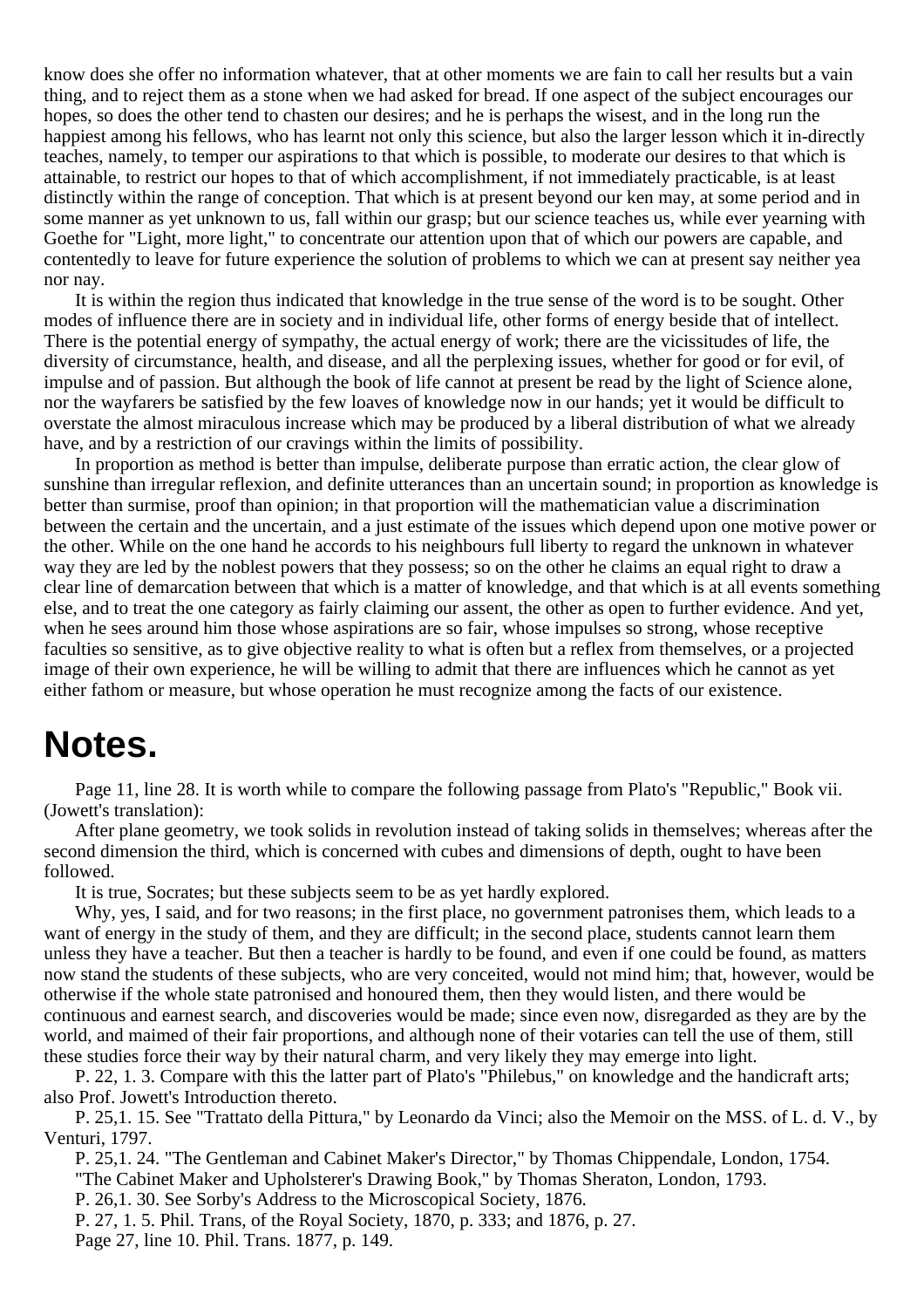know does she offer no information whatever, that at other moments we are fain to call her results but a vain thing, and to reject them as a stone when we had asked for bread. If one aspect of the subject encourages our hopes, so does the other tend to chasten our desires; and he is perhaps the wisest, and in the long run the happiest among his fellows, who has learnt not only this science, but also the larger lesson which it in-directly teaches, namely, to temper our aspirations to that which is possible, to moderate our desires to that which is attainable, to restrict our hopes to that of which accomplishment, if not immediately practicable, is at least distinctly within the range of conception. That which is at present beyond our ken may, at some period and in some manner as yet unknown to us, fall within our grasp; but our science teaches us, while ever yearning with Goethe for "Light, more light," to concentrate our attention upon that of which our powers are capable, and contentedly to leave for future experience the solution of problems to which we can at present say neither yea nor nay.

It is within the region thus indicated that knowledge in the true sense of the word is to be sought. Other modes of influence there are in society and in individual life, other forms of energy beside that of intellect. There is the potential energy of sympathy, the actual energy of work; there are the vicissitudes of life, the diversity of circumstance, health, and disease, and all the perplexing issues, whether for good or for evil, of impulse and of passion. But although the book of life cannot at present be read by the light of Science alone, nor the wayfarers be satisfied by the few loaves of knowledge now in our hands; yet it would be difficult to overstate the almost miraculous increase which may be produced by a liberal distribution of what we already have, and by a restriction of our cravings within the limits of possibility.

In proportion as method is better than impulse, deliberate purpose than erratic action, the clear glow of sunshine than irregular reflexion, and definite utterances than an uncertain sound; in proportion as knowledge is better than surmise, proof than opinion; in that proportion will the mathematician value a discrimination between the certain and the uncertain, and a just estimate of the issues which depend upon one motive power or the other. While on the one hand he accords to his neighbours full liberty to regard the unknown in whatever way they are led by the noblest powers that they possess; so on the other he claims an equal right to draw a clear line of demarcation between that which is a matter of knowledge, and that which is at all events something else, and to treat the one category as fairly claiming our assent, the other as open to further evidence. And yet, when he sees around him those whose aspirations are so fair, whose impulses so strong, whose receptive faculties so sensitive, as to give objective reality to what is often but a reflex from themselves, or a projected image of their own experience, he will be willing to admit that there are influences which he cannot as yet either fathom or measure, but whose operation he must recognize among the facts of our existence.

# Notes.

Page 11, line 28. It is worth while to compare the following passage from Plato's "Republic," Book vii. (Jowett's translation):

After plane geometry, we took solids in revolution instead of taking solids in themselves; whereas after the second dimension the third, which is concerned with cubes and dimensions of depth, ought to have been followed.

It is true, Socrates; but these subjects seem to be as yet hardly explored.

Why, yes, I said, and for two reasons; in the first place, no government patronises them, which leads to a want of energy in the study of them, and they are difficult; in the second place, students cannot learn them unless they have a teacher. But then a teacher is hardly to be found, and even if one could be found, as matters now stand the students of these subjects, who are very conceited, would not mind him; that, however, would be otherwise if the whole state patronised and honoured them, then they would listen, and there would be continuous and earnest search, and discoveries would be made; since even now, disregarded as they are by the world, and maimed of their fair proportions, and although none of their votaries can tell the use of them, still these studies force their way by their natural charm, and very likely they may emerge into light.

P. 22, 1. 3. Compare with this the latter part of Plato's "Philebus," on knowledge and the handicraft arts; also Prof. Jowett's Introduction thereto.

P. 25,1. 15. See "Trattato della Pittura," by Leonardo da Vinci; also the Memoir on the MSS. of L. d. V., by Venturi, 1797.

P. 25,1. 24. "The Gentleman and Cabinet Maker's Director," by Thomas Chippendale, London, 1754.

"The Cabinet Maker and Upholsterer's Drawing Book," by Thomas Sheraton, London, 1793.

P. 26,1. 30. See Sorby's Address to the Microscopical Society, 1876.

P. 27, 1. 5. Phil. Trans, of the Royal Society, 1870, p. 333; and 1876, p. 27.

Page 27, line 10. Phil. Trans. 1877, p. 149.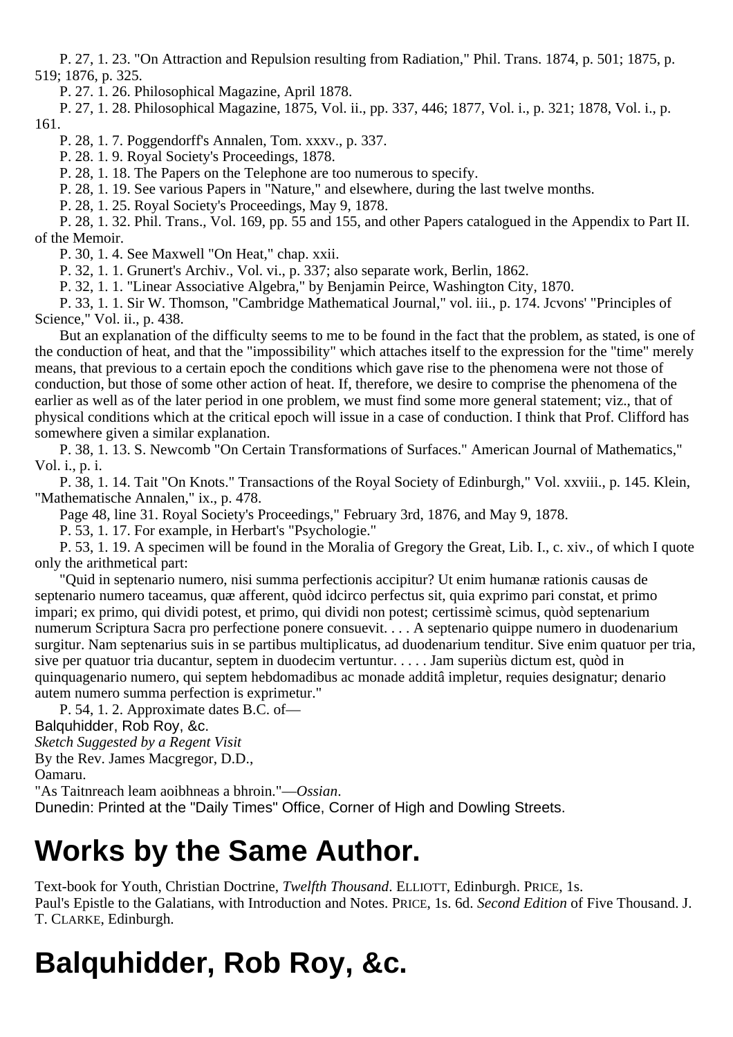P. 27, 1. 23. "On Attraction and Repulsion resulting from Radiation," Phil. Trans. 1874, p. 501; 1875, p. 519; 1876, p. 325.

P. 27. 1. 26. Philosophical Magazine, April 1878.

P. 27, 1. 28. Philosophical Magazine, 1875, Vol. ii., pp. 337, 446; 1877, Vol. i., p. 321; 1878, Vol. i., p. 161.

P. 28, 1. 7. Poggendorff's Annalen, Tom. xxxv., p. 337.

P. 28. 1. 9. Royal Society's Proceedings, 1878.

P. 28, 1. 18. The Papers on the Telephone are too numerous to specify.

P. 28, 1. 19. See various Papers in "Nature," and elsewhere, during the last twelve months.

P. 28, 1. 25. Royal Society's Proceedings, May 9, 1878.

P. 28, 1. 32. Phil. Trans., Vol. 169, pp. 55 and 155, and other Papers catalogued in the Appendix to Part II. of the Memoir.

P. 30, 1. 4. See Maxwell "On Heat," chap. xxii.

P. 32, 1. 1. Grunert's Archiv., Vol. vi., p. 337; also separate work, Berlin, 1862.

P. 32, 1. 1. "Linear Associative Algebra," by Benjamin Peirce, Washington City, 1870.

P. 33, 1. 1. Sir W. Thomson, "Cambridge Mathematical Journal," vol. iii., p. 174. Jcvons' "Principles of Science," Vol. ii., p. 438.

But an explanation of the difficulty seems to me to be found in the fact that the problem, as stated, is one of the conduction of heat, and that the "impossibility" which attaches itself to the expression for the "time" merely means, that previous to a certain epoch the conditions which gave rise to the phenomena were not those of conduction, but those of some other action of heat. If, therefore, we desire to comprise the phenomena of the earlier as well as of the later period in one problem, we must find some more general statement; viz., that of physical conditions which at the critical epoch will issue in a case of conduction. I think that Prof. Clifford has somewhere given a similar explanation.

P. 38, 1. 13. S. Newcomb "On Certain Transformations of Surfaces." American Journal of Mathematics," Vol. i., p. i.

P. 38, 1. 14. Tait "On Knots." Transactions of the Royal Society of Edinburgh," Vol. xxviii., p. 145. Klein, "Mathematische Annalen," ix., p. 478.

Page 48, line 31. Royal Society's Proceedings," February 3rd, 1876, and May 9, 1878.

P. 53, 1. 17. For example, in Herbart's "Psychologie."

P. 53, 1. 19. A specimen will be found in the Moralia of Gregory the Great, Lib. I., c. xiv., of which I quote only the arithmetical part:

"Quid in septenario numero, nisi summa perfectionis accipitur? Ut enim humanæ rationis causas de septenario numero taceamus, quæ afferent, quòd idcirco perfectus sit, quia exprimo pari constat, et primo impari; ex primo, qui dividi potest, et primo, qui dividi non potest; certissimè scimus, quòd septenarium numerum Scriptura Sacra pro perfectione ponere consuevit. . . . A septenario quippe numero in duodenarium surgitur. Nam septenarius suis in se partibus multiplicatus, ad duodenarium tenditur. Sive enim quatuor per tria, sive per quatuor tria ducantur, septem in duodecim vertuntur. . . . . Jam superiùs dictum est, quòd in quinquagenario numero, qui septem hebdomadibus ac monade additâ impletur, requies designatur; denario autem numero summa perfection is exprimetur."

P. 54, 1. 2. Approximate dates B.C. of—

Balquhidder, Rob Roy, &c.

*Sketch Suggested by a Regent Visit*

By the Rev. James Macgregor, D.D.,

Oamaru.

"As Taitnreach leam aoibhneas a bhroin."—*Ossian*.

Dunedin: Printed at the "Daily Times" Office, Corner of High and Dowling Streets.

# Works by the Same Author.

Text-book for Youth, Christian Doctrine, *Twelfth Thousand*. ELLIOTT, Edinburgh. PRICE, 1s.

Paul's Epistle to the Galatians, with Introduction and Notes. PRICE, 1s. 6d. *Second Edition* of Five Thousand. J. T. CLARKE, Edinburgh.

# Balquhidder, Rob Roy, &c.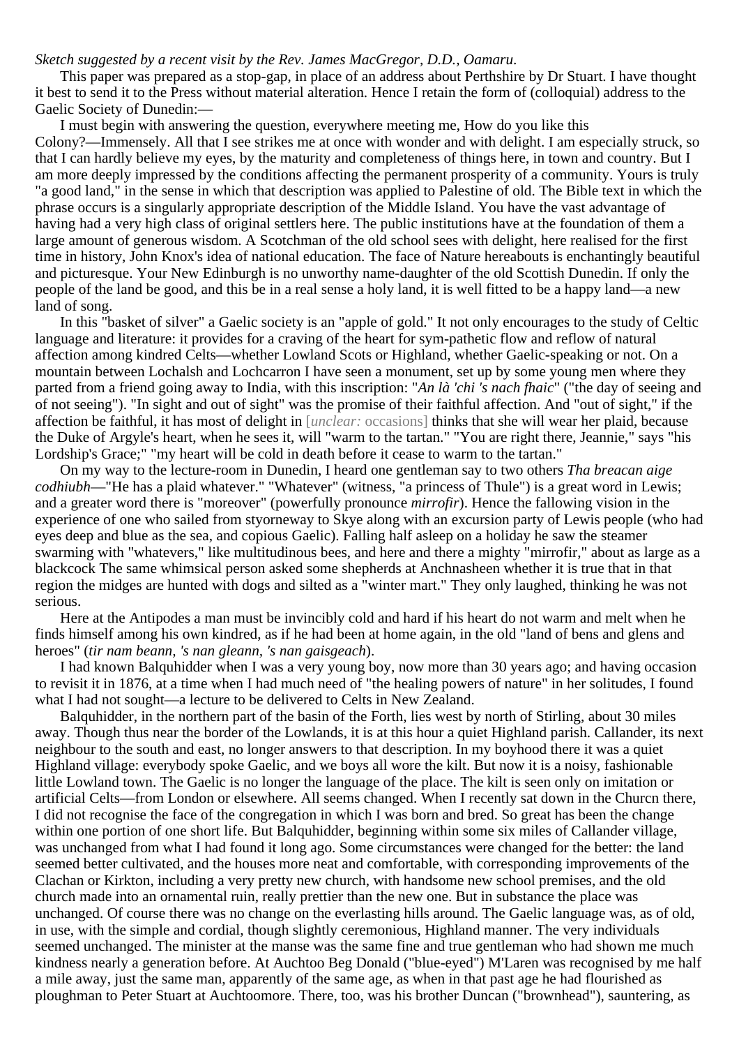*Sketch suggested by a recent visit by the Rev. James MacGregor, D.D., Oamaru.*

This paper was prepared as a stop-gap, in place of an address about Perthshire by Dr Stuart. I have thought it best to send it to the Press without material alteration. Hence I retain the form of (colloquial) address to the Gaelic Society of Dunedin:—

I must begin with answering the question, everywhere meeting me, How do you like this Colony?—Immensely. All that I see strikes me at once with wonder and with delight. I am especially struck, so that I can hardly believe my eyes, by the maturity and completeness of things here, in town and country. But I am more deeply impressed by the conditions affecting the permanent prosperity of a community. Yours is truly "a good land," in the sense in which that description was applied to Palestine of old. The Bible text in which the phrase occurs is a singularly appropriate description of the Middle Island. You have the vast advantage of having had a very high class of original settlers here. The public institutions have at the foundation of them a large amount of generous wisdom. A Scotchman of the old school sees with delight, here realised for the first time in history, John Knox's idea of national education. The face of Nature hereabouts is enchantingly beautiful and picturesque. Your New Edinburgh is no unworthy name-daughter of the old Scottish Dunedin. If only the people of the land be good, and this be in a real sense a holy land, it is well fitted to be a happy land—a new land of song.

In this "basket of silver" a Gaelic society is an "apple of gold." It not only encourages to the study of Celtic language and literature: it provides for a craving of the heart for sym-pathetic flow and reflow of natural affection among kindred Celts—whether Lowland Scots or Highland, whether Gaelic-speaking or not. On a mountain between Lochalsh and Lochcarron I have seen a monument, set up by some young men where they parted from a friend going away to India, with this inscription: "*An là 'chi 's nach fhaic*" ("the day of seeing and of not seeing"). "In sight and out of sight" was the promise of their faithful affection. And "out of sight," if the affection be faithful, it has most of delight in [*unclear:* occasions] thinks that she will wear her plaid, because the Duke of Argyle's heart, when he sees it, will "warm to the tartan." "You are right there, Jeannie," says "his Lordship's Grace;" "my heart will be cold in death before it cease to warm to the tartan."

On my way to the lecture-room in Dunedin, I heard one gentleman say to two others *Tha breacan aige codhiubh*—"He has a plaid whatever." "Whatever" (witness, "a princess of Thule") is a great word in Lewis; and a greater word there is "moreover" (powerfully pronounce *mirrofir*). Hence the fallowing vision in the experience of one who sailed from styorneway to Skye along with an excursion party of Lewis people (who had eyes deep and blue as the sea, and copious Gaelic). Falling half asleep on a holiday he saw the steamer swarming with "whatevers," like multitudinous bees, and here and there a mighty "mirrofir," about as large as a blackcock The same whimsical person asked some shepherds at Anchnasheen whether it is true that in that region the midges are hunted with dogs and silted as a "winter mart." They only laughed, thinking he was not serious.

Here at the Antipodes a man must be invincibly cold and hard if his heart do not warm and melt when he finds himself among his own kindred, as if he had been at home again, in the old "land of bens and glens and heroes" (*tir nam beann, 's nan gleann, 's nan gaisgeach*).

I had known Balquhidder when I was a very young boy, now more than 30 years ago; and having occasion to revisit it in 1876, at a time when I had much need of "the healing powers of nature" in her solitudes, I found what I had not sought—a lecture to be delivered to Celts in New Zealand.

Balquhidder, in the northern part of the basin of the Forth, lies west by north of Stirling, about 30 miles away. Though thus near the border of the Lowlands, it is at this hour a quiet Highland parish. Callander, its next neighbour to the south and east, no longer answers to that description. In my boyhood there it was a quiet Highland village: everybody spoke Gaelic, and we boys all wore the kilt. But now it is a noisy, fashionable little Lowland town. The Gaelic is no longer the language of the place. The kilt is seen only on imitation or artificial Celts—from London or elsewhere. All seems changed. When I recently sat down in the Churcn there, I did not recognise the face of the congregation in which I was born and bred. So great has been the change within one portion of one short life. But Balquhidder, beginning within some six miles of Callander village, was unchanged from what I had found it long ago. Some circumstances were changed for the better: the land seemed better cultivated, and the houses more neat and comfortable, with corresponding improvements of the Clachan or Kirkton, including a very pretty new church, with handsome new school premises, and the old church made into an ornamental ruin, really prettier than the new one. But in substance the place was unchanged. Of course there was no change on the everlasting hills around. The Gaelic language was, as of old, in use, with the simple and cordial, though slightly ceremonious, Highland manner. The very individuals seemed unchanged. The minister at the manse was the same fine and true gentleman who had shown me much kindness nearly a generation before. At Auchtoo Beg Donald ("blue-eyed") M'Laren was recognised by me half a mile away, just the same man, apparently of the same age, as when in that past age he had flourished as ploughman to Peter Stuart at Auchtoomore. There, too, was his brother Duncan ("brownhead"), sauntering, as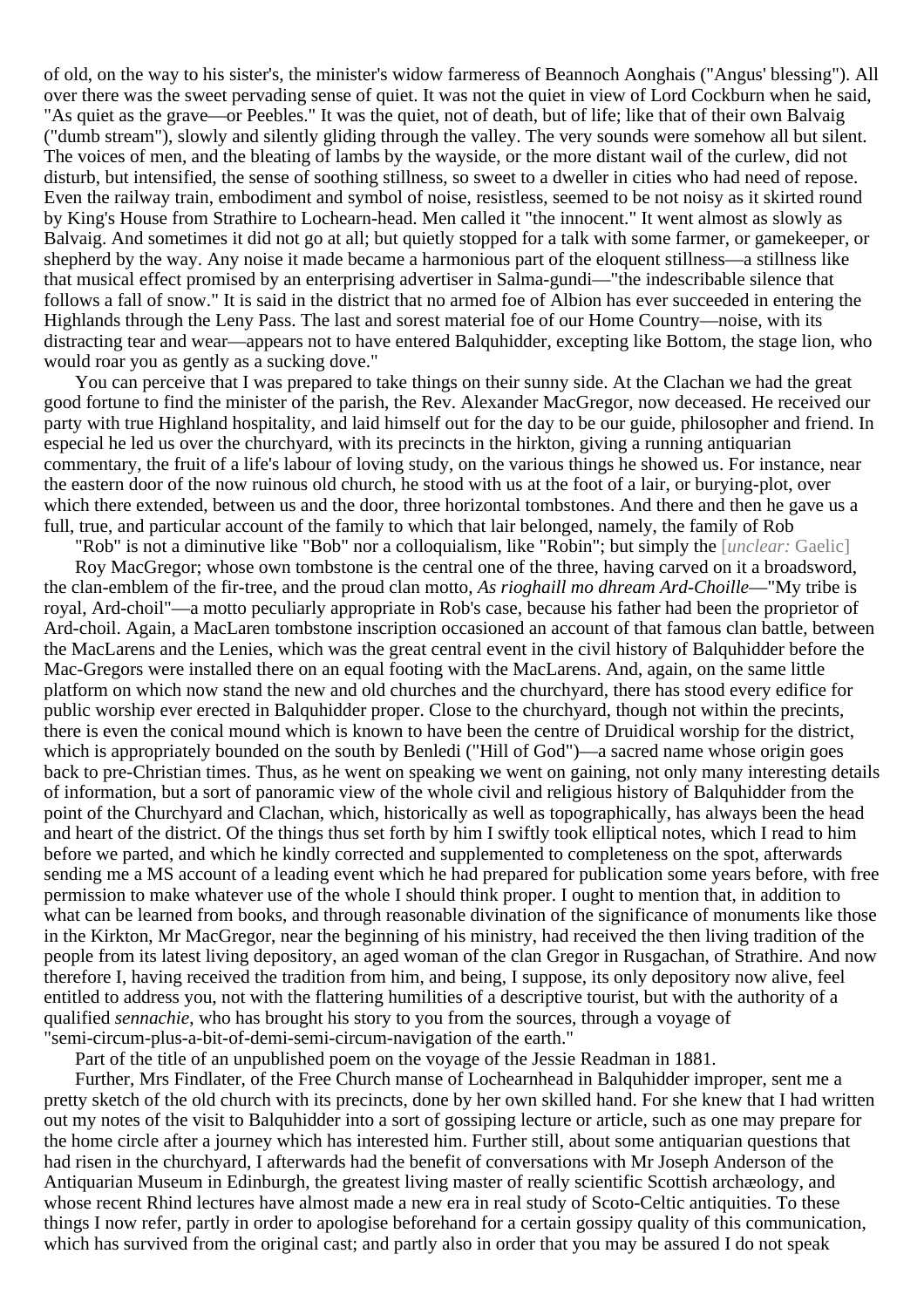of old, on the way to his sister's, the minister's widow farmeress of Beannoch Aonghais ("Angus' blessing"). All over there was the sweet pervading sense of quiet. It was not the quiet in view of Lord Cockburn when he said, "As quiet as the grave—or Peebles." It was the quiet, not of death, but of life; like that of their own Balvaig ("dumb stream"), slowly and silently gliding through the valley. The very sounds were somehow all but silent. The voices of men, and the bleating of lambs by the wayside, or the more distant wail of the curlew, did not disturb, but intensified, the sense of soothing stillness, so sweet to a dweller in cities who had need of repose. Even the railway train, embodiment and symbol of noise, resistless, seemed to be not noisy as it skirted round by King's House from Strathire to Lochearn-head. Men called it "the innocent." It went almost as slowly as Balvaig. And sometimes it did not go at all; but quietly stopped for a talk with some farmer, or gamekeeper, or shepherd by the way. Any noise it made became a harmonious part of the eloquent stillness—a stillness like that musical effect promised by an enterprising advertiser in Salma-gundi—"the indescribable silence that follows a fall of snow." It is said in the district that no armed foe of Albion has ever succeeded in entering the Highlands through the Leny Pass. The last and sorest material foe of our Home Country—noise, with its distracting tear and wear—appears not to have entered Balquhidder, excepting like Bottom, the stage lion, who would roar you as gently as a sucking dove."

You can perceive that I was prepared to take things on their sunny side. At the Clachan we had the great good fortune to find the minister of the parish, the Rev. Alexander MacGregor, now deceased. He received our party with true Highland hospitality, and laid himself out for the day to be our guide, philosopher and friend. In especial he led us over the churchyard, with its precincts in the hirkton, giving a running antiquarian commentary, the fruit of a life's labour of loving study, on the various things he showed us. For instance, near the eastern door of the now ruinous old church, he stood with us at the foot of a lair, or burying-plot, over which there extended, between us and the door, three horizontal tombstones. And there and then he gave us a full, true, and particular account of the family to which that lair belonged, namely, the family of Rob

"Rob" is not a diminutive like "Bob" nor a colloquialism, like "Robin"; but simply the [*unclear:* Gaelic]

Roy MacGregor; whose own tombstone is the central one of the three, having carved on it a broadsword, the clan-emblem of the fir-tree, and the proud clan motto, *As rioghaill mo dhream Ard-Choille*—"My tribe is royal, Ard-choil"—a motto peculiarly appropriate in Rob's case, because his father had been the proprietor of Ard-choil. Again, a MacLaren tombstone inscription occasioned an account of that famous clan battle, between the MacLarens and the Lenies, which was the great central event in the civil history of Balquhidder before the Mac-Gregors were installed there on an equal footing with the MacLarens. And, again, on the same little platform on which now stand the new and old churches and the churchyard, there has stood every edifice for public worship ever erected in Balquhidder proper. Close to the churchyard, though not within the precints, there is even the conical mound which is known to have been the centre of Druidical worship for the district, which is appropriately bounded on the south by Benledi ("Hill of God")—a sacred name whose origin goes back to pre-Christian times. Thus, as he went on speaking we went on gaining, not only many interesting details of information, but a sort of panoramic view of the whole civil and religious history of Balquhidder from the point of the Churchyard and Clachan, which, historically as well as topographically, has always been the head and heart of the district. Of the things thus set forth by him I swiftly took elliptical notes, which I read to him before we parted, and which he kindly corrected and supplemented to completeness on the spot, afterwards sending me a MS account of a leading event which he had prepared for publication some years before, with free permission to make whatever use of the whole I should think proper. I ought to mention that, in addition to what can be learned from books, and through reasonable divination of the significance of monuments like those in the Kirkton, Mr MacGregor, near the beginning of his ministry, had received the then living tradition of the people from its latest living depository, an aged woman of the clan Gregor in Rusgachan, of Strathire. And now therefore I, having received the tradition from him, and being, I suppose, its only depository now alive, feel entitled to address you, not with the flattering humilities of a descriptive tourist, but with the authority of a qualified *sennachie*, who has brought his story to you from the sources, through a voyage of "semi-circum-plus-a-bit-of-demi-semi-circum-navigation of the earth."

Part of the title of an unpublished poem on the voyage of the Jessie Readman in 1881.

Further, Mrs Findlater, of the Free Church manse of Lochearnhead in Balquhidder improper, sent me a pretty sketch of the old church with its precincts, done by her own skilled hand. For she knew that I had written out my notes of the visit to Balquhidder into a sort of gossiping lecture or article, such as one may prepare for the home circle after a journey which has interested him. Further still, about some antiquarian questions that had risen in the churchyard, I afterwards had the benefit of conversations with Mr Joseph Anderson of the Antiquarian Museum in Edinburgh, the greatest living master of really scientific Scottish archæology, and whose recent Rhind lectures have almost made a new era in real study of Scoto-Celtic antiquities. To these things I now refer, partly in order to apologise beforehand for a certain gossipy quality of this communication, which has survived from the original cast; and partly also in order that you may be assured I do not speak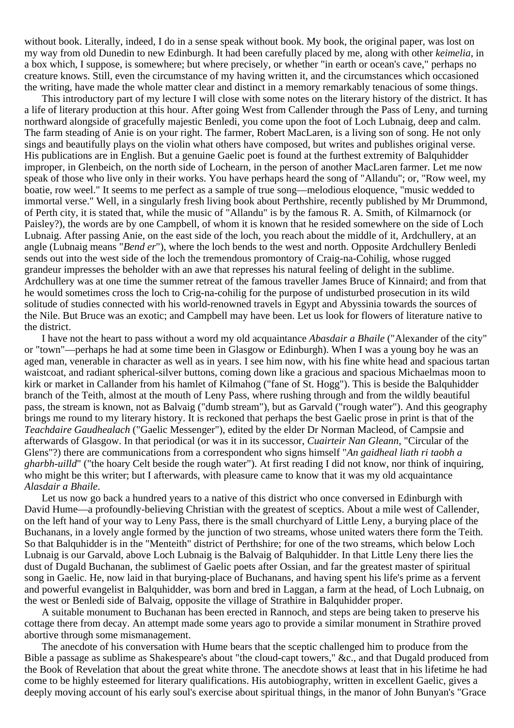without book. Literally, indeed, I do in a sense speak without book. My book, the original paper, was lost on my way from old Dunedin to new Edinburgh. It had been carefully placed by me, along with other *keimelia*, in a box which, I suppose, is somewhere; but where precisely, or whether "in earth or ocean's cave," perhaps no creature knows. Still, even the circumstance of my having written it, and the circumstances which occasioned the writing, have made the whole matter clear and distinct in a memory remarkably tenacious of some things.

This introductory part of my lecture I will close with some notes on the literary history of the district. It has a life of literary production at this hour. After going West from Callender through the Pass of Leny, and turning northward alongside of gracefully majestic Benledi, you come upon the foot of Loch Lubnaig, deep and calm. The farm steading of Anie is on your right. The farmer, Robert MacLaren, is a living son of song. He not only sings and beautifully plays on the violin what others have composed, but writes and publishes original verse. His publications are in English. But a genuine Gaelic poet is found at the furthest extremity of Balquhidder improper, in Glenbeich, on the north side of Lochearn, in the person of another MacLaren farmer. Let me now speak of those who live only in their works. You have perhaps heard the song of "Allandu"; or, "Row weel, my boatie, row weel." It seems to me perfect as a sample of true song—melodious eloquence, "music wedded to immortal verse." Well, in a singularly fresh living book about Perthshire, recently published by Mr Drummond, of Perth city, it is stated that, while the music of "Allandu" is by the famous R. A. Smith, of Kilmarnock (or Paisley?), the words are by one Campbell, of whom it is known that he resided somewhere on the side of Loch Lubnaig. After passing Anie, on the east side of the loch, you reach about the middle of it, Ardchullery, at an angle (Lubnaig means "*Bend er*"), where the loch bends to the west and north. Opposite Ardchullery Benledi sends out into the west side of the loch the tremendous promontory of Craig-na-Cohilig, whose rugged grandeur impresses the beholder with an awe that represses his natural feeling of delight in the sublime. Ardchullery was at one time the summer retreat of the famous traveller James Bruce of Kinnaird; and from that he would sometimes cross the loch to Crig-na-cohilig for the purpose of undisturbed prosecution in its wild solitude of studies connected with his world-renowned travels in Egypt and Abyssinia towards the sources of the Nile. But Bruce was an exotic; and Campbell may have been. Let us look for flowers of literature native to the district.

I have not the heart to pass without a word my old acquaintance *Abasdair a Bhaile* ("Alexander of the city" or "town"—perhaps he had at some time been in Glasgow or Edinburgh). When I was a young boy he was an aged man, venerable in character as well as in years. I see him now, with his fine white head and spacious tartan waistcoat, and radiant spherical-silver buttons, coming down like a gracious and spacious Michaelmas moon to kirk or market in Callander from his hamlet of Kilmahog ("fane of St. Hogg"). This is beside the Balquhidder branch of the Teith, almost at the mouth of Leny Pass, where rushing through and from the wildly beautiful pass, the stream is known, not as Balvaig ("dumb stream"), but as Garvald ("rough water"). And this geography brings me round to my literary history. It is reckoned that perhaps the best Gaelic prose in print is that of the *Teachdaire Gaudhealach* ("Gaelic Messenger"), edited by the elder Dr Norman Macleod, of Campsie and afterwards of Glasgow. In that periodical (or was it in its successor, *Cuairteir Nan Gleann*, "Circular of the Glens"?) there are communications from a correspondent who signs himself "*An gaidheal liath ri taobh a gharbh-uilld*" ("the hoary Celt beside the rough water"). At first reading I did not know, nor think of inquiring, who might be this writer; but I afterwards, with pleasure came to know that it was my old acquaintance *Alasdair a Bhaile*.

Let us now go back a hundred years to a native of this district who once conversed in Edinburgh with David Hume—a profoundly-believing Christian with the greatest of sceptics. About a mile west of Callender, on the left hand of your way to Leny Pass, there is the small churchyard of Little Leny, a burying place of the Buchanans, in a lovely angle formed by the junction of two streams, whose united waters there form the Teith. So that Balquhidder is in the "Menteith" district of Perthshire; for one of the two streams, which below Loch Lubnaig is our Garvald, above Loch Lubnaig is the Balvaig of Balquhidder. In that Little Leny there lies the dust of Dugald Buchanan, the sublimest of Gaelic poets after Ossian, and far the greatest master of spiritual song in Gaelic. He, now laid in that burying-place of Buchanans, and having spent his life's prime as a fervent and powerful evangelist in Balquhidder, was born and bred in Laggan, a farm at the head, of Loch Lubnaig, on the west or Benledi side of Balvaig, opposite the village of Strathire in Balquhidder proper.

A suitable monument to Buchanan has been erected in Rannoch, and steps are being taken to preserve his cottage there from decay. An attempt made some years ago to provide a similar monument in Strathire proved abortive through some mismanagement.

The anecdote of his conversation with Hume bears that the sceptic challenged him to produce from the Bible a passage as sublime as Shakespeare's about "the cloud-capt towers," &c., and that Dugald produced from the Book of Revelation that about the great white throne. The anecdote shows at least that in his lifetime he had come to be highly esteemed for literary qualifications. His autobiography, written in excellent Gaelic, gives a deeply moving account of his early soul's exercise about spiritual things, in the manor of John Bunyan's "Grace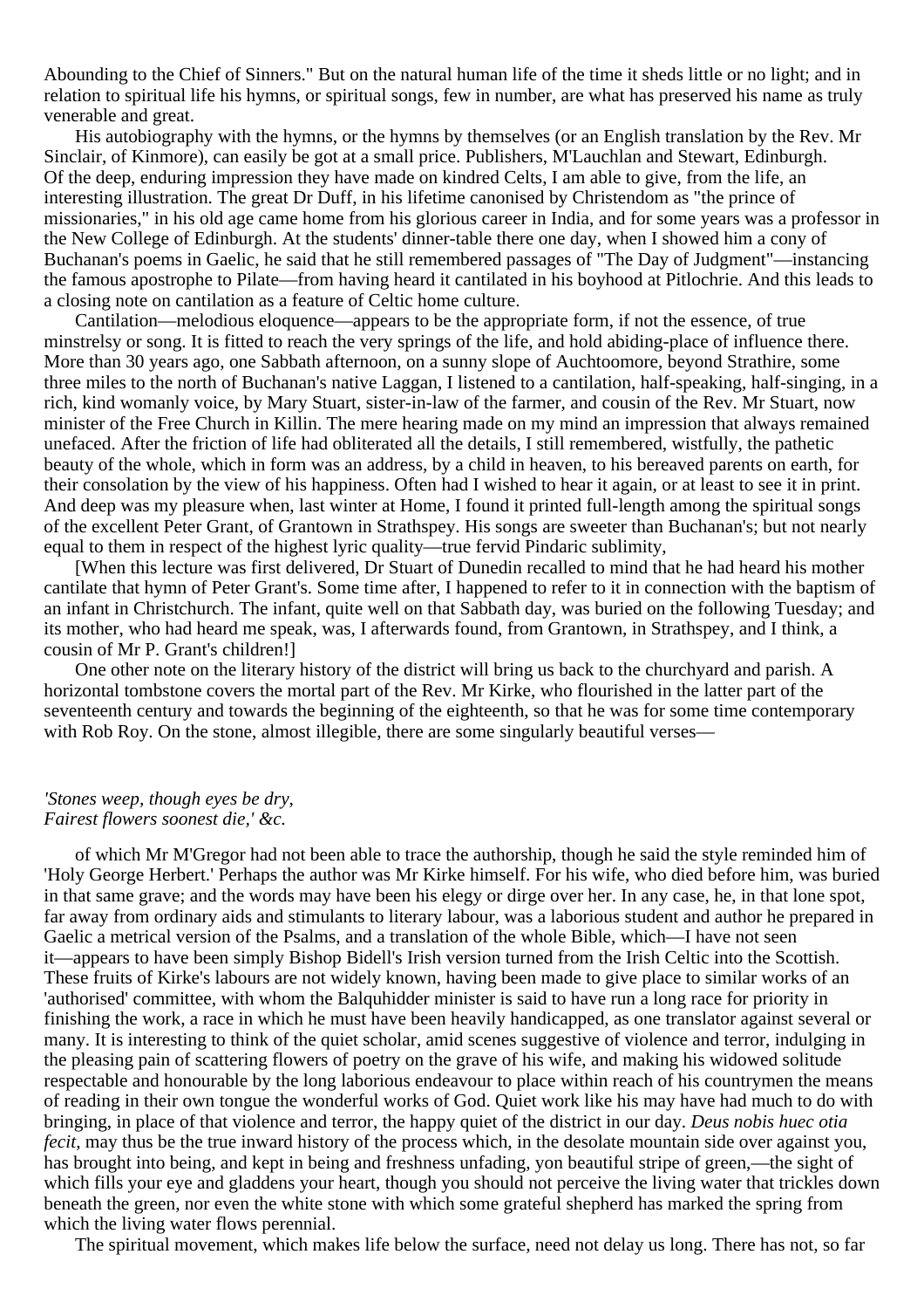Abounding to the Chief of Sinners." But on the natural human life of the time it sheds little or no light; and in relation to spiritual life his hymns, or spiritual songs, few in number, are what has preserved his name as truly venerable and great.

His autobiography with the hymns, or the hymns by themselves (or an English translation by the Rev. Mr Sinclair, of Kinmore), can easily be got at a small price. Publishers, M'Lauchlan and Stewart, Edinburgh. Of the deep, enduring impression they have made on kindred Celts, I am able to give, from the life, an interesting illustration. The great Dr Duff, in his lifetime canonised by Christendom as "the prince of missionaries," in his old age came home from his glorious career in India, and for some years was a professor in the New College of Edinburgh. At the students' dinner-table there one day, when I showed him a cony of Buchanan's poems in Gaelic, he said that he still remembered passages of "The Day of Judgment"—instancing the famous apostrophe to Pilate—from having heard it cantilated in his boyhood at Pitlochrie. And this leads to a closing note on cantilation as a feature of Celtic home culture.

Cantilation—melodious eloquence—appears to be the appropriate form, if not the essence, of true minstrelsy or song. It is fitted to reach the very springs of the life, and hold abiding-place of influence there. More than 30 years ago, one Sabbath afternoon, on a sunny slope of Auchtoomore, beyond Strathire, some three miles to the north of Buchanan's native Laggan, I listened to a cantilation, half-speaking, half-singing, in a rich, kind womanly voice, by Mary Stuart, sister-in-law of the farmer, and cousin of the Rev. Mr Stuart, now minister of the Free Church in Killin. The mere hearing made on my mind an impression that always remained unefaced. After the friction of life had obliterated all the details, I still remembered, wistfully, the pathetic beauty of the whole, which in form was an address, by a child in heaven, to his bereaved parents on earth, for their consolation by the view of his happiness. Often had I wished to hear it again, or at least to see it in print. And deep was my pleasure when, last winter at Home, I found it printed full-length among the spiritual songs of the excellent Peter Grant, of Grantown in Strathspey. His songs are sweeter than Buchanan's; but not nearly equal to them in respect of the highest lyric quality—true fervid Pindaric sublimity,

[When this lecture was first delivered, Dr Stuart of Dunedin recalled to mind that he had heard his mother cantilate that hymn of Peter Grant's. Some time after, I happened to refer to it in connection with the baptism of an infant in Christchurch. The infant, quite well on that Sabbath day, was buried on the following Tuesday; and its mother, who had heard me speak, was, I afterwards found, from Grantown, in Strathspey, and I think, a cousin of Mr P. Grant's children!]

One other note on the literary history of the district will bring us back to the churchyard and parish. A horizontal tombstone covers the mortal part of the Rev. Mr Kirke, who flourished in the latter part of the seventeenth century and towards the beginning of the eighteenth, so that he was for some time contemporary with Rob Roy. On the stone, almost illegible, there are some singularly beautiful verses—

*'Stones weep, though eyes be dry,*
*Fairest flowers soonest die,' &c.*

of which Mr M'Gregor had not been able to trace the authorship, though he said the style reminded him of 'Holy George Herbert.' Perhaps the author was Mr Kirke himself. For his wife, who died before him, was buried in that same grave; and the words may have been his elegy or dirge over her. In any case, he, in that lone spot, far away from ordinary aids and stimulants to literary labour, was a laborious student and author he prepared in Gaelic a metrical version of the Psalms, and a translation of the whole Bible, which—I have not seen it—appears to have been simply Bishop Bidell's Irish version turned from the Irish Celtic into the Scottish. These fruits of Kirke's labours are not widely known, having been made to give place to similar works of an 'authorised' committee, with whom the Balquhidder minister is said to have run a long race for priority in finishing the work, a race in which he must have been heavily handicapped, as one translator against several or many. It is interesting to think of the quiet scholar, amid scenes suggestive of violence and terror, indulging in the pleasing pain of scattering flowers of poetry on the grave of his wife, and making his widowed solitude respectable and honourable by the long laborious endeavour to place within reach of his countrymen the means of reading in their own tongue the wonderful works of God. Quiet work like his may have had much to do with bringing, in place of that violence and terror, the happy quiet of the district in our day. *Deus nobis huec otia fecit*, may thus be the true inward history of the process which, in the desolate mountain side over against you, has brought into being, and kept in being and freshness unfading, yon beautiful stripe of green,—the sight of which fills your eye and gladdens your heart, though you should not perceive the living water that trickles down beneath the green, nor even the white stone with which some grateful shepherd has marked the spring from which the living water flows perennial.

The spiritual movement, which makes life below the surface, need not delay us long. There has not, so far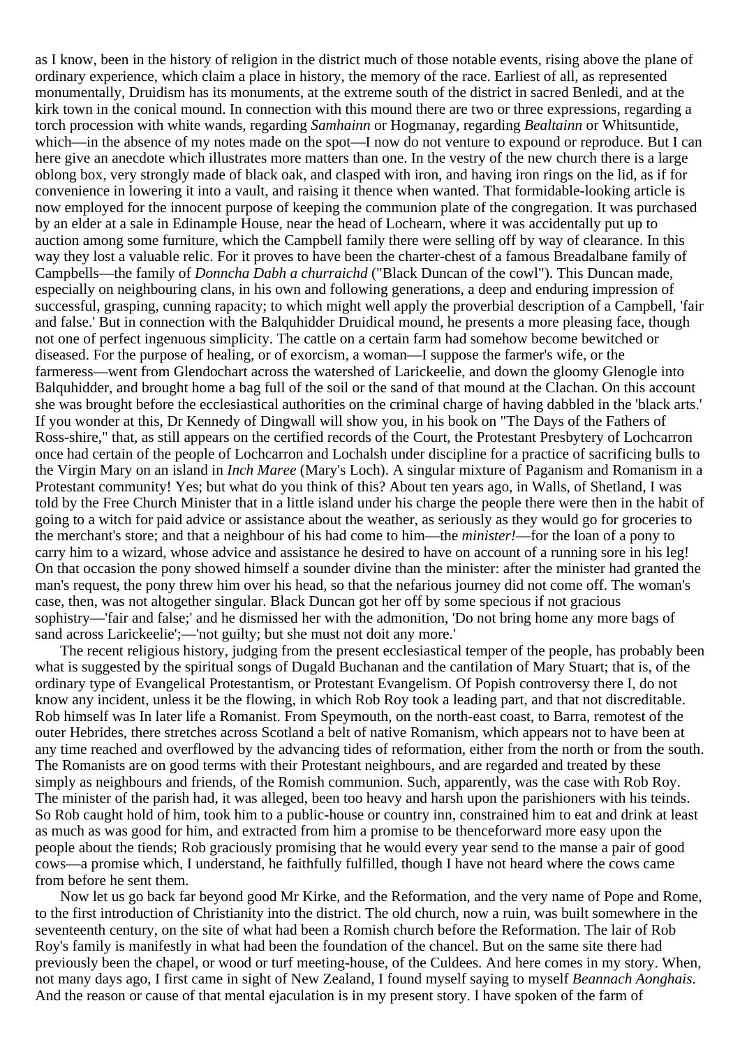as I know, been in the history of religion in the district much of those notable events, rising above the plane of ordinary experience, which claim a place in history, the memory of the race. Earliest of all, as represented monumentally, Druidism has its monuments, at the extreme south of the district in sacred Benledi, and at the kirk town in the conical mound. In connection with this mound there are two or three expressions, regarding a torch procession with white wands, regarding *Samhainn* or Hogmanay, regarding *Bealtainn* or Whitsuntide, which—in the absence of my notes made on the spot—I now do not venture to expound or reproduce. But I can here give an anecdote which illustrates more matters than one. In the vestry of the new church there is a large oblong box, very strongly made of black oak, and clasped with iron, and having iron rings on the lid, as if for convenience in lowering it into a vault, and raising it thence when wanted. That formidable-looking article is now employed for the innocent purpose of keeping the communion plate of the congregation. It was purchased by an elder at a sale in Edinample House, near the head of Lochearn, where it was accidentally put up to auction among some furniture, which the Campbell family there were selling off by way of clearance. In this way they lost a valuable relic. For it proves to have been the charter-chest of a famous Breadalbane family of Campbells—the family of *Donncha Dabh a churraichd* ("Black Duncan of the cowl"). This Duncan made, especially on neighbouring clans, in his own and following generations, a deep and enduring impression of successful, grasping, cunning rapacity; to which might well apply the proverbial description of a Campbell, 'fair and false.' But in connection with the Balquhidder Druidical mound, he presents a more pleasing face, though not one of perfect ingenuous simplicity. The cattle on a certain farm had somehow become bewitched or diseased. For the purpose of healing, or of exorcism, a woman—I suppose the farmer's wife, or the farmeress—went from Glendochart across the watershed of Larickeelie, and down the gloomy Glenogle into Balquhidder, and brought home a bag full of the soil or the sand of that mound at the Clachan. On this account she was brought before the ecclesiastical authorities on the criminal charge of having dabbled in the 'black arts.' If you wonder at this, Dr Kennedy of Dingwall will show you, in his book on "The Days of the Fathers of Ross-shire," that, as still appears on the certified records of the Court, the Protestant Presbytery of Lochcarron once had certain of the people of Lochcarron and Lochalsh under discipline for a practice of sacrificing bulls to the Virgin Mary on an island in *Inch Maree* (Mary's Loch). A singular mixture of Paganism and Romanism in a Protestant community! Yes; but what do you think of this? About ten years ago, in Walls, of Shetland, I was told by the Free Church Minister that in a little island under his charge the people there were then in the habit of going to a witch for paid advice or assistance about the weather, as seriously as they would go for groceries to the merchant's store; and that a neighbour of his had come to him—the *minister!*—for the loan of a pony to carry him to a wizard, whose advice and assistance he desired to have on account of a running sore in his leg! On that occasion the pony showed himself a sounder divine than the minister: after the minister had granted the man's request, the pony threw him over his head, so that the nefarious journey did not come off. The woman's case, then, was not altogether singular. Black Duncan got her off by some specious if not gracious sophistry—'fair and false;' and he dismissed her with the admonition, 'Do not bring home any more bags of sand across Larickeelie';—'not guilty; but she must not doit any more.'

The recent religious history, judging from the present ecclesiastical temper of the people, has probably been what is suggested by the spiritual songs of Dugald Buchanan and the cantilation of Mary Stuart; that is, of the ordinary type of Evangelical Protestantism, or Protestant Evangelism. Of Popish controversy there I, do not know any incident, unless it be the flowing, in which Rob Roy took a leading part, and that not discreditable. Rob himself was In later life a Romanist. From Speymouth, on the north-east coast, to Barra, remotest of the outer Hebrides, there stretches across Scotland a belt of native Romanism, which appears not to have been at any time reached and overflowed by the advancing tides of reformation, either from the north or from the south. The Romanists are on good terms with their Protestant neighbours, and are regarded and treated by these simply as neighbours and friends, of the Romish communion. Such, apparently, was the case with Rob Roy. The minister of the parish had, it was alleged, been too heavy and harsh upon the parishioners with his teinds. So Rob caught hold of him, took him to a public-house or country inn, constrained him to eat and drink at least as much as was good for him, and extracted from him a promise to be thenceforward more easy upon the people about the tiends; Rob graciously promising that he would every year send to the manse a pair of good cows—a promise which, I understand, he faithfully fulfilled, though I have not heard where the cows came from before he sent them.

Now let us go back far beyond good Mr Kirke, and the Reformation, and the very name of Pope and Rome, to the first introduction of Christianity into the district. The old church, now a ruin, was built somewhere in the seventeenth century, on the site of what had been a Romish church before the Reformation. The lair of Rob Roy's family is manifestly in what had been the foundation of the chancel. But on the same site there had previously been the chapel, or wood or turf meeting-house, of the Culdees. And here comes in my story. When, not many days ago, I first came in sight of New Zealand, I found myself saying to myself *Beannach Aonghais*. And the reason or cause of that mental ejaculation is in my present story. I have spoken of the farm of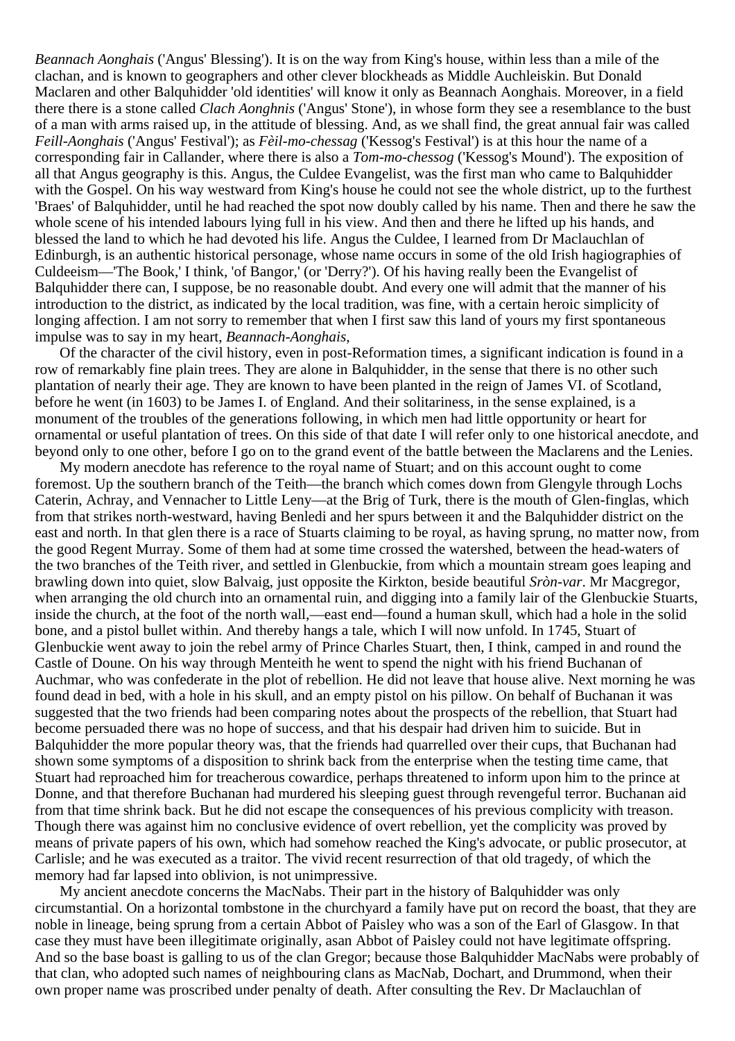*Beannach Aonghais* ('Angus' Blessing'). It is on the way from King's house, within less than a mile of the clachan, and is known to geographers and other clever blockheads as Middle Auchleiskin. But Donald Maclaren and other Balquhidder 'old identities' will know it only as Beannach Aonghais. Moreover, in a field there there is a stone called *Clach Aonghnis* ('Angus' Stone'), in whose form they see a resemblance to the bust of a man with arms raised up, in the attitude of blessing. And, as we shall find, the great annual fair was called *Feill-Aonghais* ('Angus' Festival'); as *Fèil-mo-chessag* ('Kessog's Festival') is at this hour the name of a corresponding fair in Callander, where there is also a *Tom-mo-chessog* ('Kessog's Mound'). The exposition of all that Angus geography is this. Angus, the Culdee Evangelist, was the first man who came to Balquhidder with the Gospel. On his way westward from King's house he could not see the whole district, up to the furthest 'Braes' of Balquhidder, until he had reached the spot now doubly called by his name. Then and there he saw the whole scene of his intended labours lying full in his view. And then and there he lifted up his hands, and blessed the land to which he had devoted his life. Angus the Culdee, I learned from Dr Maclauchlan of Edinburgh, is an authentic historical personage, whose name occurs in some of the old Irish hagiographies of Culdeeism—'The Book,' I think, 'of Bangor,' (or 'Derry?'). Of his having really been the Evangelist of Balquhidder there can, I suppose, be no reasonable doubt. And every one will admit that the manner of his introduction to the district, as indicated by the local tradition, was fine, with a certain heroic simplicity of longing affection. I am not sorry to remember that when I first saw this land of yours my first spontaneous impulse was to say in my heart, *Beannach-Aonghais*,

Of the character of the civil history, even in post-Reformation times, a significant indication is found in a row of remarkably fine plain trees. They are alone in Balquhidder, in the sense that there is no other such plantation of nearly their age. They are known to have been planted in the reign of James VI. of Scotland, before he went (in 1603) to be James I. of England. And their solitariness, in the sense explained, is a monument of the troubles of the generations following, in which men had little opportunity or heart for ornamental or useful plantation of trees. On this side of that date I will refer only to one historical anecdote, and beyond only to one other, before I go on to the grand event of the battle between the Maclarens and the Lenies.

My modern anecdote has reference to the royal name of Stuart; and on this account ought to come foremost. Up the southern branch of the Teith—the branch which comes down from Glengyle through Lochs Caterin, Achray, and Vennacher to Little Leny—at the Brig of Turk, there is the mouth of Glen-finglas, which from that strikes north-westward, having Benledi and her spurs between it and the Balquhidder district on the east and north. In that glen there is a race of Stuarts claiming to be royal, as having sprung, no matter now, from the good Regent Murray. Some of them had at some time crossed the watershed, between the head-waters of the two branches of the Teith river, and settled in Glenbuckie, from which a mountain stream goes leaping and brawling down into quiet, slow Balvaig, just opposite the Kirkton, beside beautiful *Sròn-var*. Mr Macgregor, when arranging the old church into an ornamental ruin, and digging into a family lair of the Glenbuckie Stuarts, inside the church, at the foot of the north wall,—east end—found a human skull, which had a hole in the solid bone, and a pistol bullet within. And thereby hangs a tale, which I will now unfold. In 1745, Stuart of Glenbuckie went away to join the rebel army of Prince Charles Stuart, then, I think, camped in and round the Castle of Doune. On his way through Menteith he went to spend the night with his friend Buchanan of Auchmar, who was confederate in the plot of rebellion. He did not leave that house alive. Next morning he was found dead in bed, with a hole in his skull, and an empty pistol on his pillow. On behalf of Buchanan it was suggested that the two friends had been comparing notes about the prospects of the rebellion, that Stuart had become persuaded there was no hope of success, and that his despair had driven him to suicide. But in Balquhidder the more popular theory was, that the friends had quarrelled over their cups, that Buchanan had shown some symptoms of a disposition to shrink back from the enterprise when the testing time came, that Stuart had reproached him for treacherous cowardice, perhaps threatened to inform upon him to the prince at Donne, and that therefore Buchanan had murdered his sleeping guest through revengeful terror. Buchanan aid from that time shrink back. But he did not escape the consequences of his previous complicity with treason. Though there was against him no conclusive evidence of overt rebellion, yet the complicity was proved by means of private papers of his own, which had somehow reached the King's advocate, or public prosecutor, at Carlisle; and he was executed as a traitor. The vivid recent resurrection of that old tragedy, of which the memory had far lapsed into oblivion, is not unimpressive.

My ancient anecdote concerns the MacNabs. Their part in the history of Balquhidder was only circumstantial. On a horizontal tombstone in the churchyard a family have put on record the boast, that they are noble in lineage, being sprung from a certain Abbot of Paisley who was a son of the Earl of Glasgow. In that case they must have been illegitimate originally, asan Abbot of Paisley could not have legitimate offspring. And so the base boast is galling to us of the clan Gregor; because those Balquhidder MacNabs were probably of that clan, who adopted such names of neighbouring clans as MacNab, Dochart, and Drummond, when their own proper name was proscribed under penalty of death. After consulting the Rev. Dr Maclauchlan of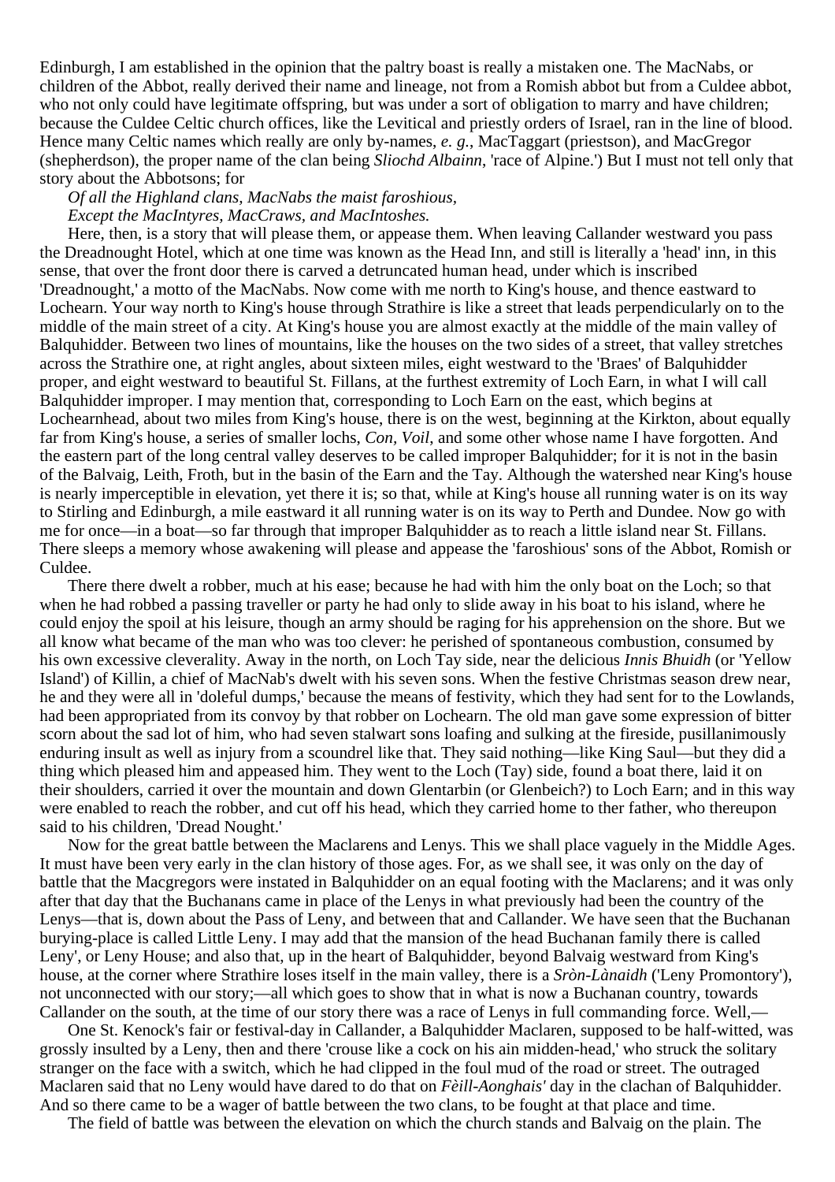Edinburgh, I am established in the opinion that the paltry boast is really a mistaken one. The MacNabs, or children of the Abbot, really derived their name and lineage, not from a Romish abbot but from a Culdee abbot, who not only could have legitimate offspring, but was under a sort of obligation to marry and have children; because the Culdee Celtic church offices, like the Levitical and priestly orders of Israel, ran in the line of blood. Hence many Celtic names which really are only by-names, *e. g.*, MacTaggart (priestson), and MacGregor (shepherdson), the proper name of the clan being *Sliochd Albainn*, 'race of Alpine.') But I must not tell only that story about the Abbotsons; for

*Of all the Highland clans, MacNabs the maist faroshious,*
*Except the MacIntyres, MacCraws, and MacIntoshes.*

Here, then, is a story that will please them, or appease them. When leaving Callander westward you pass the Dreadnought Hotel, which at one time was known as the Head Inn, and still is literally a 'head' inn, in this sense, that over the front door there is carved a detruncated human head, under which is inscribed 'Dreadnought,' a motto of the MacNabs. Now come with me north to King's house, and thence eastward to Lochearn. Your way north to King's house through Strathire is like a street that leads perpendicularly on to the middle of the main street of a city. At King's house you are almost exactly at the middle of the main valley of Balquhidder. Between two lines of mountains, like the houses on the two sides of a street, that valley stretches across the Strathire one, at right angles, about sixteen miles, eight westward to the 'Braes' of Balquhidder proper, and eight westward to beautiful St. Fillans, at the furthest extremity of Loch Earn, in what I will call Balquhidder improper. I may mention that, corresponding to Loch Earn on the east, which begins at Lochearnhead, about two miles from King's house, there is on the west, beginning at the Kirkton, about equally far from King's house, a series of smaller lochs, *Con*, *Voil*, and some other whose name I have forgotten. And the eastern part of the long central valley deserves to be called improper Balquhidder; for it is not in the basin of the Balvaig, Leith, Froth, but in the basin of the Earn and the Tay. Although the watershed near King's house is nearly imperceptible in elevation, yet there it is; so that, while at King's house all running water is on its way to Stirling and Edinburgh, a mile eastward it all running water is on its way to Perth and Dundee. Now go with me for once—in a boat—so far through that improper Balquhidder as to reach a little island near St. Fillans. There sleeps a memory whose awakening will please and appease the 'faroshious' sons of the Abbot, Romish or Culdee.

There there dwelt a robber, much at his ease; because he had with him the only boat on the Loch; so that when he had robbed a passing traveller or party he had only to slide away in his boat to his island, where he could enjoy the spoil at his leisure, though an army should be raging for his apprehension on the shore. But we all know what became of the man who was too clever: he perished of spontaneous combustion, consumed by his own excessive cleverality. Away in the north, on Loch Tay side, near the delicious *Innis Bhuidh* (or 'Yellow Island') of Killin, a chief of MacNab's dwelt with his seven sons. When the festive Christmas season drew near, he and they were all in 'doleful dumps,' because the means of festivity, which they had sent for to the Lowlands, had been appropriated from its convoy by that robber on Lochearn. The old man gave some expression of bitter scorn about the sad lot of him, who had seven stalwart sons loafing and sulking at the fireside, pusillanimously enduring insult as well as injury from a scoundrel like that. They said nothing—like King Saul—but they did a thing which pleased him and appeased him. They went to the Loch (Tay) side, found a boat there, laid it on their shoulders, carried it over the mountain and down Glentarbin (or Glenbeich?) to Loch Earn; and in this way were enabled to reach the robber, and cut off his head, which they carried home to ther father, who thereupon said to his children, 'Dread Nought.'

Now for the great battle between the Maclarens and Lenys. This we shall place vaguely in the Middle Ages. It must have been very early in the clan history of those ages. For, as we shall see, it was only on the day of battle that the Macgregors were instated in Balquhidder on an equal footing with the Maclarens; and it was only after that day that the Buchanans came in place of the Lenys in what previously had been the country of the Lenys—that is, down about the Pass of Leny, and between that and Callander. We have seen that the Buchanan burying-place is called Little Leny. I may add that the mansion of the head Buchanan family there is called Leny', or Leny House; and also that, up in the heart of Balquhidder, beyond Balvaig westward from King's house, at the corner where Strathire loses itself in the main valley, there is a *Sròn-Lànaidh* ('Leny Promontory'), not unconnected with our story;—all which goes to show that in what is now a Buchanan country, towards Callander on the south, at the time of our story there was a race of Lenys in full commanding force. Well,—

One St. Kenock's fair or festival-day in Callander, a Balquhidder Maclaren, supposed to be half-witted, was grossly insulted by a Leny, then and there 'crouse like a cock on his ain midden-head,' who struck the solitary stranger on the face with a switch, which he had clipped in the foul mud of the road or street. The outraged Maclaren said that no Leny would have dared to do that on *Fèill-Aonghais'* day in the clachan of Balquhidder. And so there came to be a wager of battle between the two clans, to be fought at that place and time.

The field of battle was between the elevation on which the church stands and Balvaig on the plain. The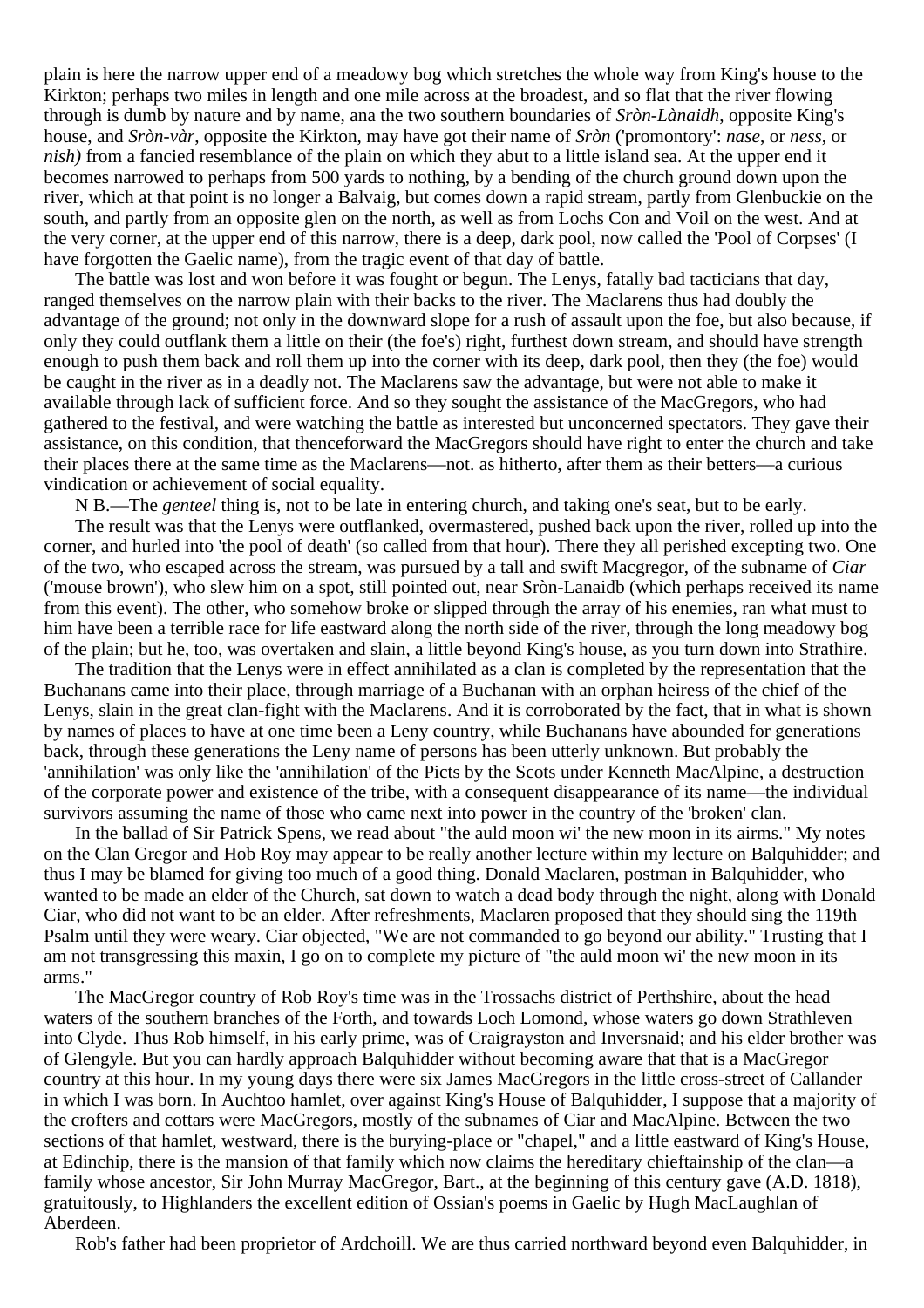plain is here the narrow upper end of a meadowy bog which stretches the whole way from King's house to the Kirkton; perhaps two miles in length and one mile across at the broadest, and so flat that the river flowing through is dumb by nature and by name, ana the two southern boundaries of *Sròn-Lànaidh*, opposite King's house, and *Sròn-vàr*, opposite the Kirkton, may have got their name of *Sròn* ('promontory': *nase*, or *ness*, or *nish)* from a fancied resemblance of the plain on which they abut to a little island sea. At the upper end it becomes narrowed to perhaps from 500 yards to nothing, by a bending of the church ground down upon the river, which at that point is no longer a Balvaig, but comes down a rapid stream, partly from Glenbuckie on the south, and partly from an opposite glen on the north, as well as from Lochs Con and Voil on the west. And at the very corner, at the upper end of this narrow, there is a deep, dark pool, now called the 'Pool of Corpses' (I have forgotten the Gaelic name), from the tragic event of that day of battle.

The battle was lost and won before it was fought or begun. The Lenys, fatally bad tacticians that day, ranged themselves on the narrow plain with their backs to the river. The Maclarens thus had doubly the advantage of the ground; not only in the downward slope for a rush of assault upon the foe, but also because, if only they could outflank them a little on their (the foe's) right, furthest down stream, and should have strength enough to push them back and roll them up into the corner with its deep, dark pool, then they (the foe) would be caught in the river as in a deadly not. The Maclarens saw the advantage, but were not able to make it available through lack of sufficient force. And so they sought the assistance of the MacGregors, who had gathered to the festival, and were watching the battle as interested but unconcerned spectators. They gave their assistance, on this condition, that thenceforward the MacGregors should have right to enter the church and take their places there at the same time as the Maclarens—not. as hitherto, after them as their betters—a curious vindication or achievement of social equality.

N B.—The *genteel* thing is, not to be late in entering church, and taking one's seat, but to be early.

The result was that the Lenys were outflanked, overmastered, pushed back upon the river, rolled up into the corner, and hurled into 'the pool of death' (so called from that hour). There they all perished excepting two. One of the two, who escaped across the stream, was pursued by a tall and swift Macgregor, of the subname of *Ciar* ('mouse brown'), who slew him on a spot, still pointed out, near Sròn-Lanaidb (which perhaps received its name from this event). The other, who somehow broke or slipped through the array of his enemies, ran what must to him have been a terrible race for life eastward along the north side of the river, through the long meadowy bog of the plain; but he, too, was overtaken and slain, a little beyond King's house, as you turn down into Strathire.

The tradition that the Lenys were in effect annihilated as a clan is completed by the representation that the Buchanans came into their place, through marriage of a Buchanan with an orphan heiress of the chief of the Lenys, slain in the great clan-fight with the Maclarens. And it is corroborated by the fact, that in what is shown by names of places to have at one time been a Leny country, while Buchanans have abounded for generations back, through these generations the Leny name of persons has been utterly unknown. But probably the 'annihilation' was only like the 'annihilation' of the Picts by the Scots under Kenneth MacAlpine, a destruction of the corporate power and existence of the tribe, with a consequent disappearance of its name—the individual survivors assuming the name of those who came next into power in the country of the 'broken' clan.

In the ballad of Sir Patrick Spens, we read about "the auld moon wi' the new moon in its airms." My notes on the Clan Gregor and Hob Roy may appear to be really another lecture within my lecture on Balquhidder; and thus I may be blamed for giving too much of a good thing. Donald Maclaren, postman in Balquhidder, who wanted to be made an elder of the Church, sat down to watch a dead body through the night, along with Donald Ciar, who did not want to be an elder. After refreshments, Maclaren proposed that they should sing the 119th Psalm until they were weary. Ciar objected, "We are not commanded to go beyond our ability." Trusting that I am not transgressing this maxin, I go on to complete my picture of "the auld moon wi' the new moon in its arms."

The MacGregor country of Rob Roy's time was in the Trossachs district of Perthshire, about the head waters of the southern branches of the Forth, and towards Loch Lomond, whose waters go down Strathleven into Clyde. Thus Rob himself, in his early prime, was of Craigrayston and Inversnaid; and his elder brother was of Glengyle. But you can hardly approach Balquhidder without becoming aware that that is a MacGregor country at this hour. In my young days there were six James MacGregors in the little cross-street of Callander in which I was born. In Auchtoo hamlet, over against King's House of Balquhidder, I suppose that a majority of the crofters and cottars were MacGregors, mostly of the subnames of Ciar and MacAlpine. Between the two sections of that hamlet, westward, there is the burying-place or "chapel," and a little eastward of King's House, at Edinchip, there is the mansion of that family which now claims the hereditary chieftainship of the clan—a family whose ancestor, Sir John Murray MacGregor, Bart., at the beginning of this century gave (A.D. 1818), gratuitously, to Highlanders the excellent edition of Ossian's poems in Gaelic by Hugh MacLaughlan of Aberdeen.

Rob's father had been proprietor of Ardchoill. We are thus carried northward beyond even Balquhidder, in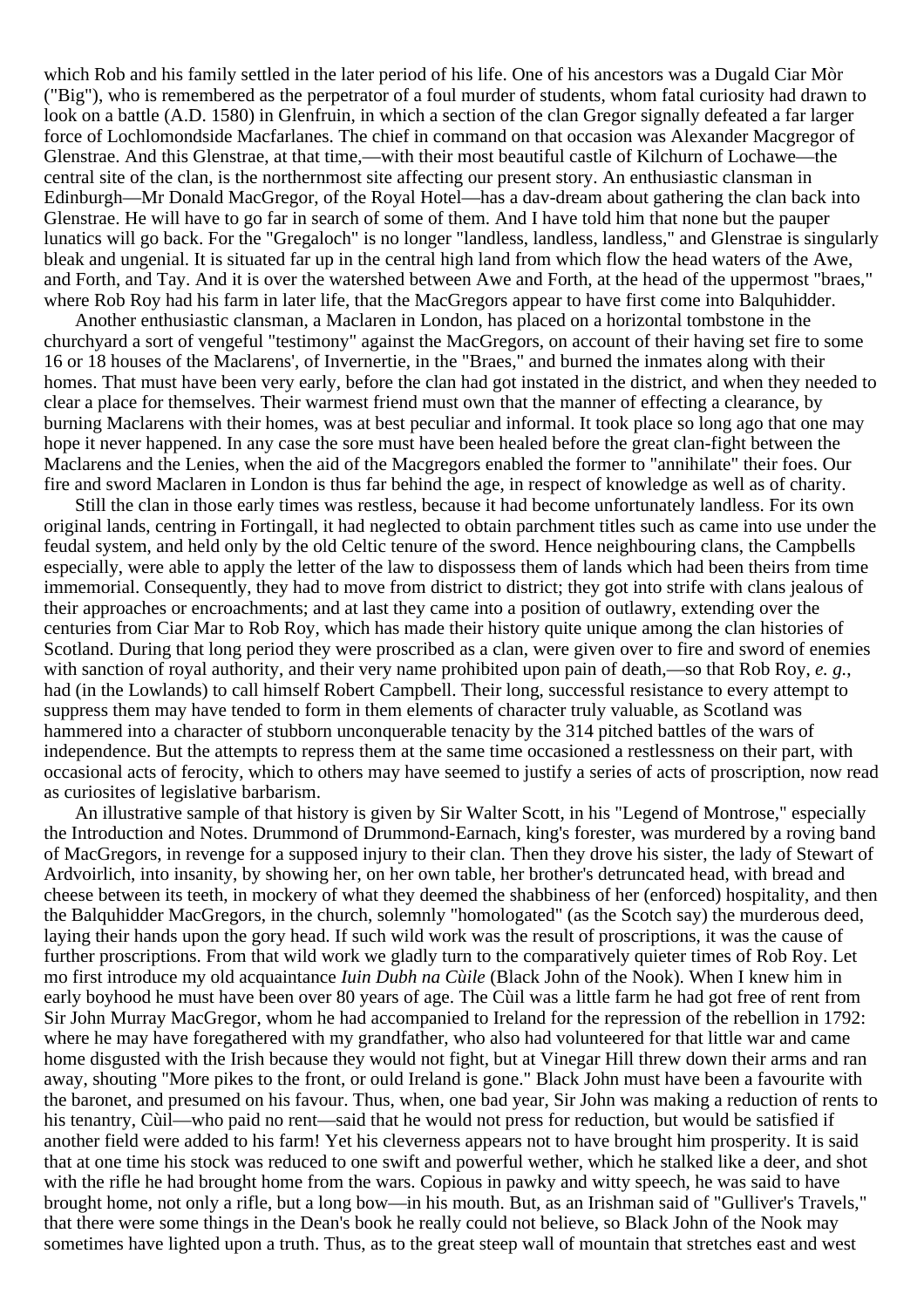which Rob and his family settled in the later period of his life. One of his ancestors was a Dugald Ciar Mòr ("Big"), who is remembered as the perpetrator of a foul murder of students, whom fatal curiosity had drawn to look on a battle (A.D. 1580) in Glenfruin, in which a section of the clan Gregor signally defeated a far larger force of Lochlomondside Macfarlanes. The chief in command on that occasion was Alexander Macgregor of Glenstrae. And this Glenstrae, at that time,—with their most beautiful castle of Kilchurn of Lochawe—the central site of the clan, is the northernmost site affecting our present story. An enthusiastic clansman in Edinburgh—Mr Donald MacGregor, of the Royal Hotel—has a dav-dream about gathering the clan back into Glenstrae. He will have to go far in search of some of them. And I have told him that none but the pauper lunatics will go back. For the "Gregaloch" is no longer "landless, landless, landless," and Glenstrae is singularly bleak and ungenial. It is situated far up in the central high land from which flow the head waters of the Awe, and Forth, and Tay. And it is over the watershed between Awe and Forth, at the head of the uppermost "braes," where Rob Roy had his farm in later life, that the MacGregors appear to have first come into Balquhidder.

Another enthusiastic clansman, a Maclaren in London, has placed on a horizontal tombstone in the churchyard a sort of vengeful "testimony" against the MacGregors, on account of their having set fire to some 16 or 18 houses of the Maclarens', of Invernertie, in the "Braes," and burned the inmates along with their homes. That must have been very early, before the clan had got instated in the district, and when they needed to clear a place for themselves. Their warmest friend must own that the manner of effecting a clearance, by burning Maclarens with their homes, was at best peculiar and informal. It took place so long ago that one may hope it never happened. In any case the sore must have been healed before the great clan-fight between the Maclarens and the Lenies, when the aid of the Macgregors enabled the former to "annihilate" their foes. Our fire and sword Maclaren in London is thus far behind the age, in respect of knowledge as well as of charity.

Still the clan in those early times was restless, because it had become unfortunately landless. For its own original lands, centring in Fortingall, it had neglected to obtain parchment titles such as came into use under the feudal system, and held only by the old Celtic tenure of the sword. Hence neighbouring clans, the Campbells especially, were able to apply the letter of the law to dispossess them of lands which had been theirs from time immemorial. Consequently, they had to move from district to district; they got into strife with clans jealous of their approaches or encroachments; and at last they came into a position of outlawry, extending over the centuries from Ciar Mar to Rob Roy, which has made their history quite unique among the clan histories of Scotland. During that long period they were proscribed as a clan, were given over to fire and sword of enemies with sanction of royal authority, and their very name prohibited upon pain of death,—so that Rob Roy, *e. g.*, had (in the Lowlands) to call himself Robert Campbell. Their long, successful resistance to every attempt to suppress them may have tended to form in them elements of character truly valuable, as Scotland was hammered into a character of stubborn unconquerable tenacity by the 314 pitched battles of the wars of independence. But the attempts to repress them at the same time occasioned a restlessness on their part, with occasional acts of ferocity, which to others may have seemed to justify a series of acts of proscription, now read as curiosites of legislative barbarism.

An illustrative sample of that history is given by Sir Walter Scott, in his "Legend of Montrose," especially the Introduction and Notes. Drummond of Drummond-Earnach, king's forester, was murdered by a roving band of MacGregors, in revenge for a supposed injury to their clan. Then they drove his sister, the lady of Stewart of Ardvoirlich, into insanity, by showing her, on her own table, her brother's detruncated head, with bread and cheese between its teeth, in mockery of what they deemed the shabbiness of her (enforced) hospitality, and then the Balquhidder MacGregors, in the church, solemnly "homologated" (as the Scotch say) the murderous deed, laying their hands upon the gory head. If such wild work was the result of proscriptions, it was the cause of further proscriptions. From that wild work we gladly turn to the comparatively quieter times of Rob Roy. Let mo first introduce my old acquaintance *Iuin Dubh na Cùile* (Black John of the Nook). When I knew him in early boyhood he must have been over 80 years of age. The Cùil was a little farm he had got free of rent from Sir John Murray MacGregor, whom he had accompanied to Ireland for the repression of the rebellion in 1792: where he may have foregathered with my grandfather, who also had volunteered for that little war and came home disgusted with the Irish because they would not fight, but at Vinegar Hill threw down their arms and ran away, shouting "More pikes to the front, or ould Ireland is gone." Black John must have been a favourite with the baronet, and presumed on his favour. Thus, when, one bad year, Sir John was making a reduction of rents to his tenantry, Cùil—who paid no rent—said that he would not press for reduction, but would be satisfied if another field were added to his farm! Yet his cleverness appears not to have brought him prosperity. It is said that at one time his stock was reduced to one swift and powerful wether, which he stalked like a deer, and shot with the rifle he had brought home from the wars. Copious in pawky and witty speech, he was said to have brought home, not only a rifle, but a long bow—in his mouth. But, as an Irishman said of "Gulliver's Travels," that there were some things in the Dean's book he really could not believe, so Black John of the Nook may sometimes have lighted upon a truth. Thus, as to the great steep wall of mountain that stretches east and west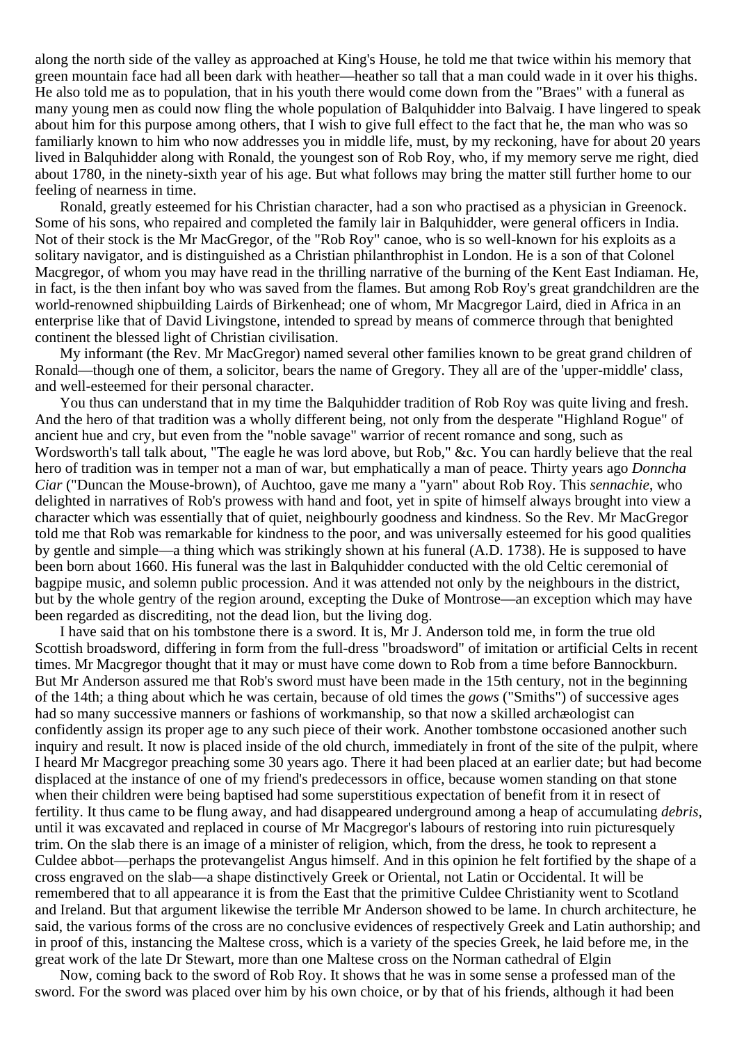along the north side of the valley as approached at King's House, he told me that twice within his memory that green mountain face had all been dark with heather—heather so tall that a man could wade in it over his thighs. He also told me as to population, that in his youth there would come down from the "Braes" with a funeral as many young men as could now fling the whole population of Balquhidder into Balvaig. I have lingered to speak about him for this purpose among others, that I wish to give full effect to the fact that he, the man who was so familiarly known to him who now addresses you in middle life, must, by my reckoning, have for about 20 years lived in Balquhidder along with Ronald, the youngest son of Rob Roy, who, if my memory serve me right, died about 1780, in the ninety-sixth year of his age. But what follows may bring the matter still further home to our feeling of nearness in time.

Ronald, greatly esteemed for his Christian character, had a son who practised as a physician in Greenock. Some of his sons, who repaired and completed the family lair in Balquhidder, were general officers in India. Not of their stock is the Mr MacGregor, of the "Rob Roy" canoe, who is so well-known for his exploits as a solitary navigator, and is distinguished as a Christian philanthrophist in London. He is a son of that Colonel Macgregor, of whom you may have read in the thrilling narrative of the burning of the Kent East Indiaman. He, in fact, is the then infant boy who was saved from the flames. But among Rob Roy's great grandchildren are the world-renowned shipbuilding Lairds of Birkenhead; one of whom, Mr Macgregor Laird, died in Africa in an enterprise like that of David Livingstone, intended to spread by means of commerce through that benighted continent the blessed light of Christian civilisation.

My informant (the Rev. Mr MacGregor) named several other families known to be great grand children of Ronald—though one of them, a solicitor, bears the name of Gregory. They all are of the 'upper-middle' class, and well-esteemed for their personal character.

You thus can understand that in my time the Balquhidder tradition of Rob Roy was quite living and fresh. And the hero of that tradition was a wholly different being, not only from the desperate "Highland Rogue" of ancient hue and cry, but even from the "noble savage" warrior of recent romance and song, such as Wordsworth's tall talk about, "The eagle he was lord above, but Rob," &c. You can hardly believe that the real hero of tradition was in temper not a man of war, but emphatically a man of peace. Thirty years ago *Donncha Ciar* ("Duncan the Mouse-brown), of Auchtoo, gave me many a "yarn" about Rob Roy. This *sennachie*, who delighted in narratives of Rob's prowess with hand and foot, yet in spite of himself always brought into view a character which was essentially that of quiet, neighbourly goodness and kindness. So the Rev. Mr MacGregor told me that Rob was remarkable for kindness to the poor, and was universally esteemed for his good qualities by gentle and simple—a thing which was strikingly shown at his funeral (A.D. 1738). He is supposed to have been born about 1660. His funeral was the last in Balquhidder conducted with the old Celtic ceremonial of bagpipe music, and solemn public procession. And it was attended not only by the neighbours in the district, but by the whole gentry of the region around, excepting the Duke of Montrose—an exception which may have been regarded as discrediting, not the dead lion, but the living dog.

I have said that on his tombstone there is a sword. It is, Mr J. Anderson told me, in form the true old Scottish broadsword, differing in form from the full-dress "broadsword" of imitation or artificial Celts in recent times. Mr Macgregor thought that it may or must have come down to Rob from a time before Bannockburn. But Mr Anderson assured me that Rob's sword must have been made in the 15th century, not in the beginning of the 14th; a thing about which he was certain, because of old times the *gows* ("Smiths") of successive ages had so many successive manners or fashions of workmanship, so that now a skilled archæologist can confidently assign its proper age to any such piece of their work. Another tombstone occasioned another such inquiry and result. It now is placed inside of the old church, immediately in front of the site of the pulpit, where I heard Mr Macgregor preaching some 30 years ago. There it had been placed at an earlier date; but had become displaced at the instance of one of my friend's predecessors in office, because women standing on that stone when their children were being baptised had some superstitious expectation of benefit from it in resect of fertility. It thus came to be flung away, and had disappeared underground among a heap of accumulating *debris*, until it was excavated and replaced in course of Mr Macgregor's labours of restoring into ruin picturesquely trim. On the slab there is an image of a minister of religion, which, from the dress, he took to represent a Culdee abbot—perhaps the protevangelist Angus himself. And in this opinion he felt fortified by the shape of a cross engraved on the slab—a shape distinctively Greek or Oriental, not Latin or Occidental. It will be remembered that to all appearance it is from the East that the primitive Culdee Christianity went to Scotland and Ireland. But that argument likewise the terrible Mr Anderson showed to be lame. In church architecture, he said, the various forms of the cross are no conclusive evidences of respectively Greek and Latin authorship; and in proof of this, instancing the Maltese cross, which is a variety of the species Greek, he laid before me, in the great work of the late Dr Stewart, more than one Maltese cross on the Norman cathedral of Elgin

Now, coming back to the sword of Rob Roy. It shows that he was in some sense a professed man of the sword. For the sword was placed over him by his own choice, or by that of his friends, although it had been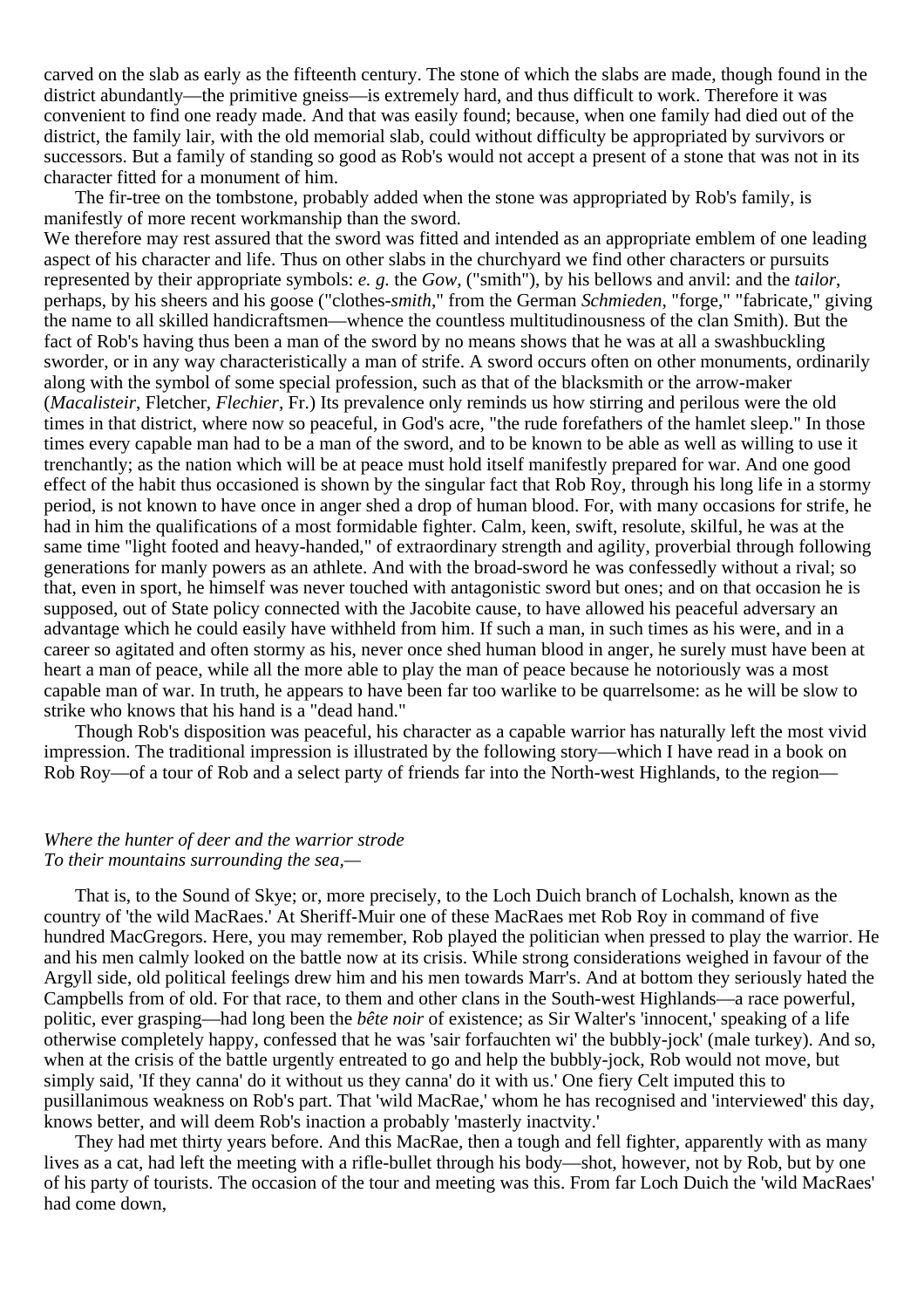carved on the slab as early as the fifteenth century. The stone of which the slabs are made, though found in the district abundantly—the primitive gneiss—is extremely hard, and thus difficult to work. Therefore it was convenient to find one ready made. And that was easily found; because, when one family had died out of the district, the family lair, with the old memorial slab, could without difficulty be appropriated by survivors or successors. But a family of standing so good as Rob's would not accept a present of a stone that was not in its character fitted for a monument of him.

The fir-tree on the tombstone, probably added when the stone was appropriated by Rob's family, is manifestly of more recent workmanship than the sword.

We therefore may rest assured that the sword was fitted and intended as an appropriate emblem of one leading aspect of his character and life. Thus on other slabs in the churchyard we find other characters or pursuits represented by their appropriate symbols: *e. g.* the *Gow*, ("smith"), by his bellows and anvil: and the *tailor*, perhaps, by his sheers and his goose ("clothes-*smith*," from the German *Schmieden*, "forge," "fabricate," giving the name to all skilled handicraftsmen—whence the countless multitudinousness of the clan Smith). But the fact of Rob's having thus been a man of the sword by no means shows that he was at all a swashbuckling sworder, or in any way characteristically a man of strife. A sword occurs often on other monuments, ordinarily along with the symbol of some special profession, such as that of the blacksmith or the arrow-maker (*Macalisteir*, Fletcher, *Flechier*, Fr.) Its prevalence only reminds us how stirring and perilous were the old times in that district, where now so peaceful, in God's acre, "the rude forefathers of the hamlet sleep." In those times every capable man had to be a man of the sword, and to be known to be able as well as willing to use it trenchantly; as the nation which will be at peace must hold itself manifestly prepared for war. And one good effect of the habit thus occasioned is shown by the singular fact that Rob Roy, through his long life in a stormy period, is not known to have once in anger shed a drop of human blood. For, with many occasions for strife, he had in him the qualifications of a most formidable fighter. Calm, keen, swift, resolute, skilful, he was at the same time "light footed and heavy-handed," of extraordinary strength and agility, proverbial through following generations for manly powers as an athlete. And with the broad-sword he was confessedly without a rival; so that, even in sport, he himself was never touched with antagonistic sword but ones; and on that occasion he is supposed, out of State policy connected with the Jacobite cause, to have allowed his peaceful adversary an advantage which he could easily have withheld from him. If such a man, in such times as his were, and in a career so agitated and often stormy as his, never once shed human blood in anger, he surely must have been at heart a man of peace, while all the more able to play the man of peace because he notoriously was a most capable man of war. In truth, he appears to have been far too warlike to be quarrelsome: as he will be slow to strike who knows that his hand is a "dead hand."

Though Rob's disposition was peaceful, his character as a capable warrior has naturally left the most vivid impression. The traditional impression is illustrated by the following story—which I have read in a book on Rob Roy—of a tour of Rob and a select party of friends far into the North-west Highlands, to the region—

*Where the hunter of deer and the warrior strode*
*To their mountains surrounding the sea*,—

That is, to the Sound of Skye; or, more precisely, to the Loch Duich branch of Lochalsh, known as the country of 'the wild MacRaes.' At Sheriff-Muir one of these MacRaes met Rob Roy in command of five hundred MacGregors. Here, you may remember, Rob played the politician when pressed to play the warrior. He and his men calmly looked on the battle now at its crisis. While strong considerations weighed in favour of the Argyll side, old political feelings drew him and his men towards Marr's. And at bottom they seriously hated the Campbells from of old. For that race, to them and other clans in the South-west Highlands—a race powerful, politic, ever grasping—had long been the *bête noir* of existence; as Sir Walter's 'innocent,' speaking of a life otherwise completely happy, confessed that he was 'sair forfauchten wi' the bubbly-jock' (male turkey). And so, when at the crisis of the battle urgently entreated to go and help the bubbly-jock, Rob would not move, but simply said, 'If they canna' do it without us they canna' do it with us.' One fiery Celt imputed this to pusillanimous weakness on Rob's part. That 'wild MacRae,' whom he has recognised and 'interviewed' this day, knows better, and will deem Rob's inaction a probably 'masterly inactvity.'

They had met thirty years before. And this MacRae, then a tough and fell fighter, apparently with as many lives as a cat, had left the meeting with a rifle-bullet through his body—shot, however, not by Rob, but by one of his party of tourists. The occasion of the tour and meeting was this. From far Loch Duich the 'wild MacRaes' had come down,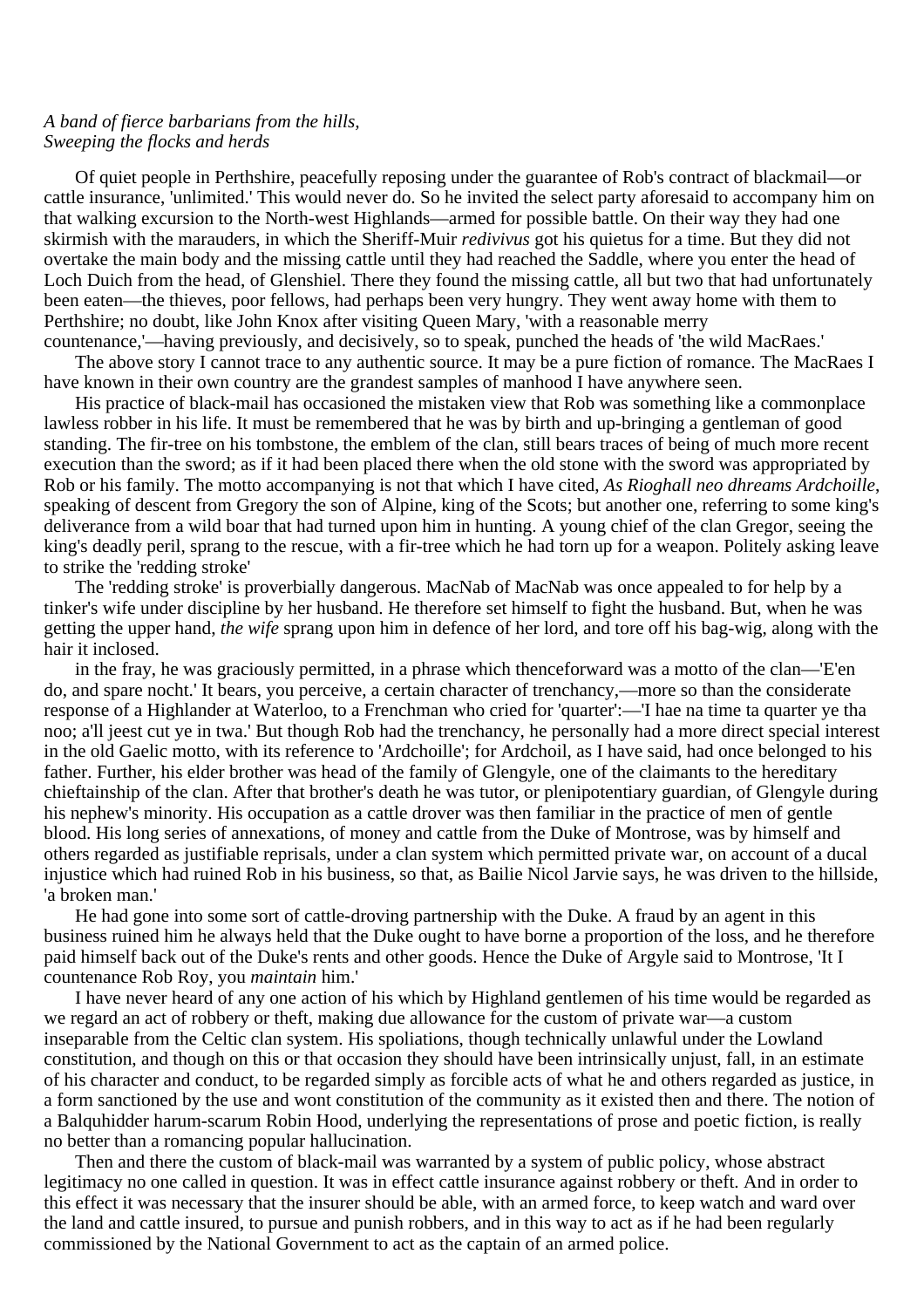*A band of fierce barbarians from the hills,*
*Sweeping the flocks and herds*

Of quiet people in Perthshire, peacefully reposing under the guarantee of Rob's contract of blackmail—or cattle insurance, 'unlimited.' This would never do. So he invited the select party aforesaid to accompany him on that walking excursion to the North-west Highlands—armed for possible battle. On their way they had one skirmish with the marauders, in which the Sheriff-Muir *redivivus* got his quietus for a time. But they did not overtake the main body and the missing cattle until they had reached the Saddle, where you enter the head of Loch Duich from the head, of Glenshiel. There they found the missing cattle, all but two that had unfortunately been eaten—the thieves, poor fellows, had perhaps been very hungry. They went away home with them to Perthshire; no doubt, like John Knox after visiting Queen Mary, 'with a reasonable merry countenance,'—having previously, and decisively, so to speak, punched the heads of 'the wild MacRaes.'

The above story I cannot trace to any authentic source. It may be a pure fiction of romance. The MacRaes I have known in their own country are the grandest samples of manhood I have anywhere seen.

His practice of black-mail has occasioned the mistaken view that Rob was something like a commonplace lawless robber in his life. It must be remembered that he was by birth and up-bringing a gentleman of good standing. The fir-tree on his tombstone, the emblem of the clan, still bears traces of being of much more recent execution than the sword; as if it had been placed there when the old stone with the sword was appropriated by Rob or his family. The motto accompanying is not that which I have cited, *As Rioghall neo dhreams Ardchoille*, speaking of descent from Gregory the son of Alpine, king of the Scots; but another one, referring to some king's deliverance from a wild boar that had turned upon him in hunting. A young chief of the clan Gregor, seeing the king's deadly peril, sprang to the rescue, with a fir-tree which he had torn up for a weapon. Politely asking leave to strike the 'redding stroke'

The 'redding stroke' is proverbially dangerous. MacNab of MacNab was once appealed to for help by a tinker's wife under discipline by her husband. He therefore set himself to fight the husband. But, when he was getting the upper hand, *the wife* sprang upon him in defence of her lord, and tore off his bag-wig, along with the hair it inclosed.

in the fray, he was graciously permitted, in a phrase which thenceforward was a motto of the clan—'E'en do, and spare nocht.' It bears, you perceive, a certain character of trenchancy,—more so than the considerate response of a Highlander at Waterloo, to a Frenchman who cried for 'quarter':—'I hae na time ta quarter ye tha noo; a'll jeest cut ye in twa.' But though Rob had the trenchancy, he personally had a more direct special interest in the old Gaelic motto, with its reference to 'Ardchoille'; for Ardchoil, as I have said, had once belonged to his father. Further, his elder brother was head of the family of Glengyle, one of the claimants to the hereditary chieftainship of the clan. After that brother's death he was tutor, or plenipotentiary guardian, of Glengyle during his nephew's minority. His occupation as a cattle drover was then familiar in the practice of men of gentle blood. His long series of annexations, of money and cattle from the Duke of Montrose, was by himself and others regarded as justifiable reprisals, under a clan system which permitted private war, on account of a ducal injustice which had ruined Rob in his business, so that, as Bailie Nicol Jarvie says, he was driven to the hillside, 'a broken man.'

He had gone into some sort of cattle-droving partnership with the Duke. A fraud by an agent in this business ruined him he always held that the Duke ought to have borne a proportion of the loss, and he therefore paid himself back out of the Duke's rents and other goods. Hence the Duke of Argyle said to Montrose, 'It I countenance Rob Roy, you *maintain* him.'

I have never heard of any one action of his which by Highland gentlemen of his time would be regarded as we regard an act of robbery or theft, making due allowance for the custom of private war—a custom inseparable from the Celtic clan system. His spoliations, though technically unlawful under the Lowland constitution, and though on this or that occasion they should have been intrinsically unjust, fall, in an estimate of his character and conduct, to be regarded simply as forcible acts of what he and others regarded as justice, in a form sanctioned by the use and wont constitution of the community as it existed then and there. The notion of a Balquhidder harum-scarum Robin Hood, underlying the representations of prose and poetic fiction, is really no better than a romancing popular hallucination.

Then and there the custom of black-mail was warranted by a system of public policy, whose abstract legitimacy no one called in question. It was in effect cattle insurance against robbery or theft. And in order to this effect it was necessary that the insurer should be able, with an armed force, to keep watch and ward over the land and cattle insured, to pursue and punish robbers, and in this way to act as if he had been regularly commissioned by the National Government to act as the captain of an armed police.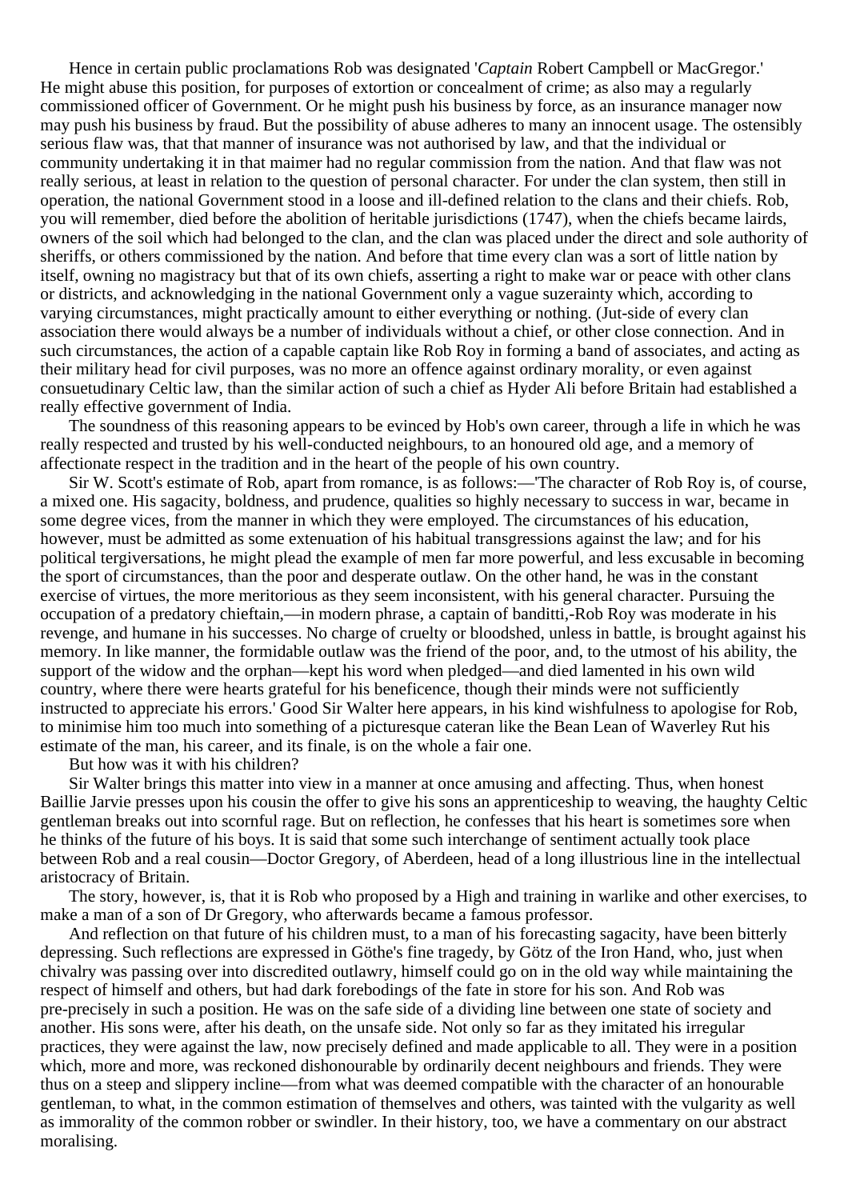Hence in certain public proclamations Rob was designated '*Captain* Robert Campbell or MacGregor.' He might abuse this position, for purposes of extortion or concealment of crime; as also may a regularly commissioned officer of Government. Or he might push his business by force, as an insurance manager now may push his business by fraud. But the possibility of abuse adheres to many an innocent usage. The ostensibly serious flaw was, that that manner of insurance was not authorised by law, and that the individual or community undertaking it in that maimer had no regular commission from the nation. And that flaw was not really serious, at least in relation to the question of personal character. For under the clan system, then still in operation, the national Government stood in a loose and ill-defined relation to the clans and their chiefs. Rob, you will remember, died before the abolition of heritable jurisdictions (1747), when the chiefs became lairds, owners of the soil which had belonged to the clan, and the clan was placed under the direct and sole authority of sheriffs, or others commissioned by the nation. And before that time every clan was a sort of little nation by itself, owning no magistracy but that of its own chiefs, asserting a right to make war or peace with other clans or districts, and acknowledging in the national Government only a vague suzerainty which, according to varying circumstances, might practically amount to either everything or nothing. (Jut-side of every clan association there would always be a number of individuals without a chief, or other close connection. And in such circumstances, the action of a capable captain like Rob Roy in forming a band of associates, and acting as their military head for civil purposes, was no more an offence against ordinary morality, or even against consuetudinary Celtic law, than the similar action of such a chief as Hyder Ali before Britain had established a really effective government of India.

The soundness of this reasoning appears to be evinced by Hob's own career, through a life in which he was really respected and trusted by his well-conducted neighbours, to an honoured old age, and a memory of affectionate respect in the tradition and in the heart of the people of his own country.

Sir W. Scott's estimate of Rob, apart from romance, is as follows:—'The character of Rob Roy is, of course, a mixed one. His sagacity, boldness, and prudence, qualities so highly necessary to success in war, became in some degree vices, from the manner in which they were employed. The circumstances of his education, however, must be admitted as some extenuation of his habitual transgressions against the law; and for his political tergiversations, he might plead the example of men far more powerful, and less excusable in becoming the sport of circumstances, than the poor and desperate outlaw. On the other hand, he was in the constant exercise of virtues, the more meritorious as they seem inconsistent, with his general character. Pursuing the occupation of a predatory chieftain,—in modern phrase, a captain of banditti,-Rob Roy was moderate in his revenge, and humane in his successes. No charge of cruelty or bloodshed, unless in battle, is brought against his memory. In like manner, the formidable outlaw was the friend of the poor, and, to the utmost of his ability, the support of the widow and the orphan—kept his word when pledged—and died lamented in his own wild country, where there were hearts grateful for his beneficence, though their minds were not sufficiently instructed to appreciate his errors.' Good Sir Walter here appears, in his kind wishfulness to apologise for Rob, to minimise him too much into something of a picturesque cateran like the Bean Lean of Waverley Rut his estimate of the man, his career, and its finale, is on the whole a fair one.

But how was it with his children?

Sir Walter brings this matter into view in a manner at once amusing and affecting. Thus, when honest Baillie Jarvie presses upon his cousin the offer to give his sons an apprenticeship to weaving, the haughty Celtic gentleman breaks out into scornful rage. But on reflection, he confesses that his heart is sometimes sore when he thinks of the future of his boys. It is said that some such interchange of sentiment actually took place between Rob and a real cousin—Doctor Gregory, of Aberdeen, head of a long illustrious line in the intellectual aristocracy of Britain.

The story, however, is, that it is Rob who proposed by a High and training in warlike and other exercises, to make a man of a son of Dr Gregory, who afterwards became a famous professor.

And reflection on that future of his children must, to a man of his forecasting sagacity, have been bitterly depressing. Such reflections are expressed in Göthe's fine tragedy, by Götz of the Iron Hand, who, just when chivalry was passing over into discredited outlawry, himself could go on in the old way while maintaining the respect of himself and others, but had dark forebodings of the fate in store for his son. And Rob was pre-precisely in such a position. He was on the safe side of a dividing line between one state of society and another. His sons were, after his death, on the unsafe side. Not only so far as they imitated his irregular practices, they were against the law, now precisely defined and made applicable to all. They were in a position which, more and more, was reckoned dishonourable by ordinarily decent neighbours and friends. They were thus on a steep and slippery incline—from what was deemed compatible with the character of an honourable gentleman, to what, in the common estimation of themselves and others, was tainted with the vulgarity as well as immorality of the common robber or swindler. In their history, too, we have a commentary on our abstract moralising.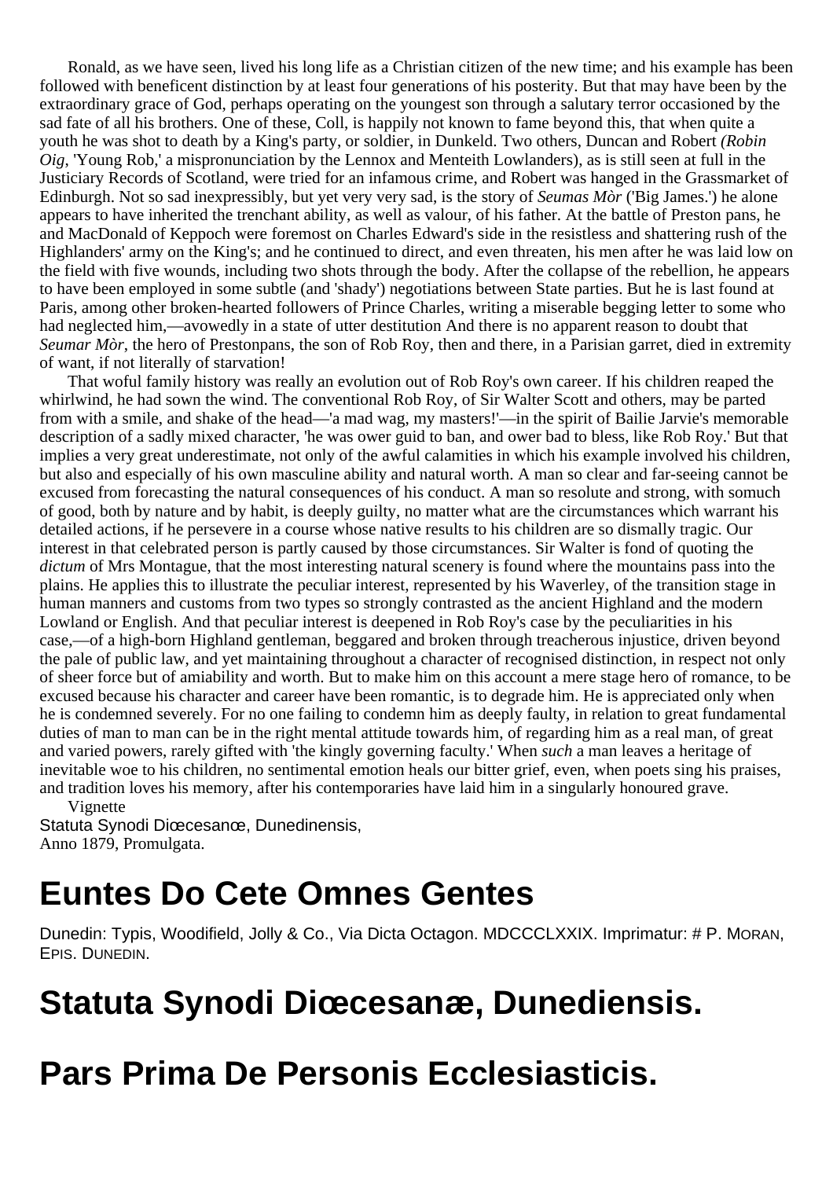Ronald, as we have seen, lived his long life as a Christian citizen of the new time; and his example has been followed with beneficent distinction by at least four generations of his posterity. But that may have been by the extraordinary grace of God, perhaps operating on the youngest son through a salutary terror occasioned by the sad fate of all his brothers. One of these, Coll, is happily not known to fame beyond this, that when quite a youth he was shot to death by a King's party, or soldier, in Dunkeld. Two others, Duncan and Robert *(Robin Oig*, 'Young Rob,' a mispronunciation by the Lennox and Menteith Lowlanders), as is still seen at full in the Justiciary Records of Scotland, were tried for an infamous crime, and Robert was hanged in the Grassmarket of Edinburgh. Not so sad inexpressibly, but yet very very sad, is the story of *Seumas Mòr* ('Big James.') he alone appears to have inherited the trenchant ability, as well as valour, of his father. At the battle of Preston pans, he and MacDonald of Keppoch were foremost on Charles Edward's side in the resistless and shattering rush of the Highlanders' army on the King's; and he continued to direct, and even threaten, his men after he was laid low on the field with five wounds, including two shots through the body. After the collapse of the rebellion, he appears to have been employed in some subtle (and 'shady') negotiations between State parties. But he is last found at Paris, among other broken-hearted followers of Prince Charles, writing a miserable begging letter to some who had neglected him,—avowedly in a state of utter destitution And there is no apparent reason to doubt that *Seumar Mòr*, the hero of Prestonpans, the son of Rob Roy, then and there, in a Parisian garret, died in extremity of want, if not literally of starvation!

That woful family history was really an evolution out of Rob Roy's own career. If his children reaped the whirlwind, he had sown the wind. The conventional Rob Roy, of Sir Walter Scott and others, may be parted from with a smile, and shake of the head—'a mad wag, my masters!'—in the spirit of Bailie Jarvie's memorable description of a sadly mixed character, 'he was ower guid to ban, and ower bad to bless, like Rob Roy.' But that implies a very great underestimate, not only of the awful calamities in which his example involved his children, but also and especially of his own masculine ability and natural worth. A man so clear and far-seeing cannot be excused from forecasting the natural consequences of his conduct. A man so resolute and strong, with somuch of good, both by nature and by habit, is deeply guilty, no matter what are the circumstances which warrant his detailed actions, if he persevere in a course whose native results to his children are so dismally tragic. Our interest in that celebrated person is partly caused by those circumstances. Sir Walter is fond of quoting the *dictum* of Mrs Montague, that the most interesting natural scenery is found where the mountains pass into the plains. He applies this to illustrate the peculiar interest, represented by his Waverley, of the transition stage in human manners and customs from two types so strongly contrasted as the ancient Highland and the modern Lowland or English. And that peculiar interest is deepened in Rob Roy's case by the peculiarities in his case,—of a high-born Highland gentleman, beggared and broken through treacherous injustice, driven beyond the pale of public law, and yet maintaining throughout a character of recognised distinction, in respect not only of sheer force but of amiability and worth. But to make him on this account a mere stage hero of romance, to be excused because his character and career have been romantic, is to degrade him. He is appreciated only when he is condemned severely. For no one failing to condemn him as deeply faulty, in relation to great fundamental duties of man to man can be in the right mental attitude towards him, of regarding him as a real man, of great and varied powers, rarely gifted with 'the kingly governing faculty.' When *such* a man leaves a heritage of inevitable woe to his children, no sentimental emotion heals our bitter grief, even, when poets sing his praises, and tradition loves his memory, after his contemporaries have laid him in a singularly honoured grave.

Vignette

Statuta Synodi Diœcesanœ, Dunedinensis,
Anno 1879, Promulgata.

# Euntes Do Cete Omnes Gentes

Dunedin: Typis, Woodifield, Jolly & Co., Via Dicta Octagon. MDCCCLXXIX. Imprimatur: # P. MORAN, EPIS. DUNEDIN.

# Statuta Synodi Diœcesanæ, Dunediensis.

# Pars Prima De Personis Ecclesiasticis.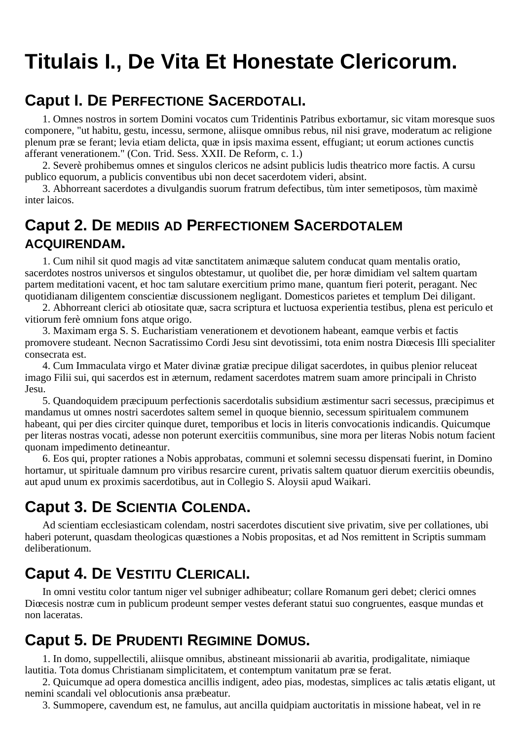# Titulais I., De Vita Et Honestate Clericorum.

## Caput I. De Perfectione Sacerdotali.

1. Omnes nostros in sortem Domini vocatos cum Tridentinis Patribus exbortamur, sic vitam moresque suos componere, "ut habitu, gestu, incessu, sermone, aliisque omnibus rebus, nil nisi grave, moderatum ac religione plenum præ se ferant; levia etiam delicta, quæ in ipsis maxima essent, effugiant; ut eorum actiones cunctis afferant venerationem." (Con. Trid. Sess. XXII. De Reform, c. 1.)

2. Severè prohibemus omnes et singulos clericos ne adsint publicis ludis theatrico more factis. A cursu publico equorum, a publicis conventibus ubi non decet sacerdotem videri, absint.

3. Abhorreant sacerdotes a divulgandis suorum fratrum defectibus, tùm inter semetiposos, tùm maximè inter laicos.

## Caput 2. De mediis ad Perfectionem Sacerdotalem acquirendam.

1. Cum nihil sit quod magis ad vitæ sanctitatem animæque salutem conducat quam mentalis oratio, sacerdotes nostros universos et singulos obtestamur, ut quolibet die, per horæ dimidiam vel saltem quartam partem meditationi vacent, et hoc tam salutare exercitium primo mane, quantum fieri poterit, peragant. Nec quotidianam diligentem conscientiæ discussionem negligant. Domesticos parietes et templum Dei diligant.

2. Abhorreant clerici ab otiositate quæ, sacra scriptura et luctuosa experientia testibus, plena est periculo et vitiorum ferè omnium fons atque origo.

3. Maximam erga S. S. Eucharistiam venerationem et devotionem habeant, eamque verbis et factis promovere studeant. Necnon Sacratissimo Cordi Jesu sint devotissimi, tota enim nostra Diœcesis Illi specialiter consecrata est.

4. Cum Immaculata virgo et Mater divinæ gratiæ precipue diligat sacerdotes, in quibus plenior reluceat imago Filii sui, qui sacerdos est in æternum, redament sacerdotes matrem suam amore principali in Christo Jesu.

5. Quandoquidem præcipuum perfectionis sacerdotalis subsidium æstimentur sacri secessus, præcipimus et mandamus ut omnes nostri sacerdotes saltem semel in quoque biennio, secessum spiritualem communem habeant, qui per dies circiter quinque duret, temporibus et locis in literis convocationis indicandis. Quicumque per literas nostras vocati, adesse non poterunt exercitiis communibus, sine mora per literas Nobis notum facient quonam impedimento detineantur.

6. Eos qui, propter rationes a Nobis approbatas, communi et solemni secessu dispensati fuerint, in Domino hortamur, ut spirituale damnum pro viribus resarcire curent, privatis saltem quatuor dierum exercitiis obeundis, aut apud unum ex proximis sacerdotibus, aut in Collegio S. Aloysii apud Waikari.

## Caput 3. De Scientia Colenda.

Ad scientiam ecclesiasticam colendam, nostri sacerdotes discutient sive privatim, sive per collationes, ubi haberi poterunt, quasdam theologicas quæstiones a Nobis propositas, et ad Nos remittent in Scriptis summam deliberationum.

## Caput 4. De Vestitu Clericali.

In omni vestitu color tantum niger vel subniger adhibeatur; collare Romanum geri debet; clerici omnes Diœcesis nostræ cum in publicum prodeunt semper vestes deferant statui suo congruentes, easque mundas et non laceratas.

## Caput 5. De Prudenti Regimine Domus.

1. In domo, suppellectili, aliisque omnibus, abstineant missionarii ab avaritia, prodigalitate, nimiaque lautitia. Tota domus Christianam simplicitatem, et contemptum vanitatum præ se ferat.

2. Quicumque ad opera domestica ancillis indigent, adeo pias, modestas, simplices ac talis ætatis eligant, ut nemini scandali vel oblocutionis ansa præbeatur.

3. Summopere, cavendum est, ne famulus, aut ancilla quidpiam auctoritatis in missione habeat, vel in re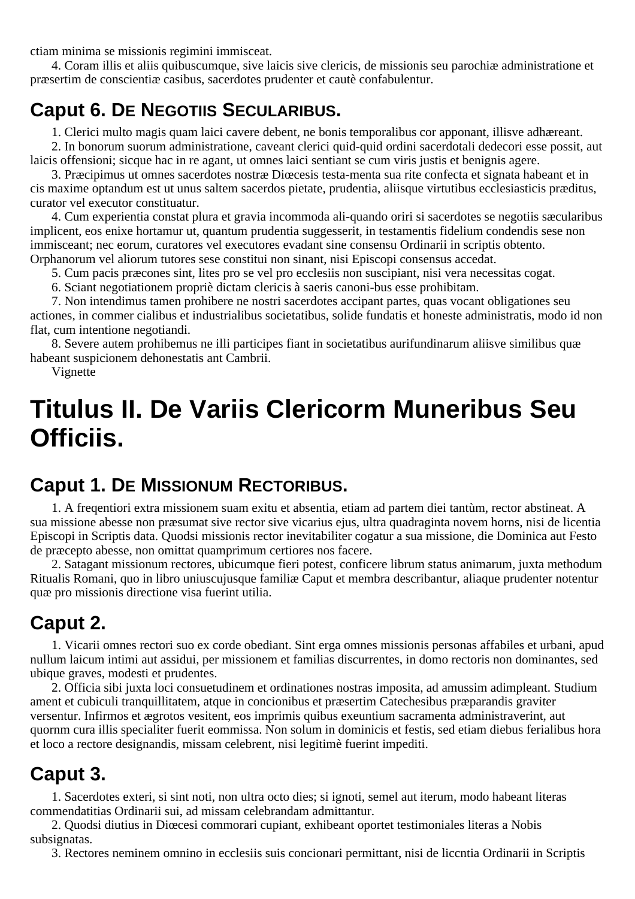ctiam minima se missionis regimini immisceat.

4. Coram illis et aliis quibuscumque, sive laicis sive clericis, de missionis seu parochiæ administratione et præsertim de conscientiæ casibus, sacerdotes prudenter et cautè confabulentur.

## Caput 6. De Negotiis Secularibus.

1. Clerici multo magis quam laici cavere debent, ne bonis temporalibus cor apponant, illisve adhæreant.

2. In bonorum suorum administratione, caveant clerici quid-quid ordini sacerdotali dedecori esse possit, aut laicis offensioni; sicque hac in re agant, ut omnes laici sentiant se cum viris justis et benignis agere.

3. Præcipimus ut omnes sacerdotes nostræ Diœcesis testa-menta sua rite confecta et signata habeant et in cis maxime optandum est ut unus saltem sacerdos pietate, prudentia, aliisque virtutibus ecclesiasticis præditus, curator vel executor constituatur.

4. Cum experientia constat plura et gravia incommoda ali-quando oriri si sacerdotes se negotiis sæcularibus implicent, eos enixe hortamur ut, quantum prudentia suggesserit, in testamentis fidelium condendis sese non immisceant; nec eorum, curatores vel executores evadant sine consensu Ordinarii in scriptis obtento. Orphanorum vel aliorum tutores sese constitui non sinant, nisi Episcopi consensus accedat.

5. Cum pacis præcones sint, lites pro se vel pro ecclesiis non suscipiant, nisi vera necessitas cogat.

6. Sciant negotiationem propriè dictam clericis à saeris canoni-bus esse prohibitam.

7. Non intendimus tamen prohibere ne nostri sacerdotes accipant partes, quas vocant obligationes seu actiones, in commer cialibus et industrialibus societatibus, solide fundatis et honeste administratis, modo id non flat, cum intentione negotiandi.

8. Severe autem prohibemus ne illi participes fiant in societatibus aurifundinarum aliisve similibus quæ habeant suspicionem dehonestatis ant Cambrii.

Vignette

# Titulus II. De Variis Clericorm Muneribus Seu Officiis.

## Caput 1. De Missionum Rectoribus.

1. A freqentiori extra missionem suam exitu et absentia, etiam ad partem diei tantùm, rector abstineat. A sua missione abesse non præsumat sive rector sive vicarius ejus, ultra quadraginta novem horns, nisi de licentia Episcopi in Scriptis data. Quodsi missionis rector inevitabiliter cogatur a sua missione, die Dominica aut Festo de præcepto abesse, non omittat quamprimum certiores nos facere.

2. Satagant missionum rectores, ubicumque fieri potest, conficere librum status animarum, juxta methodum Ritualis Romani, quo in libro uniuscujusque familiæ Caput et membra describantur, aliaque prudenter notentur quæ pro missionis directione visa fuerint utilia.

## Caput 2.

1. Vicarii omnes rectori suo ex corde obediant. Sint erga omnes missionis personas affabiles et urbani, apud nullum laicum intimi aut assidui, per missionem et familias discurrentes, in domo rectoris non dominantes, sed ubique graves, modesti et prudentes.

2. Officia sibi juxta loci consuetudinem et ordinationes nostras imposita, ad amussim adimpleant. Studium ament et cubiculi tranquillitatem, atque in concionibus et præsertim Catechesibus præparandis graviter versentur. Infirmos et ægrotos vesitent, eos imprimis quibus exeuntium sacramenta administraverint, aut quornm cura illis specialiter fuerit eommissa. Non solum in dominicis et festis, sed etiam diebus ferialibus hora et loco a rectore designandis, missam celebrent, nisi legitimè fuerint impediti.

## Caput 3.

1. Sacerdotes exteri, si sint noti, non ultra octo dies; si ignoti, semel aut iterum, modo habeant literas commendatitias Ordinarii sui, ad missam celebrandam admittantur.

2. Quodsi diutius in Diœcesi commorari cupiant, exhibeant oportet testimoniales literas a Nobis subsignatas.

3. Rectores neminem omnino in ecclesiis suis concionari permittant, nisi de liccntia Ordinarii in Scriptis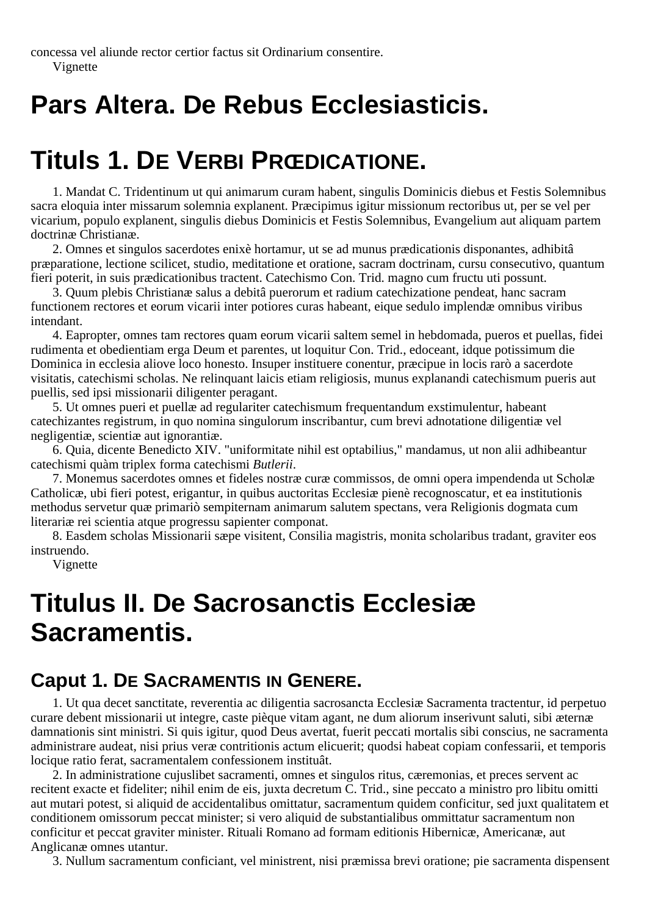concessa vel aliunde rector certior factus sit Ordinarium consentire.

Vignette

# Pars Altera. De Rebus Ecclesiasticis.

# Tituls 1. De Verbi Prœdicatione.

1. Mandat C. Tridentinum ut qui animarum curam habent, singulis Dominicis diebus et Festis Solemnibus sacra eloquia inter missarum solemnia explanent. Præcipimus igitur missionum rectoribus ut, per se vel per vicarium, populo explanent, singulis diebus Dominicis et Festis Solemnibus, Evangelium aut aliquam partem doctrinæ Christianæ.

2. Omnes et singulos sacerdotes enixè hortamur, ut se ad munus prædicationis disponantes, adhibitâ præparatione, lectione scilicet, studio, meditatione et oratione, sacram doctrinam, cursu consecutivo, quantum fieri poterit, in suis prædicationibus tractent. Catechismo Con. Trid. magno cum fructu uti possunt.

3. Quum plebis Christianæ salus a debitâ puerorum et radium catechizatione pendeat, hanc sacram functionem rectores et eorum vicarii inter potiores curas habeant, eique sedulo implendæ omnibus viribus intendant.

4. Eapropter, omnes tam rectores quam eorum vicarii saltem semel in hebdomada, pueros et puellas, fidei rudimenta et obedientiam erga Deum et parentes, ut loquitur Con. Trid., edoceant, idque potissimum die Dominica in ecclesia aliove loco honesto. Insuper instituere conentur, præcipue in locis rarò a sacerdote visitatis, catechismi scholas. Ne relinquant laicis etiam religiosis, munus explanandi catechismum pueris aut puellis, sed ipsi missionarii diligenter peragant.

5. Ut omnes pueri et puellæ ad regulariter catechismum frequentandum exstimulentur, habeant catechizantes registrum, in quo nomina singulorum inscribantur, cum brevi adnotatione diligentiæ vel negligentiæ, scientiæ aut ignorantiæ.

6. Quia, dicente Benedicto XIV. "uniformitate nihil est optabilius," mandamus, ut non alii adhibeantur catechismi quàm triplex forma catechismi *Butlerii*.

7. Monemus sacerdotes omnes et fideles nostræ curæ commissos, de omni opera impendenda ut Scholæ Catholicæ, ubi fieri potest, erigantur, in quibus auctoritas Ecclesiæ pienè recognoscatur, et ea institutionis methodus servetur quæ primariò sempiternam animarum salutem spectans, vera Religionis dogmata cum literariæ rei scientia atque progressu sapienter componat.

8. Easdem scholas Missionarii sæpe visitent, Consilia magistris, monita scholaribus tradant, graviter eos instruendo.

Vignette

# Titulus II. De Sacrosanctis Ecclesiæ Sacramentis.

## Caput 1. De Sacramentis in Genere.

1. Ut qua decet sanctitate, reverentia ac diligentia sacrosancta Ecclesiæ Sacramenta tractentur, id perpetuo curare debent missionarii ut integre, caste pièque vitam agant, ne dum aliorum inserivunt saluti, sibi æternæ damnationis sint ministri. Si quis igitur, quod Deus avertat, fuerit peccati mortalis sibi conscius, ne sacramenta administrare audeat, nisi prius veræ contritionis actum elicuerit; quodsi habeat copiam confessarii, et temporis locique ratio ferat, sacramentalem confessionem instituât.

2. In administratione cujuslibet sacramenti, omnes et singulos ritus, cæremonias, et preces servent ac recitent exacte et fideliter; nihil enim de eis, juxta decretum C. Trid., sine peccato a ministro pro libitu omitti aut mutari potest, si aliquid de accidentalibus omittatur, sacramentum quidem conficitur, sed juxt qualitatem et conditionem omissorum peccat minister; si vero aliquid de substantialibus ommittatur sacramentum non conficitur et peccat graviter minister. Rituali Romano ad formam editionis Hibernicæ, Americanæ, aut Anglicanæ omnes utantur.

3. Nullum sacramentum conficiant, vel ministrent, nisi præmissa brevi oratione; pie sacramenta dispensent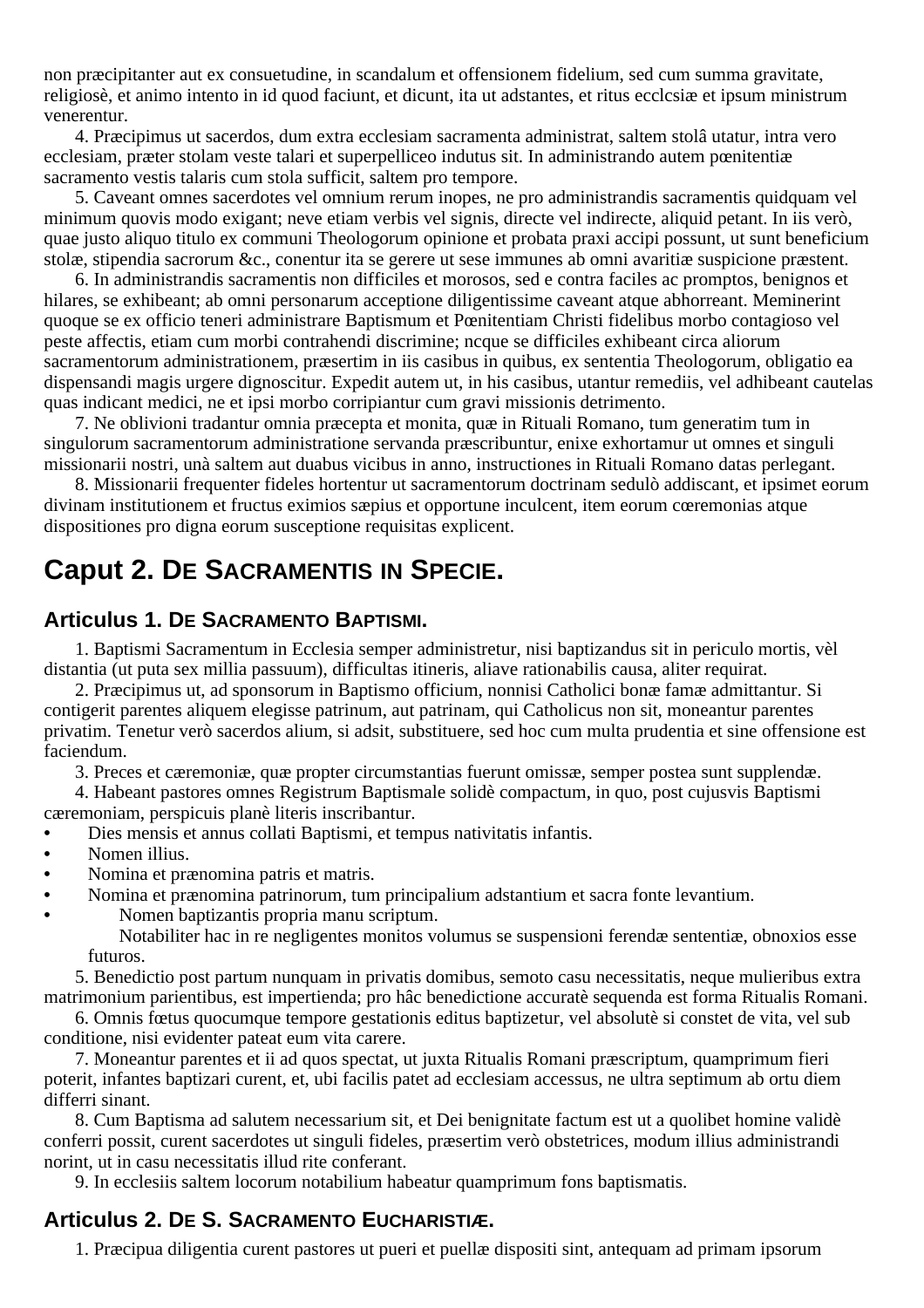non præcipitanter aut ex consuetudine, in scandalum et offensionem fidelium, sed cum summa gravitate, religiosè, et animo intento in id quod faciunt, et dicunt, ita ut adstantes, et ritus ecclcsiæ et ipsum ministrum venerentur.

4. Præcipimus ut sacerdos, dum extra ecclesiam sacramenta administrat, saltem stolâ utatur, intra vero ecclesiam, præter stolam veste talari et superpelliceo indutus sit. In administrando autem pœnitentiæ sacramento vestis talaris cum stola sufficit, saltem pro tempore.

5. Caveant omnes sacerdotes vel omnium rerum inopes, ne pro administrandis sacramentis quidquam vel minimum quovis modo exigant; neve etiam verbis vel signis, directe vel indirecte, aliquid petant. In iis verò, quae justo aliquo titulo ex communi Theologorum opinione et probata praxi accipi possunt, ut sunt beneficium stolæ, stipendia sacrorum &c., conentur ita se gerere ut sese immunes ab omni avaritiæ suspicione præstent.

6. In administrandis sacramentis non difficiles et morosos, sed e contra faciles ac promptos, benignos et hilares, se exhibeant; ab omni personarum acceptione diligentissime caveant atque abhorreant. Meminerint quoque se ex officio teneri administrare Baptismum et Pœnitentiam Christi fidelibus morbo contagioso vel peste affectis, etiam cum morbi contrahendi discrimine; ncque se difficiles exhibeant circa aliorum sacramentorum administrationem, præsertim in iis casibus in quibus, ex sententia Theologorum, obligatio ea dispensandi magis urgere dignoscitur. Expedit autem ut, in his casibus, utantur remediis, vel adhibeant cautelas quas indicant medici, ne et ipsi morbo corripiantur cum gravi missionis detrimento.

7. Ne oblivioni tradantur omnia præcepta et monita, quæ in Rituali Romano, tum generatim tum in singulorum sacramentorum administratione servanda præscribuntur, enixe exhortamur ut omnes et singuli missionarii nostri, unà saltem aut duabus vicibus in anno, instructiones in Rituali Romano datas perlegant.

8. Missionarii frequenter fideles hortentur ut sacramentorum doctrinam sedulò addiscant, et ipsimet eorum divinam institutionem et fructus eximios sæpius et opportune inculcent, item eorum cœremonias atque dispositiones pro digna eorum susceptione requisitas explicent.

## Caput 2. De Sacramentis in Specie.

### Articulus 1. De Sacramento Baptismi.

1. Baptismi Sacramentum in Ecclesia semper administretur, nisi baptizandus sit in periculo mortis, vèl distantia (ut puta sex millia passuum), difficultas itineris, aliave rationabilis causa, aliter requirat.

2. Præcipimus ut, ad sponsorum in Baptismo officium, nonnisi Catholici bonæ famæ admittantur. Si contigerit parentes aliquem elegisse patrinum, aut patrinam, qui Catholicus non sit, moneantur parentes privatim. Tenetur verò sacerdos alium, si adsit, substituere, sed hoc cum multa prudentia et sine offensione est faciendum.

3. Preces et cæremoniæ, quæ propter circumstantias fuerunt omissæ, semper postea sunt supplendæ.

4. Habeant pastores omnes Registrum Baptismale solidè compactum, in quo, post cujusvis Baptismi cæremoniam, perspicuis planè literis inscribantur.

- Dies mensis et annus collati Baptismi, et tempus nativitatis infantis.
- Nomen illius.
- Nomina et prænomina patris et matris.
- Nomina et prænomina patrinorum, tum principalium adstantium et sacra fonte levantium.
- Nomen baptizantis propria manu scriptum.

Notabiliter hac in re negligentes monitos volumus se suspensioni ferendæ sententiæ, obnoxios esse futuros.

5. Benedictio post partum nunquam in privatis domibus, semoto casu necessitatis, neque mulieribus extra matrimonium parientibus, est impertienda; pro hâc benedictione accuratè sequenda est forma Ritualis Romani.

6. Omnis fœtus quocumque tempore gestationis editus baptizetur, vel absolutè si constet de vita, vel sub conditione, nisi evidenter pateat eum vita carere.

7. Moneantur parentes et ii ad quos spectat, ut juxta Ritualis Romani præscriptum, quamprimum fieri poterit, infantes baptizari curent, et, ubi facilis patet ad ecclesiam accessus, ne ultra septimum ab ortu diem differri sinant.

8. Cum Baptisma ad salutem necessarium sit, et Dei benignitate factum est ut a quolibet homine validè conferri possit, curent sacerdotes ut singuli fideles, præsertim verò obstetrices, modum illius administrandi norint, ut in casu necessitatis illud rite conferant.

9. In ecclesiis saltem locorum notabilium habeatur quamprimum fons baptismatis.

### Articulus 2. De S. Sacramento Eucharistiæ.

1. Præcipua diligentia curent pastores ut pueri et puellæ dispositi sint, antequam ad primam ipsorum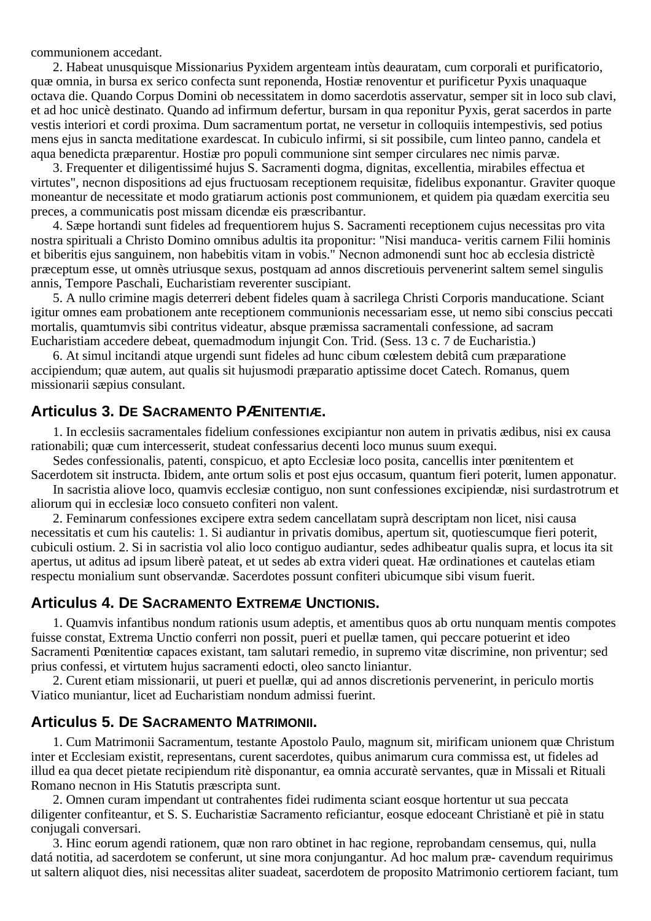communionem accedant.

2. Habeat unusquisque Missionarius Pyxidem argenteam intùs deauratam, cum corporali et purificatorio, quæ omnia, in bursa ex serico confecta sunt reponenda, Hostiæ renoventur et purificetur Pyxis unaquaque octava die. Quando Corpus Domini ob necessitatem in domo sacerdotis asservatur, semper sit in loco sub clavi, et ad hoc unicè destinato. Quando ad infirmum defertur, bursam in qua reponitur Pyxis, gerat sacerdos in parte vestis interiori et cordi proxima. Dum sacramentum portat, ne versetur in colloquiis intempestivis, sed potius mens ejus in sancta meditatione exardescat. In cubiculo infirmi, si sit possibile, cum linteo panno, candela et aqua benedicta præparentur. Hostiæ pro populi communione sint semper circulares nec nimis parvæ.

3. Frequenter et diligentissimé hujus S. Sacramenti dogma, dignitas, excellentia, mirabiles effectua et virtutes", necnon dispositions ad ejus fructuosam receptionem requisitæ, fidelibus exponantur. Graviter quoque moneantur de necessitate et modo gratiarum actionis post communionem, et quidem pia quædam exercitia seu preces, a communicatis post missam dicendæ eis præscribantur.

4. Sæpe hortandi sunt fideles ad frequentiorem hujus S. Sacramenti receptionem cujus necessitas pro vita nostra spirituali a Christo Domino omnibus adultis ita proponitur: "Nisi manduca- veritis carnem Filii hominis et biberitis ejus sanguinem, non habebitis vitam in vobis." Necnon admonendi sunt hoc ab ecclesia districtè præceptum esse, ut omnès utriusque sexus, postquam ad annos discretiouis pervenerint saltem semel singulis annis, Tempore Paschali, Eucharistiam reverenter suscipiant.

5. A nullo crimine magis deterreri debent fideles quam à sacrilega Christi Corporis manducatione. Sciant igitur omnes eam probationem ante receptionem communionis necessariam esse, ut nemo sibi conscius peccati mortalis, quamtumvis sibi contritus videatur, absque præmissa sacramentali confessione, ad sacram Eucharistiam accedere debeat, quemadmodum injungit Con. Trid. (Sess. 13 c. 7 de Eucharistia.)

6. At simul incitandi atque urgendi sunt fideles ad hunc cibum cœlestem debitâ cum præparatione accipiendum; quæ autem, aut qualis sit hujusmodi præparatio aptissime docet Catech. Romanus, quem missionarii sæpius consulant.

## Articulus 3. De Sacramento Pænitentiæ.

1. In ecclesiis sacramentales fidelium confessiones excipiantur non autem in privatis ædibus, nisi ex causa rationabili; quæ cum intercesserit, studeat confessarius decenti loco munus suum exequi.

Sedes confessionalis, patenti, conspicuo, et apto Ecclesiæ loco posita, cancellis inter pœnitentem et Sacerdotem sit instructa. Ibidem, ante ortum solis et post ejus occasum, quantum fieri poterit, lumen apponatur.

In sacristia aliove loco, quamvis ecclesiæ contiguo, non sunt confessiones excipiendæ, nisi surdastrotrum et aliorum qui in ecclesiæ loco consueto confiteri non valent.

2. Feminarum confessiones excipere extra sedem cancellatam suprà descriptam non licet, nisi causa necessitatis et cum his cautelis: 1. Si audiantur in privatis domibus, apertum sit, quotiescumque fieri poterit, cubiculi ostium. 2. Si in sacristia vol alio loco contiguo audiantur, sedes adhibeatur qualis supra, et locus ita sit apertus, ut aditus ad ipsum liberè pateat, et ut sedes ab extra videri queat. Hæ ordinationes et cautelas etiam respectu monialium sunt observandæ. Sacerdotes possunt confiteri ubicumque sibi visum fuerit.

## Articulus 4. De Sacramento Extremæ Unctionis.

1. Quamvis infantibus nondum rationis usum adeptis, et amentibus quos ab ortu nunquam mentis compotes fuisse constat, Extrema Unctio conferri non possit, pueri et puellæ tamen, qui peccare potuerint et ideo Sacramenti Pœnitentiœ capaces existant, tam salutari remedio, in supremo vitæ discrimine, non priventur; sed prius confessi, et virtutem hujus sacramenti edocti, oleo sancto liniantur.

2. Curent etiam missionarii, ut pueri et puellæ, qui ad annos discretionis pervenerint, in periculo mortis Viatico muniantur, licet ad Eucharistiam nondum admissi fuerint.

## Articulus 5. De Sacramento Matrimonii.

1. Cum Matrimonii Sacramentum, testante Apostolo Paulo, magnum sit, mirificam unionem quæ Christum inter et Ecclesiam existit, representans, curent sacerdotes, quibus animarum cura commissa est, ut fideles ad illud ea qua decet pietate recipiendum ritè disponantur, ea omnia accuratè servantes, quæ in Missali et Rituali Romano necnon in His Statutis præscripta sunt.

2. Omnen curam impendant ut contrahentes fidei rudimenta sciant eosque hortentur ut sua peccata diligenter confiteantur, et S. S. Eucharistiæ Sacramento reficiantur, eosque edoceant Christianè et piè in statu conjugali conversari.

3. Hinc eorum agendi rationem, quæ non raro obtinet in hac regione, reprobandam censemus, qui, nulla datá notitia, ad sacerdotem se conferunt, ut sine mora conjungantur. Ad hoc malum præ- cavendum requirimus ut saltern aliquot dies, nisi necessitas aliter suadeat, sacerdotem de proposito Matrimonio certiorem faciant, tum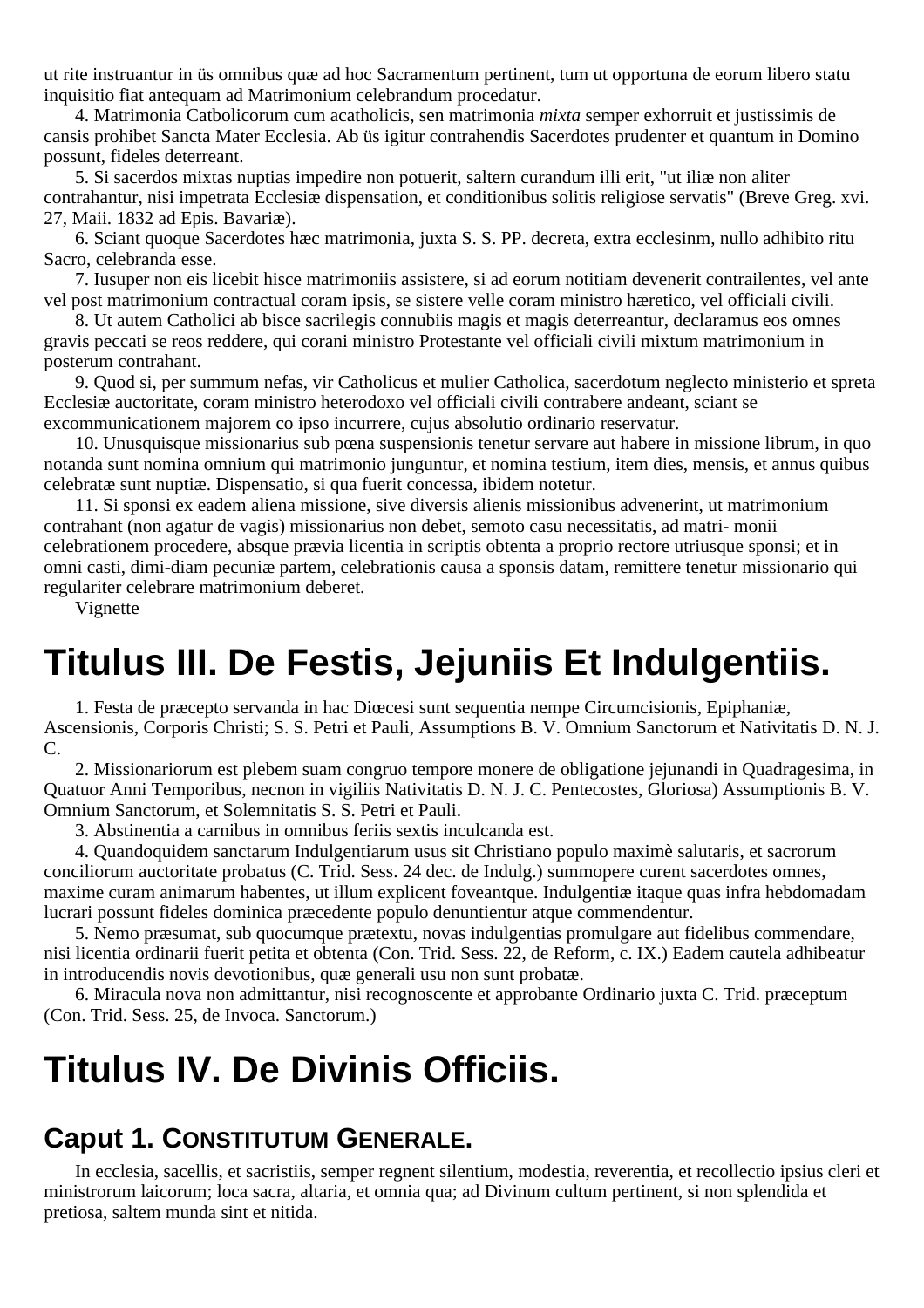ut rite instruantur in üs omnibus quæ ad hoc Sacramentum pertinent, tum ut opportuna de eorum libero statu inquisitio fiat antequam ad Matrimonium celebrandum procedatur.

4. Matrimonia Catbolicorum cum acatholicis, sen matrimonia *mixta* semper exhorruit et justissimis de cansis prohibet Sancta Mater Ecclesia. Ab üs igitur contrahendis Sacerdotes prudenter et quantum in Domino possunt, fideles deterreant.

5. Si sacerdos mixtas nuptias impedire non potuerit, saltern curandum illi erit, "ut iliæ non aliter contrahantur, nisi impetrata Ecclesiæ dispensation, et conditionibus solitis religiose servatis" (Breve Greg. xvi. 27, Maii. 1832 ad Epis. Bavariæ).

6. Sciant quoque Sacerdotes hæc matrimonia, juxta S. S. PP. decreta, extra ecclesinm, nullo adhibito ritu Sacro, celebranda esse.

7. Iusuper non eis licebit hisce matrimoniis assistere, si ad eorum notitiam devenerit contrailentes, vel ante vel post matrimonium contractual coram ipsis, se sistere velle coram ministro hæretico, vel officiali civili.

8. Ut autem Catholici ab bisce sacrilegis connubiis magis et magis deterreantur, declaramus eos omnes gravis peccati se reos reddere, qui corani ministro Protestante vel officiali civili mixtum matrimonium in posterum contrahant.

9. Quod si, per summum nefas, vir Catholicus et mulier Catholica, sacerdotum neglecto ministerio et spreta Ecclesiæ auctoritate, coram ministro heterodoxo vel officiali civili contrabere andeant, sciant se excommunicationem majorem co ipso incurrere, cujus absolutio ordinario reservatur.

10. Unusquisque missionarius sub pœna suspensionis tenetur servare aut habere in missione librum, in quo notanda sunt nomina omnium qui matrimonio junguntur, et nomina testium, item dies, mensis, et annus quibus celebratæ sunt nuptiæ. Dispensatio, si qua fuerit concessa, ibidem notetur.

11. Si sponsi ex eadem aliena missione, sive diversis alienis missionibus advenerint, ut matrimonium contrahant (non agatur de vagis) missionarius non debet, semoto casu necessitatis, ad matri- monii celebrationem procedere, absque prævia licentia in scriptis obtenta a proprio rectore utriusque sponsi; et in omni casti, dimi-diam pecuniæ partem, celebrationis causa a sponsis datam, remittere tenetur missionario qui regulariter celebrare matrimonium deberet.

Vignette

# Titulus III. De Festis, Jejuniis Et Indulgentiis.

1. Festa de præcepto servanda in hac Diœcesi sunt sequentia nempe Circumcisionis, Epiphaniæ, Ascensionis, Corporis Christi; S. S. Petri et Pauli, Assumptions B. V. Omnium Sanctorum et Nativitatis D. N. J. C.

2. Missionariorum est plebem suam congruo tempore monere de obligatione jejunandi in Quadragesima, in Quatuor Anni Temporibus, necnon in vigiliis Nativitatis D. N. J. C. Pentecostes, Gloriosa) Assumptionis B. V. Omnium Sanctorum, et Solemnitatis S. S. Petri et Pauli.

3. Abstinentia a carnibus in omnibus feriis sextis inculcanda est.

4. Quandoquidem sanctarum Indulgentiarum usus sit Christiano populo maximè salutaris, et sacrorum conciliorum auctoritate probatus (C. Trid. Sess. 24 dec. de Indulg.) summopere curent sacerdotes omnes, maxime curam animarum habentes, ut illum explicent foveantque. Indulgentiæ itaque quas infra hebdomadam lucrari possunt fideles dominica præcedente populo denuntientur atque commendentur.

5. Nemo præsumat, sub quocumque prætextu, novas indulgentias promulgare aut fidelibus commendare, nisi licentia ordinarii fuerit petita et obtenta (Con. Trid. Sess. 22, de Reform, c. IX.) Eadem cautela adhibeatur in introducendis novis devotionibus, quæ generali usu non sunt probatæ.

6. Miracula nova non admittantur, nisi recognoscente et approbante Ordinario juxta C. Trid. præceptum (Con. Trid. Sess. 25, de Invoca. Sanctorum.)

# Titulus IV. De Divinis Officiis.

## Caput 1. Constitutum Generale.

In ecclesia, sacellis, et sacristiis, semper regnent silentium, modestia, reverentia, et recollectio ipsius cleri et ministrorum laicorum; loca sacra, altaria, et omnia qua; ad Divinum cultum pertinent, si non splendida et pretiosa, saltem munda sint et nitida.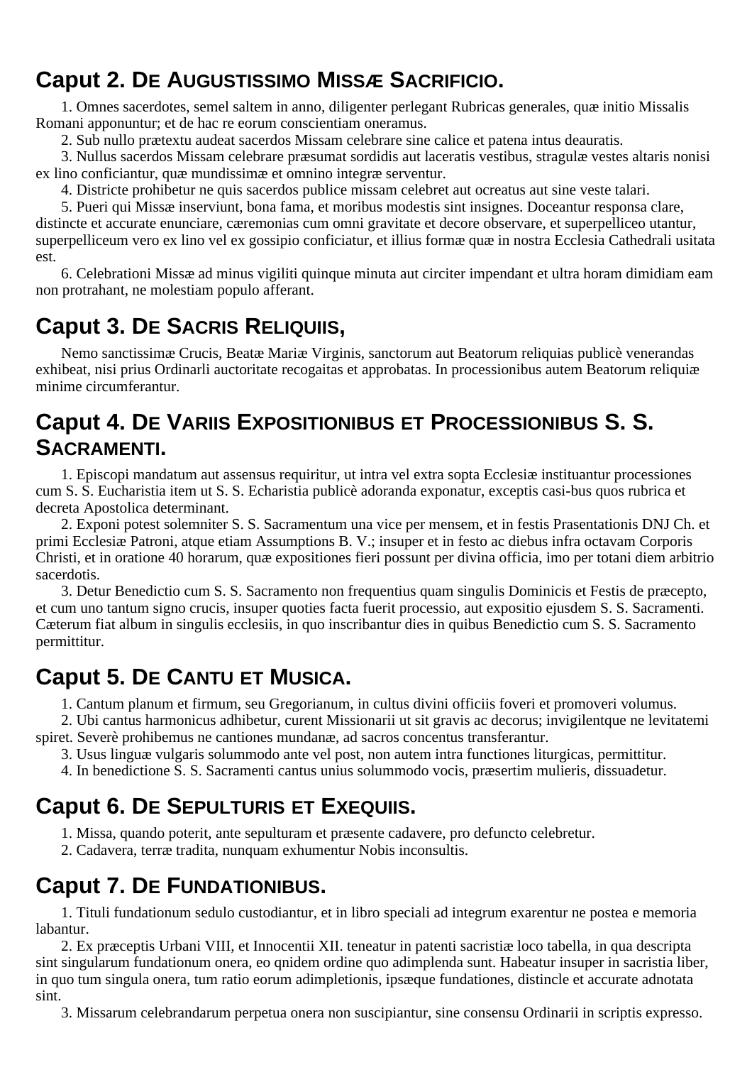## Caput 2. De Augustissimo Missæ Sacrificio.

1. Omnes sacerdotes, semel saltem in anno, diligenter perlegant Rubricas generales, quæ initio Missalis Romani apponuntur; et de hac re eorum conscientiam oneramus.

2. Sub nullo prætextu audeat sacerdos Missam celebrare sine calice et patena intus deauratis.

3. Nullus sacerdos Missam celebrare præsumat sordidis aut laceratis vestibus, stragulæ vestes altaris nonisi ex lino conficiantur, quæ mundissimæ et omnino integræ serventur.

4. Districte prohibetur ne quis sacerdos publice missam celebret aut ocreatus aut sine veste talari.

5. Pueri qui Missæ inserviunt, bona fama, et moribus modestis sint insignes. Doceantur responsa clare, distincte et accurate enunciare, cæremonias cum omni gravitate et decore observare, et superpelliceo utantur, superpelliceum vero ex lino vel ex gossipio conficiatur, et illius formæ quæ in nostra Ecclesia Cathedrali usitata est.

6. Celebrationi Missæ ad minus vigiliti quinque minuta aut circiter impendant et ultra horam dimidiam eam non protrahant, ne molestiam populo afferant.

## Caput 3. De Sacris Reliquiis,

Nemo sanctissimæ Crucis, Beatæ Mariæ Virginis, sanctorum aut Beatorum reliquias publicè venerandas exhibeat, nisi prius Ordinarli auctoritate recogaitas et approbatas. In processionibus autem Beatorum reliquiæ minime circumferantur.

## Caput 4. De Variis Expositionibus et Processionibus S. S. Sacramenti.

1. Episcopi mandatum aut assensus requiritur, ut intra vel extra sopta Ecclesiæ instituantur processiones cum S. S. Eucharistia item ut S. S. Echaristia publicè adoranda exponatur, exceptis casi-bus quos rubrica et decreta Apostolica determinant.

2. Exponi potest solemniter S. S. Sacramentum una vice per mensem, et in festis Prasentationis DNJ Ch. et primi Ecclesiæ Patroni, atque etiam Assumptions B. V.; insuper et in festo ac diebus infra octavam Corporis Christi, et in oratione 40 horarum, quæ expositiones fieri possunt per divina officia, imo per totani diem arbitrio sacerdotis.

3. Detur Benedictio cum S. S. Sacramento non frequentius quam singulis Dominicis et Festis de præcepto, et cum uno tantum signo crucis, insuper quoties facta fuerit processio, aut expositio ejusdem S. S. Sacramenti. Cæterum fiat album in singulis ecclesiis, in quo inscribantur dies in quibus Benedictio cum S. S. Sacramento permittitur.

## Caput 5. De Cantu et Musica.

1. Cantum planum et firmum, seu Gregorianum, in cultus divini officiis foveri et promoveri volumus.

2. Ubi cantus harmonicus adhibetur, curent Missionarii ut sit gravis ac decorus; invigilentque ne levitatemi spiret. Severè prohibemus ne cantiones mundanæ, ad sacros concentus transferantur.

3. Usus linguæ vulgaris solummodo ante vel post, non autem intra functiones liturgicas, permittitur.

4. In benedictione S. S. Sacramenti cantus unius solummodo vocis, præsertim mulieris, dissuadetur.

## Caput 6. De Sepulturis et Exequiis.

1. Missa, quando poterit, ante sepulturam et præsente cadavere, pro defuncto celebretur.

2. Cadavera, terræ tradita, nunquam exhumentur Nobis inconsultis.

## Caput 7. De Fundationibus.

1. Tituli fundationum sedulo custodiantur, et in libro speciali ad integrum exarentur ne postea e memoria labantur.

2. Ex præceptis Urbani VIII, et Innocentii XII. teneatur in patenti sacristiæ loco tabella, in qua descripta sint singularum fundationum onera, eo qnidem ordine quo adimplenda sunt. Habeatur insuper in sacristia liber, in quo tum singula onera, tum ratio eorum adimpletionis, ipsæque fundationes, distincle et accurate adnotata sint.

3. Missarum celebrandarum perpetua onera non suscipiantur, sine consensu Ordinarii in scriptis expresso.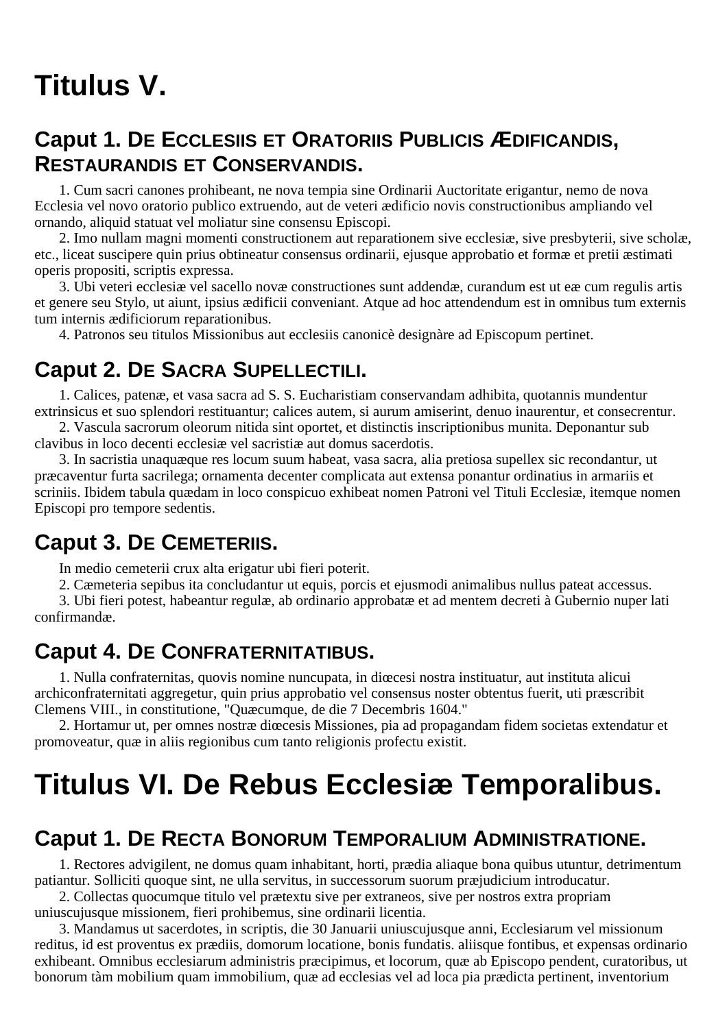# Titulus V.

## Caput 1. De Ecclesiis et Oratoriis Publicis Ædificandis, Restaurandis et Conservandis.

1. Cum sacri canones prohibeant, ne nova tempia sine Ordinarii Auctoritate erigantur, nemo de nova Ecclesia vel novo oratorio publico extruendo, aut de veteri ædificio novis constructionibus ampliando vel ornando, aliquid statuat vel moliatur sine consensu Episcopi.

2. Imo nullam magni momenti constructionem aut reparationem sive ecclesiæ, sive presbyterii, sive scholæ, etc., liceat suscipere quin prius obtineatur consensus ordinarii, ejusque approbatio et formæ et pretii æstimati operis propositi, scriptis expressa.

3. Ubi veteri ecclesiæ vel sacello novæ constructiones sunt addendæ, curandum est ut eæ cum regulis artis et genere seu Stylo, ut aiunt, ipsius ædificii conveniant. Atque ad hoc attendendum est in omnibus tum externis tum internis ædificiorum reparationibus.

4. Patronos seu titulos Missionibus aut ecclesiis canonicè designàre ad Episcopum pertinet.

## Caput 2. De Sacra Supellectili.

1. Calices, patenæ, et vasa sacra ad S. S. Eucharistiam conservandam adhibita, quotannis mundentur extrinsicus et suo splendori restituantur; calices autem, si aurum amiserint, denuo inaurentur, et consecrentur.

2. Vascula sacrorum oleorum nitida sint oportet, et distinctis inscriptionibus munita. Deponantur sub clavibus in loco decenti ecclesiæ vel sacristiæ aut domus sacerdotis.

3. In sacristia unaquæque res locum suum habeat, vasa sacra, alia pretiosa supellex sic recondantur, ut præcaventur furta sacrilega; ornamenta decenter complicata aut extensa ponantur ordinatius in armariis et scriniis. Ibidem tabula quædam in loco conspicuo exhibeat nomen Patroni vel Tituli Ecclesiæ, itemque nomen Episcopi pro tempore sedentis.

## Caput 3. De Cemeteriis.

In medio cemeterii crux alta erigatur ubi fieri poterit.

2. Cæmeteria sepibus ita concludantur ut equis, porcis et ejusmodi animalibus nullus pateat accessus.

3. Ubi fieri potest, habeantur regulæ, ab ordinario approbatæ et ad mentem decreti à Gubernio nuper lati confirmandæ.

## Caput 4. De Confraternitatibus.

1. Nulla confraternitas, quovis nomine nuncupata, in diœcesi nostra instituatur, aut instituta alicui archiconfraternitati aggregetur, quin prius approbatio vel consensus noster obtentus fuerit, uti præscribit Clemens VIII., in constitutione, "Quæcumque, de die 7 Decembris 1604."

2. Hortamur ut, per omnes nostræ diœcesis Missiones, pia ad propagandam fidem societas extendatur et promoveatur, quæ in aliis regionibus cum tanto religionis profectu existit.

# Titulus VI. De Rebus Ecclesiæ Temporalibus.

## Caput 1. De Recta Bonorum Temporalium Administratione.

1. Rectores advigilent, ne domus quam inhabitant, horti, prædia aliaque bona quibus utuntur, detrimentum patiantur. Solliciti quoque sint, ne ulla servitus, in successorum suorum præjudicium introducatur.

2. Collectas quocumque titulo vel prætextu sive per extraneos, sive per nostros extra propriam uniuscujusque missionem, fieri prohibemus, sine ordinarii licentia.

3. Mandamus ut sacerdotes, in scriptis, die 30 Januarii uniuscujusque anni, Ecclesiarum vel missionum reditus, id est proventus ex prædiis, domorum locatione, bonis fundatis. aliisque fontibus, et expensas ordinario exhibeant. Omnibus ecclesiarum administris præcipimus, et locorum, quæ ab Episcopo pendent, curatoribus, ut bonorum tàm mobilium quam immobilium, quæ ad ecclesias vel ad loca pia prædicta pertinent, inventorium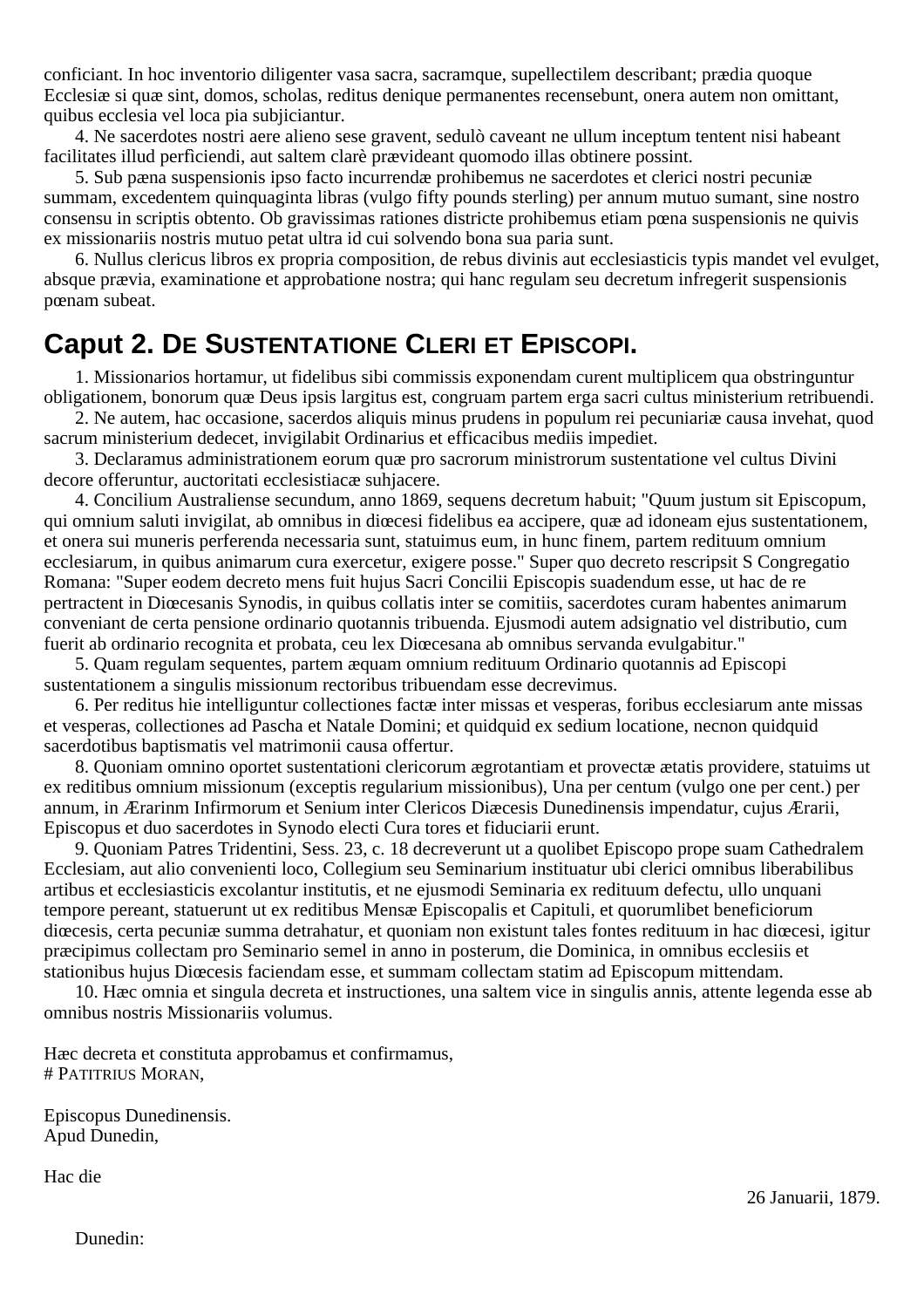conficiant. In hoc inventorio diligenter vasa sacra, sacramque, supellectilem describant; prædia quoque Ecclesiæ si quæ sint, domos, scholas, reditus denique permanentes recensebunt, onera autem non omittant, quibus ecclesia vel loca pia subjiciantur.

4. Ne sacerdotes nostri aere alieno sese gravent, sedulò caveant ne ullum inceptum tentent nisi habeant facilitates illud perficiendi, aut saltem clarè prævideant quomodo illas obtinere possint.

5. Sub pæna suspensionis ipso facto incurrendæ prohibemus ne sacerdotes et clerici nostri pecuniæ summam, excedentem quinquaginta libras (vulgo fifty pounds sterling) per annum mutuo sumant, sine nostro consensu in scriptis obtento. Ob gravissimas rationes districte prohibemus etiam pœna suspensionis ne quivis ex missionariis nostris mutuo petat ultra id cui solvendo bona sua paria sunt.

6. Nullus clericus libros ex propria composition, de rebus divinis aut ecclesiasticis typis mandet vel evulget, absque prævia, examinatione et approbatione nostra; qui hanc regulam seu decretum infregerit suspensionis pœnam subeat.

## Caput 2. De Sustentatione Cleri et Episcopi.

1. Missionarios hortamur, ut fidelibus sibi commissis exponendam curent multiplicem qua obstringuntur obligationem, bonorum quæ Deus ipsis largitus est, congruam partem erga sacri cultus ministerium retribuendi.

2. Ne autem, hac occasione, sacerdos aliquis minus prudens in populum rei pecuniariæ causa invehat, quod sacrum ministerium dedecet, invigilabit Ordinarius et efficacibus mediis impediet.

3. Declaramus administrationem eorum quæ pro sacrorum ministrorum sustentatione vel cultus Divini decore offeruntur, auctoritati ecclesistiacæ suhjacere.

4. Concilium Australiense secundum, anno 1869, sequens decretum habuit; "Quum justum sit Episcopum, qui omnium saluti invigilat, ab omnibus in diœcesi fidelibus ea accipere, quæ ad idoneam ejus sustentationem, et onera sui muneris perferenda necessaria sunt, statuimus eum, in hunc finem, partem redituum omnium ecclesiarum, in quibus animarum cura exercetur, exigere posse." Super quo decreto rescripsit S Congregatio Romana: "Super eodem decreto mens fuit hujus Sacri Concilii Episcopis suadendum esse, ut hac de re pertractent in Diœcesanis Synodis, in quibus collatis inter se comitiis, sacerdotes curam habentes animarum conveniant de certa pensione ordinario quotannis tribuenda. Ejusmodi autem adsignatio vel distributio, cum fuerit ab ordinario recognita et probata, ceu lex Diœcesana ab omnibus servanda evulgabitur."

5. Quam regulam sequentes, partem æquam omnium redituum Ordinario quotannis ad Episcopi sustentationem a singulis missionum rectoribus tribuendam esse decrevimus.

6. Per reditus hie intelliguntur collectiones factæ inter missas et vesperas, foribus ecclesiarum ante missas et vesperas, collectiones ad Pascha et Natale Domini; et quidquid ex sedium locatione, necnon quidquid sacerdotibus baptismatis vel matrimonii causa offertur.

8. Quoniam omnino oportet sustentationi clericorum ægrotantiam et provectæ ætatis providere, statuims ut ex reditibus omnium missionum (exceptis regularium missionibus), Una per centum (vulgo one per cent.) per annum, in Ærarinm Infirmorum et Senium inter Clericos Diæcesis Dunedinensis impendatur, cujus Ærarii, Episcopus et duo sacerdotes in Synodo electi Cura tores et fiduciarii erunt.

9. Quoniam Patres Tridentini, Sess. 23, c. 18 decreverunt ut a quolibet Episcopo prope suam Cathedralem Ecclesiam, aut alio convenienti loco, Collegium seu Seminarium instituatur ubi clerici omnibus liberabilibus artibus et ecclesiasticis excolantur institutis, et ne ejusmodi Seminaria ex redituum defectu, ullo unquani tempore pereant, statuerunt ut ex reditibus Mensæ Episcopalis et Capituli, et quorumlibet beneficiorum diœcesis, certa pecuniæ summa detrahatur, et quoniam non existunt tales fontes redituum in hac diœcesi, igitur præcipimus collectam pro Seminario semel in anno in posterum, die Dominica, in omnibus ecclesiis et stationibus hujus Diœcesis faciendam esse, et summam collectam statim ad Episcopum mittendam.

10. Hæc omnia et singula decreta et instructiones, una saltem vice in singulis annis, attente legenda esse ab omnibus nostris Missionariis volumus.

Hæc decreta et constituta approbamus et confirmamus,
# Patitrius Moran,

Episcopus Dunedinensis.
Apud Dunedin,

Hac die

26 Januarii, 1879.

Dunedin: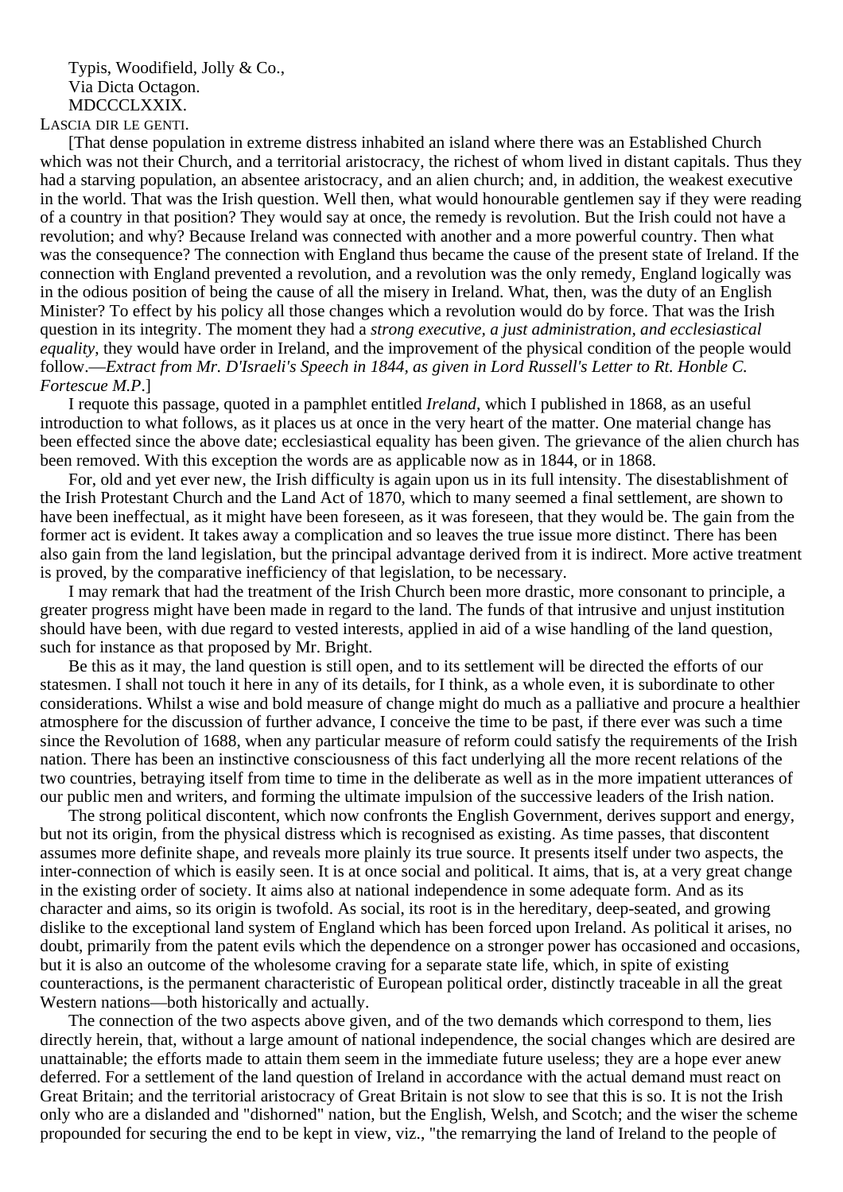Typis, Woodifield, Jolly & Co.,
Via Dicta Octagon.
MDCCCLXXIX.

LASCIA DIR LE GENTI.

[That dense population in extreme distress inhabited an island where there was an Established Church which was not their Church, and a territorial aristocracy, the richest of whom lived in distant capitals. Thus they had a starving population, an absentee aristocracy, and an alien church; and, in addition, the weakest executive in the world. That was the Irish question. Well then, what would honourable gentlemen say if they were reading of a country in that position? They would say at once, the remedy is revolution. But the Irish could not have a revolution; and why? Because Ireland was connected with another and a more powerful country. Then what was the consequence? The connection with England thus became the cause of the present state of Ireland. If the connection with England prevented a revolution, and a revolution was the only remedy, England logically was in the odious position of being the cause of all the misery in Ireland. What, then, was the duty of an English Minister? To effect by his policy all those changes which a revolution would do by force. That was the Irish question in its integrity. The moment they had a *strong executive, a just administration, and ecclesiastical equality*, they would have order in Ireland, and the improvement of the physical condition of the people would follow.—*Extract from Mr. D'Israeli's Speech in 1844, as given in Lord Russell's Letter to Rt. Honble C. Fortescue M.P*.]

I requote this passage, quoted in a pamphlet entitled *Ireland*, which I published in 1868, as an useful introduction to what follows, as it places us at once in the very heart of the matter. One material change has been effected since the above date; ecclesiastical equality has been given. The grievance of the alien church has been removed. With this exception the words are as applicable now as in 1844, or in 1868.

For, old and yet ever new, the Irish difficulty is again upon us in its full intensity. The disestablishment of the Irish Protestant Church and the Land Act of 1870, which to many seemed a final settlement, are shown to have been ineffectual, as it might have been foreseen, as it was foreseen, that they would be. The gain from the former act is evident. It takes away a complication and so leaves the true issue more distinct. There has been also gain from the land legislation, but the principal advantage derived from it is indirect. More active treatment is proved, by the comparative inefficiency of that legislation, to be necessary.

I may remark that had the treatment of the Irish Church been more drastic, more consonant to principle, a greater progress might have been made in regard to the land. The funds of that intrusive and unjust institution should have been, with due regard to vested interests, applied in aid of a wise handling of the land question, such for instance as that proposed by Mr. Bright.

Be this as it may, the land question is still open, and to its settlement will be directed the efforts of our statesmen. I shall not touch it here in any of its details, for I think, as a whole even, it is subordinate to other considerations. Whilst a wise and bold measure of change might do much as a palliative and procure a healthier atmosphere for the discussion of further advance, I conceive the time to be past, if there ever was such a time since the Revolution of 1688, when any particular measure of reform could satisfy the requirements of the Irish nation. There has been an instinctive consciousness of this fact underlying all the more recent relations of the two countries, betraying itself from time to time in the deliberate as well as in the more impatient utterances of our public men and writers, and forming the ultimate impulsion of the successive leaders of the Irish nation.

The strong political discontent, which now confronts the English Government, derives support and energy, but not its origin, from the physical distress which is recognised as existing. As time passes, that discontent assumes more definite shape, and reveals more plainly its true source. It presents itself under two aspects, the inter-connection of which is easily seen. It is at once social and political. It aims, that is, at a very great change in the existing order of society. It aims also at national independence in some adequate form. And as its character and aims, so its origin is twofold. As social, its root is in the hereditary, deep-seated, and growing dislike to the exceptional land system of England which has been forced upon Ireland. As political it arises, no doubt, primarily from the patent evils which the dependence on a stronger power has occasioned and occasions, but it is also an outcome of the wholesome craving for a separate state life, which, in spite of existing counteractions, is the permanent characteristic of European political order, distinctly traceable in all the great Western nations—both historically and actually.

The connection of the two aspects above given, and of the two demands which correspond to them, lies directly herein, that, without a large amount of national independence, the social changes which are desired are unattainable; the efforts made to attain them seem in the immediate future useless; they are a hope ever anew deferred. For a settlement of the land question of Ireland in accordance with the actual demand must react on Great Britain; and the territorial aristocracy of Great Britain is not slow to see that this is so. It is not the Irish only who are a dislanded and "dishorned" nation, but the English, Welsh, and Scotch; and the wiser the scheme propounded for securing the end to be kept in view, viz., "the remarrying the land of Ireland to the people of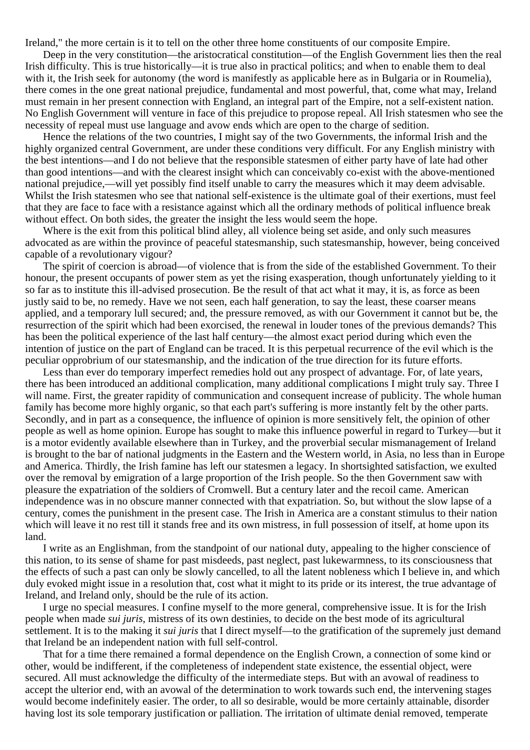Ireland," the more certain is it to tell on the other three home constituents of our composite Empire.

Deep in the very constitution—the aristocratical constitution—of the English Government lies then the real Irish difficulty. This is true historically—it is true also in practical politics; and when to enable them to deal with it, the Irish seek for autonomy (the word is manifestly as applicable here as in Bulgaria or in Roumelia), there comes in the one great national prejudice, fundamental and most powerful, that, come what may, Ireland must remain in her present connection with England, an integral part of the Empire, not a self-existent nation. No English Government will venture in face of this prejudice to propose repeal. All Irish statesmen who see the necessity of repeal must use language and avow ends which are open to the charge of sedition.

Hence the relations of the two countries, I might say of the two Governments, the informal Irish and the highly organized central Government, are under these conditions very difficult. For any English ministry with the best intentions—and I do not believe that the responsible statesmen of either party have of late had other than good intentions—and with the clearest insight which can conceivably co-exist with the above-mentioned national prejudice,—will yet possibly find itself unable to carry the measures which it may deem advisable. Whilst the Irish statesmen who see that national self-existence is the ultimate goal of their exertions, must feel that they are face to face with a resistance against which all the ordinary methods of political influence break without effect. On both sides, the greater the insight the less would seem the hope.

Where is the exit from this political blind alley, all violence being set aside, and only such measures advocated as are within the province of peaceful statesmanship, such statesmanship, however, being conceived capable of a revolutionary vigour?

The spirit of coercion is abroad—of violence that is from the side of the established Government. To their honour, the present occupants of power stem as yet the rising exasperation, though unfortunately yielding to it so far as to institute this ill-advised prosecution. Be the result of that act what it may, it is, as force as been justly said to be, no remedy. Have we not seen, each half generation, to say the least, these coarser means applied, and a temporary lull secured; and, the pressure removed, as with our Government it cannot but be, the resurrection of the spirit which had been exorcised, the renewal in louder tones of the previous demands? This has been the political experience of the last half century—the almost exact period during which even the intention of justice on the part of England can be traced. It is this perpetual recurrence of the evil which is the peculiar opprobrium of our statesmanship, and the indication of the true direction for its future efforts.

Less than ever do temporary imperfect remedies hold out any prospect of advantage. For, of late years, there has been introduced an additional complication, many additional complications I might truly say. Three I will name. First, the greater rapidity of communication and consequent increase of publicity. The whole human family has become more highly organic, so that each part's suffering is more instantly felt by the other parts. Secondly, and in part as a consequence, the influence of opinion is more sensitively felt, the opinion of other people as well as home opinion. Europe has sought to make this influence powerful in regard to Turkey—but it is a motor evidently available elsewhere than in Turkey, and the proverbial secular mismanagement of Ireland is brought to the bar of national judgments in the Eastern and the Western world, in Asia, no less than in Europe and America. Thirdly, the Irish famine has left our statesmen a legacy. In shortsighted satisfaction, we exulted over the removal by emigration of a large proportion of the Irish people. So the then Government saw with pleasure the expatriation of the soldiers of Cromwell. But a century later and the recoil came. American independence was in no obscure manner connected with that expatriation. So, but without the slow lapse of a century, comes the punishment in the present case. The Irish in America are a constant stimulus to their nation which will leave it no rest till it stands free and its own mistress, in full possession of itself, at home upon its land.

I write as an Englishman, from the standpoint of our national duty, appealing to the higher conscience of this nation, to its sense of shame for past misdeeds, past neglect, past lukewarmness, to its consciousness that the effects of such a past can only be slowly cancelled, to all the latent nobleness which I believe in, and which duly evoked might issue in a resolution that, cost what it might to its pride or its interest, the true advantage of Ireland, and Ireland only, should be the rule of its action.

I urge no special measures. I confine myself to the more general, comprehensive issue. It is for the Irish people when made *sui juris*, mistress of its own destinies, to decide on the best mode of its agricultural settlement. It is to the making it *sui juris* that I direct myself—to the gratification of the supremely just demand that Ireland be an independent nation with full self-control.

That for a time there remained a formal dependence on the English Crown, a connection of some kind or other, would be indifferent, if the completeness of independent state existence, the essential object, were secured. All must acknowledge the difficulty of the intermediate steps. But with an avowal of readiness to accept the ulterior end, with an avowal of the determination to work towards such end, the intervening stages would become indefinitely easier. The order, to all so desirable, would be more certainly attainable, disorder having lost its sole temporary justification or palliation. The irritation of ultimate denial removed, temperate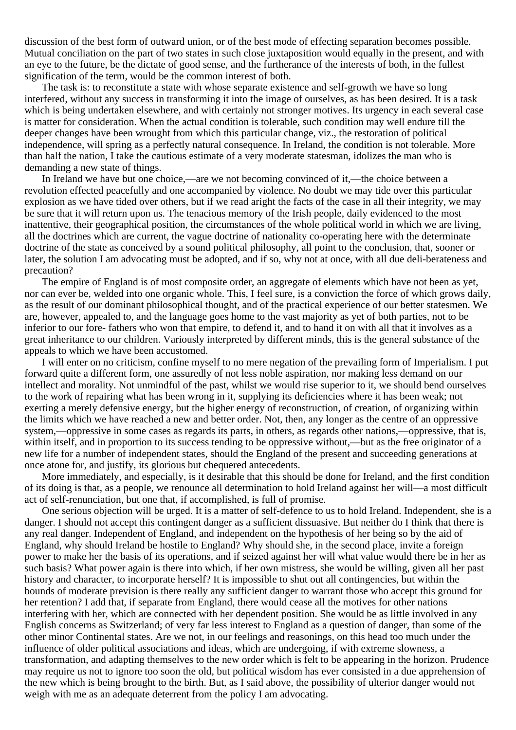discussion of the best form of outward union, or of the best mode of effecting separation becomes possible. Mutual conciliation on the part of two states in such close juxtaposition would equally in the present, and with an eye to the future, be the dictate of good sense, and the furtherance of the interests of both, in the fullest signification of the term, would be the common interest of both.

The task is: to reconstitute a state with whose separate existence and self-growth we have so long interfered, without any success in transforming it into the image of ourselves, as has been desired. It is a task which is being undertaken elsewhere, and with certainly not stronger motives. Its urgency in each several case is matter for consideration. When the actual condition is tolerable, such condition may well endure till the deeper changes have been wrought from which this particular change, viz., the restoration of political independence, will spring as a perfectly natural consequence. In Ireland, the condition is not tolerable. More than half the nation, I take the cautious estimate of a very moderate statesman, idolizes the man who is demanding a new state of things.

In Ireland we have but one choice,—are we not becoming convinced of it,—the choice between a revolution effected peacefully and one accompanied by violence. No doubt we may tide over this particular explosion as we have tided over others, but if we read aright the facts of the case in all their integrity, we may be sure that it will return upon us. The tenacious memory of the Irish people, daily evidenced to the most inattentive, their geographical position, the circumstances of the whole political world in which we are living, all the doctrines which are current, the vague doctrine of nationality co-operating here with the determinate doctrine of the state as conceived by a sound political philosophy, all point to the conclusion, that, sooner or later, the solution I am advocating must be adopted, and if so, why not at once, with all due deli-berateness and precaution?

The empire of England is of most composite order, an aggregate of elements which have not been as yet, nor can ever be, welded into one organic whole. This, I feel sure, is a conviction the force of which grows daily, as the result of our dominant philosophical thought, and of the practical experience of our better statesmen. We are, however, appealed to, and the language goes home to the vast majority as yet of both parties, not to be inferior to our fore- fathers who won that empire, to defend it, and to hand it on with all that it involves as a great inheritance to our children. Variously interpreted by different minds, this is the general substance of the appeals to which we have been accustomed.

I will enter on no criticism, confine myself to no mere negation of the prevailing form of Imperialism. I put forward quite a different form, one assuredly of not less noble aspiration, nor making less demand on our intellect and morality. Not unmindful of the past, whilst we would rise superior to it, we should bend ourselves to the work of repairing what has been wrong in it, supplying its deficiencies where it has been weak; not exerting a merely defensive energy, but the higher energy of reconstruction, of creation, of organizing within the limits which we have reached a new and better order. Not, then, any longer as the centre of an oppressive system,—oppressive in some cases as regards its parts, in others, as regards other nations,—oppressive, that is, within itself, and in proportion to its success tending to be oppressive without,—but as the free originator of a new life for a number of independent states, should the England of the present and succeeding generations at once atone for, and justify, its glorious but chequered antecedents.

More immediately, and especially, is it desirable that this should be done for Ireland, and the first condition of its doing is that, as a people, we renounce all determination to hold Ireland against her will—a most difficult act of self-renunciation, but one that, if accomplished, is full of promise.

One serious objection will be urged. It is a matter of self-defence to us to hold Ireland. Independent, she is a danger. I should not accept this contingent danger as a sufficient dissuasive. But neither do I think that there is any real danger. Independent of England, and independent on the hypothesis of her being so by the aid of England, why should Ireland be hostile to England? Why should she, in the second place, invite a foreign power to make her the basis of its operations, and if seized against her will what value would there be in her as such basis? What power again is there into which, if her own mistress, she would be willing, given all her past history and character, to incorporate herself? It is impossible to shut out all contingencies, but within the bounds of moderate prevision is there really any sufficient danger to warrant those who accept this ground for her retention? I add that, if separate from England, there would cease all the motives for other nations interfering with her, which are connected with her dependent position. She would be as little involved in any English concerns as Switzerland; of very far less interest to England as a question of danger, than some of the other minor Continental states. Are we not, in our feelings and reasonings, on this head too much under the influence of older political associations and ideas, which are undergoing, if with extreme slowness, a transformation, and adapting themselves to the new order which is felt to be appearing in the horizon. Prudence may require us not to ignore too soon the old, but political wisdom has ever consisted in a due apprehension of the new which is being brought to the birth. But, as I said above, the possibility of ulterior danger would not weigh with me as an adequate deterrent from the policy I am advocating.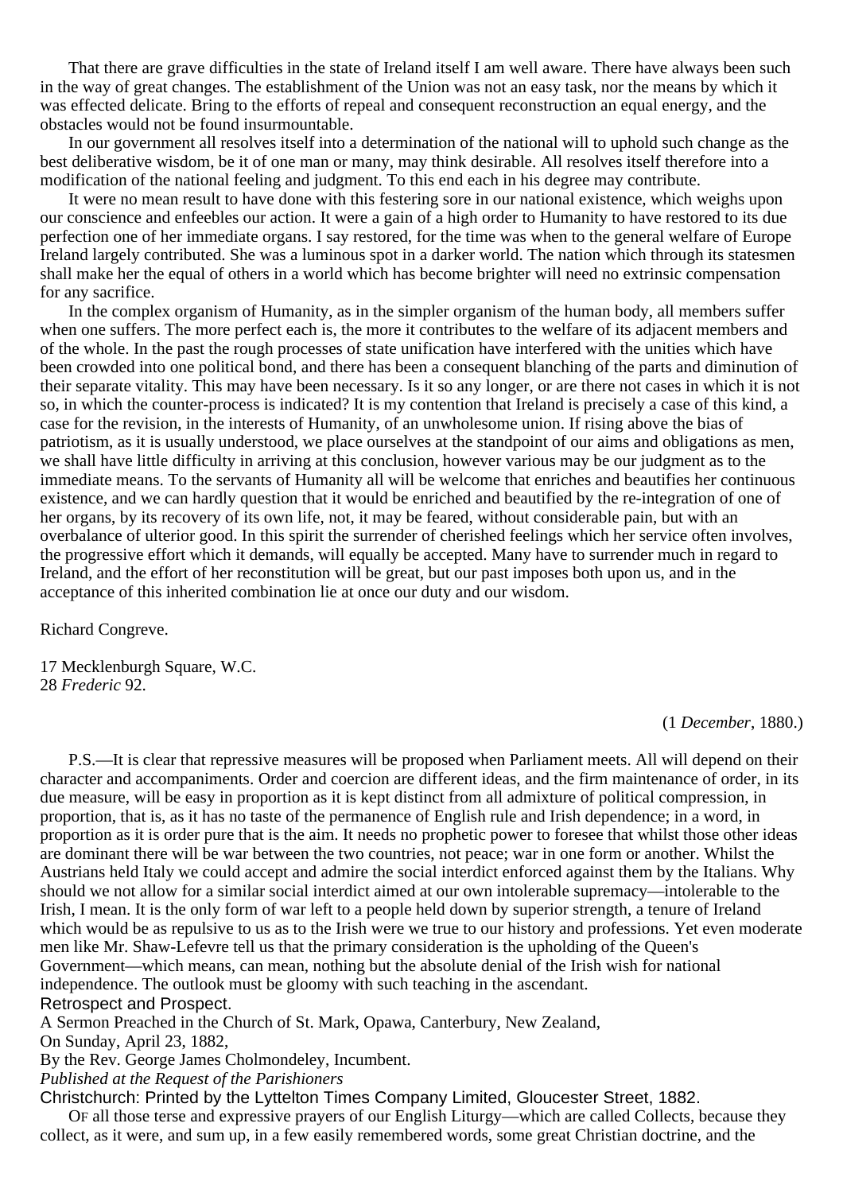That there are grave difficulties in the state of Ireland itself I am well aware. There have always been such in the way of great changes. The establishment of the Union was not an easy task, nor the means by which it was effected delicate. Bring to the efforts of repeal and consequent reconstruction an equal energy, and the obstacles would not be found insurmountable.

In our government all resolves itself into a determination of the national will to uphold such change as the best deliberative wisdom, be it of one man or many, may think desirable. All resolves itself therefore into a modification of the national feeling and judgment. To this end each in his degree may contribute.

It were no mean result to have done with this festering sore in our national existence, which weighs upon our conscience and enfeebles our action. It were a gain of a high order to Humanity to have restored to its due perfection one of her immediate organs. I say restored, for the time was when to the general welfare of Europe Ireland largely contributed. She was a luminous spot in a darker world. The nation which through its statesmen shall make her the equal of others in a world which has become brighter will need no extrinsic compensation for any sacrifice.

In the complex organism of Humanity, as in the simpler organism of the human body, all members suffer when one suffers. The more perfect each is, the more it contributes to the welfare of its adjacent members and of the whole. In the past the rough processes of state unification have interfered with the unities which have been crowded into one political bond, and there has been a consequent blanching of the parts and diminution of their separate vitality. This may have been necessary. Is it so any longer, or are there not cases in which it is not so, in which the counter-process is indicated? It is my contention that Ireland is precisely a case of this kind, a case for the revision, in the interests of Humanity, of an unwholesome union. If rising above the bias of patriotism, as it is usually understood, we place ourselves at the standpoint of our aims and obligations as men, we shall have little difficulty in arriving at this conclusion, however various may be our judgment as to the immediate means. To the servants of Humanity all will be welcome that enriches and beautifies her continuous existence, and we can hardly question that it would be enriched and beautified by the re-integration of one of her organs, by its recovery of its own life, not, it may be feared, without considerable pain, but with an overbalance of ulterior good. In this spirit the surrender of cherished feelings which her service often involves, the progressive effort which it demands, will equally be accepted. Many have to surrender much in regard to Ireland, and the effort of her reconstitution will be great, but our past imposes both upon us, and in the acceptance of this inherited combination lie at once our duty and our wisdom.

Richard Congreve.

17 Mecklenburgh Square, W.C.
28 *Frederic* 92.

(1 *December*, 1880.)

P.S.—It is clear that repressive measures will be proposed when Parliament meets. All will depend on their character and accompaniments. Order and coercion are different ideas, and the firm maintenance of order, in its due measure, will be easy in proportion as it is kept distinct from all admixture of political compression, in proportion, that is, as it has no taste of the permanence of English rule and Irish dependence; in a word, in proportion as it is order pure that is the aim. It needs no prophetic power to foresee that whilst those other ideas are dominant there will be war between the two countries, not peace; war in one form or another. Whilst the Austrians held Italy we could accept and admire the social interdict enforced against them by the Italians. Why should we not allow for a similar social interdict aimed at our own intolerable supremacy—intolerable to the Irish, I mean. It is the only form of war left to a people held down by superior strength, a tenure of Ireland which would be as repulsive to us as to the Irish were we true to our history and professions. Yet even moderate men like Mr. Shaw-Lefevre tell us that the primary consideration is the upholding of the Queen's Government—which means, can mean, nothing but the absolute denial of the Irish wish for national independence. The outlook must be gloomy with such teaching in the ascendant.

# Retrospect and Prospect.

A Sermon Preached in the Church of St. Mark, Opawa, Canterbury, New Zealand,
On Sunday, April 23, 1882,
By the Rev. George James Cholmondeley, Incumbent.
*Published at the Request of the Parishioners*

Christchurch: Printed by the Lyttelton Times Company Limited, Gloucester Street, 1882.

Of all those terse and expressive prayers of our English Liturgy—which are called Collects, because they collect, as it were, and sum up, in a few easily remembered words, some great Christian doctrine, and the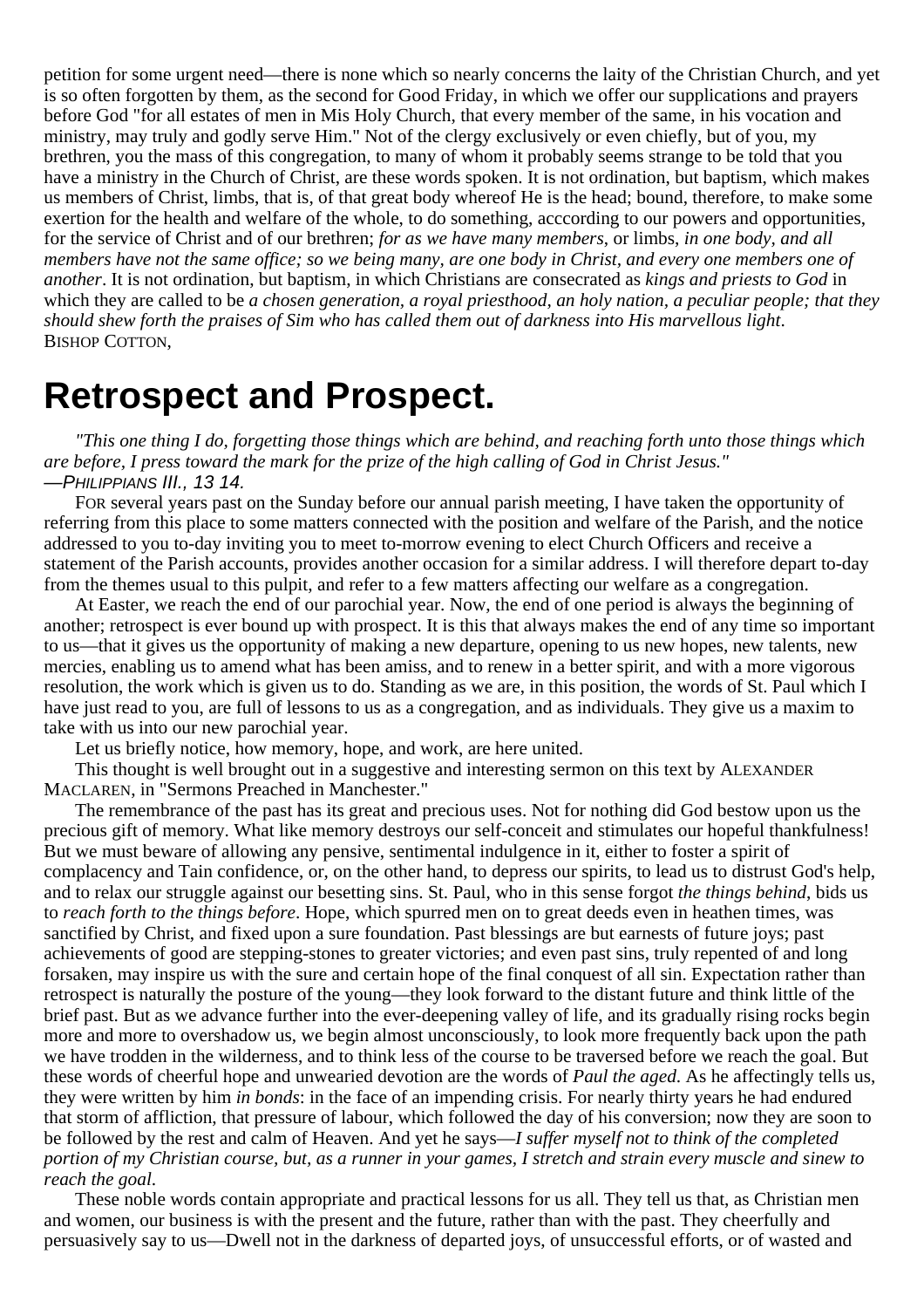petition for some urgent need—there is none which so nearly concerns the laity of the Christian Church, and yet is so often forgotten by them, as the second for Good Friday, in which we offer our supplications and prayers before God "for all estates of men in Mis Holy Church, that every member of the same, in his vocation and ministry, may truly and godly serve Him." Not of the clergy exclusively or even chiefly, but of you, my brethren, you the mass of this congregation, to many of whom it probably seems strange to be told that you have a ministry in the Church of Christ, are these words spoken. It is not ordination, but baptism, which makes us members of Christ, limbs, that is, of that great body whereof He is the head; bound, therefore, to make some exertion for the health and welfare of the whole, to do something, acccording to our powers and opportunities, for the service of Christ and of our brethren; *for as we have many members*, or limbs, *in one body, and all members have not the same office; so we being many, are one body in Christ, and every one members one of another*. It is not ordination, but baptism, in which Christians are consecrated as *kings and priests to God* in which they are called to be *a chosen generation, a royal priesthood, an holy nation, a peculiar people; that they should shew forth the praises of Sim who has called them out of darkness into His marvellous light*.
BISHOP COTTON,

# Retrospect and Prospect.

*"This one thing I do, forgetting those things which are behind, and reaching forth unto those things which are before, I press toward the mark for the prize of the high calling of God in Christ Jesus."*
—*PHILIPPIANS III., 13 14.*

FOR several years past on the Sunday before our annual parish meeting, I have taken the opportunity of referring from this place to some matters connected with the position and welfare of the Parish, and the notice addressed to you to-day inviting you to meet to-morrow evening to elect Church Officers and receive a statement of the Parish accounts, provides another occasion for a similar address. I will therefore depart to-day from the themes usual to this pulpit, and refer to a few matters affecting our welfare as a congregation.

At Easter, we reach the end of our parochial year. Now, the end of one period is always the beginning of another; retrospect is ever bound up with prospect. It is this that always makes the end of any time so important to us—that it gives us the opportunity of making a new departure, opening to us new hopes, new talents, new mercies, enabling us to amend what has been amiss, and to renew in a better spirit, and with a more vigorous resolution, the work which is given us to do. Standing as we are, in this position, the words of St. Paul which I have just read to you, are full of lessons to us as a congregation, and as individuals. They give us a maxim to take with us into our new parochial year.

Let us briefly notice, how memory, hope, and work, are here united.

This thought is well brought out in a suggestive and interesting sermon on this text by ALEXANDER MACLAREN, in "Sermons Preached in Manchester."

The remembrance of the past has its great and precious uses. Not for nothing did God bestow upon us the precious gift of memory. What like memory destroys our self-conceit and stimulates our hopeful thankfulness! But we must beware of allowing any pensive, sentimental indulgence in it, either to foster a spirit of complacency and Tain confidence, or, on the other hand, to depress our spirits, to lead us to distrust God's help, and to relax our struggle against our besetting sins. St. Paul, who in this sense forgot *the things behind*, bids us to *reach forth to the things before*. Hope, which spurred men on to great deeds even in heathen times, was sanctified by Christ, and fixed upon a sure foundation. Past blessings are but earnests of future joys; past achievements of good are stepping-stones to greater victories; and even past sins, truly repented of and long forsaken, may inspire us with the sure and certain hope of the final conquest of all sin. Expectation rather than retrospect is naturally the posture of the young—they look forward to the distant future and think little of the brief past. But as we advance further into the ever-deepening valley of life, and its gradually rising rocks begin more and more to overshadow us, we begin almost unconsciously, to look more frequently back upon the path we have trodden in the wilderness, and to think less of the course to be traversed before we reach the goal. But these words of cheerful hope and unwearied devotion are the words of *Paul the aged*. As he affectingly tells us, they were written by him *in bonds*: in the face of an impending crisis. For nearly thirty years he had endured that storm of affliction, that pressure of labour, which followed the day of his conversion; now they are soon to be followed by the rest and calm of Heaven. And yet he says—*I suffer myself not to think of the completed portion of my Christian course, but, as a runner in your games, I stretch and strain every muscle and sinew to reach the goal*.

These noble words contain appropriate and practical lessons for us all. They tell us that, as Christian men and women, our business is with the present and the future, rather than with the past. They cheerfully and persuasively say to us—Dwell not in the darkness of departed joys, of unsuccessful efforts, or of wasted and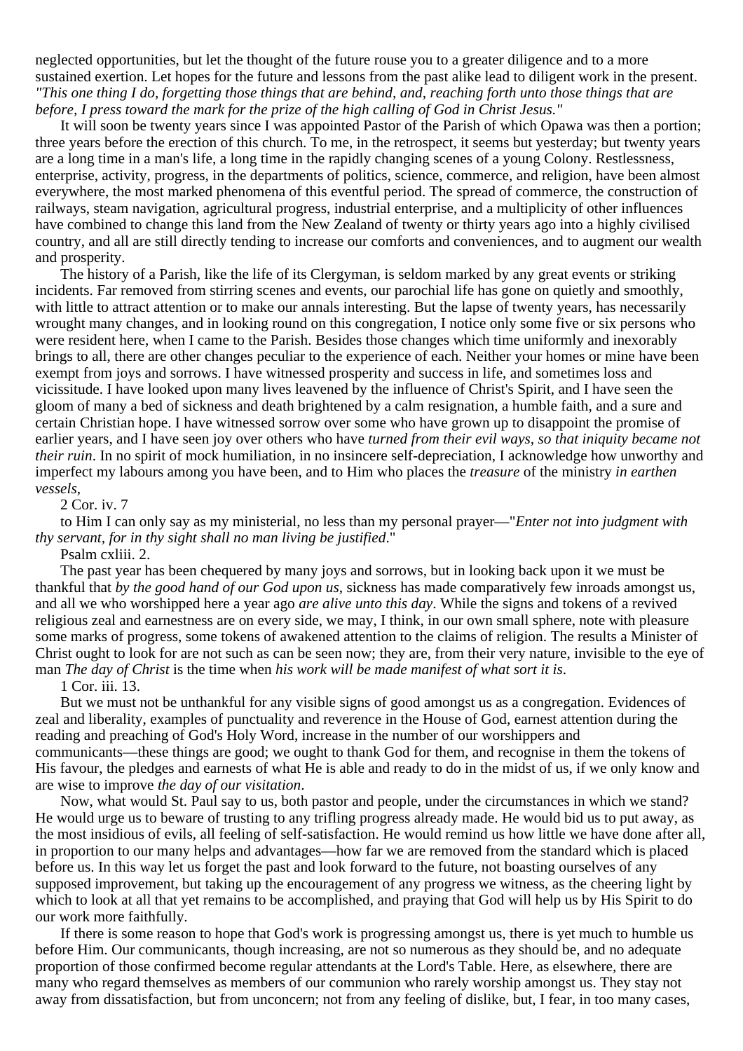neglected opportunities, but let the thought of the future rouse you to a greater diligence and to a more sustained exertion. Let hopes for the future and lessons from the past alike lead to diligent work in the present. *"This one thing I do, forgetting those things that are behind, and, reaching forth unto those things that are before, I press toward the mark for the prize of the high calling of God in Christ Jesus."*

It will soon be twenty years since I was appointed Pastor of the Parish of which Opawa was then a portion; three years before the erection of this church. To me, in the retrospect, it seems but yesterday; but twenty years are a long time in a man's life, a long time in the rapidly changing scenes of a young Colony. Restlessness, enterprise, activity, progress, in the departments of politics, science, commerce, and religion, have been almost everywhere, the most marked phenomena of this eventful period. The spread of commerce, the construction of railways, steam navigation, agricultural progress, industrial enterprise, and a multiplicity of other influences have combined to change this land from the New Zealand of twenty or thirty years ago into a highly civilised country, and all are still directly tending to increase our comforts and conveniences, and to augment our wealth and prosperity.

The history of a Parish, like the life of its Clergyman, is seldom marked by any great events or striking incidents. Far removed from stirring scenes and events, our parochial life has gone on quietly and smoothly, with little to attract attention or to make our annals interesting. But the lapse of twenty years, has necessarily wrought many changes, and in looking round on this congregation, I notice only some five or six persons who were resident here, when I came to the Parish. Besides those changes which time uniformly and inexorably brings to all, there are other changes peculiar to the experience of each. Neither your homes or mine have been exempt from joys and sorrows. I have witnessed prosperity and success in life, and sometimes loss and vicissitude. I have looked upon many lives leavened by the influence of Christ's Spirit, and I have seen the gloom of many a bed of sickness and death brightened by a calm resignation, a humble faith, and a sure and certain Christian hope. I have witnessed sorrow over some who have grown up to disappoint the promise of earlier years, and I have seen joy over others who have *turned from their evil ways, so that iniquity became not their ruin*. In no spirit of mock humiliation, in no insincere self-depreciation, I acknowledge how unworthy and imperfect my labours among you have been, and to Him who places the *treasure* of the ministry *in earthen vessels*,

2 Cor. iv. 7

to Him I can only say as my ministerial, no less than my personal prayer—"*Enter not into judgment with thy servant, for in thy sight shall no man living be justified*."

Psalm cxliii. 2.

The past year has been chequered by many joys and sorrows, but in looking back upon it we must be thankful that *by the good hand of our God upon us*, sickness has made comparatively few inroads amongst us, and all we who worshipped here a year ago *are alive unto this day*. While the signs and tokens of a revived religious zeal and earnestness are on every side, we may, I think, in our own small sphere, note with pleasure some marks of progress, some tokens of awakened attention to the claims of religion. The results a Minister of Christ ought to look for are not such as can be seen now; they are, from their very nature, invisible to the eye of man *The day of Christ* is the time when *his work will be made manifest of what sort it is*.

1 Cor. iii. 13.

But we must not be unthankful for any visible signs of good amongst us as a congregation. Evidences of zeal and liberality, examples of punctuality and reverence in the House of God, earnest attention during the reading and preaching of God's Holy Word, increase in the number of our worshippers and communicants—these things are good; we ought to thank God for them, and recognise in them the tokens of His favour, the pledges and earnests of what He is able and ready to do in the midst of us, if we only know and are wise to improve *the day of our visitation*.

Now, what would St. Paul say to us, both pastor and people, under the circumstances in which we stand? He would urge us to beware of trusting to any trifling progress already made. He would bid us to put away, as the most insidious of evils, all feeling of self-satisfaction. He would remind us how little we have done after all, in proportion to our many helps and advantages—how far we are removed from the standard which is placed before us. In this way let us forget the past and look forward to the future, not boasting ourselves of any supposed improvement, but taking up the encouragement of any progress we witness, as the cheering light by which to look at all that yet remains to be accomplished, and praying that God will help us by His Spirit to do our work more faithfully.

If there is some reason to hope that God's work is progressing amongst us, there is yet much to humble us before Him. Our communicants, though increasing, are not so numerous as they should be, and no adequate proportion of those confirmed become regular attendants at the Lord's Table. Here, as elsewhere, there are many who regard themselves as members of our communion who rarely worship amongst us. They stay not away from dissatisfaction, but from unconcern; not from any feeling of dislike, but, I fear, in too many cases,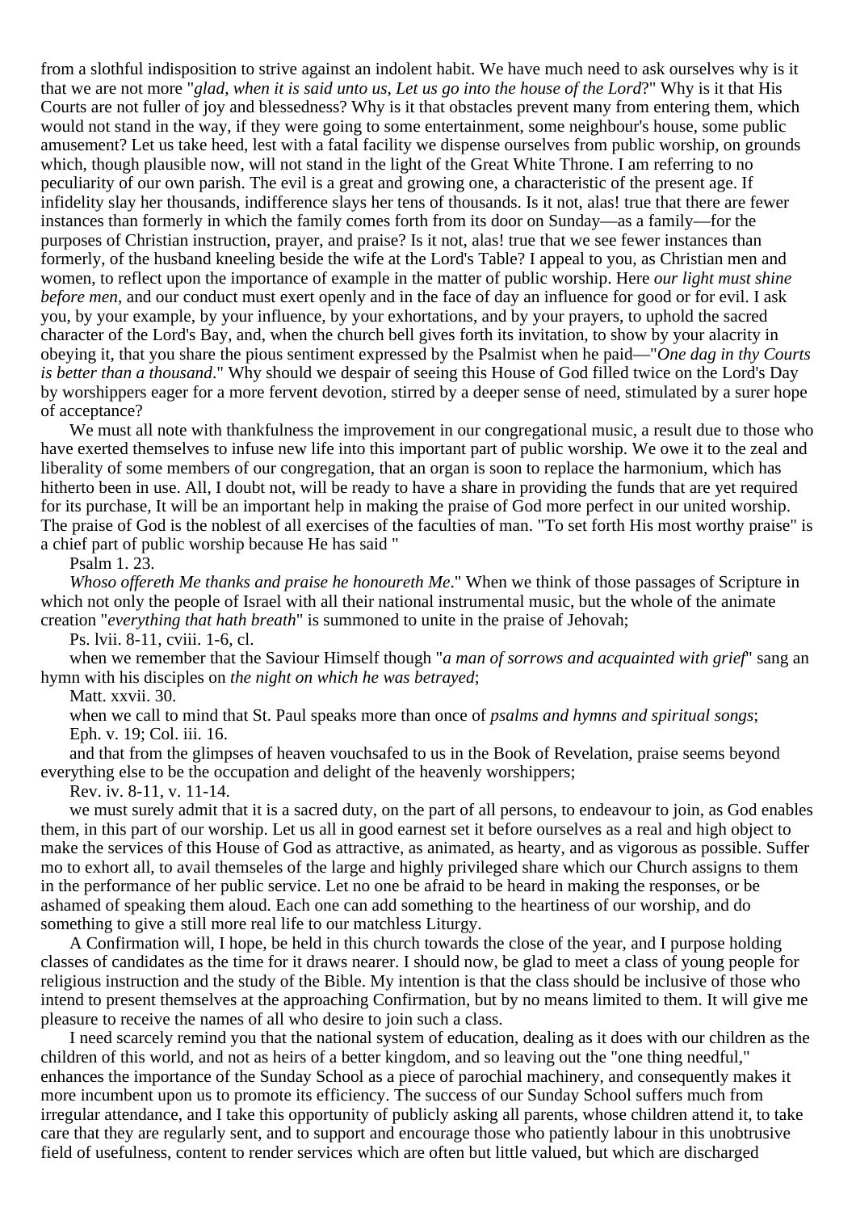from a slothful indisposition to strive against an indolent habit. We have much need to ask ourselves why is it that we are not more "*glad, when it is said unto us, Let us go into the house of the Lord*?" Why is it that His Courts are not fuller of joy and blessedness? Why is it that obstacles prevent many from entering them, which would not stand in the way, if they were going to some entertainment, some neighbour's house, some public amusement? Let us take heed, lest with a fatal facility we dispense ourselves from public worship, on grounds which, though plausible now, will not stand in the light of the Great White Throne. I am referring to no peculiarity of our own parish. The evil is a great and growing one, a characteristic of the present age. If infidelity slay her thousands, indifference slays her tens of thousands. Is it not, alas! true that there are fewer instances than formerly in which the family comes forth from its door on Sunday—as a family—for the purposes of Christian instruction, prayer, and praise? Is it not, alas! true that we see fewer instances than formerly, of the husband kneeling beside the wife at the Lord's Table? I appeal to you, as Christian men and women, to reflect upon the importance of example in the matter of public worship. Here *our light must shine before men*, and our conduct must exert openly and in the face of day an influence for good or for evil. I ask you, by your example, by your influence, by your exhortations, and by your prayers, to uphold the sacred character of the Lord's Bay, and, when the church bell gives forth its invitation, to show by your alacrity in obeying it, that you share the pious sentiment expressed by the Psalmist when he paid—"*One dag in thy Courts is better than a thousand*." Why should we despair of seeing this House of God filled twice on the Lord's Day by worshippers eager for a more fervent devotion, stirred by a deeper sense of need, stimulated by a surer hope of acceptance?

We must all note with thankfulness the improvement in our congregational music, a result due to those who have exerted themselves to infuse new life into this important part of public worship. We owe it to the zeal and liberality of some members of our congregation, that an organ is soon to replace the harmonium, which has hitherto been in use. All, I doubt not, will be ready to have a share in providing the funds that are yet required for its purchase, It will be an important help in making the praise of God more perfect in our united worship. The praise of God is the noblest of all exercises of the faculties of man. "To set forth His most worthy praise" is a chief part of public worship because He has said "

Psalm 1. 23.

*Whoso offereth Me thanks and praise he honoureth Me*." When we think of those passages of Scripture in which not only the people of Israel with all their national instrumental music, but the whole of the animate creation "*everything that hath breath*" is summoned to unite in the praise of Jehovah;

Ps. lvii. 8-11, cviii. 1-6, cl.

when we remember that the Saviour Himself though "*a man of sorrows and acquainted with grief*" sang an hymn with his disciples on *the night on which he was betrayed*;

Matt. xxvii. 30.

when we call to mind that St. Paul speaks more than once of *psalms and hymns and spiritual songs*;

Eph. v. 19; Col. iii. 16.

and that from the glimpses of heaven vouchsafed to us in the Book of Revelation, praise seems beyond everything else to be the occupation and delight of the heavenly worshippers;

Rev. iv. 8-11, v. 11-14.

we must surely admit that it is a sacred duty, on the part of all persons, to endeavour to join, as God enables them, in this part of our worship. Let us all in good earnest set it before ourselves as a real and high object to make the services of this House of God as attractive, as animated, as hearty, and as vigorous as possible. Suffer mo to exhort all, to avail themseles of the large and highly privileged share which our Church assigns to them in the performance of her public service. Let no one be afraid to be heard in making the responses, or be ashamed of speaking them aloud. Each one can add something to the heartiness of our worship, and do something to give a still more real life to our matchless Liturgy.

A Confirmation will, I hope, be held in this church towards the close of the year, and I purpose holding classes of candidates as the time for it draws nearer. I should now, be glad to meet a class of young people for religious instruction and the study of the Bible. My intention is that the class should be inclusive of those who intend to present themselves at the approaching Confirmation, but by no means limited to them. It will give me pleasure to receive the names of all who desire to join such a class.

I need scarcely remind you that the national system of education, dealing as it does with our children as the children of this world, and not as heirs of a better kingdom, and so leaving out the "one thing needful," enhances the importance of the Sunday School as a piece of parochial machinery, and consequently makes it more incumbent upon us to promote its efficiency. The success of our Sunday School suffers much from irregular attendance, and I take this opportunity of publicly asking all parents, whose children attend it, to take care that they are regularly sent, and to support and encourage those who patiently labour in this unobtrusive field of usefulness, content to render services which are often but little valued, but which are discharged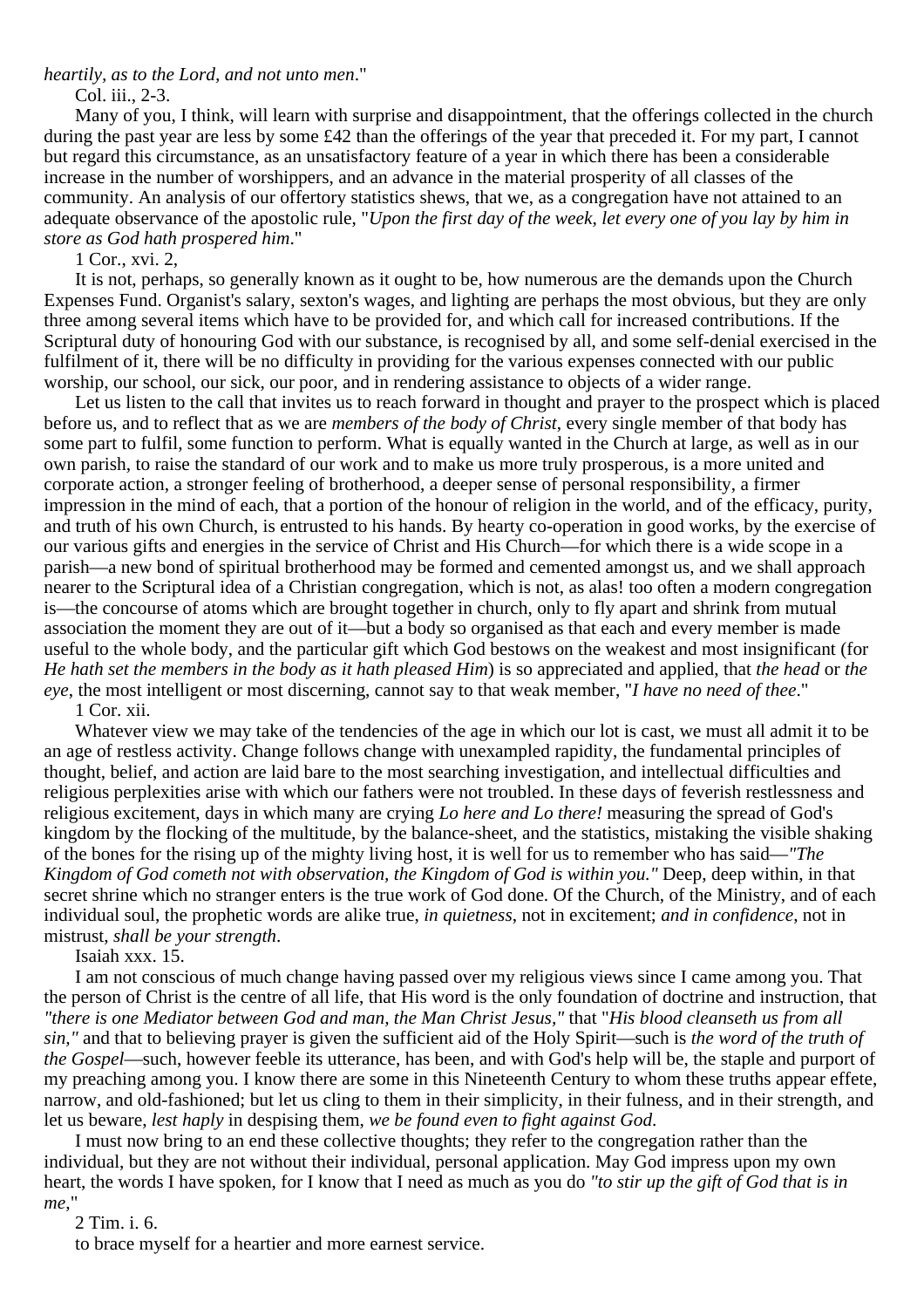*heartily, as to the Lord, and not unto men*."

Col. iii., 2-3.

Many of you, I think, will learn with surprise and disappointment, that the offerings collected in the church during the past year are less by some £42 than the offerings of the year that preceded it. For my part, I cannot but regard this circumstance, as an unsatisfactory feature of a year in which there has been a considerable increase in the number of worshippers, and an advance in the material prosperity of all classes of the community. An analysis of our offertory statistics shews, that we, as a congregation have not attained to an adequate observance of the apostolic rule, "*Upon the first day of the week, let every one of you lay by him in store as God hath prospered him*."

1 Cor., xvi. 2,

It is not, perhaps, so generally known as it ought to be, how numerous are the demands upon the Church Expenses Fund. Organist's salary, sexton's wages, and lighting are perhaps the most obvious, but they are only three among several items which have to be provided for, and which call for increased contributions. If the Scriptural duty of honouring God with our substance, is recognised by all, and some self-denial exercised in the fulfilment of it, there will be no difficulty in providing for the various expenses connected with our public worship, our school, our sick, our poor, and in rendering assistance to objects of a wider range.

Let us listen to the call that invites us to reach forward in thought and prayer to the prospect which is placed before us, and to reflect that as we are *members of the body of Christ*, every single member of that body has some part to fulfil, some function to perform. What is equally wanted in the Church at large, as well as in our own parish, to raise the standard of our work and to make us more truly prosperous, is a more united and corporate action, a stronger feeling of brotherhood, a deeper sense of personal responsibility, a firmer impression in the mind of each, that a portion of the honour of religion in the world, and of the efficacy, purity, and truth of his own Church, is entrusted to his hands. By hearty co-operation in good works, by the exercise of our various gifts and energies in the service of Christ and His Church—for which there is a wide scope in a parish—a new bond of spiritual brotherhood may be formed and cemented amongst us, and we shall approach nearer to the Scriptural idea of a Christian congregation, which is not, as alas! too often a modern congregation is—the concourse of atoms which are brought together in church, only to fly apart and shrink from mutual association the moment they are out of it—but a body so organised as that each and every member is made useful to the whole body, and the particular gift which God bestows on the weakest and most insignificant (for *He hath set the members in the body as it hath pleased Him*) is so appreciated and applied, that *the head* or *the eye*, the most intelligent or most discerning, cannot say to that weak member, "*I have no need of thee*."

1 Cor. xii.

Whatever view we may take of the tendencies of the age in which our lot is cast, we must all admit it to be an age of restless activity. Change follows change with unexampled rapidity, the fundamental principles of thought, belief, and action are laid bare to the most searching investigation, and intellectual difficulties and religious perplexities arise with which our fathers were not troubled. In these days of feverish restlessness and religious excitement, days in which many are crying *Lo here and Lo there!* measuring the spread of God's kingdom by the flocking of the multitude, by the balance-sheet, and the statistics, mistaking the visible shaking of the bones for the rising up of the mighty living host, it is well for us to remember who has said—*"The Kingdom of God cometh not with observation, the Kingdom of God is within you."* Deep, deep within, in that secret shrine which no stranger enters is the true work of God done. Of the Church, of the Ministry, and of each individual soul, the prophetic words are alike true, *in quietness*, not in excitement; *and in confidence*, not in mistrust, *shall be your strength*.

Isaiah xxx. 15.

I am not conscious of much change having passed over my religious views since I came among you. That the person of Christ is the centre of all life, that His word is the only foundation of doctrine and instruction, that *"there is one Mediator between God and man, the Man Christ Jesus,"* that "*His blood cleanseth us from all sin,"* and that to believing prayer is given the sufficient aid of the Holy Spirit—such is *the word of the truth of the Gospel*—such, however feeble its utterance, has been, and with God's help will be, the staple and purport of my preaching among you. I know there are some in this Nineteenth Century to whom these truths appear effete, narrow, and old-fashioned; but let us cling to them in their simplicity, in their fulness, and in their strength, and let us beware, *lest haply* in despising them, *we be found even to fight against God*.

I must now bring to an end these collective thoughts; they refer to the congregation rather than the individual, but they are not without their individual, personal application. May God impress upon my own heart, the words I have spoken, for I know that I need as much as you do *"to stir up the gift of God that is in me*,"

2 Tim. i. 6.

to brace myself for a heartier and more earnest service.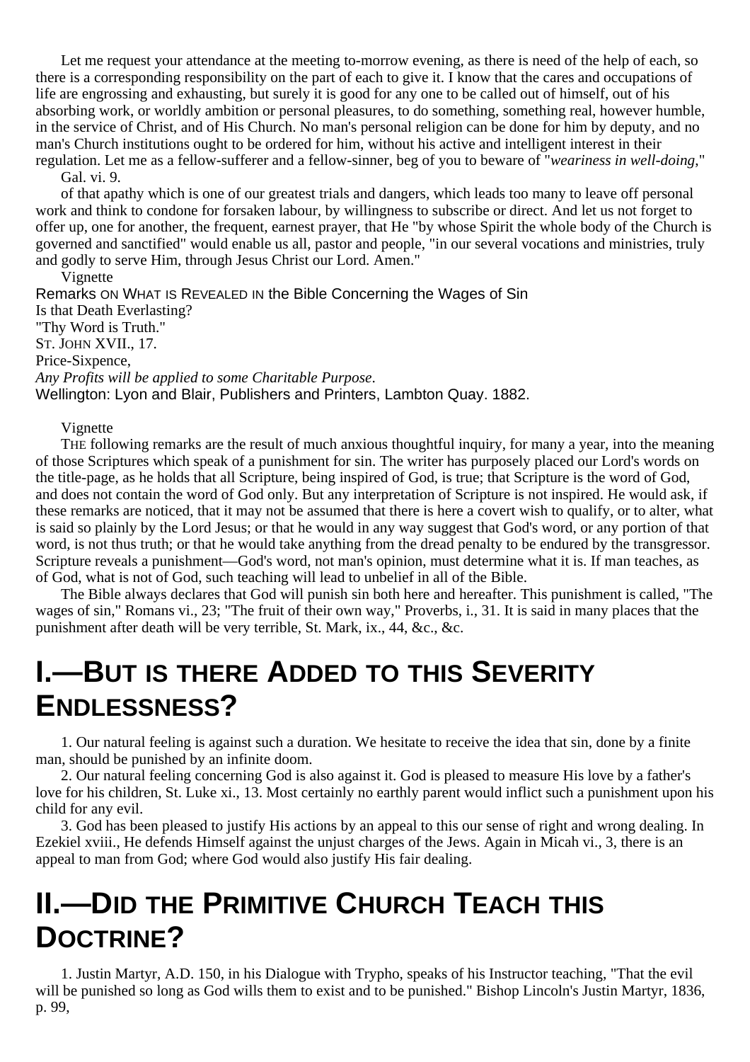Let me request your attendance at the meeting to-morrow evening, as there is need of the help of each, so there is a corresponding responsibility on the part of each to give it. I know that the cares and occupations of life are engrossing and exhausting, but surely it is good for any one to be called out of himself, out of his absorbing work, or worldly ambition or personal pleasures, to do something, something real, however humble, in the service of Christ, and of His Church. No man's personal religion can be done for him by deputy, and no man's Church institutions ought to be ordered for him, without his active and intelligent interest in their regulation. Let me as a fellow-sufferer and a fellow-sinner, beg of you to beware of "*weariness in well-doing*,"

Gal. vi. 9.

of that apathy which is one of our greatest trials and dangers, which leads too many to leave off personal work and think to condone for forsaken labour, by willingness to subscribe or direct. And let us not forget to offer up, one for another, the frequent, earnest prayer, that He "by whose Spirit the whole body of the Church is governed and sanctified" would enable us all, pastor and people, "in our several vocations and ministries, truly and godly to serve Him, through Jesus Christ our Lord. Amen."

Vignette

Remarks on What is Revealed in the Bible Concerning the Wages of Sin

Is that Death Everlasting?

"Thy Word is Truth."

St. John XVII., 17.

Price-Sixpence,

*Any Profits will be applied to some Charitable Purpose.*

Wellington: Lyon and Blair, Publishers and Printers, Lambton Quay. 1882.

Vignette

The following remarks are the result of much anxious thoughtful inquiry, for many a year, into the meaning of those Scriptures which speak of a punishment for sin. The writer has purposely placed our Lord's words on the title-page, as he holds that all Scripture, being inspired of God, is true; that Scripture is the word of God, and does not contain the word of God only. But any interpretation of Scripture is not inspired. He would ask, if these remarks are noticed, that it may not be assumed that there is here a covert wish to qualify, or to alter, what is said so plainly by the Lord Jesus; or that he would in any way suggest that God's word, or any portion of that word, is not thus truth; or that he would take anything from the dread penalty to be endured by the transgressor. Scripture reveals a punishment—God's word, not man's opinion, must determine what it is. If man teaches, as of God, what is not of God, such teaching will lead to unbelief in all of the Bible.

The Bible always declares that God will punish sin both here and hereafter. This punishment is called, "The wages of sin," Romans vi., 23; "The fruit of their own way," Proverbs, i., 31. It is said in many places that the punishment after death will be very terrible, St. Mark, ix., 44, &c., &c.

# I.—But is there Added to this Severity Endlessness?

1. Our natural feeling is against such a duration. We hesitate to receive the idea that sin, done by a finite man, should be punished by an infinite doom.

2. Our natural feeling concerning God is also against it. God is pleased to measure His love by a father's love for his children, St. Luke xi., 13. Most certainly no earthly parent would inflict such a punishment upon his child for any evil.

3. God has been pleased to justify His actions by an appeal to this our sense of right and wrong dealing. In Ezekiel xviii., He defends Himself against the unjust charges of the Jews. Again in Micah vi., 3, there is an appeal to man from God; where God would also justify His fair dealing.

# II.—Did the Primitive Church Teach this Doctrine?

1. Justin Martyr, A.D. 150, in his Dialogue with Trypho, speaks of his Instructor teaching, "That the evil will be punished so long as God wills them to exist and to be punished." Bishop Lincoln's Justin Martyr, 1836, p. 99,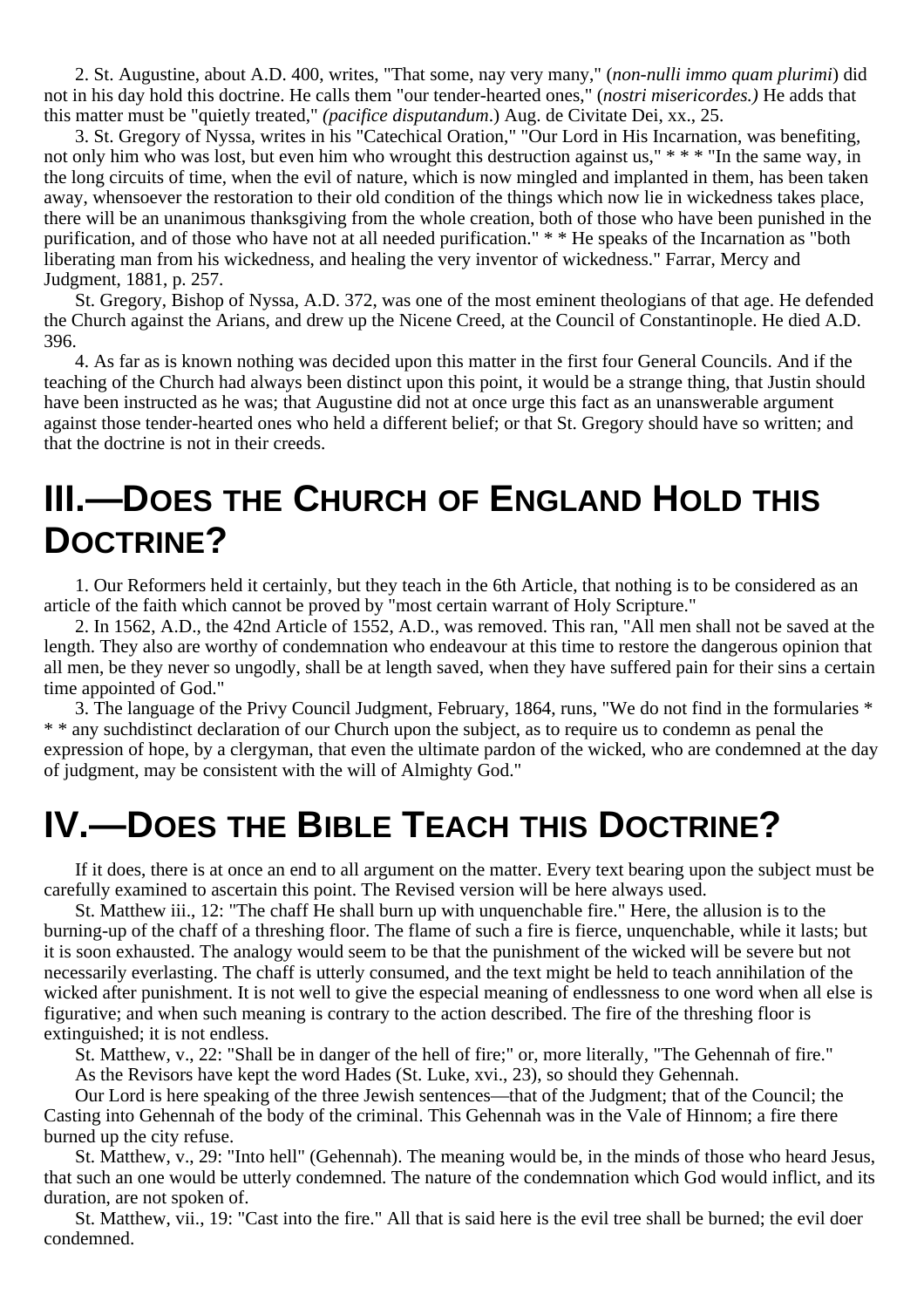2. St. Augustine, about A.D. 400, writes, "That some, nay very many," (*non-nulli immo quam plurimi*) did not in his day hold this doctrine. He calls them "our tender-hearted ones," (*nostri misericordes.)* He adds that this matter must be "quietly treated," *(pacifice disputandum*.) Aug. de Civitate Dei, xx., 25.

3. St. Gregory of Nyssa, writes in his "Catechical Oration," "Our Lord in His Incarnation, was benefiting, not only him who was lost, but even him who wrought this destruction against us," * * * "In the same way, in the long circuits of time, when the evil of nature, which is now mingled and implanted in them, has been taken away, whensoever the restoration to their old condition of the things which now lie in wickedness takes place, there will be an unanimous thanksgiving from the whole creation, both of those who have been punished in the purification, and of those who have not at all needed purification." * * He speaks of the Incarnation as "both liberating man from his wickedness, and healing the very inventor of wickedness." Farrar, Mercy and Judgment, 1881, p. 257.

St. Gregory, Bishop of Nyssa, A.D. 372, was one of the most eminent theologians of that age. He defended the Church against the Arians, and drew up the Nicene Creed, at the Council of Constantinople. He died A.D. 396.

4. As far as is known nothing was decided upon this matter in the first four General Councils. And if the teaching of the Church had always been distinct upon this point, it would be a strange thing, that Justin should have been instructed as he was; that Augustine did not at once urge this fact as an unanswerable argument against those tender-hearted ones who held a different belief; or that St. Gregory should have so written; and that the doctrine is not in their creeds.

# III.—Does the Church of England Hold this Doctrine?

1. Our Reformers held it certainly, but they teach in the 6th Article, that nothing is to be considered as an article of the faith which cannot be proved by "most certain warrant of Holy Scripture."

2. In 1562, A.D., the 42nd Article of 1552, A.D., was removed. This ran, "All men shall not be saved at the length. They also are worthy of condemnation who endeavour at this time to restore the dangerous opinion that all men, be they never so ungodly, shall be at length saved, when they have suffered pain for their sins a certain time appointed of God."

3. The language of the Privy Council Judgment, February, 1864, runs, "We do not find in the formularies * * * any suchdistinct declaration of our Church upon the subject, as to require us to condemn as penal the expression of hope, by a clergyman, that even the ultimate pardon of the wicked, who are condemned at the day of judgment, may be consistent with the will of Almighty God."

# IV.—Does the Bible Teach this Doctrine?

If it does, there is at once an end to all argument on the matter. Every text bearing upon the subject must be carefully examined to ascertain this point. The Revised version will be here always used.

St. Matthew iii., 12: "The chaff He shall burn up with unquenchable fire." Here, the allusion is to the burning-up of the chaff of a threshing floor. The flame of such a fire is fierce, unquenchable, while it lasts; but it is soon exhausted. The analogy would seem to be that the punishment of the wicked will be severe but not necessarily everlasting. The chaff is utterly consumed, and the text might be held to teach annihilation of the wicked after punishment. It is not well to give the especial meaning of endlessness to one word when all else is figurative; and when such meaning is contrary to the action described. The fire of the threshing floor is extinguished; it is not endless.

St. Matthew, v., 22: "Shall be in danger of the hell of fire;" or, more literally, "The Gehennah of fire."

As the Revisors have kept the word Hades (St. Luke, xvi., 23), so should they Gehennah.

Our Lord is here speaking of the three Jewish sentences—that of the Judgment; that of the Council; the Casting into Gehennah of the body of the criminal. This Gehennah was in the Vale of Hinnom; a fire there burned up the city refuse.

St. Matthew, v., 29: "Into hell" (Gehennah). The meaning would be, in the minds of those who heard Jesus, that such an one would be utterly condemned. The nature of the condemnation which God would inflict, and its duration, are not spoken of.

St. Matthew, vii., 19: "Cast into the fire." All that is said here is the evil tree shall be burned; the evil doer condemned.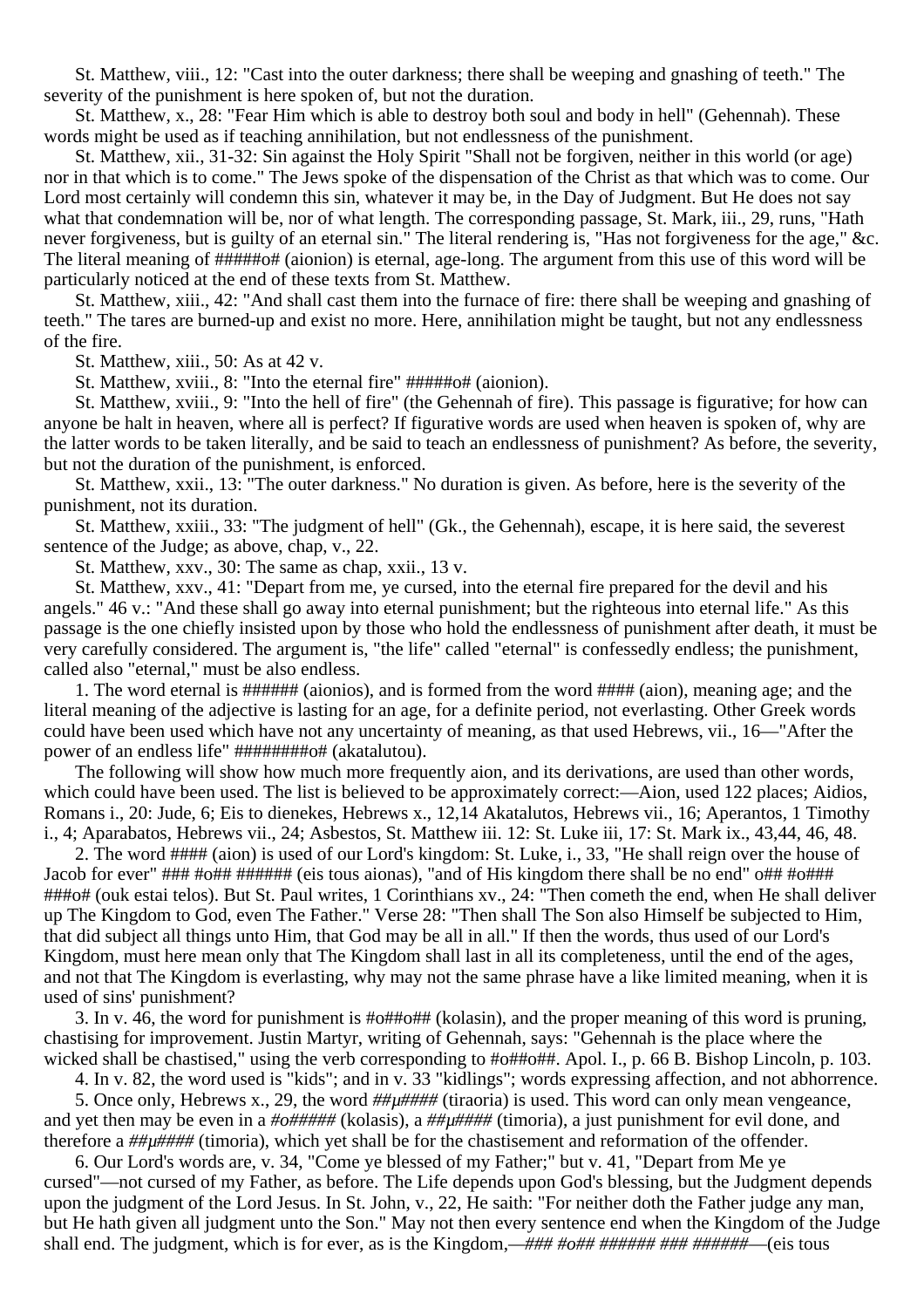St. Matthew, viii., 12: "Cast into the outer darkness; there shall be weeping and gnashing of teeth." The severity of the punishment is here spoken of, but not the duration.

St. Matthew, x., 28: "Fear Him which is able to destroy both soul and body in hell" (Gehennah). These words might be used as if teaching annihilation, but not endlessness of the punishment.

St. Matthew, xii., 31-32: Sin against the Holy Spirit "Shall not be forgiven, neither in this world (or age) nor in that which is to come." The Jews spoke of the dispensation of the Christ as that which was to come. Our Lord most certainly will condemn this sin, whatever it may be, in the Day of Judgment. But He does not say what that condemnation will be, nor of what length. The corresponding passage, St. Mark, iii., 29, runs, "Hath never forgiveness, but is guilty of an eternal sin." The literal rendering is, "Has not forgiveness for the age," &c. The literal meaning of #####o# (aionion) is eternal, age-long. The argument from this use of this word will be particularly noticed at the end of these texts from St. Matthew.

St. Matthew, xiii., 42: "And shall cast them into the furnace of fire: there shall be weeping and gnashing of teeth." The tares are burned-up and exist no more. Here, annihilation might be taught, but not any endlessness of the fire.

St. Matthew, xiii., 50: As at 42 v.

St. Matthew, xviii., 8: "Into the eternal fire" #####o# (aionion).

St. Matthew, xviii., 9: "Into the hell of fire" (the Gehennah of fire). This passage is figurative; for how can anyone be halt in heaven, where all is perfect? If figurative words are used when heaven is spoken of, why are the latter words to be taken literally, and be said to teach an endlessness of punishment? As before, the severity, but not the duration of the punishment, is enforced.

St. Matthew, xxii., 13: "The outer darkness." No duration is given. As before, here is the severity of the punishment, not its duration.

St. Matthew, xxiii., 33: "The judgment of hell" (Gk., the Gehennah), escape, it is here said, the severest sentence of the Judge; as above, chap, v., 22.

St. Matthew, xxv., 30: The same as chap, xxii., 13 v.

St. Matthew, xxv., 41: "Depart from me, ye cursed, into the eternal fire prepared for the devil and his angels." 46 v.: "And these shall go away into eternal punishment; but the righteous into eternal life." As this passage is the one chiefly insisted upon by those who hold the endlessness of punishment after death, it must be very carefully considered. The argument is, "the life" called "eternal" is confessedly endless; the punishment, called also "eternal," must be also endless.

1. The word eternal is ###### (aionios), and is formed from the word #### (aion), meaning age; and the literal meaning of the adjective is lasting for an age, for a definite period, not everlasting. Other Greek words could have been used which have not any uncertainty of meaning, as that used Hebrews, vii., 16—"After the power of an endless life" ########o# (akatalutou).

The following will show how much more frequently aion, and its derivations, are used than other words, which could have been used. The list is believed to be approximately correct:—Aion, used 122 places; Aidios, Romans i., 20: Jude, 6; Eis to dienekes, Hebrews x., 12,14 Akatalutos, Hebrews vii., 16; Aperantos, 1 Timothy i., 4; Aparabatos, Hebrews vii., 24; Asbestos, St. Matthew iii. 12: St. Luke iii, 17: St. Mark ix., 43,44, 46, 48.

2. The word #### (aion) is used of our Lord's kingdom: St. Luke, i., 33, "He shall reign over the house of Jacob for ever" ### #o## ###### (eis tous aionas), "and of His kingdom there shall be no end" o## #o### ###o# (ouk estai telos). But St. Paul writes, 1 Corinthians xv., 24: "Then cometh the end, when He shall deliver up The Kingdom to God, even The Father." Verse 28: "Then shall The Son also Himself be subjected to Him, that did subject all things unto Him, that God may be all in all." If then the words, thus used of our Lord's Kingdom, must here mean only that The Kingdom shall last in all its completeness, until the end of the ages, and not that The Kingdom is everlasting, why may not the same phrase have a like limited meaning, when it is used of sins' punishment?

3. In v. 46, the word for punishment is #o##o## (kolasin), and the proper meaning of this word is pruning, chastising for improvement. Justin Martyr, writing of Gehennah, says: "Gehennah is the place where the wicked shall be chastised," using the verb corresponding to #o##o##. Apol. I., p. 66 B. Bishop Lincoln, p. 103.

4. In v. 82, the word used is "kids"; and in v. 33 "kidlings"; words expressing affection, and not abhorrence.

5. Once only, Hebrews x., 29, the word *##µ####* (tiraoria) is used. This word can only mean vengeance, and yet then may be even in a *#o#####* (kolasis), a *##µ####* (timoria), a just punishment for evil done, and therefore a *##µ####* (timoria), which yet shall be for the chastisement and reformation of the offender.

6. Our Lord's words are, v. 34, "Come ye blessed of my Father;" but v. 41, "Depart from Me ye cursed"—not cursed of my Father, as before. The Life depends upon God's blessing, but the Judgment depends upon the judgment of the Lord Jesus. In St. John, v., 22, He saith: "For neither doth the Father judge any man, but He hath given all judgment unto the Son." May not then every sentence end when the Kingdom of the Judge shall end. The judgment, which is for ever, as is the Kingdom,—*### #o## ###### ### ######*—(eis tous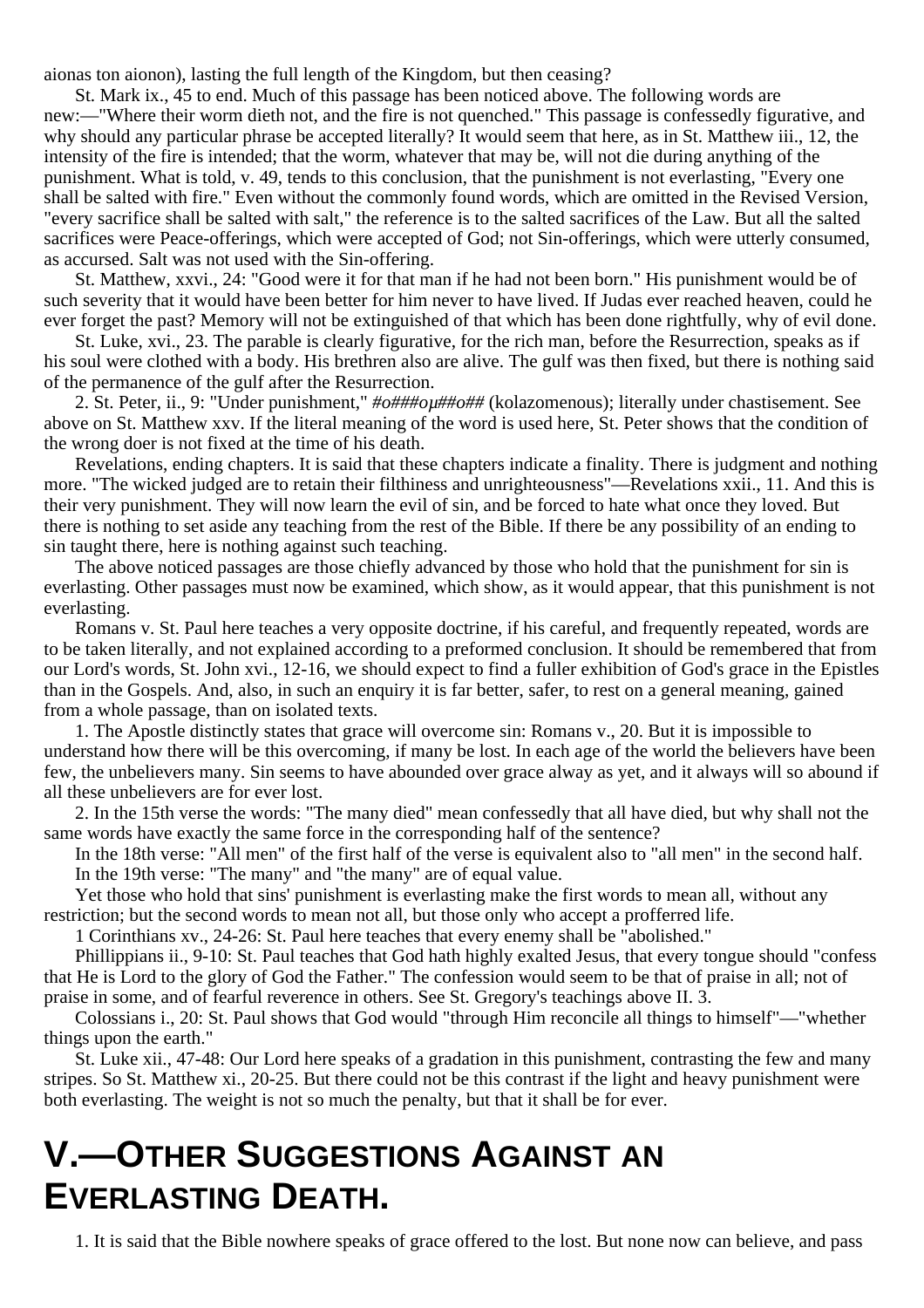aionas ton aionon), lasting the full length of the Kingdom, but then ceasing?

St. Mark ix., 45 to end. Much of this passage has been noticed above. The following words are new:—"Where their worm dieth not, and the fire is not quenched." This passage is confessedly figurative, and why should any particular phrase be accepted literally? It would seem that here, as in St. Matthew iii., 12, the intensity of the fire is intended; that the worm, whatever that may be, will not die during anything of the punishment. What is told, v. 49, tends to this conclusion, that the punishment is not everlasting, "Every one shall be salted with fire." Even without the commonly found words, which are omitted in the Revised Version, "every sacrifice shall be salted with salt," the reference is to the salted sacrifices of the Law. But all the salted sacrifices were Peace-offerings, which were accepted of God; not Sin-offerings, which were utterly consumed, as accursed. Salt was not used with the Sin-offering.

St. Matthew, xxvi., 24: "Good were it for that man if he had not been born." His punishment would be of such severity that it would have been better for him never to have lived. If Judas ever reached heaven, could he ever forget the past? Memory will not be extinguished of that which has been done rightfully, why of evil done.

St. Luke, xvi., 23. The parable is clearly figurative, for the rich man, before the Resurrection, speaks as if his soul were clothed with a body. His brethren also are alive. The gulf was then fixed, but there is nothing said of the permanence of the gulf after the Resurrection.

2. St. Peter, ii., 9: "Under punishment," *#o###oμ##o##* (kolazomenous); literally under chastisement. See above on St. Matthew xxv. If the literal meaning of the word is used here, St. Peter shows that the condition of the wrong doer is not fixed at the time of his death.

Revelations, ending chapters. It is said that these chapters indicate a finality. There is judgment and nothing more. "The wicked judged are to retain their filthiness and unrighteousness"—Revelations xxii., 11. And this is their very punishment. They will now learn the evil of sin, and be forced to hate what once they loved. But there is nothing to set aside any teaching from the rest of the Bible. If there be any possibility of an ending to sin taught there, here is nothing against such teaching.

The above noticed passages are those chiefly advanced by those who hold that the punishment for sin is everlasting. Other passages must now be examined, which show, as it would appear, that this punishment is not everlasting.

Romans v. St. Paul here teaches a very opposite doctrine, if his careful, and frequently repeated, words are to be taken literally, and not explained according to a preformed conclusion. It should be remembered that from our Lord's words, St. John xvi., 12-16, we should expect to find a fuller exhibition of God's grace in the Epistles than in the Gospels. And, also, in such an enquiry it is far better, safer, to rest on a general meaning, gained from a whole passage, than on isolated texts.

1. The Apostle distinctly states that grace will overcome sin: Romans v., 20. But it is impossible to understand how there will be this overcoming, if many be lost. In each age of the world the believers have been few, the unbelievers many. Sin seems to have abounded over grace alway as yet, and it always will so abound if all these unbelievers are for ever lost.

2. In the 15th verse the words: "The many died" mean confessedly that all have died, but why shall not the same words have exactly the same force in the corresponding half of the sentence?

In the 18th verse: "All men" of the first half of the verse is equivalent also to "all men" in the second half.

In the 19th verse: "The many" and "the many" are of equal value.

Yet those who hold that sins' punishment is everlasting make the first words to mean all, without any restriction; but the second words to mean not all, but those only who accept a profferred life.

1 Corinthians xv., 24-26: St. Paul here teaches that every enemy shall be "abolished."

Phillippians ii., 9-10: St. Paul teaches that God hath highly exalted Jesus, that every tongue should "confess that He is Lord to the glory of God the Father." The confession would seem to be that of praise in all; not of praise in some, and of fearful reverence in others. See St. Gregory's teachings above II. 3.

Colossians i., 20: St. Paul shows that God would "through Him reconcile all things to himself"—"whether things upon the earth."

St. Luke xii., 47-48: Our Lord here speaks of a gradation in this punishment, contrasting the few and many stripes. So St. Matthew xi., 20-25. But there could not be this contrast if the light and heavy punishment were both everlasting. The weight is not so much the penalty, but that it shall be for ever.

# V.—Other Suggestions Against an Everlasting Death.

1. It is said that the Bible nowhere speaks of grace offered to the lost. But none now can believe, and pass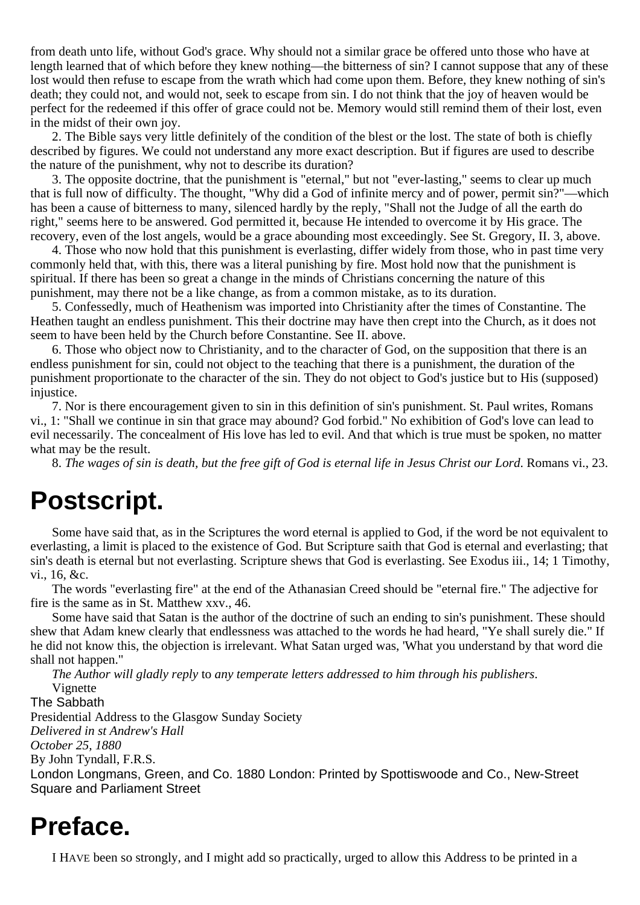from death unto life, without God's grace. Why should not a similar grace be offered unto those who have at length learned that of which before they knew nothing—the bitterness of sin? I cannot suppose that any of these lost would then refuse to escape from the wrath which had come upon them. Before, they knew nothing of sin's death; they could not, and would not, seek to escape from sin. I do not think that the joy of heaven would be perfect for the redeemed if this offer of grace could not be. Memory would still remind them of their lost, even in the midst of their own joy.

2. The Bible says very little definitely of the condition of the blest or the lost. The state of both is chiefly described by figures. We could not understand any more exact description. But if figures are used to describe the nature of the punishment, why not to describe its duration?

3. The opposite doctrine, that the punishment is "eternal," but not "ever-lasting," seems to clear up much that is full now of difficulty. The thought, "Why did a God of infinite mercy and of power, permit sin?"—which has been a cause of bitterness to many, silenced hardly by the reply, "Shall not the Judge of all the earth do right," seems here to be answered. God permitted it, because He intended to overcome it by His grace. The recovery, even of the lost angels, would be a grace abounding most exceedingly. See St. Gregory, II. 3, above.

4. Those who now hold that this punishment is everlasting, differ widely from those, who in past time very commonly held that, with this, there was a literal punishing by fire. Most hold now that the punishment is spiritual. If there has been so great a change in the minds of Christians concerning the nature of this punishment, may there not be a like change, as from a common mistake, as to its duration.

5. Confessedly, much of Heathenism was imported into Christianity after the times of Constantine. The Heathen taught an endless punishment. This their doctrine may have then crept into the Church, as it does not seem to have been held by the Church before Constantine. See II. above.

6. Those who object now to Christianity, and to the character of God, on the supposition that there is an endless punishment for sin, could not object to the teaching that there is a punishment, the duration of the punishment proportionate to the character of the sin. They do not object to God's justice but to His (supposed) injustice.

7. Nor is there encouragement given to sin in this definition of sin's punishment. St. Paul writes, Romans vi., 1: "Shall we continue in sin that grace may abound? God forbid." No exhibition of God's love can lead to evil necessarily. The concealment of His love has led to evil. And that which is true must be spoken, no matter what may be the result.

8. *The wages of sin is death, but the free gift of God is eternal life in Jesus Christ our Lord.* Romans vi., 23.

# Postscript.

Some have said that, as in the Scriptures the word eternal is applied to God, if the word be not equivalent to everlasting, a limit is placed to the existence of God. But Scripture saith that God is eternal and everlasting; that sin's death is eternal but not everlasting. Scripture shews that God is everlasting. See Exodus iii., 14; 1 Timothy, vi., 16, &c.

The words "everlasting fire" at the end of the Athanasian Creed should be "eternal fire." The adjective for fire is the same as in St. Matthew xxv., 46.

Some have said that Satan is the author of the doctrine of such an ending to sin's punishment. These should shew that Adam knew clearly that endlessness was attached to the words he had heard, "Ye shall surely die." If he did not know this, the objection is irrelevant. What Satan urged was, 'What you understand by that word die shall not happen."

*The Author will gladly reply* to *any temperate letters addressed to him through his publishers.*

Vignette

The Sabbath

Presidential Address to the Glasgow Sunday Society

*Delivered in st Andrew's Hall*

*October 25, 1880*

By John Tyndall, F.R.S.

London Longmans, Green, and Co. 1880 London: Printed by Spottiswoode and Co., New-Street Square and Parliament Street

# Preface.

I HAVE been so strongly, and I might add so practically, urged to allow this Address to be printed in a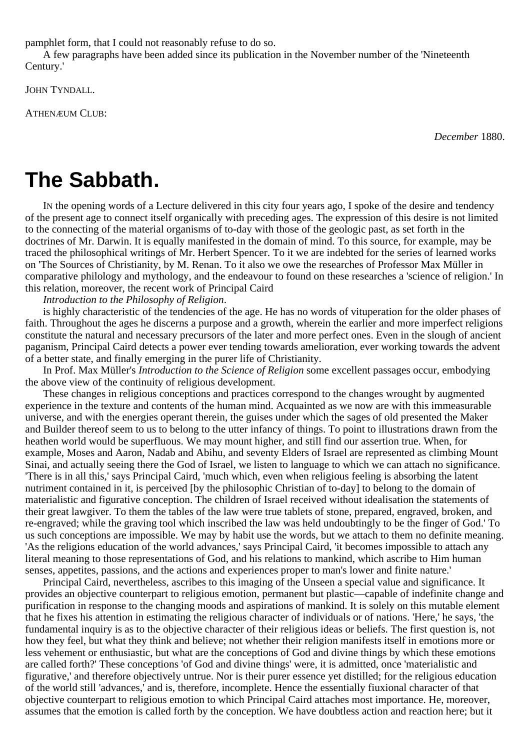pamphlet form, that I could not reasonably refuse to do so.

A few paragraphs have been added since its publication in the November number of the 'Nineteenth Century.'

JOHN TYNDALL.

ATHENÆUM CLUB:

*December* 1880.

# The Sabbath.

IN the opening words of a Lecture delivered in this city four years ago, I spoke of the desire and tendency of the present age to connect itself organically with preceding ages. The expression of this desire is not limited to the connecting of the material organisms of to-day with those of the geologic past, as set forth in the doctrines of Mr. Darwin. It is equally manifested in the domain of mind. To this source, for example, may be traced the philosophical writings of Mr. Herbert Spencer. To it we are indebted for the series of learned works on 'The Sources of Christianity, by M. Renan. To it also we owe the researches of Professor Max Müller in comparative philology and mythology, and the endeavour to found on these researches a 'science of religion.' In this relation, moreover, the recent work of Principal Caird

*Introduction to the Philosophy of Religion*.

is highly characteristic of the tendencies of the age. He has no words of vituperation for the older phases of faith. Throughout the ages he discerns a purpose and a growth, wherein the earlier and more imperfect religions constitute the natural and necessary precursors of the later and more perfect ones. Even in the slough of ancient paganism, Principal Caird detects a power ever tending towards amelioration, ever working towards the advent of a better state, and finally emerging in the purer life of Christianity.

In Prof. Max Müller's *Introduction to the Science of Religion* some excellent passages occur, embodying the above view of the continuity of religious development.

These changes in religious conceptions and practices correspond to the changes wrought by augmented experience in the texture and contents of the human mind. Acquainted as we now are with this immeasurable universe, and with the energies operant therein, the guises under which the sages of old presented the Maker and Builder thereof seem to us to belong to the utter infancy of things. To point to illustrations drawn from the heathen world would be superfluous. We may mount higher, and still find our assertion true. When, for example, Moses and Aaron, Nadab and Abihu, and seventy Elders of Israel are represented as climbing Mount Sinai, and actually seeing there the God of Israel, we listen to language to which we can attach no significance. 'There is in all this,' says Principal Caird, 'much which, even when religious feeling is absorbing the latent nutriment contained in it, is perceived [by the philosophic Christian of to-day] to belong to the domain of materialistic and figurative conception. The children of Israel received without idealisation the statements of their great lawgiver. To them the tables of the law were true tablets of stone, prepared, engraved, broken, and re-engraved; while the graving tool which inscribed the law was held undoubtingly to be the finger of God.' To us such conceptions are impossible. We may by habit use the words, but we attach to them no definite meaning. 'As the religions education of the world advances,' says Principal Caird, 'it becomes impossible to attach any literal meaning to those representations of God, and his relations to mankind, which ascribe to Him human senses, appetites, passions, and the actions and experiences proper to man's lower and finite nature.'

Principal Caird, nevertheless, ascribes to this imaging of the Unseen a special value and significance. It provides an objective counterpart to religious emotion, permanent but plastic—capable of indefinite change and purification in response to the changing moods and aspirations of mankind. It is solely on this mutable element that he fixes his attention in estimating the religious character of individuals or of nations. 'Here,' he says, 'the fundamental inquiry is as to the objective character of their religious ideas or beliefs. The first question is, not how they feel, but what they think and believe; not whether their religion manifests itself in emotions more or less vehement or enthusiastic, but what are the conceptions of God and divine things by which these emotions are called forth?' These conceptions 'of God and divine things' were, it is admitted, once 'materialistic and figurative,' and therefore objectively untrue. Nor is their purer essence yet distilled; for the religious education of the world still 'advances,' and is, therefore, incomplete. Hence the essentially fiuxional character of that objective counterpart to religious emotion to which Principal Caird attaches most importance. He, moreover, assumes that the emotion is called forth by the conception. We have doubtless action and reaction here; but it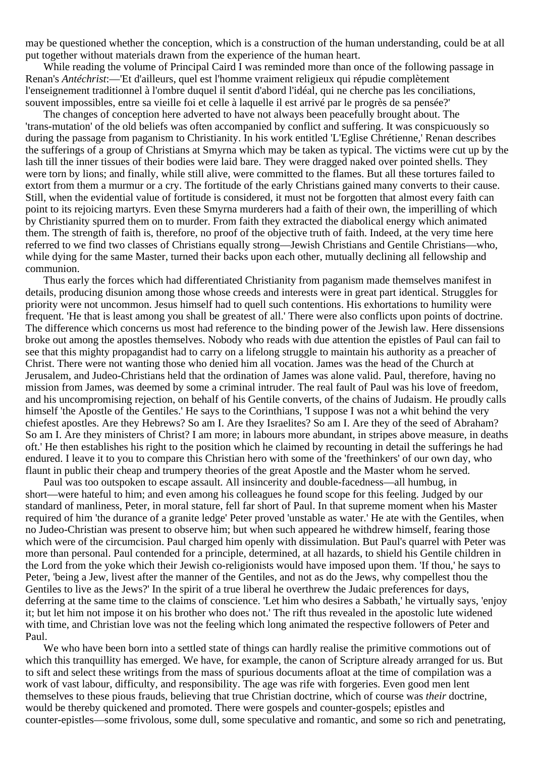may be questioned whether the conception, which is a construction of the human understanding, could be at all put together without materials drawn from the experience of the human heart.

While reading the volume of Principal Caird I was reminded more than once of the following passage in Renan's *Antéchrist*:—'Et d'ailleurs, quel est l'homme vraiment religieux qui répudie complètement l'enseignement traditionnel à l'ombre duquel il sentit d'abord l'idéal, qui ne cherche pas les conciliations, souvent impossibles, entre sa vieille foi et celle à laquelle il est arrivé par le progrès de sa pensée?'

The changes of conception here adverted to have not always been peacefully brought about. The 'trans-mutation' of the old beliefs was often accompanied by conflict and suffering. It was conspicuously so during the passage from paganism to Christianity. In his work entitled 'L'Eglise Chrétienne,' Renan describes the sufferings of a group of Christians at Smyrna which may be taken as typical. The victims were cut up by the lash till the inner tissues of their bodies were laid bare. They were dragged naked over pointed shells. They were torn by lions; and finally, while still alive, were committed to the flames. But all these tortures failed to extort from them a murmur or a cry. The fortitude of the early Christians gained many converts to their cause. Still, when the evidential value of fortitude is considered, it must not be forgotten that almost every faith can point to its rejoicing martyrs. Even these Smyrna murderers had a faith of their own, the imperilling of which by Christianity spurred them on to murder. From faith they extracted the diabolical energy which animated them. The strength of faith is, therefore, no proof of the objective truth of faith. Indeed, at the very time here referred to we find two classes of Christians equally strong—Jewish Christians and Gentile Christians—who, while dying for the same Master, turned their backs upon each other, mutually declining all fellowship and communion.

Thus early the forces which had differentiated Christianity from paganism made themselves manifest in details, producing disunion among those whose creeds and interests were in great part identical. Struggles for priority were not uncommon. Jesus himself had to quell such contentions. His exhortations to humility were frequent. 'He that is least among you shall be greatest of all.' There were also conflicts upon points of doctrine. The difference which concerns us most had reference to the binding power of the Jewish law. Here dissensions broke out among the apostles themselves. Nobody who reads with due attention the epistles of Paul can fail to see that this mighty propagandist had to carry on a lifelong struggle to maintain his authority as a preacher of Christ. There were not wanting those who denied him all vocation. James was the head of the Church at Jerusalem, and Judeo-Christians held that the ordination of James was alone valid. Paul, therefore, having no mission from James, was deemed by some a criminal intruder. The real fault of Paul was his love of freedom, and his uncompromising rejection, on behalf of his Gentile converts, of the chains of Judaism. He proudly calls himself 'the Apostle of the Gentiles.' He says to the Corinthians, 'I suppose I was not a whit behind the very chiefest apostles. Are they Hebrews? So am I. Are they Israelites? So am I. Are they of the seed of Abraham? So am I. Are they ministers of Christ? I am more; in labours more abundant, in stripes above measure, in deaths oft.' He then establishes his right to the position which he claimed by recounting in detail the sufferings he had endured. I leave it to you to compare this Christian hero with some of the 'freethinkers' of our own day, who flaunt in public their cheap and trumpery theories of the great Apostle and the Master whom he served.

Paul was too outspoken to escape assault. All insincerity and double-facedness—all humbug, in short—were hateful to him; and even among his colleagues he found scope for this feeling. Judged by our standard of manliness, Peter, in moral stature, fell far short of Paul. In that supreme moment when his Master required of him 'the durance of a granite ledge' Peter proved 'unstable as water.' He ate with the Gentiles, when no Judeo-Christian was present to observe him; but when such appeared he withdrew himself, fearing those which were of the circumcision. Paul charged him openly with dissimulation. But Paul's quarrel with Peter was more than personal. Paul contended for a principle, determined, at all hazards, to shield his Gentile children in the Lord from the yoke which their Jewish co-religionists would have imposed upon them. 'If thou,' he says to Peter, 'being a Jew, livest after the manner of the Gentiles, and not as do the Jews, why compellest thou the Gentiles to live as the Jews?' In the spirit of a true liberal he overthrew the Judaic preferences for days, deferring at the same time to the claims of conscience. 'Let him who desires a Sabbath,' he virtually says, 'enjoy it; but let him not impose it on his brother who does not.' The rift thus revealed in the apostolic lute widened with time, and Christian love was not the feeling which long animated the respective followers of Peter and Paul.

We who have been born into a settled state of things can hardly realise the primitive commotions out of which this tranquillity has emerged. We have, for example, the canon of Scripture already arranged for us. But to sift and select these writings from the mass of spurious documents afloat at the time of compilation was a work of vast labour, difficulty, and responsibility. The age was rife with forgeries. Even good men lent themselves to these pious frauds, believing that true Christian doctrine, which of course was *their* doctrine, would be thereby quickened and promoted. There were gospels and counter-gospels; epistles and counter-epistles—some frivolous, some dull, some speculative and romantic, and some so rich and penetrating,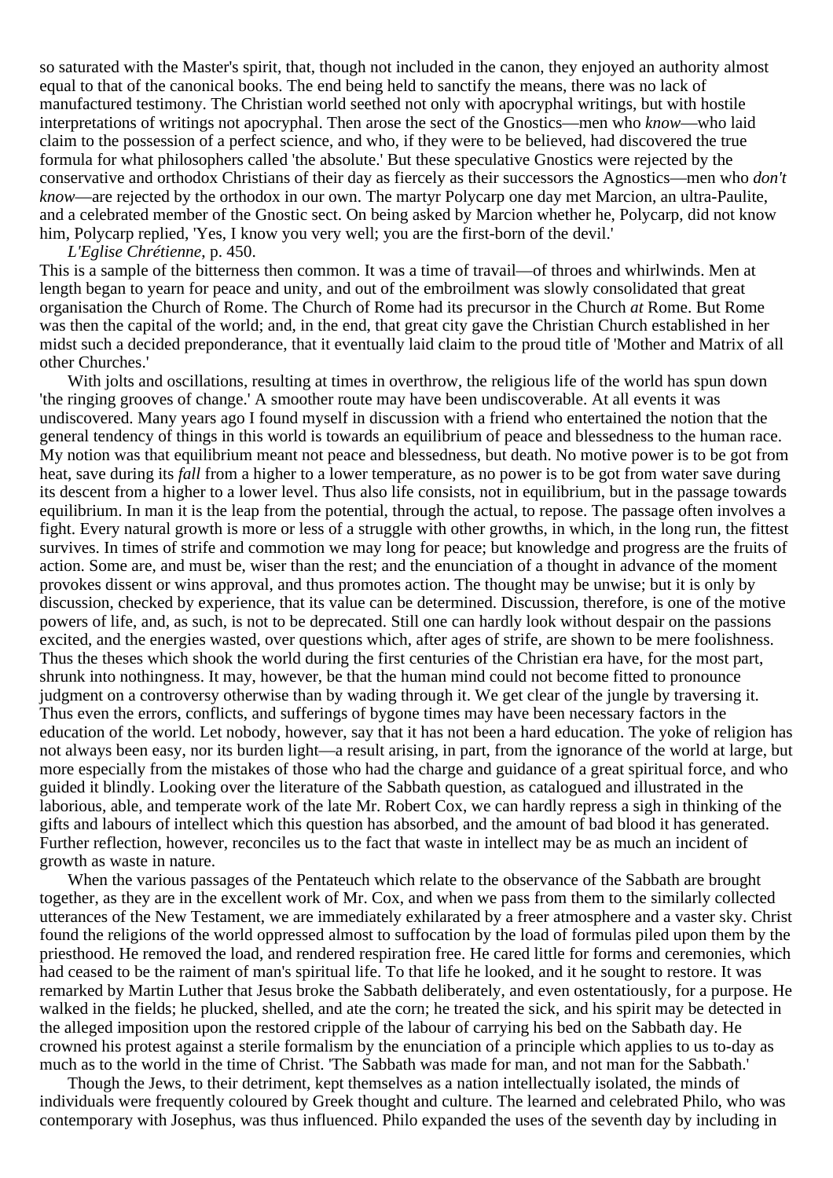so saturated with the Master's spirit, that, though not included in the canon, they enjoyed an authority almost equal to that of the canonical books. The end being held to sanctify the means, there was no lack of manufactured testimony. The Christian world seethed not only with apocryphal writings, but with hostile interpretations of writings not apocryphal. Then arose the sect of the Gnostics—men who *know*—who laid claim to the possession of a perfect science, and who, if they were to be believed, had discovered the true formula for what philosophers called 'the absolute.' But these speculative Gnostics were rejected by the conservative and orthodox Christians of their day as fiercely as their successors the Agnostics—men who *don't know*—are rejected by the orthodox in our own. The martyr Polycarp one day met Marcion, an ultra-Paulite, and a celebrated member of the Gnostic sect. On being asked by Marcion whether he, Polycarp, did not know him, Polycarp replied, 'Yes, I know you very well; you are the first-born of the devil.'

*L'Eglise Chrétienne*, p. 450.

This is a sample of the bitterness then common. It was a time of travail—of throes and whirlwinds. Men at length began to yearn for peace and unity, and out of the embroilment was slowly consolidated that great organisation the Church of Rome. The Church of Rome had its precursor in the Church *at* Rome. But Rome was then the capital of the world; and, in the end, that great city gave the Christian Church established in her midst such a decided preponderance, that it eventually laid claim to the proud title of 'Mother and Matrix of all other Churches.'

With jolts and oscillations, resulting at times in overthrow, the religious life of the world has spun down 'the ringing grooves of change.' A smoother route may have been undiscoverable. At all events it was undiscovered. Many years ago I found myself in discussion with a friend who entertained the notion that the general tendency of things in this world is towards an equilibrium of peace and blessedness to the human race. My notion was that equilibrium meant not peace and blessedness, but death. No motive power is to be got from heat, save during its *fall* from a higher to a lower temperature, as no power is to be got from water save during its descent from a higher to a lower level. Thus also life consists, not in equilibrium, but in the passage towards equilibrium. In man it is the leap from the potential, through the actual, to repose. The passage often involves a fight. Every natural growth is more or less of a struggle with other growths, in which, in the long run, the fittest survives. In times of strife and commotion we may long for peace; but knowledge and progress are the fruits of action. Some are, and must be, wiser than the rest; and the enunciation of a thought in advance of the moment provokes dissent or wins approval, and thus promotes action. The thought may be unwise; but it is only by discussion, checked by experience, that its value can be determined. Discussion, therefore, is one of the motive powers of life, and, as such, is not to be deprecated. Still one can hardly look without despair on the passions excited, and the energies wasted, over questions which, after ages of strife, are shown to be mere foolishness. Thus the theses which shook the world during the first centuries of the Christian era have, for the most part, shrunk into nothingness. It may, however, be that the human mind could not become fitted to pronounce judgment on a controversy otherwise than by wading through it. We get clear of the jungle by traversing it. Thus even the errors, conflicts, and sufferings of bygone times may have been necessary factors in the education of the world. Let nobody, however, say that it has not been a hard education. The yoke of religion has not always been easy, nor its burden light—a result arising, in part, from the ignorance of the world at large, but more especially from the mistakes of those who had the charge and guidance of a great spiritual force, and who guided it blindly. Looking over the literature of the Sabbath question, as catalogued and illustrated in the laborious, able, and temperate work of the late Mr. Robert Cox, we can hardly repress a sigh in thinking of the gifts and labours of intellect which this question has absorbed, and the amount of bad blood it has generated. Further reflection, however, reconciles us to the fact that waste in intellect may be as much an incident of growth as waste in nature.

When the various passages of the Pentateuch which relate to the observance of the Sabbath are brought together, as they are in the excellent work of Mr. Cox, and when we pass from them to the similarly collected utterances of the New Testament, we are immediately exhilarated by a freer atmosphere and a vaster sky. Christ found the religions of the world oppressed almost to suffocation by the load of formulas piled upon them by the priesthood. He removed the load, and rendered respiration free. He cared little for forms and ceremonies, which had ceased to be the raiment of man's spiritual life. To that life he looked, and it he sought to restore. It was remarked by Martin Luther that Jesus broke the Sabbath deliberately, and even ostentatiously, for a purpose. He walked in the fields; he plucked, shelled, and ate the corn; he treated the sick, and his spirit may be detected in the alleged imposition upon the restored cripple of the labour of carrying his bed on the Sabbath day. He crowned his protest against a sterile formalism by the enunciation of a principle which applies to us to-day as much as to the world in the time of Christ. 'The Sabbath was made for man, and not man for the Sabbath.'

Though the Jews, to their detriment, kept themselves as a nation intellectually isolated, the minds of individuals were frequently coloured by Greek thought and culture. The learned and celebrated Philo, who was contemporary with Josephus, was thus influenced. Philo expanded the uses of the seventh day by including in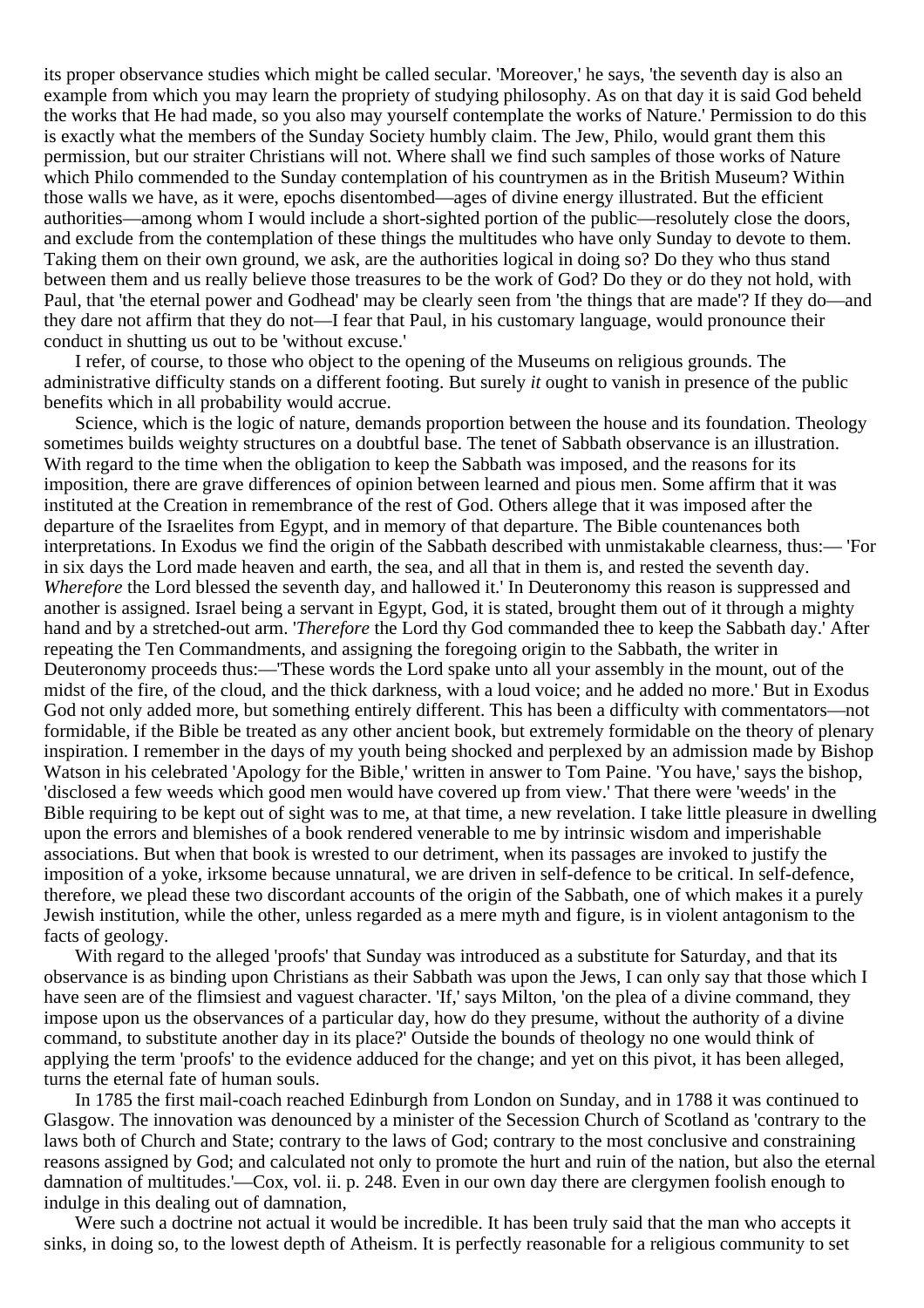its proper observance studies which might be called secular. 'Moreover,' he says, 'the seventh day is also an example from which you may learn the propriety of studying philosophy. As on that day it is said God beheld the works that He had made, so you also may yourself contemplate the works of Nature.' Permission to do this is exactly what the members of the Sunday Society humbly claim. The Jew, Philo, would grant them this permission, but our straiter Christians will not. Where shall we find such samples of those works of Nature which Philo commended to the Sunday contemplation of his countrymen as in the British Museum? Within those walls we have, as it were, epochs disentombed—ages of divine energy illustrated. But the efficient authorities—among whom I would include a short-sighted portion of the public—resolutely close the doors, and exclude from the contemplation of these things the multitudes who have only Sunday to devote to them. Taking them on their own ground, we ask, are the authorities logical in doing so? Do they who thus stand between them and us really believe those treasures to be the work of God? Do they or do they not hold, with Paul, that 'the eternal power and Godhead' may be clearly seen from 'the things that are made'? If they do—and they dare not affirm that they do not—I fear that Paul, in his customary language, would pronounce their conduct in shutting us out to be 'without excuse.'

I refer, of course, to those who object to the opening of the Museums on religious grounds. The administrative difficulty stands on a different footing. But surely *it* ought to vanish in presence of the public benefits which in all probability would accrue.

Science, which is the logic of nature, demands proportion between the house and its foundation. Theology sometimes builds weighty structures on a doubtful base. The tenet of Sabbath observance is an illustration. With regard to the time when the obligation to keep the Sabbath was imposed, and the reasons for its imposition, there are grave differences of opinion between learned and pious men. Some affirm that it was instituted at the Creation in remembrance of the rest of God. Others allege that it was imposed after the departure of the Israelites from Egypt, and in memory of that departure. The Bible countenances both interpretations. In Exodus we find the origin of the Sabbath described with unmistakable clearness, thus:— 'For in six days the Lord made heaven and earth, the sea, and all that in them is, and rested the seventh day. *Wherefore* the Lord blessed the seventh day, and hallowed it.' In Deuteronomy this reason is suppressed and another is assigned. Israel being a servant in Egypt, God, it is stated, brought them out of it through a mighty hand and by a stretched-out arm. '*Therefore* the Lord thy God commanded thee to keep the Sabbath day.' After repeating the Ten Commandments, and assigning the foregoing origin to the Sabbath, the writer in Deuteronomy proceeds thus:—'These words the Lord spake unto all your assembly in the mount, out of the midst of the fire, of the cloud, and of the thick darkness, with a loud voice; and he added no more.' But in Exodus God not only added more, but something entirely different. This has been a difficulty with commentators—not formidable, if the Bible be treated as any other ancient book, but extremely formidable on the theory of plenary inspiration. I remember in the days of my youth being shocked and perplexed by an admission made by Bishop Watson in his celebrated 'Apology for the Bible,' written in answer to Tom Paine. 'You have,' says the bishop, 'disclosed a few weeds which good men would have covered up from view.' That there were 'weeds' in the Bible requiring to be kept out of sight was to me, at that time, a new revelation. I take little pleasure in dwelling upon the errors and blemishes of a book rendered venerable to me by intrinsic wisdom and imperishable associations. But when that book is wrested to our detriment, when its passages are invoked to justify the imposition of a yoke, irksome because unnatural, we are driven in self-defence to be critical. In self-defence, therefore, we plead these two discordant accounts of the origin of the Sabbath, one of which makes it a purely Jewish institution, while the other, unless regarded as a mere myth and figure, is in violent antagonism to the facts of geology.

With regard to the alleged 'proofs' that Sunday was introduced as a substitute for Saturday, and that its observance is as binding upon Christians as their Sabbath was upon the Jews, I can only say that those which I have seen are of the flimsiest and vaguest character. 'If,' says Milton, 'on the plea of a divine command, they impose upon us the observances of a particular day, how do they presume, without the authority of a divine command, to substitute another day in its place?' Outside the bounds of theology no one would think of applying the term 'proofs' to the evidence adduced for the change; and yet on this pivot, it has been alleged, turns the eternal fate of human souls.

In 1785 the first mail-coach reached Edinburgh from London on Sunday, and in 1788 it was continued to Glasgow. The innovation was denounced by a minister of the Secession Church of Scotland as 'contrary to the laws both of Church and State; contrary to the laws of God; contrary to the most conclusive and constraining reasons assigned by God; and calculated not only to promote the hurt and ruin of the nation, but also the eternal damnation of multitudes.'—Cox, vol. ii. p. 248. Even in our own day there are clergymen foolish enough to indulge in this dealing out of damnation,

Were such a doctrine not actual it would be incredible. It has been truly said that the man who accepts it sinks, in doing so, to the lowest depth of Atheism. It is perfectly reasonable for a religious community to set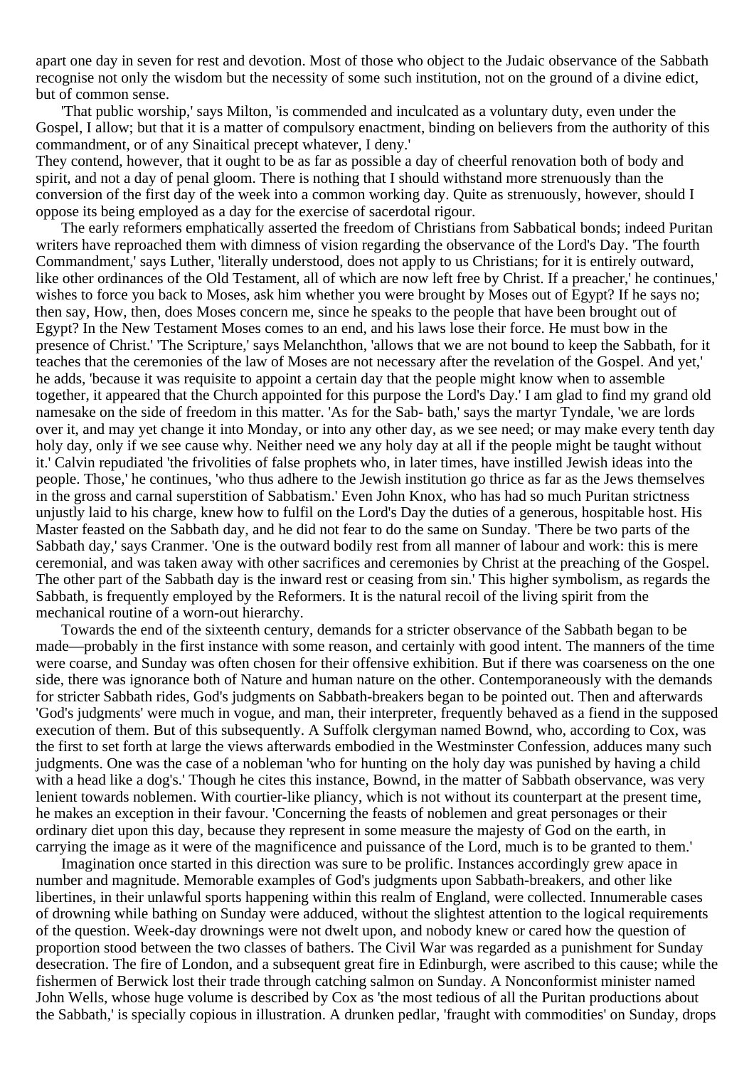apart one day in seven for rest and devotion. Most of those who object to the Judaic observance of the Sabbath recognise not only the wisdom but the necessity of some such institution, not on the ground of a divine edict, but of common sense.

'That public worship,' says Milton, 'is commended and inculcated as a voluntary duty, even under the Gospel, I allow; but that it is a matter of compulsory enactment, binding on believers from the authority of this commandment, or of any Sinaitical precept whatever, I deny.'

They contend, however, that it ought to be as far as possible a day of cheerful renovation both of body and spirit, and not a day of penal gloom. There is nothing that I should withstand more strenuously than the conversion of the first day of the week into a common working day. Quite as strenuously, however, should I oppose its being employed as a day for the exercise of sacerdotal rigour.

The early reformers emphatically asserted the freedom of Christians from Sabbatical bonds; indeed Puritan writers have reproached them with dimness of vision regarding the observance of the Lord's Day. 'The fourth Commandment,' says Luther, 'literally understood, does not apply to us Christians; for it is entirely outward, like other ordinances of the Old Testament, all of which are now left free by Christ. If a preacher,' he continues,' wishes to force you back to Moses, ask him whether you were brought by Moses out of Egypt? If he says no; then say, How, then, does Moses concern me, since he speaks to the people that have been brought out of Egypt? In the New Testament Moses comes to an end, and his laws lose their force. He must bow in the presence of Christ.' 'The Scripture,' says Melanchthon, 'allows that we are not bound to keep the Sabbath, for it teaches that the ceremonies of the law of Moses are not necessary after the revelation of the Gospel. And yet,' he adds, 'because it was requisite to appoint a certain day that the people might know when to assemble together, it appeared that the Church appointed for this purpose the Lord's Day.' I am glad to find my grand old namesake on the side of freedom in this matter. 'As for the Sab- bath,' says the martyr Tyndale, 'we are lords over it, and may yet change it into Monday, or into any other day, as we see need; or may make every tenth day holy day, only if we see cause why. Neither need we any holy day at all if the people might be taught without it.' Calvin repudiated 'the frivolities of false prophets who, in later times, have instilled Jewish ideas into the people. Those,' he continues, 'who thus adhere to the Jewish institution go thrice as far as the Jews themselves in the gross and carnal superstition of Sabbatism.' Even John Knox, who has had so much Puritan strictness unjustly laid to his charge, knew how to fulfil on the Lord's Day the duties of a generous, hospitable host. His Master feasted on the Sabbath day, and he did not fear to do the same on Sunday. 'There be two parts of the Sabbath day,' says Cranmer. 'One is the outward bodily rest from all manner of labour and work: this is mere ceremonial, and was taken away with other sacrifices and ceremonies by Christ at the preaching of the Gospel. The other part of the Sabbath day is the inward rest or ceasing from sin.' This higher symbolism, as regards the Sabbath, is frequently employed by the Reformers. It is the natural recoil of the living spirit from the mechanical routine of a worn-out hierarchy.

Towards the end of the sixteenth century, demands for a stricter observance of the Sabbath began to be made—probably in the first instance with some reason, and certainly with good intent. The manners of the time were coarse, and Sunday was often chosen for their offensive exhibition. But if there was coarseness on the one side, there was ignorance both of Nature and human nature on the other. Contemporaneously with the demands for stricter Sabbath rides, God's judgments on Sabbath-breakers began to be pointed out. Then and afterwards 'God's judgments' were much in vogue, and man, their interpreter, frequently behaved as a fiend in the supposed execution of them. But of this subsequently. A Suffolk clergyman named Bownd, who, according to Cox, was the first to set forth at large the views afterwards embodied in the Westminster Confession, adduces many such judgments. One was the case of a nobleman 'who for hunting on the holy day was punished by having a child with a head like a dog's.' Though he cites this instance, Bownd, in the matter of Sabbath observance, was very lenient towards noblemen. With courtier-like pliancy, which is not without its counterpart at the present time, he makes an exception in their favour. 'Concerning the feasts of noblemen and great personages or their ordinary diet upon this day, because they represent in some measure the majesty of God on the earth, in carrying the image as it were of the magnificence and puissance of the Lord, much is to be granted to them.'

Imagination once started in this direction was sure to be prolific. Instances accordingly grew apace in number and magnitude. Memorable examples of God's judgments upon Sabbath-breakers, and other like libertines, in their unlawful sports happening within this realm of England, were collected. Innumerable cases of drowning while bathing on Sunday were adduced, without the slightest attention to the logical requirements of the question. Week-day drownings were not dwelt upon, and nobody knew or cared how the question of proportion stood between the two classes of bathers. The Civil War was regarded as a punishment for Sunday desecration. The fire of London, and a subsequent great fire in Edinburgh, were ascribed to this cause; while the fishermen of Berwick lost their trade through catching salmon on Sunday. A Nonconformist minister named John Wells, whose huge volume is described by Cox as 'the most tedious of all the Puritan productions about the Sabbath,' is specially copious in illustration. A drunken pedlar, 'fraught with commodities' on Sunday, drops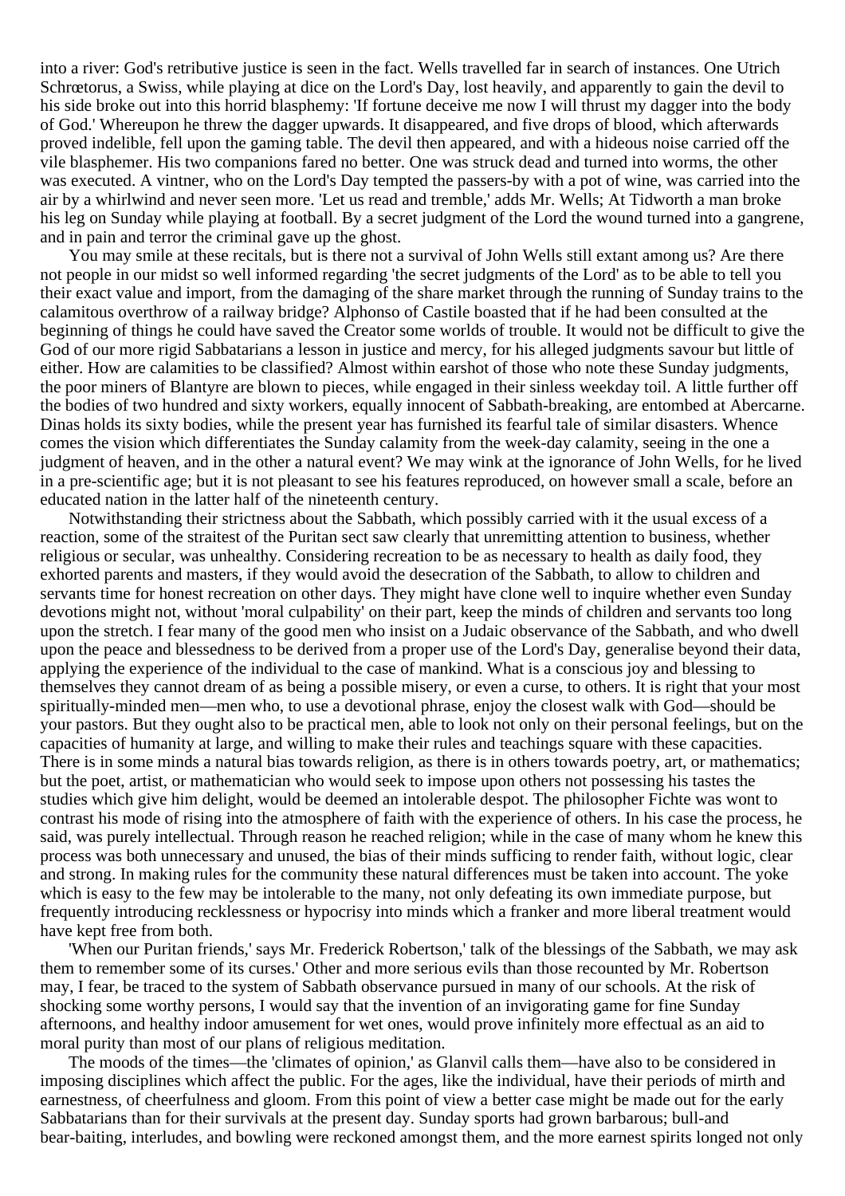into a river: God's retributive justice is seen in the fact. Wells travelled far in search of instances. One Utrich Schrœtorus, a Swiss, while playing at dice on the Lord's Day, lost heavily, and apparently to gain the devil to his side broke out into this horrid blasphemy: 'If fortune deceive me now I will thrust my dagger into the body of God.' Whereupon he threw the dagger upwards. It disappeared, and five drops of blood, which afterwards proved indelible, fell upon the gaming table. The devil then appeared, and with a hideous noise carried off the vile blasphemer. His two companions fared no better. One was struck dead and turned into worms, the other was executed. A vintner, who on the Lord's Day tempted the passers-by with a pot of wine, was carried into the air by a whirlwind and never seen more. 'Let us read and tremble,' adds Mr. Wells; At Tidworth a man broke his leg on Sunday while playing at football. By a secret judgment of the Lord the wound turned into a gangrene, and in pain and terror the criminal gave up the ghost.

You may smile at these recitals, but is there not a survival of John Wells still extant among us? Are there not people in our midst so well informed regarding 'the secret judgments of the Lord' as to be able to tell you their exact value and import, from the damaging of the share market through the running of Sunday trains to the calamitous overthrow of a railway bridge? Alphonso of Castile boasted that if he had been consulted at the beginning of things he could have saved the Creator some worlds of trouble. It would not be difficult to give the God of our more rigid Sabbatarians a lesson in justice and mercy, for his alleged judgments savour but little of either. How are calamities to be classified? Almost within earshot of those who note these Sunday judgments, the poor miners of Blantyre are blown to pieces, while engaged in their sinless weekday toil. A little further off the bodies of two hundred and sixty workers, equally innocent of Sabbath-breaking, are entombed at Abercarne. Dinas holds its sixty bodies, while the present year has furnished its fearful tale of similar disasters. Whence comes the vision which differentiates the Sunday calamity from the week-day calamity, seeing in the one a judgment of heaven, and in the other a natural event? We may wink at the ignorance of John Wells, for he lived in a pre-scientific age; but it is not pleasant to see his features reproduced, on however small a scale, before an educated nation in the latter half of the nineteenth century.

Notwithstanding their strictness about the Sabbath, which possibly carried with it the usual excess of a reaction, some of the straitest of the Puritan sect saw clearly that unremitting attention to business, whether religious or secular, was unhealthy. Considering recreation to be as necessary to health as daily food, they exhorted parents and masters, if they would avoid the desecration of the Sabbath, to allow to children and servants time for honest recreation on other days. They might have clone well to inquire whether even Sunday devotions might not, without 'moral culpability' on their part, keep the minds of children and servants too long upon the stretch. I fear many of the good men who insist on a Judaic observance of the Sabbath, and who dwell upon the peace and blessedness to be derived from a proper use of the Lord's Day, generalise beyond their data, applying the experience of the individual to the case of mankind. What is a conscious joy and blessing to themselves they cannot dream of as being a possible misery, or even a curse, to others. It is right that your most spiritually-minded men—men who, to use a devotional phrase, enjoy the closest walk with God—should be your pastors. But they ought also to be practical men, able to look not only on their personal feelings, but on the capacities of humanity at large, and willing to make their rules and teachings square with these capacities. There is in some minds a natural bias towards religion, as there is in others towards poetry, art, or mathematics; but the poet, artist, or mathematician who would seek to impose upon others not possessing his tastes the studies which give him delight, would be deemed an intolerable despot. The philosopher Fichte was wont to contrast his mode of rising into the atmosphere of faith with the experience of others. In his case the process, he said, was purely intellectual. Through reason he reached religion; while in the case of many whom he knew this process was both unnecessary and unused, the bias of their minds sufficing to render faith, without logic, clear and strong. In making rules for the community these natural differences must be taken into account. The yoke which is easy to the few may be intolerable to the many, not only defeating its own immediate purpose, but frequently introducing recklessness or hypocrisy into minds which a franker and more liberal treatment would have kept free from both.

'When our Puritan friends,' says Mr. Frederick Robertson,' talk of the blessings of the Sabbath, we may ask them to remember some of its curses.' Other and more serious evils than those recounted by Mr. Robertson may, I fear, be traced to the system of Sabbath observance pursued in many of our schools. At the risk of shocking some worthy persons, I would say that the invention of an invigorating game for fine Sunday afternoons, and healthy indoor amusement for wet ones, would prove infinitely more effectual as an aid to moral purity than most of our plans of religious meditation.

The moods of the times—the 'climates of opinion,' as Glanvil calls them—have also to be considered in imposing disciplines which affect the public. For the ages, like the individual, have their periods of mirth and earnestness, of cheerfulness and gloom. From this point of view a better case might be made out for the early Sabbatarians than for their survivals at the present day. Sunday sports had grown barbarous; bull-and bear-baiting, interludes, and bowling were reckoned amongst them, and the more earnest spirits longed not only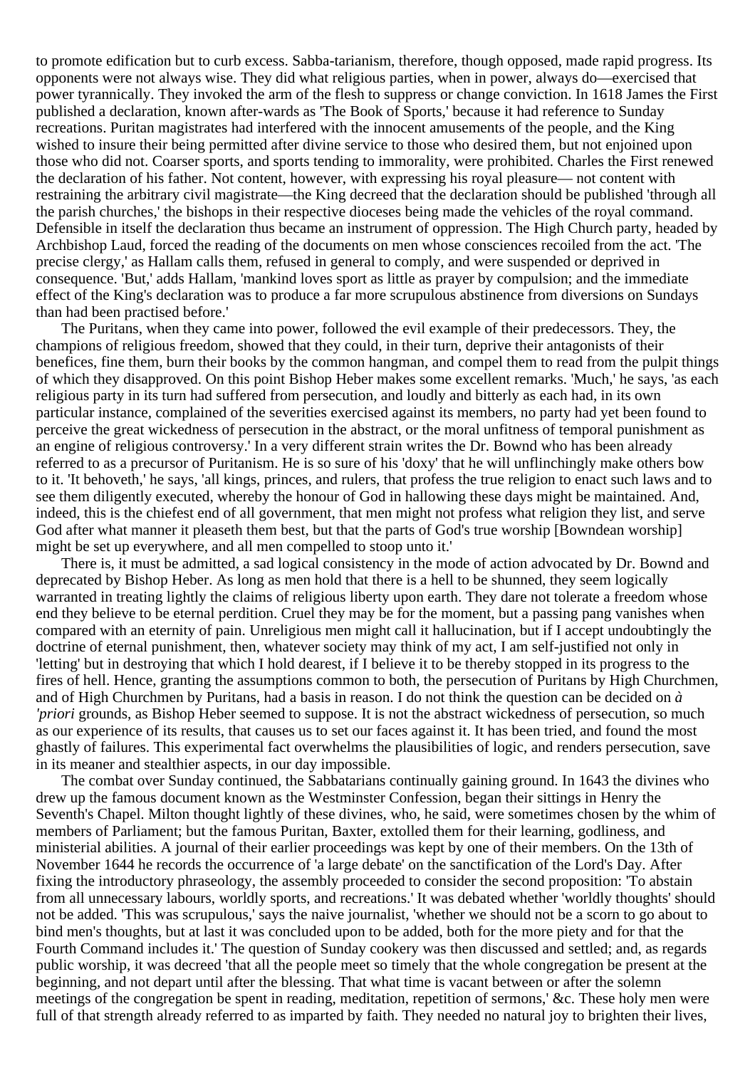to promote edification but to curb excess. Sabba-tarianism, therefore, though opposed, made rapid progress. Its opponents were not always wise. They did what religious parties, when in power, always do—exercised that power tyrannically. They invoked the arm of the flesh to suppress or change conviction. In 1618 James the First published a declaration, known after-wards as 'The Book of Sports,' because it had reference to Sunday recreations. Puritan magistrates had interfered with the innocent amusements of the people, and the King wished to insure their being permitted after divine service to those who desired them, but not enjoined upon those who did not. Coarser sports, and sports tending to immorality, were prohibited. Charles the First renewed the declaration of his father. Not content, however, with expressing his royal pleasure— not content with restraining the arbitrary civil magistrate—the King decreed that the declaration should be published 'through all the parish churches,' the bishops in their respective dioceses being made the vehicles of the royal command. Defensible in itself the declaration thus became an instrument of oppression. The High Church party, headed by Archbishop Laud, forced the reading of the documents on men whose consciences recoiled from the act. 'The precise clergy,' as Hallam calls them, refused in general to comply, and were suspended or deprived in consequence. 'But,' adds Hallam, 'mankind loves sport as little as prayer by compulsion; and the immediate effect of the King's declaration was to produce a far more scrupulous abstinence from diversions on Sundays than had been practised before.'

The Puritans, when they came into power, followed the evil example of their predecessors. They, the champions of religious freedom, showed that they could, in their turn, deprive their antagonists of their benefices, fine them, burn their books by the common hangman, and compel them to read from the pulpit things of which they disapproved. On this point Bishop Heber makes some excellent remarks. 'Much,' he says, 'as each religious party in its turn had suffered from persecution, and loudly and bitterly as each had, in its own particular instance, complained of the severities exercised against its members, no party had yet been found to perceive the great wickedness of persecution in the abstract, or the moral unfitness of temporal punishment as an engine of religious controversy.' In a very different strain writes the Dr. Bownd who has been already referred to as a precursor of Puritanism. He is so sure of his 'doxy' that he will unflinchingly make others bow to it. 'It behoveth,' he says, 'all kings, princes, and rulers, that profess the true religion to enact such laws and to see them diligently executed, whereby the honour of God in hallowing these days might be maintained. And, indeed, this is the chiefest end of all government, that men might not profess what religion they list, and serve God after what manner it pleaseth them best, but that the parts of God's true worship [Bowndean worship] might be set up everywhere, and all men compelled to stoop unto it.'

There is, it must be admitted, a sad logical consistency in the mode of action advocated by Dr. Bownd and deprecated by Bishop Heber. As long as men hold that there is a hell to be shunned, they seem logically warranted in treating lightly the claims of religious liberty upon earth. They dare not tolerate a freedom whose end they believe to be eternal perdition. Cruel they may be for the moment, but a passing pang vanishes when compared with an eternity of pain. Unreligious men might call it hallucination, but if I accept undoubtingly the doctrine of eternal punishment, then, whatever society may think of my act, I am self-justified not only in 'letting' but in destroying that which I hold dearest, if I believe it to be thereby stopped in its progress to the fires of hell. Hence, granting the assumptions common to both, the persecution of Puritans by High Churchmen, and of High Churchmen by Puritans, had a basis in reason. I do not think the question can be decided on *à 'priori* grounds, as Bishop Heber seemed to suppose. It is not the abstract wickedness of persecution, so much as our experience of its results, that causes us to set our faces against it. It has been tried, and found the most ghastly of failures. This experimental fact overwhelms the plausibilities of logic, and renders persecution, save in its meaner and stealthier aspects, in our day impossible.

The combat over Sunday continued, the Sabbatarians continually gaining ground. In 1643 the divines who drew up the famous document known as the Westminster Confession, began their sittings in Henry the Seventh's Chapel. Milton thought lightly of these divines, who, he said, were sometimes chosen by the whim of members of Parliament; but the famous Puritan, Baxter, extolled them for their learning, godliness, and ministerial abilities. A journal of their earlier proceedings was kept by one of their members. On the 13th of November 1644 he records the occurrence of 'a large debate' on the sanctification of the Lord's Day. After fixing the introductory phraseology, the assembly proceeded to consider the second proposition: 'To abstain from all unnecessary labours, worldly sports, and recreations.' It was debated whether 'worldly thoughts' should not be added. 'This was scrupulous,' says the naive journalist, 'whether we should not be a scorn to go about to bind men's thoughts, but at last it was concluded upon to be added, both for the more piety and for that the Fourth Command includes it.' The question of Sunday cookery was then discussed and settled; and, as regards public worship, it was decreed 'that all the people meet so timely that the whole congregation be present at the beginning, and not depart until after the blessing. That what time is vacant between or after the solemn meetings of the congregation be spent in reading, meditation, repetition of sermons,' &c. These holy men were full of that strength already referred to as imparted by faith. They needed no natural joy to brighten their lives,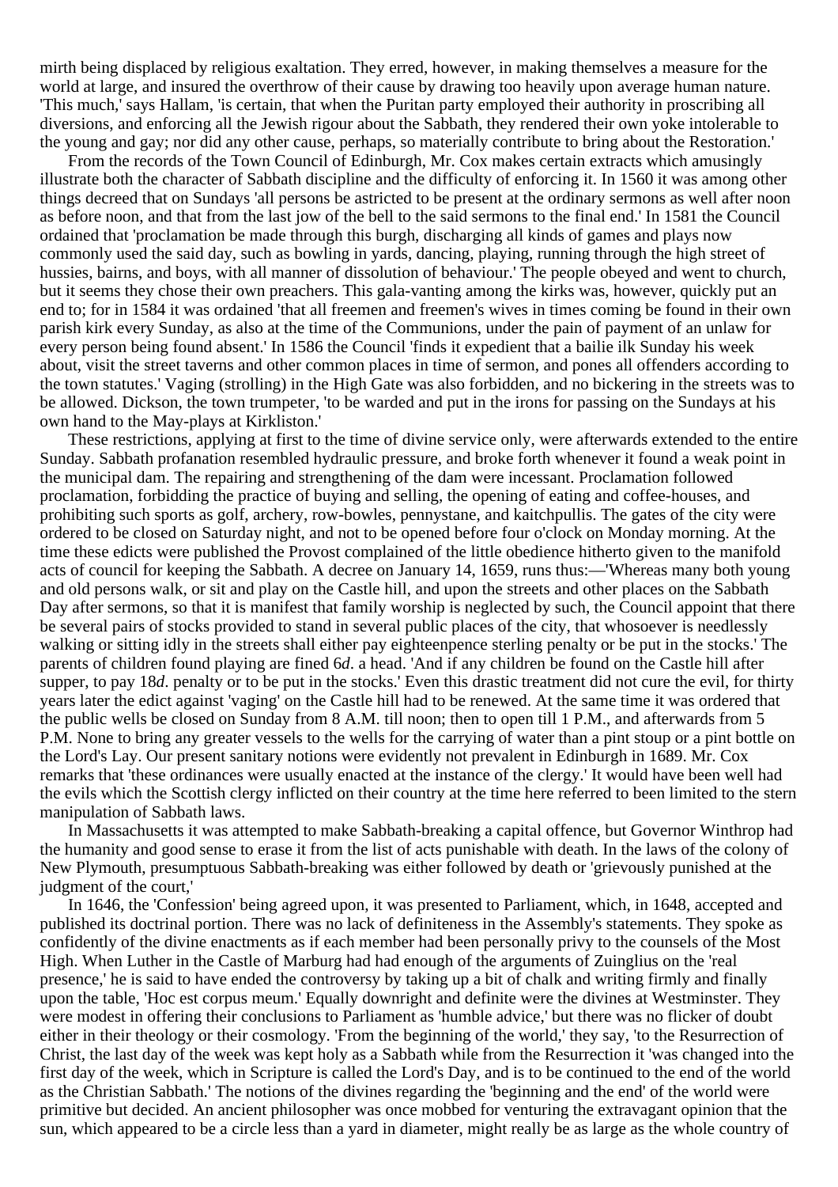mirth being displaced by religious exaltation. They erred, however, in making themselves a measure for the world at large, and insured the overthrow of their cause by drawing too heavily upon average human nature. 'This much,' says Hallam, 'is certain, that when the Puritan party employed their authority in proscribing all diversions, and enforcing all the Jewish rigour about the Sabbath, they rendered their own yoke intolerable to the young and gay; nor did any other cause, perhaps, so materially contribute to bring about the Restoration.'

From the records of the Town Council of Edinburgh, Mr. Cox makes certain extracts which amusingly illustrate both the character of Sabbath discipline and the difficulty of enforcing it. In 1560 it was among other things decreed that on Sundays 'all persons be astricted to be present at the ordinary sermons as well after noon as before noon, and that from the last jow of the bell to the said sermons to the final end.' In 1581 the Council ordained that 'proclamation be made through this burgh, discharging all kinds of games and plays now commonly used the said day, such as bowling in yards, dancing, playing, running through the high street of hussies, bairns, and boys, with all manner of dissolution of behaviour.' The people obeyed and went to church, but it seems they chose their own preachers. This gala-vanting among the kirks was, however, quickly put an end to; for in 1584 it was ordained 'that all freemen and freemen's wives in times coming be found in their own parish kirk every Sunday, as also at the time of the Communions, under the pain of payment of an unlaw for every person being found absent.' In 1586 the Council 'finds it expedient that a bailie ilk Sunday his week about, visit the street taverns and other common places in time of sermon, and pones all offenders according to the town statutes.' Vaging (strolling) in the High Gate was also forbidden, and no bickering in the streets was to be allowed. Dickson, the town trumpeter, 'to be warded and put in the irons for passing on the Sundays at his own hand to the May-plays at Kirkliston.'

These restrictions, applying at first to the time of divine service only, were afterwards extended to the entire Sunday. Sabbath profanation resembled hydraulic pressure, and broke forth whenever it found a weak point in the municipal dam. The repairing and strengthening of the dam were incessant. Proclamation followed proclamation, forbidding the practice of buying and selling, the opening of eating and coffee-houses, and prohibiting such sports as golf, archery, row-bowles, pennystane, and kaitchpullis. The gates of the city were ordered to be closed on Saturday night, and not to be opened before four o'clock on Monday morning. At the time these edicts were published the Provost complained of the little obedience hitherto given to the manifold acts of council for keeping the Sabbath. A decree on January 14, 1659, runs thus:—'Whereas many both young and old persons walk, or sit and play on the Castle hill, and upon the streets and other places on the Sabbath Day after sermons, so that it is manifest that family worship is neglected by such, the Council appoint that there be several pairs of stocks provided to stand in several public places of the city, that whosoever is needlessly walking or sitting idly in the streets shall either pay eighteenpence sterling penalty or be put in the stocks.' The parents of children found playing are fined 6*d*. a head. 'And if any children be found on the Castle hill after supper, to pay 18*d*. penalty or to be put in the stocks.' Even this drastic treatment did not cure the evil, for thirty years later the edict against 'vaging' on the Castle hill had to be renewed. At the same time it was ordered that the public wells be closed on Sunday from 8 A.M. till noon; then to open till 1 P.M., and afterwards from 5 P.M. None to bring any greater vessels to the wells for the carrying of water than a pint stoup or a pint bottle on the Lord's Lay. Our present sanitary notions were evidently not prevalent in Edinburgh in 1689. Mr. Cox remarks that 'these ordinances were usually enacted at the instance of the clergy.' It would have been well had the evils which the Scottish clergy inflicted on their country at the time here referred to been limited to the stern manipulation of Sabbath laws.

In Massachusetts it was attempted to make Sabbath-breaking a capital offence, but Governor Winthrop had the humanity and good sense to erase it from the list of acts punishable with death. In the laws of the colony of New Plymouth, presumptuous Sabbath-breaking was either followed by death or 'grievously punished at the judgment of the court,'

In 1646, the 'Confession' being agreed upon, it was presented to Parliament, which, in 1648, accepted and published its doctrinal portion. There was no lack of definiteness in the Assembly's statements. They spoke as confidently of the divine enactments as if each member had been personally privy to the counsels of the Most High. When Luther in the Castle of Marburg had had enough of the arguments of Zuinglius on the 'real presence,' he is said to have ended the controversy by taking up a bit of chalk and writing firmly and finally upon the table, 'Hoc est corpus meum.' Equally downright and definite were the divines at Westminster. They were modest in offering their conclusions to Parliament as 'humble advice,' but there was no flicker of doubt either in their theology or their cosmology. 'From the beginning of the world,' they say, 'to the Resurrection of Christ, the last day of the week was kept holy as a Sabbath while from the Resurrection it 'was changed into the first day of the week, which in Scripture is called the Lord's Day, and is to be continued to the end of the world as the Christian Sabbath.' The notions of the divines regarding the 'beginning and the end' of the world were primitive but decided. An ancient philosopher was once mobbed for venturing the extravagant opinion that the sun, which appeared to be a circle less than a yard in diameter, might really be as large as the whole country of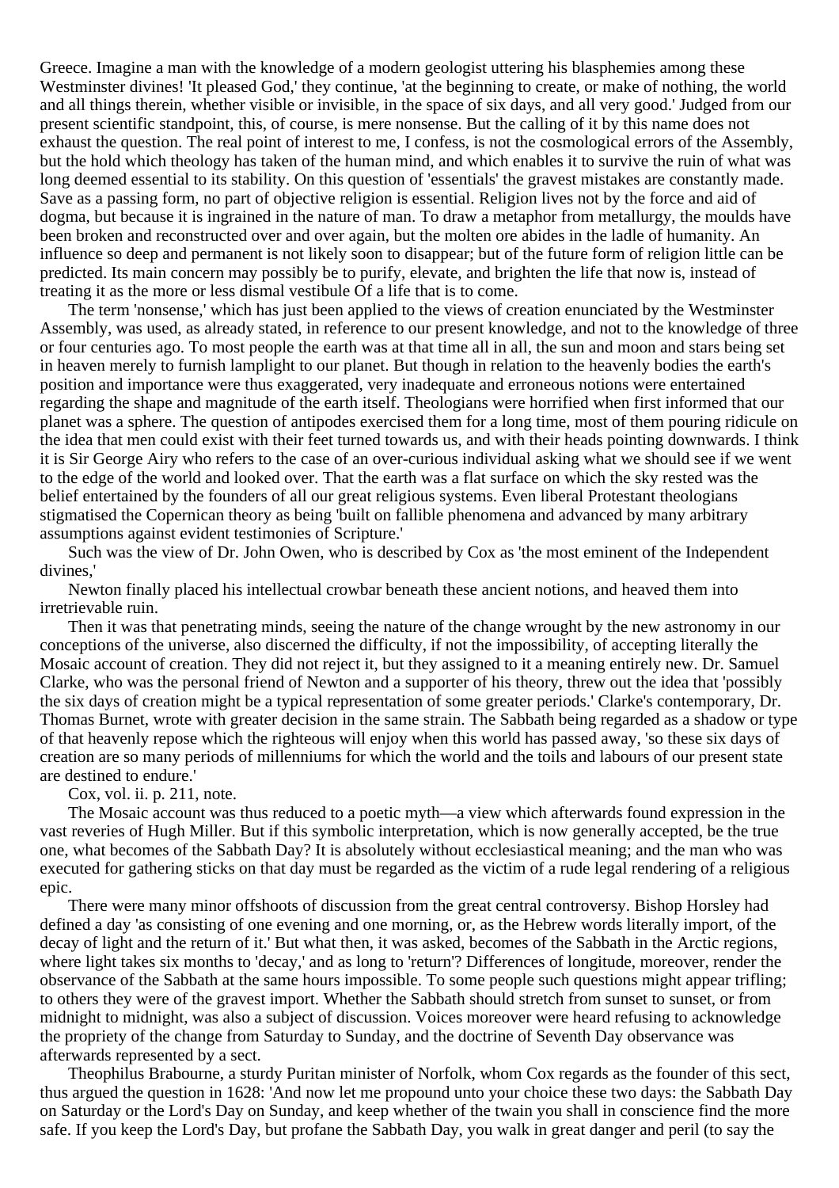Greece. Imagine a man with the knowledge of a modern geologist uttering his blasphemies among these Westminster divines! 'It pleased God,' they continue, 'at the beginning to create, or make of nothing, the world and all things therein, whether visible or invisible, in the space of six days, and all very good.' Judged from our present scientific standpoint, this, of course, is mere nonsense. But the calling of it by this name does not exhaust the question. The real point of interest to me, I confess, is not the cosmological errors of the Assembly, but the hold which theology has taken of the human mind, and which enables it to survive the ruin of what was long deemed essential to its stability. On this question of 'essentials' the gravest mistakes are constantly made. Save as a passing form, no part of objective religion is essential. Religion lives not by the force and aid of dogma, but because it is ingrained in the nature of man. To draw a metaphor from metallurgy, the moulds have been broken and reconstructed over and over again, but the molten ore abides in the ladle of humanity. An influence so deep and permanent is not likely soon to disappear; but of the future form of religion little can be predicted. Its main concern may possibly be to purify, elevate, and brighten the life that now is, instead of treating it as the more or less dismal vestibule Of a life that is to come.

The term 'nonsense,' which has just been applied to the views of creation enunciated by the Westminster Assembly, was used, as already stated, in reference to our present knowledge, and not to the knowledge of three or four centuries ago. To most people the earth was at that time all in all, the sun and moon and stars being set in heaven merely to furnish lamplight to our planet. But though in relation to the heavenly bodies the earth's position and importance were thus exaggerated, very inadequate and erroneous notions were entertained regarding the shape and magnitude of the earth itself. Theologians were horrified when first informed that our planet was a sphere. The question of antipodes exercised them for a long time, most of them pouring ridicule on the idea that men could exist with their feet turned towards us, and with their heads pointing downwards. I think it is Sir George Airy who refers to the case of an over-curious individual asking what we should see if we went to the edge of the world and looked over. That the earth was a flat surface on which the sky rested was the belief entertained by the founders of all our great religious systems. Even liberal Protestant theologians stigmatised the Copernican theory as being 'built on fallible phenomena and advanced by many arbitrary assumptions against evident testimonies of Scripture.'

Such was the view of Dr. John Owen, who is described by Cox as 'the most eminent of the Independent divines,'

Newton finally placed his intellectual crowbar beneath these ancient notions, and heaved them into irretrievable ruin.

Then it was that penetrating minds, seeing the nature of the change wrought by the new astronomy in our conceptions of the universe, also discerned the difficulty, if not the impossibility, of accepting literally the Mosaic account of creation. They did not reject it, but they assigned to it a meaning entirely new. Dr. Samuel Clarke, who was the personal friend of Newton and a supporter of his theory, threw out the idea that 'possibly the six days of creation might be a typical representation of some greater periods.' Clarke's contemporary, Dr. Thomas Burnet, wrote with greater decision in the same strain. The Sabbath being regarded as a shadow or type of that heavenly repose which the righteous will enjoy when this world has passed away, 'so these six days of creation are so many periods of millenniums for which the world and the toils and labours of our present state are destined to endure.'

Cox, vol. ii. p. 211, note.

The Mosaic account was thus reduced to a poetic myth—a view which afterwards found expression in the vast reveries of Hugh Miller. But if this symbolic interpretation, which is now generally accepted, be the true one, what becomes of the Sabbath Day? It is absolutely without ecclesiastical meaning; and the man who was executed for gathering sticks on that day must be regarded as the victim of a rude legal rendering of a religious epic.

There were many minor offshoots of discussion from the great central controversy. Bishop Horsley had defined a day 'as consisting of one evening and one morning, or, as the Hebrew words literally import, of the decay of light and the return of it.' But what then, it was asked, becomes of the Sabbath in the Arctic regions, where light takes six months to 'decay,' and as long to 'return'? Differences of longitude, moreover, render the observance of the Sabbath at the same hours impossible. To some people such questions might appear trifling; to others they were of the gravest import. Whether the Sabbath should stretch from sunset to sunset, or from midnight to midnight, was also a subject of discussion. Voices moreover were heard refusing to acknowledge the propriety of the change from Saturday to Sunday, and the doctrine of Seventh Day observance was afterwards represented by a sect.

Theophilus Brabourne, a sturdy Puritan minister of Norfolk, whom Cox regards as the founder of this sect, thus argued the question in 1628: 'And now let me propound unto your choice these two days: the Sabbath Day on Saturday or the Lord's Day on Sunday, and keep whether of the twain you shall in conscience find the more safe. If you keep the Lord's Day, but profane the Sabbath Day, you walk in great danger and peril (to say the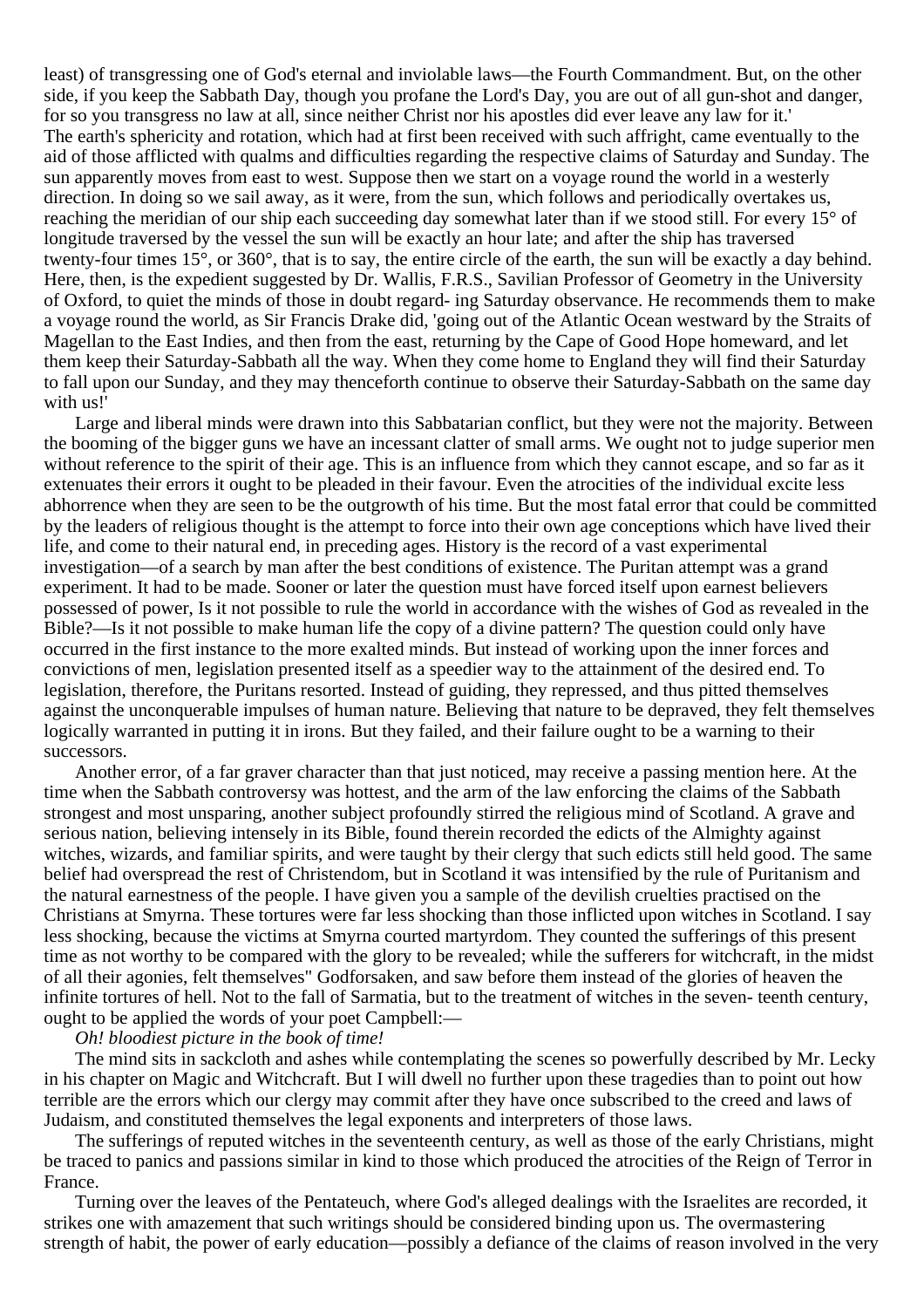least) of transgressing one of God's eternal and inviolable laws—the Fourth Commandment. But, on the other side, if you keep the Sabbath Day, though you profane the Lord's Day, you are out of all gun-shot and danger, for so you transgress no law at all, since neither Christ nor his apostles did ever leave any law for it.'

The earth's sphericity and rotation, which had at first been received with such affright, came eventually to the aid of those afflicted with qualms and difficulties regarding the respective claims of Saturday and Sunday. The sun apparently moves from east to west. Suppose then we start on a voyage round the world in a westerly direction. In doing so we sail away, as it were, from the sun, which follows and periodically overtakes us, reaching the meridian of our ship each succeeding day somewhat later than if we stood still. For every 15° of longitude traversed by the vessel the sun will be exactly an hour late; and after the ship has traversed twenty-four times 15°, or 360°, that is to say, the entire circle of the earth, the sun will be exactly a day behind. Here, then, is the expedient suggested by Dr. Wallis, F.R.S., Savilian Professor of Geometry in the University of Oxford, to quiet the minds of those in doubt regard- ing Saturday observance. He recommends them to make a voyage round the world, as Sir Francis Drake did, 'going out of the Atlantic Ocean westward by the Straits of Magellan to the East Indies, and then from the east, returning by the Cape of Good Hope homeward, and let them keep their Saturday-Sabbath all the way. When they come home to England they will find their Saturday to fall upon our Sunday, and they may thenceforth continue to observe their Saturday-Sabbath on the same day with us!'

Large and liberal minds were drawn into this Sabbatarian conflict, but they were not the majority. Between the booming of the bigger guns we have an incessant clatter of small arms. We ought not to judge superior men without reference to the spirit of their age. This is an influence from which they cannot escape, and so far as it extenuates their errors it ought to be pleaded in their favour. Even the atrocities of the individual excite less abhorrence when they are seen to be the outgrowth of his time. But the most fatal error that could be committed by the leaders of religious thought is the attempt to force into their own age conceptions which have lived their life, and come to their natural end, in preceding ages. History is the record of a vast experimental investigation—of a search by man after the best conditions of existence. The Puritan attempt was a grand experiment. It had to be made. Sooner or later the question must have forced itself upon earnest believers possessed of power, Is it not possible to rule the world in accordance with the wishes of God as revealed in the Bible?—Is it not possible to make human life the copy of a divine pattern? The question could only have occurred in the first instance to the more exalted minds. But instead of working upon the inner forces and convictions of men, legislation presented itself as a speedier way to the attainment of the desired end. To legislation, therefore, the Puritans resorted. Instead of guiding, they repressed, and thus pitted themselves against the unconquerable impulses of human nature. Believing that nature to be depraved, they felt themselves logically warranted in putting it in irons. But they failed, and their failure ought to be a warning to their successors.

Another error, of a far graver character than that just noticed, may receive a passing mention here. At the time when the Sabbath controversy was hottest, and the arm of the law enforcing the claims of the Sabbath strongest and most unsparing, another subject profoundly stirred the religious mind of Scotland. A grave and serious nation, believing intensely in its Bible, found therein recorded the edicts of the Almighty against witches, wizards, and familiar spirits, and were taught by their clergy that such edicts still held good. The same belief had overspread the rest of Christendom, but in Scotland it was intensified by the rule of Puritanism and the natural earnestness of the people. I have given you a sample of the devilish cruelties practised on the Christians at Smyrna. These tortures were far less shocking than those inflicted upon witches in Scotland. I say less shocking, because the victims at Smyrna courted martyrdom. They counted the sufferings of this present time as not worthy to be compared with the glory to be revealed; while the sufferers for witchcraft, in the midst of all their agonies, felt themselves" Godforsaken, and saw before them instead of the glories of heaven the infinite tortures of hell. Not to the fall of Sarmatia, but to the treatment of witches in the seven- teenth century, ought to be applied the words of your poet Campbell:—

*Oh! bloodiest picture in the book of time!*

The mind sits in sackcloth and ashes while contemplating the scenes so powerfully described by Mr. Lecky in his chapter on Magic and Witchcraft. But I will dwell no further upon these tragedies than to point out how terrible are the errors which our clergy may commit after they have once subscribed to the creed and laws of Judaism, and constituted themselves the legal exponents and interpreters of those laws.

The sufferings of reputed witches in the seventeenth century, as well as those of the early Christians, might be traced to panics and passions similar in kind to those which produced the atrocities of the Reign of Terror in France.

Turning over the leaves of the Pentateuch, where God's alleged dealings with the Israelites are recorded, it strikes one with amazement that such writings should be considered binding upon us. The overmastering strength of habit, the power of early education—possibly a defiance of the claims of reason involved in the very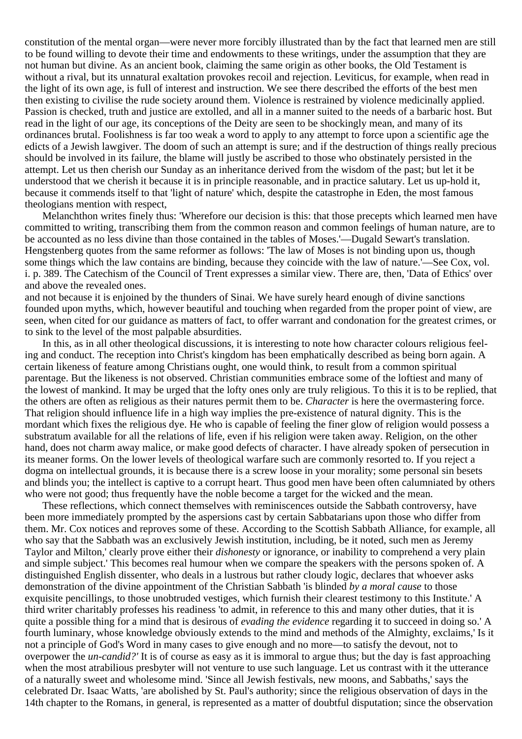constitution of the mental organ—were never more forcibly illustrated than by the fact that learned men are still to be found willing to devote their time and endowments to these writings, under the assumption that they are not human but divine. As an ancient book, claiming the same origin as other books, the Old Testament is without a rival, but its unnatural exaltation provokes recoil and rejection. Leviticus, for example, when read in the light of its own age, is full of interest and instruction. We see there described the efforts of the best men then existing to civilise the rude society around them. Violence is restrained by violence medicinally applied. Passion is checked, truth and justice are extolled, and all in a manner suited to the needs of a barbaric host. But read in the light of our age, its conceptions of the Deity are seen to be shockingly mean, and many of its ordinances brutal. Foolishness is far too weak a word to apply to any attempt to force upon a scientific age the edicts of a Jewish lawgiver. The doom of such an attempt is sure; and if the destruction of things really precious should be involved in its failure, the blame will justly be ascribed to those who obstinately persisted in the attempt. Let us then cherish our Sunday as an inheritance derived from the wisdom of the past; but let it be understood that we cherish it because it is in principle reasonable, and in practice salutary. Let us up-hold it, because it commends itself to that 'light of nature' which, despite the catastrophe in Eden, the most famous theologians mention with respect,

Melanchthon writes finely thus: 'Wherefore our decision is this: that those precepts which learned men have committed to writing, transcribing them from the common reason and common feelings of human nature, are to be accounted as no less divine than those contained in the tables of Moses.'—Dugald Sewart's translation. Hengstenberg quotes from the same reformer as follows: 'The law of Moses is not binding upon us, though some things which the law contains are binding, because they coincide with the law of nature.'—See Cox, vol. i. p. 389. The Catechism of the Council of Trent expresses a similar view. There are, then, 'Data of Ethics' over and above the revealed ones.

and not because it is enjoined by the thunders of Sinai. We have surely heard enough of divine sanctions founded upon myths, which, however beautiful and touching when regarded from the proper point of view, are seen, when cited for our guidance as matters of fact, to offer warrant and condonation for the greatest crimes, or to sink to the level of the most palpable absurdities.

In this, as in all other theological discussions, it is interesting to note how character colours religious feeling and conduct. The reception into Christ's kingdom has been emphatically described as being born again. A certain likeness of feature among Christians ought, one would think, to result from a common spiritual parentage. But the likeness is not observed. Christian communities embrace some of the loftiest and many of the lowest of mankind. It may be urged that the lofty ones only are truly religious. To this it is to be replied, that the others are often as religious as their natures permit them to be. *Character* is here the overmastering force. That religion should influence life in a high way implies the pre-existence of natural dignity. This is the mordant which fixes the religious dye. He who is capable of feeling the finer glow of religion would possess a substratum available for all the relations of life, even if his religion were taken away. Religion, on the other hand, does not charm away malice, or make good defects of character. I have already spoken of persecution in its meaner forms. On the lower levels of theological warfare such are commonly resorted to. If you reject a dogma on intellectual grounds, it is because there is a screw loose in your morality; some personal sin besets and blinds you; the intellect is captive to a corrupt heart. Thus good men have been often calumniated by others who were not good; thus frequently have the noble become a target for the wicked and the mean.

These reflections, which connect themselves with reminiscences outside the Sabbath controversy, have been more immediately prompted by the aspersions cast by certain Sabbatarians upon those who differ from them. Mr. Cox notices and reproves some of these. According to the Scottish Sabbath Alliance, for example, all who say that the Sabbath was an exclusively Jewish institution, including, be it noted, such men as Jeremy Taylor and Milton,' clearly prove either their *dishonesty* or ignorance, or inability to comprehend a very plain and simple subject.' This becomes real humour when we compare the speakers with the persons spoken of. A distinguished English dissenter, who deals in a lustrous but rather cloudy logic, declares that whoever asks demonstration of the divine appointment of the Christian Sabbath 'is blinded *by a moral cause* to those exquisite pencillings, to those unobtruded vestiges, which furnish their clearest testimony to this Institute.' A third writer charitably professes his readiness 'to admit, in reference to this and many other duties, that it is quite a possible thing for a mind that is desirous of *evading the evidence* regarding it to succeed in doing so.' A fourth luminary, whose knowledge obviously extends to the mind and methods of the Almighty, exclaims,' Is it not a principle of God's Word in many cases to give enough and no more—to satisfy the devout, not to overpower the *un-candid?'* It is of course as easy as it is immoral to argue thus; but the day is fast approaching when the most atrabilious presbyter will not venture to use such language. Let us contrast with it the utterance of a naturally sweet and wholesome mind. 'Since all Jewish festivals, new moons, and Sabbaths,' says the celebrated Dr. Isaac Watts, 'are abolished by St. Paul's authority; since the religious observation of days in the 14th chapter to the Romans, in general, is represented as a matter of doubtful disputation; since the observation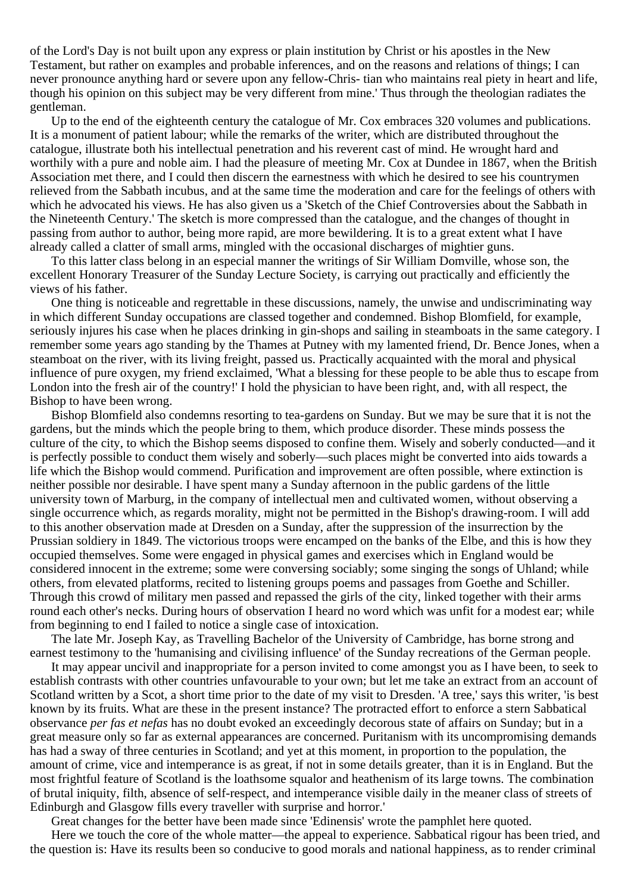of the Lord's Day is not built upon any express or plain institution by Christ or his apostles in the New Testament, but rather on examples and probable inferences, and on the reasons and relations of things; I can never pronounce anything hard or severe upon any fellow-Christian who maintains real piety in heart and life, though his opinion on this subject may be very different from mine.' Thus through the theologian radiates the gentleman.

Up to the end of the eighteenth century the catalogue of Mr. Cox embraces 320 volumes and publications. It is a monument of patient labour; while the remarks of the writer, which are distributed throughout the catalogue, illustrate both his intellectual penetration and his reverent cast of mind. He wrought hard and worthily with a pure and noble aim. I had the pleasure of meeting Mr. Cox at Dundee in 1867, when the British Association met there, and I could then discern the earnestness with which he desired to see his countrymen relieved from the Sabbath incubus, and at the same time the moderation and care for the feelings of others with which he advocated his views. He has also given us a 'Sketch of the Chief Controversies about the Sabbath in the Nineteenth Century.' The sketch is more compressed than the catalogue, and the changes of thought in passing from author to author, being more rapid, are more bewildering. It is to a great extent what I have already called a clatter of small arms, mingled with the occasional discharges of mightier guns.

To this latter class belong in an especial manner the writings of Sir William Domville, whose son, the excellent Honorary Treasurer of the Sunday Lecture Society, is carrying out practically and efficiently the views of his father.

One thing is noticeable and regrettable in these discussions, namely, the unwise and undiscriminating way in which different Sunday occupations are classed together and condemned. Bishop Blomfield, for example, seriously injures his case when he places drinking in gin-shops and sailing in steamboats in the same category. I remember some years ago standing by the Thames at Putney with my lamented friend, Dr. Bence Jones, when a steamboat on the river, with its living freight, passed us. Practically acquainted with the moral and physical influence of pure oxygen, my friend exclaimed, 'What a blessing for these people to be able thus to escape from London into the fresh air of the country!' I hold the physician to have been right, and, with all respect, the Bishop to have been wrong.

Bishop Blomfield also condemns resorting to tea-gardens on Sunday. But we may be sure that it is not the gardens, but the minds which the people bring to them, which produce disorder. These minds possess the culture of the city, to which the Bishop seems disposed to confine them. Wisely and soberly conducted—and it is perfectly possible to conduct them wisely and soberly—such places might be converted into aids towards a life which the Bishop would commend. Purification and improvement are often possible, where extinction is neither possible nor desirable. I have spent many a Sunday afternoon in the public gardens of the little university town of Marburg, in the company of intellectual men and cultivated women, without observing a single occurrence which, as regards morality, might not be permitted in the Bishop's drawing-room. I will add to this another observation made at Dresden on a Sunday, after the suppression of the insurrection by the Prussian soldiery in 1849. The victorious troops were encamped on the banks of the Elbe, and this is how they occupied themselves. Some were engaged in physical games and exercises which in England would be considered innocent in the extreme; some were conversing sociably; some singing the songs of Uhland; while others, from elevated platforms, recited to listening groups poems and passages from Goethe and Schiller. Through this crowd of military men passed and repassed the girls of the city, linked together with their arms round each other's necks. During hours of observation I heard no word which was unfit for a modest ear; while from beginning to end I failed to notice a single case of intoxication.

The late Mr. Joseph Kay, as Travelling Bachelor of the University of Cambridge, has borne strong and earnest testimony to the 'humanising and civilising influence' of the Sunday recreations of the German people.

It may appear uncivil and inappropriate for a person invited to come amongst you as I have been, to seek to establish contrasts with other countries unfavourable to your own; but let me take an extract from an account of Scotland written by a Scot, a short time prior to the date of my visit to Dresden. 'A tree,' says this writer, 'is best known by its fruits. What are these in the present instance? The protracted effort to enforce a stern Sabbatical observance *per fas et nefas* has no doubt evoked an exceedingly decorous state of affairs on Sunday; but in a great measure only so far as external appearances are concerned. Puritanism with its uncompromising demands has had a sway of three centuries in Scotland; and yet at this moment, in proportion to the population, the amount of crime, vice and intemperance is as great, if not in some details greater, than it is in England. But the most frightful feature of Scotland is the loathsome squalor and heathenism of its large towns. The combination of brutal iniquity, filth, absence of self-respect, and intemperance visible daily in the meaner class of streets of Edinburgh and Glasgow fills every traveller with surprise and horror.'

Great changes for the better have been made since 'Edinensis' wrote the pamphlet here quoted.

Here we touch the core of the whole matter—the appeal to experience. Sabbatical rigour has been tried, and the question is: Have its results been so conducive to good morals and national happiness, as to render criminal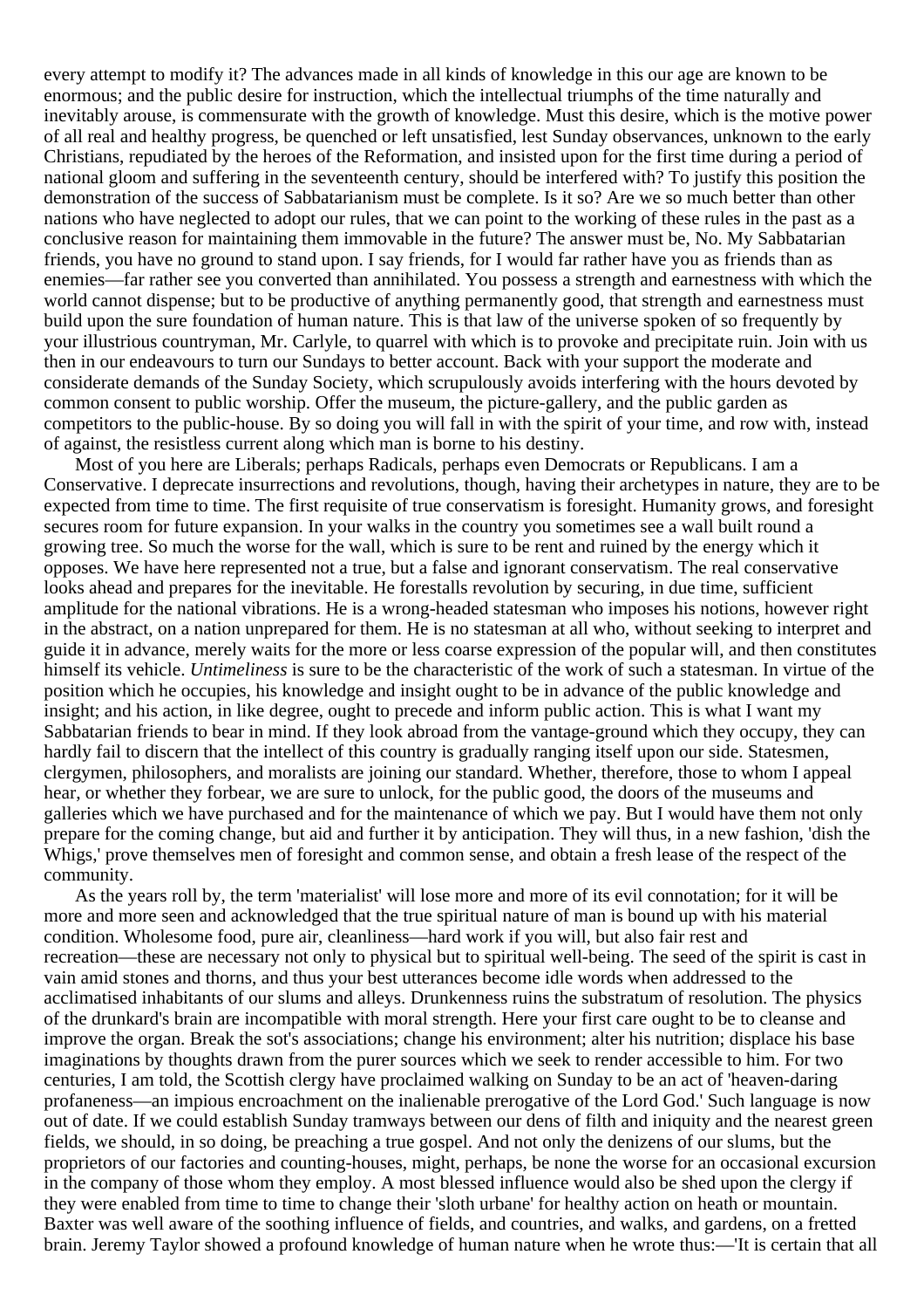every attempt to modify it? The advances made in all kinds of knowledge in this our age are known to be enormous; and the public desire for instruction, which the intellectual triumphs of the time naturally and inevitably arouse, is commensurate with the growth of knowledge. Must this desire, which is the motive power of all real and healthy progress, be quenched or left unsatisfied, lest Sunday observances, unknown to the early Christians, repudiated by the heroes of the Reformation, and insisted upon for the first time during a period of national gloom and suffering in the seventeenth century, should be interfered with? To justify this position the demonstration of the success of Sabbatarianism must be complete. Is it so? Are we so much better than other nations who have neglected to adopt our rules, that we can point to the working of these rules in the past as a conclusive reason for maintaining them immovable in the future? The answer must be, No. My Sabbatarian friends, you have no ground to stand upon. I say friends, for I would far rather have you as friends than as enemies—far rather see you converted than annihilated. You possess a strength and earnestness with which the world cannot dispense; but to be productive of anything permanently good, that strength and earnestness must build upon the sure foundation of human nature. This is that law of the universe spoken of so frequently by your illustrious countryman, Mr. Carlyle, to quarrel with which is to provoke and precipitate ruin. Join with us then in our endeavours to turn our Sundays to better account. Back with your support the moderate and considerate demands of the Sunday Society, which scrupulously avoids interfering with the hours devoted by common consent to public worship. Offer the museum, the picture-gallery, and the public garden as competitors to the public-house. By so doing you will fall in with the spirit of your time, and row with, instead of against, the resistless current along which man is borne to his destiny.

Most of you here are Liberals; perhaps Radicals, perhaps even Democrats or Republicans. I am a Conservative. I deprecate insurrections and revolutions, though, having their archetypes in nature, they are to be expected from time to time. The first requisite of true conservatism is foresight. Humanity grows, and foresight secures room for future expansion. In your walks in the country you sometimes see a wall built round a growing tree. So much the worse for the wall, which is sure to be rent and ruined by the energy which it opposes. We have here represented not a true, but a false and ignorant conservatism. The real conservative looks ahead and prepares for the inevitable. He forestalls revolution by securing, in due time, sufficient amplitude for the national vibrations. He is a wrong-headed statesman who imposes his notions, however right in the abstract, on a nation unprepared for them. He is no statesman at all who, without seeking to interpret and guide it in advance, merely waits for the more or less coarse expression of the popular will, and then constitutes himself its vehicle. *Untimeliness* is sure to be the characteristic of the work of such a statesman. In virtue of the position which he occupies, his knowledge and insight ought to be in advance of the public knowledge and insight; and his action, in like degree, ought to precede and inform public action. This is what I want my Sabbatarian friends to bear in mind. If they look abroad from the vantage-ground which they occupy, they can hardly fail to discern that the intellect of this country is gradually ranging itself upon our side. Statesmen, clergymen, philosophers, and moralists are joining our standard. Whether, therefore, those to whom I appeal hear, or whether they forbear, we are sure to unlock, for the public good, the doors of the museums and galleries which we have purchased and for the maintenance of which we pay. But I would have them not only prepare for the coming change, but aid and further it by anticipation. They will thus, in a new fashion, 'dish the Whigs,' prove themselves men of foresight and common sense, and obtain a fresh lease of the respect of the community.

As the years roll by, the term 'materialist' will lose more and more of its evil connotation; for it will be more and more seen and acknowledged that the true spiritual nature of man is bound up with his material condition. Wholesome food, pure air, cleanliness—hard work if you will, but also fair rest and recreation—these are necessary not only to physical but to spiritual well-being. The seed of the spirit is cast in vain amid stones and thorns, and thus your best utterances become idle words when addressed to the acclimatised inhabitants of our slums and alleys. Drunkenness ruins the substratum of resolution. The physics of the drunkard's brain are incompatible with moral strength. Here your first care ought to be to cleanse and improve the organ. Break the sot's associations; change his environment; alter his nutrition; displace his base imaginations by thoughts drawn from the purer sources which we seek to render accessible to him. For two centuries, I am told, the Scottish clergy have proclaimed walking on Sunday to be an act of 'heaven-daring profaneness—an impious encroachment on the inalienable prerogative of the Lord God.' Such language is now out of date. If we could establish Sunday tramways between our dens of filth and iniquity and the nearest green fields, we should, in so doing, be preaching a true gospel. And not only the denizens of our slums, but the proprietors of our factories and counting-houses, might, perhaps, be none the worse for an occasional excursion in the company of those whom they employ. A most blessed influence would also be shed upon the clergy if they were enabled from time to time to change their 'sloth urbane' for healthy action on heath or mountain. Baxter was well aware of the soothing influence of fields, and countries, and walks, and gardens, on a fretted brain. Jeremy Taylor showed a profound knowledge of human nature when he wrote thus:—'It is certain that all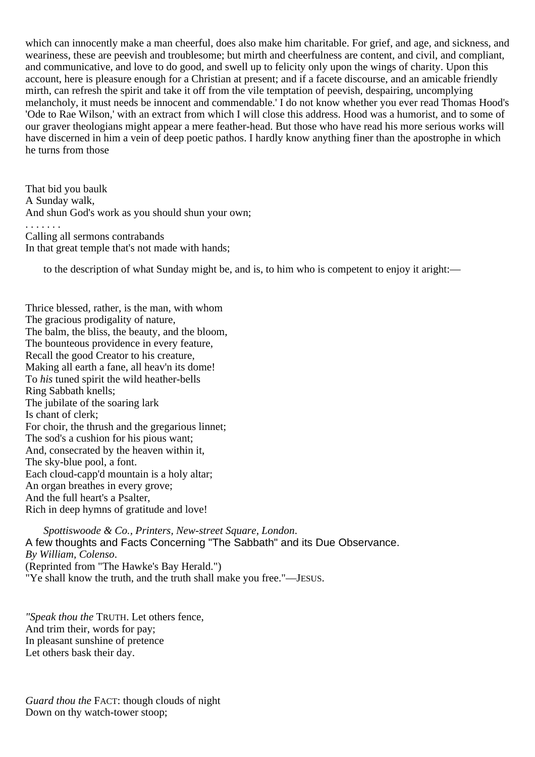which can innocently make a man cheerful, does also make him charitable. For grief, and age, and sickness, and weariness, these are peevish and troublesome; but mirth and cheerfulness are content, and civil, and compliant, and communicative, and love to do good, and swell up to felicity only upon the wings of charity. Upon this account, here is pleasure enough for a Christian at present; and if a facete discourse, and an amicable friendly mirth, can refresh the spirit and take it off from the vile temptation of peevish, despairing, uncomplying melancholy, it must needs be innocent and commendable.' I do not know whether you ever read Thomas Hood's 'Ode to Rae Wilson,' with an extract from which I will close this address. Hood was a humorist, and to some of our graver theologians might appear a mere feather-head. But those who have read his more serious works will have discerned in him a vein of deep poetic pathos. I hardly know anything finer than the apostrophe in which he turns from those

That bid you baulk  
A Sunday walk,  
And shun God's work as you should shun your own;  
. . . . . . .  
Calling all sermons contrabands  
In that great temple that's not made with hands;

to the description of what Sunday might be, and is, to him who is competent to enjoy it aright:—

Thrice blessed, rather, is the man, with whom  
The gracious prodigality of nature,  
The balm, the bliss, the beauty, and the bloom,  
The bounteous providence in every feature,  
Recall the good Creator to his creature,  
Making all earth a fane, all heav'n its dome!  
To *his* tuned spirit the wild heather-bells  
Ring Sabbath knells;  
The jubilate of the soaring lark  
Is chant of clerk;  
For choir, the thrush and the gregarious linnet;  
The sod's a cushion for his pious want;  
And, consecrated by the heaven within it,  
The sky-blue pool, a font.  
Each cloud-capp'd mountain is a holy altar;  
An organ breathes in every grove;  
And the full heart's a Psalter,  
Rich in deep hymns of gratitude and love!

*Spottiswoode & Co., Printers, New-street Square, London.*

## A few thoughts and Facts Concerning "The Sabbath" and its Due Observance.

*By William, Colenso.*

(Reprinted from "The Hawke's Bay Herald.")

"Ye shall know the truth, and the truth shall make you free."—JESUS.

*"Speak thou the* TRUTH. Let others fence,  
And trim their, words for pay;  
In pleasant sunshine of pretence  
Let others bask their day.

*Guard thou the* FACT: though clouds of night  
Down on thy watch-tower stoop;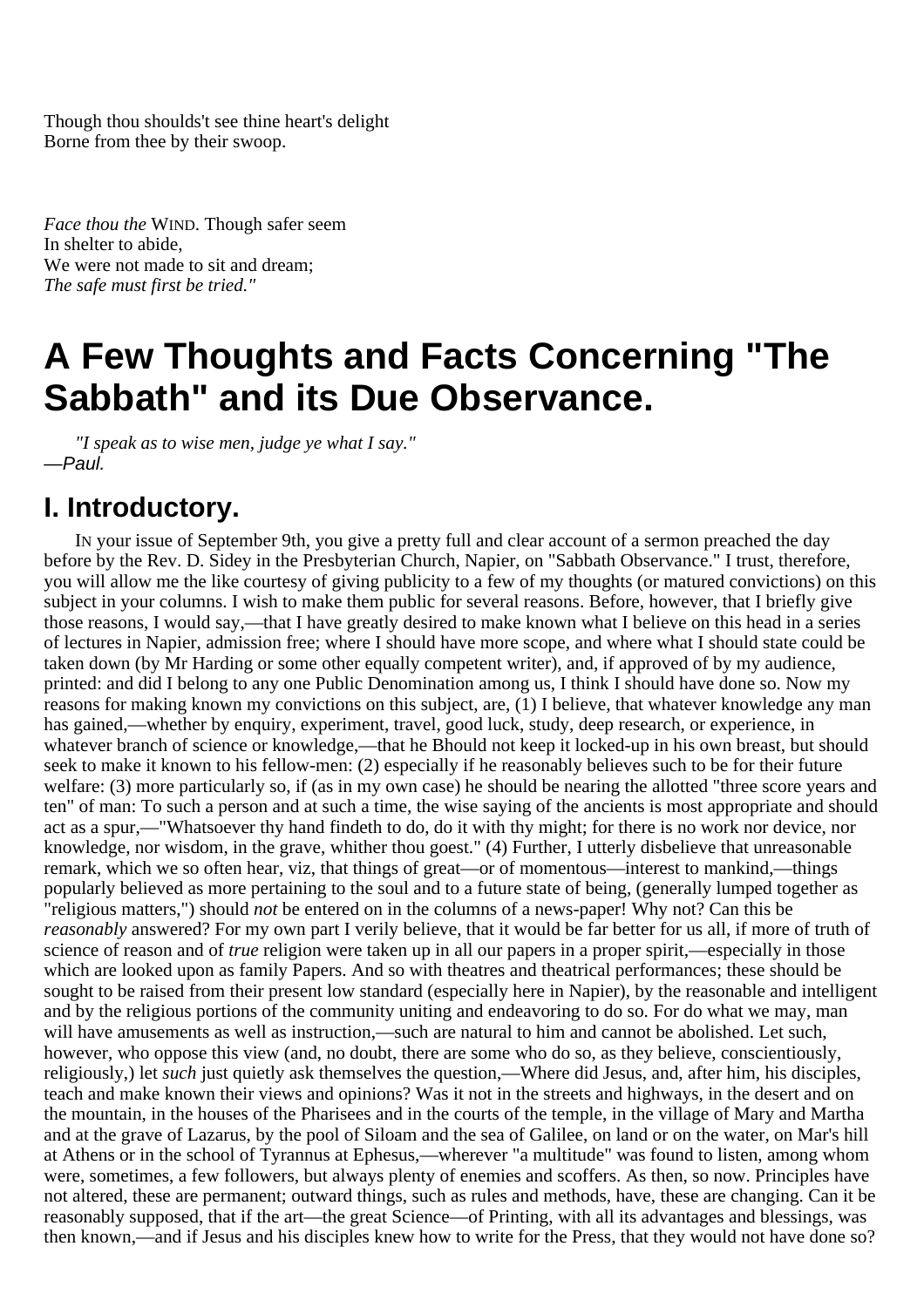Though thou shoulds't see thine heart's delight
Borne from thee by their swoop.

*Face thou the* WIND. Though safer seem
In shelter to abide,
We were not made to sit and dream;
*The safe must first be tried."*

# A Few Thoughts and Facts Concerning "The Sabbath" and its Due Observance.

*"I speak as to wise men, judge ye what I say."*
—*Paul.*

## I. Introductory.

IN your issue of September 9th, you give a pretty full and clear account of a sermon preached the day before by the Rev. D. Sidey in the Presbyterian Church, Napier, on "Sabbath Observance." I trust, therefore, you will allow me the like courtesy of giving publicity to a few of my thoughts (or matured convictions) on this subject in your columns. I wish to make them public for several reasons. Before, however, that I briefly give those reasons, I would say,—that I have greatly desired to make known what I believe on this head in a series of lectures in Napier, admission free; where I should have more scope, and where what I should state could be taken down (by Mr Harding or some other equally competent writer), and, if approved of by my audience, printed: and did I belong to any one Public Denomination among us, I think I should have done so. Now my reasons for making known my convictions on this subject, are, (1) I believe, that whatever knowledge any man has gained,—whether by enquiry, experiment, travel, good luck, study, deep research, or experience, in whatever branch of science or knowledge,—that he Bhould not keep it locked-up in his own breast, but should seek to make it known to his fellow-men: (2) especially if he reasonably believes such to be for their future welfare: (3) more particularly so, if (as in my own case) he should be nearing the allotted "three score years and ten" of man: To such a person and at such a time, the wise saying of the ancients is most appropriate and should act as a spur,—"Whatsoever thy hand findeth to do, do it with thy might; for there is no work nor device, nor knowledge, nor wisdom, in the grave, whither thou goest." (4) Further, I utterly disbelieve that unreasonable remark, which we so often hear, viz, that things of great—or of momentous—interest to mankind,—things popularly believed as more pertaining to the soul and to a future state of being, (generally lumped together as "religious matters,") should *not* be entered on in the columns of a news-paper! Why not? Can this be *reasonably* answered? For my own part I verily believe, that it would be far better for us all, if more of truth of science of reason and of *true* religion were taken up in all our papers in a proper spirit,—especially in those which are looked upon as family Papers. And so with theatres and theatrical performances; these should be sought to be raised from their present low standard (especially here in Napier), by the reasonable and intelligent and by the religious portions of the community uniting and endeavoring to do so. For do what we may, man will have amusements as well as instruction,—such are natural to him and cannot be abolished. Let such, however, who oppose this view (and, no doubt, there are some who do so, as they believe, conscientiously, religiously,) let *such* just quietly ask themselves the question,—Where did Jesus, and, after him, his disciples, teach and make known their views and opinions? Was it not in the streets and highways, in the desert and on the mountain, in the houses of the Pharisees and in the courts of the temple, in the village of Mary and Martha and at the grave of Lazarus, by the pool of Siloam and the sea of Galilee, on land or on the water, on Mar's hill at Athens or in the school of Tyrannus at Ephesus,—wherever "a multitude" was found to listen, among whom were, sometimes, a few followers, but always plenty of enemies and scoffers. As then, so now. Principles have not altered, these are permanent; outward things, such as rules and methods, have, these are changing. Can it be reasonably supposed, that if the art—the great Science—of Printing, with all its advantages and blessings, was then known,—and if Jesus and his disciples knew how to write for the Press, that they would not have done so?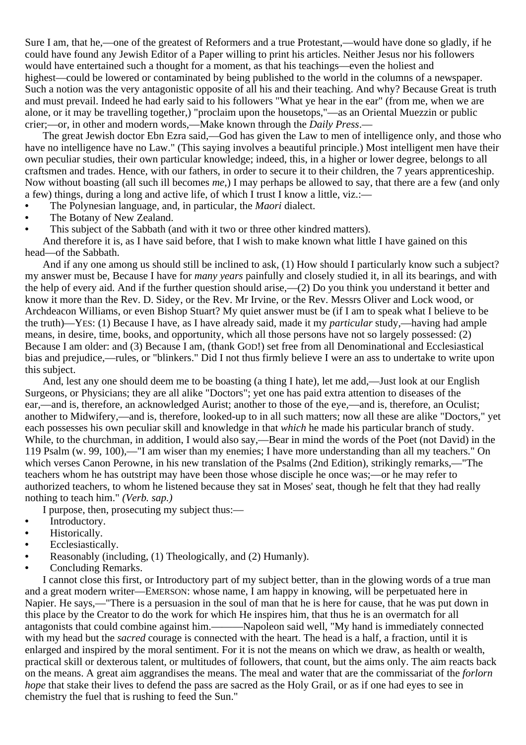Sure I am, that he,—one of the greatest of Reformers and a true Protestant,—would have done so gladly, if he could have found any Jewish Editor of a Paper willing to print his articles. Neither Jesus nor his followers would have entertained such a thought for a moment, as that his teachings—even the holiest and highest—could be lowered or contaminated by being published to the world in the columns of a newspaper. Such a notion was the very antagonistic opposite of all his and their teaching. And why? Because Great is truth and must prevail. Indeed he had early said to his followers "What ye hear in the ear" (from me, when we are alone, or it may be travelling together,) "proclaim upon the housetops,"—as an Oriental Muezzin or public crier;—or, in other and modern words,—Make known through the *Daily Press*.—

The great Jewish doctor Ebn Ezra said,—God has given the Law to men of intelligence only, and those who have no intelligence have no Law." (This saying involves a beautiful principle.) Most intelligent men have their own peculiar studies, their own particular knowledge; indeed, this, in a higher or lower degree, belongs to all craftsmen and trades. Hence, with our fathers, in order to secure it to their children, the 7 years apprenticeship. Now without boasting (all such ill becomes *me*,) I may perhaps be allowed to say, that there are a few (and only a few) things, during a long and active life, of which I trust I know a little, viz.:—

- The Polynesian language, and, in particular, the *Maori* dialect.
- The Botany of New Zealand.
- This subject of the Sabbath (and with it two or three other kindred matters).

And therefore it is, as I have said before, that I wish to make known what little I have gained on this head—of the Sabbath.

And if any one among us should still be inclined to ask, (1) How should I particularly know such a subject? my answer must be, Because I have for *many years* painfully and closely studied it, in all its bearings, and with the help of every aid. And if the further question should arise,—(2) Do you think you understand it better and know it more than the Rev. D. Sidey, or the Rev. Mr Irvine, or the Rev. Messrs Oliver and Lock wood, or Archdeacon Williams, or even Bishop Stuart? My quiet answer must be (if I am to speak what I believe to be the truth)—YES: (1) Because I have, as I have already said, made it my *particular* study,—having had ample means, in desire, time, books, and opportunity, which all those persons have not so largely possessed: (2) Because I am older: and (3) Because I am, (thank GOD!) set free from all Denominational and Ecclesiastical bias and prejudice,—rules, or "blinkers." Did I not thus firmly believe I were an ass to undertake to write upon this subject.

And, lest any one should deem me to be boasting (a thing I hate), let me add,—Just look at our English Surgeons, or Physicians; they are all alike "Doctors"; yet one has paid extra attention to diseases of the ear,—and is, therefore, an acknowledged Aurist; another to those of the eye,—and is, therefore, an Oculist; another to Midwifery,—and is, therefore, looked-up to in all such matters; now all these are alike "Doctors," yet each possesses his own peculiar skill and knowledge in that *which* he made his particular branch of study. While, to the churchman, in addition, I would also say,—Bear in mind the words of the Poet (not David) in the 119 Psalm (w. 99, 100),—"I am wiser than my enemies; I have more understanding than all my teachers." On which verses Canon Perowne, in his new translation of the Psalms (2nd Edition), strikingly remarks,—"The teachers whom he has outstript may have been those whose disciple he once was;—or he may refer to authorized teachers, to whom he listened because they sat in Moses' seat, though he felt that they had really nothing to teach him." *(Verb. sap.)*

I purpose, then, prosecuting my subject thus:—

- Introductory.
- Historically.
- Ecclesiastically.
- Reasonably (including, (1) Theologically, and (2) Humanly).
- Concluding Remarks.

I cannot close this first, or Introductory part of my subject better, than in the glowing words of a true man and a great modern writer—EMERSON: whose name, I am happy in knowing, will be perpetuated here in Napier. He says,—"There is a persuasion in the soul of man that he is here for cause, that he was put down in this place by the Creator to do the work for which He inspires him, that thus he is an overmatch for all antagonists that could combine against him.———Napoleon said well, "My hand is immediately connected with my head but the *sacred* courage is connected with the heart. The head is a half, a fraction, until it is enlarged and inspired by the moral sentiment. For it is not the means on which we draw, as health or wealth, practical skill or dexterous talent, or multitudes of followers, that count, but the aims only. The aim reacts back on the means. A great aim aggrandises the means. The meal and water that are the commissariat of the *forlorn hope* that stake their lives to defend the pass are sacred as the Holy Grail, or as if one had eyes to see in chemistry the fuel that is rushing to feed the Sun."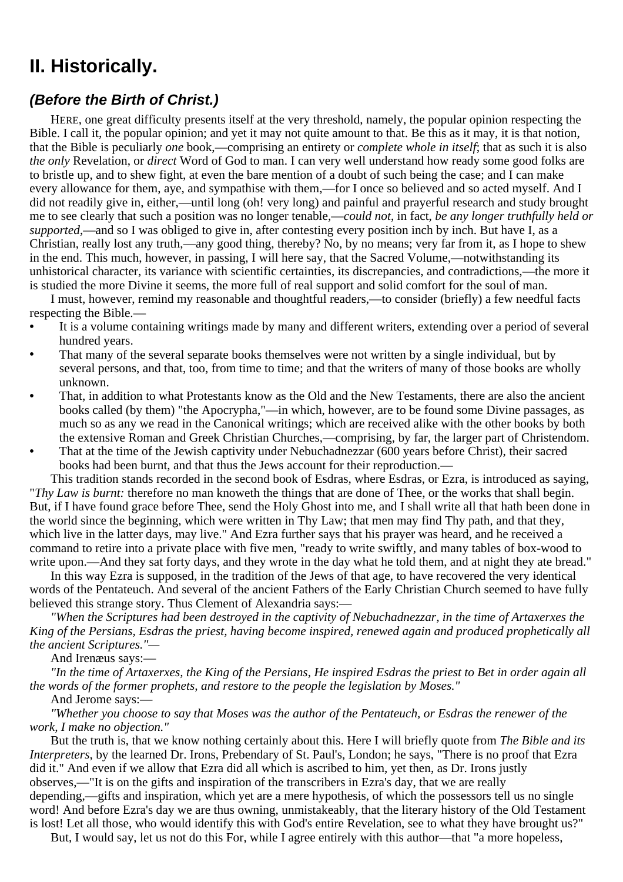## II. Historically.

### *(Before the Birth of Christ.)*

HERE, one great difficulty presents itself at the very threshold, namely, the popular opinion respecting the Bible. I call it, the popular opinion; and yet it may not quite amount to that. Be this as it may, it is that notion, that the Bible is peculiarly *one* book,—comprising an entirety or *complete whole in itself*; that as such it is also *the only* Revelation, or *direct* Word of God to man. I can very well understand how ready some good folks are to bristle up, and to shew fight, at even the bare mention of a doubt of such being the case; and I can make every allowance for them, aye, and sympathise with them,—for I once so believed and so acted myself. And I did not readily give in, either,—until long (oh! very long) and painful and prayerful research and study brought me to see clearly that such a position was no longer tenable,—*could not*, in fact, *be any longer truthfully held or supported*,—and so I was obliged to give in, after contesting every position inch by inch. But have I, as a Christian, really lost any truth,—any good thing, thereby? No, by no means; very far from it, as I hope to shew in the end. This much, however, in passing, I will here say, that the Sacred Volume,—notwithstanding its unhistorical character, its variance with scientific certainties, its discrepancies, and contradictions,—the more it is studied the more Divine it seems, the more full of real support and solid comfort for the soul of man.

I must, however, remind my reasonable and thoughtful readers,—to consider (briefly) a few needful facts respecting the Bible.—

- It is a volume containing writings made by many and different writers, extending over a period of several hundred years.
- That many of the several separate books themselves were not written by a single individual, but by several persons, and that, too, from time to time; and that the writers of many of those books are wholly unknown.
- That, in addition to what Protestants know as the Old and the New Testaments, there are also the ancient books called (by them) "the Apocrypha,"—in which, however, are to be found some Divine passages, as much so as any we read in the Canonical writings; which are received alike with the other books by both the extensive Roman and Greek Christian Churches,—comprising, by far, the larger part of Christendom.
- That at the time of the Jewish captivity under Nebuchadnezzar (600 years before Christ), their sacred books had been burnt, and that thus the Jews account for their reproduction.—

This tradition stands recorded in the second book of Esdras, where Esdras, or Ezra, is introduced as saying, "*Thy Law is burnt:* therefore no man knoweth the things that are done of Thee, or the works that shall begin. But, if I have found grace before Thee, send the Holy Ghost into me, and I shall write all that hath been done in the world since the beginning, which were written in Thy Law; that men may find Thy path, and that they, which live in the latter days, may live." And Ezra further says that his prayer was heard, and he received a command to retire into a private place with five men, "ready to write swiftly, and many tables of box-wood to write upon.—And they sat forty days, and they wrote in the day what he told them, and at night they ate bread."

In this way Ezra is supposed, in the tradition of the Jews of that age, to have recovered the very identical words of the Pentateuch. And several of the ancient Fathers of the Early Christian Church seemed to have fully believed this strange story. Thus Clement of Alexandria says:—

*"When the Scriptures had been destroyed in the captivity of Nebuchadnezzar, in the time of Artaxerxes the King of the Persians, Esdras the priest, having become inspired, renewed again and produced prophetically all the ancient Scriptures."—*

And Irenæus says:—

*"In the time of Artaxerxes, the King of the Persians, He inspired Esdras the priest to Bet in order again all the words of the former prophets, and restore to the people the legislation by Moses."*

And Jerome says:—

*"Whether you choose to say that Moses was the author of the Pentateuch, or Esdras the renewer of the work, I make no objection."*

But the truth is, that we know nothing certainly about this. Here I will briefly quote from *The Bible and its Interpreters*, by the learned Dr. Irons, Prebendary of St. Paul's, London; he says, "There is no proof that Ezra did it." And even if we allow that Ezra did all which is ascribed to him, yet then, as Dr. Irons justly observes,—"It is on the gifts and inspiration of the transcribers in Ezra's day, that we are really depending,—gifts and inspiration, which yet are a mere hypothesis, of which the possessors tell us no single word! And before Ezra's day we are thus owning, unmistakeably, that the literary history of the Old Testament is lost! Let all those, who would identify this with God's entire Revelation, see to what they have brought us?"

But, I would say, let us not do this For, while I agree entirely with this author—that "a more hopeless,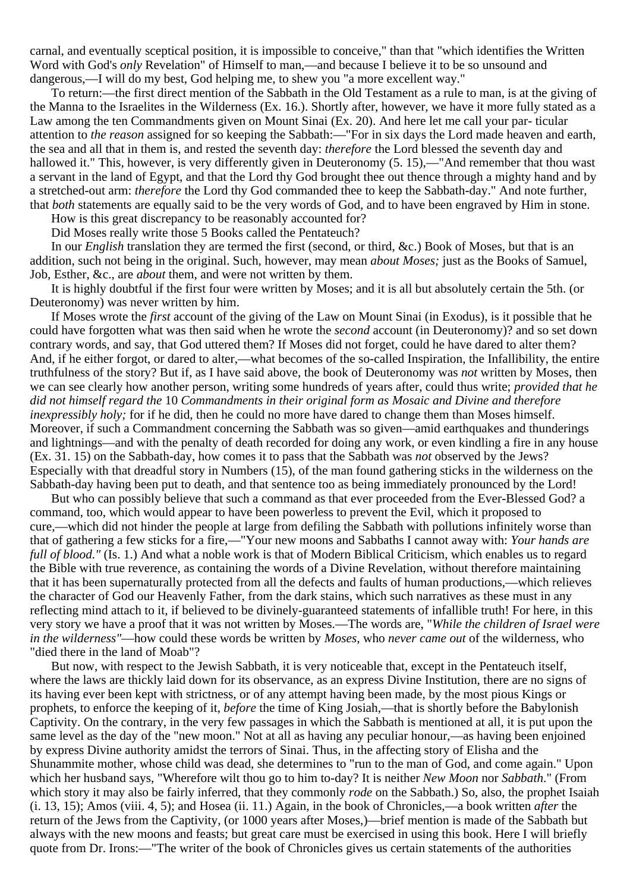carnal, and eventually sceptical position, it is impossible to conceive," than that "which identifies the Written Word with God's *only* Revelation" of Himself to man,—and because I believe it to be so unsound and dangerous,—I will do my best, God helping me, to shew you "a more excellent way."

To return:—the first direct mention of the Sabbath in the Old Testament as a rule to man, is at the giving of the Manna to the Israelites in the Wilderness (Ex. 16.). Shortly after, however, we have it more fully stated as a Law among the ten Commandments given on Mount Sinai (Ex. 20). And here let me call your par- ticular attention to *the reason* assigned for so keeping the Sabbath:—"For in six days the Lord made heaven and earth, the sea and all that in them is, and rested the seventh day: *therefore* the Lord blessed the seventh day and hallowed it." This, however, is very differently given in Deuteronomy (5. 15),—"And remember that thou wast a servant in the land of Egypt, and that the Lord thy God brought thee out thence through a mighty hand and by a stretched-out arm: *therefore* the Lord thy God commanded thee to keep the Sabbath-day." And note further, that *both* statements are equally said to be the very words of God, and to have been engraved by Him in stone.

How is this great discrepancy to be reasonably accounted for?

Did Moses really write those 5 Books called the Pentateuch?

In our *English* translation they are termed the first (second, or third, &c.) Book of Moses, but that is an addition, such not being in the original. Such, however, may mean *about Moses;* just as the Books of Samuel, Job, Esther, &c., are *about* them, and were not written by them.

It is highly doubtful if the first four were written by Moses; and it is all but absolutely certain the 5th. (or Deuteronomy) was never written by him.

If Moses wrote the *first* account of the giving of the Law on Mount Sinai (in Exodus), is it possible that he could have forgotten what was then said when he wrote the *second* account (in Deuteronomy)? and so set down contrary words, and say, that God uttered them? If Moses did not forget, could he have dared to alter them? And, if he either forgot, or dared to alter,—what becomes of the so-called Inspiration, the Infallibility, the entire truthfulness of the story? But if, as I have said above, the book of Deuteronomy was *not* written by Moses, then we can see clearly how another person, writing some hundreds of years after, could thus write; *provided that he did not himself regard the* 10 *Commandments in their original form as Mosaic and Divine and therefore inexpressibly holy;* for if he did, then he could no more have dared to change them than Moses himself. Moreover, if such a Commandment concerning the Sabbath was so given—amid earthquakes and thunderings and lightnings—and with the penalty of death recorded for doing any work, or even kindling a fire in any house (Ex. 31. 15) on the Sabbath-day, how comes it to pass that the Sabbath was *not* observed by the Jews? Especially with that dreadful story in Numbers (15), of the man found gathering sticks in the wilderness on the Sabbath-day having been put to death, and that sentence too as being immediately pronounced by the Lord!

But who can possibly believe that such a command as that ever proceeded from the Ever-Blessed God? a command, too, which would appear to have been powerless to prevent the Evil, which it proposed to cure,—which did not hinder the people at large from defiling the Sabbath with pollutions infinitely worse than that of gathering a few sticks for a fire,—"Your new moons and Sabbaths I cannot away with: *Your hands are full of blood."* (Is. 1.) And what a noble work is that of Modern Biblical Criticism, which enables us to regard the Bible with true reverence, as containing the words of a Divine Revelation, without therefore maintaining that it has been supernaturally protected from all the defects and faults of human productions,—which relieves the character of God our Heavenly Father, from the dark stains, which such narratives as these must in any reflecting mind attach to it, if believed to be divinely-guaranteed statements of infallible truth! For here, in this very story we have a proof that it was not written by Moses.—The words are, "*While the children of Israel were in the wilderness"*—how could these words be written by *Moses*, who *never came out* of the wilderness, who "died there in the land of Moab"?

But now, with respect to the Jewish Sabbath, it is very noticeable that, except in the Pentateuch itself, where the laws are thickly laid down for its observance, as an express Divine Institution, there are no signs of its having ever been kept with strictness, or of any attempt having been made, by the most pious Kings or prophets, to enforce the keeping of it, *before* the time of King Josiah,—that is shortly before the Babylonish Captivity. On the contrary, in the very few passages in which the Sabbath is mentioned at all, it is put upon the same level as the day of the "new moon." Not at all as having any peculiar honour,—as having been enjoined by express Divine authority amidst the terrors of Sinai. Thus, in the affecting story of Elisha and the Shunammite mother, whose child was dead, she determines to "run to the man of God, and come again." Upon which her husband says, "Wherefore wilt thou go to him to-day? It is neither *New Moon* nor *Sabbath*." (From which story it may also be fairly inferred, that they commonly *rode* on the Sabbath.) So, also, the prophet Isaiah (i. 13, 15); Amos (viii. 4, 5); and Hosea (ii. 11.) Again, in the book of Chronicles,—a book written *after* the return of the Jews from the Captivity, (or 1000 years after Moses,)—brief mention is made of the Sabbath but always with the new moons and feasts; but great care must be exercised in using this book. Here I will briefly quote from Dr. Irons:—"The writer of the book of Chronicles gives us certain statements of the authorities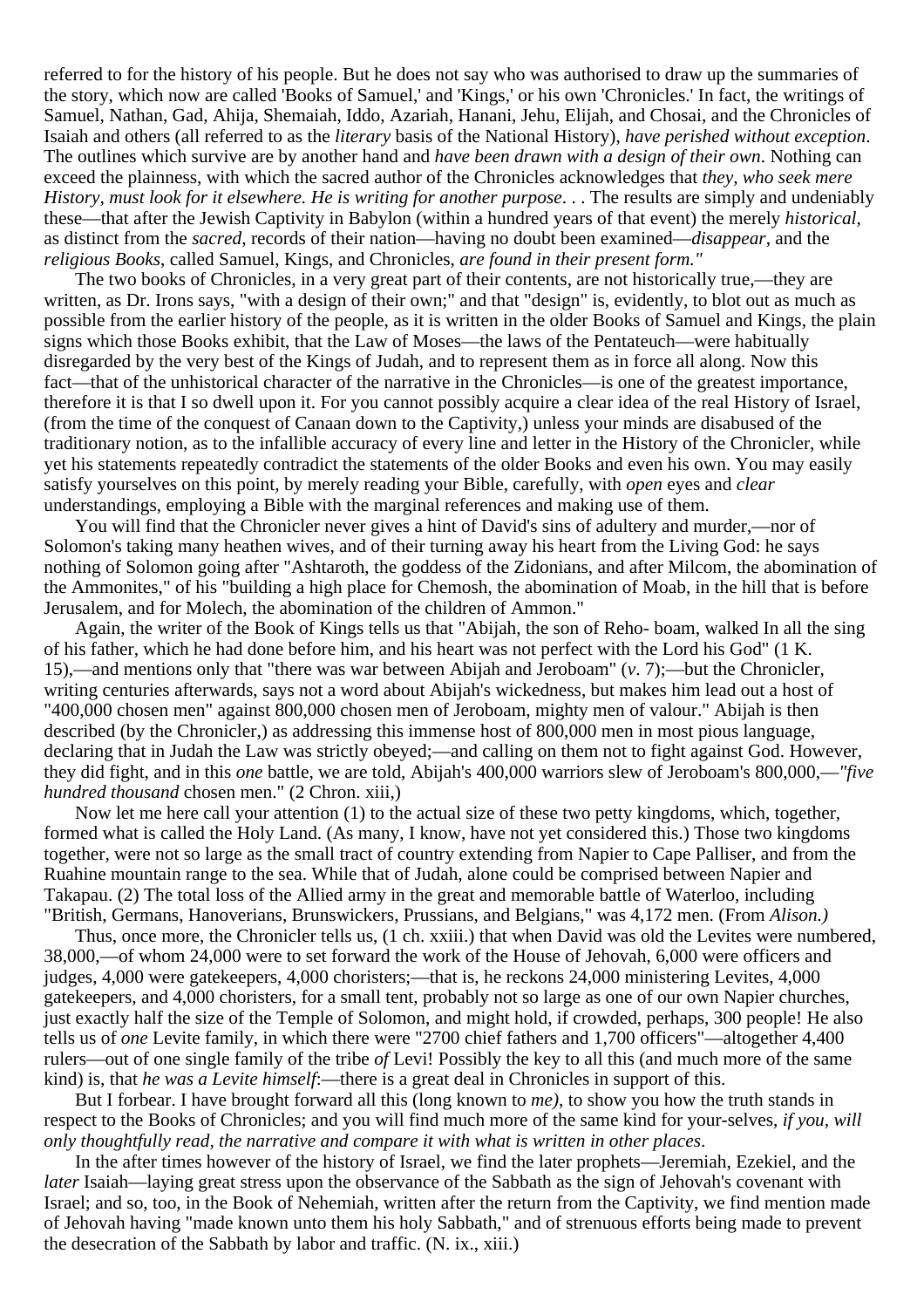referred to for the history of his people. But he does not say who was authorised to draw up the summaries of the story, which now are called 'Books of Samuel,' and 'Kings,' or his own 'Chronicles.' In fact, the writings of Samuel, Nathan, Gad, Ahija, Shemaiah, Iddo, Azariah, Hanani, Jehu, Elijah, and Chosai, and the Chronicles of Isaiah and others (all referred to as the *literary* basis of the National History), *have perished without exception*. The outlines which survive are by another hand and *have been drawn with a design of their own*. Nothing can exceed the plainness, with which the sacred author of the Chronicles acknowledges that *they, who seek mere History, must look for it elsewhere. He is writing for another purpose*. . . The results are simply and undeniably these—that after the Jewish Captivity in Babylon (within a hundred years of that event) the merely *historical*, as distinct from the *sacred*, records of their nation—having no doubt been examined—*disappear*, and the *religious Books*, called Samuel, Kings, and Chronicles, *are found in their present form."*

The two books of Chronicles, in a very great part of their contents, are not historically true,—they are written, as Dr. Irons says, "with a design of their own;" and that "design" is, evidently, to blot out as much as possible from the earlier history of the people, as it is written in the older Books of Samuel and Kings, the plain signs which those Books exhibit, that the Law of Moses—the laws of the Pentateuch—were habitually disregarded by the very best of the Kings of Judah, and to represent them as in force all along. Now this fact—that of the unhistorical character of the narrative in the Chronicles—is one of the greatest importance, therefore it is that I so dwell upon it. For you cannot possibly acquire a clear idea of the real History of Israel, (from the time of the conquest of Canaan down to the Captivity,) unless your minds are disabused of the traditionary notion, as to the infallible accuracy of every line and letter in the History of the Chronicler, while yet his statements repeatedly contradict the statements of the older Books and even his own. You may easily satisfy yourselves on this point, by merely reading your Bible, carefully, with *open* eyes and *clear* understandings, employing a Bible with the marginal references and making use of them.

You will find that the Chronicler never gives a hint of David's sins of adultery and murder,—nor of Solomon's taking many heathen wives, and of their turning away his heart from the Living God: he says nothing of Solomon going after "Ashtaroth, the goddess of the Zidonians, and after Milcom, the abomination of the Ammonites," of his "building a high place for Chemosh, the abomination of Moab, in the hill that is before Jerusalem, and for Molech, the abomination of the children of Ammon."

Again, the writer of the Book of Kings tells us that "Abijah, the son of Reho- boam, walked In all the sing of his father, which he had done before him, and his heart was not perfect with the Lord his God" (1 K. 15),—and mentions only that "there was war between Abijah and Jeroboam" (*v*. 7);—but the Chronicler, writing centuries afterwards, says not a word about Abijah's wickedness, but makes him lead out a host of "400,000 chosen men" against 800,000 chosen men of Jeroboam, mighty men of valour." Abijah is then described (by the Chronicler,) as addressing this immense host of 800,000 men in most pious language, declaring that in Judah the Law was strictly obeyed;—and calling on them not to fight against God. However, they did fight, and in this *one* battle, we are told, Abijah's 400,000 warriors slew of Jeroboam's 800,000,—*"five hundred thousand* chosen men." (2 Chron. xiii,)

Now let me here call your attention (1) to the actual size of these two petty kingdoms, which, together, formed what is called the Holy Land. (As many, I know, have not yet considered this.) Those two kingdoms together, were not so large as the small tract of country extending from Napier to Cape Palliser, and from the Ruahine mountain range to the sea. While that of Judah, alone could be comprised between Napier and Takapau. (2) The total loss of the Allied army in the great and memorable battle of Waterloo, including "British, Germans, Hanoverians, Brunswickers, Prussians, and Belgians," was 4,172 men. (From *Alison.)*

Thus, once more, the Chronicler tells us, (1 ch. xxiii.) that when David was old the Levites were numbered, 38,000,—of whom 24,000 were to set forward the work of the House of Jehovah, 6,000 were officers and judges, 4,000 were gatekeepers, 4,000 choristers;—that is, he reckons 24,000 ministering Levites, 4,000 gatekeepers, and 4,000 choristers, for a small tent, probably not so large as one of our own Napier churches, just exactly half the size of the Temple of Solomon, and might hold, if crowded, perhaps, 300 people! He also tells us of *one* Levite family, in which there were "2700 chief fathers and 1,700 officers"—altogether 4,400 rulers—out of one single family of the tribe *of* Levi! Possibly the key to all this (and much more of the same kind) is, that *he was a Levite himself*:—there is a great deal in Chronicles in support of this.

But I forbear. I have brought forward all this (long known to *me)*, to show you how the truth stands in respect to the Books of Chronicles; and you will find much more of the same kind for your-selves, *if you, will only thoughtfully read, the narrative and compare it with what is written in other places*.

In the after times however of the history of Israel, we find the later prophets—Jeremiah, Ezekiel, and the *later* Isaiah—laying great stress upon the observance of the Sabbath as the sign of Jehovah's covenant with Israel; and so, too, in the Book of Nehemiah, written after the return from the Captivity, we find mention made of Jehovah having "made known unto them his holy Sabbath," and of strenuous efforts being made to prevent the desecration of the Sabbath by labor and traffic. (N. ix., xiii.)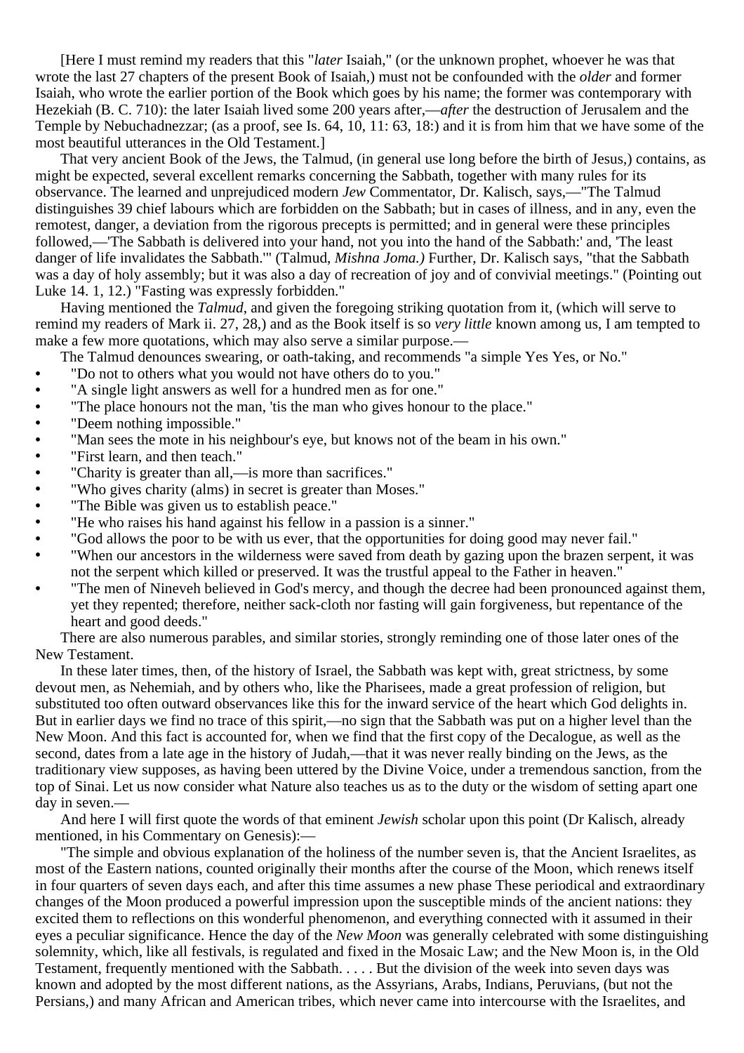[Here I must remind my readers that this "*later* Isaiah," (or the unknown prophet, whoever he was that wrote the last 27 chapters of the present Book of Isaiah,) must not be confounded with the *older* and former Isaiah, who wrote the earlier portion of the Book which goes by his name; the former was contemporary with Hezekiah (B. C. 710): the later Isaiah lived some 200 years after,—*after* the destruction of Jerusalem and the Temple by Nebuchadnezzar; (as a proof, see Is. 64, 10, 11: 63, 18:) and it is from him that we have some of the most beautiful utterances in the Old Testament.]

That very ancient Book of the Jews, the Talmud, (in general use long before the birth of Jesus,) contains, as might be expected, several excellent remarks concerning the Sabbath, together with many rules for its observance. The learned and unprejudiced modern *Jew* Commentator, Dr. Kalisch, says,—"The Talmud distinguishes 39 chief labours which are forbidden on the Sabbath; but in cases of illness, and in any, even the remotest, danger, a deviation from the rigorous precepts is permitted; and in general were these principles followed,—'The Sabbath is delivered into your hand, not you into the hand of the Sabbath:' and, 'The least danger of life invalidates the Sabbath.'" (Talmud, *Mishna Joma.)* Further, Dr. Kalisch says, "that the Sabbath was a day of holy assembly; but it was also a day of recreation of joy and of convivial meetings." (Pointing out Luke 14. 1, 12.) "Fasting was expressly forbidden."

Having mentioned the *Talmud*, and given the foregoing striking quotation from it, (which will serve to remind my readers of Mark ii. 27, 28,) and as the Book itself is so *very little* known among us, I am tempted to make a few more quotations, which may also serve a similar purpose.—

The Talmud denounces swearing, or oath-taking, and recommends "a simple Yes Yes, or No."

- "Do not to others what you would not have others do to you."
- "A single light answers as well for a hundred men as for one."
- "The place honours not the man, 'tis the man who gives honour to the place."
- "Deem nothing impossible."
- "Man sees the mote in his neighbour's eye, but knows not of the beam in his own."
- "First learn, and then teach."
- "Charity is greater than all,—is more than sacrifices."
- "Who gives charity (alms) in secret is greater than Moses."
- "The Bible was given us to establish peace."
- "He who raises his hand against his fellow in a passion is a sinner."
- "God allows the poor to be with us ever, that the opportunities for doing good may never fail."
- "When our ancestors in the wilderness were saved from death by gazing upon the brazen serpent, it was not the serpent which killed or preserved. It was the trustful appeal to the Father in heaven."
- "The men of Nineveh believed in God's mercy, and though the decree had been pronounced against them, yet they repented; therefore, neither sack-cloth nor fasting will gain forgiveness, but repentance of the heart and good deeds."

There are also numerous parables, and similar stories, strongly reminding one of those later ones of the New Testament.

In these later times, then, of the history of Israel, the Sabbath was kept with, great strictness, by some devout men, as Nehemiah, and by others who, like the Pharisees, made a great profession of religion, but substituted too often outward observances like this for the inward service of the heart which God delights in. But in earlier days we find no trace of this spirit,—no sign that the Sabbath was put on a higher level than the New Moon. And this fact is accounted for, when we find that the first copy of the Decalogue, as well as the second, dates from a late age in the history of Judah,—that it was never really binding on the Jews, as the traditionary view supposes, as having been uttered by the Divine Voice, under a tremendous sanction, from the top of Sinai. Let us now consider what Nature also teaches us as to the duty or the wisdom of setting apart one day in seven.—

And here I will first quote the words of that eminent *Jewish* scholar upon this point (Dr Kalisch, already mentioned, in his Commentary on Genesis):—

"The simple and obvious explanation of the holiness of the number seven is, that the Ancient Israelites, as most of the Eastern nations, counted originally their months after the course of the Moon, which renews itself in four quarters of seven days each, and after this time assumes a new phase These periodical and extraordinary changes of the Moon produced a powerful impression upon the susceptible minds of the ancient nations: they excited them to reflections on this wonderful phenomenon, and everything connected with it assumed in their eyes a peculiar significance. Hence the day of the *New Moon* was generally celebrated with some distinguishing solemnity, which, like all festivals, is regulated and fixed in the Mosaic Law; and the New Moon is, in the Old Testament, frequently mentioned with the Sabbath. . . . . But the division of the week into seven days was known and adopted by the most different nations, as the Assyrians, Arabs, Indians, Peruvians, (but not the Persians,) and many African and American tribes, which never came into intercourse with the Israelites, and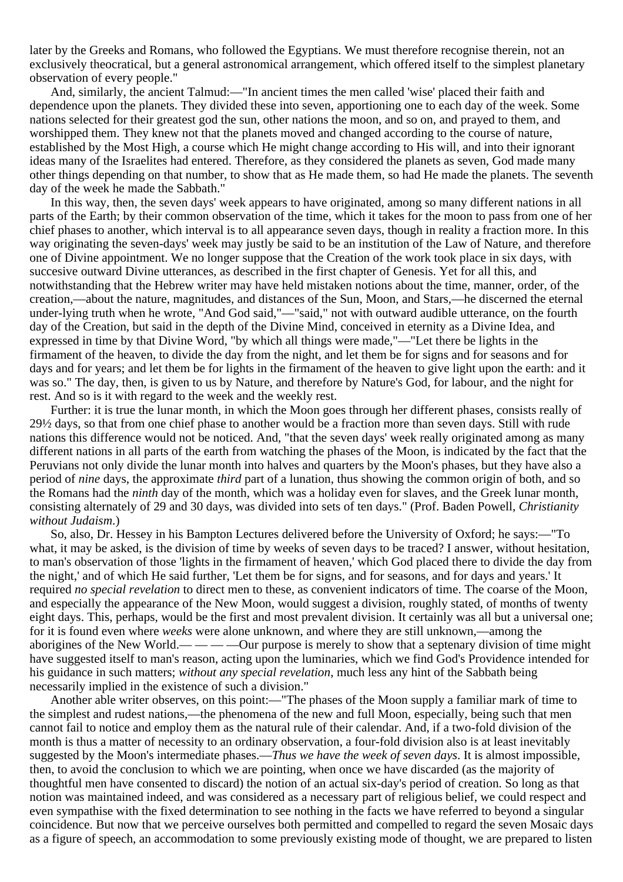later by the Greeks and Romans, who followed the Egyptians. We must therefore recognise therein, not an exclusively theocratical, but a general astronomical arrangement, which offered itself to the simplest planetary observation of every people."

And, similarly, the ancient Talmud:—"In ancient times the men called 'wise' placed their faith and dependence upon the planets. They divided these into seven, apportioning one to each day of the week. Some nations selected for their greatest god the sun, other nations the moon, and so on, and prayed to them, and worshipped them. They knew not that the planets moved and changed according to the course of nature, established by the Most High, a course which He might change according to His will, and into their ignorant ideas many of the Israelites had entered. Therefore, as they considered the planets as seven, God made many other things depending on that number, to show that as He made them, so had He made the planets. The seventh day of the week he made the Sabbath."

In this way, then, the seven days' week appears to have originated, among so many different nations in all parts of the Earth; by their common observation of the time, which it takes for the moon to pass from one of her chief phases to another, which interval is to all appearance seven days, though in reality a fraction more. In this way originating the seven-days' week may justly be said to be an institution of the Law of Nature, and therefore one of Divine appointment. We no longer suppose that the Creation of the work took place in six days, with succesive outward Divine utterances, as described in the first chapter of Genesis. Yet for all this, and notwithstanding that the Hebrew writer may have held mistaken notions about the time, manner, order, of the creation,—about the nature, magnitudes, and distances of the Sun, Moon, and Stars,—he discerned the eternal under-lying truth when he wrote, "And God said,"—"said," not with outward audible utterance, on the fourth day of the Creation, but said in the depth of the Divine Mind, conceived in eternity as a Divine Idea, and expressed in time by that Divine Word, "by which all things were made,"—"Let there be lights in the firmament of the heaven, to divide the day from the night, and let them be for signs and for seasons and for days and for years; and let them be for lights in the firmament of the heaven to give light upon the earth: and it was so." The day, then, is given to us by Nature, and therefore by Nature's God, for labour, and the night for rest. And so is it with regard to the week and the weekly rest.

Further: it is true the lunar month, in which the Moon goes through her different phases, consists really of 29½ days, so that from one chief phase to another would be a fraction more than seven days. Still with rude nations this difference would not be noticed. And, "that the seven days' week really originated among as many different nations in all parts of the earth from watching the phases of the Moon, is indicated by the fact that the Peruvians not only divide the lunar month into halves and quarters by the Moon's phases, but they have also a period of *nine* days, the approximate *third* part of a lunation, thus showing the common origin of both, and so the Romans had the *ninth* day of the month, which was a holiday even for slaves, and the Greek lunar month, consisting alternately of 29 and 30 days, was divided into sets of ten days." (Prof. Baden Powell, *Christianity without Judaism*.)

So, also, Dr. Hessey in his Bampton Lectures delivered before the University of Oxford; he says:—"To what, it may be asked, is the division of time by weeks of seven days to be traced? I answer, without hesitation, to man's observation of those 'lights in the firmament of heaven,' which God placed there to divide the day from the night,' and of which He said further, 'Let them be for signs, and for seasons, and for days and years.' It required *no special revelation* to direct men to these, as convenient indicators of time. The coarse of the Moon, and especially the appearance of the New Moon, would suggest a division, roughly stated, of months of twenty eight days. This, perhaps, would be the first and most prevalent division. It certainly was all but a universal one; for it is found even where *weeks* were alone unknown, and where they are still unknown,—among the aborigines of the New World.— — — —Our purpose is merely to show that a septenary division of time might have suggested itself to man's reason, acting upon the luminaries, which we find God's Providence intended for his guidance in such matters; *without any special revelation*, much less any hint of the Sabbath being necessarily implied in the existence of such a division."

Another able writer observes, on this point:—"The phases of the Moon supply a familiar mark of time to the simplest and rudest nations,—the phenomena of the new and full Moon, especially, being such that men cannot fail to notice and employ them as the natural rule of their calendar. And, if a two-fold division of the month is thus a matter of necessity to an ordinary observation, a four-fold division also is at least inevitably suggested by the Moon's intermediate phases.—*Thus we have the week of seven days*. It is almost impossible, then, to avoid the conclusion to which we are pointing, when once we have discarded (as the majority of thoughtful men have consented to discard) the notion of an actual six-day's period of creation. So long as that notion was maintained indeed, and was considered as a necessary part of religious belief, we could respect and even sympathise with the fixed determination to see nothing in the facts we have referred to beyond a singular coincidence. But now that we perceive ourselves both permitted and compelled to regard the seven Mosaic days as a figure of speech, an accommodation to some previously existing mode of thought, we are prepared to listen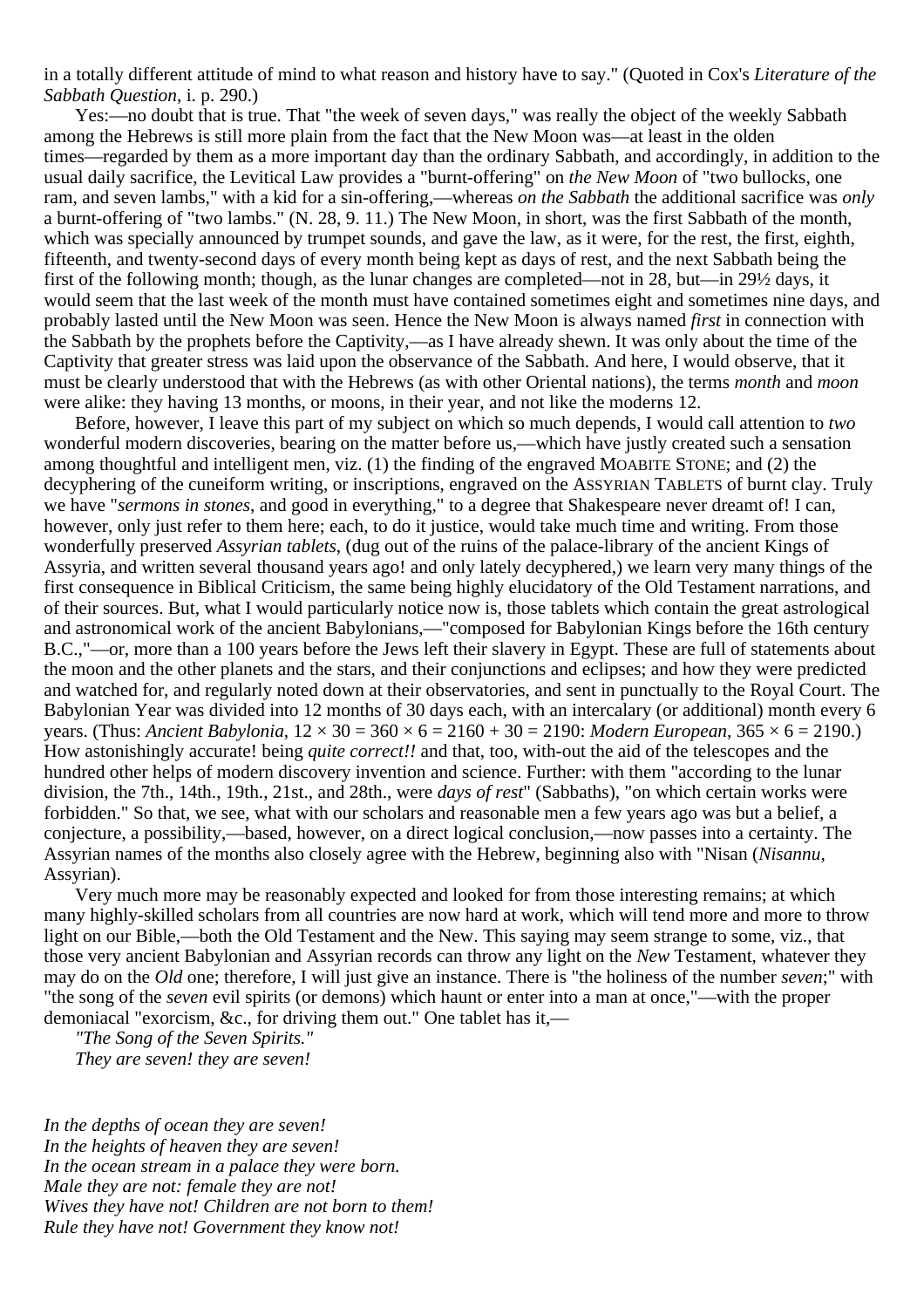in a totally different attitude of mind to what reason and history have to say." (Quoted in Cox's *Literature of the Sabbath Question*, i. p. 290.)

Yes:—no doubt that is true. That "the week of seven days," was really the object of the weekly Sabbath among the Hebrews is still more plain from the fact that the New Moon was—at least in the olden times—regarded by them as a more important day than the ordinary Sabbath, and accordingly, in addition to the usual daily sacrifice, the Levitical Law provides a "burnt-offering" on *the New Moon* of "two bullocks, one ram, and seven lambs," with a kid for a sin-offering,—whereas *on the Sabbath* the additional sacrifice was *only* a burnt-offering of "two lambs." (N. 28, 9. 11.) The New Moon, in short, was the first Sabbath of the month, which was specially announced by trumpet sounds, and gave the law, as it were, for the rest, the first, eighth, fifteenth, and twenty-second days of every month being kept as days of rest, and the next Sabbath being the first of the following month; though, as the lunar changes are completed—not in 28, but—in 29½ days, it would seem that the last week of the month must have contained sometimes eight and sometimes nine days, and probably lasted until the New Moon was seen. Hence the New Moon is always named *first* in connection with the Sabbath by the prophets before the Captivity,—as I have already shewn. It was only about the time of the Captivity that greater stress was laid upon the observance of the Sabbath. And here, I would observe, that it must be clearly understood that with the Hebrews (as with other Oriental nations), the terms *month* and *moon* were alike: they having 13 months, or moons, in their year, and not like the moderns 12.

Before, however, I leave this part of my subject on which so much depends, I would call attention to *two* wonderful modern discoveries, bearing on the matter before us,—which have justly created such a sensation among thoughtful and intelligent men, viz. (1) the finding of the engraved MOABITE STONE; and (2) the decyphering of the cuneiform writing, or inscriptions, engraved on the ASSYRIAN TABLETS of burnt clay. Truly we have "*sermons in stones*, and good in everything," to a degree that Shakespeare never dreamt of! I can, however, only just refer to them here; each, to do it justice, would take much time and writing. From those wonderfully preserved *Assyrian tablets*, (dug out of the ruins of the palace-library of the ancient Kings of Assyria, and written several thousand years ago! and only lately decyphered,) we learn very many things of the first consequence in Biblical Criticism, the same being highly elucidatory of the Old Testament narrations, and of their sources. But, what I would particularly notice now is, those tablets which contain the great astrological and astronomical work of the ancient Babylonians,—"composed for Babylonian Kings before the 16th century B.C.,"—or, more than a 100 years before the Jews left their slavery in Egypt. These are full of statements about the moon and the other planets and the stars, and their conjunctions and eclipses; and how they were predicted and watched for, and regularly noted down at their observatories, and sent in punctually to the Royal Court. The Babylonian Year was divided into 12 months of 30 days each, with an intercalary (or additional) month every 6 years. (Thus: *Ancient Babylonia*, 12 × 30 = 360 × 6 = 2160 + 30 = 2190: *Modern European*, 365 × 6 = 2190.) How astonishingly accurate! being *quite correct!!* and that, too, with-out the aid of the telescopes and the hundred other helps of modern discovery invention and science. Further: with them "according to the lunar division, the 7th., 14th., 19th., 21st., and 28th., were *days of rest*" (Sabbaths), "on which certain works were forbidden." So that, we see, what with our scholars and reasonable men a few years ago was but a belief, a conjecture, a possibility,—based, however, on a direct logical conclusion,—now passes into a certainty. The Assyrian names of the months also closely agree with the Hebrew, beginning also with "Nisan (*Nisannu*, Assyrian).

Very much more may be reasonably expected and looked for from those interesting remains; at which many highly-skilled scholars from all countries are now hard at work, which will tend more and more to throw light on our Bible,—both the Old Testament and the New. This saying may seem strange to some, viz., that those very ancient Babylonian and Assyrian records can throw any light on the *New* Testament, whatever they may do on the *Old* one; therefore, I will just give an instance. There is "the holiness of the number *seven*;" with "the song of the *seven* evil spirits (or demons) which haunt or enter into a man at once,"—with the proper demoniacal "exorcism, &c., for driving them out." One tablet has it,—

*"The Song of the Seven Spirits."*

*They are seven! they are seven!*

*In the depths of ocean they are seven!*
*In the heights of heaven they are seven!*
*In the ocean stream in a palace they were born.*
*Male they are not: female they are not!*
*Wives they have not! Children are not born to them!*
*Rule they have not! Government they know not!*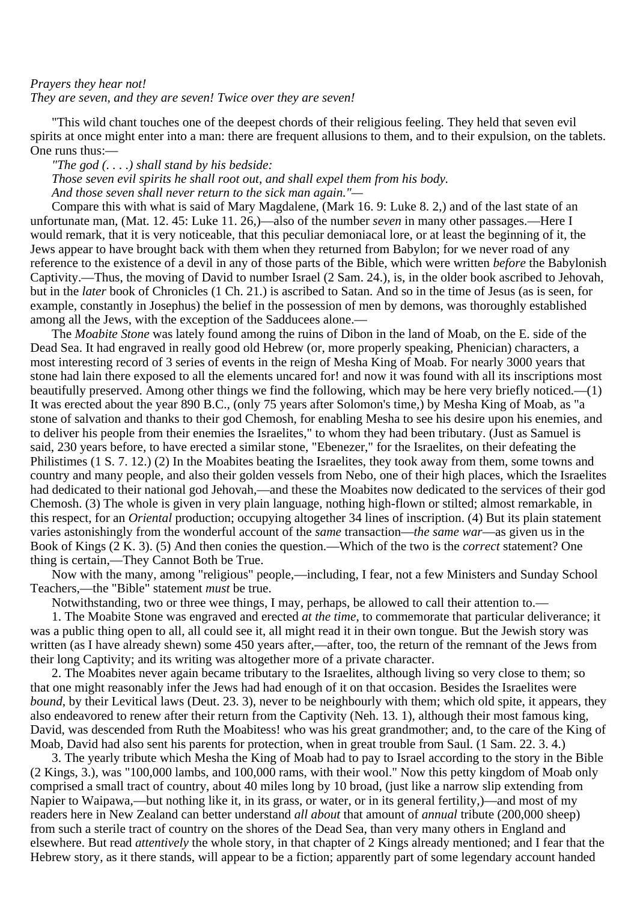*Prayers they hear not!*
*They are seven, and they are seven! Twice over they are seven!*

"This wild chant touches one of the deepest chords of their religious feeling. They held that seven evil spirits at once might enter into a man: there are frequent allusions to them, and to their expulsion, on the tablets. One runs thus:—

*"The god (. . . .) shall stand by his bedside:*
*Those seven evil spirits he shall root out, and shall expel them from his body.*
*And those seven shall never return to the sick man again."*—

Compare this with what is said of Mary Magdalene, (Mark 16. 9: Luke 8. 2,) and of the last state of an unfortunate man, (Mat. 12. 45: Luke 11. 26,)—also of the number *seven* in many other passages.—Here I would remark, that it is very noticeable, that this peculiar demoniacal lore, or at least the beginning of it, the Jews appear to have brought back with them when they returned from Babylon; for we never road of any reference to the existence of a devil in any of those parts of the Bible, which were written *before* the Babylonish Captivity.—Thus, the moving of David to number Israel (2 Sam. 24.), is, in the older book ascribed to Jehovah, but in the *later* book of Chronicles (1 Ch. 21.) is ascribed to Satan. And so in the time of Jesus (as is seen, for example, constantly in Josephus) the belief in the possession of men by demons, was thoroughly established among all the Jews, with the exception of the Sadducees alone.—

The *Moabite Stone* was lately found among the ruins of Dibon in the land of Moab, on the E. side of the Dead Sea. It had engraved in really good old Hebrew (or, more properly speaking, Phenician) characters, a most interesting record of 3 series of events in the reign of Mesha King of Moab. For nearly 3000 years that stone had lain there exposed to all the elements uncared for! and now it was found with all its inscriptions most beautifully preserved. Among other things we find the following, which may be here very briefly noticed.—(1) It was erected about the year 890 B.C., (only 75 years after Solomon's time,) by Mesha King of Moab, as "a stone of salvation and thanks to their god Chemosh, for enabling Mesha to see his desire upon his enemies, and to deliver his people from their enemies the Israelites," to whom they had been tributary. (Just as Samuel is said, 230 years before, to have erected a similar stone, "Ebenezer," for the Israelites, on their defeating the Philistimes (1 S. 7. 12.) (2) In the Moabites beating the Israelites, they took away from them, some towns and country and many people, and also their golden vessels from Nebo, one of their high places, which the Israelites had dedicated to their national god Jehovah,—and these the Moabites now dedicated to the services of their god Chemosh. (3) The whole is given in very plain language, nothing high-flown or stilted; almost remarkable, in this respect, for an *Oriental* production; occupying altogether 34 lines of inscription. (4) But its plain statement varies astonishingly from the wonderful account of the *same* transaction—*the same war*—as given us in the Book of Kings (2 K. 3). (5) And then conies the question.—Which of the two is the *correct* statement? One thing is certain,—They Cannot Both be True.

Now with the many, among "religious" people,—including, I fear, not a few Ministers and Sunday School Teachers,—the "Bible" statement *must* be true.

Notwithstanding, two or three wee things, I may, perhaps, be allowed to call their attention to.—

1. The Moabite Stone was engraved and erected *at the time*, to commemorate that particular deliverance; it was a public thing open to all, all could see it, all might read it in their own tongue. But the Jewish story was written (as I have already shewn) some 450 years after,—after, too, the return of the remnant of the Jews from their long Captivity; and its writing was altogether more of a private character.

2. The Moabites never again became tributary to the Israelites, although living so very close to them; so that one might reasonably infer the Jews had had enough of it on that occasion. Besides the Israelites were *bound*, by their Levitical laws (Deut. 23. 3), never to be neighbourly with them; which old spite, it appears, they also endeavored to renew after their return from the Captivity (Neh. 13. 1), although their most famous king, David, was descended from Ruth the Moabitess! who was his great grandmother; and, to the care of the King of Moab, David had also sent his parents for protection, when in great trouble from Saul. (1 Sam. 22. 3. 4.)

3. The yearly tribute which Mesha the King of Moab had to pay to Israel according to the story in the Bible (2 Kings, 3.), was "100,000 lambs, and 100,000 rams, with their wool." Now this petty kingdom of Moab only comprised a small tract of country, about 40 miles long by 10 broad, (just like a narrow slip extending from Napier to Waipawa,—but nothing like it, in its grass, or water, or in its general fertility,)—and most of my readers here in New Zealand can better understand *all about* that amount of *annual* tribute (200,000 sheep) from such a sterile tract of country on the shores of the Dead Sea, than very many others in England and elsewhere. But read *attentively* the whole story, in that chapter of 2 Kings already mentioned; and I fear that the Hebrew story, as it there stands, will appear to be a fiction; apparently part of some legendary account handed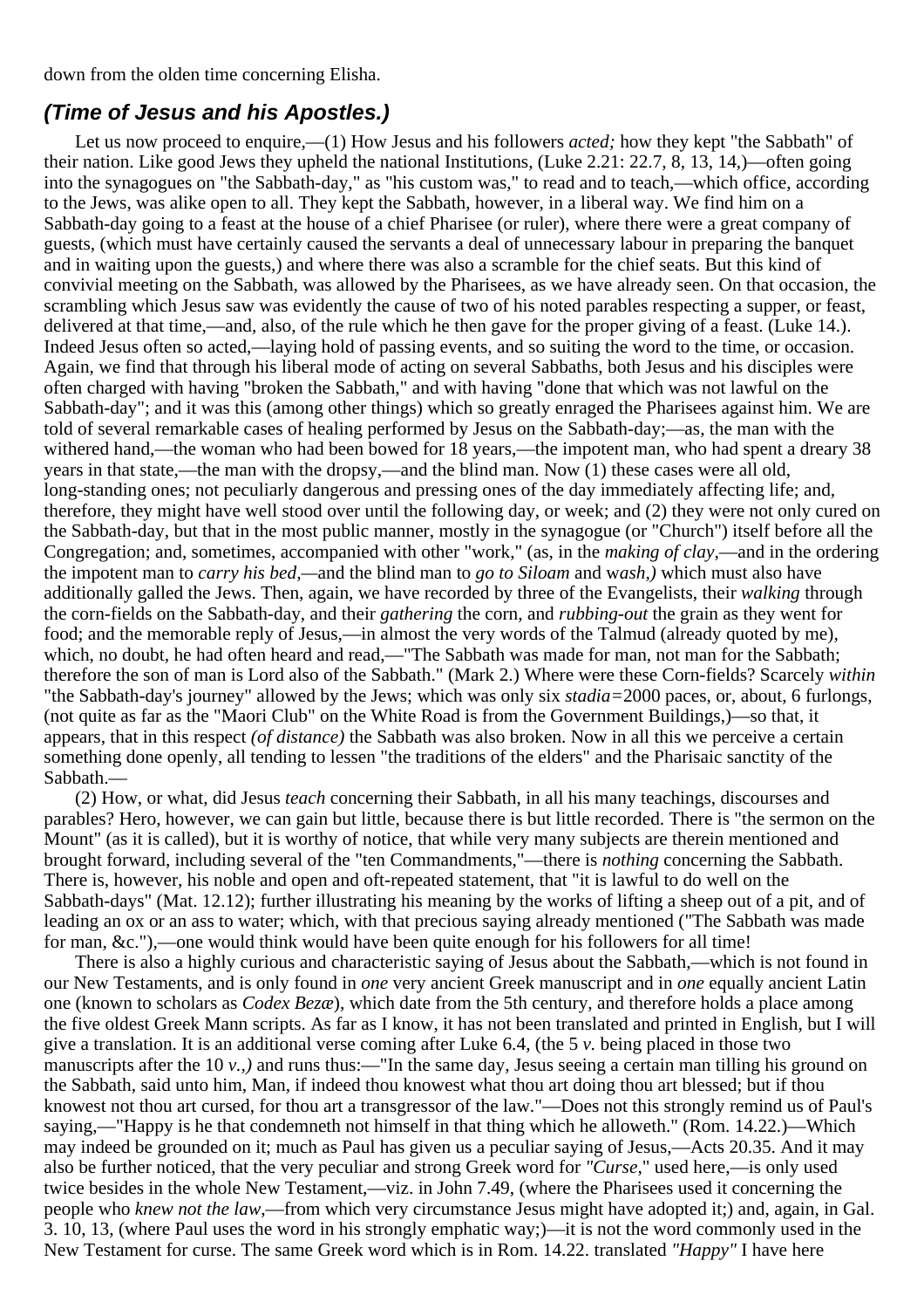down from the olden time concerning Elisha.

## *(Time of Jesus and his Apostles.)*

Let us now proceed to enquire,—(1) How Jesus and his followers *acted;* how they kept "the Sabbath" of their nation. Like good Jews they upheld the national Institutions, (Luke 2.21: 22.7, 8, 13, 14,)—often going into the synagogues on "the Sabbath-day," as "his custom was," to read and to teach,—which office, according to the Jews, was alike open to all. They kept the Sabbath, however, in a liberal way. We find him on a Sabbath-day going to a feast at the house of a chief Pharisee (or ruler), where there were a great company of guests, (which must have certainly caused the servants a deal of unnecessary labour in preparing the banquet and in waiting upon the guests,) and where there was also a scramble for the chief seats. But this kind of convivial meeting on the Sabbath, was allowed by the Pharisees, as we have already seen. On that occasion, the scrambling which Jesus saw was evidently the cause of two of his noted parables respecting a supper, or feast, delivered at that time,—and, also, of the rule which he then gave for the proper giving of a feast. (Luke 14.). Indeed Jesus often so acted,—laying hold of passing events, and so suiting the word to the time, or occasion. Again, we find that through his liberal mode of acting on several Sabbaths, both Jesus and his disciples were often charged with having "broken the Sabbath," and with having "done that which was not lawful on the Sabbath-day"; and it was this (among other things) which so greatly enraged the Pharisees against him. We are told of several remarkable cases of healing performed by Jesus on the Sabbath-day;—as, the man with the withered hand,—the woman who had been bowed for 18 years,—the impotent man, who had spent a dreary 38 years in that state,—the man with the dropsy,—and the blind man. Now (1) these cases were all old, long-standing ones; not peculiarly dangerous and pressing ones of the day immediately affecting life; and, therefore, they might have well stood over until the following day, or week; and (2) they were not only cured on the Sabbath-day, but that in the most public manner, mostly in the synagogue (or "Church") itself before all the Congregation; and, sometimes, accompanied with other "work," (as, in the *making of clay,*—and in the ordering the impotent man to *carry his bed,*—and the blind man to *go to Siloam* and w*ash,)* which must also have additionally galled the Jews. Then, again, we have recorded by three of the Evangelists, their *walking* through the corn-fields on the Sabbath-day, and their *gathering* the corn, and *rubbing-out* the grain as they went for food; and the memorable reply of Jesus,—in almost the very words of the Talmud (already quoted by me), which, no doubt, he had often heard and read,—"The Sabbath was made for man, not man for the Sabbath; therefore the son of man is Lord also of the Sabbath." (Mark 2.) Where were these Corn-fields? Scarcely *within* "the Sabbath-day's journey" allowed by the Jews; which was only six *stadia=*2000 paces, or, about, 6 furlongs, (not quite as far as the "Maori Club" on the White Road is from the Government Buildings,)—so that, it appears, that in this respect *(of distance)* the Sabbath was also broken. Now in all this we perceive a certain something done openly, all tending to lessen "the traditions of the elders" and the Pharisaic sanctity of the Sabbath.—

(2) How, or what, did Jesus *teach* concerning their Sabbath, in all his many teachings, discourses and parables? Hero, however, we can gain but little, because there is but little recorded. There is "the sermon on the Mount" (as it is called), but it is worthy of notice, that while very many subjects are therein mentioned and brought forward, including several of the "ten Commandments,"—there is *nothing* concerning the Sabbath. There is, however, his noble and open and oft-repeated statement, that "it is lawful to do well on the Sabbath-days" (Mat. 12.12); further illustrating his meaning by the works of lifting a sheep out of a pit, and of leading an ox or an ass to water; which, with that precious saying already mentioned ("The Sabbath was made for man, &c."),—one would think would have been quite enough for his followers for all time!

There is also a highly curious and characteristic saying of Jesus about the Sabbath,—which is not found in our New Testaments, and is only found in *one* very ancient Greek manuscript and in *one* equally ancient Latin one (known to scholars as *Codex Bezæ*), which date from the 5th century, and therefore holds a place among the five oldest Greek Mann scripts. As far as I know, it has not been translated and printed in English, but I will give a translation. It is an additional verse coming after Luke 6.4, (the 5 *v.* being placed in those two manuscripts after the 10 *v.,)* and runs thus:—"In the same day, Jesus seeing a certain man tilling his ground on the Sabbath, said unto him, Man, if indeed thou knowest what thou art doing thou art blessed; but if thou knowest not thou art cursed, for thou art a transgressor of the law."—Does not this strongly remind us of Paul's saying,—"Happy is he that condemneth not himself in that thing which he alloweth." (Rom. 14.22.)—Which may indeed be grounded on it; much as Paul has given us a peculiar saying of Jesus,—Acts 20.35. And it may also be further noticed, that the very peculiar and strong Greek word for *"Curse,"* used here,—is only used twice besides in the whole New Testament,—viz. in John 7.49, (where the Pharisees used it concerning the people who *knew not the law,*—from which very circumstance Jesus might have adopted it;) and, again, in Gal. 3. 10, 13, (where Paul uses the word in his strongly emphatic way;)—it is not the word commonly used in the New Testament for curse. The same Greek word which is in Rom. 14.22. translated *"Happy"* I have here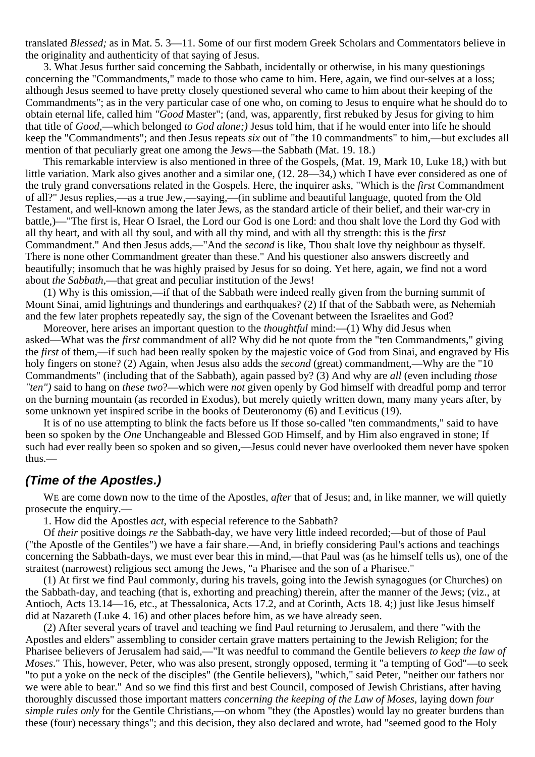translated *Blessed;* as in Mat. 5. 3—11. Some of our first modern Greek Scholars and Commentators believe in the originality and authenticity of that saying of Jesus.

3. What Jesus further said concerning the Sabbath, incidentally or otherwise, in his many questionings concerning the "Commandments," made to those who came to him. Here, again, we find our-selves at a loss; although Jesus seemed to have pretty closely questioned several who came to him about their keeping of the Commandments"; as in the very particular case of one who, on coming to Jesus to enquire what he should do to obtain eternal life, called him *"Good* Master"; (and, was, apparently, first rebuked by Jesus for giving to him that title of *Good*,—which belonged *to God alone;)* Jesus told him, that if he would enter into life he should keep the "Commandments"; and then Jesus repeats *six* out of "the 10 commandments" to him,—but excludes all mention of that peculiarly great one among the Jews—the Sabbath (Mat. 19. 18.)

This remarkable interview is also mentioned in three of the Gospels, (Mat. 19, Mark 10, Luke 18,) with but little variation. Mark also gives another and a similar one, (12. 28—34,) which I have ever considered as one of the truly grand conversations related in the Gospels. Here, the inquirer asks, "Which is the *first* Commandment of all?" Jesus replies,—as a true Jew,—saying,—(in sublime and beautiful language, quoted from the Old Testament, and well-known among the later Jews, as the standard article of their belief, and their war-cry in battle,)—"The first is, Hear O Israel, the Lord our God is one Lord: and thou shalt love the Lord thy God with all thy heart, and with all thy soul, and with all thy mind, and with all thy strength: this is the *first* Commandment." And then Jesus adds,—"And the *second* is like, Thou shalt love thy neighbour as thyself. There is none other Commandment greater than these." And his questioner also answers discreetly and beautifully; insomuch that he was highly praised by Jesus for so doing. Yet here, again, we find not a word about *the Sabbath*,—that great and peculiar institution of the Jews!

(1) Why is this omission,—if that of the Sabbath were indeed really given from the burning summit of Mount Sinai, amid lightnings and thunderings and earthquakes? (2) If that of the Sabbath were, as Nehemiah and the few later prophets repeatedly say, the sign of the Covenant between the Israelites and God?

Moreover, here arises an important question to the *thoughtful* mind:—(1) Why did Jesus when asked—What was the *first* commandment of all? Why did he not quote from the "ten Commandments," giving the *first* of them,—if such had been really spoken by the majestic voice of God from Sinai, and engraved by His holy fingers on stone? (2) Again, when Jesus also adds the *second* (great) commandment,—Why are the "10 Commandments" (including that of the Sabbath), again passed by? (3) And why are *all* (even including *those "ten")* said to hang on *these two*?—which were *not* given openly by God himself with dreadful pomp and terror on the burning mountain (as recorded in Exodus), but merely quietly written down, many many years after, by some unknown yet inspired scribe in the books of Deuteronomy (6) and Leviticus (19).

It is of no use attempting to blink the facts before us If those so-called "ten commandments," said to have been so spoken by the *One* Unchangeable and Blessed GOD Himself, and by Him also engraved in stone; If such had ever really been so spoken and so given,—Jesus could never have overlooked them never have spoken thus.—

## *(Time of the Apostles.)*

WE are come down now to the time of the Apostles, *after* that of Jesus; and, in like manner, we will quietly prosecute the enquiry.—

1. How did the Apostles *act*, with especial reference to the Sabbath?

Of *their* positive doings *re* the Sabbath-day, we have very little indeed recorded;—but of those of Paul ("the Apostle of the Gentiles") we have a fair share.—And, in briefly considering Paul's actions and teachings concerning the Sabbath-days, we must ever bear this in mind,—that Paul was (as he himself tells us), one of the straitest (narrowest) religious sect among the Jews, "a Pharisee and the son of a Pharisee."

(1) At first we find Paul commonly, during his travels, going into the Jewish synagogues (or Churches) on the Sabbath-day, and teaching (that is, exhorting and preaching) therein, after the manner of the Jews; (viz., at Antioch, Acts 13.14—16, etc., at Thessalonica, Acts 17.2, and at Corinth, Acts 18. 4;) just like Jesus himself did at Nazareth (Luke 4. 16) and other places before him, as we have already seen.

(2) After several years of travel and teaching we find Paul returning to Jerusalem, and there "with the Apostles and elders" assembling to consider certain grave matters pertaining to the Jewish Religion; for the Pharisee believers of Jerusalem had said,—"It was needful to command the Gentile believers *to keep the law of Moses*." This, however, Peter, who was also present, strongly opposed, terming it "a tempting of God"—to seek "to put a yoke on the neck of the disciples" (the Gentile believers), "which," said Peter, "neither our fathers nor we were able to bear." And so we find this first and best Council, composed of Jewish Christians, after having thoroughly discussed those important matters *concerning the keeping of the Law of Moses*, laying down *four simple rules only* for the Gentile Christians,—on whom "they (the Apostles) would lay no greater burdens than these (four) necessary things"; and this decision, they also declared and wrote, had "seemed good to the Holy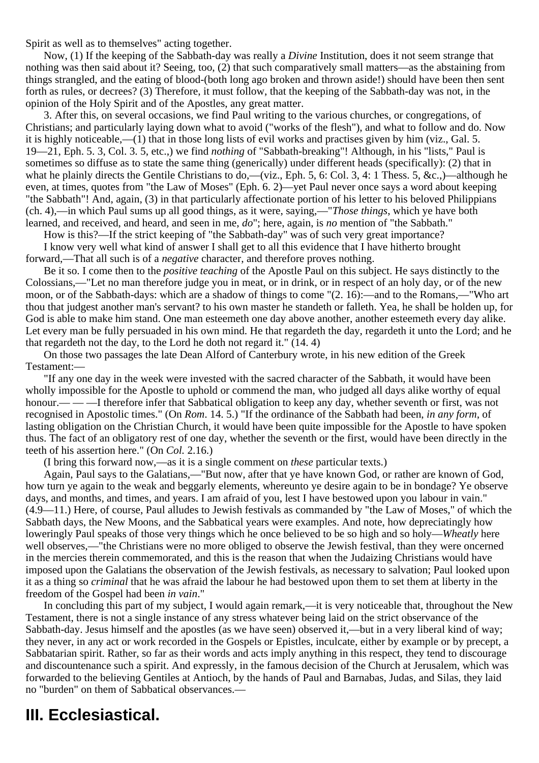Spirit as well as to themselves" acting together.

Now, (1) If the keeping of the Sabbath-day was really a *Divine* Institution, does it not seem strange that nothing was then said about it? Seeing, too, (2) that such comparatively small matters—as the abstaining from things strangled, and the eating of blood-(both long ago broken and thrown aside!) should have been then sent forth as rules, or decrees? (3) Therefore, it must follow, that the keeping of the Sabbath-day was not, in the opinion of the Holy Spirit and of the Apostles, any great matter.

3. After this, on several occasions, we find Paul writing to the various churches, or congregations, of Christians; and particularly laying down what to avoid ("works of the flesh"), and what to follow and do. Now it is highly noticeable,—(1) that in those long lists of evil works and practises given by him (viz., Gal. 5. 19—21, Eph. 5. 3, Col. 3. 5, etc.,) we find *nothing* of "Sabbath-breaking"! Although, in his "lists," Paul is sometimes so diffuse as to state the same thing (generically) under different heads (specifically): (2) that in what he plainly directs the Gentile Christians to do,—(viz., Eph. 5, 6: Col. 3, 4: 1 Thess. 5, &c.,)—although he even, at times, quotes from "the Law of Moses" (Eph. 6. 2)—yet Paul never once says a word about keeping "the Sabbath"! And, again, (3) in that particularly affectionate portion of his letter to his beloved Philippians (ch. 4),—in which Paul sums up all good things, as it were, saying,—"*Those things*, which ye have both learned, and received, and heard, and seen in me, *do*"; here, again, is *no* mention of "the Sabbath."

How is this?—If the strict keeping of "the Sabbath-day" was of such very great importance?

I know very well what kind of answer I shall get to all this evidence that I have hitherto brought forward,—That all such is of a *negative* character, and therefore proves nothing.

Be it so. I come then to the *positive teaching* of the Apostle Paul on this subject. He says distinctly to the Colossians,—"Let no man therefore judge you in meat, or in drink, or in respect of an holy day, or of the new moon, or of the Sabbath-days: which are a shadow of things to come "(2. 16):—and to the Romans,—"Who art thou that judgest another man's servant? to his own master he standeth or falleth. Yea, he shall be holden up, for God is able to make him stand. One man esteemeth one day above another, another esteemeth every day alike. Let every man be fully persuaded in his own mind. He that regardeth the day, regardeth it unto the Lord; and he that regardeth not the day, to the Lord he doth not regard it." (14. 4)

On those two passages the late Dean Alford of Canterbury wrote, in his new edition of the Greek Testament:—

"If any one day in the week were invested with the sacred character of the Sabbath, it would have been wholly impossible for the Apostle to uphold or commend the man, who judged all days alike worthy of equal honour.— — —I therefore infer that Sabbatical obligation to keep any day, whether seventh or first, was not recognised in Apostolic times." (On *Rom*. 14. 5.) "If the ordinance of the Sabbath had been, *in any form*, of lasting obligation on the Christian Church, it would have been quite impossible for the Apostle to have spoken thus. The fact of an obligatory rest of one day, whether the seventh or the first, would have been directly in the teeth of his assertion here." (On *Col.* 2.16.)

(I bring this forward now,—as it is a single comment on *these* particular texts.)

Again, Paul says to the Galatians,—"But now, after that ye have known God, or rather are known of God, how turn ye again to the weak and beggarly elements, whereunto ye desire again to be in bondage? Ye observe days, and months, and times, and years. I am afraid of you, lest I have bestowed upon you labour in vain." (4.9—11.) Here, of course, Paul alludes to Jewish festivals as commanded by "the Law of Moses," of which the Sabbath days, the New Moons, and the Sabbatical years were examples. And note, how depreciatingly how loweringly Paul speaks of those very things which he once believed to be so high and so holy—*Wheatly* here well observes,—"the Christians were no more obliged to observe the Jewish festival, than they were oncerned in the mercies therein commemorated, and this is the reason that when the Judaizing Christians would have imposed upon the Galatians the observation of the Jewish festivals, as necessary to salvation; Paul looked upon it as a thing so *criminal* that he was afraid the labour he had bestowed upon them to set them at liberty in the freedom of the Gospel had been *in vain*."

In concluding this part of my subject, I would again remark,—it is very noticeable that, throughout the New Testament, there is not a single instance of any stress whatever being laid on the strict observance of the Sabbath-day. Jesus himself and the apostles (as we have seen) observed it,—but in a very liberal kind of way; they never, in any act or work recorded in the Gospels or Epistles, inculcate, either by example or by precept, a Sabbatarian spirit. Rather, so far as their words and acts imply anything in this respect, they tend to discourage and discountenance such a spirit. And expressly, in the famous decision of the Church at Jerusalem, which was forwarded to the believing Gentiles at Antioch, by the hands of Paul and Barnabas, Judas, and Silas, they laid no "burden" on them of Sabbatical observances.—

## III. Ecclesiastical.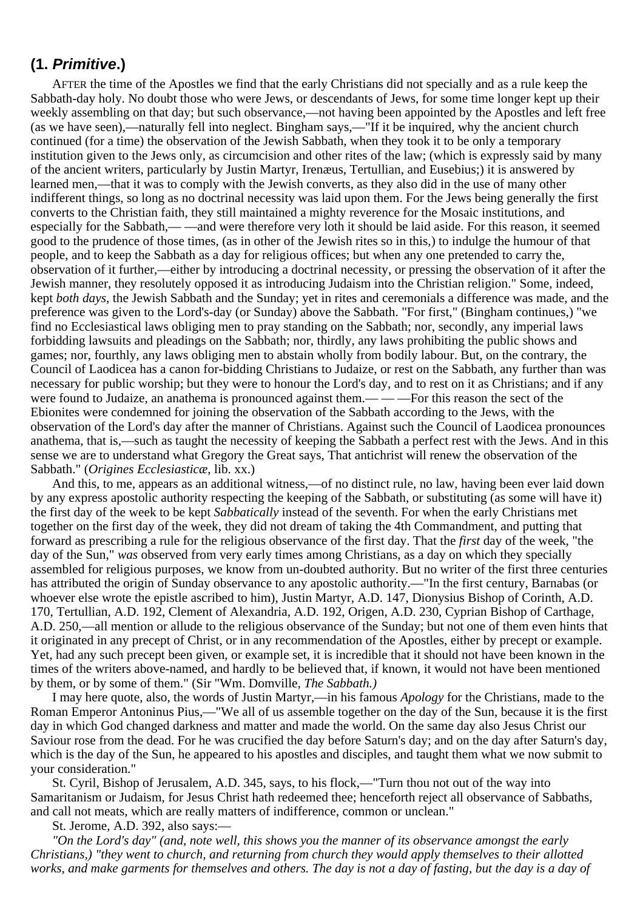## (1. ***Primitive***.)

AFTER the time of the Apostles we find that the early Christians did not specially and as a rule keep the Sabbath-day holy. No doubt those who were Jews, or descendants of Jews, for some time longer kept up their weekly assembling on that day; but such observance,—not having been appointed by the Apostles and left free (as we have seen),—naturally fell into neglect. Bingham says,—"If it be inquired, why the ancient church continued (for a time) the observation of the Jewish Sabbath, when they took it to be only a temporary institution given to the Jews only, as circumcision and other rites of the law; (which is expressly said by many of the ancient writers, particularly by Justin Martyr, Irenæus, Tertullian, and Eusebius;) it is answered by learned men,—that it was to comply with the Jewish converts, as they also did in the use of many other indifferent things, so long as no doctrinal necessity was laid upon them. For the Jews being generally the first converts to the Christian faith, they still maintained a mighty reverence for the Mosaic institutions, and especially for the Sabbath,— —and were therefore very loth it should be laid aside. For this reason, it seemed good to the prudence of those times, (as in other of the Jewish rites so in this,) to indulge the humour of that people, and to keep the Sabbath as a day for religious offices; but when any one pretended to carry the, observation of it further,—either by introducing a doctrinal necessity, or pressing the observation of it after the Jewish manner, they resolutely opposed it as introducing Judaism into the Christian religion." Some, indeed, kept *both days*, the Jewish Sabbath and the Sunday; yet in rites and ceremonials a difference was made, and the preference was given to the Lord's-day (or Sunday) above the Sabbath. "For first," (Bingham continues,) "we find no Ecclesiastical laws obliging men to pray standing on the Sabbath; nor, secondly, any imperial laws forbidding lawsuits and pleadings on the Sabbath; nor, thirdly, any laws prohibiting the public shows and games; nor, fourthly, any laws obliging men to abstain wholly from bodily labour. But, on the contrary, the Council of Laodicea has a canon for-bidding Christians to Judaize, or rest on the Sabbath, any further than was necessary for public worship; but they were to honour the Lord's day, and to rest on it as Christians; and if any were found to Judaize, an anathema is pronounced against them.— — —For this reason the sect of the Ebionites were condemned for joining the observation of the Sabbath according to the Jews, with the observation of the Lord's day after the manner of Christians. Against such the Council of Laodicea pronounces anathema, that is,—such as taught the necessity of keeping the Sabbath a perfect rest with the Jews. And in this sense we are to understand what Gregory the Great says, That antichrist will renew the observation of the Sabbath." (*Origines Ecclesiasticæ*, lib. xx.)

And this, to me, appears as an additional witness,—of no distinct rule, no law, having been ever laid down by any express apostolic authority respecting the keeping of the Sabbath, or substituting (as some will have it) the first day of the week to be kept *Sabbatically* instead of the seventh. For when the early Christians met together on the first day of the week, they did not dream of taking the 4th Commandment, and putting that forward as prescribing a rule for the religious observance of the first day. That the *first* day of the week, "the day of the Sun," *was* observed from very early times among Christians, as a day on which they specially assembled for religious purposes, we know from un-doubted authority. But no writer of the first three centuries has attributed the origin of Sunday observance to any apostolic authority.—"In the first century, Barnabas (or whoever else wrote the epistle ascribed to him), Justin Martyr, A.D. 147, Dionysius Bishop of Corinth, A.D. 170, Tertullian, A.D. 192, Clement of Alexandria, A.D. 192, Origen, A.D. 230, Cyprian Bishop of Carthage, A.D. 250,—all mention or allude to the religious observance of the Sunday; but not one of them even hints that it originated in any precept of Christ, or in any recommendation of the Apostles, either by precept or example. Yet, had any such precept been given, or example set, it is incredible that it should not have been known in the times of the writers above-named, and hardly to be believed that, if known, it would not have been mentioned by them, or by some of them." (Sir "Wm. Domville, *The Sabbath.)*

I may here quote, also, the words of Justin Martyr,—in his famous *Apology* for the Christians, made to the Roman Emperor Antoninus Pius,—"We all of us assemble together on the day of the Sun, because it is the first day in which God changed darkness and matter and made the world. On the same day also Jesus Christ our Saviour rose from the dead. For he was crucified the day before Saturn's day; and on the day after Saturn's day, which is the day of the Sun, he appeared to his apostles and disciples, and taught them what we now submit to your consideration."

St. Cyril, Bishop of Jerusalem, A.D. 345, says, to his flock,—"Turn thou not out of the way into Samaritanism or Judaism, for Jesus Christ hath redeemed thee; henceforth reject all observance of Sabbaths, and call not meats, which are really matters of indifference, common or unclean."

St. Jerome, A.D. 392, also says:—

*"On the Lord's day" (and, note well, this shows you the manner of its observance amongst the early Christians,) "they went to church, and returning from church they would apply themselves to their allotted works, and make garments for themselves and others. The day is not a day of fasting, but the day is a day of*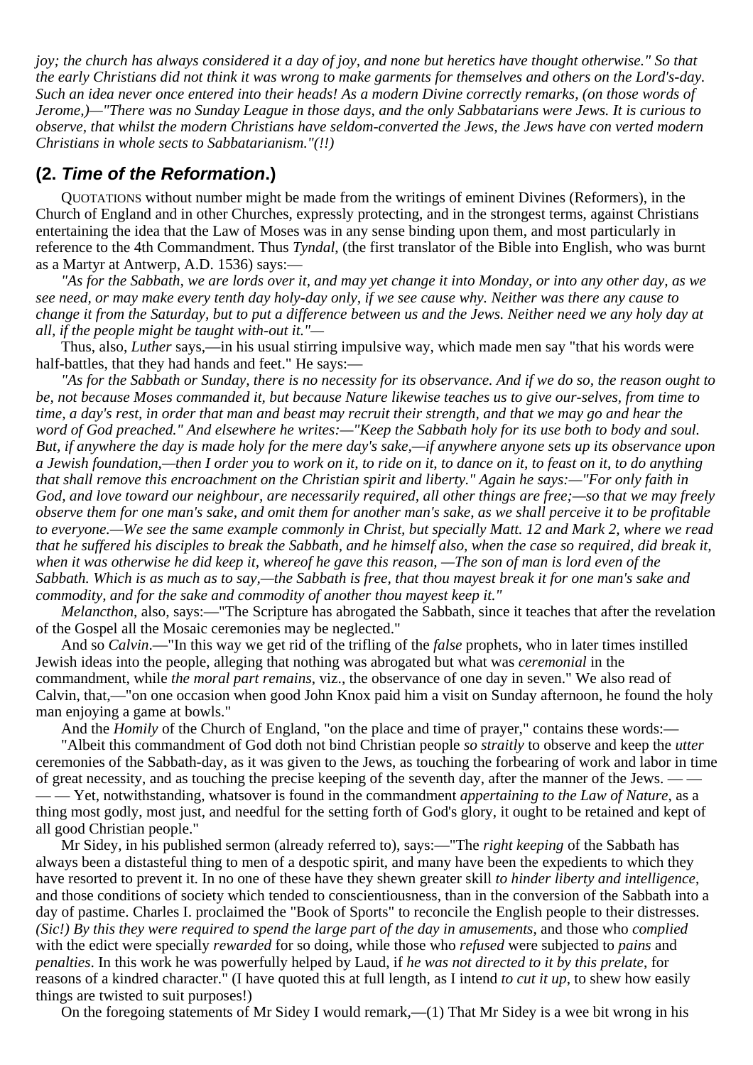*joy; the church has always considered it a day of joy, and none but heretics have thought otherwise." So that the early Christians did not think it was wrong to make garments for themselves and others on the Lord's-day. Such an idea never once entered into their heads! As a modern Divine correctly remarks, (on those words of Jerome,)—"There was no Sunday League in those days, and the only Sabbatarians were Jews. It is curious to observe, that whilst the modern Christians have seldom-converted the Jews, the Jews have con verted modern Christians in whole sects to Sabbatarianism."(!!)*

## (2. *Time of the Reformation*.)

QUOTATIONS without number might be made from the writings of eminent Divines (Reformers), in the Church of England and in other Churches, expressly protecting, and in the strongest terms, against Christians entertaining the idea that the Law of Moses was in any sense binding upon them, and most particularly in reference to the 4th Commandment. Thus *Tyndal*, (the first translator of the Bible into English, who was burnt as a Martyr at Antwerp, A.D. 1536) says:—

*"As for the Sabbath, we are lords over it, and may yet change it into Monday, or into any other day, as we see need, or may make every tenth day holy-day only, if we see cause why. Neither was there any cause to change it from the Saturday, but to put a difference between us and the Jews. Neither need we any holy day at all, if the people might be taught with-out it."—*

Thus, also, *Luther* says,—in his usual stirring impulsive way, which made men say "that his words were half-battles, that they had hands and feet." He says:—

*"As for the Sabbath or Sunday, there is no necessity for its observance. And if we do so, the reason ought to be, not because Moses commanded it, but because Nature likewise teaches us to give our-selves, from time to time, a day's rest, in order that man and beast may recruit their strength, and that we may go and hear the word of God preached." And elsewhere he writes:—"Keep the Sabbath holy for its use both to body and soul. But, if anywhere the day is made holy for the mere day's sake,—if anywhere anyone sets up its observance upon a Jewish foundation,—then I order you to work on it, to ride on it, to dance on it, to feast on it, to do anything that shall remove this encroachment on the Christian spirit and liberty." Again he says:—"For only faith in God, and love toward our neighbour, are necessarily required, all other things are free;—so that we may freely observe them for one man's sake, and omit them for another man's sake, as we shall perceive it to be profitable to everyone.—We see the same example commonly in Christ, but specially Matt. 12 and Mark 2, where we read that he suffered his disciples to break the Sabbath, and he himself also, when the case so required, did break it, when it was otherwise he did keep it, whereof he gave this reason, —The son of man is lord even of the Sabbath. Which is as much as to say,—the Sabbath is free, that thou mayest break it for one man's sake and commodity, and for the sake and commodity of another thou mayest keep it."*

*Melancthon*, also, says:—"The Scripture has abrogated the Sabbath, since it teaches that after the revelation of the Gospel all the Mosaic ceremonies may be neglected."

And so *Calvin*.—"In this way we get rid of the trifling of the *false* prophets, who in later times instilled Jewish ideas into the people, alleging that nothing was abrogated but what was *ceremonial* in the commandment, while *the moral part remains*, viz., the observance of one day in seven." We also read of Calvin, that,—"on one occasion when good John Knox paid him a visit on Sunday afternoon, he found the holy man enjoying a game at bowls."

And the *Homily* of the Church of England, "on the place and time of prayer," contains these words:—

"Albeit this commandment of God doth not bind Christian people *so straitly* to observe and keep the *utter* ceremonies of the Sabbath-day, as it was given to the Jews, as touching the forbearing of work and labor in time of great necessity, and as touching the precise keeping of the seventh day, after the manner of the Jews. — — — — Yet, notwithstanding, whatsover is found in the commandment *appertaining to the Law of Nature*, as a thing most godly, most just, and needful for the setting forth of God's glory, it ought to be retained and kept of all good Christian people."

Mr Sidey, in his published sermon (already referred to), says:—"The *right keeping* of the Sabbath has always been a distasteful thing to men of a despotic spirit, and many have been the expedients to which they have resorted to prevent it. In no one of these have they shewn greater skill *to hinder liberty and intelligence*, and those conditions of society which tended to conscientiousness, than in the conversion of the Sabbath into a day of pastime. Charles I. proclaimed the "Book of Sports" to reconcile the English people to their distresses. *(Sic!) By this they were required to spend the large part of the day in amusements*, and those who *complied* with the edict were specially *rewarded* for so doing, while those who *refused* were subjected to *pains* and *penalties*. In this work he was powerfully helped by Laud, if *he was not directed to it by this prelate*, for reasons of a kindred character." (I have quoted this at full length, as I intend *to cut it up*, to shew how easily things are twisted to suit purposes!)

On the foregoing statements of Mr Sidey I would remark,—(1) That Mr Sidey is a wee bit wrong in his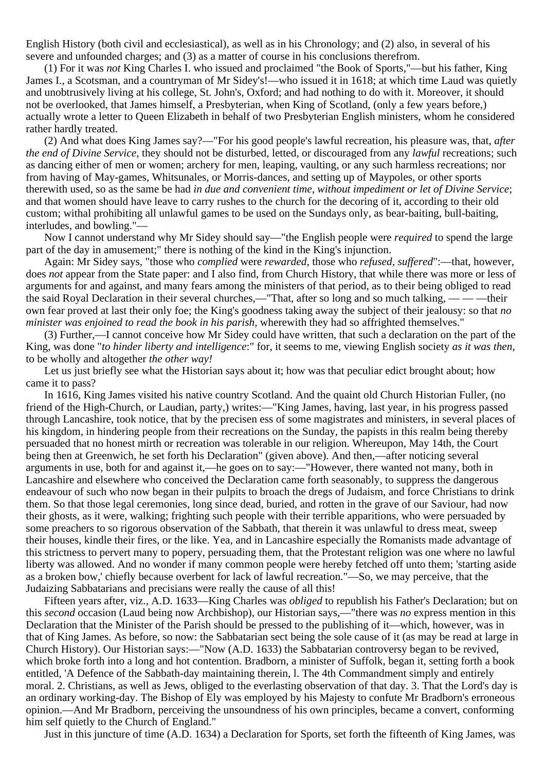English History (both civil and ecclesiastical), as well as in his Chronology; and (2) also, in several of his severe and unfounded charges; and (3) as a matter of course in his conclusions therefrom.

(1) For it was *not* King Charles I. who issued and proclaimed "the Book of Sports,"—but his father, King James I., a Scotsman, and a countryman of Mr Sidey's!—who issued it in 1618; at which time Laud was quietly and unobtrusively living at his college, St. John's, Oxford; and had nothing to do with it. Moreover, it should not be overlooked, that James himself, a Presbyterian, when King of Scotland, (only a few years before,) actually wrote a letter to Queen Elizabeth in behalf of two Presbyterian English ministers, whom he considered rather hardly treated.

(2) And what does King James say?—"For his good people's lawful recreation, his pleasure was, that, *after the end of Divine Service*, they should not be disturbed, letted, or discouraged from any *lawful* recreations; such as dancing either of men or women; archery for men, leaping, vaulting, or any such harmless recreations; nor from having of May-games, Whitsunales, or Morris-dances, and setting up of Maypoles, or other sports therewith used, so as the same be had *in due and convenient time, without impediment or let of Divine Service*; and that women should have leave to carry rushes to the church for the decoring of it, according to their old custom; withal prohibiting all unlawful games to be used on the Sundays only, as bear-baiting, bull-baiting, interludes, and bowling."—

Now I cannot understand why Mr Sidey should say—"the English people were *required* to spend the large part of the day in amusement;" there is nothing of the kind in the King's injunction.

Again: Mr Sidey says, "those who *complied* were *rewarded*, those who *refused*, *suffered*":—that, however, does *not* appear from the State paper: and I also find, from Church History, that while there was more or less of arguments for and against, and many fears among the ministers of that period, as to their being obliged to read the said Royal Declaration in their several churches,—"That, after so long and so much talking, — — —their own fear proved at last their only foe; the King's goodness taking away the subject of their jealousy: so that *no minister was enjoined to read the book in his parish*, wherewith they had so affrighted themselves."

(3) Further,—I cannot conceive how Mr Sidey could have written, that such a declaration on the part of the King, was done "*to hinder liberty and intelligence*:" for, it seems to me, viewing English society *as it was then*, to be wholly and altogether *the other way!*

Let us just briefly see what the Historian says about it; how was that peculiar edict brought about; how came it to pass?

In 1616, King James visited his native country Scotland. And the quaint old Church Historian Fuller, (no friend of the High-Church, or Laudian, party,) writes:—"King James, having, last year, in his progress passed through Lancashire, took notice, that by the precisen ess of some magistrates and ministers, in several places of his kingdom, in hindering people from their recreations on the Sunday, the papists in this realm being thereby persuaded that no honest mirth or recreation was tolerable in our religion. Whereupon, May 14th, the Court being then at Greenwich, he set forth his Declaration" (given above). And then,—after noticing several arguments in use, both for and against it,—he goes on to say:—"However, there wanted not many, both in Lancashire and elsewhere who conceived the Declaration came forth seasonably, to suppress the dangerous endeavour of such who now began in their pulpits to broach the dregs of Judaism, and force Christians to drink them. So that those legal ceremonies, long since dead, buried, and rotten in the grave of our Saviour, had now their ghosts, as it were, walking; frighting such people with their terrible apparitions, who were persuaded by some preachers to so rigorous observation of the Sabbath, that therein it was unlawful to dress meat, sweep their houses, kindle their fires, or the like. Yea, and in Lancashire especially the Romanists made advantage of this strictness to pervert many to popery, persuading them, that the Protestant religion was one where no lawful liberty was allowed. And no wonder if many common people were hereby fetched off unto them; 'starting aside as a broken bow,' chiefly because overbent for lack of lawful recreation."—So, we may perceive, that the Judaizing Sabbatarians and precisians were really the cause of all this!

Fifteen years after, viz., A.D. 1633—King Charles was *obliged* to republish his Father's Declaration; but on this *second* occasion (Laud being now Archbishop), our Historian says,—"there was *no* express mention in this Declaration that the Minister of the Parish should be pressed to the publishing of it—which, however, was in that of King James. As before, so now: the Sabbatarian sect being the sole cause of it (as may be read at large in Church History). Our Historian says:—"Now (A.D. 1633) the Sabbatarian controversy began to be revived, which broke forth into a long and hot contention. Bradborn, a minister of Suffolk, began it, setting forth a book entitled, 'A Defence of the Sabbath-day maintaining therein, l. The 4th Commandment simply and entirely moral. 2. Christians, as well as Jews, obliged to the everlasting observation of that day. 3. That the Lord's day is an ordinary working-day. The Bishop of Ely was employed by his Majesty to confute Mr Bradborn's erroneous opinion.—And Mr Bradborn, perceiving the unsoundness of his own principles, became a convert, conforming him self quietly to the Church of England."

Just in this juncture of time (A.D. 1634) a Declaration for Sports, set forth the fifteenth of King James, was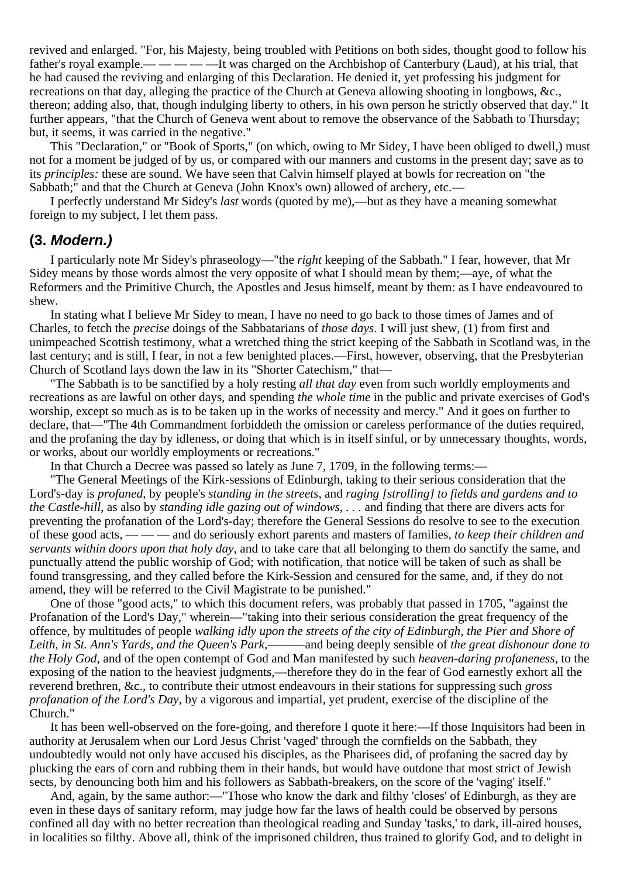revived and enlarged. "For, his Majesty, being troubled with Petitions on both sides, thought good to follow his father's royal example.— — — — —It was charged on the Archbishop of Canterbury (Laud), at his trial, that he had caused the reviving and enlarging of this Declaration. He denied it, yet professing his judgment for recreations on that day, alleging the practice of the Church at Geneva allowing shooting in longbows, &c., thereon; adding also, that, though indulging liberty to others, in his own person he strictly observed that day." It further appears, "that the Church of Geneva went about to remove the observance of the Sabbath to Thursday; but, it seems, it was carried in the negative."

This "Declaration," or "Book of Sports," (on which, owing to Mr Sidey, I have been obliged to dwell,) must not for a moment be judged of by us, or compared with our manners and customs in the present day; save as to its *principles:* these are sound. We have seen that Calvin himself played at bowls for recreation on "the Sabbath;" and that the Church at Geneva (John Knox's own) allowed of archery, etc.—

I perfectly understand Mr Sidey's *last* words (quoted by me),—but as they have a meaning somewhat foreign to my subject, I let them pass.

## (3. *Modern.)*

I particularly note Mr Sidey's phraseology—"the *right* keeping of the Sabbath." I fear, however, that Mr Sidey means by those words almost the very opposite of what I should mean by them;—aye, of what the Reformers and the Primitive Church, the Apostles and Jesus himself, meant by them: as I have endeavoured to shew.

In stating what I believe Mr Sidey to mean, I have no need to go back to those times of James and of Charles, to fetch the *precise* doings of the Sabbatarians of *those days*. I will just shew, (1) from first and unimpeached Scottish testimony, what a wretched thing the strict keeping of the Sabbath in Scotland was, in the last century; and is still, I fear, in not a few benighted places.—First, however, observing, that the Presbyterian Church of Scotland lays down the law in its "Shorter Catechism," that—

"The Sabbath is to be sanctified by a holy resting *all that day* even from such worldly employments and recreations as are lawful on other days, and spending *the whole time* in the public and private exercises of God's worship, except so much as is to be taken up in the works of necessity and mercy." And it goes on further to declare, that—"The 4th Commandment forbiddeth the omission or careless performance of the duties required, and the profaning the day by idleness, or doing that which is in itself sinful, or by unnecessary thoughts, words, or works, about our worldly employments or recreations."

In that Church a Decree was passed so lately as June 7, 1709, in the following terms:—

"The General Meetings of the Kirk-sessions of Edinburgh, taking to their serious consideration that the Lord's-day is *profaned*, by people's *standing in the streets*, and *raging [strolling] to fields and gardens and to the Castle-hill*, as also by *standing idle gazing out of windows*, . . . and finding that there are divers acts for preventing the profanation of the Lord's-day; therefore the General Sessions do resolve to see to the execution of these good acts, — — — and do seriously exhort parents and masters of families, *to keep their children and servants within doors upon that holy day*, and to take care that all belonging to them do sanctify the same, and punctually attend the public worship of God; with notification, that notice will be taken of such as shall be found transgressing, and they called before the Kirk-Session and censured for the same, and, if they do not amend, they will be referred to the Civil Magistrate to be punished."

One of those "good acts," to which this document refers, was probably that passed in 1705, "against the Profanation of the Lord's Day," wherein—"taking into their serious consideration the great frequency of the offence, by multitudes of people *walking idly upon the streets of the city of Edinburgh, the Pier and Shore of Leith, in St. Ann's Yards, and the Queen's Park,*———and being deeply sensible of *the great dishonour done to the Holy God*, and of the open contempt of God and Man manifested by such *heaven-daring profaneness*, to the exposing of the nation to the heaviest judgments,—therefore they do in the fear of God earnestly exhort all the reverend brethren, &c., to contribute their utmost endeavours in their stations for suppressing such *gross profanation of the Lord's Day*, by a vigorous and impartial, yet prudent, exercise of the discipline of the Church."

It has been well-observed on the fore-going, and therefore I quote it here:—If those Inquisitors had been in authority at Jerusalem when our Lord Jesus Christ 'vaged' through the cornfields on the Sabbath, they undoubtedly would not only have accused his disciples, as the Pharisees did, of profaning the sacred day by plucking the ears of corn and rubbing them in their hands, but would have outdone that most strict of Jewish sects, by denouncing both him and his followers as Sabbath-breakers, on the score of the 'vaging' itself."

And, again, by the same author:—"Those who know the dark and filthy 'closes' of Edinburgh, as they are even in these days of sanitary reform, may judge how far the laws of health could be observed by persons confined all day with no better recreation than theological reading and Sunday 'tasks,' to dark, ill-aired houses, in localities so filthy. Above all, think of the imprisoned children, thus trained to glorify God, and to delight in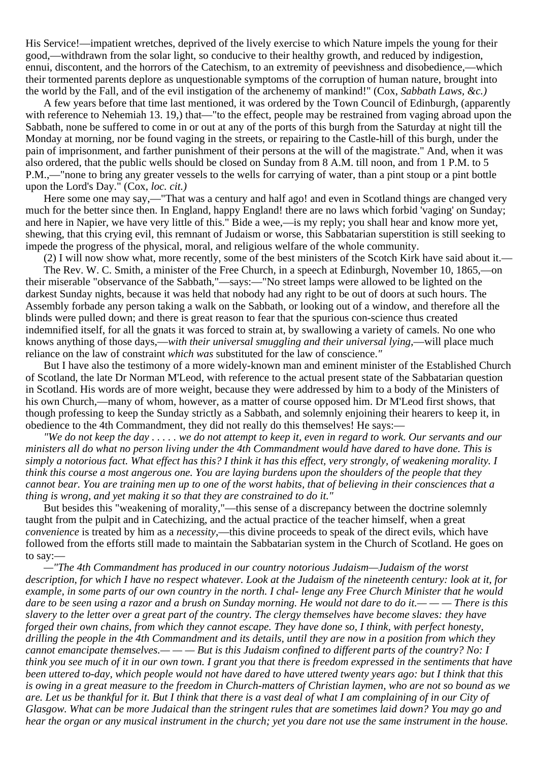His Service!—impatient wretches, deprived of the lively exercise to which Nature impels the young for their good,—withdrawn from the solar light, so conducive to their healthy growth, and reduced by indigestion, ennui, discontent, and the horrors of the Catechism, to an extremity of peevishness and disobedience,—which their tormented parents deplore as unquestionable symptoms of the corruption of human nature, brought into the world by the Fall, and of the evil instigation of the archenemy of mankind!" (Cox, *Sabbath Laws, &c.)*

A few years before that time last mentioned, it was ordered by the Town Council of Edinburgh, (apparently with reference to Nehemiah 13. 19,) that—"to the effect, people may be restrained from vaging abroad upon the Sabbath, none be suffered to come in or out at any of the ports of this burgh from the Saturday at night till the Monday at morning, nor be found vaging in the streets, or repairing to the Castle-hill of this burgh, under the pain of imprisonment, and farther punishment of their persons at the will of the magistrate." And, when it was also ordered, that the public wells should be closed on Sunday from 8 A.M. till noon, and from 1 P.M. to 5 P.M.,—"none to bring any greater vessels to the wells for carrying of water, than a pint stoup or a pint bottle upon the Lord's Day." (Cox, *loc. cit.)*

Here some one may say,—"That was a century and half ago! and even in Scotland things are changed very much for the better since then. In England, happy England! there are no laws which forbid 'vaging' on Sunday; and here in Napier, we have very little of this." Bide a wee,—is my reply; you shall hear and know more yet, shewing, that this crying evil, this remnant of Judaism or worse, this Sabbatarian superstition is still seeking to impede the progress of the physical, moral, and religious welfare of the whole community.

(2) I will now show what, more recently, some of the best ministers of the Scotch Kirk have said about it.—

The Rev. W. C. Smith, a minister of the Free Church, in a speech at Edinburgh, November 10, 1865,—on their miserable "observance of the Sabbath,"—says:—"No street lamps were allowed to be lighted on the darkest Sunday nights, because it was held that nobody had any right to be out of doors at such hours. The Assembly forbade any person taking a walk on the Sabbath, or looking out of a window, and therefore all the blinds were pulled down; and there is great reason to fear that the spurious con-science thus created indemnified itself, for all the gnats it was forced to strain at, by swallowing a variety of camels. No one who knows anything of those days,—*with their universal smuggling and their universal lying*,—will place much reliance on the law of constraint *which was* substituted for the law of conscience."

But I have also the testimony of a more widely-known man and eminent minister of the Established Church of Scotland, the late Dr Norman M'Leod, with reference to the actual present state of the Sabbatarian question in Scotland. His words are of more weight, because they were addressed by him to a body of the Ministers of his own Church,—many of whom, however, as a matter of course opposed him. Dr M'Leod first shows, that though professing to keep the Sunday strictly as a Sabbath, and solemnly enjoining their hearers to keep it, in obedience to the 4th Commandment, they did not really do this themselves! He says:—

*"We do not keep the day . . . . . we do not attempt to keep it, even in regard to work. Our servants and our ministers all do what no person living under the 4th Commandment would have dared to have done. This is simply a notorious fact. What effect has this? I think it has this effect, very strongly, of weakening morality. I think this course a most angerous one. You are laying burdens upon the shoulders of the people that they cannot bear. You are training men up to one of the worst habits, that of believing in their consciences that a thing is wrong, and yet making it so that they are constrained to do it."*

But besides this "weakening of morality,"—this sense of a discrepancy between the doctrine solemnly taught from the pulpit and in Catechizing, and the actual practice of the teacher himself, when a great *convenience* is treated by him as a *necessity*,—this divine proceeds to speak of the direct evils, which have followed from the efforts still made to maintain the Sabbatarian system in the Church of Scotland. He goes on to say:—

*—"The 4th Commandment has produced in our country notorious Judaism—Judaism of the worst description, for which I have no respect whatever. Look at the Judaism of the nineteenth century: look at it, for example, in some parts of our own country in the north. I chal- lenge any Free Church Minister that he would dare to be seen using a razor and a brush on Sunday morning. He would not dare to do it.— — — There is this slavery to the letter over a great part of the country. The clergy themselves have become slaves: they have forged their own chains, from which they cannot escape. They have done so, I think, with perfect honesty, drilling the people in the 4th Commandment and its details, until they are now in a position from which they cannot emancipate themselves.— — — But is this Judaism confined to different parts of the country? No: I think you see much of it in our own town. I grant you that there is freedom expressed in the sentiments that have been uttered to-day, which people would not have dared to have uttered twenty years ago: but I think that this is owing in a great measure to the freedom in Church-matters of Christian laymen, who are not so bound as we are. Let us be thankful for it. But I think that there is a vast deal of what I am complaining of in our City of Glasgow. What can be more Judaical than the stringent rules that are sometimes laid down? You may go and hear the organ or any musical instrument in the church; yet you dare not use the same instrument in the house.*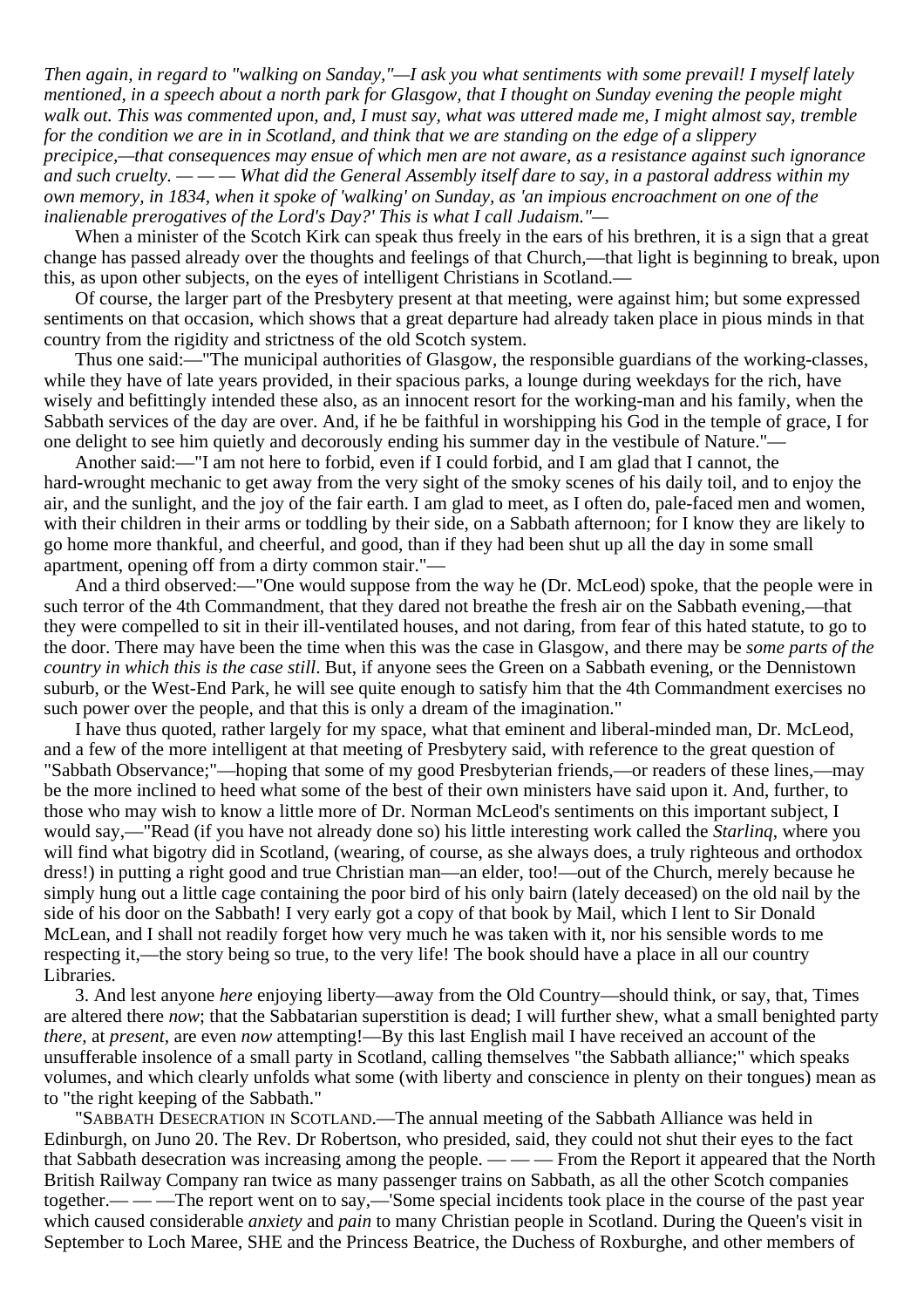*Then again, in regard to "walking on Sunday,"—I ask you what sentiments with some prevail! I myself lately mentioned, in a speech about a north park for Glasgow, that I thought on Sunday evening the people might walk out. This was commented upon, and, I must say, what was uttered made me, I might almost say, tremble for the condition we are in in Scotland, and think that we are standing on the edge of a slippery precipice,—that consequences may ensue of which men are not aware, as a resistance against such ignorance and such cruelty. — — — What did the General Assembly itself dare to say, in a pastoral address within my own memory, in 1834, when it spoke of 'walking' on Sunday, as 'an impious encroachment on one of the inalienable prerogatives of the Lord's Day?' This is what I call Judaism."—*

When a minister of the Scotch Kirk can speak thus freely in the ears of his brethren, it is a sign that a great change has passed already over the thoughts and feelings of that Church,—that light is beginning to break, upon this, as upon other subjects, on the eyes of intelligent Christians in Scotland.—

Of course, the larger part of the Presbytery present at that meeting, were against him; but some expressed sentiments on that occasion, which shows that a great departure had already taken place in pious minds in that country from the rigidity and strictness of the old Scotch system.

Thus one said:—"The municipal authorities of Glasgow, the responsible guardians of the working-classes, while they have of late years provided, in their spacious parks, a lounge during weekdays for the rich, have wisely and befittingly intended these also, as an innocent resort for the working-man and his family, when the Sabbath services of the day are over. And, if he be faithful in worshipping his God in the temple of grace, I for one delight to see him quietly and decorously ending his summer day in the vestibule of Nature."—

Another said:—"I am not here to forbid, even if I could forbid, and I am glad that I cannot, the hard-wrought mechanic to get away from the very sight of the smoky scenes of his daily toil, and to enjoy the air, and the sunlight, and the joy of the fair earth. I am glad to meet, as I often do, pale-faced men and women, with their children in their arms or toddling by their side, on a Sabbath afternoon; for I know they are likely to go home more thankful, and cheerful, and good, than if they had been shut up all the day in some small apartment, opening off from a dirty common stair."—

And a third observed:—"One would suppose from the way he (Dr. McLeod) spoke, that the people were in such terror of the 4th Commandment, that they dared not breathe the fresh air on the Sabbath evening,—that they were compelled to sit in their ill-ventilated houses, and not daring, from fear of this hated statute, to go to the door. There may have been the time when this was the case in Glasgow, and there may be *some parts of the country in which this is the case still*. But, if anyone sees the Green on a Sabbath evening, or the Dennistown suburb, or the West-End Park, he will see quite enough to satisfy him that the 4th Commandment exercises no such power over the people, and that this is only a dream of the imagination."

I have thus quoted, rather largely for my space, what that eminent and liberal-minded man, Dr. McLeod, and a few of the more intelligent at that meeting of Presbytery said, with reference to the great question of "Sabbath Observance;"—hoping that some of my good Presbyterian friends,—or readers of these lines,—may be the more inclined to heed what some of the best of their own ministers have said upon it. And, further, to those who may wish to know a little more of Dr. Norman McLeod's sentiments on this important subject, I would say,—"Read (if you have not already done so) his little interesting work called the *Starlinq*, where you will find what bigotry did in Scotland, (wearing, of course, as she always does, a truly righteous and orthodox dress!) in putting a right good and true Christian man—an elder, too!—out of the Church, merely because he simply hung out a little cage containing the poor bird of his only bairn (lately deceased) on the old nail by the side of his door on the Sabbath! I very early got a copy of that book by Mail, which I lent to Sir Donald McLean, and I shall not readily forget how very much he was taken with it, nor his sensible words to me respecting it,—the story being so true, to the very life! The book should have a place in all our country Libraries.

3. And lest anyone *here* enjoying liberty—away from the Old Country—should think, or say, that, Times are altered there *now*; that the Sabbatarian superstition is dead; I will further shew, what a small benighted party *there*, at *present*, are even *now* attempting!—By this last English mail I have received an account of the unsufferable insolence of a small party in Scotland, calling themselves "the Sabbath alliance;" which speaks volumes, and which clearly unfolds what some (with liberty and conscience in plenty on their tongues) mean as to "the right keeping of the Sabbath."

"SABBATH DESECRATION IN SCOTLAND.—The annual meeting of the Sabbath Alliance was held in Edinburgh, on Juno 20. The Rev. Dr Robertson, who presided, said, they could not shut their eyes to the fact that Sabbath desecration was increasing among the people. — — — From the Report it appeared that the North British Railway Company ran twice as many passenger trains on Sabbath, as all the other Scotch companies together.— — —The report went on to say,—'Some special incidents took place in the course of the past year which caused considerable *anxiety* and *pain* to many Christian people in Scotland. During the Queen's visit in September to Loch Maree, SHE and the Princess Beatrice, the Duchess of Roxburghe, and other members of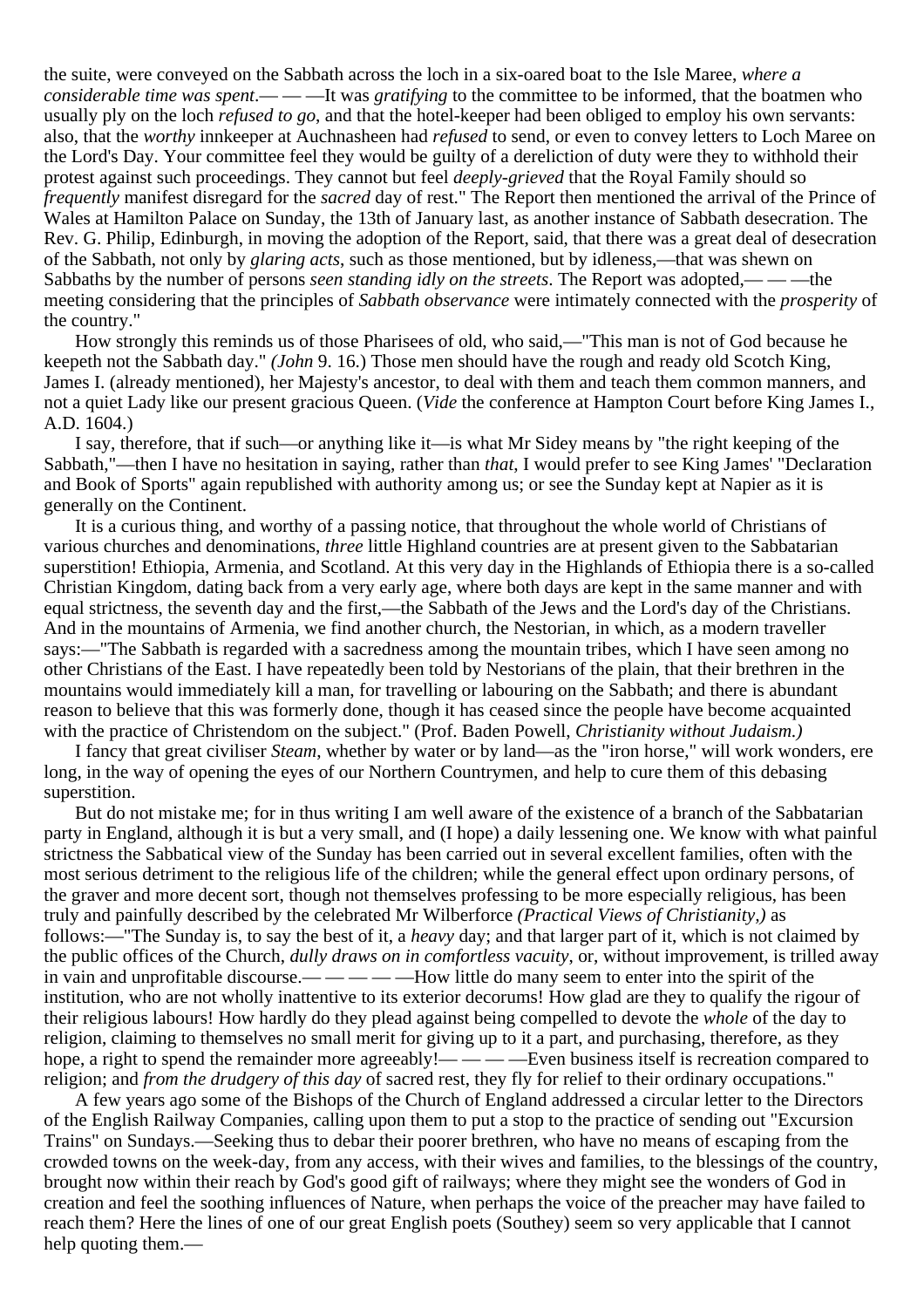the suite, were conveyed on the Sabbath across the loch in a six-oared boat to the Isle Maree, *where a considerable time was spent*.— — —It was *gratifying* to the committee to be informed, that the boatmen who usually ply on the loch *refused to go*, and that the hotel-keeper had been obliged to employ his own servants: also, that the *worthy* innkeeper at Auchnasheen had *refused* to send, or even to convey letters to Loch Maree on the Lord's Day. Your committee feel they would be guilty of a dereliction of duty were they to withhold their protest against such proceedings. They cannot but feel *deeply-grieved* that the Royal Family should so *frequently* manifest disregard for the *sacred* day of rest." The Report then mentioned the arrival of the Prince of Wales at Hamilton Palace on Sunday, the 13th of January last, as another instance of Sabbath desecration. The Rev. G. Philip, Edinburgh, in moving the adoption of the Report, said, that there was a great deal of desecration of the Sabbath, not only by *glaring acts*, such as those mentioned, but by idleness,—that was shewn on Sabbaths by the number of persons *seen standing idly on the streets*. The Report was adopted,— — —the meeting considering that the principles of *Sabbath observance* were intimately connected with the *prosperity* of the country."

How strongly this reminds us of those Pharisees of old, who said,—"This man is not of God because he keepeth not the Sabbath day." *(John* 9. 16.) Those men should have the rough and ready old Scotch King, James I. (already mentioned), her Majesty's ancestor, to deal with them and teach them common manners, and not a quiet Lady like our present gracious Queen. (*Vide* the conference at Hampton Court before King James I., A.D. 1604.)

I say, therefore, that if such—or anything like it—is what Mr Sidey means by "the right keeping of the Sabbath,"—then I have no hesitation in saying, rather than *that*, I would prefer to see King James' "Declaration and Book of Sports" again republished with authority among us; or see the Sunday kept at Napier as it is generally on the Continent.

It is a curious thing, and worthy of a passing notice, that throughout the whole world of Christians of various churches and denominations, *three* little Highland countries are at present given to the Sabbatarian superstition! Ethiopia, Armenia, and Scotland. At this very day in the Highlands of Ethiopia there is a so-called Christian Kingdom, dating back from a very early age, where both days are kept in the same manner and with equal strictness, the seventh day and the first,—the Sabbath of the Jews and the Lord's day of the Christians. And in the mountains of Armenia, we find another church, the Nestorian, in which, as a modern traveller says:—"The Sabbath is regarded with a sacredness among the mountain tribes, which I have seen among no other Christians of the East. I have repeatedly been told by Nestorians of the plain, that their brethren in the mountains would immediately kill a man, for travelling or labouring on the Sabbath; and there is abundant reason to believe that this was formerly done, though it has ceased since the people have become acquainted with the practice of Christendom on the subject." (Prof. Baden Powell, *Christianity without Judaism.)*

I fancy that great civiliser *Steam*, whether by water or by land—as the "iron horse," will work wonders, ere long, in the way of opening the eyes of our Northern Countrymen, and help to cure them of this debasing superstition.

But do not mistake me; for in thus writing I am well aware of the existence of a branch of the Sabbatarian party in England, although it is but a very small, and (I hope) a daily lessening one. We know with what painful strictness the Sabbatical view of the Sunday has been carried out in several excellent families, often with the most serious detriment to the religious life of the children; while the general effect upon ordinary persons, of the graver and more decent sort, though not themselves professing to be more especially religious, has been truly and painfully described by the celebrated Mr Wilberforce *(Practical Views of Christianity,)* as follows:—"The Sunday is, to say the best of it, a *heavy* day; and that larger part of it, which is not claimed by the public offices of the Church, *dully draws on in comfortless vacuity*, or, without improvement, is trilled away in vain and unprofitable discourse.— — — — —How little do many seem to enter into the spirit of the institution, who are not wholly inattentive to its exterior decorums! How glad are they to qualify the rigour of their religious labours! How hardly do they plead against being compelled to devote the *whole* of the day to religion, claiming to themselves no small merit for giving up to it a part, and purchasing, therefore, as they hope, a right to spend the remainder more agreeably!— — — —Even business itself is recreation compared to religion; and *from the drudgery of this day* of sacred rest, they fly for relief to their ordinary occupations."

A few years ago some of the Bishops of the Church of England addressed a circular letter to the Directors of the English Railway Companies, calling upon them to put a stop to the practice of sending out "Excursion Trains" on Sundays.—Seeking thus to debar their poorer brethren, who have no means of escaping from the crowded towns on the week-day, from any access, with their wives and families, to the blessings of the country, brought now within their reach by God's good gift of railways; where they might see the wonders of God in creation and feel the soothing influences of Nature, when perhaps the voice of the preacher may have failed to reach them? Here the lines of one of our great English poets (Southey) seem so very applicable that I cannot help quoting them.—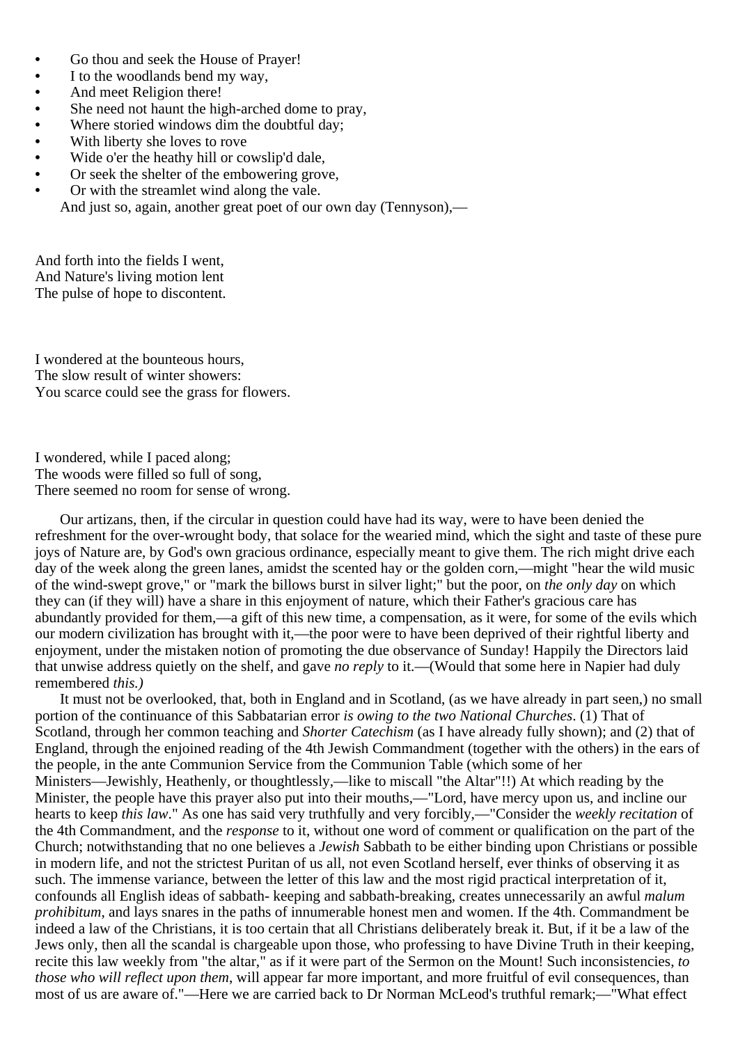- Go thou and seek the House of Prayer!
- I to the woodlands bend my way,
- And meet Religion there!
- She need not haunt the high-arched dome to pray,
- Where storied windows dim the doubtful day;
- With liberty she loves to rove
- Wide o'er the heathy hill or cowslip'd dale,
- Or seek the shelter of the embowering grove,
- Or with the streamlet wind along the vale.

And just so, again, another great poet of our own day (Tennyson),—

And forth into the fields I went,
And Nature's living motion lent
The pulse of hope to discontent.

I wondered at the bounteous hours,
The slow result of winter showers:
You scarce could see the grass for flowers.

I wondered, while I paced along;
The woods were filled so full of song,
There seemed no room for sense of wrong.

Our artizans, then, if the circular in question could have had its way, were to have been denied the refreshment for the over-wrought body, that solace for the wearied mind, which the sight and taste of these pure joys of Nature are, by God's own gracious ordinance, especially meant to give them. The rich might drive each day of the week along the green lanes, amidst the scented hay or the golden corn,—might "hear the wild music of the wind-swept grove," or "mark the billows burst in silver light;" but the poor, on *the only day* on which they can (if they will) have a share in this enjoyment of nature, which their Father's gracious care has abundantly provided for them,—a gift of this new time, a compensation, as it were, for some of the evils which our modern civilization has brought with it,—the poor were to have been deprived of their rightful liberty and enjoyment, under the mistaken notion of promoting the due observance of Sunday! Happily the Directors laid that unwise address quietly on the shelf, and gave *no reply* to it.—(Would that some here in Napier had duly remembered *this.)*

It must not be overlooked, that, both in England and in Scotland, (as we have already in part seen,) no small portion of the continuance of this Sabbatarian error *is owing to the two National Churches*. (1) That of Scotland, through her common teaching and *Shorter Catechism* (as I have already fully shown); and (2) that of England, through the enjoined reading of the 4th Jewish Commandment (together with the others) in the ears of the people, in the ante Communion Service from the Communion Table (which some of her Ministers—Jewishly, Heathenly, or thoughtlessly,—like to miscall "the Altar"!!) At which reading by the Minister, the people have this prayer also put into their mouths,—"Lord, have mercy upon us, and incline our hearts to keep *this law*." As one has said very truthfully and very forcibly,—"Consider the *weekly recitation* of the 4th Commandment, and the *response* to it, without one word of comment or qualification on the part of the Church; notwithstanding that no one believes a *Jewish* Sabbath to be either binding upon Christians or possible in modern life, and not the strictest Puritan of us all, not even Scotland herself, ever thinks of observing it as such. The immense variance, between the letter of this law and the most rigid practical interpretation of it, confounds all English ideas of sabbath- keeping and sabbath-breaking, creates unnecessarily an awful *malum prohibitum*, and lays snares in the paths of innumerable honest men and women. If the 4th. Commandment be indeed a law of the Christians, it is too certain that all Christians deliberately break it. But, if it be a law of the Jews only, then all the scandal is chargeable upon those, who professing to have Divine Truth in their keeping, recite this law weekly from "the altar," as if it were part of the Sermon on the Mount! Such inconsistencies, *to those who will reflect upon them*, will appear far more important, and more fruitful of evil consequences, than most of us are aware of."—Here we are carried back to Dr Norman McLeod's truthful remark;—"What effect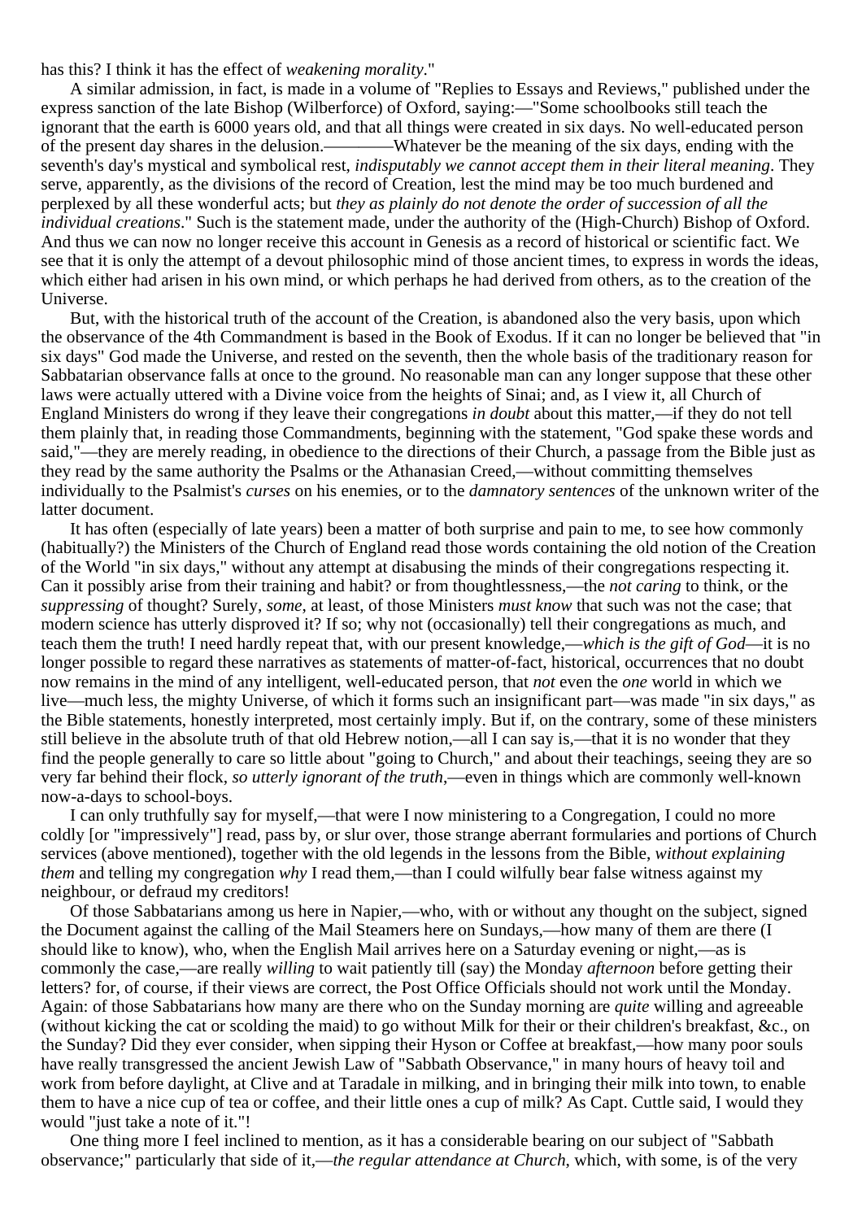has this? I think it has the effect of *weakening morality*."

A similar admission, in fact, is made in a volume of "Replies to Essays and Reviews," published under the express sanction of the late Bishop (Wilberforce) of Oxford, saying:—"Some schoolbooks still teach the ignorant that the earth is 6000 years old, and that all things were created in six days. No well-educated person of the present day shares in the delusion.————Whatever be the meaning of the six days, ending with the seventh's day's mystical and symbolical rest, *indisputably we cannot accept them in their literal meaning*. They serve, apparently, as the divisions of the record of Creation, lest the mind may be too much burdened and perplexed by all these wonderful acts; but *they as plainly do not denote the order of succession of all the individual creations*." Such is the statement made, under the authority of the (High-Church) Bishop of Oxford. And thus we can now no longer receive this account in Genesis as a record of historical or scientific fact. We see that it is only the attempt of a devout philosophic mind of those ancient times, to express in words the ideas, which either had arisen in his own mind, or which perhaps he had derived from others, as to the creation of the Universe.

But, with the historical truth of the account of the Creation, is abandoned also the very basis, upon which the observance of the 4th Commandment is based in the Book of Exodus. If it can no longer be believed that "in six days" God made the Universe, and rested on the seventh, then the whole basis of the traditionary reason for Sabbatarian observance falls at once to the ground. No reasonable man can any longer suppose that these other laws were actually uttered with a Divine voice from the heights of Sinai; and, as I view it, all Church of England Ministers do wrong if they leave their congregations *in doubt* about this matter,—if they do not tell them plainly that, in reading those Commandments, beginning with the statement, "God spake these words and said,"—they are merely reading, in obedience to the directions of their Church, a passage from the Bible just as they read by the same authority the Psalms or the Athanasian Creed,—without committing themselves individually to the Psalmist's *curses* on his enemies, or to the *damnatory sentences* of the unknown writer of the latter document.

It has often (especially of late years) been a matter of both surprise and pain to me, to see how commonly (habitually?) the Ministers of the Church of England read those words containing the old notion of the Creation of the World "in six days," without any attempt at disabusing the minds of their congregations respecting it. Can it possibly arise from their training and habit? or from thoughtlessness,—the *not caring* to think, or the *suppressing* of thought? Surely, *some*, at least, of those Ministers *must know* that such was not the case; that modern science has utterly disproved it? If so; why not (occasionally) tell their congregations as much, and teach them the truth! I need hardly repeat that, with our present knowledge,—*which is the gift of God*—it is no longer possible to regard these narratives as statements of matter-of-fact, historical, occurrences that no doubt now remains in the mind of any intelligent, well-educated person, that *not* even the *one* world in which we live—much less, the mighty Universe, of which it forms such an insignificant part—was made "in six days," as the Bible statements, honestly interpreted, most certainly imply. But if, on the contrary, some of these ministers still believe in the absolute truth of that old Hebrew notion,—all I can say is,—that it is no wonder that they find the people generally to care so little about "going to Church," and about their teachings, seeing they are so very far behind their flock, *so utterly ignorant of the truth*,—even in things which are commonly well-known now-a-days to school-boys.

I can only truthfully say for myself,—that were I now ministering to a Congregation, I could no more coldly [or "impressively"] read, pass by, or slur over, those strange aberrant formularies and portions of Church services (above mentioned), together with the old legends in the lessons from the Bible, *without explaining them* and telling my congregation *why* I read them,—than I could wilfully bear false witness against my neighbour, or defraud my creditors!

Of those Sabbatarians among us here in Napier,—who, with or without any thought on the subject, signed the Document against the calling of the Mail Steamers here on Sundays,—how many of them are there (I should like to know), who, when the English Mail arrives here on a Saturday evening or night,—as is commonly the case,—are really *willing* to wait patiently till (say) the Monday *afternoon* before getting their letters? for, of course, if their views are correct, the Post Office Officials should not work until the Monday. Again: of those Sabbatarians how many are there who on the Sunday morning are *quite* willing and agreeable (without kicking the cat or scolding the maid) to go without Milk for their or their children's breakfast, &c., on the Sunday? Did they ever consider, when sipping their Hyson or Coffee at breakfast,—how many poor souls have really transgressed the ancient Jewish Law of "Sabbath Observance," in many hours of heavy toil and work from before daylight, at Clive and at Taradale in milking, and in bringing their milk into town, to enable them to have a nice cup of tea or coffee, and their little ones a cup of milk? As Capt. Cuttle said, I would they would "just take a note of it."!

One thing more I feel inclined to mention, as it has a considerable bearing on our subject of "Sabbath observance;" particularly that side of it,—*the regular attendance at Church*, which, with some, is of the very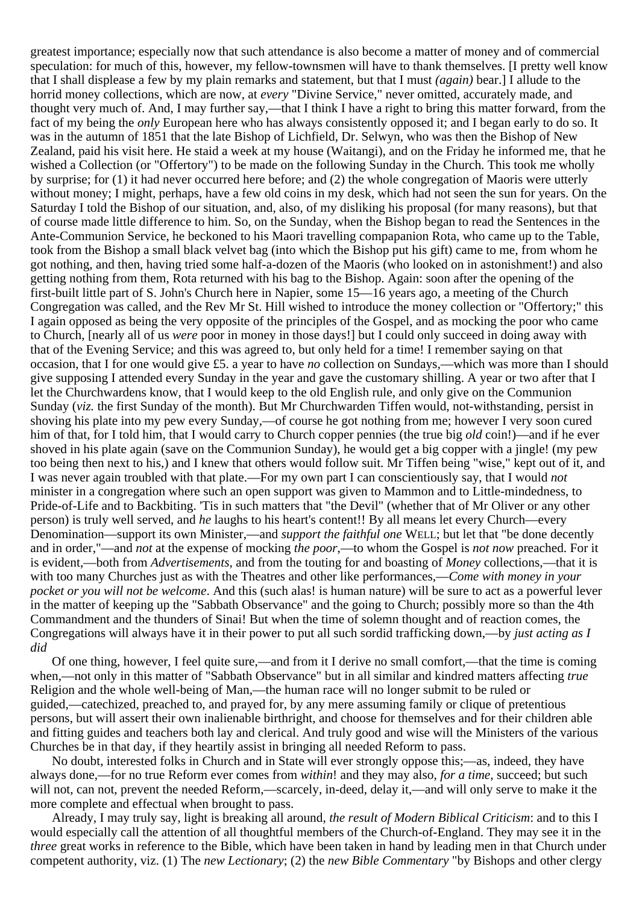greatest importance; especially now that such attendance is also become a matter of money and of commercial speculation: for much of this, however, my fellow-townsmen will have to thank themselves. [I pretty well know that I shall displease a few by my plain remarks and statement, but that I must *(again)* bear.] I allude to the horrid money collections, which are now, at *every* "Divine Service," never omitted, accurately made, and thought very much of. And, I may further say,—that I think I have a right to bring this matter forward, from the fact of my being the *only* European here who has always consistently opposed it; and I began early to do so. It was in the autumn of 1851 that the late Bishop of Lichfield, Dr. Selwyn, who was then the Bishop of New Zealand, paid his visit here. He staid a week at my house (Waitangi), and on the Friday he informed me, that he wished a Collection (or "Offertory") to be made on the following Sunday in the Church. This took me wholly by surprise; for (1) it had never occurred here before; and (2) the whole congregation of Maoris were utterly without money; I might, perhaps, have a few old coins in my desk, which had not seen the sun for years. On the Saturday I told the Bishop of our situation, and, also, of my disliking his proposal (for many reasons), but that of course made little difference to him. So, on the Sunday, when the Bishop began to read the Sentences in the Ante-Communion Service, he beckoned to his Maori travelling compapanion Rota, who came up to the Table, took from the Bishop a small black velvet bag (into which the Bishop put his gift) came to me, from whom he got nothing, and then, having tried some half-a-dozen of the Maoris (who looked on in astonishment!) and also getting nothing from them, Rota returned with his bag to the Bishop. Again: soon after the opening of the first-built little part of S. John's Church here in Napier, some 15—16 years ago, a meeting of the Church Congregation was called, and the Rev Mr St. Hill wished to introduce the money collection or "Offertory;" this I again opposed as being the very opposite of the principles of the Gospel, and as mocking the poor who came to Church, [nearly all of us *were* poor in money in those days!] but I could only succeed in doing away with that of the Evening Service; and this was agreed to, but only held for a time! I remember saying on that occasion, that I for one would give £5. a year to have *no* collection on Sundays,—which was more than I should give supposing I attended every Sunday in the year and gave the customary shilling. A year or two after that I let the Churchwardens know, that I would keep to the old English rule, and only give on the Communion Sunday (*viz.* the first Sunday of the month). But Mr Churchwarden Tiffen would, not-withstanding, persist in shoving his plate into my pew every Sunday,—of course he got nothing from me; however I very soon cured him of that, for I told him, that I would carry to Church copper pennies (the true big *old* coin!)—and if he ever shoved in his plate again (save on the Communion Sunday), he would get a big copper with a jingle! (my pew too being then next to his,) and I knew that others would follow suit. Mr Tiffen being "wise," kept out of it, and I was never again troubled with that plate.—For my own part I can conscientiously say, that I would *not* minister in a congregation where such an open support was given to Mammon and to Little-mindedness, to Pride-of-Life and to Backbiting. 'Tis in such matters that "the Devil" (whether that of Mr Oliver or any other person) is truly well served, and *he* laughs to his heart's content!! By all means let every Church—every Denomination—support its own Minister,—and *support the faithful one* WELL; but let that "be done decently and in order,"—and *not* at the expense of mocking *the poor*,—to whom the Gospel is *not now* preached. For it is evident,—both from *Advertisements*, and from the touting for and boasting of *Money* collections,—that it is with too many Churches just as with the Theatres and other like performances,—*Come with money in your pocket or you will not be welcome*. And this (such alas! is human nature) will be sure to act as a powerful lever in the matter of keeping up the "Sabbath Observance" and the going to Church; possibly more so than the 4th Commandment and the thunders of Sinai! But when the time of solemn thought and of reaction comes, the Congregations will always have it in their power to put all such sordid trafficking down,—by *just acting as I did*

Of one thing, however, I feel quite sure,—and from it I derive no small comfort,—that the time is coming when,—not only in this matter of "Sabbath Observance" but in all similar and kindred matters affecting *true* Religion and the whole well-being of Man,—the human race will no longer submit to be ruled or guided,—catechized, preached to, and prayed for, by any mere assuming family or clique of pretentious persons, but will assert their own inalienable birthright, and choose for themselves and for their children able and fitting guides and teachers both lay and clerical. And truly good and wise will the Ministers of the various Churches be in that day, if they heartily assist in bringing all needed Reform to pass.

No doubt, interested folks in Church and in State will ever strongly oppose this;—as, indeed, they have always done,—for no true Reform ever comes from *within*! and they may also, *for a time*, succeed; but such will not, can not, prevent the needed Reform,—scarcely, in-deed, delay it,—and will only serve to make it the more complete and effectual when brought to pass.

Already, I may truly say, light is breaking all around, *the result of Modern Biblical Criticism*: and to this I would especially call the attention of all thoughtful members of the Church-of-England. They may see it in the *three* great works in reference to the Bible, which have been taken in hand by leading men in that Church under competent authority, viz. (1) The *new Lectionary*; (2) the *new Bible Commentary* "by Bishops and other clergy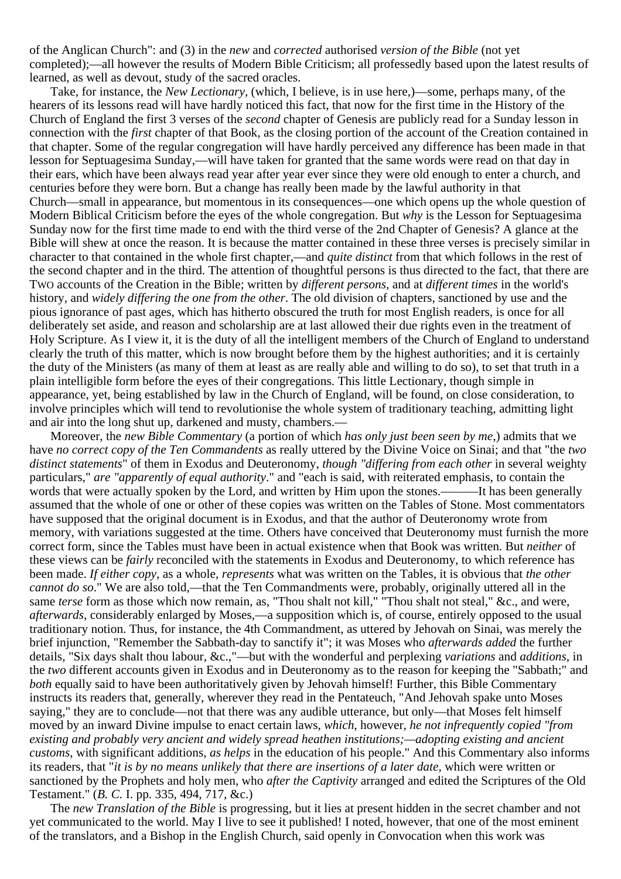of the Anglican Church": and (3) in the *new* and *corrected* authorised *version of the Bible* (not yet completed);—all however the results of Modern Bible Criticism; all professedly based upon the latest results of learned, as well as devout, study of the sacred oracles.

Take, for instance, the *New Lectionary*, (which, I believe, is in use here,)—some, perhaps many, of the hearers of its lessons read will have hardly noticed this fact, that now for the first time in the History of the Church of England the first 3 verses of the *second* chapter of Genesis are publicly read for a Sunday lesson in connection with the *first* chapter of that Book, as the closing portion of the account of the Creation contained in that chapter. Some of the regular congregation will have hardly perceived any difference has been made in that lesson for Septuagesima Sunday,—will have taken for granted that the same words were read on that day in their ears, which have been always read year after year ever since they were old enough to enter a church, and centuries before they were born. But a change has really been made by the lawful authority in that Church—small in appearance, but momentous in its consequences—one which opens up the whole question of Modern Biblical Criticism before the eyes of the whole congregation. But *why* is the Lesson for Septuagesima Sunday now for the first time made to end with the third verse of the 2nd Chapter of Genesis? A glance at the Bible will shew at once the reason. It is because the matter contained in these three verses is precisely similar in character to that contained in the whole first chapter,—and *quite distinct* from that which follows in the rest of the second chapter and in the third. The attention of thoughtful persons is thus directed to the fact, that there are TWO accounts of the Creation in the Bible; written by *different persons*, and at *different times* in the world's history, and *widely differing the one from the other*. The old division of chapters, sanctioned by use and the pious ignorance of past ages, which has hitherto obscured the truth for most English readers, is once for all deliberately set aside, and reason and scholarship are at last allowed their due rights even in the treatment of Holy Scripture. As I view it, it is the duty of all the intelligent members of the Church of England to understand clearly the truth of this matter, which is now brought before them by the highest authorities; and it is certainly the duty of the Ministers (as many of them at least as are really able and willing to do so), to set that truth in a plain intelligible form before the eyes of their congregations. This little Lectionary, though simple in appearance, yet, being established by law in the Church of England, will be found, on close consideration, to involve principles which will tend to revolutionise the whole system of traditionary teaching, admitting light and air into the long shut up, darkened and musty, chambers.—

Moreover, the *new Bible Commentary* (a portion of which *has only just been seen by me*,) admits that we have *no correct copy of the Ten Commandents* as really uttered by the Divine Voice on Sinai; and that "the *two distinct statements*" of them in Exodus and Deuteronomy, *though "differing from each other* in several weighty particulars," *are "apparently of equal authority*." and "each is said, with reiterated emphasis, to contain the words that were actually spoken by the Lord, and written by Him upon the stones.———It has been generally assumed that the whole of one or other of these copies was written on the Tables of Stone. Most commentators have supposed that the original document is in Exodus, and that the author of Deuteronomy wrote from memory, with variations suggested at the time. Others have conceived that Deuteronomy must furnish the more correct form, since the Tables must have been in actual existence when that Book was written. But *neither* of these views can be *fairly* reconciled with the statements in Exodus and Deuteronomy, to which reference has been made. *If either copy*, as a whole, *represents* what was written on the Tables, it is obvious that *the other cannot do so*." We are also told,—that the Ten Commandments were, probably, originally uttered all in the same *terse* form as those which now remain, as, "Thou shalt not kill," "Thou shalt not steal," &c., and were, *afterwards*, considerably enlarged by Moses,—a supposition which is, of course, entirely opposed to the usual traditionary notion. Thus, for instance, the 4th Commandment, as uttered by Jehovah on Sinai, was merely the brief injunction, "Remember the Sabbath-day to sanctify it"; it was Moses who *afterwards added* the further details, "Six days shalt thou labour, &c.,"—but with the wonderful and perplexing *variations* and *additions*, in the *two* different accounts given in Exodus and in Deuteronomy as to the reason for keeping the "Sabbath;" and *both* equally said to have been authoritatively given by Jehovah himself! Further, this Bible Commentary instructs its readers that, generally, wherever they read in the Pentateuch, "And Jehovah spake unto Moses saying," they are to conclude—not that there was any audible utterance, but only—that Moses felt himself moved by an inward Divine impulse to enact certain laws, *which*, however, *he not infrequently copied "from existing and probably very ancient and widely spread heathen institutions;—adopting existing and ancient customs*, with significant additions, *as helps* in the education of his people." And this Commentary also informs its readers, that "*it is by no means unlikely that there are insertions of a later date*, which were written or sanctioned by the Prophets and holy men, who *after the Captivity* arranged and edited the Scriptures of the Old Testament." (*B. C.* I. pp. 335, 494, 717, &c.)

The *new Translation of the Bible* is progressing, but it lies at present hidden in the secret chamber and not yet communicated to the world. May I live to see it published! I noted, however, that one of the most eminent of the translators, and a Bishop in the English Church, said openly in Convocation when this work was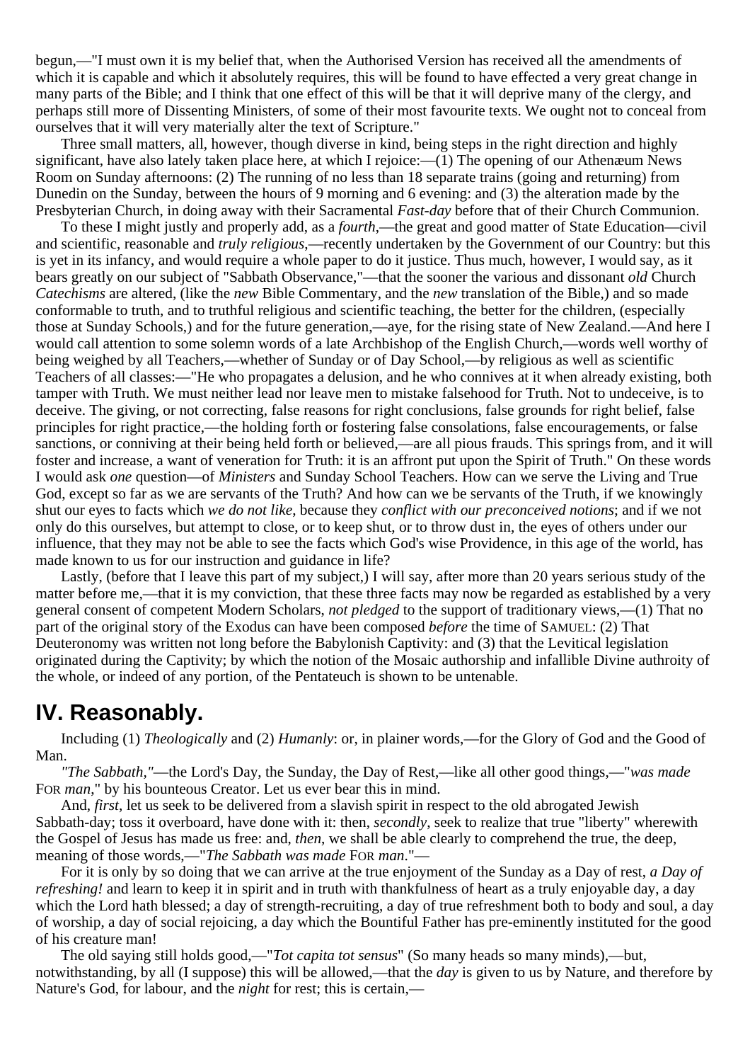begun,—"I must own it is my belief that, when the Authorised Version has received all the amendments of which it is capable and which it absolutely requires, this will be found to have effected a very great change in many parts of the Bible; and I think that one effect of this will be that it will deprive many of the clergy, and perhaps still more of Dissenting Ministers, of some of their most favourite texts. We ought not to conceal from ourselves that it will very materially alter the text of Scripture."

Three small matters, all, however, though diverse in kind, being steps in the right direction and highly significant, have also lately taken place here, at which I rejoice:—(1) The opening of our Athenæum News Room on Sunday afternoons: (2) The running of no less than 18 separate trains (going and returning) from Dunedin on the Sunday, between the hours of 9 morning and 6 evening: and (3) the alteration made by the Presbyterian Church, in doing away with their Sacramental *Fast-day* before that of their Church Communion.

To these I might justly and properly add, as a *fourth*,—the great and good matter of State Education—civil and scientific, reasonable and *truly religious*,—recently undertaken by the Government of our Country: but this is yet in its infancy, and would require a whole paper to do it justice. Thus much, however, I would say, as it bears greatly on our subject of "Sabbath Observance,"—that the sooner the various and dissonant *old* Church *Catechisms* are altered, (like the *new* Bible Commentary, and the *new* translation of the Bible,) and so made conformable to truth, and to truthful religious and scientific teaching, the better for the children, (especially those at Sunday Schools,) and for the future generation,—aye, for the rising state of New Zealand.—And here I would call attention to some solemn words of a late Archbishop of the English Church,—words well worthy of being weighed by all Teachers,—whether of Sunday or of Day School,—by religious as well as scientific Teachers of all classes:—"He who propagates a delusion, and he who connives at it when already existing, both tamper with Truth. We must neither lead nor leave men to mistake falsehood for Truth. Not to undeceive, is to deceive. The giving, or not correcting, false reasons for right conclusions, false grounds for right belief, false principles for right practice,—the holding forth or fostering false consolations, false encouragements, or false sanctions, or conniving at their being held forth or believed,—are all pious frauds. This springs from, and it will foster and increase, a want of veneration for Truth: it is an affront put upon the Spirit of Truth." On these words I would ask *one* question—of *Ministers* and Sunday School Teachers. How can we serve the Living and True God, except so far as we are servants of the Truth? And how can we be servants of the Truth, if we knowingly shut our eyes to facts which *we do not like*, because they *conflict with our preconceived notions*; and if we not only do this ourselves, but attempt to close, or to keep shut, or to throw dust in, the eyes of others under our influence, that they may not be able to see the facts which God's wise Providence, in this age of the world, has made known to us for our instruction and guidance in life?

Lastly, (before that I leave this part of my subject,) I will say, after more than 20 years serious study of the matter before me,—that it is my conviction, that these three facts may now be regarded as established by a very general consent of competent Modern Scholars, *not pledged* to the support of traditionary views,—(1) That no part of the original story of the Exodus can have been composed *before* the time of SAMUEL: (2) That Deuteronomy was written not long before the Babylonish Captivity: and (3) that the Levitical legislation originated during the Captivity; by which the notion of the Mosaic authorship and infallible Divine authroity of the whole, or indeed of any portion, of the Pentateuch is shown to be untenable.

## IV. Reasonably.

Including (1) *Theologically* and (2) *Humanly*: or, in plainer words,—for the Glory of God and the Good of Man.

*"The Sabbath,"*—the Lord's Day, the Sunday, the Day of Rest,—like all other good things,—"*was made* FOR *man*," by his bounteous Creator. Let us ever bear this in mind.

And, *first*, let us seek to be delivered from a slavish spirit in respect to the old abrogated Jewish Sabbath-day; toss it overboard, have done with it: then, *secondly*, seek to realize that true "liberty" wherewith the Gospel of Jesus has made us free: and, *then*, we shall be able clearly to comprehend the true, the deep, meaning of those words,—"*The Sabbath was made* FOR *man*."—

For it is only by so doing that we can arrive at the true enjoyment of the Sunday as a Day of rest, *a Day of refreshing!* and learn to keep it in spirit and in truth with thankfulness of heart as a truly enjoyable day, a day which the Lord hath blessed; a day of strength-recruiting, a day of true refreshment both to body and soul, a day of worship, a day of social rejoicing, a day which the Bountiful Father has pre-eminently instituted for the good of his creature man!

The old saying still holds good,—"*Tot capita tot sensus*" (So many heads so many minds),—but, notwithstanding, by all (I suppose) this will be allowed,—that the *day* is given to us by Nature, and therefore by Nature's God, for labour, and the *night* for rest; this is certain,—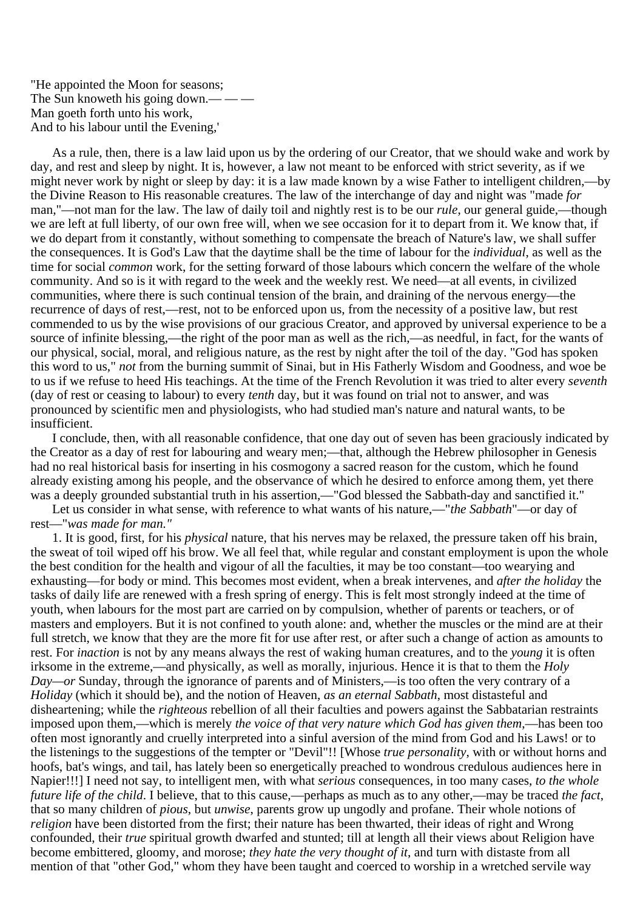"He appointed the Moon for seasons;
The Sun knoweth his going down.— — —
Man goeth forth unto his work,
And to his labour until the Evening,'

As a rule, then, there is a law laid upon us by the ordering of our Creator, that we should wake and work by day, and rest and sleep by night. It is, however, a law not meant to be enforced with strict severity, as if we might never work by night or sleep by day: it is a law made known by a wise Father to intelligent children,—by the Divine Reason to His reasonable creatures. The law of the interchange of day and night was "made *for* man,"—not man for the law. The law of daily toil and nightly rest is to be our *rule*, our general guide,—though we are left at full liberty, of our own free will, when we see occasion for it to depart from it. We know that, if we do depart from it constantly, without something to compensate the breach of Nature's law, we shall suffer the consequences. It is God's Law that the daytime shall be the time of labour for the *individual*, as well as the time for social *common* work, for the setting forward of those labours which concern the welfare of the whole community. And so is it with regard to the week and the weekly rest. We need—at all events, in civilized communities, where there is such continual tension of the brain, and draining of the nervous energy—the recurrence of days of rest,—rest, not to be enforced upon us, from the necessity of a positive law, but rest commended to us by the wise provisions of our gracious Creator, and approved by universal experience to be a source of infinite blessing,—the right of the poor man as well as the rich,—as needful, in fact, for the wants of our physical, social, moral, and religious nature, as the rest by night after the toil of the day. "God has spoken this word to us," *not* from the burning summit of Sinai, but in His Fatherly Wisdom and Goodness, and woe be to us if we refuse to heed His teachings. At the time of the French Revolution it was tried to alter every *seventh* (day of rest or ceasing to labour) to every *tenth* day, but it was found on trial not to answer, and was pronounced by scientific men and physiologists, who had studied man's nature and natural wants, to be insufficient.

I conclude, then, with all reasonable confidence, that one day out of seven has been graciously indicated by the Creator as a day of rest for labouring and weary men;—that, although the Hebrew philosopher in Genesis had no real historical basis for inserting in his cosmogony a sacred reason for the custom, which he found already existing among his people, and the observance of which he desired to enforce among them, yet there was a deeply grounded substantial truth in his assertion,—"God blessed the Sabbath-day and sanctified it."

Let us consider in what sense, with reference to what wants of his nature,—"*the Sabbath*"—or day of rest—"*was made for man."*

1. It is good, first, for his *physical* nature, that his nerves may be relaxed, the pressure taken off his brain, the sweat of toil wiped off his brow. We all feel that, while regular and constant employment is upon the whole the best condition for the health and vigour of all the faculties, it may be too constant—too wearying and exhausting—for body or mind. This becomes most evident, when a break intervenes, and *after the holiday* the tasks of daily life are renewed with a fresh spring of energy. This is felt most strongly indeed at the time of youth, when labours for the most part are carried on by compulsion, whether of parents or teachers, or of masters and employers. But it is not confined to youth alone: and, whether the muscles or the mind are at their full stretch, we know that they are the more fit for use after rest, or after such a change of action as amounts to rest. For *inaction* is not by any means always the rest of waking human creatures, and to the *young* it is often irksome in the extreme,—and physically, as well as morally, injurious. Hence it is that to them the *Holy Day—or* Sunday, through the ignorance of parents and of Ministers,—is too often the very contrary of a *Holiday* (which it should be), and the notion of Heaven, *as an eternal Sabbath*, most distasteful and disheartening; while the *righteous* rebellion of all their faculties and powers against the Sabbatarian restraints imposed upon them,—which is merely *the voice of that very nature which God has given them*,—has been too often most ignorantly and cruelly interpreted into a sinful aversion of the mind from God and his Laws! or to the listenings to the suggestions of the tempter or "Devil"!! [Whose *true personality*, with or without horns and hoofs, bat's wings, and tail, has lately been so energetically preached to wondrous credulous audiences here in Napier!!!] I need not say, to intelligent men, with what *serious* consequences, in too many cases, *to the whole future life of the child*. I believe, that to this cause,—perhaps as much as to any other,—may be traced *the fact*, that so many children of *pious*, but *unwise*, parents grow up ungodly and profane. Their whole notions of *religion* have been distorted from the first; their nature has been thwarted, their ideas of right and Wrong confounded, their *true* spiritual growth dwarfed and stunted; till at length all their views about Religion have become embittered, gloomy, and morose; *they hate the very thought of it*, and turn with distaste from all mention of that "other God," whom they have been taught and coerced to worship in a wretched servile way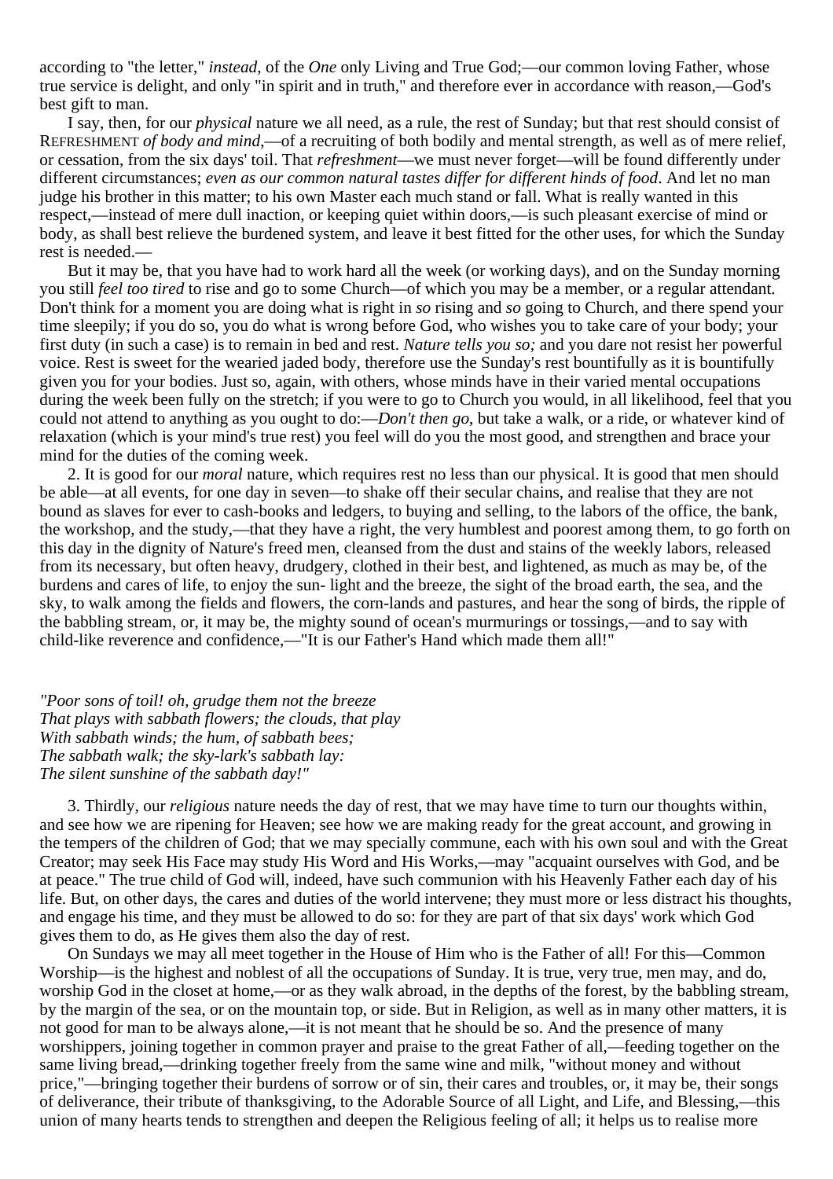according to "the letter," *instead*, of the *One* only Living and True God;—our common loving Father, whose true service is delight, and only "in spirit and in truth," and therefore ever in accordance with reason,—God's best gift to man.

I say, then, for our *physical* nature we all need, as a rule, the rest of Sunday; but that rest should consist of REFRESHMENT *of body and mind*,—of a recruiting of both bodily and mental strength, as well as of mere relief, or cessation, from the six days' toil. That *refreshment*—we must never forget—will be found differently under different circumstances; *even as our common natural tastes differ for different hinds of food*. And let no man judge his brother in this matter; to his own Master each much stand or fall. What is really wanted in this respect,—instead of mere dull inaction, or keeping quiet within doors,—is such pleasant exercise of mind or body, as shall best relieve the burdened system, and leave it best fitted for the other uses, for which the Sunday rest is needed.—

But it may be, that you have had to work hard all the week (or working days), and on the Sunday morning you still *feel too tired* to rise and go to some Church—of which you may be a member, or a regular attendant. Don't think for a moment you are doing what is right in *so* rising and *so* going to Church, and there spend your time sleepily; if you do so, you do what is wrong before God, who wishes you to take care of your body; your first duty (in such a case) is to remain in bed and rest. *Nature tells you so;* and you dare not resist her powerful voice. Rest is sweet for the wearied jaded body, therefore use the Sunday's rest bountifully as it is bountifully given you for your bodies. Just so, again, with others, whose minds have in their varied mental occupations during the week been fully on the stretch; if you were to go to Church you would, in all likelihood, feel that you could not attend to anything as you ought to do:—*Don't then go*, but take a walk, or a ride, or whatever kind of relaxation (which is your mind's true rest) you feel will do you the most good, and strengthen and brace your mind for the duties of the coming week.

2. It is good for our *moral* nature, which requires rest no less than our physical. It is good that men should be able—at all events, for one day in seven—to shake off their secular chains, and realise that they are not bound as slaves for ever to cash-books and ledgers, to buying and selling, to the labors of the office, the bank, the workshop, and the study,—that they have a right, the very humblest and poorest among them, to go forth on this day in the dignity of Nature's freed men, cleansed from the dust and stains of the weekly labors, released from its necessary, but often heavy, drudgery, clothed in their best, and lightened, as much as may be, of the burdens and cares of life, to enjoy the sun- light and the breeze, the sight of the broad earth, the sea, and the sky, to walk among the fields and flowers, the corn-lands and pastures, and hear the song of birds, the ripple of the babbling stream, or, it may be, the mighty sound of ocean's murmurings or tossings,—and to say with child-like reverence and confidence,—"It is our Father's Hand which made them all!"

*"Poor sons of toil! oh, grudge them not the breeze*
*That plays with sabbath flowers; the clouds, that play*
*With sabbath winds; the hum, of sabbath bees;*
*The sabbath walk; the sky-lark's sabbath lay:*
*The silent sunshine of the sabbath day!"*

3. Thirdly, our *religious* nature needs the day of rest, that we may have time to turn our thoughts within, and see how we are ripening for Heaven; see how we are making ready for the great account, and growing in the tempers of the children of God; that we may specially commune, each with his own soul and with the Great Creator; may seek His Face may study His Word and His Works,—may "acquaint ourselves with God, and be at peace." The true child of God will, indeed, have such communion with his Heavenly Father each day of his life. But, on other days, the cares and duties of the world intervene; they must more or less distract his thoughts, and engage his time, and they must be allowed to do so: for they are part of that six days' work which God gives them to do, as He gives them also the day of rest.

On Sundays we may all meet together in the House of Him who is the Father of all! For this—Common Worship—is the highest and noblest of all the occupations of Sunday. It is true, very true, men may, and do, worship God in the closet at home,—or as they walk abroad, in the depths of the forest, by the babbling stream, by the margin of the sea, or on the mountain top, or side. But in Religion, as well as in many other matters, it is not good for man to be always alone,—it is not meant that he should be so. And the presence of many worshippers, joining together in common prayer and praise to the great Father of all,—feeding together on the same living bread,—drinking together freely from the same wine and milk, "without money and without price,"—bringing together their burdens of sorrow or of sin, their cares and troubles, or, it may be, their songs of deliverance, their tribute of thanksgiving, to the Adorable Source of all Light, and Life, and Blessing,—this union of many hearts tends to strengthen and deepen the Religious feeling of all; it helps us to realise more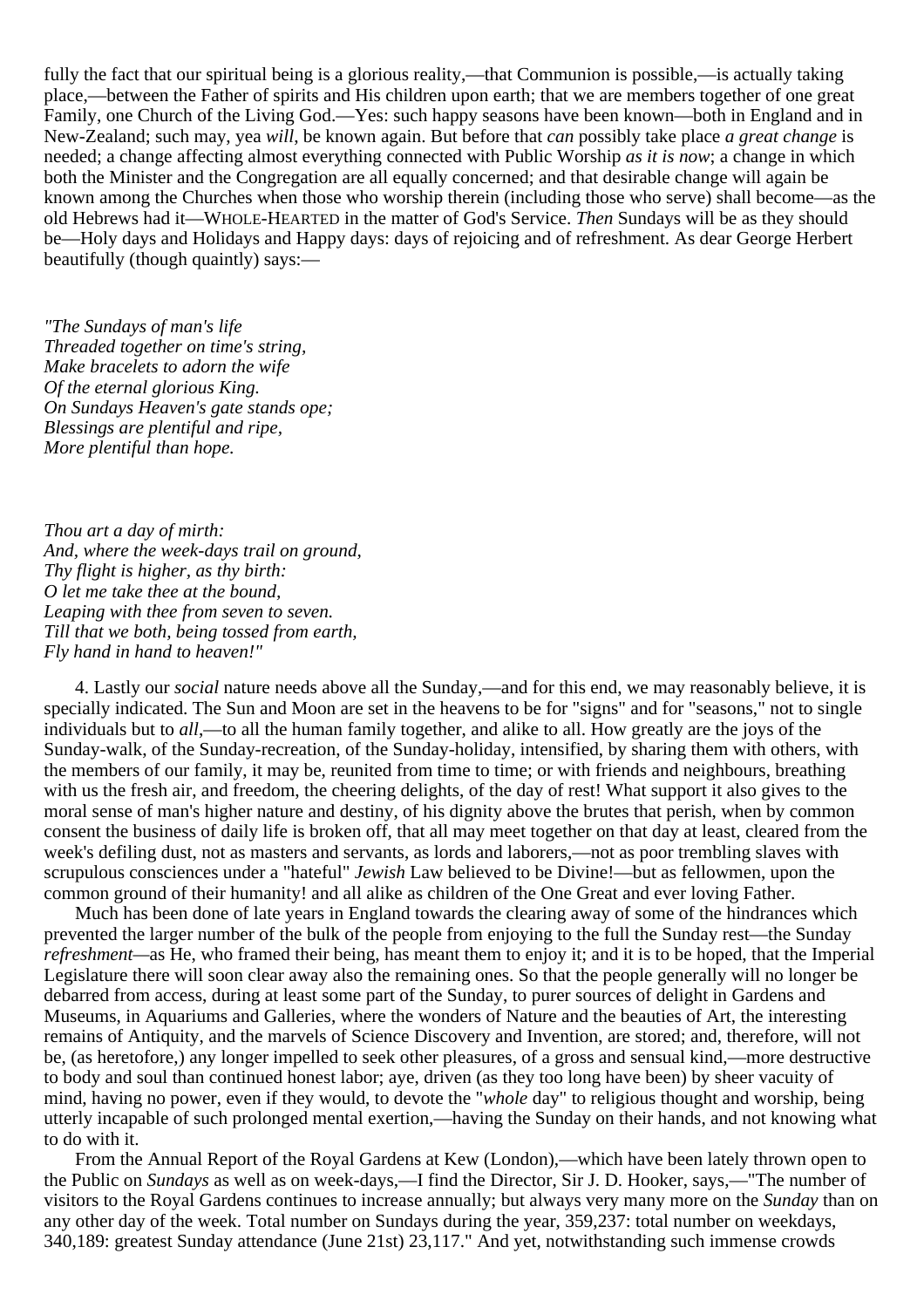fully the fact that our spiritual being is a glorious reality,—that Communion is possible,—is actually taking place,—between the Father of spirits and His children upon earth; that we are members together of one great Family, one Church of the Living God.—Yes: such happy seasons have been known—both in England and in New-Zealand; such may, yea *will*, be known again. But before that *can* possibly take place *a great change* is needed; a change affecting almost everything connected with Public Worship *as it is now*; a change in which both the Minister and the Congregation are all equally concerned; and that desirable change will again be known among the Churches when those who worship therein (including those who serve) shall become—as the old Hebrews had it—WHOLE-HEARTED in the matter of God's Service. *Then* Sundays will be as they should be—Holy days and Holidays and Happy days: days of rejoicing and of refreshment. As dear George Herbert beautifully (though quaintly) says:—

*"The Sundays of man's life*
*Threaded together on time's string,*
*Make bracelets to adorn the wife*
*Of the eternal glorious King.*
*On Sundays Heaven's gate stands ope;*
*Blessings are plentiful and ripe,*
*More plentiful than hope.*

*Thou art a day of mirth:*
*And, where the week-days trail on ground,*
*Thy flight is higher, as thy birth:*
*O let me take thee at the bound,*
*Leaping with thee from seven to seven.*
*Till that we both, being tossed from earth,*
*Fly hand in hand to heaven!"*

4. Lastly our *social* nature needs above all the Sunday,—and for this end, we may reasonably believe, it is specially indicated. The Sun and Moon are set in the heavens to be for "signs" and for "seasons," not to single individuals but to *all*,—to all the human family together, and alike to all. How greatly are the joys of the Sunday-walk, of the Sunday-recreation, of the Sunday-holiday, intensified, by sharing them with others, with the members of our family, it may be, reunited from time to time; or with friends and neighbours, breathing with us the fresh air, and freedom, the cheering delights, of the day of rest! What support it also gives to the moral sense of man's higher nature and destiny, of his dignity above the brutes that perish, when by common consent the business of daily life is broken off, that all may meet together on that day at least, cleared from the week's defiling dust, not as masters and servants, as lords and laborers,—not as poor trembling slaves with scrupulous consciences under a "hateful" *Jewish* Law believed to be Divine!—but as fellowmen, upon the common ground of their humanity! and all alike as children of the One Great and ever loving Father.

Much has been done of late years in England towards the clearing away of some of the hindrances which prevented the larger number of the bulk of the people from enjoying to the full the Sunday rest—the Sunday *refreshment*—as He, who framed their being, has meant them to enjoy it; and it is to be hoped, that the Imperial Legislature there will soon clear away also the remaining ones. So that the people generally will no longer be debarred from access, during at least some part of the Sunday, to purer sources of delight in Gardens and Museums, in Aquariums and Galleries, where the wonders of Nature and the beauties of Art, the interesting remains of Antiquity, and the marvels of Science Discovery and Invention, are stored; and, therefore, will not be, (as heretofore,) any longer impelled to seek other pleasures, of a gross and sensual kind,—more destructive to body and soul than continued honest labor; aye, driven (as they too long have been) by sheer vacuity of mind, having no power, even if they would, to devote the "*whole* day" to religious thought and worship, being utterly incapable of such prolonged mental exertion,—having the Sunday on their hands, and not knowing what to do with it.

From the Annual Report of the Royal Gardens at Kew (London),—which have been lately thrown open to the Public on *Sundays* as well as on week-days,—I find the Director, Sir J. D. Hooker, says,—"The number of visitors to the Royal Gardens continues to increase annually; but always very many more on the *Sunday* than on any other day of the week. Total number on Sundays during the year, 359,237: total number on weekdays, 340,189: greatest Sunday attendance (June 21st) 23,117." And yet, notwithstanding such immense crowds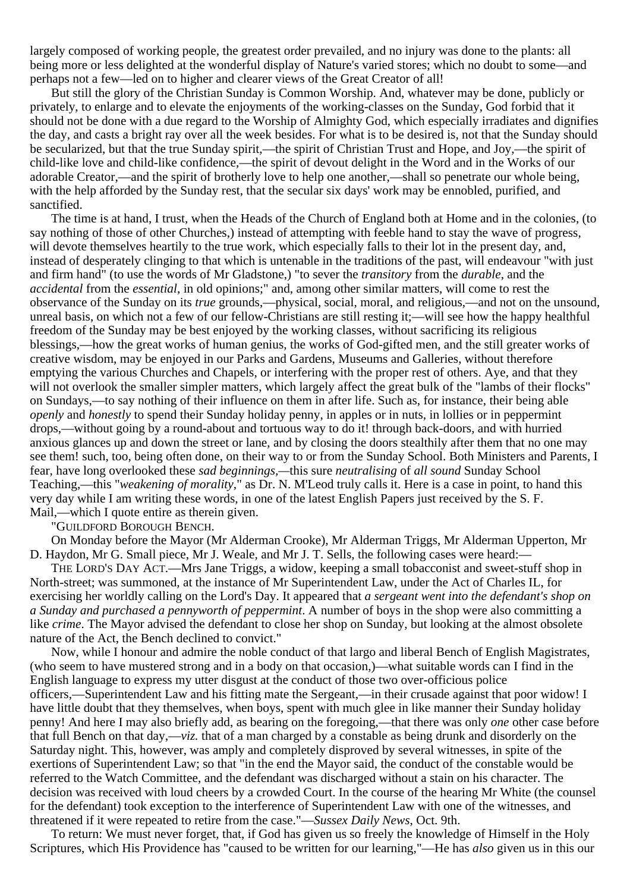largely composed of working people, the greatest order prevailed, and no injury was done to the plants: all being more or less delighted at the wonderful display of Nature's varied stores; which no doubt to some—and perhaps not a few—led on to higher and clearer views of the Great Creator of all!

But still the glory of the Christian Sunday is Common Worship. And, whatever may be done, publicly or privately, to enlarge and to elevate the enjoyments of the working-classes on the Sunday, God forbid that it should not be done with a due regard to the Worship of Almighty God, which especially irradiates and dignifies the day, and casts a bright ray over all the week besides. For what is to be desired is, not that the Sunday should be secularized, but that the true Sunday spirit,—the spirit of Christian Trust and Hope, and Joy,—the spirit of child-like love and child-like confidence,—the spirit of devout delight in the Word and in the Works of our adorable Creator,—and the spirit of brotherly love to help one another,—shall so penetrate our whole being, with the help afforded by the Sunday rest, that the secular six days' work may be ennobled, purified, and sanctified.

The time is at hand, I trust, when the Heads of the Church of England both at Home and in the colonies, (to say nothing of those of other Churches,) instead of attempting with feeble hand to stay the wave of progress, will devote themselves heartily to the true work, which especially falls to their lot in the present day, and, instead of desperately clinging to that which is untenable in the traditions of the past, will endeavour "with just and firm hand" (to use the words of Mr Gladstone,) "to sever the *transitory* from the *durable*, and the *accidental* from the *essential*, in old opinions;" and, among other similar matters, will come to rest the observance of the Sunday on its *true* grounds,—physical, social, moral, and religious,—and not on the unsound, unreal basis, on which not a few of our fellow-Christians are still resting it;—will see how the happy healthful freedom of the Sunday may be best enjoyed by the working classes, without sacrificing its religious blessings,—how the great works of human genius, the works of God-gifted men, and the still greater works of creative wisdom, may be enjoyed in our Parks and Gardens, Museums and Galleries, without therefore emptying the various Churches and Chapels, or interfering with the proper rest of others. Aye, and that they will not overlook the smaller simpler matters, which largely affect the great bulk of the "lambs of their flocks" on Sundays,—to say nothing of their influence on them in after life. Such as, for instance, their being able *openly* and *honestly* to spend their Sunday holiday penny, in apples or in nuts, in lollies or in peppermint drops,—without going by a round-about and tortuous way to do it! through back-doors, and with hurried anxious glances up and down the street or lane, and by closing the doors stealthily after them that no one may see them! such, too, being often done, on their way to or from the Sunday School. Both Ministers and Parents, I fear, have long overlooked these *sad beginnings*,—this sure *neutralising* of *all sound* Sunday School Teaching,—this "*weakening of morality*," as Dr. N. M'Leod truly calls it. Here is a case in point, to hand this very day while I am writing these words, in one of the latest English Papers just received by the S. F. Mail,—which I quote entire as therein given.

"GUILDFORD BOROUGH BENCH.

On Monday before the Mayor (Mr Alderman Crooke), Mr Alderman Triggs, Mr Alderman Upperton, Mr D. Haydon, Mr G. Small piece, Mr J. Weale, and Mr J. T. Sells, the following cases were heard:—

THE LORD'S DAY ACT.—Mrs Jane Triggs, a widow, keeping a small tobacconist and sweet-stuff shop in North-street; was summoned, at the instance of Mr Superintendent Law, under the Act of Charles IL, for exercising her worldly calling on the Lord's Day. It appeared that *a sergeant went into the defendant's shop on a Sunday and purchased a pennyworth of peppermint*. A number of boys in the shop were also committing a like *crime*. The Mayor advised the defendant to close her shop on Sunday, but looking at the almost obsolete nature of the Act, the Bench declined to convict."

Now, while I honour and admire the noble conduct of that largo and liberal Bench of English Magistrates, (who seem to have mustered strong and in a body on that occasion,)—what suitable words can I find in the English language to express my utter disgust at the conduct of those two over-officious police officers,—Superintendent Law and his fitting mate the Sergeant,—in their crusade against that poor widow! I have little doubt that they themselves, when boys, spent with much glee in like manner their Sunday holiday penny! And here I may also briefly add, as bearing on the foregoing,—that there was only *one* other case before that full Bench on that day,—*viz.* that of a man charged by a constable as being drunk and disorderly on the Saturday night. This, however, was amply and completely disproved by several witnesses, in spite of the exertions of Superintendent Law; so that "in the end the Mayor said, the conduct of the constable would be referred to the Watch Committee, and the defendant was discharged without a stain on his character. The decision was received with loud cheers by a crowded Court. In the course of the hearing Mr White (the counsel for the defendant) took exception to the interference of Superintendent Law with one of the witnesses, and threatened if it were repeated to retire from the case."—*Sussex Daily News*, Oct. 9th.

To return: We must never forget, that, if God has given us so freely the knowledge of Himself in the Holy Scriptures, which His Providence has "caused to be written for our learning,"—He has *also* given us in this our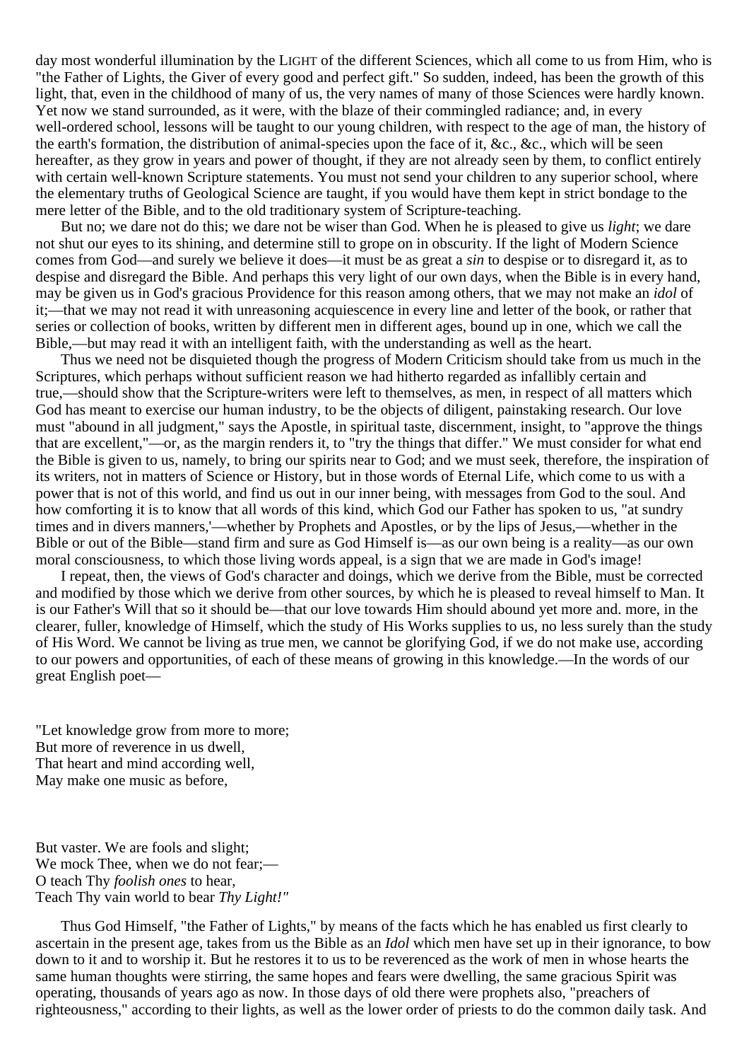day most wonderful illumination by the LIGHT of the different Sciences, which all come to us from Him, who is "the Father of Lights, the Giver of every good and perfect gift." So sudden, indeed, has been the growth of this light, that, even in the childhood of many of us, the very names of many of those Sciences were hardly known. Yet now we stand surrounded, as it were, with the blaze of their commingled radiance; and, in every well-ordered school, lessons will be taught to our young children, with respect to the age of man, the history of the earth's formation, the distribution of animal-species upon the face of it, &c., &c., which will be seen hereafter, as they grow in years and power of thought, if they are not already seen by them, to conflict entirely with certain well-known Scripture statements. You must not send your children to any superior school, where the elementary truths of Geological Science are taught, if you would have them kept in strict bondage to the mere letter of the Bible, and to the old traditionary system of Scripture-teaching.

But no; we dare not do this; we dare not be wiser than God. When he is pleased to give us *light*; we dare not shut our eyes to its shining, and determine still to grope on in obscurity. If the light of Modern Science comes from God—and surely we believe it does—it must be as great a *sin* to despise or to disregard it, as to despise and disregard the Bible. And perhaps this very light of our own days, when the Bible is in every hand, may be given us in God's gracious Providence for this reason among others, that we may not make an *idol* of it;—that we may not read it with unreasoning acquiescence in every line and letter of the book, or rather that series or collection of books, written by different men in different ages, bound up in one, which we call the Bible,—but may read it with an intelligent faith, with the understanding as well as the heart.

Thus we need not be disquieted though the progress of Modern Criticism should take from us much in the Scriptures, which perhaps without sufficient reason we had hitherto regarded as infallibly certain and true,—should show that the Scripture-writers were left to themselves, as men, in respect of all matters which God has meant to exercise our human industry, to be the objects of diligent, painstaking research. Our love must "abound in all judgment," says the Apostle, in spiritual taste, discernment, insight, to "approve the things that are excellent,"—or, as the margin renders it, to "try the things that differ." We must consider for what end the Bible is given to us, namely, to bring our spirits near to God; and we must seek, therefore, the inspiration of its writers, not in matters of Science or History, but in those words of Eternal Life, which come to us with a power that is not of this world, and find us out in our inner being, with messages from God to the soul. And how comforting it is to know that all words of this kind, which God our Father has spoken to us, "at sundry times and in divers manners,'—whether by Prophets and Apostles, or by the lips of Jesus,—whether in the Bible or out of the Bible—stand firm and sure as God Himself is—as our own being is a reality—as our own moral consciousness, to which those living words appeal, is a sign that we are made in God's image!

I repeat, then, the views of God's character and doings, which we derive from the Bible, must be corrected and modified by those which we derive from other sources, by which he is pleased to reveal himself to Man. It is our Father's Will that so it should be—that our love towards Him should abound yet more and. more, in the clearer, fuller, knowledge of Himself, which the study of His Works supplies to us, no less surely than the study of His Word. We cannot be living as true men, we cannot be glorifying God, if we do not make use, according to our powers and opportunities, of each of these means of growing in this knowledge.—In the words of our great English poet—

"Let knowledge grow from more to more;  
But more of reverence in us dwell,  
That heart and mind according well,  
May make one music as before,

But vaster. We are fools and slight;  
We mock Thee, when we do not fear;—  
O teach Thy *foolish ones* to hear,  
Teach Thy vain world to bear *Thy Light!"*

Thus God Himself, "the Father of Lights," by means of the facts which he has enabled us first clearly to ascertain in the present age, takes from us the Bible as an *Idol* which men have set up in their ignorance, to bow down to it and to worship it. But he restores it to us to be reverenced as the work of men in whose hearts the same human thoughts were stirring, the same hopes and fears were dwelling, the same gracious Spirit was operating, thousands of years ago as now. In those days of old there were prophets also, "preachers of righteousness," according to their lights, as well as the lower order of priests to do the common daily task. And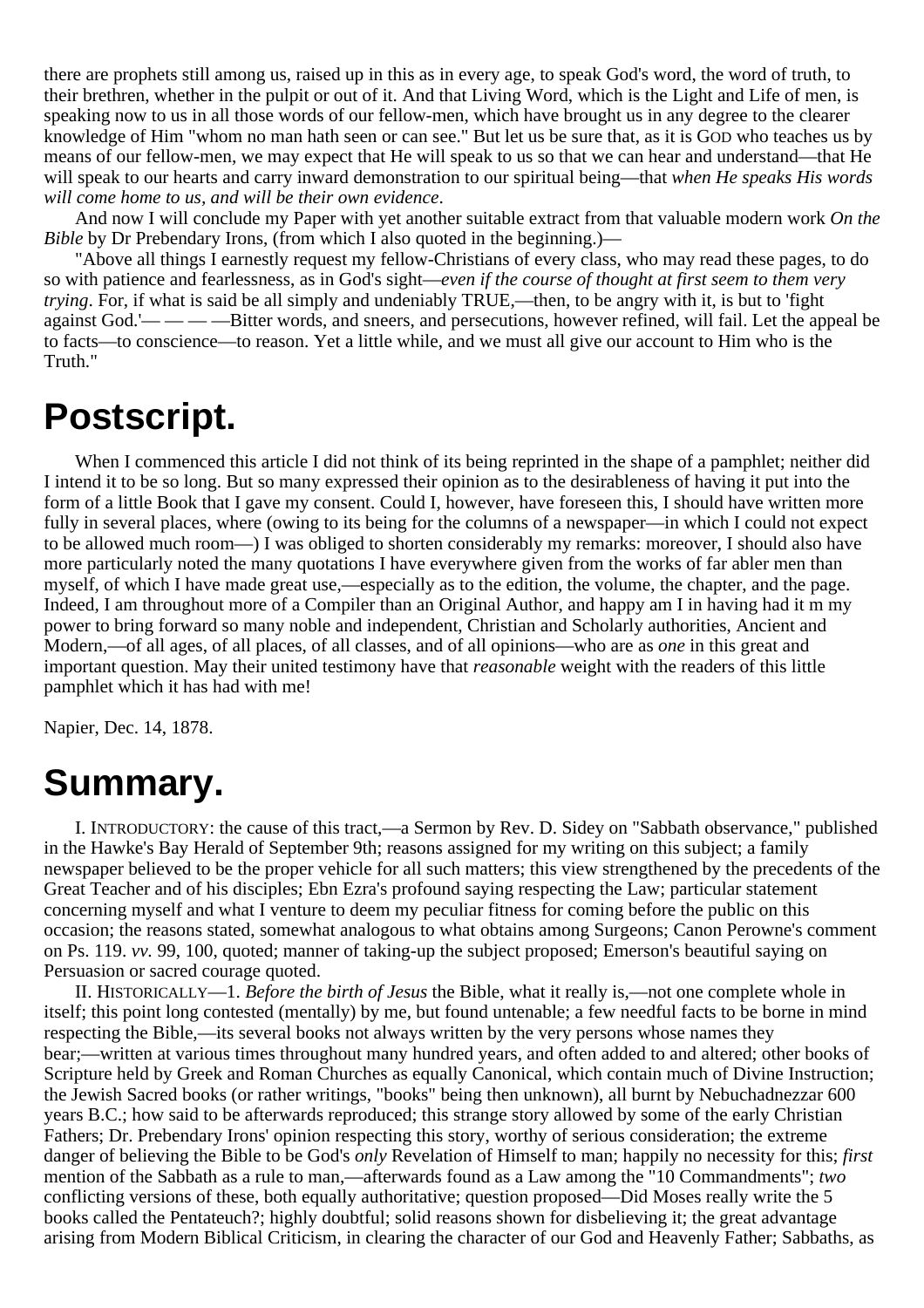there are prophets still among us, raised up in this as in every age, to speak God's word, the word of truth, to their brethren, whether in the pulpit or out of it. And that Living Word, which is the Light and Life of men, is speaking now to us in all those words of our fellow-men, which have brought us in any degree to the clearer knowledge of Him "whom no man hath seen or can see." But let us be sure that, as it is GOD who teaches us by means of our fellow-men, we may expect that He will speak to us so that we can hear and understand—that He will speak to our hearts and carry inward demonstration to our spiritual being—that *when He speaks His words will come home to us, and will be their own evidence*.

And now I will conclude my Paper with yet another suitable extract from that valuable modern work *On the Bible* by Dr Prebendary Irons, (from which I also quoted in the beginning.)—

"Above all things I earnestly request my fellow-Christians of every class, who may read these pages, to do so with patience and fearlessness, as in God's sight—*even if the course of thought at first seem to them very trying*. For, if what is said be all simply and undeniably TRUE,—then, to be angry with it, is but to 'fight against God.'— — — —Bitter words, and sneers, and persecutions, however refined, will fail. Let the appeal be to facts—to conscience—to reason. Yet a little while, and we must all give our account to Him who is the Truth."

# Postscript.

When I commenced this article I did not think of its being reprinted in the shape of a pamphlet; neither did I intend it to be so long. But so many expressed their opinion as to the desirableness of having it put into the form of a little Book that I gave my consent. Could I, however, have foreseen this, I should have written more fully in several places, where (owing to its being for the columns of a newspaper—in which I could not expect to be allowed much room—) I was obliged to shorten considerably my remarks: moreover, I should also have more particularly noted the many quotations I have everywhere given from the works of far abler men than myself, of which I have made great use,—especially as to the edition, the volume, the chapter, and the page. Indeed, I am throughout more of a Compiler than an Original Author, and happy am I in having had it m my power to bring forward so many noble and independent, Christian and Scholarly authorities, Ancient and Modern,—of all ages, of all places, of all classes, and of all opinions—who are as *one* in this great and important question. May their united testimony have that *reasonable* weight with the readers of this little pamphlet which it has had with me!

Napier, Dec. 14, 1878.

# Summary.

I. INTRODUCTORY: the cause of this tract,—a Sermon by Rev. D. Sidey on "Sabbath observance," published in the Hawke's Bay Herald of September 9th; reasons assigned for my writing on this subject; a family newspaper believed to be the proper vehicle for all such matters; this view strengthened by the precedents of the Great Teacher and of his disciples; Ebn Ezra's profound saying respecting the Law; particular statement concerning myself and what I venture to deem my peculiar fitness for coming before the public on this occasion; the reasons stated, somewhat analogous to what obtains among Surgeons; Canon Perowne's comment on Ps. 119. *vv.* 99, 100, quoted; manner of taking-up the subject proposed; Emerson's beautiful saying on Persuasion or sacred courage quoted.

II. HISTORICALLY—1. *Before the birth of Jesus* the Bible, what it really is,—not one complete whole in itself; this point long contested (mentally) by me, but found untenable; a few needful facts to be borne in mind respecting the Bible,—its several books not always written by the very persons whose names they bear;—written at various times throughout many hundred years, and often added to and altered; other books of Scripture held by Greek and Roman Churches as equally Canonical, which contain much of Divine Instruction; the Jewish Sacred books (or rather writings, "books" being then unknown), all burnt by Nebuchadnezzar 600 years B.C.; how said to be afterwards reproduced; this strange story allowed by some of the early Christian Fathers; Dr. Prebendary Irons' opinion respecting this story, worthy of serious consideration; the extreme danger of believing the Bible to be God's *only* Revelation of Himself to man; happily no necessity for this; *first* mention of the Sabbath as a rule to man,—afterwards found as a Law among the "10 Commandments"; *two* conflicting versions of these, both equally authoritative; question proposed—Did Moses really write the 5 books called the Pentateuch?; highly doubtful; solid reasons shown for disbelieving it; the great advantage arising from Modern Biblical Criticism, in clearing the character of our God and Heavenly Father; Sabbaths, as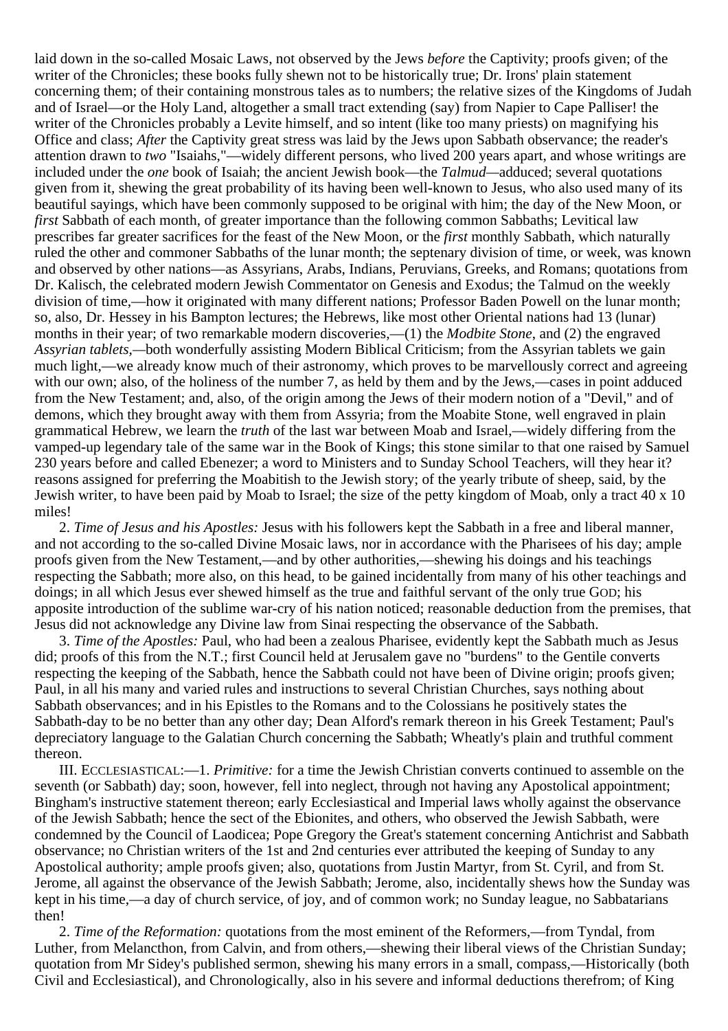laid down in the so-called Mosaic Laws, not observed by the Jews *before* the Captivity; proofs given; of the writer of the Chronicles; these books fully shewn not to be historically true; Dr. Irons' plain statement concerning them; of their containing monstrous tales as to numbers; the relative sizes of the Kingdoms of Judah and of Israel—or the Holy Land, altogether a small tract extending (say) from Napier to Cape Palliser! the writer of the Chronicles probably a Levite himself, and so intent (like too many priests) on magnifying his Office and class; *After* the Captivity great stress was laid by the Jews upon Sabbath observance; the reader's attention drawn to *two* "Isaiahs,"—widely different persons, who lived 200 years apart, and whose writings are included under the *one* book of Isaiah; the ancient Jewish book—the *Talmud*—adduced; several quotations given from it, shewing the great probability of its having been well-known to Jesus, who also used many of its beautiful sayings, which have been commonly supposed to be original with him; the day of the New Moon, or *first* Sabbath of each month, of greater importance than the following common Sabbaths; Levitical law prescribes far greater sacrifices for the feast of the New Moon, or the *first* monthly Sabbath, which naturally ruled the other and commoner Sabbaths of the lunar month; the septenary division of time, or week, was known and observed by other nations—as Assyrians, Arabs, Indians, Peruvians, Greeks, and Romans; quotations from Dr. Kalisch, the celebrated modern Jewish Commentator on Genesis and Exodus; the Talmud on the weekly division of time,—how it originated with many different nations; Professor Baden Powell on the lunar month; so, also, Dr. Hessey in his Bampton lectures; the Hebrews, like most other Oriental nations had 13 (lunar) months in their year; of two remarkable modern discoveries,—(1) the *Modbite Stone*, and (2) the engraved *Assyrian tablets*,—both wonderfully assisting Modern Biblical Criticism; from the Assyrian tablets we gain much light,—we already know much of their astronomy, which proves to be marvellously correct and agreeing with our own; also, of the holiness of the number 7, as held by them and by the Jews,—cases in point adduced from the New Testament; and, also, of the origin among the Jews of their modern notion of a "Devil," and of demons, which they brought away with them from Assyria; from the Moabite Stone, well engraved in plain grammatical Hebrew, we learn the *truth* of the last war between Moab and Israel,—widely differing from the vamped-up legendary tale of the same war in the Book of Kings; this stone similar to that one raised by Samuel 230 years before and called Ebenezer; a word to Ministers and to Sunday School Teachers, will they hear it? reasons assigned for preferring the Moabitish to the Jewish story; of the yearly tribute of sheep, said, by the Jewish writer, to have been paid by Moab to Israel; the size of the petty kingdom of Moab, only a tract 40 x 10 miles!

2. *Time of Jesus and his Apostles:* Jesus with his followers kept the Sabbath in a free and liberal manner, and not according to the so-called Divine Mosaic laws, nor in accordance with the Pharisees of his day; ample proofs given from the New Testament,—and by other authorities,—shewing his doings and his teachings respecting the Sabbath; more also, on this head, to be gained incidentally from many of his other teachings and doings; in all which Jesus ever shewed himself as the true and faithful servant of the only true GOD; his apposite introduction of the sublime war-cry of his nation noticed; reasonable deduction from the premises, that Jesus did not acknowledge any Divine law from Sinai respecting the observance of the Sabbath.

3. *Time of the Apostles:* Paul, who had been a zealous Pharisee, evidently kept the Sabbath much as Jesus did; proofs of this from the N.T.; first Council held at Jerusalem gave no "burdens" to the Gentile converts respecting the keeping of the Sabbath, hence the Sabbath could not have been of Divine origin; proofs given; Paul, in all his many and varied rules and instructions to several Christian Churches, says nothing about Sabbath observances; and in his Epistles to the Romans and to the Colossians he positively states the Sabbath-day to be no better than any other day; Dean Alford's remark thereon in his Greek Testament; Paul's depreciatory language to the Galatian Church concerning the Sabbath; Wheatly's plain and truthful comment thereon.

III. ECCLESIASTICAL:—1. *Primitive:* for a time the Jewish Christian converts continued to assemble on the seventh (or Sabbath) day; soon, however, fell into neglect, through not having any Apostolical appointment; Bingham's instructive statement thereon; early Ecclesiastical and Imperial laws wholly against the observance of the Jewish Sabbath; hence the sect of the Ebionites, and others, who observed the Jewish Sabbath, were condemned by the Council of Laodicea; Pope Gregory the Great's statement concerning Antichrist and Sabbath observance; no Christian writers of the 1st and 2nd centuries ever attributed the keeping of Sunday to any Apostolical authority; ample proofs given; also, quotations from Justin Martyr, from St. Cyril, and from St. Jerome, all against the observance of the Jewish Sabbath; Jerome, also, incidentally shews how the Sunday was kept in his time,—a day of church service, of joy, and of common work; no Sunday league, no Sabbatarians then!

2. *Time of the Reformation:* quotations from the most eminent of the Reformers,—from Tyndal, from Luther, from Melancthon, from Calvin, and from others,—shewing their liberal views of the Christian Sunday; quotation from Mr Sidey's published sermon, shewing his many errors in a small, compass,—Historically (both Civil and Ecclesiastical), and Chronologically, also in his severe and informal deductions therefrom; of King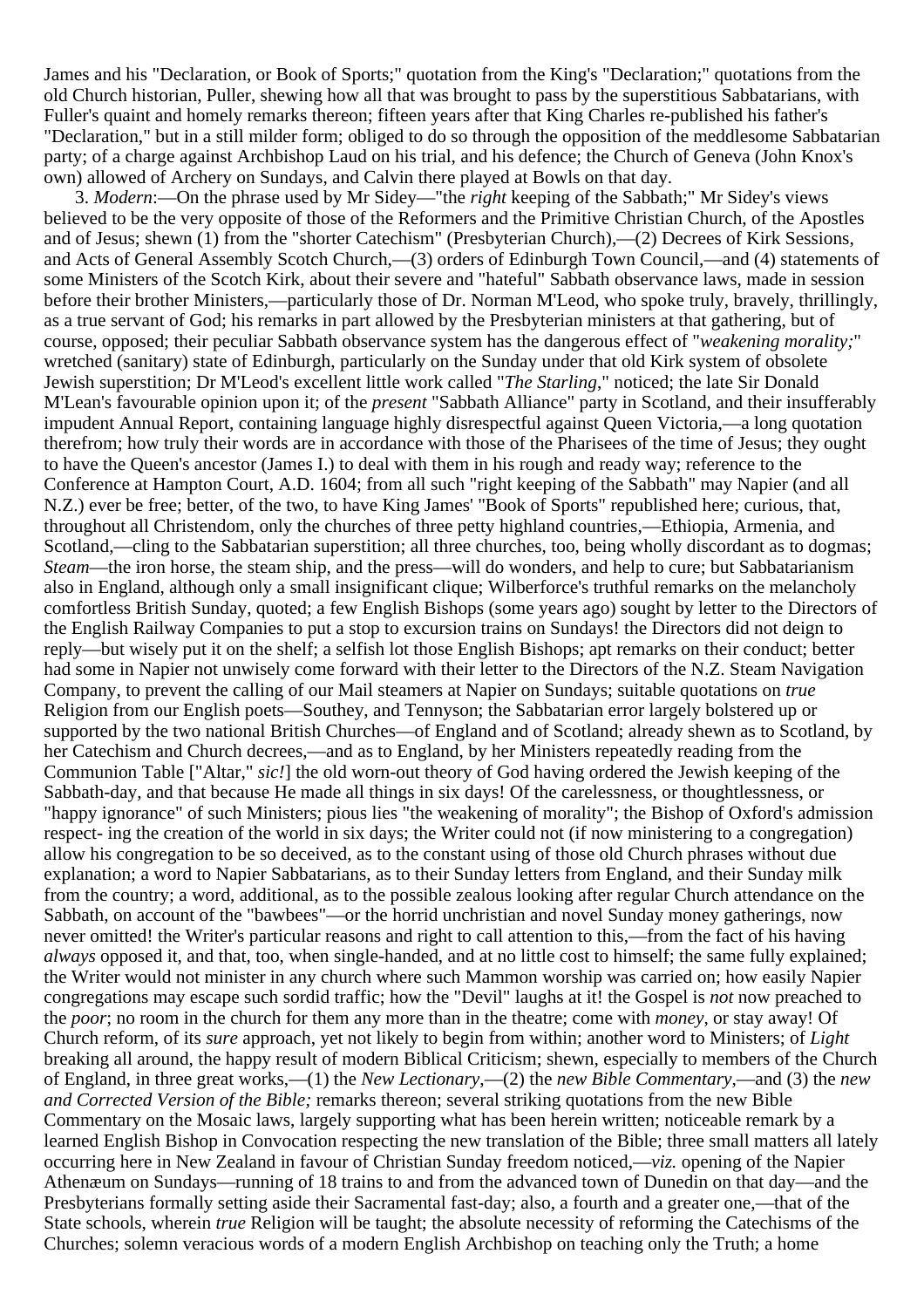James and his "Declaration, or Book of Sports;" quotation from the King's "Declaration;" quotations from the old Church historian, Puller, shewing how all that was brought to pass by the superstitious Sabbatarians, with Fuller's quaint and homely remarks thereon; fifteen years after that King Charles re-published his father's "Declaration," but in a still milder form; obliged to do so through the opposition of the meddlesome Sabbatarian party; of a charge against Archbishop Laud on his trial, and his defence; the Church of Geneva (John Knox's own) allowed of Archery on Sundays, and Calvin there played at Bowls on that day.

3. *Modern*:—On the phrase used by Mr Sidey—"the *right* keeping of the Sabbath;" Mr Sidey's views believed to be the very opposite of those of the Reformers and the Primitive Christian Church, of the Apostles and of Jesus; shewn (1) from the "shorter Catechism" (Presbyterian Church),—(2) Decrees of Kirk Sessions, and Acts of General Assembly Scotch Church,—(3) orders of Edinburgh Town Council,—and (4) statements of some Ministers of the Scotch Kirk, about their severe and "hateful" Sabbath observance laws, made in session before their brother Ministers,—particularly those of Dr. Norman M'Leod, who spoke truly, bravely, thrillingly, as a true servant of God; his remarks in part allowed by the Presbyterian ministers at that gathering, but of course, opposed; their peculiar Sabbath observance system has the dangerous effect of "*weakening morality;*" wretched (sanitary) state of Edinburgh, particularly on the Sunday under that old Kirk system of obsolete Jewish superstition; Dr M'Leod's excellent little work called "*The Starling*," noticed; the late Sir Donald M'Lean's favourable opinion upon it; of the *present* "Sabbath Alliance" party in Scotland, and their insufferably impudent Annual Report, containing language highly disrespectful against Queen Victoria,—a long quotation therefrom; how truly their words are in accordance with those of the Pharisees of the time of Jesus; they ought to have the Queen's ancestor (James I.) to deal with them in his rough and ready way; reference to the Conference at Hampton Court, A.D. 1604; from all such "right keeping of the Sabbath" may Napier (and all N.Z.) ever be free; better, of the two, to have King James' "Book of Sports" republished here; curious, that, throughout all Christendom, only the churches of three petty highland countries,—Ethiopia, Armenia, and Scotland,—cling to the Sabbatarian superstition; all three churches, too, being wholly discordant as to dogmas; *Steam*—the iron horse, the steam ship, and the press—will do wonders, and help to cure; but Sabbatarianism also in England, although only a small insignificant clique; Wilberforce's truthful remarks on the melancholy comfortless British Sunday, quoted; a few English Bishops (some years ago) sought by letter to the Directors of the English Railway Companies to put a stop to excursion trains on Sundays! the Directors did not deign to reply—but wisely put it on the shelf; a selfish lot those English Bishops; apt remarks on their conduct; better had some in Napier not unwisely come forward with their letter to the Directors of the N.Z. Steam Navigation Company, to prevent the calling of our Mail steamers at Napier on Sundays; suitable quotations on *true* Religion from our English poets—Southey, and Tennyson; the Sabbatarian error largely bolstered up or supported by the two national British Churches—of England and of Scotland; already shewn as to Scotland, by her Catechism and Church decrees,—and as to England, by her Ministers repeatedly reading from the Communion Table ["Altar," *sic!*] the old worn-out theory of God having ordered the Jewish keeping of the Sabbath-day, and that because He made all things in six days! Of the carelessness, or thoughtlessness, or "happy ignorance" of such Ministers; pious lies "the weakening of morality"; the Bishop of Oxford's admission respect- ing the creation of the world in six days; the Writer could not (if now ministering to a congregation) allow his congregation to be so deceived, as to the constant using of those old Church phrases without due explanation; a word to Napier Sabbatarians, as to their Sunday letters from England, and their Sunday milk from the country; a word, additional, as to the possible zealous looking after regular Church attendance on the Sabbath, on account of the "bawbees"—or the horrid unchristian and novel Sunday money gatherings, now never omitted! the Writer's particular reasons and right to call attention to this,—from the fact of his having *always* opposed it, and that, too, when single-handed, and at no little cost to himself; the same fully explained; the Writer would not minister in any church where such Mammon worship was carried on; how easily Napier congregations may escape such sordid traffic; how the "Devil" laughs at it! the Gospel is *not* now preached to the *poor*; no room in the church for them any more than in the theatre; come with *money*, or stay away! Of Church reform, of its *sure* approach, yet not likely to begin from within; another word to Ministers; of *Light* breaking all around, the happy result of modern Biblical Criticism; shewn, especially to members of the Church of England, in three great works,—(1) the *New Lectionary*,—(2) the *new Bible Commentary*,—and (3) the *new and Corrected Version of the Bible;* remarks thereon; several striking quotations from the new Bible Commentary on the Mosaic laws, largely supporting what has been herein written; noticeable remark by a learned English Bishop in Convocation respecting the new translation of the Bible; three small matters all lately occurring here in New Zealand in favour of Christian Sunday freedom noticed,—*viz.* opening of the Napier Athenæum on Sundays—running of 18 trains to and from the advanced town of Dunedin on that day—and the Presbyterians formally setting aside their Sacramental fast-day; also, a fourth and a greater one,—that of the State schools, wherein *true* Religion will be taught; the absolute necessity of reforming the Catechisms of the Churches; solemn veracious words of a modern English Archbishop on teaching only the Truth; a home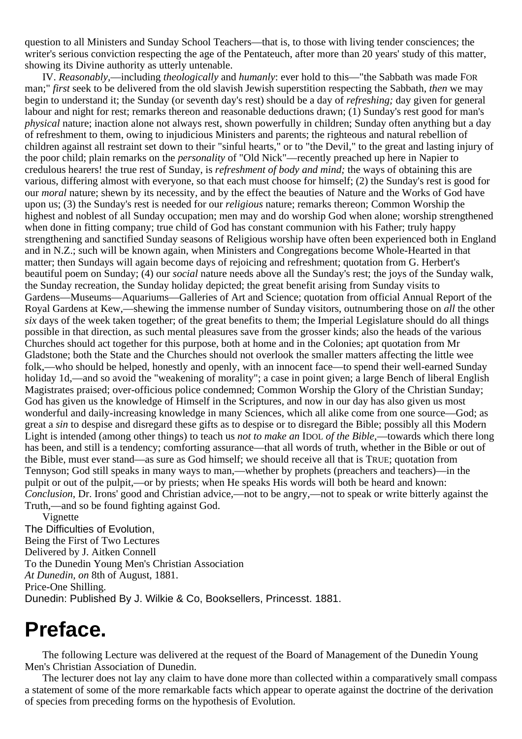question to all Ministers and Sunday School Teachers—that is, to those with living tender consciences; the writer's serious conviction respecting the age of the Pentateuch, after more than 20 years' study of this matter, showing its Divine authority as utterly untenable.

IV. *Reasonably*,—including *theologically* and *humanly*: ever hold to this—"the Sabbath was made FOR man;" *first* seek to be delivered from the old slavish Jewish superstition respecting the Sabbath, *then* we may begin to understand it; the Sunday (or seventh day's rest) should be a day of *refreshing;* day given for general labour and night for rest; remarks thereon and reasonable deductions drawn; (1) Sunday's rest good for man's *physical* nature; inaction alone not always rest, shown powerfully in children; Sunday often anything but a day of refreshment to them, owing to injudicious Ministers and parents; the righteous and natural rebellion of children against all restraint set down to their "sinful hearts," or to "the Devil," to the great and lasting injury of the poor child; plain remarks on the *personality* of "Old Nick"—recently preached up here in Napier to credulous hearers! the true rest of Sunday, is *refreshment of body and mind;* the ways of obtaining this are various, differing almost with everyone, so that each must choose for himself; (2) the Sunday's rest is good for our *moral* nature; shewn by its necessity, and by the effect the beauties of Nature and the Works of God have upon us; (3) the Sunday's rest is needed for our *religious* nature; remarks thereon; Common Worship the highest and noblest of all Sunday occupation; men may and do worship God when alone; worship strengthened when done in fitting company; true child of God has constant communion with his Father; truly happy strengthening and sanctified Sunday seasons of Religious worship have often been experienced both in England and in N.Z.; such will be known again, when Ministers and Congregations become Whole-Hearted in that matter; then Sundays will again become days of rejoicing and refreshment; quotation from G. Herbert's beautiful poem on Sunday; (4) our *social* nature needs above all the Sunday's rest; the joys of the Sunday walk, the Sunday recreation, the Sunday holiday depicted; the great benefit arising from Sunday visits to Gardens—Museums—Aquariums—Galleries of Art and Science; quotation from official Annual Report of the Royal Gardens at Kew,—shewing the immense number of Sunday visitors, outnumbering those on *all* the other *six* days of the week taken together; of the great benefits to them; the Imperial Legislature should do all things possible in that direction, as such mental pleasures save from the grosser kinds; also the heads of the various Churches should act together for this purpose, both at home and in the Colonies; apt quotation from Mr Gladstone; both the State and the Churches should not overlook the smaller matters affecting the little wee folk,—who should be helped, honestly and openly, with an innocent face—to spend their well-earned Sunday holiday 1d,—and so avoid the "weakening of morality"; a case in point given; a large Bench of liberal English Magistrates praised; over-officious police condemned; Common Worship the Glory of the Christian Sunday; God has given us the knowledge of Himself in the Scriptures, and now in our day has also given us most wonderful and daily-increasing knowledge in many Sciences, which all alike come from one source—God; as great a *sin* to despise and disregard these gifts as to despise or to disregard the Bible; possibly all this Modern Light is intended (among other things) to teach us *not to make an* IDOL *of the Bible*,—towards which there long has been, and still is a tendency; comforting assurance—that all words of truth, whether in the Bible or out of the Bible, must ever stand—as sure as God himself; we should receive all that is TRUE; quotation from Tennyson; God still speaks in many ways to man,—whether by prophets (preachers and teachers)—in the pulpit or out of the pulpit,—or by priests; when He speaks His words will both be heard and known: *Conclusion*, Dr. Irons' good and Christian advice,—not to be angry,—not to speak or write bitterly against the Truth,—and so be found fighting against God.

Vignette

The Difficulties of Evolution,

Being the First of Two Lectures

Delivered by J. Aitken Connell

To the Dunedin Young Men's Christian Association

*At Dunedin, on* 8th of August, 1881.

Price-One Shilling.

Dunedin: Published By J. Wilkie & Co, Booksellers, Princesst. 1881.

# Preface.

The following Lecture was delivered at the request of the Board of Management of the Dunedin Young Men's Christian Association of Dunedin.

The lecturer does not lay any claim to have done more than collected within a comparatively small compass a statement of some of the more remarkable facts which appear to operate against the doctrine of the derivation of species from preceding forms on the hypothesis of Evolution.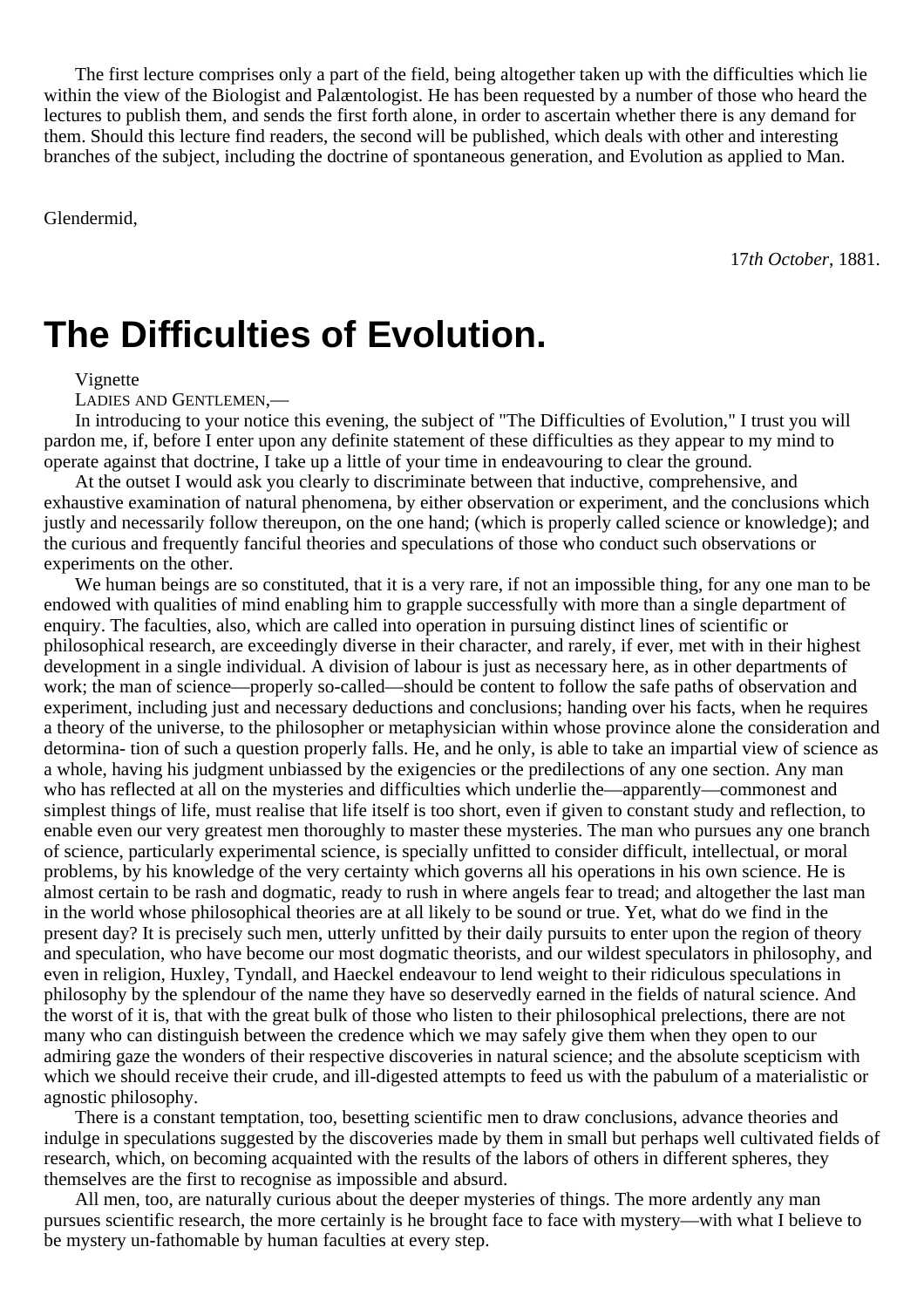The first lecture comprises only a part of the field, being altogether taken up with the difficulties which lie within the view of the Biologist and Palæntologist. He has been requested by a number of those who heard the lectures to publish them, and sends the first forth alone, in order to ascertain whether there is any demand for them. Should this lecture find readers, the second will be published, which deals with other and interesting branches of the subject, including the doctrine of spontaneous generation, and Evolution as applied to Man.

Glendermid,

17*th October*, 1881.

# The Difficulties of Evolution.

Vignette

LADIES AND GENTLEMEN,—

In introducing to your notice this evening, the subject of "The Difficulties of Evolution," I trust you will pardon me, if, before I enter upon any definite statement of these difficulties as they appear to my mind to operate against that doctrine, I take up a little of your time in endeavouring to clear the ground.

At the outset I would ask you clearly to discriminate between that inductive, comprehensive, and exhaustive examination of natural phenomena, by either observation or experiment, and the conclusions which justly and necessarily follow thereupon, on the one hand; (which is properly called science or knowledge); and the curious and frequently fanciful theories and speculations of those who conduct such observations or experiments on the other.

We human beings are so constituted, that it is a very rare, if not an impossible thing, for any one man to be endowed with qualities of mind enabling him to grapple successfully with more than a single department of enquiry. The faculties, also, which are called into operation in pursuing distinct lines of scientific or philosophical research, are exceedingly diverse in their character, and rarely, if ever, met with in their highest development in a single individual. A division of labour is just as necessary here, as in other departments of work; the man of science—properly so-called—should be content to follow the safe paths of observation and experiment, including just and necessary deductions and conclusions; handing over his facts, when he requires a theory of the universe, to the philosopher or metaphysician within whose province alone the consideration and determina- tion of such a question properly falls. He, and he only, is able to take an impartial view of science as a whole, having his judgment unbiassed by the exigencies or the predilections of any one section. Any man who has reflected at all on the mysteries and difficulties which underlie the—apparently—commonest and simplest things of life, must realise that life itself is too short, even if given to constant study and reflection, to enable even our very greatest men thoroughly to master these mysteries. The man who pursues any one branch of science, particularly experimental science, is specially unfitted to consider difficult, intellectual, or moral problems, by his knowledge of the very certainty which governs all his operations in his own science. He is almost certain to be rash and dogmatic, ready to rush in where angels fear to tread; and altogether the last man in the world whose philosophical theories are at all likely to be sound or true. Yet, what do we find in the present day? It is precisely such men, utterly unfitted by their daily pursuits to enter upon the region of theory and speculation, who have become our most dogmatic theorists, and our wildest speculators in philosophy, and even in religion, Huxley, Tyndall, and Haeckel endeavour to lend weight to their ridiculous speculations in philosophy by the splendour of the name they have so deservedly earned in the fields of natural science. And the worst of it is, that with the great bulk of those who listen to their philosophical prelections, there are not many who can distinguish between the credence which we may safely give them when they open to our admiring gaze the wonders of their respective discoveries in natural science; and the absolute scepticism with which we should receive their crude, and ill-digested attempts to feed us with the pabulum of a materialistic or agnostic philosophy.

There is a constant temptation, too, besetting scientific men to draw conclusions, advance theories and indulge in speculations suggested by the discoveries made by them in small but perhaps well cultivated fields of research, which, on becoming acquainted with the results of the labors of others in different spheres, they themselves are the first to recognise as impossible and absurd.

All men, too, are naturally curious about the deeper mysteries of things. The more ardently any man pursues scientific research, the more certainly is he brought face to face with mystery—with what I believe to be mystery un-fathomable by human faculties at every step.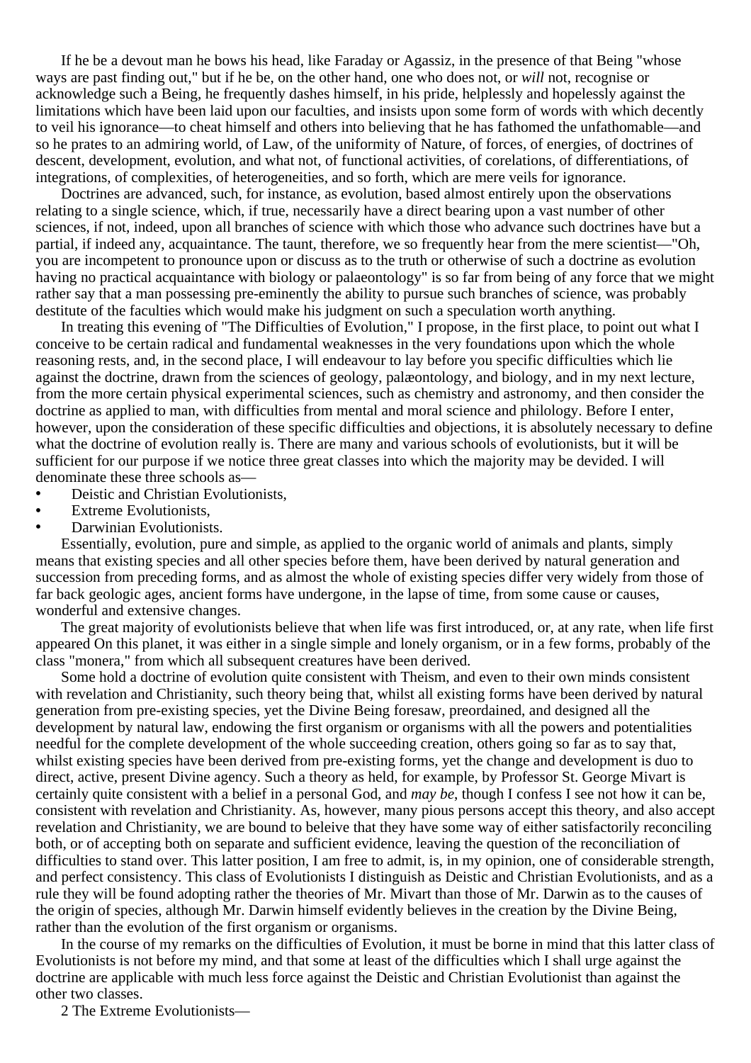If he be a devout man he bows his head, like Faraday or Agassiz, in the presence of that Being "whose ways are past finding out," but if he be, on the other hand, one who does not, or *will* not, recognise or acknowledge such a Being, he frequently dashes himself, in his pride, helplessly and hopelessly against the limitations which have been laid upon our faculties, and insists upon some form of words with which decently to veil his ignorance—to cheat himself and others into believing that he has fathomed the unfathomable—and so he prates to an admiring world, of Law, of the uniformity of Nature, of forces, of energies, of doctrines of descent, development, evolution, and what not, of functional activities, of corelations, of differentiations, of integrations, of complexities, of heterogeneities, and so forth, which are mere veils for ignorance.

Doctrines are advanced, such, for instance, as evolution, based almost entirely upon the observations relating to a single science, which, if true, necessarily have a direct bearing upon a vast number of other sciences, if not, indeed, upon all branches of science with which those who advance such doctrines have but a partial, if indeed any, acquaintance. The taunt, therefore, we so frequently hear from the mere scientist—"Oh, you are incompetent to pronounce upon or discuss as to the truth or otherwise of such a doctrine as evolution having no practical acquaintance with biology or palaeontology" is so far from being of any force that we might rather say that a man possessing pre-eminently the ability to pursue such branches of science, was probably destitute of the faculties which would make his judgment on such a speculation worth anything.

In treating this evening of "The Difficulties of Evolution," I propose, in the first place, to point out what I conceive to be certain radical and fundamental weaknesses in the very foundations upon which the whole reasoning rests, and, in the second place, I will endeavour to lay before you specific difficulties which lie against the doctrine, drawn from the sciences of geology, palæontology, and biology, and in my next lecture, from the more certain physical experimental sciences, such as chemistry and astronomy, and then consider the doctrine as applied to man, with difficulties from mental and moral science and philology. Before I enter, however, upon the consideration of these specific difficulties and objections, it is absolutely necessary to define what the doctrine of evolution really is. There are many and various schools of evolutionists, but it will be sufficient for our purpose if we notice three great classes into which the majority may be devided. I will denominate these three schools as—

- Deistic and Christian Evolutionists,
- Extreme Evolutionists,
- Darwinian Evolutionists.

Essentially, evolution, pure and simple, as applied to the organic world of animals and plants, simply means that existing species and all other species before them, have been derived by natural generation and succession from preceding forms, and as almost the whole of existing species differ very widely from those of far back geologic ages, ancient forms have undergone, in the lapse of time, from some cause or causes, wonderful and extensive changes.

The great majority of evolutionists believe that when life was first introduced, or, at any rate, when life first appeared On this planet, it was either in a single simple and lonely organism, or in a few forms, probably of the class "monera," from which all subsequent creatures have been derived.

Some hold a doctrine of evolution quite consistent with Theism, and even to their own minds consistent with revelation and Christianity, such theory being that, whilst all existing forms have been derived by natural generation from pre-existing species, yet the Divine Being foresaw, preordained, and designed all the development by natural law, endowing the first organism or organisms with all the powers and potentialities needful for the complete development of the whole succeeding creation, others going so far as to say that, whilst existing species have been derived from pre-existing forms, yet the change and development is duo to direct, active, present Divine agency. Such a theory as held, for example, by Professor St. George Mivart is certainly quite consistent with a belief in a personal God, and *may be*, though I confess I see not how it can be, consistent with revelation and Christianity. As, however, many pious persons accept this theory, and also accept revelation and Christianity, we are bound to beleive that they have some way of either satisfactorily reconciling both, or of accepting both on separate and sufficient evidence, leaving the question of the reconciliation of difficulties to stand over. This latter position, I am free to admit, is, in my opinion, one of considerable strength, and perfect consistency. This class of Evolutionists I distinguish as Deistic and Christian Evolutionists, and as a rule they will be found adopting rather the theories of Mr. Mivart than those of Mr. Darwin as to the causes of the origin of species, although Mr. Darwin himself evidently believes in the creation by the Divine Being, rather than the evolution of the first organism or organisms.

In the course of my remarks on the difficulties of Evolution, it must be borne in mind that this latter class of Evolutionists is not before my mind, and that some at least of the difficulties which I shall urge against the doctrine are applicable with much less force against the Deistic and Christian Evolutionist than against the other two classes.

2 The Extreme Evolutionists—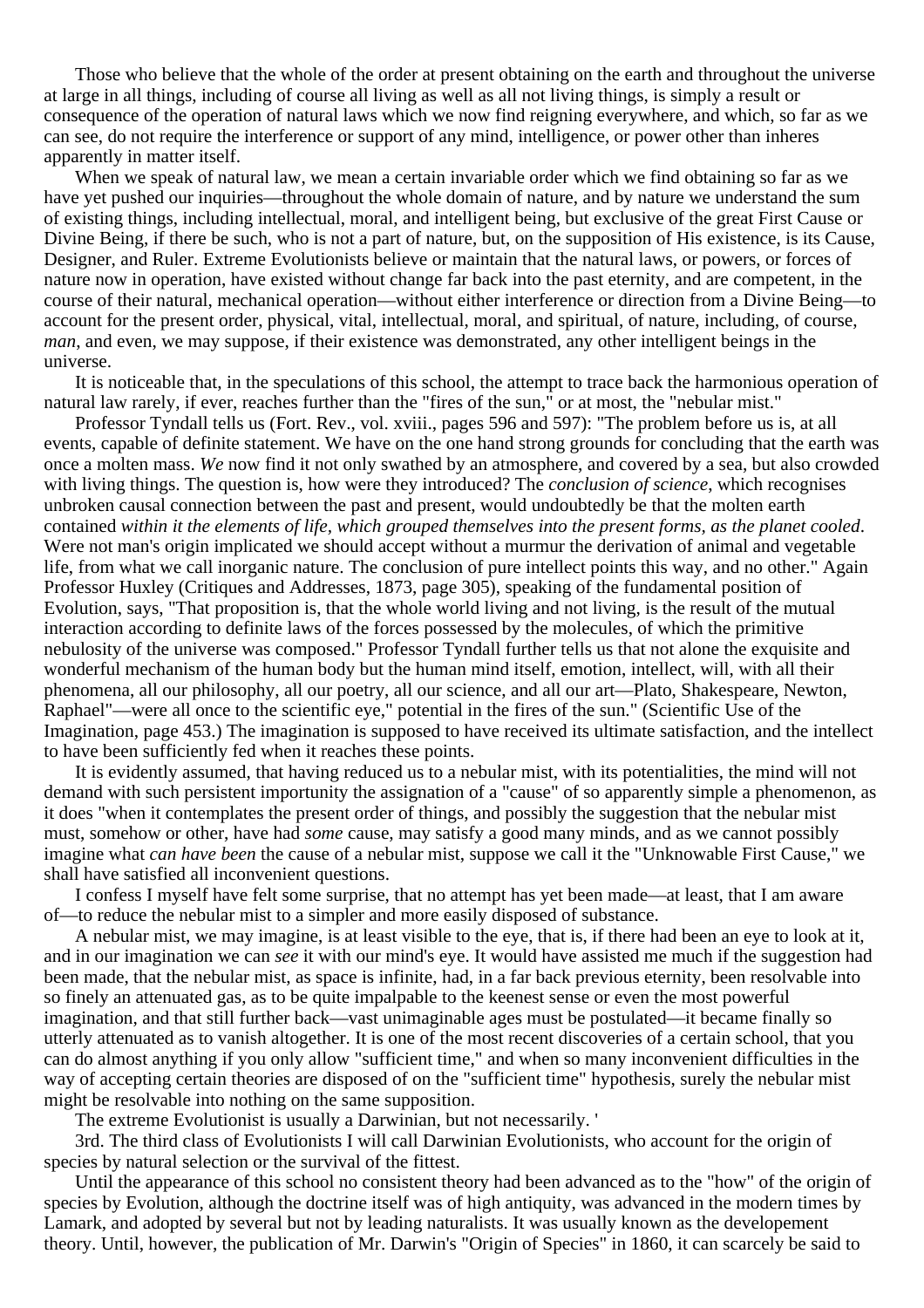Those who believe that the whole of the order at present obtaining on the earth and throughout the universe at large in all things, including of course all living as well as all not living things, is simply a result or consequence of the operation of natural laws which we now find reigning everywhere, and which, so far as we can see, do not require the interference or support of any mind, intelligence, or power other than inheres apparently in matter itself.

When we speak of natural law, we mean a certain invariable order which we find obtaining so far as we have yet pushed our inquiries—throughout the whole domain of nature, and by nature we understand the sum of existing things, including intellectual, moral, and intelligent being, but exclusive of the great First Cause or Divine Being, if there be such, who is not a part of nature, but, on the supposition of His existence, is its Cause, Designer, and Ruler. Extreme Evolutionists believe or maintain that the natural laws, or powers, or forces of nature now in operation, have existed without change far back into the past eternity, and are competent, in the course of their natural, mechanical operation—without either interference or direction from a Divine Being—to account for the present order, physical, vital, intellectual, moral, and spiritual, of nature, including, of course, *man*, and even, we may suppose, if their existence was demonstrated, any other intelligent beings in the universe.

It is noticeable that, in the speculations of this school, the attempt to trace back the harmonious operation of natural law rarely, if ever, reaches further than the "fires of the sun," or at most, the "nebular mist."

Professor Tyndall tells us (Fort. Rev., vol. xviii., pages 596 and 597): "The problem before us is, at all events, capable of definite statement. We have on the one hand strong grounds for concluding that the earth was once a molten mass. *We* now find it not only swathed by an atmosphere, and covered by a sea, but also crowded with living things. The question is, how were they introduced? The *conclusion of science*, which recognises unbroken causal connection between the past and present, would undoubtedly be that the molten earth contained *within it the elements of life, which grouped themselves into the present forms, as the planet cooled*. Were not man's origin implicated we should accept without a murmur the derivation of animal and vegetable life, from what we call inorganic nature. The conclusion of pure intellect points this way, and no other." Again Professor Huxley (Critiques and Addresses, 1873, page 305), speaking of the fundamental position of Evolution, says, "That proposition is, that the whole world living and not living, is the result of the mutual interaction according to definite laws of the forces possessed by the molecules, of which the primitive nebulosity of the universe was composed." Professor Tyndall further tells us that not alone the exquisite and wonderful mechanism of the human body but the human mind itself, emotion, intellect, will, with all their phenomena, all our philosophy, all our poetry, all our science, and all our art—Plato, Shakespeare, Newton, Raphael"—were all once to the scientific eye," potential in the fires of the sun." (Scientific Use of the Imagination, page 453.) The imagination is supposed to have received its ultimate satisfaction, and the intellect to have been sufficiently fed when it reaches these points.

It is evidently assumed, that having reduced us to a nebular mist, with its potentialities, the mind will not demand with such persistent importunity the assignation of a "cause" of so apparently simple a phenomenon, as it does "when it contemplates the present order of things, and possibly the suggestion that the nebular mist must, somehow or other, have had *some* cause, may satisfy a good many minds, and as we cannot possibly imagine what *can have been* the cause of a nebular mist, suppose we call it the "Unknowable First Cause," we shall have satisfied all inconvenient questions.

I confess I myself have felt some surprise, that no attempt has yet been made—at least, that I am aware of—to reduce the nebular mist to a simpler and more easily disposed of substance.

A nebular mist, we may imagine, is at least visible to the eye, that is, if there had been an eye to look at it, and in our imagination we can *see* it with our mind's eye. It would have assisted me much if the suggestion had been made, that the nebular mist, as space is infinite, had, in a far back previous eternity, been resolvable into so finely an attenuated gas, as to be quite impalpable to the keenest sense or even the most powerful imagination, and that still further back—vast unimaginable ages must be postulated—it became finally so utterly attenuated as to vanish altogether. It is one of the most recent discoveries of a certain school, that you can do almost anything if you only allow "sufficient time," and when so many inconvenient difficulties in the way of accepting certain theories are disposed of on the "sufficient time" hypothesis, surely the nebular mist might be resolvable into nothing on the same supposition.

The extreme Evolutionist is usually a Darwinian, but not necessarily. '

3rd. The third class of Evolutionists I will call Darwinian Evolutionists, who account for the origin of species by natural selection or the survival of the fittest.

Until the appearance of this school no consistent theory had been advanced as to the "how" of the origin of species by Evolution, although the doctrine itself was of high antiquity, was advanced in the modern times by Lamark, and adopted by several but not by leading naturalists. It was usually known as the developement theory. Until, however, the publication of Mr. Darwin's "Origin of Species" in 1860, it can scarcely be said to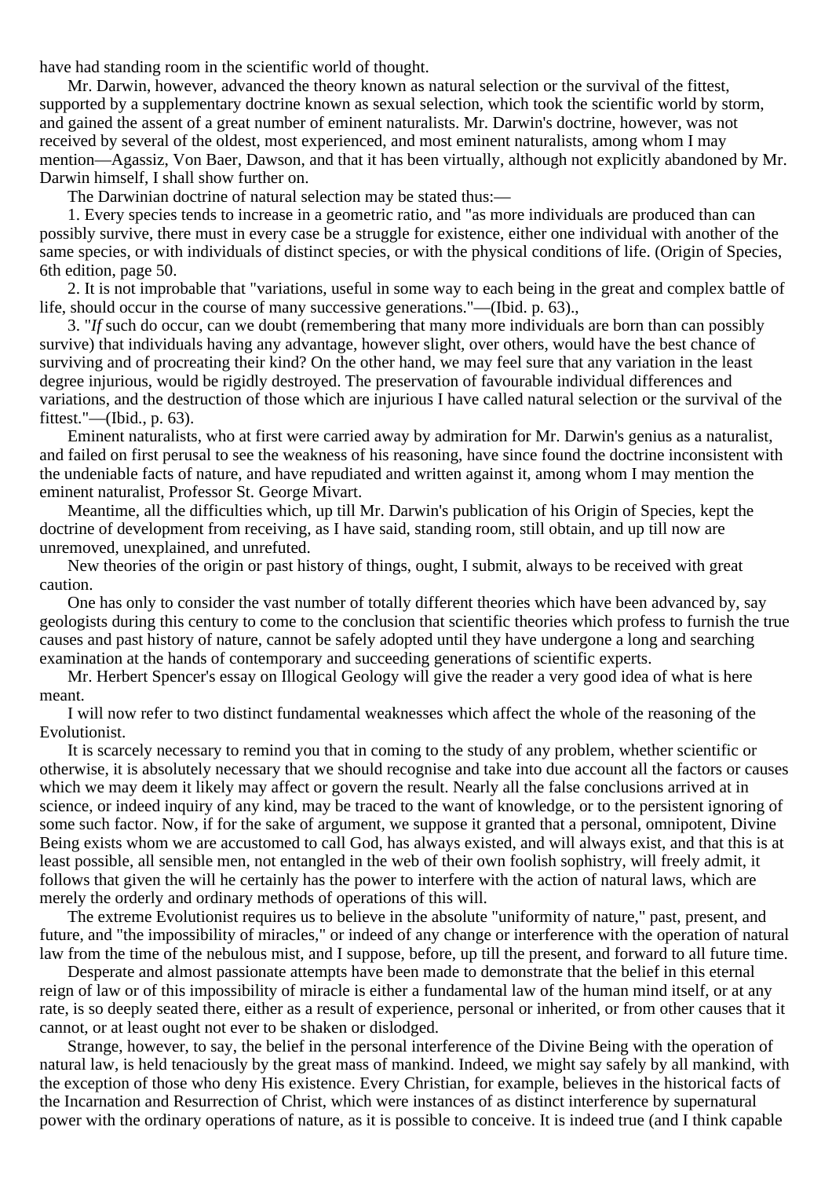have had standing room in the scientific world of thought.

Mr. Darwin, however, advanced the theory known as natural selection or the survival of the fittest, supported by a supplementary doctrine known as sexual selection, which took the scientific world by storm, and gained the assent of a great number of eminent naturalists. Mr. Darwin's doctrine, however, was not received by several of the oldest, most experienced, and most eminent naturalists, among whom I may mention—Agassiz, Von Baer, Dawson, and that it has been virtually, although not explicitly abandoned by Mr. Darwin himself, I shall show further on.

The Darwinian doctrine of natural selection may be stated thus:—

1. Every species tends to increase in a geometric ratio, and "as more individuals are produced than can possibly survive, there must in every case be a struggle for existence, either one individual with another of the same species, or with individuals of distinct species, or with the physical conditions of life. (Origin of Species, 6th edition, page 50.

2. It is not improbable that "variations, useful in some way to each being in the great and complex battle of life, should occur in the course of many successive generations."—(Ibid. p. 63).,

3. "*If* such do occur, can we doubt (remembering that many more individuals are born than can possibly survive) that individuals having any advantage, however slight, over others, would have the best chance of surviving and of procreating their kind? On the other hand, we may feel sure that any variation in the least degree injurious, would be rigidly destroyed. The preservation of favourable individual differences and variations, and the destruction of those which are injurious I have called natural selection or the survival of the fittest."—(Ibid., p. 63).

Eminent naturalists, who at first were carried away by admiration for Mr. Darwin's genius as a naturalist, and failed on first perusal to see the weakness of his reasoning, have since found the doctrine inconsistent with the undeniable facts of nature, and have repudiated and written against it, among whom I may mention the eminent naturalist, Professor St. George Mivart.

Meantime, all the difficulties which, up till Mr. Darwin's publication of his Origin of Species, kept the doctrine of development from receiving, as I have said, standing room, still obtain, and up till now are unremoved, unexplained, and unrefuted.

New theories of the origin or past history of things, ought, I submit, always to be received with great caution.

One has only to consider the vast number of totally different theories which have been advanced by, say geologists during this century to come to the conclusion that scientific theories which profess to furnish the true causes and past history of nature, cannot be safely adopted until they have undergone a long and searching examination at the hands of contemporary and succeeding generations of scientific experts.

Mr. Herbert Spencer's essay on Illogical Geology will give the reader a very good idea of what is here meant.

I will now refer to two distinct fundamental weaknesses which affect the whole of the reasoning of the Evolutionist.

It is scarcely necessary to remind you that in coming to the study of any problem, whether scientific or otherwise, it is absolutely necessary that we should recognise and take into due account all the factors or causes which we may deem it likely may affect or govern the result. Nearly all the false conclusions arrived at in science, or indeed inquiry of any kind, may be traced to the want of knowledge, or to the persistent ignoring of some such factor. Now, if for the sake of argument, we suppose it granted that a personal, omnipotent, Divine Being exists whom we are accustomed to call God, has always existed, and will always exist, and that this is at least possible, all sensible men, not entangled in the web of their own foolish sophistry, will freely admit, it follows that given the will he certainly has the power to interfere with the action of natural laws, which are merely the orderly and ordinary methods of operations of this will.

The extreme Evolutionist requires us to believe in the absolute "uniformity of nature," past, present, and future, and "the impossibility of miracles," or indeed of any change or interference with the operation of natural law from the time of the nebulous mist, and I suppose, before, up till the present, and forward to all future time.

Desperate and almost passionate attempts have been made to demonstrate that the belief in this eternal reign of law or of this impossibility of miracle is either a fundamental law of the human mind itself, or at any rate, is so deeply seated there, either as a result of experience, personal or inherited, or from other causes that it cannot, or at least ought not ever to be shaken or dislodged.

Strange, however, to say, the belief in the personal interference of the Divine Being with the operation of natural law, is held tenaciously by the great mass of mankind. Indeed, we might say safely by all mankind, with the exception of those who deny His existence. Every Christian, for example, believes in the historical facts of the Incarnation and Resurrection of Christ, which were instances of as distinct interference by supernatural power with the ordinary operations of nature, as it is possible to conceive. It is indeed true (and I think capable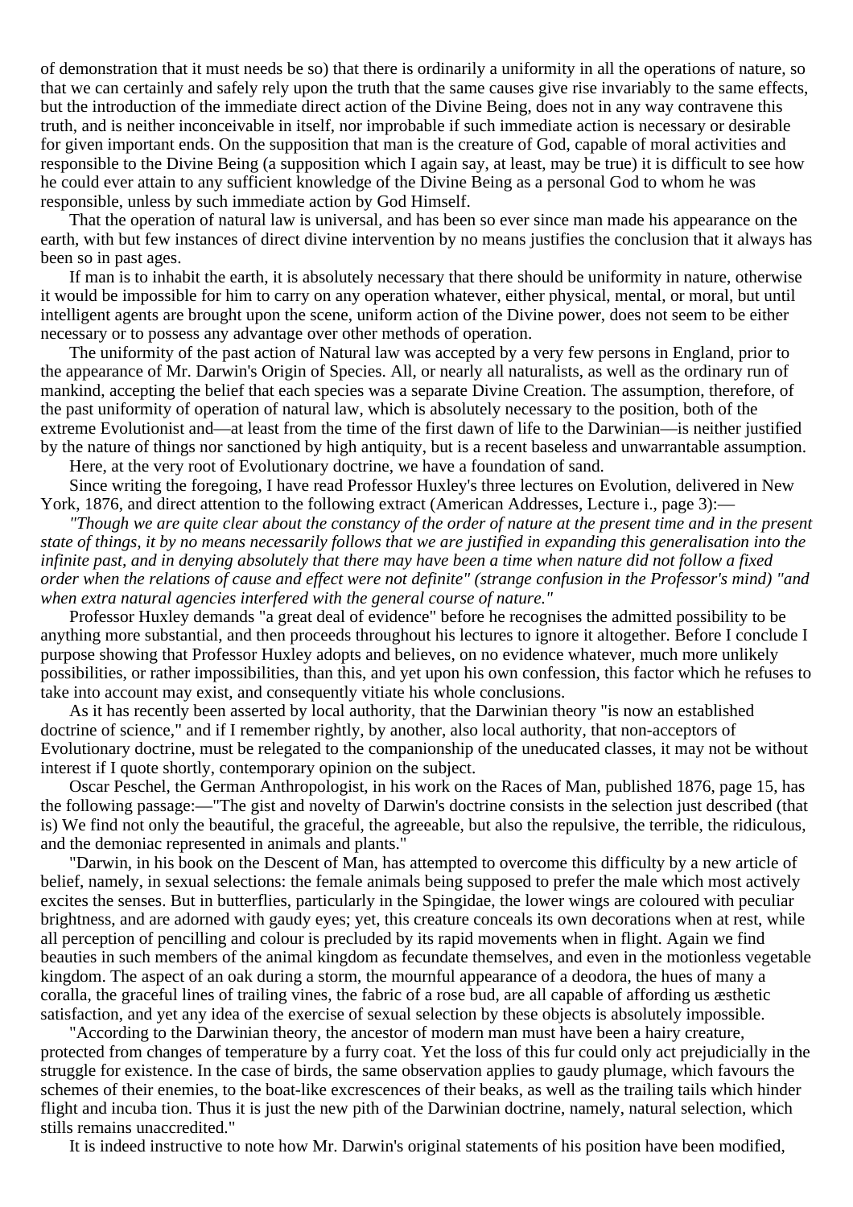of demonstration that it must needs be so) that there is ordinarily a uniformity in all the operations of nature, so that we can certainly and safely rely upon the truth that the same causes give rise invariably to the same effects, but the introduction of the immediate direct action of the Divine Being, does not in any way contravene this truth, and is neither inconceivable in itself, nor improbable if such immediate action is necessary or desirable for given important ends. On the supposition that man is the creature of God, capable of moral activities and responsible to the Divine Being (a supposition which I again say, at least, may be true) it is difficult to see how he could ever attain to any sufficient knowledge of the Divine Being as a personal God to whom he was responsible, unless by such immediate action by God Himself.

That the operation of natural law is universal, and has been so ever since man made his appearance on the earth, with but few instances of direct divine intervention by no means justifies the conclusion that it always has been so in past ages.

If man is to inhabit the earth, it is absolutely necessary that there should be uniformity in nature, otherwise it would be impossible for him to carry on any operation whatever, either physical, mental, or moral, but until intelligent agents are brought upon the scene, uniform action of the Divine power, does not seem to be either necessary or to possess any advantage over other methods of operation.

The uniformity of the past action of Natural law was accepted by a very few persons in England, prior to the appearance of Mr. Darwin's Origin of Species. All, or nearly all naturalists, as well as the ordinary run of mankind, accepting the belief that each species was a separate Divine Creation. The assumption, therefore, of the past uniformity of operation of natural law, which is absolutely necessary to the position, both of the extreme Evolutionist and—at least from the time of the first dawn of life to the Darwinian—is neither justified by the nature of things nor sanctioned by high antiquity, but is a recent baseless and unwarrantable assumption.

Here, at the very root of Evolutionary doctrine, we have a foundation of sand.

Since writing the foregoing, I have read Professor Huxley's three lectures on Evolution, delivered in New York, 1876, and direct attention to the following extract (American Addresses, Lecture i., page 3):—

*"Though we are quite clear about the constancy of the order of nature at the present time and in the present state of things, it by no means necessarily follows that we are justified in expanding this generalisation into the infinite past, and in denying absolutely that there may have been a time when nature did not follow a fixed order when the relations of cause and effect were not definite" (strange confusion in the Professor's mind) "and when extra natural agencies interfered with the general course of nature."*

Professor Huxley demands "a great deal of evidence" before he recognises the admitted possibility to be anything more substantial, and then proceeds throughout his lectures to ignore it altogether. Before I conclude I purpose showing that Professor Huxley adopts and believes, on no evidence whatever, much more unlikely possibilities, or rather impossibilities, than this, and yet upon his own confession, this factor which he refuses to take into account may exist, and consequently vitiate his whole conclusions.

As it has recently been asserted by local authority, that the Darwinian theory "is now an established doctrine of science," and if I remember rightly, by another, also local authority, that non-acceptors of Evolutionary doctrine, must be relegated to the companionship of the uneducated classes, it may not be without interest if I quote shortly, contemporary opinion on the subject.

Oscar Peschel, the German Anthropologist, in his work on the Races of Man, published 1876, page 15, has the following passage:—"The gist and novelty of Darwin's doctrine consists in the selection just described (that is) We find not only the beautiful, the graceful, the agreeable, but also the repulsive, the terrible, the ridiculous, and the demoniac represented in animals and plants."

"Darwin, in his book on the Descent of Man, has attempted to overcome this difficulty by a new article of belief, namely, in sexual selections: the female animals being supposed to prefer the male which most actively excites the senses. But in butterflies, particularly in the Spingidae, the lower wings are coloured with peculiar brightness, and are adorned with gaudy eyes; yet, this creature conceals its own decorations when at rest, while all perception of pencilling and colour is precluded by its rapid movements when in flight. Again we find beauties in such members of the animal kingdom as fecundate themselves, and even in the motionless vegetable kingdom. The aspect of an oak during a storm, the mournful appearance of a deodora, the hues of many a coralla, the graceful lines of trailing vines, the fabric of a rose bud, are all capable of affording us æsthetic satisfaction, and yet any idea of the exercise of sexual selection by these objects is absolutely impossible.

"According to the Darwinian theory, the ancestor of modern man must have been a hairy creature, protected from changes of temperature by a furry coat. Yet the loss of this fur could only act prejudicially in the struggle for existence. In the case of birds, the same observation applies to gaudy plumage, which favours the schemes of their enemies, to the boat-like excrescences of their beaks, as well as the trailing tails which hinder flight and incuba tion. Thus it is just the new pith of the Darwinian doctrine, namely, natural selection, which stills remains unaccredited."

It is indeed instructive to note how Mr. Darwin's original statements of his position have been modified,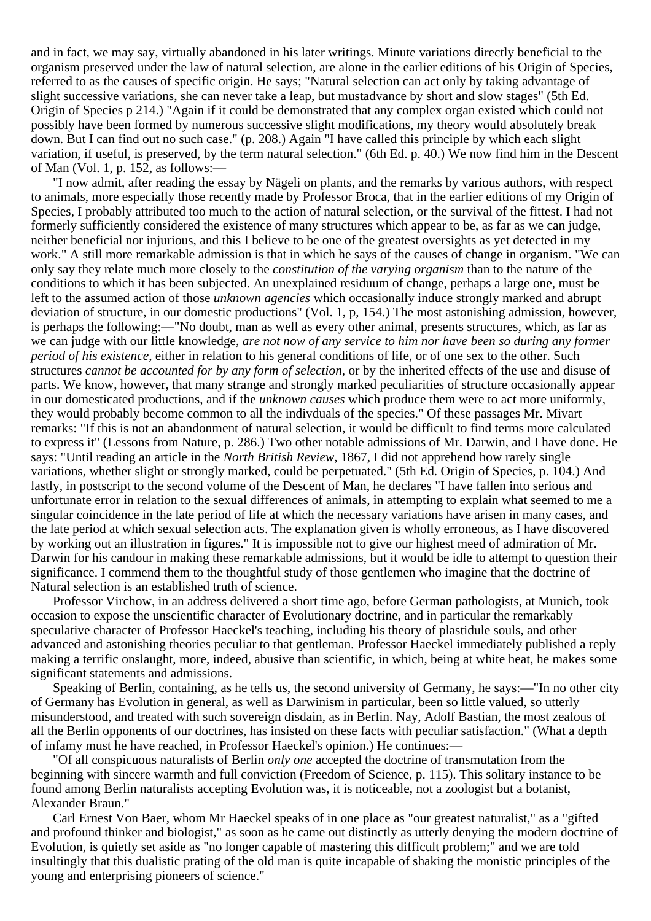and in fact, we may say, virtually abandoned in his later writings. Minute variations directly beneficial to the organism preserved under the law of natural selection, are alone in the earlier editions of his Origin of Species, referred to as the causes of specific origin. He says; "Natural selection can act only by taking advantage of slight successive variations, she can never take a leap, but mustadvance by short and slow stages" (5th Ed. Origin of Species p 214.) "Again if it could be demonstrated that any complex organ existed which could not possibly have been formed by numerous successive slight modifications, my theory would absolutely break down. But I can find out no such case." (p. 208.) Again "I have called this principle by which each slight variation, if useful, is preserved, by the term natural selection." (6th Ed. p. 40.) We now find him in the Descent of Man (Vol. 1, p. 152, as follows:—

"I now admit, after reading the essay by Nägeli on plants, and the remarks by various authors, with respect to animals, more especially those recently made by Professor Broca, that in the earlier editions of my Origin of Species, I probably attributed too much to the action of natural selection, or the survival of the fittest. I had not formerly sufficiently considered the existence of many structures which appear to be, as far as we can judge, neither beneficial nor injurious, and this I believe to be one of the greatest oversights as yet detected in my work." A still more remarkable admission is that in which he says of the causes of change in organism. "We can only say they relate much more closely to the *constitution of the varying organism* than to the nature of the conditions to which it has been subjected. An unexplained residuum of change, perhaps a large one, must be left to the assumed action of those *unknown agencies* which occasionally induce strongly marked and abrupt deviation of structure, in our domestic productions" (Vol. 1, p, 154.) The most astonishing admission, however, is perhaps the following:—"No doubt, man as well as every other animal, presents structures, which, as far as we can judge with our little knowledge, *are not now of any service to him nor have been so during any former period of his existence*, either in relation to his general conditions of life, or of one sex to the other. Such structures *cannot be accounted for by any form of selection*, or by the inherited effects of the use and disuse of parts. We know, however, that many strange and strongly marked peculiarities of structure occasionally appear in our domesticated productions, and if the *unknown causes* which produce them were to act more uniformly, they would probably become common to all the indivduals of the species." Of these passages Mr. Mivart remarks: "If this is not an abandonment of natural selection, it would be difficult to find terms more calculated to express it" (Lessons from Nature, p. 286.) Two other notable admissions of Mr. Darwin, and I have done. He says: "Until reading an article in the *North British Review*, 1867, I did not apprehend how rarely single variations, whether slight or strongly marked, could be perpetuated." (5th Ed. Origin of Species, p. 104.) And lastly, in postscript to the second volume of the Descent of Man, he declares "I have fallen into serious and unfortunate error in relation to the sexual differences of animals, in attempting to explain what seemed to me a singular coincidence in the late period of life at which the necessary variations have arisen in many cases, and the late period at which sexual selection acts. The explanation given is wholly erroneous, as I have discovered by working out an illustration in figures." It is impossible not to give our highest meed of admiration of Mr. Darwin for his candour in making these remarkable admissions, but it would be idle to attempt to question their significance. I commend them to the thoughtful study of those gentlemen who imagine that the doctrine of Natural selection is an established truth of science.

Professor Virchow, in an address delivered a short time ago, before German pathologists, at Munich, took occasion to expose the unscientific character of Evolutionary doctrine, and in particular the remarkably speculative character of Professor Haeckel's teaching, including his theory of plastidule souls, and other advanced and astonishing theories peculiar to that gentleman. Professor Haeckel immediately published a reply making a terrific onslaught, more, indeed, abusive than scientific, in which, being at white heat, he makes some significant statements and admissions.

Speaking of Berlin, containing, as he tells us, the second university of Germany, he says:—"In no other city of Germany has Evolution in general, as well as Darwinism in particular, been so little valued, so utterly misunderstood, and treated with such sovereign disdain, as in Berlin. Nay, Adolf Bastian, the most zealous of all the Berlin opponents of our doctrines, has insisted on these facts with peculiar satisfaction." (What a depth of infamy must he have reached, in Professor Haeckel's opinion.) He continues:—

"Of all conspicuous naturalists of Berlin *only one* accepted the doctrine of transmutation from the beginning with sincere warmth and full conviction (Freedom of Science, p. 115). This solitary instance to be found among Berlin naturalists accepting Evolution was, it is noticeable, not a zoologist but a botanist, Alexander Braun."

Carl Ernest Von Baer, whom Mr Haeckel speaks of in one place as "our greatest naturalist," as a "gifted and profound thinker and biologist," as soon as he came out distinctly as utterly denying the modern doctrine of Evolution, is quietly set aside as "no longer capable of mastering this difficult problem;" and we are told insultingly that this dualistic prating of the old man is quite incapable of shaking the monistic principles of the young and enterprising pioneers of science."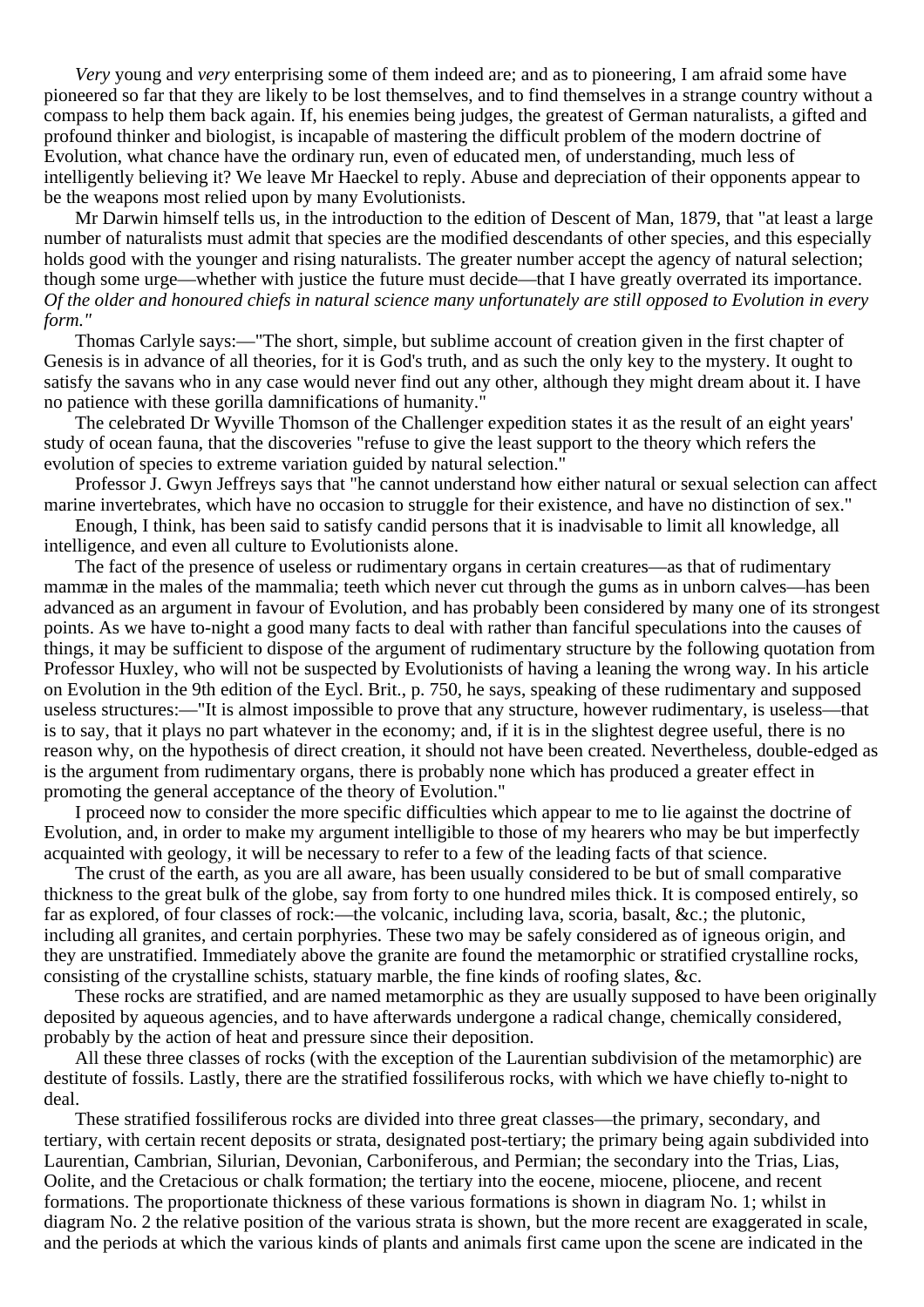*Very* young and *very* enterprising some of them indeed are; and as to pioneering, I am afraid some have pioneered so far that they are likely to be lost themselves, and to find themselves in a strange country without a compass to help them back again. If, his enemies being judges, the greatest of German naturalists, a gifted and profound thinker and biologist, is incapable of mastering the difficult problem of the modern doctrine of Evolution, what chance have the ordinary run, even of educated men, of understanding, much less of intelligently believing it? We leave Mr Haeckel to reply. Abuse and depreciation of their opponents appear to be the weapons most relied upon by many Evolutionists.

Mr Darwin himself tells us, in the introduction to the edition of Descent of Man, 1879, that "at least a large number of naturalists must admit that species are the modified descendants of other species, and this especially holds good with the younger and rising naturalists. The greater number accept the agency of natural selection; though some urge—whether with justice the future must decide—that I have greatly overrated its importance. *Of the older and honoured chiefs in natural science many unfortunately are still opposed to Evolution in every form."*

Thomas Carlyle says:—"The short, simple, but sublime account of creation given in the first chapter of Genesis is in advance of all theories, for it is God's truth, and as such the only key to the mystery. It ought to satisfy the savans who in any case would never find out any other, although they might dream about it. I have no patience with these gorilla damnifications of humanity."

The celebrated Dr Wyville Thomson of the Challenger expedition states it as the result of an eight years' study of ocean fauna, that the discoveries "refuse to give the least support to the theory which refers the evolution of species to extreme variation guided by natural selection."

Professor J. Gwyn Jeffreys says that "he cannot understand how either natural or sexual selection can affect marine invertebrates, which have no occasion to struggle for their existence, and have no distinction of sex."

Enough, I think, has been said to satisfy candid persons that it is inadvisable to limit all knowledge, all intelligence, and even all culture to Evolutionists alone.

The fact of the presence of useless or rudimentary organs in certain creatures—as that of rudimentary mammæ in the males of the mammalia; teeth which never cut through the gums as in unborn calves—has been advanced as an argument in favour of Evolution, and has probably been considered by many one of its strongest points. As we have to-night a good many facts to deal with rather than fanciful speculations into the causes of things, it may be sufficient to dispose of the argument of rudimentary structure by the following quotation from Professor Huxley, who will not be suspected by Evolutionists of having a leaning the wrong way. In his article on Evolution in the 9th edition of the Eycl. Brit., p. 750, he says, speaking of these rudimentary and supposed useless structures:—"It is almost impossible to prove that any structure, however rudimentary, is useless—that is to say, that it plays no part whatever in the economy; and, if it is in the slightest degree useful, there is no reason why, on the hypothesis of direct creation, it should not have been created. Nevertheless, double-edged as is the argument from rudimentary organs, there is probably none which has produced a greater effect in promoting the general acceptance of the theory of Evolution."

I proceed now to consider the more specific difficulties which appear to me to lie against the doctrine of Evolution, and, in order to make my argument intelligible to those of my hearers who may be but imperfectly acquainted with geology, it will be necessary to refer to a few of the leading facts of that science.

The crust of the earth, as you are all aware, has been usually considered to be but of small comparative thickness to the great bulk of the globe, say from forty to one hundred miles thick. It is composed entirely, so far as explored, of four classes of rock:—the volcanic, including lava, scoria, basalt, &c.; the plutonic, including all granites, and certain porphyries. These two may be safely considered as of igneous origin, and they are unstratified. Immediately above the granite are found the metamorphic or stratified crystalline rocks, consisting of the crystalline schists, statuary marble, the fine kinds of roofing slates, &c.

These rocks are stratified, and are named metamorphic as they are usually supposed to have been originally deposited by aqueous agencies, and to have afterwards undergone a radical change, chemically considered, probably by the action of heat and pressure since their deposition.

All these three classes of rocks (with the exception of the Laurentian subdivision of the metamorphic) are destitute of fossils. Lastly, there are the stratified fossiliferous rocks, with which we have chiefly to-night to deal.

These stratified fossiliferous rocks are divided into three great classes—the primary, secondary, and tertiary, with certain recent deposits or strata, designated post-tertiary; the primary being again subdivided into Laurentian, Cambrian, Silurian, Devonian, Carboniferous, and Permian; the secondary into the Trias, Lias, Oolite, and the Cretacious or chalk formation; the tertiary into the eocene, miocene, pliocene, and recent formations. The proportionate thickness of these various formations is shown in diagram No. 1; whilst in diagram No. 2 the relative position of the various strata is shown, but the more recent are exaggerated in scale, and the periods at which the various kinds of plants and animals first came upon the scene are indicated in the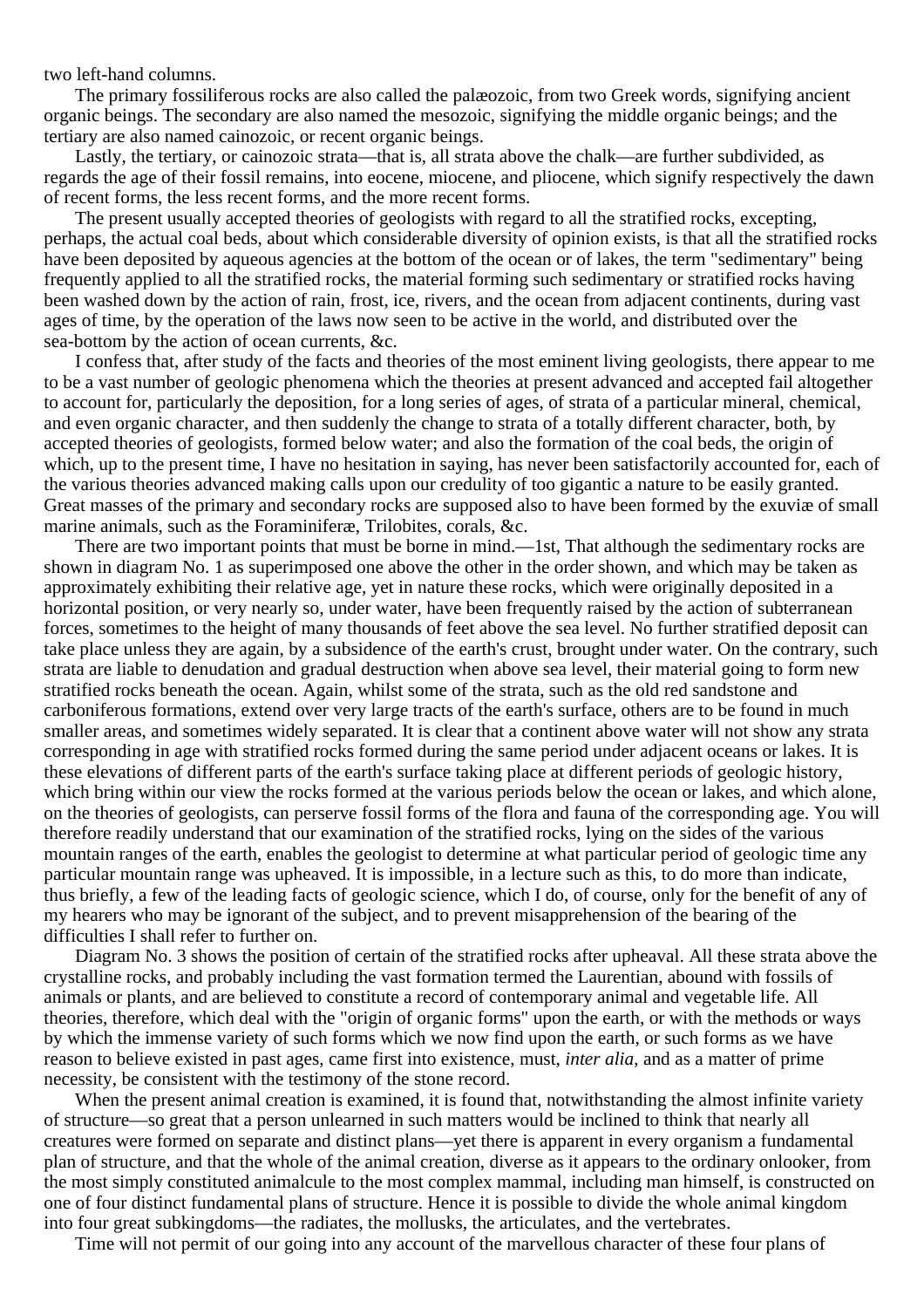two left-hand columns.

The primary fossiliferous rocks are also called the palæozoic, from two Greek words, signifying ancient organic beings. The secondary are also named the mesozoic, signifying the middle organic beings; and the tertiary are also named cainozoic, or recent organic beings.

Lastly, the tertiary, or cainozoic strata—that is, all strata above the chalk—are further subdivided, as regards the age of their fossil remains, into eocene, miocene, and pliocene, which signify respectively the dawn of recent forms, the less recent forms, and the more recent forms.

The present usually accepted theories of geologists with regard to all the stratified rocks, excepting, perhaps, the actual coal beds, about which considerable diversity of opinion exists, is that all the stratified rocks have been deposited by aqueous agencies at the bottom of the ocean or of lakes, the term "sedimentary" being frequently applied to all the stratified rocks, the material forming such sedimentary or stratified rocks having been washed down by the action of rain, frost, ice, rivers, and the ocean from adjacent continents, during vast ages of time, by the operation of the laws now seen to be active in the world, and distributed over the sea-bottom by the action of ocean currents, &c.

I confess that, after study of the facts and theories of the most eminent living geologists, there appear to me to be a vast number of geologic phenomena which the theories at present advanced and accepted fail altogether to account for, particularly the deposition, for a long series of ages, of strata of a particular mineral, chemical, and even organic character, and then suddenly the change to strata of a totally different character, both, by accepted theories of geologists, formed below water; and also the formation of the coal beds, the origin of which, up to the present time, I have no hesitation in saying, has never been satisfactorily accounted for, each of the various theories advanced making calls upon our credulity of too gigantic a nature to be easily granted. Great masses of the primary and secondary rocks are supposed also to have been formed by the exuviæ of small marine animals, such as the Foraminiferæ, Trilobites, corals, &c.

There are two important points that must be borne in mind.—1st, That although the sedimentary rocks are shown in diagram No. 1 as superimposed one above the other in the order shown, and which may be taken as approximately exhibiting their relative age, yet in nature these rocks, which were originally deposited in a horizontal position, or very nearly so, under water, have been frequently raised by the action of subterranean forces, sometimes to the height of many thousands of feet above the sea level. No further stratified deposit can take place unless they are again, by a subsidence of the earth's crust, brought under water. On the contrary, such strata are liable to denudation and gradual destruction when above sea level, their material going to form new stratified rocks beneath the ocean. Again, whilst some of the strata, such as the old red sandstone and carboniferous formations, extend over very large tracts of the earth's surface, others are to be found in much smaller areas, and sometimes widely separated. It is clear that a continent above water will not show any strata corresponding in age with stratified rocks formed during the same period under adjacent oceans or lakes. It is these elevations of different parts of the earth's surface taking place at different periods of geologic history, which bring within our view the rocks formed at the various periods below the ocean or lakes, and which alone, on the theories of geologists, can perserve fossil forms of the flora and fauna of the corresponding age. You will therefore readily understand that our examination of the stratified rocks, lying on the sides of the various mountain ranges of the earth, enables the geologist to determine at what particular period of geologic time any particular mountain range was upheaved. It is impossible, in a lecture such as this, to do more than indicate, thus briefly, a few of the leading facts of geologic science, which I do, of course, only for the benefit of any of my hearers who may be ignorant of the subject, and to prevent misapprehension of the bearing of the difficulties I shall refer to further on.

Diagram No. 3 shows the position of certain of the stratified rocks after upheaval. All these strata above the crystalline rocks, and probably including the vast formation termed the Laurentian, abound with fossils of animals or plants, and are believed to constitute a record of contemporary animal and vegetable life. All theories, therefore, which deal with the "origin of organic forms" upon the earth, or with the methods or ways by which the immense variety of such forms which we now find upon the earth, or such forms as we have reason to believe existed in past ages, came first into existence, must, *inter alia*, and as a matter of prime necessity, be consistent with the testimony of the stone record.

When the present animal creation is examined, it is found that, notwithstanding the almost infinite variety of structure—so great that a person unlearned in such matters would be inclined to think that nearly all creatures were formed on separate and distinct plans—yet there is apparent in every organism a fundamental plan of structure, and that the whole of the animal creation, diverse as it appears to the ordinary onlooker, from the most simply constituted animalcule to the most complex mammal, including man himself, is constructed on one of four distinct fundamental plans of structure. Hence it is possible to divide the whole animal kingdom into four great subkingdoms—the radiates, the mollusks, the articulates, and the vertebrates.

Time will not permit of our going into any account of the marvellous character of these four plans of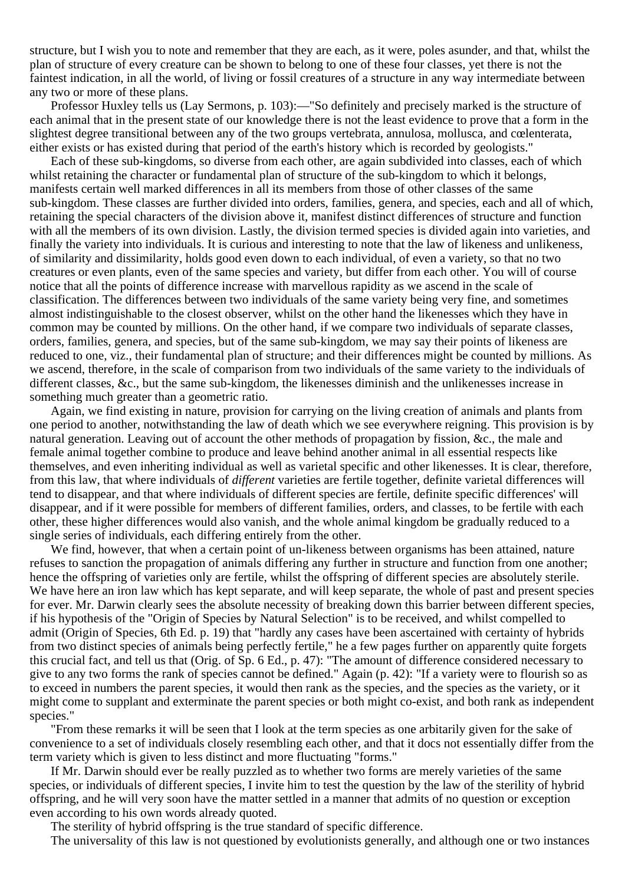structure, but I wish you to note and remember that they are each, as it were, poles asunder, and that, whilst the plan of structure of every creature can be shown to belong to one of these four classes, yet there is not the faintest indication, in all the world, of living or fossil creatures of a structure in any way intermediate between any two or more of these plans.

Professor Huxley tells us (Lay Sermons, p. 103):—"So definitely and precisely marked is the structure of each animal that in the present state of our knowledge there is not the least evidence to prove that a form in the slightest degree transitional between any of the two groups vertebrata, annulosa, mollusca, and cœlenterata, either exists or has existed during that period of the earth's history which is recorded by geologists."

Each of these sub-kingdoms, so diverse from each other, are again subdivided into classes, each of which whilst retaining the character or fundamental plan of structure of the sub-kingdom to which it belongs, manifests certain well marked differences in all its members from those of other classes of the same sub-kingdom. These classes are further divided into orders, families, genera, and species, each and all of which, retaining the special characters of the division above it, manifest distinct differences of structure and function with all the members of its own division. Lastly, the division termed species is divided again into varieties, and finally the variety into individuals. It is curious and interesting to note that the law of likeness and unlikeness, of similarity and dissimilarity, holds good even down to each individual, of even a variety, so that no two creatures or even plants, even of the same species and variety, but differ from each other. You will of course notice that all the points of difference increase with marvellous rapidity as we ascend in the scale of classification. The differences between two individuals of the same variety being very fine, and sometimes almost indistinguishable to the closest observer, whilst on the other hand the likenesses which they have in common may be counted by millions. On the other hand, if we compare two individuals of separate classes, orders, families, genera, and species, but of the same sub-kingdom, we may say their points of likeness are reduced to one, viz., their fundamental plan of structure; and their differences might be counted by millions. As we ascend, therefore, in the scale of comparison from two individuals of the same variety to the individuals of different classes, &c., but the same sub-kingdom, the likenesses diminish and the unlikenesses increase in something much greater than a geometric ratio.

Again, we find existing in nature, provision for carrying on the living creation of animals and plants from one period to another, notwithstanding the law of death which we see everywhere reigning. This provision is by natural generation. Leaving out of account the other methods of propagation by fission, &c., the male and female animal together combine to produce and leave behind another animal in all essential respects like themselves, and even inheriting individual as well as varietal specific and other likenesses. It is clear, therefore, from this law, that where individuals of *different* varieties are fertile together, definite varietal differences will tend to disappear, and that where individuals of different species are fertile, definite specific differences' will disappear, and if it were possible for members of different families, orders, and classes, to be fertile with each other, these higher differences would also vanish, and the whole animal kingdom be gradually reduced to a single series of individuals, each differing entirely from the other.

We find, however, that when a certain point of un-likeness between organisms has been attained, nature refuses to sanction the propagation of animals differing any further in structure and function from one another; hence the offspring of varieties only are fertile, whilst the offspring of different species are absolutely sterile. We have here an iron law which has kept separate, and will keep separate, the whole of past and present species for ever. Mr. Darwin clearly sees the absolute necessity of breaking down this barrier between different species, if his hypothesis of the "Origin of Species by Natural Selection" is to be received, and whilst compelled to admit (Origin of Species, 6th Ed. p. 19) that "hardly any cases have been ascertained with certainty of hybrids from two distinct species of animals being perfectly fertile," he a few pages further on apparently quite forgets this crucial fact, and tell us that (Orig. of Sp. 6 Ed., p. 47): "The amount of difference considered necessary to give to any two forms the rank of species cannot be defined." Again (p. 42): "If a variety were to flourish so as to exceed in numbers the parent species, it would then rank as the species, and the species as the variety, or it might come to supplant and exterminate the parent species or both might co-exist, and both rank as independent species."

"From these remarks it will be seen that I look at the term species as one arbitarily given for the sake of convenience to a set of individuals closely resembling each other, and that it docs not essentially differ from the term variety which is given to less distinct and more fluctuating "forms."

If Mr. Darwin should ever be really puzzled as to whether two forms are merely varieties of the same species, or individuals of different species, I invite him to test the question by the law of the sterility of hybrid offspring, and he will very soon have the matter settled in a manner that admits of no question or exception even according to his own words already quoted.

The sterility of hybrid offspring is the true standard of specific difference.

The universality of this law is not questioned by evolutionists generally, and although one or two instances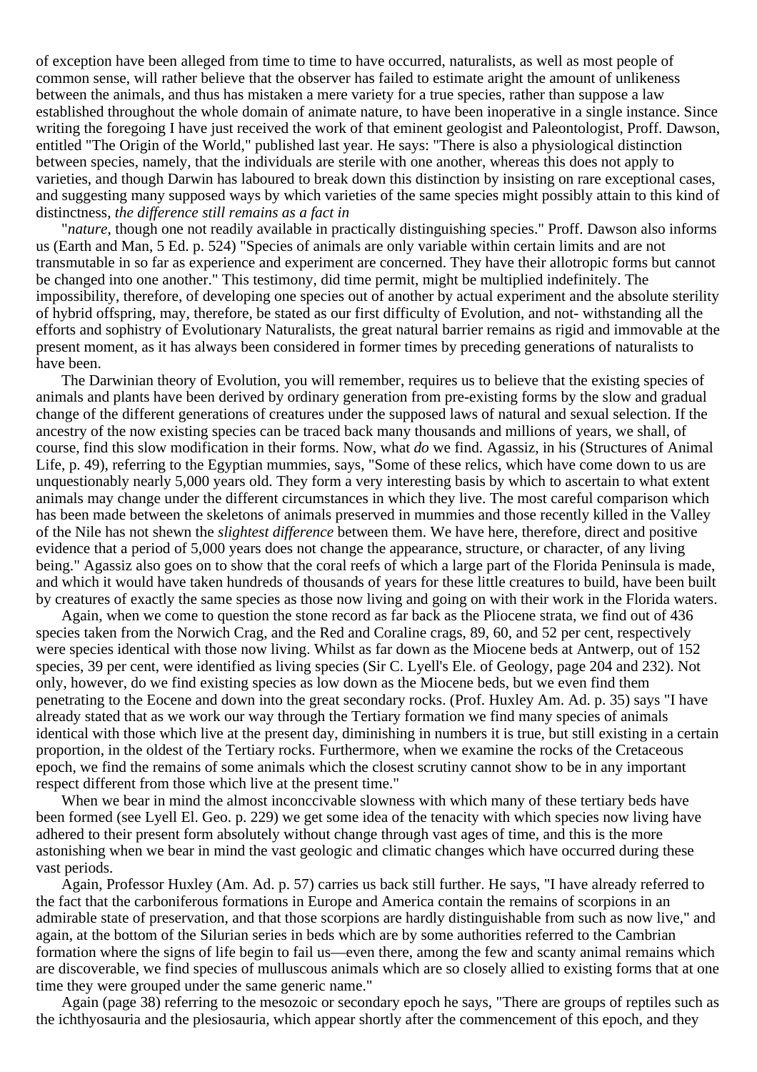of exception have been alleged from time to time to have occurred, naturalists, as well as most people of common sense, will rather believe that the observer has failed to estimate aright the amount of unlikeness between the animals, and thus has mistaken a mere variety for a true species, rather than suppose a law established throughout the whole domain of animate nature, to have been inoperative in a single instance. Since writing the foregoing I have just received the work of that eminent geologist and Paleontologist, Proff. Dawson, entitled "The Origin of the World," published last year. He says: "There is also a physiological distinction between species, namely, that the individuals are sterile with one another, whereas this does not apply to varieties, and though Darwin has laboured to break down this distinction by insisting on rare exceptional cases, and suggesting many supposed ways by which varieties of the same species might possibly attain to this kind of distinctness, *the difference still remains as a fact in*

"*nature*, though one not readily available in practically distinguishing species." Proff. Dawson also informs us (Earth and Man, 5 Ed. p. 524) "Species of animals are only variable within certain limits and are not transmutable in so far as experience and experiment are concerned. They have their allotropic forms but cannot be changed into one another." This testimony, did time permit, might be multiplied indefinitely. The impossibility, therefore, of developing one species out of another by actual experiment and the absolute sterility of hybrid offspring, may, therefore, be stated as our first difficulty of Evolution, and not- withstanding all the efforts and sophistry of Evolutionary Naturalists, the great natural barrier remains as rigid and immovable at the present moment, as it has always been considered in former times by preceding generations of naturalists to have been.

The Darwinian theory of Evolution, you will remember, requires us to believe that the existing species of animals and plants have been derived by ordinary generation from pre-existing forms by the slow and gradual change of the different generations of creatures under the supposed laws of natural and sexual selection. If the ancestry of the now existing species can be traced back many thousands and millions of years, we shall, of course, find this slow modification in their forms. Now, what *do* we find. Agassiz, in his (Structures of Animal Life, p. 49), referring to the Egyptian mummies, says, "Some of these relics, which have come down to us are unquestionably nearly 5,000 years old. They form a very interesting basis by which to ascertain to what extent animals may change under the different circumstances in which they live. The most careful comparison which has been made between the skeletons of animals preserved in mummies and those recently killed in the Valley of the Nile has not shewn the *slightest difference* between them. We have here, therefore, direct and positive evidence that a period of 5,000 years does not change the appearance, structure, or character, of any living being." Agassiz also goes on to show that the coral reefs of which a large part of the Florida Peninsula is made, and which it would have taken hundreds of thousands of years for these little creatures to build, have been built by creatures of exactly the same species as those now living and going on with their work in the Florida waters.

Again, when we come to question the stone record as far back as the Pliocene strata, we find out of 436 species taken from the Norwich Crag, and the Red and Coraline crags, 89, 60, and 52 per cent, respectively were species identical with those now living. Whilst as far down as the Miocene beds at Antwerp, out of 152 species, 39 per cent, were identified as living species (Sir C. Lyell's Ele. of Geology, page 204 and 232). Not only, however, do we find existing species as low down as the Miocene beds, but we even find them penetrating to the Eocene and down into the great secondary rocks. (Prof. Huxley Am. Ad. p. 35) says "I have already stated that as we work our way through the Tertiary formation we find many species of animals identical with those which live at the present day, diminishing in numbers it is true, but still existing in a certain proportion, in the oldest of the Tertiary rocks. Furthermore, when we examine the rocks of the Cretaceous epoch, we find the remains of some animals which the closest scrutiny cannot show to be in any important respect different from those which live at the present time."

When we bear in mind the almost inconccivable slowness with which many of these tertiary beds have been formed (see Lyell El. Geo. p. 229) we get some idea of the tenacity with which species now living have adhered to their present form absolutely without change through vast ages of time, and this is the more astonishing when we bear in mind the vast geologic and climatic changes which have occurred during these vast periods.

Again, Professor Huxley (Am. Ad. p. 57) carries us back still further. He says, "I have already referred to the fact that the carboniferous formations in Europe and America contain the remains of scorpions in an admirable state of preservation, and that those scorpions are hardly distinguishable from such as now live," and again, at the bottom of the Silurian series in beds which are by some authorities referred to the Cambrian formation where the signs of life begin to fail us—even there, among the few and scanty animal remains which are discoverable, we find species of mulluscous animals which are so closely allied to existing forms that at one time they were grouped under the same generic name."

Again (page 38) referring to the mesozoic or secondary epoch he says, "There are groups of reptiles such as the ichthyosauria and the plesiosauria, which appear shortly after the commencement of this epoch, and they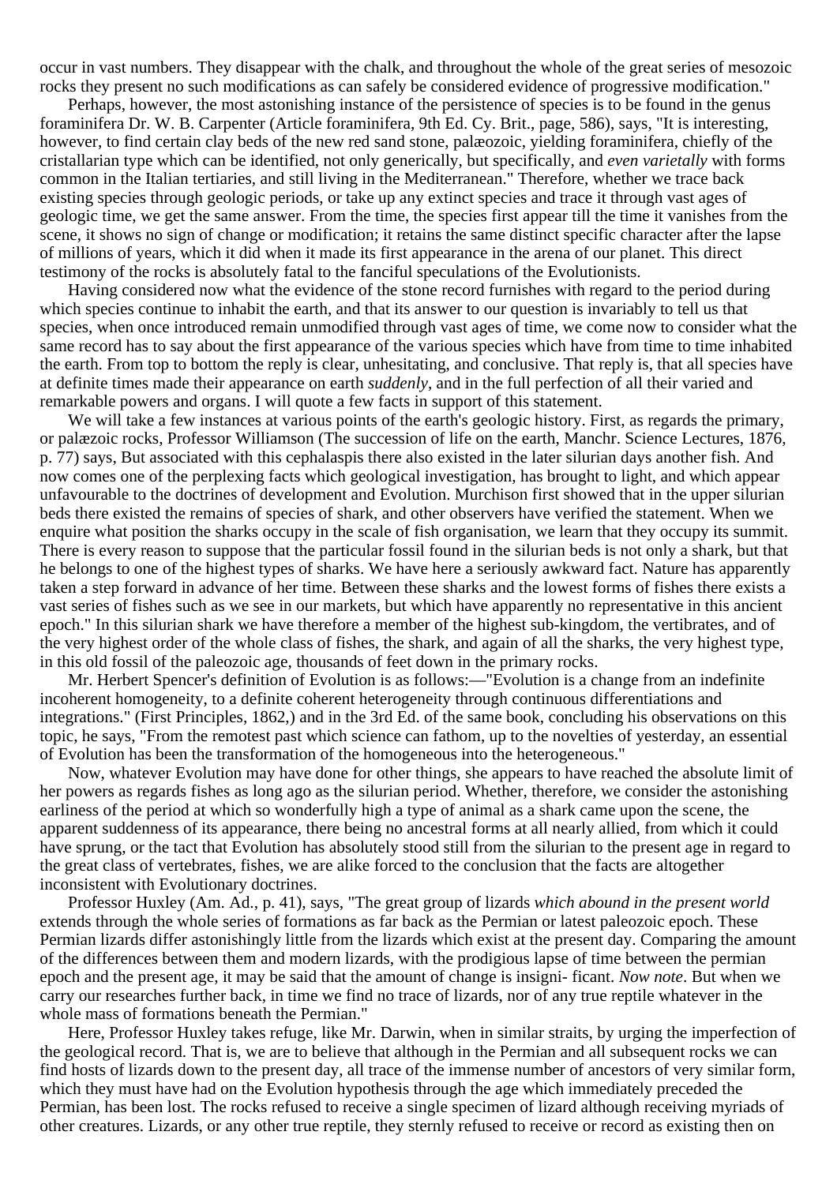occur in vast numbers. They disappear with the chalk, and throughout the whole of the great series of mesozoic rocks they present no such modifications as can safely be considered evidence of progressive modification."

Perhaps, however, the most astonishing instance of the persistence of species is to be found in the genus foraminifera Dr. W. B. Carpenter (Article foraminifera, 9th Ed. Cy. Brit., page, 586), says, "It is interesting, however, to find certain clay beds of the new red sand stone, palæozoic, yielding foraminifera, chiefly of the cristallarian type which can be identified, not only generically, but specifically, and *even varietally* with forms common in the Italian tertiaries, and still living in the Mediterranean." Therefore, whether we trace back existing species through geologic periods, or take up any extinct species and trace it through vast ages of geologic time, we get the same answer. From the time, the species first appear till the time it vanishes from the scene, it shows no sign of change or modification; it retains the same distinct specific character after the lapse of millions of years, which it did when it made its first appearance in the arena of our planet. This direct testimony of the rocks is absolutely fatal to the fanciful speculations of the Evolutionists.

Having considered now what the evidence of the stone record furnishes with regard to the period during which species continue to inhabit the earth, and that its answer to our question is invariably to tell us that species, when once introduced remain unmodified through vast ages of time, we come now to consider what the same record has to say about the first appearance of the various species which have from time to time inhabited the earth. From top to bottom the reply is clear, unhesitating, and conclusive. That reply is, that all species have at definite times made their appearance on earth *suddenly*, and in the full perfection of all their varied and remarkable powers and organs. I will quote a few facts in support of this statement.

We will take a few instances at various points of the earth's geologic history. First, as regards the primary, or palæzoic rocks, Professor Williamson (The succession of life on the earth, Manchr. Science Lectures, 1876, p. 77) says, But associated with this cephalaspis there also existed in the later silurian days another fish. And now comes one of the perplexing facts which geological investigation, has brought to light, and which appear unfavourable to the doctrines of development and Evolution. Murchison first showed that in the upper silurian beds there existed the remains of species of shark, and other observers have verified the statement. When we enquire what position the sharks occupy in the scale of fish organisation, we learn that they occupy its summit. There is every reason to suppose that the particular fossil found in the silurian beds is not only a shark, but that he belongs to one of the highest types of sharks. We have here a seriously awkward fact. Nature has apparently taken a step forward in advance of her time. Between these sharks and the lowest forms of fishes there exists a vast series of fishes such as we see in our markets, but which have apparently no representative in this ancient epoch." In this silurian shark we have therefore a member of the highest sub-kingdom, the vertibrates, and of the very highest order of the whole class of fishes, the shark, and again of all the sharks, the very highest type, in this old fossil of the paleozoic age, thousands of feet down in the primary rocks.

Mr. Herbert Spencer's definition of Evolution is as follows:—"Evolution is a change from an indefinite incoherent homogeneity, to a definite coherent heterogeneity through continuous differentiations and integrations." (First Principles, 1862,) and in the 3rd Ed. of the same book, concluding his observations on this topic, he says, "From the remotest past which science can fathom, up to the novelties of yesterday, an essential of Evolution has been the transformation of the homogeneous into the heterogeneous."

Now, whatever Evolution may have done for other things, she appears to have reached the absolute limit of her powers as regards fishes as long ago as the silurian period. Whether, therefore, we consider the astonishing earliness of the period at which so wonderfully high a type of animal as a shark came upon the scene, the apparent suddenness of its appearance, there being no ancestral forms at all nearly allied, from which it could have sprung, or the tact that Evolution has absolutely stood still from the silurian to the present age in regard to the great class of vertebrates, fishes, we are alike forced to the conclusion that the facts are altogether inconsistent with Evolutionary doctrines.

Professor Huxley (Am. Ad., p. 41), says, "The great group of lizards *which abound in the present world* extends through the whole series of formations as far back as the Permian or latest paleozoic epoch. These Permian lizards differ astonishingly little from the lizards which exist at the present day. Comparing the amount of the differences between them and modern lizards, with the prodigious lapse of time between the permian epoch and the present age, it may be said that the amount of change is insigni- ficant. *Now note*. But when we carry our researches further back, in time we find no trace of lizards, nor of any true reptile whatever in the whole mass of formations beneath the Permian."

Here, Professor Huxley takes refuge, like Mr. Darwin, when in similar straits, by urging the imperfection of the geological record. That is, we are to believe that although in the Permian and all subsequent rocks we can find hosts of lizards down to the present day, all trace of the immense number of ancestors of very similar form, which they must have had on the Evolution hypothesis through the age which immediately preceded the Permian, has been lost. The rocks refused to receive a single specimen of lizard although receiving myriads of other creatures. Lizards, or any other true reptile, they sternly refused to receive or record as existing then on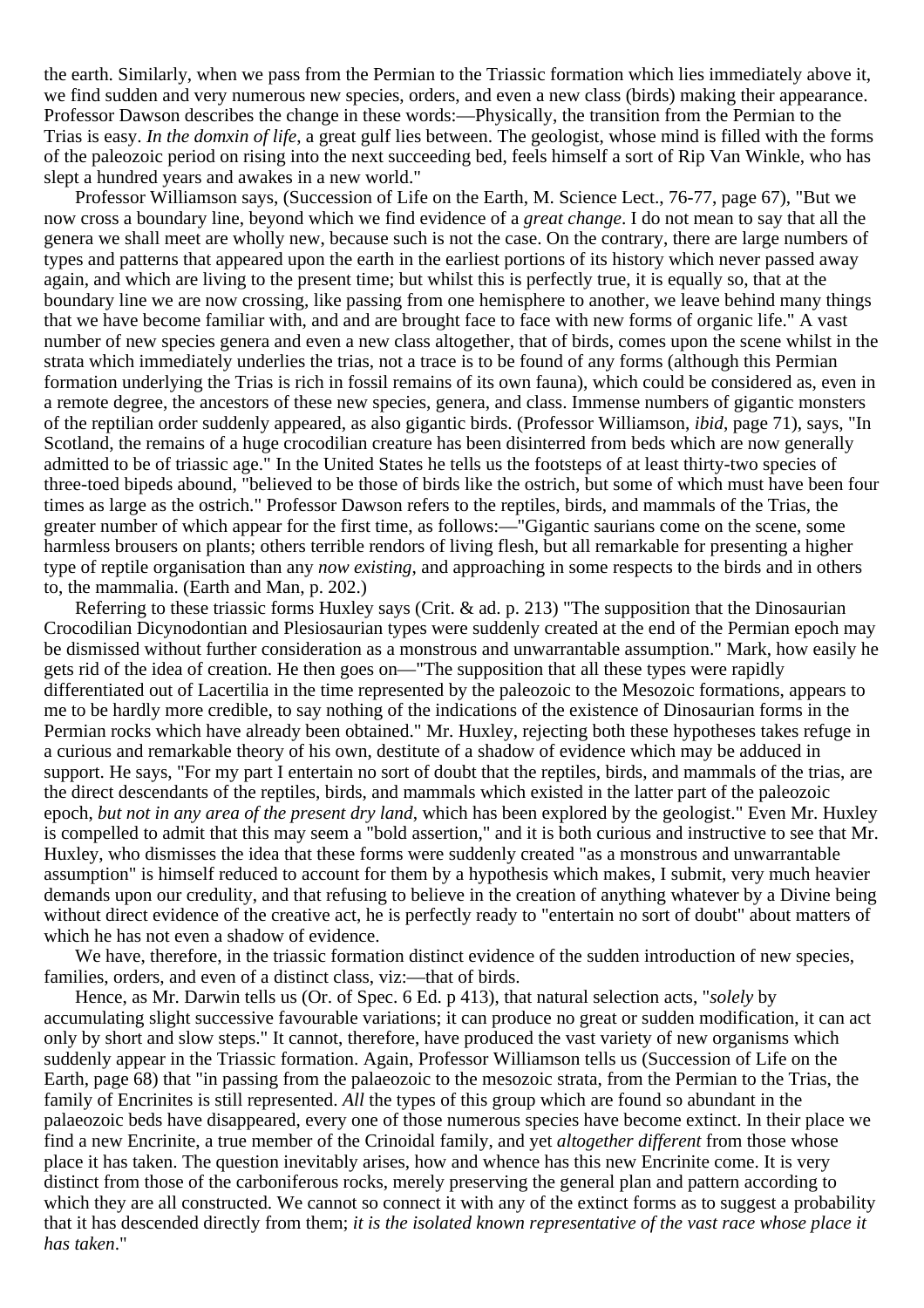the earth. Similarly, when we pass from the Permian to the Triassic formation which lies immediately above it, we find sudden and very numerous new species, orders, and even a new class (birds) making their appearance. Professor Dawson describes the change in these words:—Physically, the transition from the Permian to the Trias is easy. *In the domxin of life*, a great gulf lies between. The geologist, whose mind is filled with the forms of the paleozoic period on rising into the next succeeding bed, feels himself a sort of Rip Van Winkle, who has slept a hundred years and awakes in a new world."

Professor Williamson says, (Succession of Life on the Earth, M. Science Lect., 76-77, page 67), "But we now cross a boundary line, beyond which we find evidence of a *great change*. I do not mean to say that all the genera we shall meet are wholly new, because such is not the case. On the contrary, there are large numbers of types and patterns that appeared upon the earth in the earliest portions of its history which never passed away again, and which are living to the present time; but whilst this is perfectly true, it is equally so, that at the boundary line we are now crossing, like passing from one hemisphere to another, we leave behind many things that we have become familiar with, and and are brought face to face with new forms of organic life." A vast number of new species genera and even a new class altogether, that of birds, comes upon the scene whilst in the strata which immediately underlies the trias, not a trace is to be found of any forms (although this Permian formation underlying the Trias is rich in fossil remains of its own fauna), which could be considered as, even in a remote degree, the ancestors of these new species, genera, and class. Immense numbers of gigantic monsters of the reptilian order suddenly appeared, as also gigantic birds. (Professor Williamson, *ibid*, page 71), says, "In Scotland, the remains of a huge crocodilian creature has been disinterred from beds which are now generally admitted to be of triassic age." In the United States he tells us the footsteps of at least thirty-two species of three-toed bipeds abound, "believed to be those of birds like the ostrich, but some of which must have been four times as large as the ostrich." Professor Dawson refers to the reptiles, birds, and mammals of the Trias, the greater number of which appear for the first time, as follows:—"Gigantic saurians come on the scene, some harmless brousers on plants; others terrible rendors of living flesh, but all remarkable for presenting a higher type of reptile organisation than any *now existing*, and approaching in some respects to the birds and in others to, the mammalia. (Earth and Man, p. 202.)

Referring to these triassic forms Huxley says (Crit. & ad. p. 213) "The supposition that the Dinosaurian Crocodilian Dicynodontian and Plesiosaurian types were suddenly created at the end of the Permian epoch may be dismissed without further consideration as a monstrous and unwarrantable assumption." Mark, how easily he gets rid of the idea of creation. He then goes on—"The supposition that all these types were rapidly differentiated out of Lacertilia in the time represented by the paleozoic to the Mesozoic formations, appears to me to be hardly more credible, to say nothing of the indications of the existence of Dinosaurian forms in the Permian rocks which have already been obtained." Mr. Huxley, rejecting both these hypotheses takes refuge in a curious and remarkable theory of his own, destitute of a shadow of evidence which may be adduced in support. He says, "For my part I entertain no sort of doubt that the reptiles, birds, and mammals of the trias, are the direct descendants of the reptiles, birds, and mammals which existed in the latter part of the paleozoic epoch, *but not in any area of the present dry land*, which has been explored by the geologist." Even Mr. Huxley is compelled to admit that this may seem a "bold assertion," and it is both curious and instructive to see that Mr. Huxley, who dismisses the idea that these forms were suddenly created "as a monstrous and unwarrantable assumption" is himself reduced to account for them by a hypothesis which makes, I submit, very much heavier demands upon our credulity, and that refusing to believe in the creation of anything whatever by a Divine being without direct evidence of the creative act, he is perfectly ready to "entertain no sort of doubt" about matters of which he has not even a shadow of evidence.

We have, therefore, in the triassic formation distinct evidence of the sudden introduction of new species, families, orders, and even of a distinct class, viz:—that of birds.

Hence, as Mr. Darwin tells us (Or. of Spec. 6 Ed. p 413), that natural selection acts, "*solely* by accumulating slight successive favourable variations; it can produce no great or sudden modification, it can act only by short and slow steps." It cannot, therefore, have produced the vast variety of new organisms which suddenly appear in the Triassic formation. Again, Professor Williamson tells us (Succession of Life on the Earth, page 68) that "in passing from the palaeozoic to the mesozoic strata, from the Permian to the Trias, the family of Encrinites is still represented. *All* the types of this group which are found so abundant in the palaeozoic beds have disappeared, every one of those numerous species have become extinct. In their place we find a new Encrinite, a true member of the Crinoidal family, and yet *altogether different* from those whose place it has taken. The question inevitably arises, how and whence has this new Encrinite come. It is very distinct from those of the carboniferous rocks, merely preserving the general plan and pattern according to which they are all constructed. We cannot so connect it with any of the extinct forms as to suggest a probability that it has descended directly from them; *it is the isolated known representative of the vast race whose place it has taken*."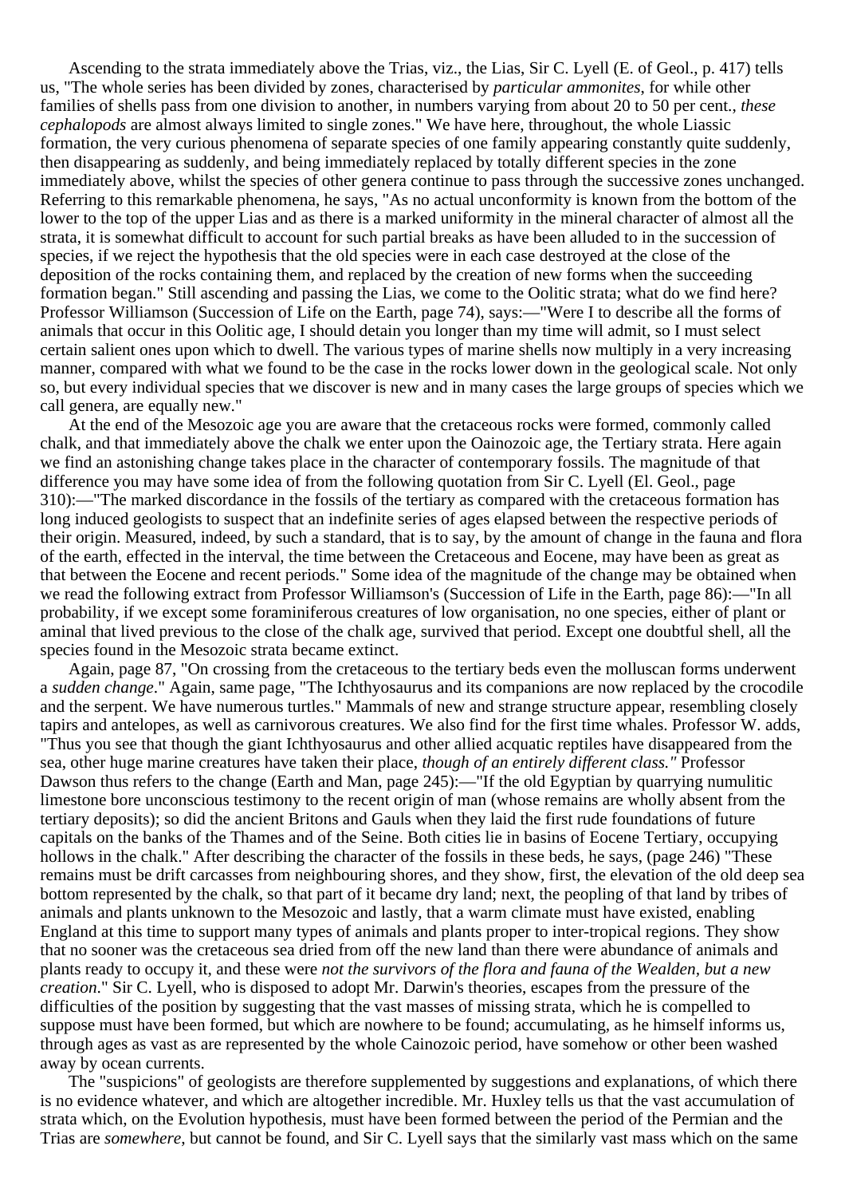Ascending to the strata immediately above the Trias, viz., the Lias, Sir C. Lyell (E. of Geol., p. 417) tells us, "The whole series has been divided by zones, characterised by *particular ammonites*, for while other families of shells pass from one division to another, in numbers varying from about 20 to 50 per cent., *these cephalopods* are almost always limited to single zones." We have here, throughout, the whole Liassic formation, the very curious phenomena of separate species of one family appearing constantly quite suddenly, then disappearing as suddenly, and being immediately replaced by totally different species in the zone immediately above, whilst the species of other genera continue to pass through the successive zones unchanged. Referring to this remarkable phenomena, he says, "As no actual unconformity is known from the bottom of the lower to the top of the upper Lias and as there is a marked uniformity in the mineral character of almost all the strata, it is somewhat difficult to account for such partial breaks as have been alluded to in the succession of species, if we reject the hypothesis that the old species were in each case destroyed at the close of the deposition of the rocks containing them, and replaced by the creation of new forms when the succeeding formation began." Still ascending and passing the Lias, we come to the Oolitic strata; what do we find here? Professor Williamson (Succession of Life on the Earth, page 74), says:—"Were I to describe all the forms of animals that occur in this Oolitic age, I should detain you longer than my time will admit, so I must select certain salient ones upon which to dwell. The various types of marine shells now multiply in a very increasing manner, compared with what we found to be the case in the rocks lower down in the geological scale. Not only so, but every individual species that we discover is new and in many cases the large groups of species which we call genera, are equally new."

At the end of the Mesozoic age you are aware that the cretaceous rocks were formed, commonly called chalk, and that immediately above the chalk we enter upon the Oainozoic age, the Tertiary strata. Here again we find an astonishing change takes place in the character of contemporary fossils. The magnitude of that difference you may have some idea of from the following quotation from Sir C. Lyell (El. Geol., page 310):—"The marked discordance in the fossils of the tertiary as compared with the cretaceous formation has long induced geologists to suspect that an indefinite series of ages elapsed between the respective periods of their origin. Measured, indeed, by such a standard, that is to say, by the amount of change in the fauna and flora of the earth, effected in the interval, the time between the Cretaceous and Eocene, may have been as great as that between the Eocene and recent periods." Some idea of the magnitude of the change may be obtained when we read the following extract from Professor Williamson's (Succession of Life in the Earth, page 86):—"In all probability, if we except some foraminiferous creatures of low organisation, no one species, either of plant or aminal that lived previous to the close of the chalk age, survived that period. Except one doubtful shell, all the species found in the Mesozoic strata became extinct.

Again, page 87, "On crossing from the cretaceous to the tertiary beds even the molluscan forms underwent a *sudden change*." Again, same page, "The Ichthyosaurus and its companions are now replaced by the crocodile and the serpent. We have numerous turtles." Mammals of new and strange structure appear, resembling closely tapirs and antelopes, as well as carnivorous creatures. We also find for the first time whales. Professor W. adds, "Thus you see that though the giant Ichthyosaurus and other allied acquatic reptiles have disappeared from the sea, other huge marine creatures have taken their place, *though of an entirely different class."* Professor Dawson thus refers to the change (Earth and Man, page 245):—"If the old Egyptian by quarrying numulitic limestone bore unconscious testimony to the recent origin of man (whose remains are wholly absent from the tertiary deposits); so did the ancient Britons and Gauls when they laid the first rude foundations of future capitals on the banks of the Thames and of the Seine. Both cities lie in basins of Eocene Tertiary, occupying hollows in the chalk." After describing the character of the fossils in these beds, he says, (page 246) "These remains must be drift carcasses from neighbouring shores, and they show, first, the elevation of the old deep sea bottom represented by the chalk, so that part of it became dry land; next, the peopling of that land by tribes of animals and plants unknown to the Mesozoic and lastly, that a warm climate must have existed, enabling England at this time to support many types of animals and plants proper to inter-tropical regions. They show that no sooner was the cretaceous sea dried from off the new land than there were abundance of animals and plants ready to occupy it, and these were *not the survivors of the flora and fauna of the Wealden, but a new creation*." Sir C. Lyell, who is disposed to adopt Mr. Darwin's theories, escapes from the pressure of the difficulties of the position by suggesting that the vast masses of missing strata, which he is compelled to suppose must have been formed, but which are nowhere to be found; accumulating, as he himself informs us, through ages as vast as are represented by the whole Cainozoic period, have somehow or other been washed away by ocean currents.

The "suspicions" of geologists are therefore supplemented by suggestions and explanations, of which there is no evidence whatever, and which are altogether incredible. Mr. Huxley tells us that the vast accumulation of strata which, on the Evolution hypothesis, must have been formed between the period of the Permian and the Trias are *somewhere*, but cannot be found, and Sir C. Lyell says that the similarly vast mass which on the same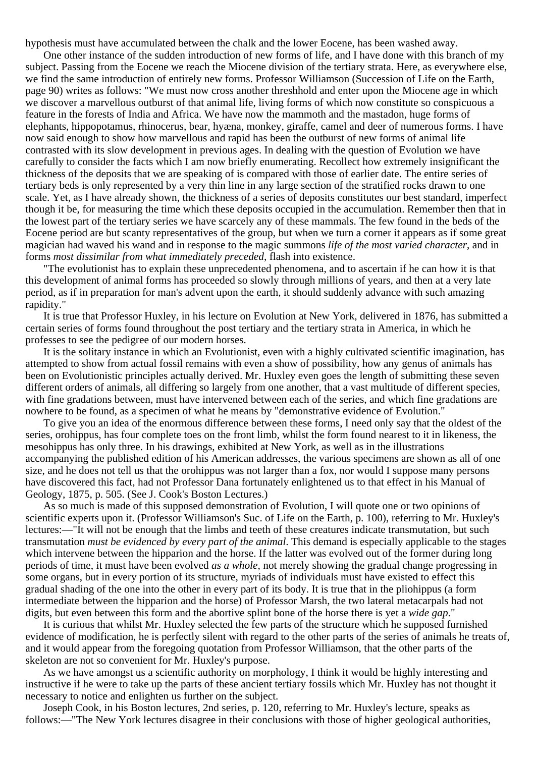hypothesis must have accumulated between the chalk and the lower Eocene, has been washed away.

One other instance of the sudden introduction of new forms of life, and I have done with this branch of my subject. Passing from the Eocene we reach the Miocene division of the tertiary strata. Here, as everywhere else, we find the same introduction of entirely new forms. Professor Williamson (Succession of Life on the Earth, page 90) writes as follows: "We must now cross another threshhold and enter upon the Miocene age in which we discover a marvellous outburst of that animal life, living forms of which now constitute so conspicuous a feature in the forests of India and Africa. We have now the mammoth and the mastadon, huge forms of elephants, hippopotamus, rhinocerus, bear, hyæna, monkey, giraffe, camel and deer of numerous forms. I have now said enough to show how marvellous and rapid has been the outburst of new forms of animal life contrasted with its slow development in previous ages. In dealing with the question of Evolution we have carefully to consider the facts which I am now briefly enumerating. Recollect how extremely insignificant the thickness of the deposits that we are speaking of is compared with those of earlier date. The entire series of tertiary beds is only represented by a very thin line in any large section of the stratified rocks drawn to one scale. Yet, as I have already shown, the thickness of a series of deposits constitutes our best standard, imperfect though it be, for measuring the time which these deposits occupied in the accumulation. Remember then that in the lowest part of the tertiary series we have scarcely any of these mammals. The few found in the beds of the Eocene period are but scanty representatives of the group, but when we turn a corner it appears as if some great magician had waved his wand and in response to the magic summons *life of the most varied character*, and in forms *most dissimilar from what immediately preceded*, flash into existence.

"The evolutionist has to explain these unprecedented phenomena, and to ascertain if he can how it is that this development of animal forms has proceeded so slowly through millions of years, and then at a very late period, as if in preparation for man's advent upon the earth, it should suddenly advance with such amazing rapidity."

It is true that Professor Huxley, in his lecture on Evolution at New York, delivered in 1876, has submitted a certain series of forms found throughout the post tertiary and the tertiary strata in America, in which he professes to see the pedigree of our modern horses.

It is the solitary instance in which an Evolutionist, even with a highly cultivated scientific imagination, has attempted to show from actual fossil remains with even a show of possibility, how any genus of animals has been on Evolutionistic principles actually derived. Mr. Huxley even goes the length of submitting these seven different orders of animals, all differing so largely from one another, that a vast multitude of different species, with fine gradations between, must have intervened between each of the series, and which fine gradations are nowhere to be found, as a specimen of what he means by "demonstrative evidence of Evolution."

To give you an idea of the enormous difference between these forms, I need only say that the oldest of the series, orohippus, has four complete toes on the front limb, whilst the form found nearest to it in likeness, the mesohippus has only three. In his drawings, exhibited at New York, as well as in the illustrations accompanying the published edition of his American addresses, the various specimens are shown as all of one size, and he does not tell us that the orohippus was not larger than a fox, nor would I suppose many persons have discovered this fact, had not Professor Dana fortunately enlightened us to that effect in his Manual of Geology, 1875, p. 505. (See J. Cook's Boston Lectures.)

As so much is made of this supposed demonstration of Evolution, I will quote one or two opinions of scientific experts upon it. (Professor Williamson's Suc. of Life on the Earth, p. 100), referring to Mr. Huxley's lectures:—"It will not be enough that the limbs and teeth of these creatures indicate transmutation, but such transmutation *must be evidenced by every part of the animal*. This demand is especially applicable to the stages which intervene between the hipparion and the horse. If the latter was evolved out of the former during long periods of time, it must have been evolved *as a whole*, not merely showing the gradual change progressing in some organs, but in every portion of its structure, myriads of individuals must have existed to effect this gradual shading of the one into the other in every part of its body. It is true that in the pliohippus (a form intermediate between the hipparion and the horse) of Professor Marsh, the two lateral metacarpals had not digits, but even between this form and the abortive splint bone of the horse there is yet a *wide gap*."

It is curious that whilst Mr. Huxley selected the few parts of the structure which he supposed furnished evidence of modification, he is perfectly silent with regard to the other parts of the series of animals he treats of, and it would appear from the foregoing quotation from Professor Williamson, that the other parts of the skeleton are not so convenient for Mr. Huxley's purpose.

As we have amongst us a scientific authority on morphology, I think it would be highly interesting and instructive if he were to take up the parts of these ancient tertiary fossils which Mr. Huxley has not thought it necessary to notice and enlighten us further on the subject.

Joseph Cook, in his Boston lectures, 2nd series, p. 120, referring to Mr. Huxley's lecture, speaks as follows:—"The New York lectures disagree in their conclusions with those of higher geological authorities,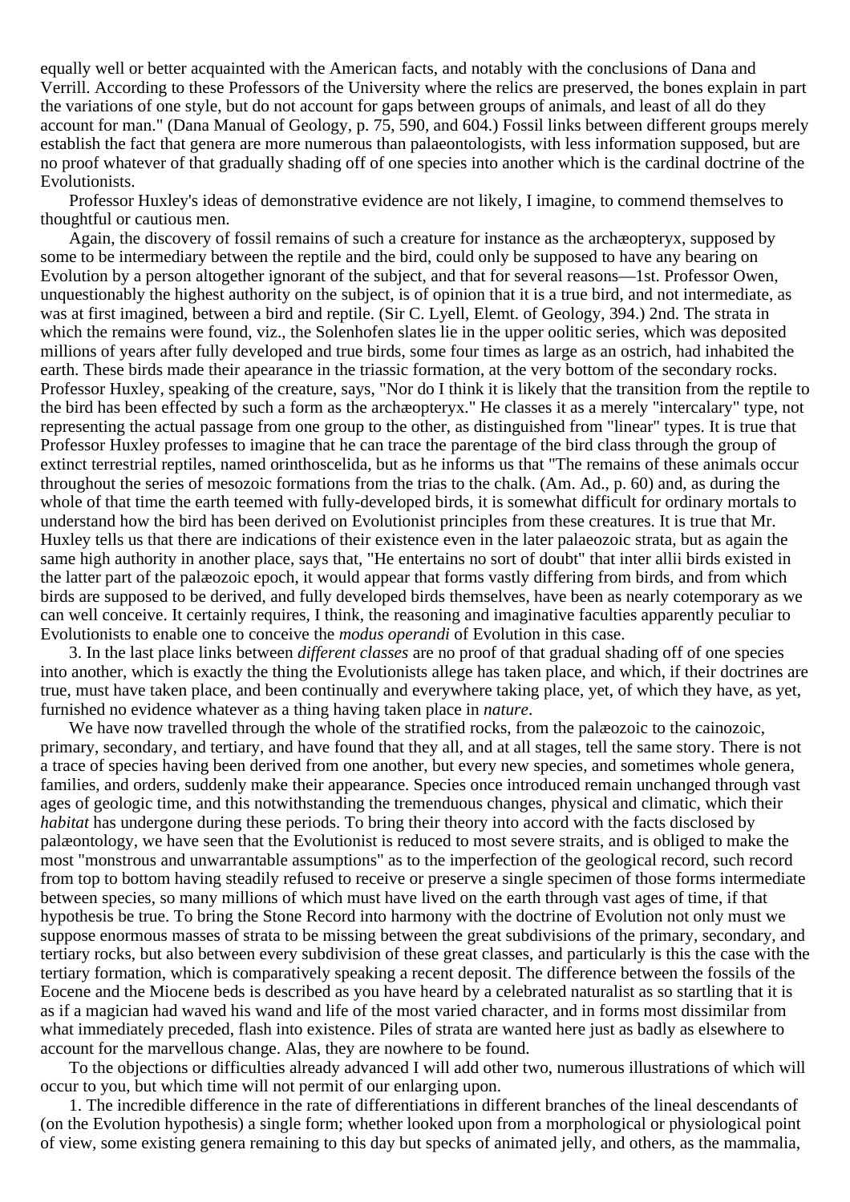equally well or better acquainted with the American facts, and notably with the conclusions of Dana and Verrill. According to these Professors of the University where the relics are preserved, the bones explain in part the variations of one style, but do not account for gaps between groups of animals, and least of all do they account for man." (Dana Manual of Geology, p. 75, 590, and 604.) Fossil links between different groups merely establish the fact that genera are more numerous than palaeontologists, with less information supposed, but are no proof whatever of that gradually shading off of one species into another which is the cardinal doctrine of the Evolutionists.

Professor Huxley's ideas of demonstrative evidence are not likely, I imagine, to commend themselves to thoughtful or cautious men.

Again, the discovery of fossil remains of such a creature for instance as the archæopteryx, supposed by some to be intermediary between the reptile and the bird, could only be supposed to have any bearing on Evolution by a person altogether ignorant of the subject, and that for several reasons—1st. Professor Owen, unquestionably the highest authority on the subject, is of opinion that it is a true bird, and not intermediate, as was at first imagined, between a bird and reptile. (Sir C. Lyell, Elemt. of Geology, 394.) 2nd. The strata in which the remains were found, viz., the Solenhofen slates lie in the upper oolitic series, which was deposited millions of years after fully developed and true birds, some four times as large as an ostrich, had inhabited the earth. These birds made their apearance in the triassic formation, at the very bottom of the secondary rocks. Professor Huxley, speaking of the creature, says, "Nor do I think it is likely that the transition from the reptile to the bird has been effected by such a form as the archæopteryx." He classes it as a merely "intercalary" type, not representing the actual passage from one group to the other, as distinguished from "linear" types. It is true that Professor Huxley professes to imagine that he can trace the parentage of the bird class through the group of extinct terrestrial reptiles, named orinthoscelida, but as he informs us that "The remains of these animals occur throughout the series of mesozoic formations from the trias to the chalk. (Am. Ad., p. 60) and, as during the whole of that time the earth teemed with fully-developed birds, it is somewhat difficult for ordinary mortals to understand how the bird has been derived on Evolutionist principles from these creatures. It is true that Mr. Huxley tells us that there are indications of their existence even in the later palaeozoic strata, but as again the same high authority in another place, says that, "He entertains no sort of doubt" that inter allii birds existed in the latter part of the palæozoic epoch, it would appear that forms vastly differing from birds, and from which birds are supposed to be derived, and fully developed birds themselves, have been as nearly cotemporary as we can well conceive. It certainly requires, I think, the reasoning and imaginative faculties apparently peculiar to Evolutionists to enable one to conceive the *modus operandi* of Evolution in this case.

3. In the last place links between *different classes* are no proof of that gradual shading off of one species into another, which is exactly the thing the Evolutionists allege has taken place, and which, if their doctrines are true, must have taken place, and been continually and everywhere taking place, yet, of which they have, as yet, furnished no evidence whatever as a thing having taken place in *nature*.

We have now travelled through the whole of the stratified rocks, from the palæozoic to the cainozoic, primary, secondary, and tertiary, and have found that they all, and at all stages, tell the same story. There is not a trace of species having been derived from one another, but every new species, and sometimes whole genera, families, and orders, suddenly make their appearance. Species once introduced remain unchanged through vast ages of geologic time, and this notwithstanding the tremenduous changes, physical and climatic, which their *habitat* has undergone during these periods. To bring their theory into accord with the facts disclosed by palæontology, we have seen that the Evolutionist is reduced to most severe straits, and is obliged to make the most "monstrous and unwarrantable assumptions" as to the imperfection of the geological record, such record from top to bottom having steadily refused to receive or preserve a single specimen of those forms intermediate between species, so many millions of which must have lived on the earth through vast ages of time, if that hypothesis be true. To bring the Stone Record into harmony with the doctrine of Evolution not only must we suppose enormous masses of strata to be missing between the great subdivisions of the primary, secondary, and tertiary rocks, but also between every subdivision of these great classes, and particularly is this the case with the tertiary formation, which is comparatively speaking a recent deposit. The difference between the fossils of the Eocene and the Miocene beds is described as you have heard by a celebrated naturalist as so startling that it is as if a magician had waved his wand and life of the most varied character, and in forms most dissimilar from what immediately preceded, flash into existence. Piles of strata are wanted here just as badly as elsewhere to account for the marvellous change. Alas, they are nowhere to be found.

To the objections or difficulties already advanced I will add other two, numerous illustrations of which will occur to you, but which time will not permit of our enlarging upon.

1. The incredible difference in the rate of differentiations in different branches of the lineal descendants of (on the Evolution hypothesis) a single form; whether looked upon from a morphological or physiological point of view, some existing genera remaining to this day but specks of animated jelly, and others, as the mammalia,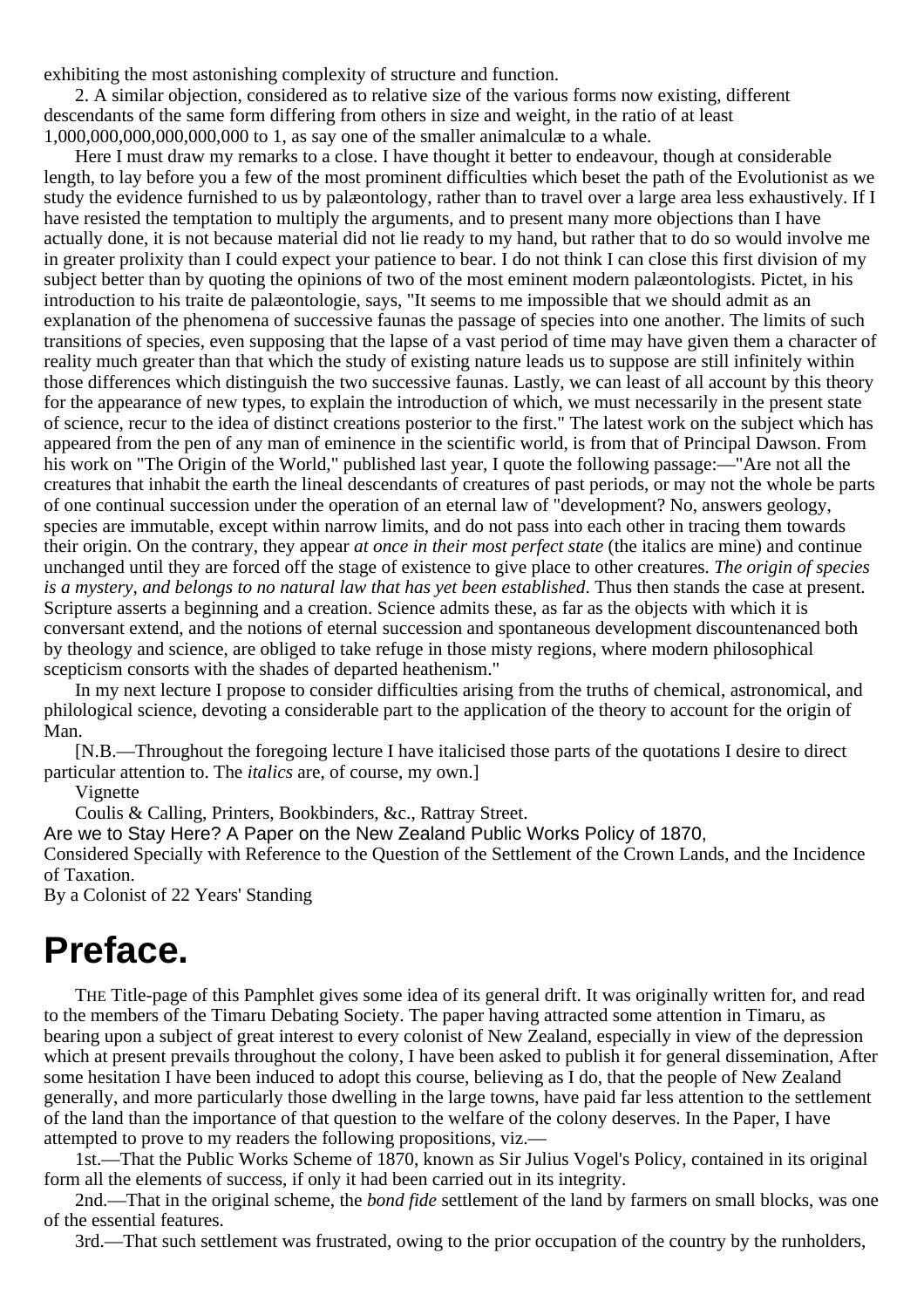exhibiting the most astonishing complexity of structure and function.

2. A similar objection, considered as to relative size of the various forms now existing, different descendants of the same form differing from others in size and weight, in the ratio of at least 1,000,000,000,000,000,000 to 1, as say one of the smaller animalculæ to a whale.

Here I must draw my remarks to a close. I have thought it better to endeavour, though at considerable length, to lay before you a few of the most prominent difficulties which beset the path of the Evolutionist as we study the evidence furnished to us by palæontology, rather than to travel over a large area less exhaustively. If I have resisted the temptation to multiply the arguments, and to present many more objections than I have actually done, it is not because material did not lie ready to my hand, but rather that to do so would involve me in greater prolixity than I could expect your patience to bear. I do not think I can close this first division of my subject better than by quoting the opinions of two of the most eminent modern palæontologists. Pictet, in his introduction to his traite de palæontologie, says, "It seems to me impossible that we should admit as an explanation of the phenomena of successive faunas the passage of species into one another. The limits of such transitions of species, even supposing that the lapse of a vast period of time may have given them a character of reality much greater than that which the study of existing nature leads us to suppose are still infinitely within those differences which distinguish the two successive faunas. Lastly, we can least of all account by this theory for the appearance of new types, to explain the introduction of which, we must necessarily in the present state of science, recur to the idea of distinct creations posterior to the first." The latest work on the subject which has appeared from the pen of any man of eminence in the scientific world, is from that of Principal Dawson. From his work on "The Origin of the World," published last year, I quote the following passage:—"Are not all the creatures that inhabit the earth the lineal descendants of creatures of past periods, or may not the whole be parts of one continual succession under the operation of an eternal law of "development? No, answers geology, species are immutable, except within narrow limits, and do not pass into each other in tracing them towards their origin. On the contrary, they appear *at once in their most perfect state* (the italics are mine) and continue unchanged until they are forced off the stage of existence to give place to other creatures. *The origin of species is a mystery, and belongs to no natural law that has yet been established*. Thus then stands the case at present. Scripture asserts a beginning and a creation. Science admits these, as far as the objects with which it is conversant extend, and the notions of eternal succession and spontaneous development discountenanced both by theology and science, are obliged to take refuge in those misty regions, where modern philosophical scepticism consorts with the shades of departed heathenism."

In my next lecture I propose to consider difficulties arising from the truths of chemical, astronomical, and philological science, devoting a considerable part to the application of the theory to account for the origin of Man.

[N.B.—Throughout the foregoing lecture I have italicised those parts of the quotations I desire to direct particular attention to. The *italics* are, of course, my own.]

Vignette

Coulis & Calling, Printers, Bookbinders, &c., Rattray Street.

Are we to Stay Here? A Paper on the New Zealand Public Works Policy of 1870,

Considered Specially with Reference to the Question of the Settlement of the Crown Lands, and the Incidence of Taxation.

By a Colonist of 22 Years' Standing

# Preface.

THE Title-page of this Pamphlet gives some idea of its general drift. It was originally written for, and read to the members of the Timaru Debating Society. The paper having attracted some attention in Timaru, as bearing upon a subject of great interest to every colonist of New Zealand, especially in view of the depression which at present prevails throughout the colony, I have been asked to publish it for general dissemination, After some hesitation I have been induced to adopt this course, believing as I do, that the people of New Zealand generally, and more particularly those dwelling in the large towns, have paid far less attention to the settlement of the land than the importance of that question to the welfare of the colony deserves. In the Paper, I have attempted to prove to my readers the following propositions, viz.—

1st.—That the Public Works Scheme of 1870, known as Sir Julius Vogel's Policy, contained in its original form all the elements of success, if only it had been carried out in its integrity.

2nd.—That in the original scheme, the *bond fide* settlement of the land by farmers on small blocks, was one of the essential features.

3rd.—That such settlement was frustrated, owing to the prior occupation of the country by the runholders,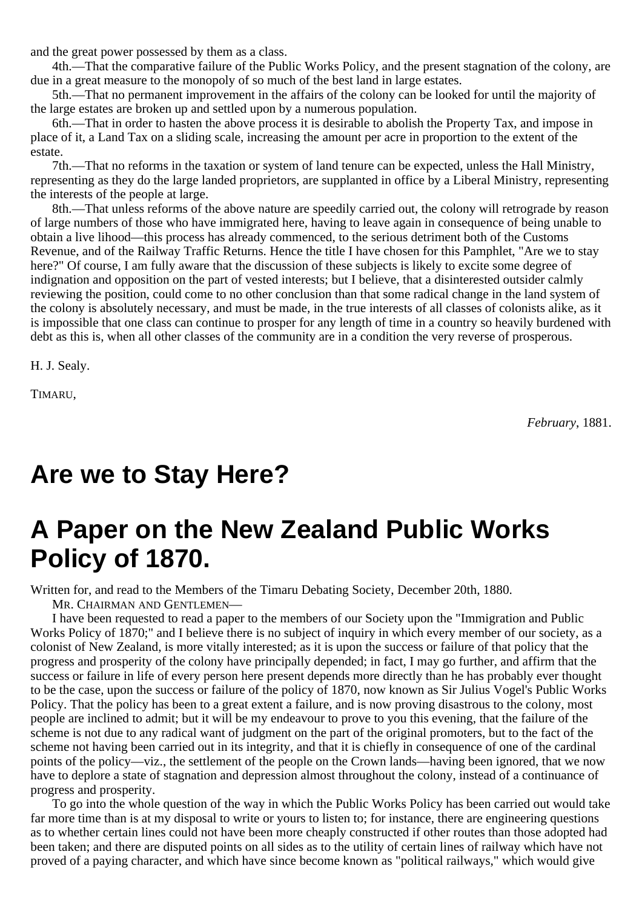and the great power possessed by them as a class.

4th.—That the comparative failure of the Public Works Policy, and the present stagnation of the colony, are due in a great measure to the monopoly of so much of the best land in large estates.

5th.—That no permanent improvement in the affairs of the colony can be looked for until the majority of the large estates are broken up and settled upon by a numerous population.

6th.—That in order to hasten the above process it is desirable to abolish the Property Tax, and impose in place of it, a Land Tax on a sliding scale, increasing the amount per acre in proportion to the extent of the estate.

7th.—That no reforms in the taxation or system of land tenure can be expected, unless the Hall Ministry, representing as they do the large landed proprietors, are supplanted in office by a Liberal Ministry, representing the interests of the people at large.

8th.—That unless reforms of the above nature are speedily carried out, the colony will retrograde by reason of large numbers of those who have immigrated here, having to leave again in consequence of being unable to obtain a live lihood—this process has already commenced, to the serious detriment both of the Customs Revenue, and of the Railway Traffic Returns. Hence the title I have chosen for this Pamphlet, "Are we to stay here?" Of course, I am fully aware that the discussion of these subjects is likely to excite some degree of indignation and opposition on the part of vested interests; but I believe, that a disinterested outsider calmly reviewing the position, could come to no other conclusion than that some radical change in the land system of the colony is absolutely necessary, and must be made, in the true interests of all classes of colonists alike, as it is impossible that one class can continue to prosper for any length of time in a country so heavily burdened with debt as this is, when all other classes of the community are in a condition the very reverse of prosperous.

H. J. Sealy.

Timaru,

*February*, 1881.

# Are we to Stay Here?

# A Paper on the New Zealand Public Works Policy of 1870.

Written for, and read to the Members of the Timaru Debating Society, December 20th, 1880.

Mr. Chairman and Gentlemen—

I have been requested to read a paper to the members of our Society upon the "Immigration and Public Works Policy of 1870;" and I believe there is no subject of inquiry in which every member of our society, as a colonist of New Zealand, is more vitally interested; as it is upon the success or failure of that policy that the progress and prosperity of the colony have principally depended; in fact, I may go further, and affirm that the success or failure in life of every person here present depends more directly than he has probably ever thought to be the case, upon the success or failure of the policy of 1870, now known as Sir Julius Vogel's Public Works Policy. That the policy has been to a great extent a failure, and is now proving disastrous to the colony, most people are inclined to admit; but it will be my endeavour to prove to you this evening, that the failure of the scheme is not due to any radical want of judgment on the part of the original promoters, but to the fact of the scheme not having been carried out in its integrity, and that it is chiefly in consequence of one of the cardinal points of the policy—viz., the settlement of the people on the Crown lands—having been ignored, that we now have to deplore a state of stagnation and depression almost throughout the colony, instead of a continuance of progress and prosperity.

To go into the whole question of the way in which the Public Works Policy has been carried out would take far more time than is at my disposal to write or yours to listen to; for instance, there are engineering questions as to whether certain lines could not have been more cheaply constructed if other routes than those adopted had been taken; and there are disputed points on all sides as to the utility of certain lines of railway which have not proved of a paying character, and which have since become known as "political railways," which would give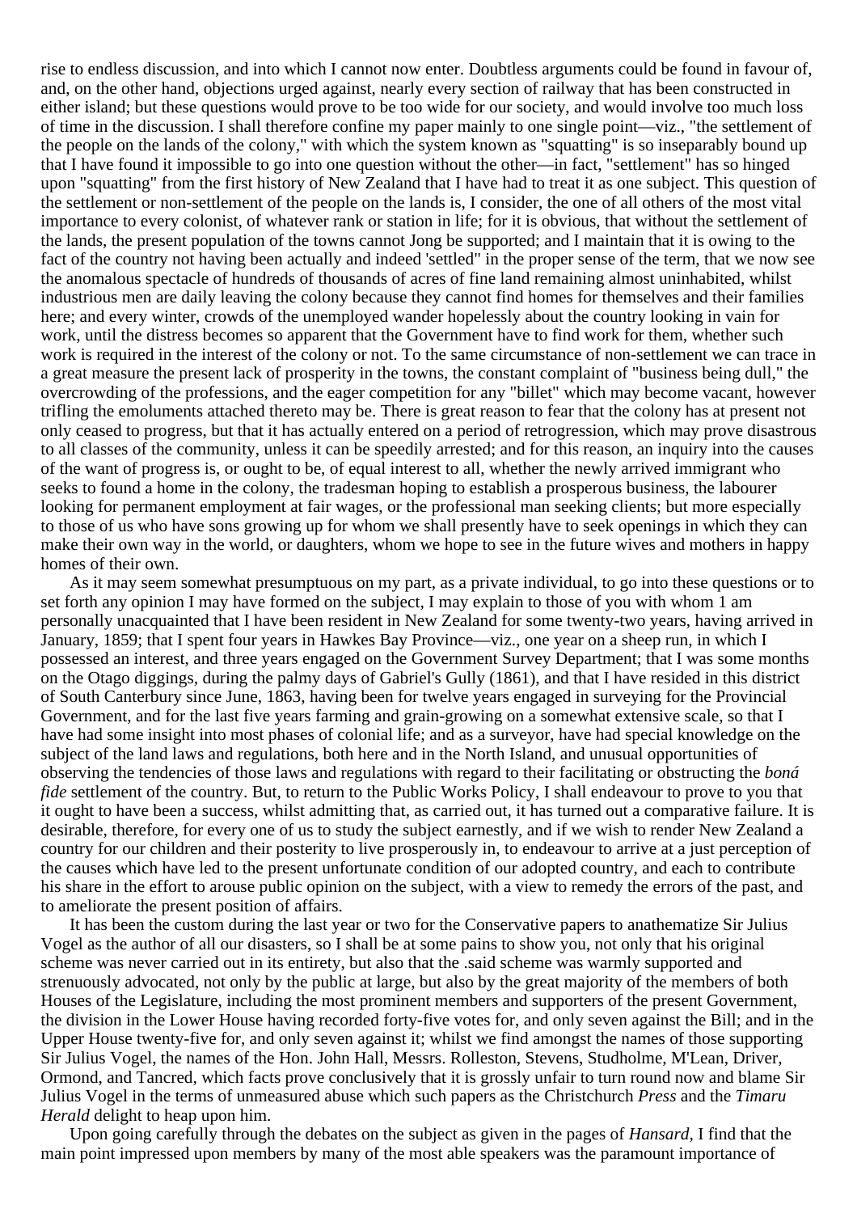rise to endless discussion, and into which I cannot now enter. Doubtless arguments could be found in favour of, and, on the other hand, objections urged against, nearly every section of railway that has been constructed in either island; but these questions would prove to be too wide for our society, and would involve too much loss of time in the discussion. I shall therefore confine my paper mainly to one single point—viz., "the settlement of the people on the lands of the colony," with which the system known as "squatting" is so inseparably bound up that I have found it impossible to go into one question without the other—in fact, "settlement" has so hinged upon "squatting" from the first history of New Zealand that I have had to treat it as one subject. This question of the settlement or non-settlement of the people on the lands is, I consider, the one of all others of the most vital importance to every colonist, of whatever rank or station in life; for it is obvious, that without the settlement of the lands, the present population of the towns cannot Jong be supported; and I maintain that it is owing to the fact of the country not having been actually and indeed 'settled" in the proper sense of the term, that we now see the anomalous spectacle of hundreds of thousands of acres of fine land remaining almost uninhabited, whilst industrious men are daily leaving the colony because they cannot find homes for themselves and their families here; and every winter, crowds of the unemployed wander hopelessly about the country looking in vain for work, until the distress becomes so apparent that the Government have to find work for them, whether such work is required in the interest of the colony or not. To the same circumstance of non-settlement we can trace in a great measure the present lack of prosperity in the towns, the constant complaint of "business being dull," the overcrowding of the professions, and the eager competition for any "billet" which may become vacant, however trifling the emoluments attached thereto may be. There is great reason to fear that the colony has at present not only ceased to progress, but that it has actually entered on a period of retrogression, which may prove disastrous to all classes of the community, unless it can be speedily arrested; and for this reason, an inquiry into the causes of the want of progress is, or ought to be, of equal interest to all, whether the newly arrived immigrant who seeks to found a home in the colony, the tradesman hoping to establish a prosperous business, the labourer looking for permanent employment at fair wages, or the professional man seeking clients; but more especially to those of us who have sons growing up for whom we shall presently have to seek openings in which they can make their own way in the world, or daughters, whom we hope to see in the future wives and mothers in happy homes of their own.

As it may seem somewhat presumptuous on my part, as a private individual, to go into these questions or to set forth any opinion I may have formed on the subject, I may explain to those of you with whom 1 am personally unacquainted that I have been resident in New Zealand for some twenty-two years, having arrived in January, 1859; that I spent four years in Hawkes Bay Province—viz., one year on a sheep run, in which I possessed an interest, and three years engaged on the Government Survey Department; that I was some months on the Otago diggings, during the palmy days of Gabriel's Gully (1861), and that I have resided in this district of South Canterbury since June, 1863, having been for twelve years engaged in surveying for the Provincial Government, and for the last five years farming and grain-growing on a somewhat extensive scale, so that I have had some insight into most phases of colonial life; and as a surveyor, have had special knowledge on the subject of the land laws and regulations, both here and in the North Island, and unusual opportunities of observing the tendencies of those laws and regulations with regard to their facilitating or obstructing the *boná fide* settlement of the country. But, to return to the Public Works Policy, I shall endeavour to prove to you that it ought to have been a success, whilst admitting that, as carried out, it has turned out a comparative failure. It is desirable, therefore, for every one of us to study the subject earnestly, and if we wish to render New Zealand a country for our children and their posterity to live prosperously in, to endeavour to arrive at a just perception of the causes which have led to the present unfortunate condition of our adopted country, and each to contribute his share in the effort to arouse public opinion on the subject, with a view to remedy the errors of the past, and to ameliorate the present position of affairs.

It has been the custom during the last year or two for the Conservative papers to anathematize Sir Julius Vogel as the author of all our disasters, so I shall be at some pains to show you, not only that his original scheme was never carried out in its entirety, but also that the .said scheme was warmly supported and strenuously advocated, not only by the public at large, but also by the great majority of the members of both Houses of the Legislature, including the most prominent members and supporters of the present Government, the division in the Lower House having recorded forty-five votes for, and only seven against the Bill; and in the Upper House twenty-five for, and only seven against it; whilst we find amongst the names of those supporting Sir Julius Vogel, the names of the Hon. John Hall, Messrs. Rolleston, Stevens, Studholme, M'Lean, Driver, Ormond, and Tancred, which facts prove conclusively that it is grossly unfair to turn round now and blame Sir Julius Vogel in the terms of unmeasured abuse which such papers as the Christchurch *Press* and the *Timaru Herald* delight to heap upon him.

Upon going carefully through the debates on the subject as given in the pages of *Hansard*, I find that the main point impressed upon members by many of the most able speakers was the paramount importance of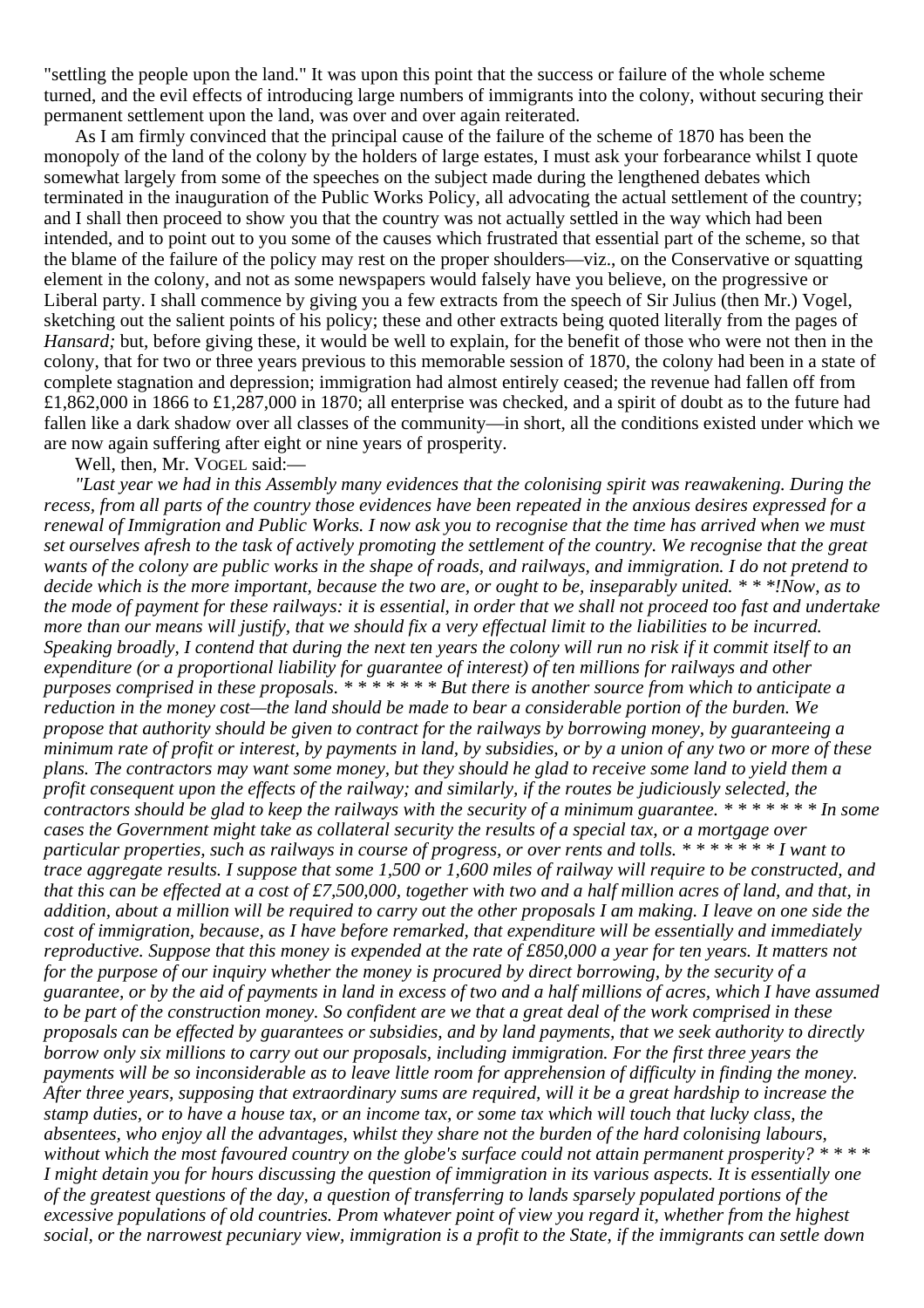"settling the people upon the land." It was upon this point that the success or failure of the whole scheme turned, and the evil effects of introducing large numbers of immigrants into the colony, without securing their permanent settlement upon the land, was over and over again reiterated.

As I am firmly convinced that the principal cause of the failure of the scheme of 1870 has been the monopoly of the land of the colony by the holders of large estates, I must ask your forbearance whilst I quote somewhat largely from some of the speeches on the subject made during the lengthened debates which terminated in the inauguration of the Public Works Policy, all advocating the actual settlement of the country; and I shall then proceed to show you that the country was not actually settled in the way which had been intended, and to point out to you some of the causes which frustrated that essential part of the scheme, so that the blame of the failure of the policy may rest on the proper shoulders—viz., on the Conservative or squatting element in the colony, and not as some newspapers would falsely have you believe, on the progressive or Liberal party. I shall commence by giving you a few extracts from the speech of Sir Julius (then Mr.) Vogel, sketching out the salient points of his policy; these and other extracts being quoted literally from the pages of *Hansard;* but, before giving these, it would be well to explain, for the benefit of those who were not then in the colony, that for two or three years previous to this memorable session of 1870, the colony had been in a state of complete stagnation and depression; immigration had almost entirely ceased; the revenue had fallen off from £1,862,000 in 1866 to £1,287,000 in 1870; all enterprise was checked, and a spirit of doubt as to the future had fallen like a dark shadow over all classes of the community—in short, all the conditions existed under which we are now again suffering after eight or nine years of prosperity.

Well, then, Mr. VOGEL said:—

*"Last year we had in this Assembly many evidences that the colonising spirit was reawakening. During the recess, from all parts of the country those evidences have been repeated in the anxious desires expressed for a renewal of Immigration and Public Works. I now ask you to recognise that the time has arrived when we must set ourselves afresh to the task of actively promoting the settlement of the country. We recognise that the great wants of the colony are public works in the shape of roads, and railways, and immigration. I do not pretend to decide which is the more important, because the two are, or ought to be, inseparably united. * * *!Now, as to the mode of payment for these railways: it is essential, in order that we shall not proceed too fast and undertake more than our means will justify, that we should fix a very effectual limit to the liabilities to be incurred. Speaking broadly, I contend that during the next ten years the colony will run no risk if it commit itself to an expenditure (or a proportional liability for guarantee of interest) of ten millions for railways and other purposes comprised in these proposals. * * * * * * * But there is another source from which to anticipate a reduction in the money cost—the land should be made to bear a considerable portion of the burden. We propose that authority should be given to contract for the railways by borrowing money, by guaranteeing a minimum rate of profit or interest, by payments in land, by subsidies, or by a union of any two or more of these plans. The contractors may want some money, but they should he glad to receive some land to yield them a profit consequent upon the effects of the railway; and similarly, if the routes be judiciously selected, the contractors should be glad to keep the railways with the security of a minimum guarantee. * * * * * * * In some cases the Government might take as collateral security the results of a special tax, or a mortgage over particular properties, such as railways in course of progress, or over rents and tolls. * * * * * * * I want to trace aggregate results. I suppose that some 1,500 or 1,600 miles of railway will require to be constructed, and that this can be effected at a cost of £7,500,000, together with two and a half million acres of land, and that, in addition, about a million will be required to carry out the other proposals I am making. I leave on one side the cost of immigration, because, as I have before remarked, that expenditure will be essentially and immediately reproductive. Suppose that this money is expended at the rate of £850,000 a year for ten years. It matters not for the purpose of our inquiry whether the money is procured by direct borrowing, by the security of a guarantee, or by the aid of payments in land in excess of two and a half millions of acres, which I have assumed to be part of the construction money. So confident are we that a great deal of the work comprised in these proposals can be effected by guarantees or subsidies, and by land payments, that we seek authority to directly borrow only six millions to carry out our proposals, including immigration. For the first three years the payments will be so inconsiderable as to leave little room for apprehension of difficulty in finding the money. After three years, supposing that extraordinary sums are required, will it be a great hardship to increase the stamp duties, or to have a house tax, or an income tax, or some tax which will touch that lucky class, the absentees, who enjoy all the advantages, whilst they share not the burden of the hard colonising labours, without which the most favoured country on the globe's surface could not attain permanent prosperity? * * * * I might detain you for hours discussing the question of immigration in its various aspects. It is essentially one of the greatest questions of the day, a question of transferring to lands sparsely populated portions of the excessive populations of old countries. Prom whatever point of view you regard it, whether from the highest social, or the narrowest pecuniary view, immigration is a profit to the State, if the immigrants can settle down*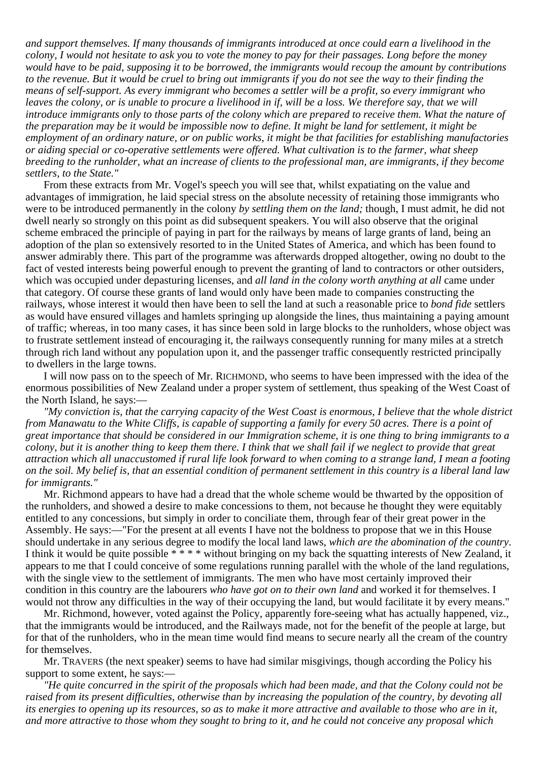*and support themselves. If many thousands of immigrants introduced at once could earn a livelihood in the colony, I would not hesitate to ask you to vote the money to pay for their passages. Long before the money would have to be paid, supposing it to be borrowed, the immigrants would recoup the amount by contributions to the revenue. But it would be cruel to bring out immigrants if you do not see the way to their finding the means of self-support. As every immigrant who becomes a settler will be a profit, so every immigrant who leaves the colony, or is unable to procure a livelihood in if, will be a loss. We therefore say, that we will introduce immigrants only to those parts of the colony which are prepared to receive them. What the nature of the preparation may be it would be impossible now to define. It might be land for settlement, it might be employment of an ordinary nature, or on public works, it might be that facilities for establishing manufactories or aiding special or co-operative settlements were offered. What cultivation is to the farmer, what sheep breeding to the runholder, what an increase of clients to the professional man, are immigrants, if they become settlers, to the State."*

From these extracts from Mr. Vogel's speech you will see that, whilst expatiating on the value and advantages of immigration, he laid special stress on the absolute necessity of retaining those immigrants who were to be introduced permanently in the colony *by settling them on the land;* though, I must admit, he did not dwell nearly so strongly on this point as did subsequent speakers. You will also observe that the original scheme embraced the principle of paying in part for the railways by means of large grants of land, being an adoption of the plan so extensively resorted to in the United States of America, and which has been found to answer admirably there. This part of the programme was afterwards dropped altogether, owing no doubt to the fact of vested interests being powerful enough to prevent the granting of land to contractors or other outsiders, which was occupied under depasturing licenses, and *all land in the colony worth anything at all* came under that category. Of course these grants of land would only have been made to companies constructing the railways, whose interest it would then have been to sell the land at such a reasonable price to *bond fide* settlers as would have ensured villages and hamlets springing up alongside the lines, thus maintaining a paying amount of traffic; whereas, in too many cases, it has since been sold in large blocks to the runholders, whose object was to frustrate settlement instead of encouraging it, the railways consequently running for many miles at a stretch through rich land without any population upon it, and the passenger traffic consequently restricted principally to dwellers in the large towns.

I will now pass on to the speech of Mr. RICHMOND, who seems to have been impressed with the idea of the enormous possibilities of New Zealand under a proper system of settlement, thus speaking of the West Coast of the North Island, he says:—

*"My conviction is, that the carrying capacity of the West Coast is enormous, I believe that the whole district from Manawatu to the White Cliffs, is capable of supporting a family for every 50 acres. There is a point of great importance that should be considered in our Immigration scheme, it is one thing to bring immigrants to a colony, but it is another thing to keep them there. I think that we shall fail if we neglect to provide that great attraction which all unaccustomed if rural life look forward to when coming to a strange land, I mean a footing on the soil. My belief is, that an essential condition of permanent settlement in this country is a liberal land law for immigrants."*

Mr. Richmond appears to have had a dread that the whole scheme would be thwarted by the opposition of the runholders, and showed a desire to make concessions to them, not because he thought they were equitably entitled to any concessions, but simply in order to conciliate them, through fear of their great power in the Assembly. He says:—"For the present at all events I have not the boldness to propose that we in this House should undertake in any serious degree to modify the local land laws, *which are the abomination of the country*. I think it would be quite possible * * * * without bringing on my back the squatting interests of New Zealand, it appears to me that I could conceive of some regulations running parallel with the whole of the land regulations, with the single view to the settlement of immigrants. The men who have most certainly improved their condition in this country are the labourers *who have got on to their own land* and worked it for themselves. I would not throw any difficulties in the way of their occupying the land, but would facilitate it by every means."

Mr. Richmond, however, voted against the Policy, apparently fore-seeing what has actually happened, viz., that the immigrants would be introduced, and the Railways made, not for the benefit of the people at large, but for that of the runholders, who in the mean time would find means to secure nearly all the cream of the country for themselves.

Mr. TRAVERS (the next speaker) seems to have had similar misgivings, though according the Policy his support to some extent, he says:—

*"He quite concurred in the spirit of the proposals which had been made, and that the Colony could not be raised from its present difficulties, otherwise than by increasing the population of the country, by devoting all its energies to opening up its resources, so as to make it more attractive and available to those who are in it, and more attractive to those whom they sought to bring to it, and he could not conceive any proposal which*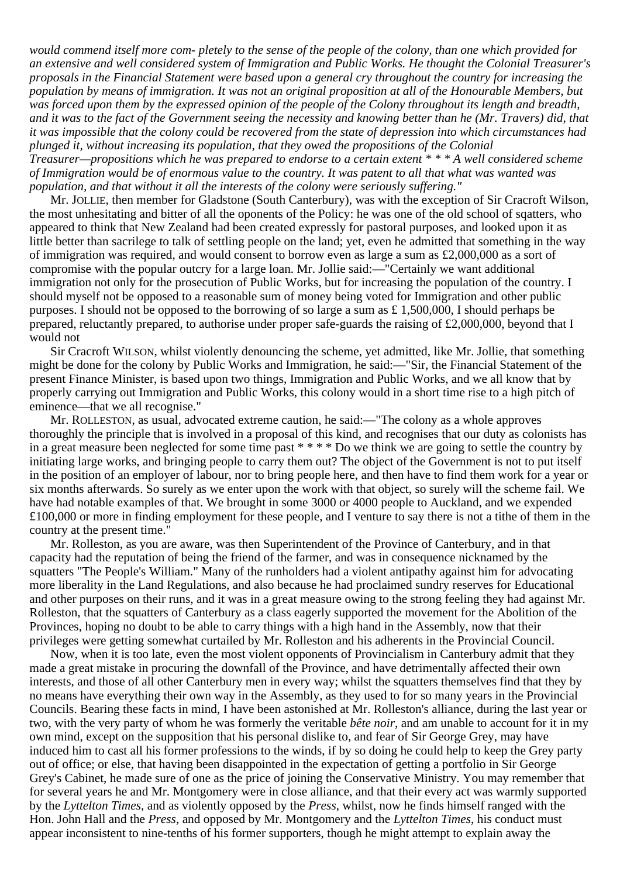*would commend itself more com- pletely to the sense of the people of the colony, than one which provided for an extensive and well considered system of Immigration and Public Works. He thought the Colonial Treasurer's proposals in the Financial Statement were based upon a general cry throughout the country for increasing the population by means of immigration. It was not an original proposition at all of the Honourable Members, but was forced upon them by the expressed opinion of the people of the Colony throughout its length and breadth, and it was to the fact of the Government seeing the necessity and knowing better than he (Mr. Travers) did, that it was impossible that the colony could be recovered from the state of depression into which circumstances had plunged it, without increasing its population, that they owed the propositions of the Colonial Treasurer—propositions which he was prepared to endorse to a certain extent * * * A well considered scheme of Immigration would be of enormous value to the country. It was patent to all that what was wanted was population, and that without it all the interests of the colony were seriously suffering."*

Mr. JOLLIE, then member for Gladstone (South Canterbury), was with the exception of Sir Cracroft Wilson, the most unhesitating and bitter of all the oponents of the Policy: he was one of the old school of sqatters, who appeared to think that New Zealand had been created expressly for pastoral purposes, and looked upon it as little better than sacrilege to talk of settling people on the land; yet, even he admitted that something in the way of immigration was required, and would consent to borrow even as large a sum as £2,000,000 as a sort of compromise with the popular outcry for a large loan. Mr. Jollie said:—"Certainly we want additional immigration not only for the prosecution of Public Works, but for increasing the population of the country. I should myself not be opposed to a reasonable sum of money being voted for Immigration and other public purposes. I should not be opposed to the borrowing of so large a sum as £ 1,500,000, I should perhaps be prepared, reluctantly prepared, to authorise under proper safe-guards the raising of £2,000,000, beyond that I would not

Sir Cracroft WILSON, whilst violently denouncing the scheme, yet admitted, like Mr. Jollie, that something might be done for the colony by Public Works and Immigration, he said:—"Sir, the Financial Statement of the present Finance Minister, is based upon two things, Immigration and Public Works, and we all know that by properly carrying out Immigration and Public Works, this colony would in a short time rise to a high pitch of eminence—that we all recognise."

Mr. ROLLESTON, as usual, advocated extreme caution, he said:—"The colony as a whole approves thoroughly the principle that is involved in a proposal of this kind, and recognises that our duty as colonists has in a great measure been neglected for some time past * * * * Do we think we are going to settle the country by initiating large works, and bringing people to carry them out? The object of the Government is not to put itself in the position of an employer of labour, nor to bring people here, and then have to find them work for a year or six months afterwards. So surely as we enter upon the work with that object, so surely will the scheme fail. We have had notable examples of that. We brought in some 3000 or 4000 people to Auckland, and we expended £100,000 or more in finding employment for these people, and I venture to say there is not a tithe of them in the country at the present time."

Mr. Rolleston, as you are aware, was then Superintendent of the Province of Canterbury, and in that capacity had the reputation of being the friend of the farmer, and was in consequence nicknamed by the squatters "The People's William." Many of the runholders had a violent antipathy against him for advocating more liberality in the Land Regulations, and also because he had proclaimed sundry reserves for Educational and other purposes on their runs, and it was in a great measure owing to the strong feeling they had against Mr. Rolleston, that the squatters of Canterbury as a class eagerly supported the movement for the Abolition of the Provinces, hoping no doubt to be able to carry things with a high hand in the Assembly, now that their privileges were getting somewhat curtailed by Mr. Rolleston and his adherents in the Provincial Council.

Now, when it is too late, even the most violent opponents of Provincialism in Canterbury admit that they made a great mistake in procuring the downfall of the Province, and have detrimentally affected their own interests, and those of all other Canterbury men in every way; whilst the squatters themselves find that they by no means have everything their own way in the Assembly, as they used to for so many years in the Provincial Councils. Bearing these facts in mind, I have been astonished at Mr. Rolleston's alliance, during the last year or two, with the very party of whom he was formerly the veritable *bête noir*, and am unable to account for it in my own mind, except on the supposition that his personal dislike to, and fear of Sir George Grey, may have induced him to cast all his former professions to the winds, if by so doing he could help to keep the Grey party out of office; or else, that having been disappointed in the expectation of getting a portfolio in Sir George Grey's Cabinet, he made sure of one as the price of joining the Conservative Ministry. You may remember that for several years he and Mr. Montgomery were in close alliance, and that their every act was warmly supported by the *Lyttelton Times*, and as violently opposed by the *Press*, whilst, now he finds himself ranged with the Hon. John Hall and the *Press*, and opposed by Mr. Montgomery and the *Lyttelton Times*, his conduct must appear inconsistent to nine-tenths of his former supporters, though he might attempt to explain away the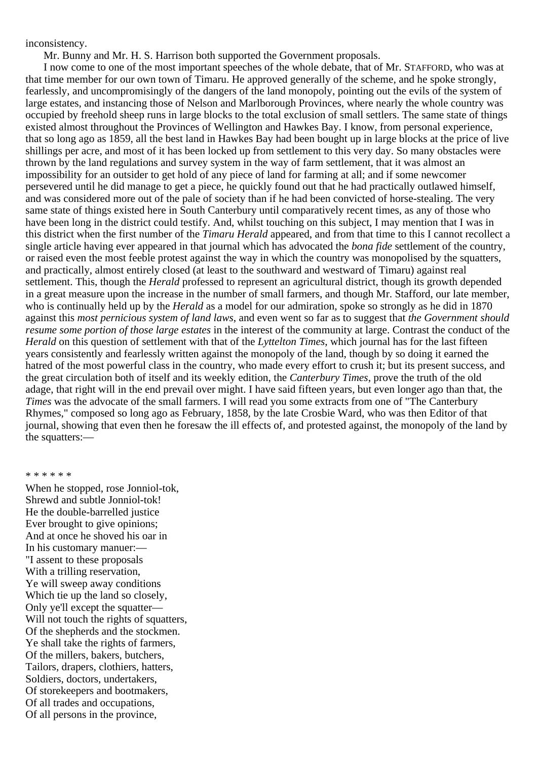inconsistency.

Mr. Bunny and Mr. H. S. Harrison both supported the Government proposals.

I now come to one of the most important speeches of the whole debate, that of Mr. STAFFORD, who was at that time member for our own town of Timaru. He approved generally of the scheme, and he spoke strongly, fearlessly, and uncompromisingly of the dangers of the land monopoly, pointing out the evils of the system of large estates, and instancing those of Nelson and Marlborough Provinces, where nearly the whole country was occupied by freehold sheep runs in large blocks to the total exclusion of small settlers. The same state of things existed almost throughout the Provinces of Wellington and Hawkes Bay. I know, from personal experience, that so long ago as 1859, all the best land in Hawkes Bay had been bought up in large blocks at the price of live shillings per acre, and most of it has been locked up from settlement to this very day. So many obstacles were thrown by the land regulations and survey system in the way of farm settlement, that it was almost an impossibility for an outsider to get hold of any piece of land for farming at all; and if some newcomer persevered until he did manage to get a piece, he quickly found out that he had practically outlawed himself, and was considered more out of the pale of society than if he had been convicted of horse-stealing. The very same state of things existed here in South Canterbury until comparatively recent times, as any of those who have been long in the district could testify. And, whilst touching on this subject, I may mention that I was in this district when the first number of the *Timaru Herald* appeared, and from that time to this I cannot recollect a single article having ever appeared in that journal which has advocated the *bona fide* settlement of the country, or raised even the most feeble protest against the way in which the country was monopolised by the squatters, and practically, almost entirely closed (at least to the southward and westward of Timaru) against real settlement. This, though the *Herald* professed to represent an agricultural district, though its growth depended in a great measure upon the increase in the number of small farmers, and though Mr. Stafford, our late member, who is continually held up by the *Herald* as a model for our admiration, spoke so strongly as he did in 1870 against this *most pernicious system of land laws*, and even went so far as to suggest that *the Government should resume some portion of those large estates* in the interest of the community at large. Contrast the conduct of the *Herald* on this question of settlement with that of the *Lyttelton Times*, which journal has for the last fifteen years consistently and fearlessly written against the monopoly of the land, though by so doing it earned the hatred of the most powerful class in the country, who made every effort to crush it; but its present success, and the great circulation both of itself and its weekly edition, the *Canterbury Times*, prove the truth of the old adage, that right will in the end prevail over might. I have said fifteen years, but even longer ago than that, the *Times* was the advocate of the small farmers. I will read you some extracts from one of "The Canterbury Rhymes," composed so long ago as February, 1858, by the late Crosbie Ward, who was then Editor of that journal, showing that even then he foresaw the ill effects of, and protested against, the monopoly of the land by the squatters:—

* * * * * *

When he stopped, rose Jonniol-tok,  
Shrewd and subtle Jonniol-tok!  
He the double-barrelled justice  
Ever brought to give opinions;  
And at once he shoved his oar in  
In his customary manuer:—  
"I assent to these proposals  
With a trilling reservation,  
Ye will sweep away conditions  
Which tie up the land so closely,  
Only ye'll except the squatter—  
Will not touch the rights of squatters,  
Of the shepherds and the stockmen.  
Ye shall take the rights of farmers,  
Of the millers, bakers, butchers,  
Tailors, drapers, clothiers, hatters,  
Soldiers, doctors, undertakers,  
Of storekeepers and bootmakers,  
Of all trades and occupations,  
Of all persons in the province,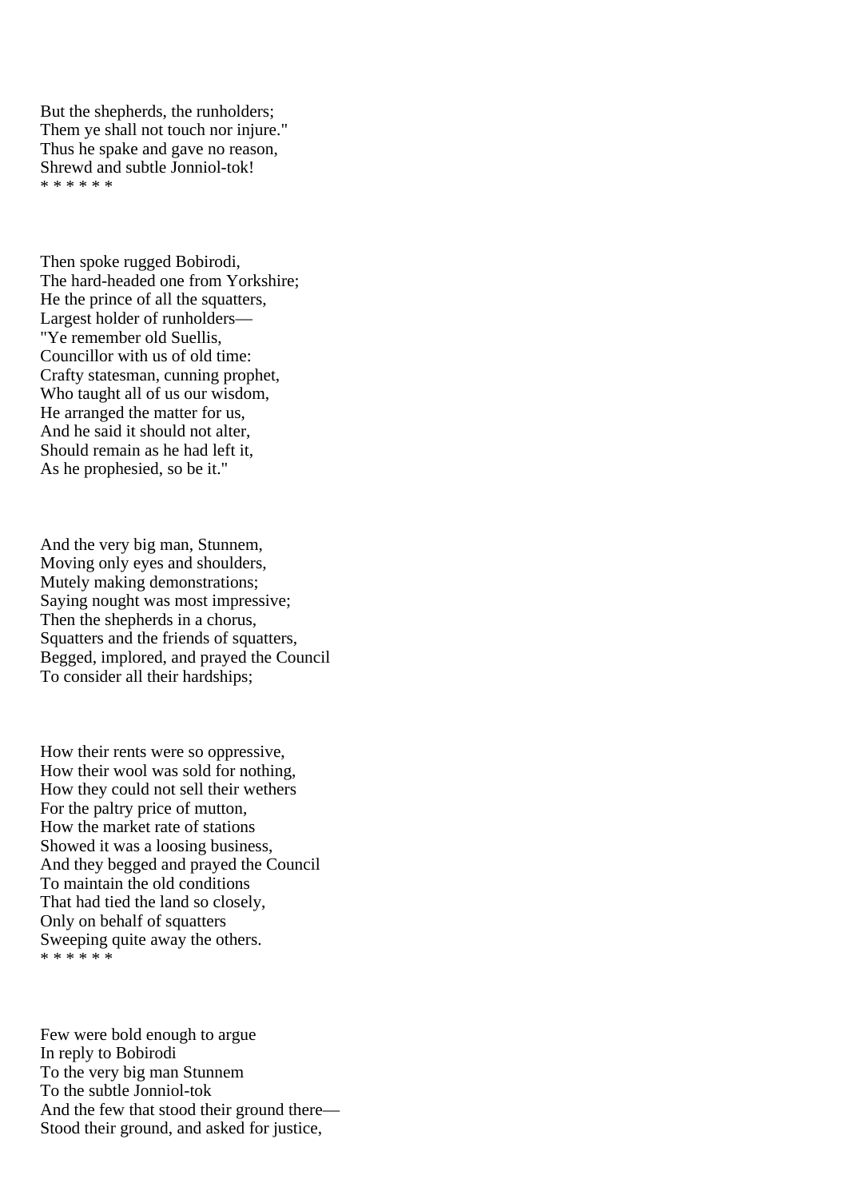But the shepherds, the runholders;
Them ye shall not touch nor injure."
Thus he spake and gave no reason,
Shrewd and subtle Jonniol-tok!
* * * * * *

Then spoke rugged Bobirodi,
The hard-headed one from Yorkshire;
He the prince of all the squatters,
Largest holder of runholders—
"Ye remember old Suellis,
Councillor with us of old time:
Crafty statesman, cunning prophet,
Who taught all of us our wisdom,
He arranged the matter for us,
And he said it should not alter,
Should remain as he had left it,
As he prophesied, so be it."

And the very big man, Stunnem,
Moving only eyes and shoulders,
Mutely making demonstrations;
Saying nought was most impressive;
Then the shepherds in a chorus,
Squatters and the friends of squatters,
Begged, implored, and prayed the Council
To consider all their hardships;

How their rents were so oppressive,
How their wool was sold for nothing,
How they could not sell their wethers
For the paltry price of mutton,
How the market rate of stations
Showed it was a loosing business,
And they begged and prayed the Council
To maintain the old conditions
That had tied the land so closely,
Only on behalf of squatters
Sweeping quite away the others.
* * * * * *

Few were bold enough to argue
In reply to Bobirodi
To the very big man Stunnem
To the subtle Jonniol-tok
And the few that stood their ground there—
Stood their ground, and asked for justice,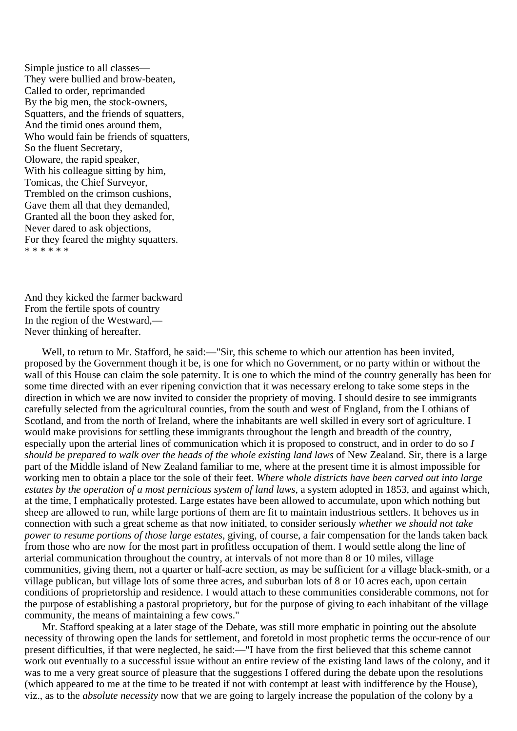Simple justice to all classes—  
They were bullied and brow-beaten,  
Called to order, reprimanded  
By the big men, the stock-owners,  
Squatters, and the friends of squatters,  
And the timid ones around them,  
Who would fain be friends of squatters,  
So the fluent Secretary,  
Oloware, the rapid speaker,  
With his colleague sitting by him,  
Tomicas, the Chief Surveyor,  
Trembled on the crimson cushions,  
Gave them all that they demanded,  
Granted all the boon they asked for,  
Never dared to ask objections,  
For they feared the mighty squatters.  
* * * * * *

And they kicked the farmer backward  
From the fertile spots of country  
In the region of the Westward,—  
Never thinking of hereafter.

Well, to return to Mr. Stafford, he said:—"Sir, this scheme to which our attention has been invited, proposed by the Government though it be, is one for which no Government, or no party within or without the wall of this House can claim the sole paternity. It is one to which the mind of the country generally has been for some time directed with an ever ripening conviction that it was necessary erelong to take some steps in the direction in which we are now invited to consider the propriety of moving. I should desire to see immigrants carefully selected from the agricultural counties, from the south and west of England, from the Lothians of Scotland, and from the north of Ireland, where the inhabitants are well skilled in every sort of agriculture. I would make provisions for settling these immigrants throughout the length and breadth of the country, especially upon the arterial lines of communication which it is proposed to construct, and in order to do so *I should be prepared to walk over the heads of the whole existing land laws* of New Zealand. Sir, there is a large part of the Middle island of New Zealand familiar to me, where at the present time it is almost impossible for working men to obtain a place tor the sole of their feet. *Where whole districts have been carved out into large estates by the operation of a most pernicious system of land laws*, a system adopted in 1853, and against which, at the time, I emphatically protested. Large estates have been allowed to accumulate, upon which nothing but sheep are allowed to run, while large portions of them are fit to maintain industrious settlers. It behoves us in connection with such a great scheme as that now initiated, to consider seriously *whether we should not take power to resume portions of those large estates*, giving, of course, a fair compensation for the lands taken back from those who are now for the most part in profitless occupation of them. I would settle along the line of arterial communication throughout the country, at intervals of not more than 8 or 10 miles, village communities, giving them, not a quarter or half-acre section, as may be sufficient for a village black-smith, or a village publican, but village lots of some three acres, and suburban lots of 8 or 10 acres each, upon certain conditions of proprietorship and residence. I would attach to these communities considerable commons, not for the purpose of establishing a pastoral proprietory, but for the purpose of giving to each inhabitant of the village community, the means of maintaining a few cows."

Mr. Stafford speaking at a later stage of the Debate, was still more emphatic in pointing out the absolute necessity of throwing open the lands for settlement, and foretold in most prophetic terms the occur-rence of our present difficulties, if that were neglected, he said:—"I have from the first believed that this scheme cannot work out eventually to a successful issue without an entire review of the existing land laws of the colony, and it was to me a very great source of pleasure that the suggestions I offered during the debate upon the resolutions (which appeared to me at the time to be treated if not with contempt at least with indifference by the House), viz., as to the *absolute necessity* now that we are going to largely increase the population of the colony by a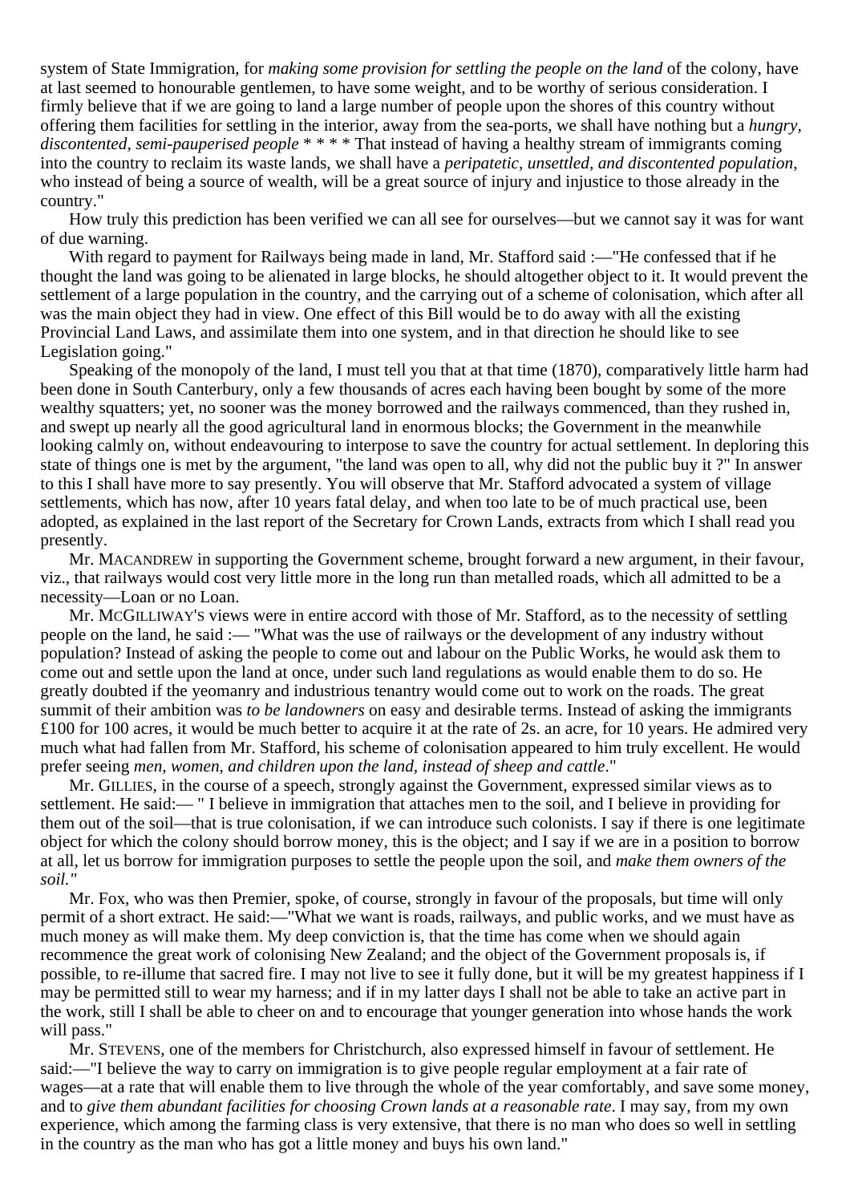system of State Immigration, for *making some provision for settling the people on the land* of the colony, have at last seemed to honourable gentlemen, to have some weight, and to be worthy of serious consideration. I firmly believe that if we are going to land a large number of people upon the shores of this country without offering them facilities for settling in the interior, away from the sea-ports, we shall have nothing but a *hungry, discontented, semi-pauperised people* * * * * That instead of having a healthy stream of immigrants coming into the country to reclaim its waste lands, we shall have a *peripatetic, unsettled, and discontented population*, who instead of being a source of wealth, will be a great source of injury and injustice to those already in the country."

How truly this prediction has been verified we can all see for ourselves—but we cannot say it was for want of due warning.

With regard to payment for Railways being made in land, Mr. Stafford said :—"He confessed that if he thought the land was going to be alienated in large blocks, he should altogether object to it. It would prevent the settlement of a large population in the country, and the carrying out of a scheme of colonisation, which after all was the main object they had in view. One effect of this Bill would be to do away with all the existing Provincial Land Laws, and assimilate them into one system, and in that direction he should like to see Legislation going."

Speaking of the monopoly of the land, I must tell you that at that time (1870), comparatively little harm had been done in South Canterbury, only a few thousands of acres each having been bought by some of the more wealthy squatters; yet, no sooner was the money borrowed and the railways commenced, than they rushed in, and swept up nearly all the good agricultural land in enormous blocks; the Government in the meanwhile looking calmly on, without endeavouring to interpose to save the country for actual settlement. In deploring this state of things one is met by the argument, "the land was open to all, why did not the public buy it ?" In answer to this I shall have more to say presently. You will observe that Mr. Stafford advocated a system of village settlements, which has now, after 10 years fatal delay, and when too late to be of much practical use, been adopted, as explained in the last report of the Secretary for Crown Lands, extracts from which I shall read you presently.

Mr. MACANDREW in supporting the Government scheme, brought forward a new argument, in their favour, viz., that railways would cost very little more in the long run than metalled roads, which all admitted to be a necessity—Loan or no Loan.

Mr. MCGILLIWAY'S views were in entire accord with those of Mr. Stafford, as to the necessity of settling people on the land, he said :— "What was the use of railways or the development of any industry without population? Instead of asking the people to come out and labour on the Public Works, he would ask them to come out and settle upon the land at once, under such land regulations as would enable them to do so. He greatly doubted if the yeomanry and industrious tenantry would come out to work on the roads. The great summit of their ambition was *to be landowners* on easy and desirable terms. Instead of asking the immigrants £100 for 100 acres, it would be much better to acquire it at the rate of 2s. an acre, for 10 years. He admired very much what had fallen from Mr. Stafford, his scheme of colonisation appeared to him truly excellent. He would prefer seeing *men, women, and children upon the land, instead of sheep and cattle*."

Mr. GILLIES, in the course of a speech, strongly against the Government, expressed similar views as to settlement. He said:— " I believe in immigration that attaches men to the soil, and I believe in providing for them out of the soil—that is true colonisation, if we can introduce such colonists. I say if there is one legitimate object for which the colony should borrow money, this is the object; and I say if we are in a position to borrow at all, let us borrow for immigration purposes to settle the people upon the soil, and *make them owners of the soil."*

Mr. Fox, who was then Premier, spoke, of course, strongly in favour of the proposals, but time will only permit of a short extract. He said:—"What we want is roads, railways, and public works, and we must have as much money as will make them. My deep conviction is, that the time has come when we should again recommence the great work of colonising New Zealand; and the object of the Government proposals is, if possible, to re-illume that sacred fire. I may not live to see it fully done, but it will be my greatest happiness if I may be permitted still to wear my harness; and if in my latter days I shall not be able to take an active part in the work, still I shall be able to cheer on and to encourage that younger generation into whose hands the work will pass."

Mr. STEVENS, one of the members for Christchurch, also expressed himself in favour of settlement. He said:—"I believe the way to carry on immigration is to give people regular employment at a fair rate of wages—at a rate that will enable them to live through the whole of the year comfortably, and save some money, and to *give them abundant facilities for choosing Crown lands at a reasonable rate*. I may say, from my own experience, which among the farming class is very extensive, that there is no man who does so well in settling in the country as the man who has got a little money and buys his own land."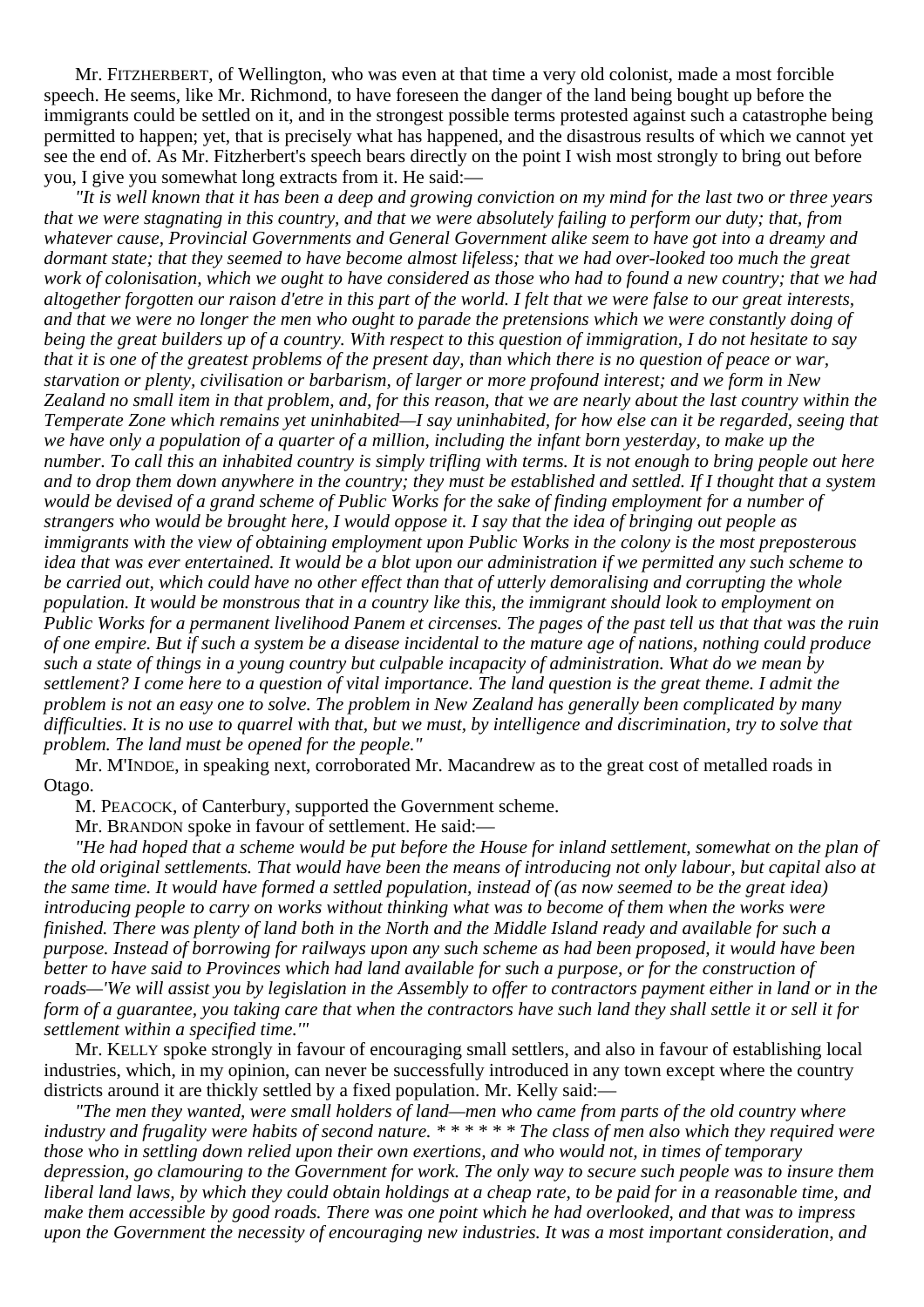Mr. FITZHERBERT, of Wellington, who was even at that time a very old colonist, made a most forcible speech. He seems, like Mr. Richmond, to have foreseen the danger of the land being bought up before the immigrants could be settled on it, and in the strongest possible terms protested against such a catastrophe being permitted to happen; yet, that is precisely what has happened, and the disastrous results of which we cannot yet see the end of. As Mr. Fitzherbert's speech bears directly on the point I wish most strongly to bring out before you, I give you somewhat long extracts from it. He said:—

*"It is well known that it has been a deep and growing conviction on my mind for the last two or three years that we were stagnating in this country, and that we were absolutely failing to perform our duty; that, from whatever cause, Provincial Governments and General Government alike seem to have got into a dreamy and dormant state; that they seemed to have become almost lifeless; that we had over-looked too much the great work of colonisation, which we ought to have considered as those who had to found a new country; that we had altogether forgotten our raison d'etre in this part of the world. I felt that we were false to our great interests, and that we were no longer the men who ought to parade the pretensions which we were constantly doing of being the great builders up of a country. With respect to this question of immigration, I do not hesitate to say that it is one of the greatest problems of the present day, than which there is no question of peace or war, starvation or plenty, civilisation or barbarism, of larger or more profound interest; and we form in New Zealand no small item in that problem, and, for this reason, that we are nearly about the last country within the Temperate Zone which remains yet uninhabited—I say uninhabited, for how else can it be regarded, seeing that we have only a population of a quarter of a million, including the infant born yesterday, to make up the number. To call this an inhabited country is simply trifling with terms. It is not enough to bring people out here and to drop them down anywhere in the country; they must be established and settled. If I thought that a system would be devised of a grand scheme of Public Works for the sake of finding employment for a number of strangers who would be brought here, I would oppose it. I say that the idea of bringing out people as immigrants with the view of obtaining employment upon Public Works in the colony is the most preposterous idea that was ever entertained. It would be a blot upon our administration if we permitted any such scheme to be carried out, which could have no other effect than that of utterly demoralising and corrupting the whole population. It would be monstrous that in a country like this, the immigrant should look to employment on Public Works for a permanent livelihood Panem et circenses. The pages of the past tell us that that was the ruin of one empire. But if such a system be a disease incidental to the mature age of nations, nothing could produce such a state of things in a young country but culpable incapacity of administration. What do we mean by settlement? I come here to a question of vital importance. The land question is the great theme. I admit the problem is not an easy one to solve. The problem in New Zealand has generally been complicated by many difficulties. It is no use to quarrel with that, but we must, by intelligence and discrimination, try to solve that problem. The land must be opened for the people."*

Mr. M'INDOE, in speaking next, corroborated Mr. Macandrew as to the great cost of metalled roads in Otago.

M. PEACOCK, of Canterbury, supported the Government scheme.

Mr. BRANDON spoke in favour of settlement. He said:—

*"He had hoped that a scheme would be put before the House for inland settlement, somewhat on the plan of the old original settlements. That would have been the means of introducing not only labour, but capital also at the same time. It would have formed a settled population, instead of (as now seemed to be the great idea) introducing people to carry on works without thinking what was to become of them when the works were finished. There was plenty of land both in the North and the Middle Island ready and available for such a purpose. Instead of borrowing for railways upon any such scheme as had been proposed, it would have been better to have said to Provinces which had land available for such a purpose, or for the construction of roads—'We will assist you by legislation in the Assembly to offer to contractors payment either in land or in the form of a guarantee, you taking care that when the contractors have such land they shall settle it or sell it for settlement within a specified time.'"*

Mr. KELLY spoke strongly in favour of encouraging small settlers, and also in favour of establishing local industries, which, in my opinion, can never be successfully introduced in any town except where the country districts around it are thickly settled by a fixed population. Mr. Kelly said:—

*"The men they wanted, were small holders of land—men who came from parts of the old country where industry and frugality were habits of second nature. * * * * * * The class of men also which they required were those who in settling down relied upon their own exertions, and who would not, in times of temporary depression, go clamouring to the Government for work. The only way to secure such people was to insure them liberal land laws, by which they could obtain holdings at a cheap rate, to be paid for in a reasonable time, and make them accessible by good roads. There was one point which he had overlooked, and that was to impress upon the Government the necessity of encouraging new industries. It was a most important consideration, and*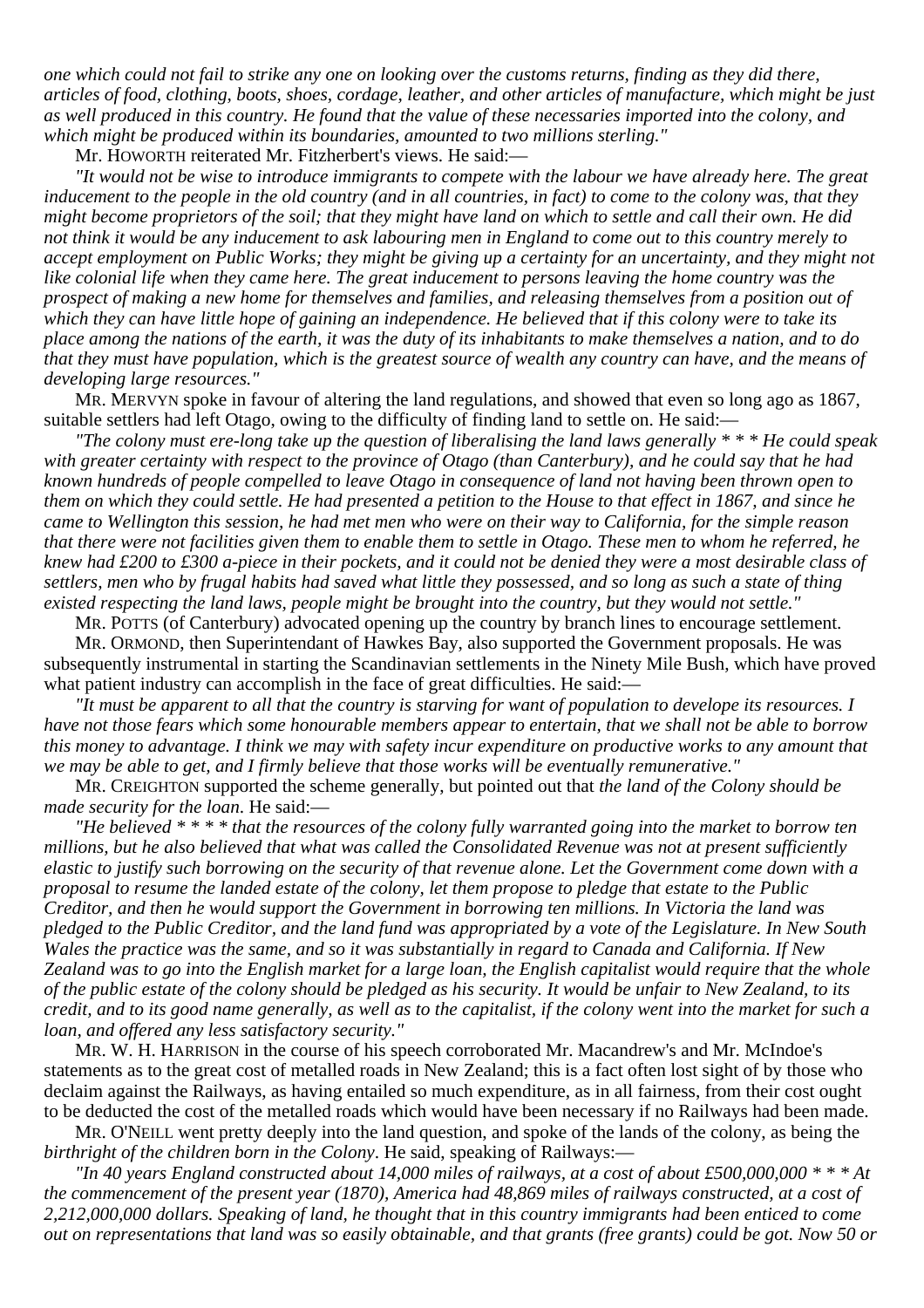*one which could not fail to strike any one on looking over the customs returns, finding as they did there, articles of food, clothing, boots, shoes, cordage, leather, and other articles of manufacture, which might be just as well produced in this country. He found that the value of these necessaries imported into the colony, and which might be produced within its boundaries, amounted to two millions sterling."*

Mr. HOWORTH reiterated Mr. Fitzherbert's views. He said:—

*"It would not be wise to introduce immigrants to compete with the labour we have already here. The great inducement to the people in the old country (and in all countries, in fact) to come to the colony was, that they might become proprietors of the soil; that they might have land on which to settle and call their own. He did not think it would be any inducement to ask labouring men in England to come out to this country merely to accept employment on Public Works; they might be giving up a certainty for an uncertainty, and they might not like colonial life when they came here. The great inducement to persons leaving the home country was the prospect of making a new home for themselves and families, and releasing themselves from a position out of which they can have little hope of gaining an independence. He believed that if this colony were to take its place among the nations of the earth, it was the duty of its inhabitants to make themselves a nation, and to do that they must have population, which is the greatest source of wealth any country can have, and the means of developing large resources."*

MR. MERVYN spoke in favour of altering the land regulations, and showed that even so long ago as 1867, suitable settlers had left Otago, owing to the difficulty of finding land to settle on. He said:—

*"The colony must ere-long take up the question of liberalising the land laws generally * * * He could speak with greater certainty with respect to the province of Otago (than Canterbury), and he could say that he had known hundreds of people compelled to leave Otago in consequence of land not having been thrown open to them on which they could settle. He had presented a petition to the House to that effect in 1867, and since he came to Wellington this session, he had met men who were on their way to California, for the simple reason that there were not facilities given them to enable them to settle in Otago. These men to whom he referred, he knew had £200 to £300 a-piece in their pockets, and it could not be denied they were a most desirable class of settlers, men who by frugal habits had saved what little they possessed, and so long as such a state of thing existed respecting the land laws, people might be brought into the country, but they would not settle."*

MR. POTTS (of Canterbury) advocated opening up the country by branch lines to encourage settlement.

MR. ORMOND, then Superintendant of Hawkes Bay, also supported the Government proposals. He was subsequently instrumental in starting the Scandinavian settlements in the Ninety Mile Bush, which have proved what patient industry can accomplish in the face of great difficulties. He said:—

*"It must be apparent to all that the country is starving for want of population to develope its resources. I have not those fears which some honourable members appear to entertain, that we shall not be able to borrow this money to advantage. I think we may with safety incur expenditure on productive works to any amount that we may be able to get, and I firmly believe that those works will be eventually remunerative."*

MR. CREIGHTON supported the scheme generally, but pointed out that *the land of the Colony should be made security for the loan*. He said:—

*"He believed * * * * that the resources of the colony fully warranted going into the market to borrow ten millions, but he also believed that what was called the Consolidated Revenue was not at present sufficiently elastic to justify such borrowing on the security of that revenue alone. Let the Government come down with a proposal to resume the landed estate of the colony, let them propose to pledge that estate to the Public Creditor, and then he would support the Government in borrowing ten millions. In Victoria the land was pledged to the Public Creditor, and the land fund was appropriated by a vote of the Legislature. In New South Wales the practice was the same, and so it was substantially in regard to Canada and California. If New Zealand was to go into the English market for a large loan, the English capitalist would require that the whole of the public estate of the colony should be pledged as his security. It would be unfair to New Zealand, to its credit, and to its good name generally, as well as to the capitalist, if the colony went into the market for such a loan, and offered any less satisfactory security."*

MR. W. H. HARRISON in the course of his speech corroborated Mr. Macandrew's and Mr. McIndoe's statements as to the great cost of metalled roads in New Zealand; this is a fact often lost sight of by those who declaim against the Railways, as having entailed so much expenditure, as in all fairness, from their cost ought to be deducted the cost of the metalled roads which would have been necessary if no Railways had been made.

MR. O'NEILL went pretty deeply into the land question, and spoke of the lands of the colony, as being the *birthright of the children born in the Colony*. He said, speaking of Railways:—

*"In 40 years England constructed about 14,000 miles of railways, at a cost of about £500,000,000 * * * At the commencement of the present year (1870), America had 48,869 miles of railways constructed, at a cost of 2,212,000,000 dollars. Speaking of land, he thought that in this country immigrants had been enticed to come out on representations that land was so easily obtainable, and that grants (free grants) could be got. Now 50 or*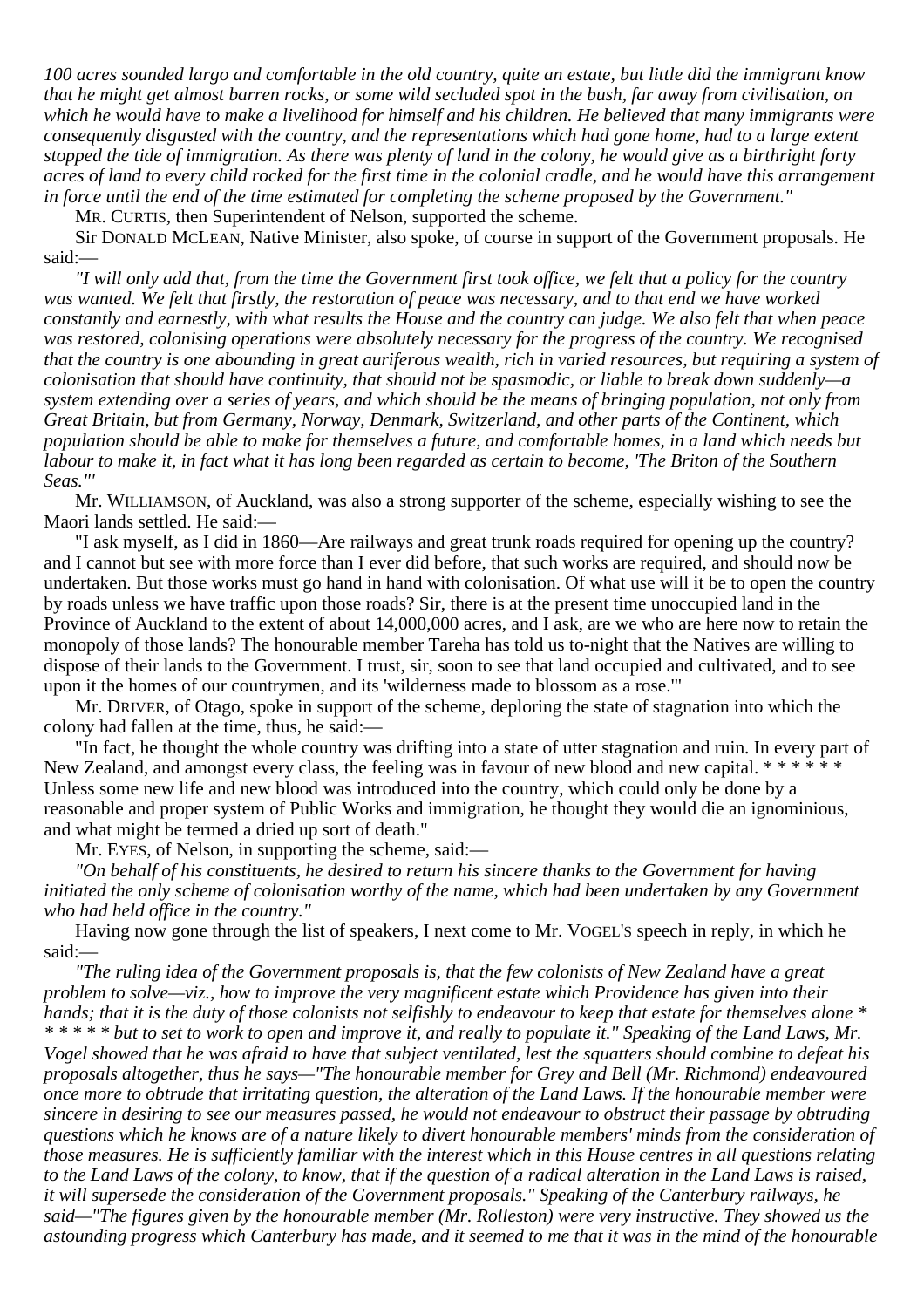*100 acres sounded largo and comfortable in the old country, quite an estate, but little did the immigrant know that he might get almost barren rocks, or some wild secluded spot in the bush, far away from civilisation, on which he would have to make a livelihood for himself and his children. He believed that many immigrants were consequently disgusted with the country, and the representations which had gone home, had to a large extent stopped the tide of immigration. As there was plenty of land in the colony, he would give as a birthright forty acres of land to every child rocked for the first time in the colonial cradle, and he would have this arrangement in force until the end of the time estimated for completing the scheme proposed by the Government."*

MR. CURTIS, then Superintendent of Nelson, supported the scheme.

Sir DONALD MCLEAN, Native Minister, also spoke, of course in support of the Government proposals. He said:—

*"I will only add that, from the time the Government first took office, we felt that a policy for the country was wanted. We felt that firstly, the restoration of peace was necessary, and to that end we have worked constantly and earnestly, with what results the House and the country can judge. We also felt that when peace was restored, colonising operations were absolutely necessary for the progress of the country. We recognised that the country is one abounding in great auriferous wealth, rich in varied resources, but requiring a system of colonisation that should have continuity, that should not be spasmodic, or liable to break down suddenly—a system extending over a series of years, and which should be the means of bringing population, not only from Great Britain, but from Germany, Norway, Denmark, Switzerland, and other parts of the Continent, which population should be able to make for themselves a future, and comfortable homes, in a land which needs but labour to make it, in fact what it has long been regarded as certain to become, 'The Briton of the Southern Seas."'*

Mr. WILLIAMSON, of Auckland, was also a strong supporter of the scheme, especially wishing to see the Maori lands settled. He said:—

"I ask myself, as I did in 1860—Are railways and great trunk roads required for opening up the country? and I cannot but see with more force than I ever did before, that such works are required, and should now be undertaken. But those works must go hand in hand with colonisation. Of what use will it be to open the country by roads unless we have traffic upon those roads? Sir, there is at the present time unoccupied land in the Province of Auckland to the extent of about 14,000,000 acres, and I ask, are we who are here now to retain the monopoly of those lands? The honourable member Tareha has told us to-night that the Natives are willing to dispose of their lands to the Government. I trust, sir, soon to see that land occupied and cultivated, and to see upon it the homes of our countrymen, and its 'wilderness made to blossom as a rose.'"

Mr. DRIVER, of Otago, spoke in support of the scheme, deploring the state of stagnation into which the colony had fallen at the time, thus, he said:—

"In fact, he thought the whole country was drifting into a state of utter stagnation and ruin. In every part of New Zealand, and amongst every class, the feeling was in favour of new blood and new capital. * * * * * * Unless some new life and new blood was introduced into the country, which could only be done by a reasonable and proper system of Public Works and immigration, he thought they would die an ignominious, and what might be termed a dried up sort of death."

Mr. EYES, of Nelson, in supporting the scheme, said:—

*"On behalf of his constituents, he desired to return his sincere thanks to the Government for having initiated the only scheme of colonisation worthy of the name, which had been undertaken by any Government who had held office in the country."*

Having now gone through the list of speakers, I next come to Mr. VOGEL'S speech in reply, in which he said:—

*"The ruling idea of the Government proposals is, that the few colonists of New Zealand have a great problem to solve—viz., how to improve the very magnificent estate which Providence has given into their hands; that it is the duty of those colonists not selfishly to endeavour to keep that estate for themselves alone * * * * * * but to set to work to open and improve it, and really to populate it." Speaking of the Land Laws, Mr. Vogel showed that he was afraid to have that subject ventilated, lest the squatters should combine to defeat his proposals altogether, thus he says—"The honourable member for Grey and Bell (Mr. Richmond) endeavoured once more to obtrude that irritating question, the alteration of the Land Laws. If the honourable member were sincere in desiring to see our measures passed, he would not endeavour to obstruct their passage by obtruding questions which he knows are of a nature likely to divert honourable members' minds from the consideration of those measures. He is sufficiently familiar with the interest which in this House centres in all questions relating to the Land Laws of the colony, to know, that if the question of a radical alteration in the Land Laws is raised, it will supersede the consideration of the Government proposals." Speaking of the Canterbury railways, he said—"The figures given by the honourable member (Mr. Rolleston) were very instructive. They showed us the astounding progress which Canterbury has made, and it seemed to me that it was in the mind of the honourable*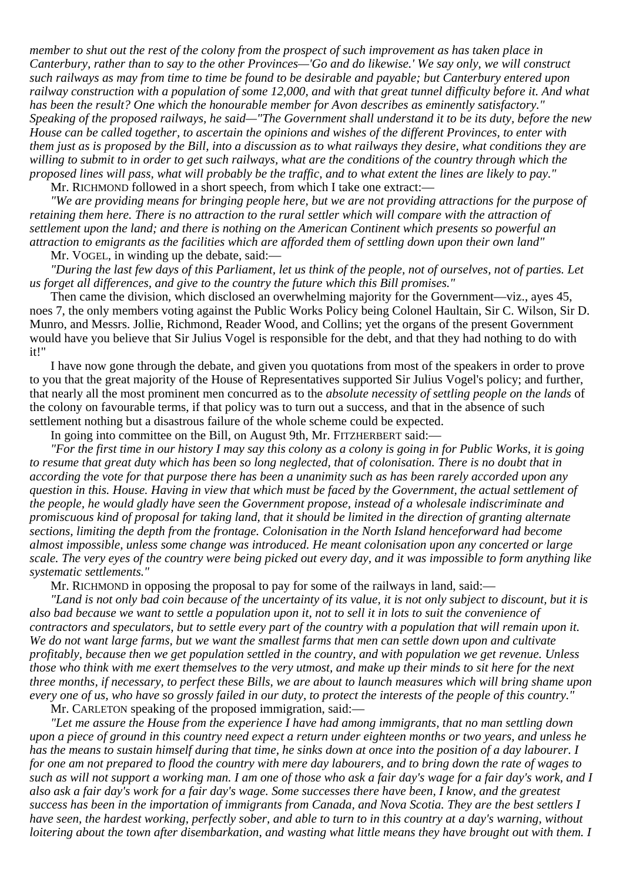*member to shut out the rest of the colony from the prospect of such improvement as has taken place in Canterbury, rather than to say to the other Provinces—'Go and do likewise.' We say only, we will construct such railways as may from time to time be found to be desirable and payable; but Canterbury entered upon railway construction with a population of some 12,000, and with that great tunnel difficulty before it. And what has been the result? One which the honourable member for Avon describes as eminently satisfactory." Speaking of the proposed railways, he said—"The Government shall understand it to be its duty, before the new House can be called together, to ascertain the opinions and wishes of the different Provinces, to enter with them just as is proposed by the Bill, into a discussion as to what railways they desire, what conditions they are willing to submit to in order to get such railways, what are the conditions of the country through which the proposed lines will pass, what will probably be the traffic, and to what extent the lines are likely to pay."*

Mr. RICHMOND followed in a short speech, from which I take one extract:—

*"We are providing means for bringing people here, but we are not providing attractions for the purpose of retaining them here. There is no attraction to the rural settler which will compare with the attraction of settlement upon the land; and there is nothing on the American Continent which presents so powerful an attraction to emigrants as the facilities which are afforded them of settling down upon their own land"*

Mr. VOGEL, in winding up the debate, said:—

*"During the last few days of this Parliament, let us think of the people, not of ourselves, not of parties. Let us forget all differences, and give to the country the future which this Bill promises."*

Then came the division, which disclosed an overwhelming majority for the Government—viz., ayes 45, noes 7, the only members voting against the Public Works Policy being Colonel Haultain, Sir C. Wilson, Sir D. Munro, and Messrs. Jollie, Richmond, Reader Wood, and Collins; yet the organs of the present Government would have you believe that Sir Julius Vogel is responsible for the debt, and that they had nothing to do with it!"

I have now gone through the debate, and given you quotations from most of the speakers in order to prove to you that the great majority of the House of Representatives supported Sir Julius Vogel's policy; and further, that nearly all the most prominent men concurred as to the *absolute necessity of settling people on the lands* of the colony on favourable terms, if that policy was to turn out a success, and that in the absence of such settlement nothing but a disastrous failure of the whole scheme could be expected.

In going into committee on the Bill, on August 9th, Mr. FITZHERBERT said:—

*"For the first time in our history I may say this colony as a colony is going in for Public Works, it is going to resume that great duty which has been so long neglected, that of colonisation. There is no doubt that in according the vote for that purpose there has been a unanimity such as has been rarely accorded upon any question in this. House. Having in view that which must be faced by the Government, the actual settlement of the people, he would gladly have seen the Government propose, instead of a wholesale indiscriminate and promiscuous kind of proposal for taking land, that it should be limited in the direction of granting alternate sections, limiting the depth from the frontage. Colonisation in the North Island henceforward had become almost impossible, unless some change was introduced. He meant colonisation upon any concerted or large scale. The very eyes of the country were being picked out every day, and it was impossible to form anything like systematic settlements."*

Mr. RICHMOND in opposing the proposal to pay for some of the railways in land, said:—

*"Land is not only bad coin because of the uncertainty of its value, it is not only subject to discount, but it is also bad because we want to settle a population upon it, not to sell it in lots to suit the convenience of contractors and speculators, but to settle every part of the country with a population that will remain upon it. We do not want large farms, but we want the smallest farms that men can settle down upon and cultivate profitably, because then we get population settled in the country, and with population we get revenue. Unless those who think with me exert themselves to the very utmost, and make up their minds to sit here for the next three months, if necessary, to perfect these Bills, we are about to launch measures which will bring shame upon every one of us, who have so grossly failed in our duty, to protect the interests of the people of this country."*

Mr. CARLETON speaking of the proposed immigration, said:—

*"Let me assure the House from the experience I have had among immigrants, that no man settling down upon a piece of ground in this country need expect a return under eighteen months or two years, and unless he has the means to sustain himself during that time, he sinks down at once into the position of a day labourer. I for one am not prepared to flood the country with mere day labourers, and to bring down the rate of wages to such as will not support a working man. I am one of those who ask a fair day's wage for a fair day's work, and I also ask a fair day's work for a fair day's wage. Some successes there have been, I know, and the greatest success has been in the importation of immigrants from Canada, and Nova Scotia. They are the best settlers I have seen, the hardest working, perfectly sober, and able to turn to in this country at a day's warning, without loitering about the town after disembarkation, and wasting what little means they have brought out with them. I*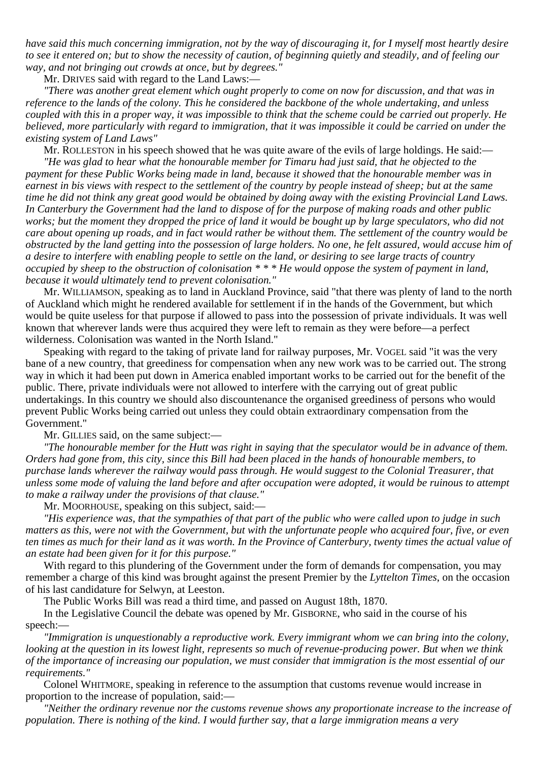*have said this much concerning immigration, not by the way of discouraging it, for I myself most heartly desire to see it entered on; but to show the necessity of caution, of beginning quietly and steadily, and of feeling our way, and not bringing out crowds at once, but by degrees."*

Mr. DRIVES said with regard to the Land Laws:—

*"There was another great element which ought properly to come on now for discussion, and that was in reference to the lands of the colony. This he considered the backbone of the whole undertaking, and unless coupled with this in a proper way, it was impossible to think that the scheme could be carried out properly. He believed, more particularly with regard to immigration, that it was impossible it could be carried on under the existing system of Land Laws"*

Mr. ROLLESTON in his speech showed that he was quite aware of the evils of large holdings. He said:—

*"He was glad to hear what the honourable member for Timaru had just said, that he objected to the payment for these Public Works being made in land, because it showed that the honourable member was in earnest in bis views with respect to the settlement of the country by people instead of sheep; but at the same time he did not think any great good would be obtained by doing away with the existing Provincial Land Laws. In Canterbury the Government had the land to dispose of for the purpose of making roads and other public works; but the moment they dropped the price of land it would be bought up by large speculators, who did not care about opening up roads, and in fact would rather be without them. The settlement of the country would be obstructed by the land getting into the possession of large holders. No one, he felt assured, would accuse him of a desire to interfere with enabling people to settle on the land, or desiring to see large tracts of country occupied by sheep to the obstruction of colonisation * * * He would oppose the system of payment in land, because it would ultimately tend to prevent colonisation."*

Mr. WILLIAMSON, speaking as to land in Auckland Province, said "that there was plenty of land to the north of Auckland which might he rendered available for settlement if in the hands of the Government, but which would be quite useless for that purpose if allowed to pass into the possession of private individuals. It was well known that wherever lands were thus acquired they were left to remain as they were before—a perfect wilderness. Colonisation was wanted in the North Island."

Speaking with regard to the taking of private land for railway purposes, Mr. VOGEL said "it was the very bane of a new country, that greediness for compensation when any new work was to be carried out. The strong way in which it had been put down in America enabled important works to be carried out for the benefit of the public. There, private individuals were not allowed to interfere with the carrying out of great public undertakings. In this country we should also discountenance the organised greediness of persons who would prevent Public Works being carried out unless they could obtain extraordinary compensation from the Government."

Mr. GILLIES said, on the same subject:—

*"The honourable member for the Hutt was right in saying that the speculator would be in advance of them. Orders had gone from, this city, since this Bill had been placed in the hands of honourable members, to purchase lands wherever the railway would pass through. He would suggest to the Colonial Treasurer, that unless some mode of valuing the land before and after occupation were adopted, it would be ruinous to attempt to make a railway under the provisions of that clause."*

Mr. MOORHOUSE, speaking on this subject, said:—

*"His experience was, that the sympathies of that part of the public who were called upon to judge in such matters as this, were not with the Government, but with the unfortunate people who acquired four, five, or even ten times as much for their land as it was worth. In the Province of Canterbury, twenty times the actual value of an estate had been given for it for this purpose."*

With regard to this plundering of the Government under the form of demands for compensation, you may remember a charge of this kind was brought against the present Premier by the *Lyttelton Times*, on the occasion of his last candidature for Selwyn, at Leeston.

The Public Works Bill was read a third time, and passed on August 18th, 1870.

In the Legislative Council the debate was opened by Mr. GISBORNE, who said in the course of his speech:—

*"Immigration is unquestionably a reproductive work. Every immigrant whom we can bring into the colony, looking at the question in its lowest light, represents so much of revenue-producing power. But when we think of the importance of increasing our population, we must consider that immigration is the most essential of our requirements."*

Colonel WHITMORE, speaking in reference to the assumption that customs revenue would increase in proportion to the increase of population, said:—

*"Neither the ordinary revenue nor the customs revenue shows any proportionate increase to the increase of population. There is nothing of the kind. I would further say, that a large immigration means a very*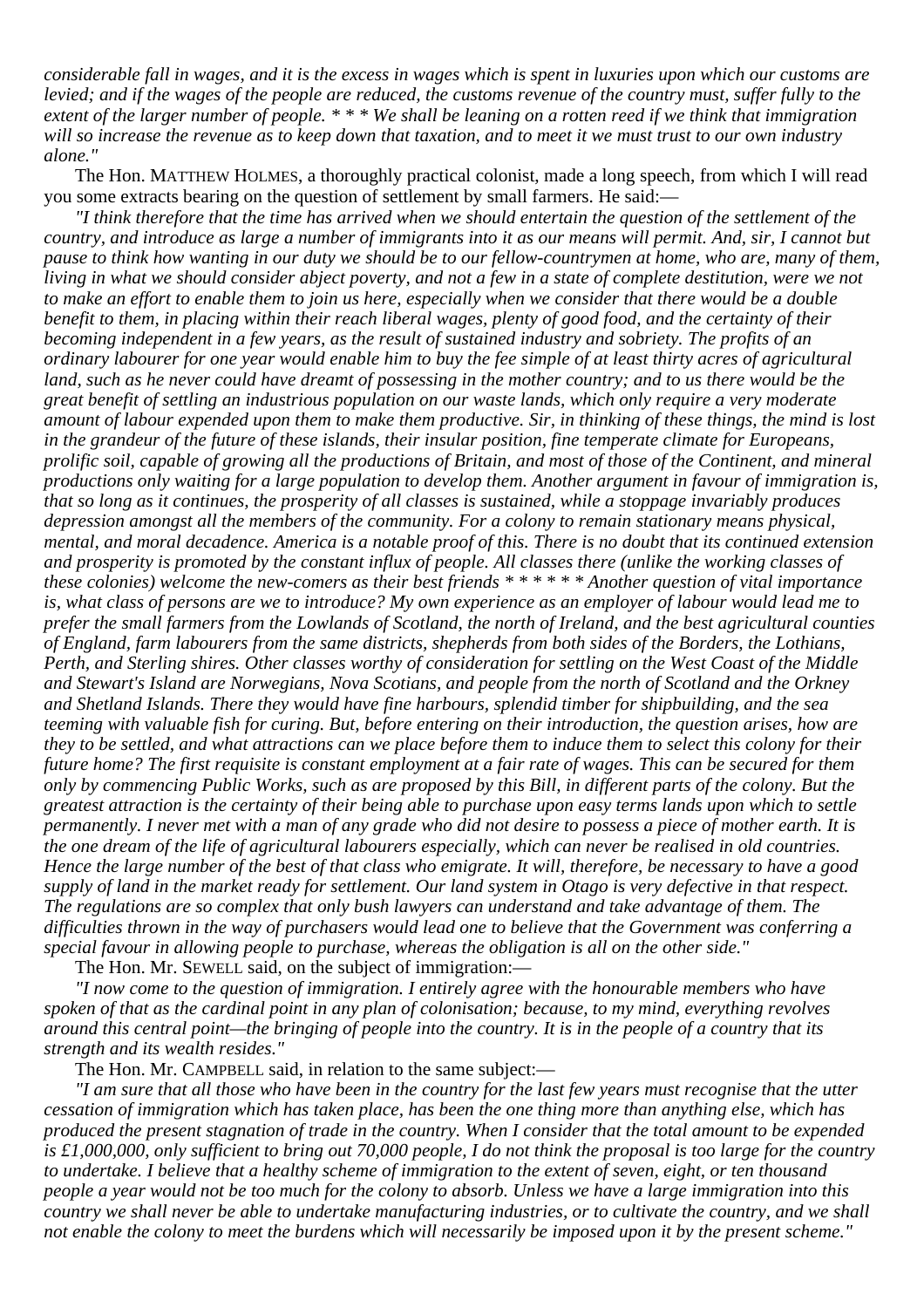*considerable fall in wages, and it is the excess in wages which is spent in luxuries upon which our customs are levied; and if the wages of the people are reduced, the customs revenue of the country must, suffer fully to the extent of the larger number of people. * * * We shall be leaning on a rotten reed if we think that immigration will so increase the revenue as to keep down that taxation, and to meet it we must trust to our own industry alone."*

The Hon. MATTHEW HOLMES, a thoroughly practical colonist, made a long speech, from which I will read you some extracts bearing on the question of settlement by small farmers. He said:—

*"I think therefore that the time has arrived when we should entertain the question of the settlement of the country, and introduce as large a number of immigrants into it as our means will permit. And, sir, I cannot but pause to think how wanting in our duty we should be to our fellow-countrymen at home, who are, many of them, living in what we should consider abject poverty, and not a few in a state of complete destitution, were we not to make an effort to enable them to join us here, especially when we consider that there would be a double benefit to them, in placing within their reach liberal wages, plenty of good food, and the certainty of their becoming independent in a few years, as the result of sustained industry and sobriety. The profits of an ordinary labourer for one year would enable him to buy the fee simple of at least thirty acres of agricultural land, such as he never could have dreamt of possessing in the mother country; and to us there would be the great benefit of settling an industrious population on our waste lands, which only require a very moderate amount of labour expended upon them to make them productive. Sir, in thinking of these things, the mind is lost in the grandeur of the future of these islands, their insular position, fine temperate climate for Europeans, prolific soil, capable of growing all the productions of Britain, and most of those of the Continent, and mineral productions only waiting for a large population to develop them. Another argument in favour of immigration is, that so long as it continues, the prosperity of all classes is sustained, while a stoppage invariably produces depression amongst all the members of the community. For a colony to remain stationary means physical, mental, and moral decadence. America is a notable proof of this. There is no doubt that its continued extension and prosperity is promoted by the constant influx of people. All classes there (unlike the working classes of these colonies) welcome the new-comers as their best friends * * * * * * Another question of vital importance is, what class of persons are we to introduce? My own experience as an employer of labour would lead me to prefer the small farmers from the Lowlands of Scotland, the north of Ireland, and the best agricultural counties of England, farm labourers from the same districts, shepherds from both sides of the Borders, the Lothians, Perth, and Sterling shires. Other classes worthy of consideration for settling on the West Coast of the Middle and Stewart's Island are Norwegians, Nova Scotians, and people from the north of Scotland and the Orkney and Shetland Islands. There they would have fine harbours, splendid timber for shipbuilding, and the sea teeming with valuable fish for curing. But, before entering on their introduction, the question arises, how are they to be settled, and what attractions can we place before them to induce them to select this colony for their future home? The first requisite is constant employment at a fair rate of wages. This can be secured for them only by commencing Public Works, such as are proposed by this Bill, in different parts of the colony. But the greatest attraction is the certainty of their being able to purchase upon easy terms lands upon which to settle permanently. I never met with a man of any grade who did not desire to possess a piece of mother earth. It is the one dream of the life of agricultural labourers especially, which can never be realised in old countries. Hence the large number of the best of that class who emigrate. It will, therefore, be necessary to have a good supply of land in the market ready for settlement. Our land system in Otago is very defective in that respect. The regulations are so complex that only bush lawyers can understand and take advantage of them. The difficulties thrown in the way of purchasers would lead one to believe that the Government was conferring a special favour in allowing people to purchase, whereas the obligation is all on the other side."*

The Hon. Mr. SEWELL said, on the subject of immigration:—

*"I now come to the question of immigration. I entirely agree with the honourable members who have spoken of that as the cardinal point in any plan of colonisation; because, to my mind, everything revolves around this central point—the bringing of people into the country. It is in the people of a country that its strength and its wealth resides."*

The Hon. Mr. CAMPBELL said, in relation to the same subject:—

*"I am sure that all those who have been in the country for the last few years must recognise that the utter cessation of immigration which has taken place, has been the one thing more than anything else, which has produced the present stagnation of trade in the country. When I consider that the total amount to be expended is £1,000,000, only sufficient to bring out 70,000 people, I do not think the proposal is too large for the country to undertake. I believe that a healthy scheme of immigration to the extent of seven, eight, or ten thousand people a year would not be too much for the colony to absorb. Unless we have a large immigration into this country we shall never be able to undertake manufacturing industries, or to cultivate the country, and we shall not enable the colony to meet the burdens which will necessarily be imposed upon it by the present scheme."*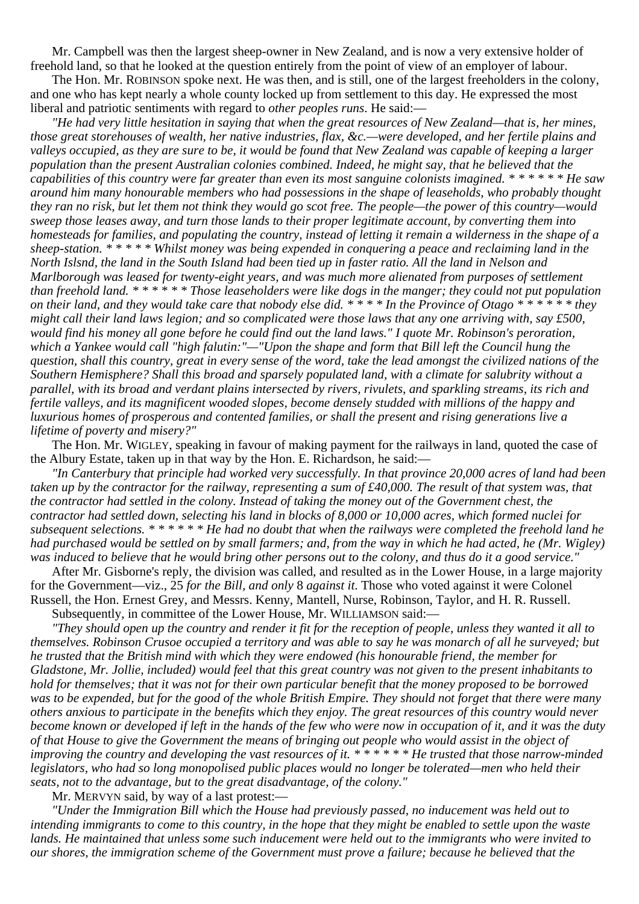Mr. Campbell was then the largest sheep-owner in New Zealand, and is now a very extensive holder of freehold land, so that he looked at the question entirely from the point of view of an employer of labour.

The Hon. Mr. ROBINSON spoke next. He was then, and is still, one of the largest freeholders in the colony, and one who has kept nearly a whole county locked up from settlement to this day. He expressed the most liberal and patriotic sentiments with regard to *other peoples runs*. He said:—

*"He had very little hesitation in saying that when the great resources of New Zealand—that is, her mines, those great storehouses of wealth, her native industries, flax, &c.—were developed, and her fertile plains and valleys occupied, as they are sure to be, it would be found that New Zealand was capable of keeping a larger population than the present Australian colonies combined. Indeed, he might say, that he believed that the capabilities of this country were far greater than even its most sanguine colonists imagined. * * * * * * He saw around him many honourable members who had possessions in the shape of leaseholds, who probably thought they ran no risk, but let them not think they would go scot free. The people—the power of this country—would sweep those leases away, and turn those lands to their proper legitimate account, by converting them into homesteads for families, and populating the country, instead of letting it remain a wilderness in the shape of a sheep-station. * * * * * Whilst money was being expended in conquering a peace and reclaiming land in the North Islsnd, the land in the South Island had been tied up in faster ratio. All the land in Nelson and Marlborough was leased for twenty-eight years, and was much more alienated from purposes of settlement than freehold land. * * * * * * Those leaseholders were like dogs in the manger; they could not put population on their land, and they would take care that nobody else did. * * * * In the Province of Otago * * * * * * they might call their land laws legion; and so complicated were those laws that any one arriving with, say £500, would find his money all gone before he could find out the land laws." I quote Mr. Robinson's peroration, which a Yankee would call "high falutin:"—"Upon the shape and form that Bill left the Council hung the question, shall this country, great in every sense of the word, take the lead amongst the civilized nations of the Southern Hemisphere? Shall this broad and sparsely populated land, with a climate for salubrity without a parallel, with its broad and verdant plains intersected by rivers, rivulets, and sparkling streams, its rich and fertile valleys, and its magnificent wooded slopes, become densely studded with millions of the happy and luxurious homes of prosperous and contented families, or shall the present and rising generations live a lifetime of poverty and misery?"*

The Hon. Mr. WIGLEY, speaking in favour of making payment for the railways in land, quoted the case of the Albury Estate, taken up in that way by the Hon. E. Richardson, he said:—

*"In Canterbury that principle had worked very successfully. In that province 20,000 acres of land had been taken up by the contractor for the railway, representing a sum of £40,000. The result of that system was, that the contractor had settled in the colony. Instead of taking the money out of the Government chest, the contractor had settled down, selecting his land in blocks of 8,000 or 10,000 acres, which formed nuclei for subsequent selections. * * * * * * He had no doubt that when the railways were completed the freehold land he had purchased would be settled on by small farmers; and, from the way in which he had acted, he (Mr. Wigley) was induced to believe that he would bring other persons out to the colony, and thus do it a good service."*

After Mr. Gisborne's reply, the division was called, and resulted as in the Lower House, in a large majority for the Government—viz., 25 *for the Bill, and only* 8 *against it*. Those who voted against it were Colonel Russell, the Hon. Ernest Grey, and Messrs. Kenny, Mantell, Nurse, Robinson, Taylor, and H. R. Russell.

Subsequently, in committee of the Lower House, Mr. WILLIAMSON said:—

*"They should open up the country and render it fit for the reception of people, unless they wanted it all to themselves. Robinson Crusoe occupied a territory and was able to say he was monarch of all he surveyed; but he trusted that the British mind with which they were endowed (his honourable friend, the member for Gladstone, Mr. Jollie, included) would feel that this great country was not given to the present inhabitants to hold for themselves; that it was not for their own particular benefit that the money proposed to be borrowed was to be expended, but for the good of the whole British Empire. They should not forget that there were many others anxious to participate in the benefits which they enjoy. The great resources of this country would never become known or developed if left in the hands of the few who were now in occupation of it, and it was the duty of that House to give the Government the means of bringing out people who would assist in the object of improving the country and developing the vast resources of it. * * * * * * He trusted that those narrow-minded legislators, who had so long monopolised public places would no longer be tolerated—men who held their seats, not to the advantage, but to the great disadvantage, of the colony."*

Mr. MERVYN said, by way of a last protest:—

*"Under the Immigration Bill which the House had previously passed, no inducement was held out to intending immigrants to come to this country, in the hope that they might be enabled to settle upon the waste lands. He maintained that unless some such inducement were held out to the immigrants who were invited to our shores, the immigration scheme of the Government must prove a failure; because he believed that the*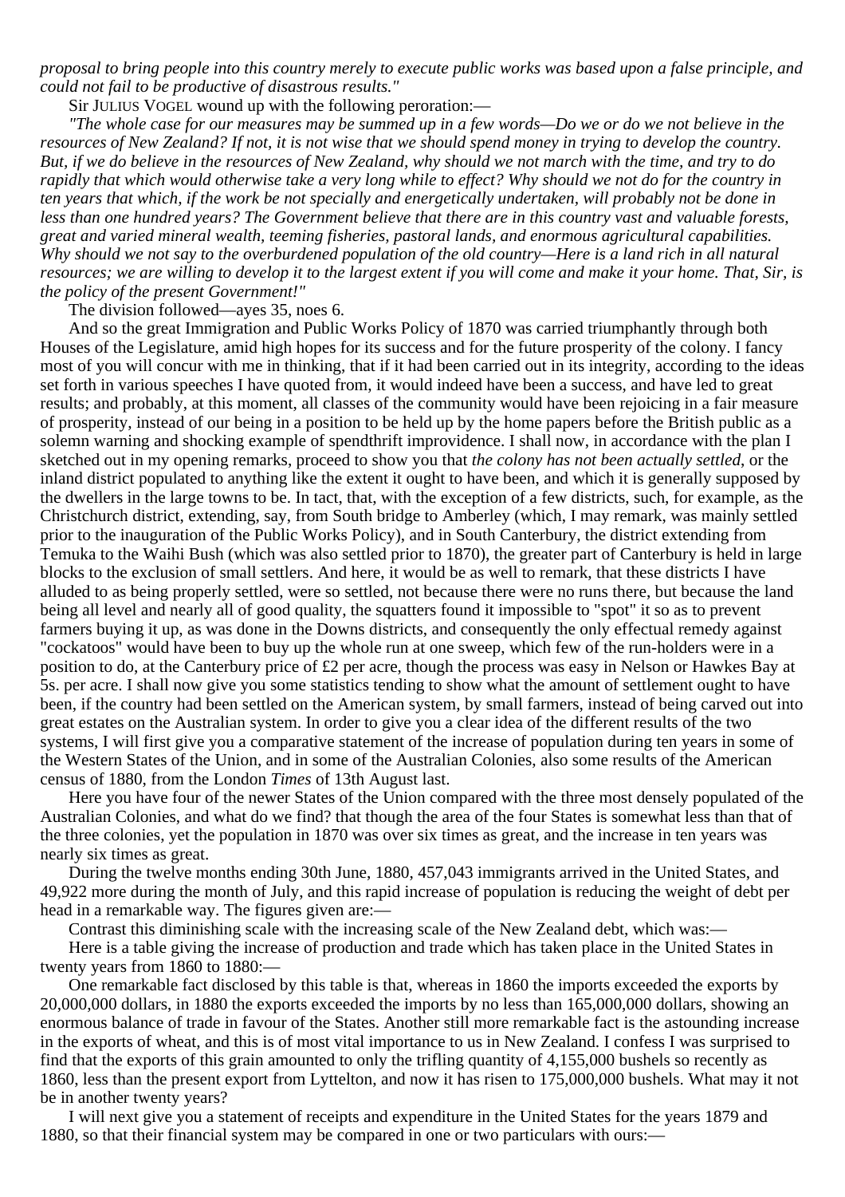*proposal to bring people into this country merely to execute public works was based upon a false principle, and could not fail to be productive of disastrous results."*

Sir Julius Vogel wound up with the following peroration:—

*"The whole case for our measures may be summed up in a few words—Do we or do we not believe in the resources of New Zealand? If not, it is not wise that we should spend money in trying to develop the country. But, if we do believe in the resources of New Zealand, why should we not march with the time, and try to do rapidly that which would otherwise take a very long while to effect? Why should we not do for the country in ten years that which, if the work be not specially and energetically undertaken, will probably not be done in less than one hundred years? The Government believe that there are in this country vast and valuable forests, great and varied mineral wealth, teeming fisheries, pastoral lands, and enormous agricultural capabilities. Why should we not say to the overburdened population of the old country—Here is a land rich in all natural resources; we are willing to develop it to the largest extent if you will come and make it your home. That, Sir, is the policy of the present Government!"*

The division followed—ayes 35, noes 6.

And so the great Immigration and Public Works Policy of 1870 was carried triumphantly through both Houses of the Legislature, amid high hopes for its success and for the future prosperity of the colony. I fancy most of you will concur with me in thinking, that if it had been carried out in its integrity, according to the ideas set forth in various speeches I have quoted from, it would indeed have been a success, and have led to great results; and probably, at this moment, all classes of the community would have been rejoicing in a fair measure of prosperity, instead of our being in a position to be held up by the home papers before the British public as a solemn warning and shocking example of spendthrift improvidence. I shall now, in accordance with the plan I sketched out in my opening remarks, proceed to show you that *the colony has not been actually settled*, or the inland district populated to anything like the extent it ought to have been, and which it is generally supposed by the dwellers in the large towns to be. In tact, that, with the exception of a few districts, such, for example, as the Christchurch district, extending, say, from South bridge to Amberley (which, I may remark, was mainly settled prior to the inauguration of the Public Works Policy), and in South Canterbury, the district extending from Temuka to the Waihi Bush (which was also settled prior to 1870), the greater part of Canterbury is held in large blocks to the exclusion of small settlers. And here, it would be as well to remark, that these districts I have alluded to as being properly settled, were so settled, not because there were no runs there, but because the land being all level and nearly all of good quality, the squatters found it impossible to "spot" it so as to prevent farmers buying it up, as was done in the Downs districts, and consequently the only effectual remedy against "cockatoos" would have been to buy up the whole run at one sweep, which few of the run-holders were in a position to do, at the Canterbury price of £2 per acre, though the process was easy in Nelson or Hawkes Bay at 5s. per acre. I shall now give you some statistics tending to show what the amount of settlement ought to have been, if the country had been settled on the American system, by small farmers, instead of being carved out into great estates on the Australian system. In order to give you a clear idea of the different results of the two systems, I will first give you a comparative statement of the increase of population during ten years in some of the Western States of the Union, and in some of the Australian Colonies, also some results of the American census of 1880, from the London *Times* of 13th August last.

Here you have four of the newer States of the Union compared with the three most densely populated of the Australian Colonies, and what do we find? that though the area of the four States is somewhat less than that of the three colonies, yet the population in 1870 was over six times as great, and the increase in ten years was nearly six times as great.

During the twelve months ending 30th June, 1880, 457,043 immigrants arrived in the United States, and 49,922 more during the month of July, and this rapid increase of population is reducing the weight of debt per head in a remarkable way. The figures given are:—

Contrast this diminishing scale with the increasing scale of the New Zealand debt, which was:—

Here is a table giving the increase of production and trade which has taken place in the United States in twenty years from 1860 to 1880:—

One remarkable fact disclosed by this table is that, whereas in 1860 the imports exceeded the exports by 20,000,000 dollars, in 1880 the exports exceeded the imports by no less than 165,000,000 dollars, showing an enormous balance of trade in favour of the States. Another still more remarkable fact is the astounding increase in the exports of wheat, and this is of most vital importance to us in New Zealand. I confess I was surprised to find that the exports of this grain amounted to only the trifling quantity of 4,155,000 bushels so recently as 1860, less than the present export from Lyttelton, and now it has risen to 175,000,000 bushels. What may it not be in another twenty years?

I will next give you a statement of receipts and expenditure in the United States for the years 1879 and 1880, so that their financial system may be compared in one or two particulars with ours:—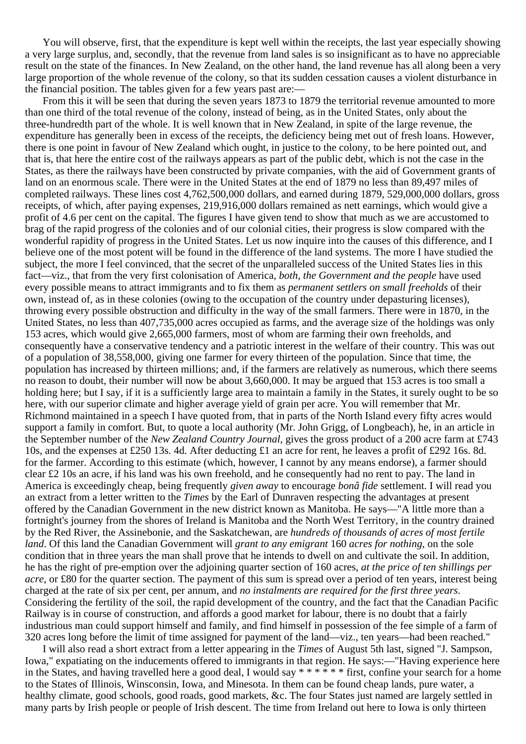You will observe, first, that the expenditure is kept well within the receipts, the last year especially showing a very large surplus, and, secondly, that the revenue from land sales is so insignificant as to have no appreciable result on the state of the finances. In New Zealand, on the other hand, the land revenue has all along been a very large proportion of the whole revenue of the colony, so that its sudden cessation causes a violent disturbance in the financial position. The tables given for a few years past are:—

From this it will be seen that during the seven years 1873 to 1879 the territorial revenue amounted to more than one third of the total revenue of the colony, instead of being, as in the United States, only about the three-hundredth part of the whole. It is well known that in New Zealand, in spite of the large revenue, the expenditure has generally been in excess of the receipts, the deficiency being met out of fresh loans. However, there is one point in favour of New Zealand which ought, in justice to the colony, to be here pointed out, and that is, that here the entire cost of the railways appears as part of the public debt, which is not the case in the States, as there the railways have been constructed by private companies, with the aid of Government grants of land on an enormous scale. There were in the United States at the end of 1879 no less than 89,497 miles of completed railways. These lines cost 4,762,500,000 dollars, and earned during 1879, 529,000,000 dollars, gross receipts, of which, after paying expenses, 219,916,000 dollars remained as nett earnings, which would give a profit of 4.6 per cent on the capital. The figures I have given tend to show that much as we are accustomed to brag of the rapid progress of the colonies and of our colonial cities, their progress is slow compared with the wonderful rapidity of progress in the United States. Let us now inquire into the causes of this difference, and I believe one of the most potent will be found in the difference of the land systems. The more I have studied the subject, the more I feel convinced, that the secret of the unparalleled success of the United States lies in this fact—viz., that from the very first colonisation of America, *both, the Government and the people* have used every possible means to attract immigrants and to fix them as *permanent settlers on small freeholds* of their own, instead of, as in these colonies (owing to the occupation of the country under depasturing licenses), throwing every possible obstruction and difficulty in the way of the small farmers. There were in 1870, in the United States, no less than 407,735,000 acres occupied as farms, and the average size of the holdings was only 153 acres, which would give 2,665,000 farmers, most of whom are farming their own freeholds, and consequently have a conservative tendency and a patriotic interest in the welfare of their country. This was out of a population of 38,558,000, giving one farmer for every thirteen of the population. Since that time, the population has increased by thirteen millions; and, if the farmers are relatively as numerous, which there seems no reason to doubt, their number will now be about 3,660,000. It may be argued that 153 acres is too small a holding here; but I say, if it is a sufficiently large area to maintain a family in the States, it surely ought to be so here, with our superior climate and higher average yield of grain per acre. You will remember that Mr. Richmond maintained in a speech I have quoted from, that in parts of the North Island every fifty acres would support a family in comfort. But, to quote a local authority (Mr. John Grigg, of Longbeach), he, in an article in the September number of the *New Zealand Country Journal*, gives the gross product of a 200 acre farm at £743 10s, and the expenses at £250 13s. 4d. After deducting £1 an acre for rent, he leaves a profit of £292 16s. 8d. for the farmer. According to this estimate (which, however, I cannot by any means endorse), a farmer should clear £2 10s an acre, if his land was his own freehold, and he consequently had no rent to pay. The land in America is exceedingly cheap, being frequently *given away* to encourage *bonâ fide* settlement. I will read you an extract from a letter written to the *Times* by the Earl of Dunraven respecting the advantages at present offered by the Canadian Government in the new district known as Manitoba. He says—"A little more than a fortnight's journey from the shores of Ireland is Manitoba and the North West Territory, in the country drained by the Red River, the Assinebonie, and the Saskatchewan, are *hundreds of thousands of acres of most fertile land*. Of this land the Canadian Government will *grant to any emigrant* 160 *acres for nothing*, on the sole condition that in three years the man shall prove that he intends to dwell on and cultivate the soil. In addition, he has the right of pre-emption over the adjoining quarter section of 160 acres, *at the price of ten shillings per acre*, or £80 for the quarter section. The payment of this sum is spread over a period of ten years, interest being charged at the rate of six per cent, per annum, and *no instalments are required for the first three years*. Considering the fertility of the soil, the rapid development of the country, and the fact that the Canadian Pacific Railway is in course of construction, and affords a good market for labour, there is no doubt that a fairly industrious man could support himself and family, and find himself in possession of the fee simple of a farm of 320 acres long before the limit of time assigned for payment of the land—viz., ten years—had been reached."

I will also read a short extract from a letter appearing in the *Times* of August 5th last, signed "J. Sampson, Iowa," expatiating on the inducements offered to immigrants in that region. He says:—"Having experience here in the States, and having travelled here a good deal, I would say * * * * * * first, confine your search for a home to the States of Illinois, Winsconsin, Iowa, and Minesota. In them can be found cheap lands, pure water, a healthy climate, good schools, good roads, good markets, &c. The four States just named are largely settled in many parts by Irish people or people of Irish descent. The time from Ireland out here to Iowa is only thirteen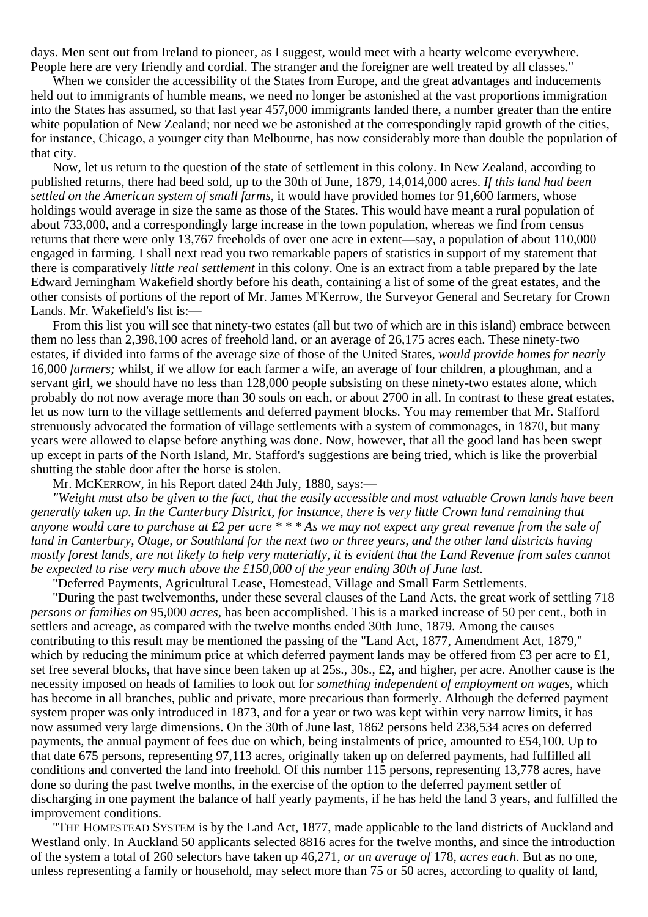days. Men sent out from Ireland to pioneer, as I suggest, would meet with a hearty welcome everywhere. People here are very friendly and cordial. The stranger and the foreigner are well treated by all classes."

When we consider the accessibility of the States from Europe, and the great advantages and inducements held out to immigrants of humble means, we need no longer be astonished at the vast proportions immigration into the States has assumed, so that last year 457,000 immigrants landed there, a number greater than the entire white population of New Zealand; nor need we be astonished at the correspondingly rapid growth of the cities, for instance, Chicago, a younger city than Melbourne, has now considerably more than double the population of that city.

Now, let us return to the question of the state of settlement in this colony. In New Zealand, according to published returns, there had beed sold, up to the 30th of June, 1879, 14,014,000 acres. *If this land had been settled on the American system of small farms*, it would have provided homes for 91,600 farmers, whose holdings would average in size the same as those of the States. This would have meant a rural population of about 733,000, and a correspondingly large increase in the town population, whereas we find from census returns that there were only 13,767 freeholds of over one acre in extent—say, a population of about 110,000 engaged in farming. I shall next read you two remarkable papers of statistics in support of my statement that there is comparatively *little real settlement* in this colony. One is an extract from a table prepared by the late Edward Jerningham Wakefield shortly before his death, containing a list of some of the great estates, and the other consists of portions of the report of Mr. James M'Kerrow, the Surveyor General and Secretary for Crown Lands. Mr. Wakefield's list is:—

From this list you will see that ninety-two estates (all but two of which are in this island) embrace between them no less than 2,398,100 acres of freehold land, or an average of 26,175 acres each. These ninety-two estates, if divided into farms of the average size of those of the United States, *would provide homes for nearly* 16,000 *farmers;* whilst, if we allow for each farmer a wife, an average of four children, a ploughman, and a servant girl, we should have no less than 128,000 people subsisting on these ninety-two estates alone, which probably do not now average more than 30 souls on each, or about 2700 in all. In contrast to these great estates, let us now turn to the village settlements and deferred payment blocks. You may remember that Mr. Stafford strenuously advocated the formation of village settlements with a system of commonages, in 1870, but many years were allowed to elapse before anything was done. Now, however, that all the good land has been swept up except in parts of the North Island, Mr. Stafford's suggestions are being tried, which is like the proverbial shutting the stable door after the horse is stolen.

Mr. McKerrow, in his Report dated 24th July, 1880, says:—

*"Weight must also be given to the fact, that the easily accessible and most valuable Crown lands have been generally taken up. In the Canterbury District, for instance, there is very little Crown land remaining that anyone would care to purchase at £2 per acre * * * As we may not expect any great revenue from the sale of land in Canterbury, Otage, or Southland for the next two or three years, and the other land districts having mostly forest lands, are not likely to help very materially, it is evident that the Land Revenue from sales cannot be expected to rise very much above the £150,000 of the year ending 30th of June last.*

"Deferred Payments, Agricultural Lease, Homestead, Village and Small Farm Settlements.

"During the past twelvemonths, under these several clauses of the Land Acts, the great work of settling 718 *persons or families on* 95,000 *acres*, has been accomplished. This is a marked increase of 50 per cent., both in settlers and acreage, as compared with the twelve months ended 30th June, 1879. Among the causes contributing to this result may be mentioned the passing of the "Land Act, 1877, Amendment Act, 1879," which by reducing the minimum price at which deferred payment lands may be offered from £3 per acre to £1, set free several blocks, that have since been taken up at 25s., 30s., £2, and higher, per acre. Another cause is the necessity imposed on heads of families to look out for *something independent of employment on wages*, which has become in all branches, public and private, more precarious than formerly. Although the deferred payment system proper was only introduced in 1873, and for a year or two was kept within very narrow limits, it has now assumed very large dimensions. On the 30th of June last, 1862 persons held 238,534 acres on deferred payments, the annual payment of fees due on which, being instalments of price, amounted to £54,100. Up to that date 675 persons, representing 97,113 acres, originally taken up on deferred payments, had fulfilled all conditions and converted the land into freehold. Of this number 115 persons, representing 13,778 acres, have done so during the past twelve months, in the exercise of the option to the deferred payment settler of discharging in one payment the balance of half yearly payments, if he has held the land 3 years, and fulfilled the improvement conditions.

"The Homestead System is by the Land Act, 1877, made applicable to the land districts of Auckland and Westland only. In Auckland 50 applicants selected 8816 acres for the twelve months, and since the introduction of the system a total of 260 selectors have taken up 46,271, *or an average of* 178, *acres each*. But as no one, unless representing a family or household, may select more than 75 or 50 acres, according to quality of land,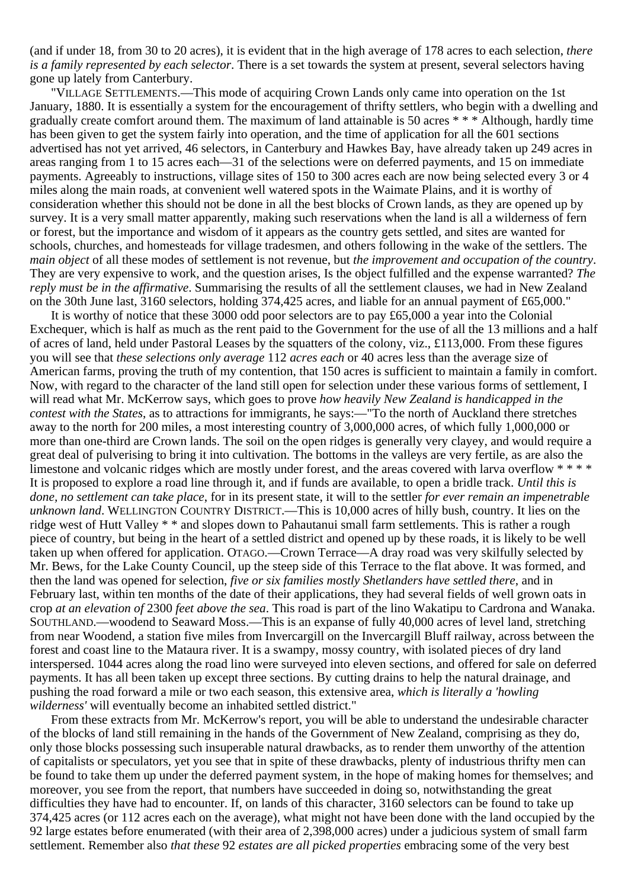(and if under 18, from 30 to 20 acres), it is evident that in the high average of 178 acres to each selection, *there is a family represented by each selector*. There is a set towards the system at present, several selectors having gone up lately from Canterbury.

"VILLAGE SETTLEMENTS.—This mode of acquiring Crown Lands only came into operation on the 1st January, 1880. It is essentially a system for the encouragement of thrifty settlers, who begin with a dwelling and gradually create comfort around them. The maximum of land attainable is 50 acres * * * Although, hardly time has been given to get the system fairly into operation, and the time of application for all the 601 sections advertised has not yet arrived, 46 selectors, in Canterbury and Hawkes Bay, have already taken up 249 acres in areas ranging from 1 to 15 acres each—31 of the selections were on deferred payments, and 15 on immediate payments. Agreeably to instructions, village sites of 150 to 300 acres each are now being selected every 3 or 4 miles along the main roads, at convenient well watered spots in the Waimate Plains, and it is worthy of consideration whether this should not be done in all the best blocks of Crown lands, as they are opened up by survey. It is a very small matter apparently, making such reservations when the land is all a wilderness of fern or forest, but the importance and wisdom of it appears as the country gets settled, and sites are wanted for schools, churches, and homesteads for village tradesmen, and others following in the wake of the settlers. The *main object* of all these modes of settlement is not revenue, but *the improvement and occupation of the country*. They are very expensive to work, and the question arises, Is the object fulfilled and the expense warranted? *The reply must be in the affirmative*. Summarising the results of all the settlement clauses, we had in New Zealand on the 30th June last, 3160 selectors, holding 374,425 acres, and liable for an annual payment of £65,000."

It is worthy of notice that these 3000 odd poor selectors are to pay £65,000 a year into the Colonial Exchequer, which is half as much as the rent paid to the Government for the use of all the 13 millions and a half of acres of land, held under Pastoral Leases by the squatters of the colony, viz., £113,000. From these figures you will see that *these selections only average* 112 *acres each* or 40 acres less than the average size of American farms, proving the truth of my contention, that 150 acres is sufficient to maintain a family in comfort. Now, with regard to the character of the land still open for selection under these various forms of settlement, I will read what Mr. McKerrow says, which goes to prove *how heavily New Zealand is handicapped in the contest with the States*, as to attractions for immigrants, he says:—"To the north of Auckland there stretches away to the north for 200 miles, a most interesting country of 3,000,000 acres, of which fully 1,000,000 or more than one-third are Crown lands. The soil on the open ridges is generally very clayey, and would require a great deal of pulverising to bring it into cultivation. The bottoms in the valleys are very fertile, as are also the limestone and volcanic ridges which are mostly under forest, and the areas covered with larva overflow * * * * It is proposed to explore a road line through it, and if funds are available, to open a bridle track. *Until this is done, no settlement can take place*, for in its present state, it will to the settler *for ever remain an impenetrable unknown land*. WELLINGTON COUNTRY DISTRICT.—This is 10,000 acres of hilly bush, country. It lies on the ridge west of Hutt Valley * * and slopes down to Pahautanui small farm settlements. This is rather a rough piece of country, but being in the heart of a settled district and opened up by these roads, it is likely to be well taken up when offered for application. OTAGO.—Crown Terrace—A dray road was very skilfully selected by Mr. Bews, for the Lake County Council, up the steep side of this Terrace to the flat above. It was formed, and then the land was opened for selection, *five or six families mostly Shetlanders have settled there*, and in February last, within ten months of the date of their applications, they had several fields of well grown oats in crop *at an elevation of* 2300 *feet above the sea*. This road is part of the lino Wakatipu to Cardrona and Wanaka. SOUTHLAND.—woodend to Seaward Moss.—This is an expanse of fully 40,000 acres of level land, stretching from near Woodend, a station five miles from Invercargill on the Invercargill Bluff railway, across between the forest and coast line to the Mataura river. It is a swampy, mossy country, with isolated pieces of dry land interspersed. 1044 acres along the road lino were surveyed into eleven sections, and offered for sale on deferred payments. It has all been taken up except three sections. By cutting drains to help the natural drainage, and pushing the road forward a mile or two each season, this extensive area, *which is literally a 'howling wilderness'* will eventually become an inhabited settled district."

From these extracts from Mr. McKerrow's report, you will be able to understand the undesirable character of the blocks of land still remaining in the hands of the Government of New Zealand, comprising as they do, only those blocks possessing such insuperable natural drawbacks, as to render them unworthy of the attention of capitalists or speculators, yet you see that in spite of these drawbacks, plenty of industrious thrifty men can be found to take them up under the deferred payment system, in the hope of making homes for themselves; and moreover, you see from the report, that numbers have succeeded in doing so, notwithstanding the great difficulties they have had to encounter. If, on lands of this character, 3160 selectors can be found to take up 374,425 acres (or 112 acres each on the average), what might not have been done with the land occupied by the 92 large estates before enumerated (with their area of 2,398,000 acres) under a judicious system of small farm settlement. Remember also *that these* 92 *estates are all picked properties* embracing some of the very best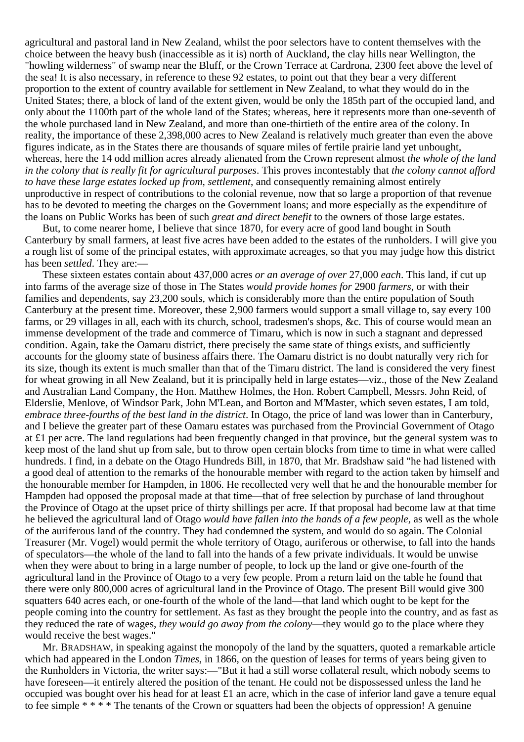agricultural and pastoral land in New Zealand, whilst the poor selectors have to content themselves with the choice between the heavy bush (inaccessible as it is) north of Auckland, the clay hills near Wellington, the "howling wilderness" of swamp near the Bluff, or the Crown Terrace at Cardrona, 2300 feet above the level of the sea! It is also necessary, in reference to these 92 estates, to point out that they bear a very different proportion to the extent of country available for settlement in New Zealand, to what they would do in the United States; there, a block of land of the extent given, would be only the 185th part of the occupied land, and only about the 1100th part of the whole land of the States; whereas, here it represents more than one-seventh of the whole purchased land in New Zealand, and more than one-thirtieth of the entire area of the colony. In reality, the importance of these 2,398,000 acres to New Zealand is relatively much greater than even the above figures indicate, as in the States there are thousands of square miles of fertile prairie land yet unbought, whereas, here the 14 odd million acres already alienated from the Crown represent almost *the whole of the land in the colony that is really fit for agricultural purposes*. This proves incontestably that *the colony cannot afford to have these large estates locked up from, settlement*, and consequently remaining almost entirely unproductive in respect of contributions to the colonial revenue, now that so large a proportion of that revenue has to be devoted to meeting the charges on the Government loans; and more especially as the expenditure of the loans on Public Works has been of such *great and direct benefit* to the owners of those large estates.

But, to come nearer home, I believe that since 1870, for every acre of good land bought in South Canterbury by small farmers, at least five acres have been added to the estates of the runholders. I will give you a rough list of some of the principal estates, with approximate acreages, so that you may judge how this district has been *settled*. They are:—

These sixteen estates contain about 437,000 acres *or an average of over* 27,000 *each*. This land, if cut up into farms of the average size of those in The States *would provide homes for* 2900 *farmers*, or with their families and dependents, say 23,200 souls, which is considerably more than the entire population of South Canterbury at the present time. Moreover, these 2,900 farmers would support a small village to, say every 100 farms, or 29 villages in all, each with its church, school, tradesmen's shops, &c. This of course would mean an immense development of the trade and commerce of Timaru, which is now in such a stagnant and depressed condition. Again, take the Oamaru district, there precisely the same state of things exists, and sufficiently accounts for the gloomy state of business affairs there. The Oamaru district is no doubt naturally very rich for its size, though its extent is much smaller than that of the Timaru district. The land is considered the very finest for wheat growing in all New Zealand, but it is principally held in large estates—viz., those of the New Zealand and Australian Land Company, the Hon. Matthew Holmes, the Hon. Robert Campbell, Messrs. John Reid, of Elderslie, Menlove, of Windsor Park, John M'Lean, and Borton and M'Master, which seven estates, I am told, *embrace three-fourths of the best land in the district*. In Otago, the price of land was lower than in Canterbury, and I believe the greater part of these Oamaru estates was purchased from the Provincial Government of Otago at £1 per acre. The land regulations had been frequently changed in that province, but the general system was to keep most of the land shut up from sale, but to throw open certain blocks from time to time in what were called hundreds. I find, in a debate on the Otago Hundreds Bill, in 1870, that Mr. Bradshaw said "he had listened with a good deal of attention to the remarks of the honourable member with regard to the action taken by himself and the honourable member for Hampden, in 1806. He recollected very well that he and the honourable member for Hampden had opposed the proposal made at that time—that of free selection by purchase of land throughout the Province of Otago at the upset price of thirty shillings per acre. If that proposal had become law at that time he believed the agricultural land of Otago *would have fallen into the hands of a few people*, as well as the whole of the auriferous land of the country. They had condemned the system, and would do so again. The Colonial Treasurer (Mr. Vogel) would permit the whole territory of Otago, auriferous or otherwise, to fall into the hands of speculators—the whole of the land to fall into the hands of a few private individuals. It would be unwise when they were about to bring in a large number of people, to lock up the land or give one-fourth of the agricultural land in the Province of Otago to a very few people. Prom a return laid on the table he found that there were only 800,000 acres of agricultural land in the Province of Otago. The present Bill would give 300 squatters 640 acres each, or one-fourth of the whole of the land—that land which ought to be kept for the people coming into the country for settlement. As fast as they brought the people into the country, and as fast as they reduced the rate of wages, *they would go away from the colony*—they would go to the place where they would receive the best wages."

Mr. BRADSHAW, in speaking against the monopoly of the land by the squatters, quoted a remarkable article which had appeared in the London *Times*, in 1866, on the question of leases for terms of years being given to the Runholders in Victoria, the writer says:—"But it had a still worse collateral result, which nobody seems to have foreseen—it entirely altered the position of the tenant. He could not be dispossessed unless the land he occupied was bought over his head for at least £1 an acre, which in the case of inferior land gave a tenure equal to fee simple * * * * The tenants of the Crown or squatters had been the objects of oppression! A genuine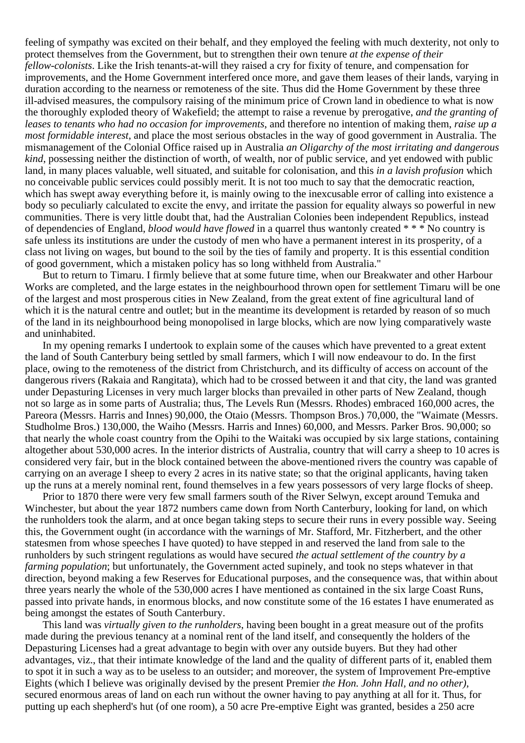feeling of sympathy was excited on their behalf, and they employed the feeling with much dexterity, not only to protect themselves from the Government, but to strengthen their own tenure *at the expense of their fellow-colonists*. Like the Irish tenants-at-will they raised a cry for fixity of tenure, and compensation for improvements, and the Home Government interfered once more, and gave them leases of their lands, varying in duration according to the nearness or remoteness of the site. Thus did the Home Government by these three ill-advised measures, the compulsory raising of the minimum price of Crown land in obedience to what is now the thoroughly exploded theory of Wakefield; the attempt to raise a revenue by prerogative, *and the granting of leases to tenants who had no occasion for improvements*, and therefore no intention of making them, *raise up a most formidable interest*, and place the most serious obstacles in the way of good government in Australia. The mismanagement of the Colonial Office raised up in Australia *an Oligarchy of the most irritating and dangerous kind*, possessing neither the distinction of worth, of wealth, nor of public service, and yet endowed with public land, in many places valuable, well situated, and suitable for colonisation, and this *in a lavish profusion* which no conceivable public services could possibly merit. It is not too much to say that the democratic reaction, which has swept away everything before it, is mainly owing to the inexcusable error of calling into existence a body so peculiarly calculated to excite the envy, and irritate the passion for equality always so powerful in new communities. There is very little doubt that, had the Australian Colonies been independent Republics, instead of dependencies of England, *blood would have flowed* in a quarrel thus wantonly created * * * No country is safe unless its institutions are under the custody of men who have a permanent interest in its prosperity, of a class not living on wages, but bound to the soil by the ties of family and property. It is this essential condition of good government, which a mistaken policy has so long withheld from Australia."

But to return to Timaru. I firmly believe that at some future time, when our Breakwater and other Harbour Works are completed, and the large estates in the neighbourhood thrown open for settlement Timaru will be one of the largest and most prosperous cities in New Zealand, from the great extent of fine agricultural land of which it is the natural centre and outlet; but in the meantime its development is retarded by reason of so much of the land in its neighbourhood being monopolised in large blocks, which are now lying comparatively waste and uninhabited.

In my opening remarks I undertook to explain some of the causes which have prevented to a great extent the land of South Canterbury being settled by small farmers, which I will now endeavour to do. In the first place, owing to the remoteness of the district from Christchurch, and its difficulty of access on account of the dangerous rivers (Rakaia and Rangitata), which had to be crossed between it and that city, the land was granted under Depasturing Licenses in very much larger blocks than prevailed in other parts of New Zealand, though not so large as in some parts of Australia; thus, The Levels Run (Messrs. Rhodes) embraced 160,000 acres, the Pareora (Messrs. Harris and Innes) 90,000, the Otaio (Messrs. Thompson Bros.) 70,000, the "Waimate (Messrs. Studholme Bros.) 130,000, the Waiho (Messrs. Harris and Innes) 60,000, and Messrs. Parker Bros. 90,000; so that nearly the whole coast country from the Opihi to the Waitaki was occupied by six large stations, containing altogether about 530,000 acres. In the interior districts of Australia, country that will carry a sheep to 10 acres is considered very fair, but in the block contained between the above-mentioned rivers the country was capable of carrying on an average I sheep to every 2 acres in its native state; so that the original applicants, having taken up the runs at a merely nominal rent, found themselves in a few years possessors of very large flocks of sheep.

Prior to 1870 there were very few small farmers south of the River Selwyn, except around Temuka and Winchester, but about the year 1872 numbers came down from North Canterbury, looking for land, on which the runholders took the alarm, and at once began taking steps to secure their runs in every possible way. Seeing this, the Government ought (in accordance with the warnings of Mr. Stafford, Mr. Fitzherbert, and the other statesmen from whose speeches I have quoted) to have stepped in and reserved the land from sale to the runholders by such stringent regulations as would have secured *the actual settlement of the country by a farming population*; but unfortunately, the Government acted supinely, and took no steps whatever in that direction, beyond making a few Reserves for Educational purposes, and the consequence was, that within about three years nearly the whole of the 530,000 acres I have mentioned as contained in the six large Coast Runs, passed into private hands, in enormous blocks, and now constitute some of the 16 estates I have enumerated as being amongst the estates of South Canterbury.

This land was *virtually given to the runholders*, having been bought in a great measure out of the profits made during the previous tenancy at a nominal rent of the land itself, and consequently the holders of the Depasturing Licenses had a great advantage to begin with over any outside buyers. But they had other advantages, viz., that their intimate knowledge of the land and the quality of different parts of it, enabled them to spot it in such a way as to be useless to an outsider; and moreover, the system of Improvement Pre-emptive Eights (which I believe was originally devised by the present Premier *the Hon. John Hall, and no other)*, secured enormous areas of land on each run without the owner having to pay anything at all for it. Thus, for putting up each shepherd's hut (of one room), a 50 acre Pre-emptive Eight was granted, besides a 250 acre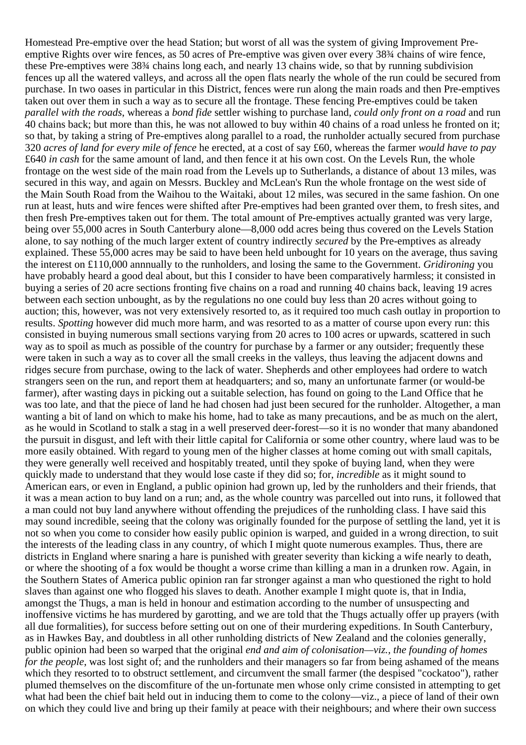Homestead Pre-emptive over the head Station; but worst of all was the system of giving Improvement Pre-emptive Rights over wire fences, as 50 acres of Pre-emptive was given over every 38¾ chains of wire fence, these Pre-emptives were 38¾ chains long each, and nearly 13 chains wide, so that by running subdivision fences up all the watered valleys, and across all the open flats nearly the whole of the run could be secured from purchase. In two oases in particular in this District, fences were run along the main roads and then Pre-emptives taken out over them in such a way as to secure all the frontage. These fencing Pre-emptives could be taken *parallel with the roads*, whereas a *bond fide* settler wishing to purchase land, *could only front on a road* and run 40 chains back; but more than this, he was not allowed to buy within 40 chains of a road unless he fronted on it; so that, by taking a string of Pre-emptives along parallel to a road, the runholder actually secured from purchase 320 *acres of land for every mile of fence* he erected, at a cost of say £60, whereas the farmer *would have to pay* £640 *in cash* for the same amount of land, and then fence it at his own cost. On the Levels Run, the whole frontage on the west side of the main road from the Levels up to Sutherlands, a distance of about 13 miles, was secured in this way, and again on Messrs. Buckley and McLean's Run the whole frontage on the west side of the Main South Road from the Waihou to the Waitaki, about 12 miles, was secured in the same fashion. On one run at least, huts and wire fences were shifted after Pre-emptives had been granted over them, to fresh sites, and then fresh Pre-emptives taken out for them. The total amount of Pre-emptives actually granted was very large, being over 55,000 acres in South Canterbury alone—8,000 odd acres being thus covered on the Levels Station alone, to say nothing of the much larger extent of country indirectly *secured* by the Pre-emptives as already explained. These 55,000 acres may be said to have been held unbought for 10 years on the average, thus saving the interest on £110,000 annnually to the runholders, and losing the same to the Government. *Gridironing* you have probably heard a good deal about, but this I consider to have been comparatively harmless; it consisted in buying a series of 20 acre sections fronting five chains on a road and running 40 chains back, leaving 19 acres between each section unbought, as by the regulations no one could buy less than 20 acres without going to auction; this, however, was not very extensively resorted to, as it required too much cash outlay in proportion to results. *Spotting* however did much more harm, and was resorted to as a matter of course upon every run: this consisted in buying numerous small sections varying from 20 acres to 100 acres or upwards, scattered in such way as to spoil as much as possible of the country for purchase by a farmer or any outsider; frequently these were taken in such a way as to cover all the small creeks in the valleys, thus leaving the adjacent downs and ridges secure from purchase, owing to the lack of water. Shepherds and other employees had ordere to watch strangers seen on the run, and report them at headquarters; and so, many an unfortunate farmer (or would-be farmer), after wasting days in picking out a suitable selection, has found on going to the Land Office that he was too late, and that the piece of land he had chosen had just been secured for the runholder. Altogether, a man wanting a bit of land on which to make his home, had to take as many precautions, and be as much on the alert, as he would in Scotland to stalk a stag in a well preserved deer-forest—so it is no wonder that many abandoned the pursuit in disgust, and left with their little capital for California or some other country, where laud was to be more easily obtained. With regard to young men of the higher classes at home coming out with small capitals, they were generally well received and hospitably treated, until they spoke of buying land, when they were quickly made to understand that they would lose caste if they did so; for, *incredible* as it might sound to American ears, or even in England, a public opinion had grown up, led by the runholders and their friends, that it was a mean action to buy land on a run; and, as the whole country was parcelled out into runs, it followed that a man could not buy land anywhere without offending the prejudices of the runholding class. I have said this may sound incredible, seeing that the colony was originally founded for the purpose of settling the land, yet it is not so when you come to consider how easily public opinion is warped, and guided in a wrong direction, to suit the interests of the leading class in any country, of which I might quote numerous examples. Thus, there are districts in England where snaring a hare is punished with greater severity than kicking a wife nearly to death, or where the shooting of a fox would be thought a worse crime than killing a man in a drunken row. Again, in the Southern States of America public opinion ran far stronger against a man who questioned the right to hold slaves than against one who flogged his slaves to death. Another example I might quote is, that in India, amongst the Thugs, a man is held in honour and estimation according to the number of unsuspecting and inoffensive victims he has murdered by garotting, and we are told that the Thugs actually offer up prayers (with all due formalities), for success before setting out on one of their murdering expeditions. In South Canterbury, as in Hawkes Bay, and doubtless in all other runholding districts of New Zealand and the colonies generally, public opinion had been so warped that the original *end and aim of colonisation—viz., the founding of homes for the people*, was lost sight of; and the runholders and their managers so far from being ashamed of the means which they resorted to to obstruct settlement, and circumvent the small farmer (the despised "cockatoo"), rather plumed themselves on the discomfiture of the un-fortunate men whose only crime consisted in attempting to get what had been the chief bait held out in inducing them to come to the colony—viz., a piece of land of their own on which they could live and bring up their family at peace with their neighbours; and where their own success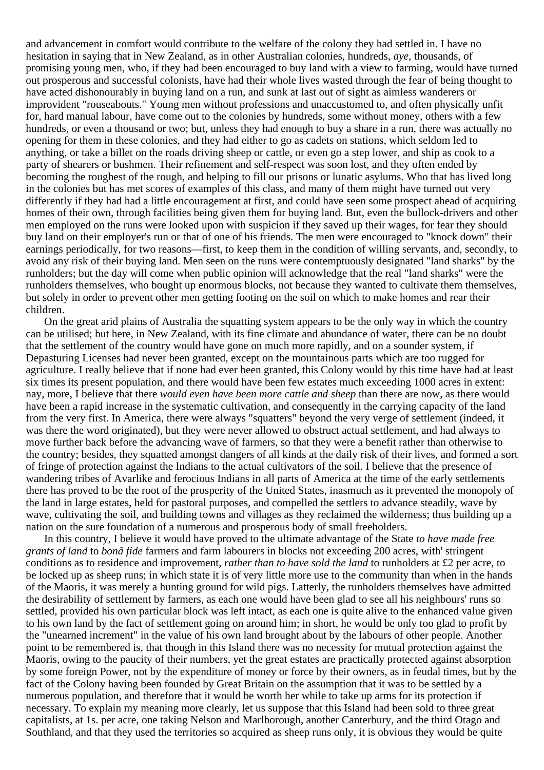and advancement in comfort would contribute to the welfare of the colony they had settled in. I have no hesitation in saying that in New Zealand, as in other Australian colonies, hundreds, *aye*, thousands, of promising young men, who, if they had been encouraged to buy land with a view to farming, would have turned out prosperous and successful colonists, have had their whole lives wasted through the fear of being thought to have acted dishonourably in buying land on a run, and sunk at last out of sight as aimless wanderers or improvident "rouseabouts." Young men without professions and unaccustomed to, and often physically unfit for, hard manual labour, have come out to the colonies by hundreds, some without money, others with a few hundreds, or even a thousand or two; but, unless they had enough to buy a share in a run, there was actually no opening for them in these colonies, and they had either to go as cadets on stations, which seldom led to anything, or take a billet on the roads driving sheep or cattle, or even go a step lower, and ship as cook to a party of shearers or bushmen. Their refinement and self-respect was soon lost, and they often ended by becoming the roughest of the rough, and helping to fill our prisons or lunatic asylums. Who that has lived long in the colonies but has met scores of examples of this class, and many of them might have turned out very differently if they had had a little encouragement at first, and could have seen some prospect ahead of acquiring homes of their own, through facilities being given them for buying land. But, even the bullock-drivers and other men employed on the runs were looked upon with suspicion if they saved up their wages, for fear they should buy land on their employer's run or that of one of his friends. The men were encouraged to "knock down" their earnings periodically, for two reasons—first, to keep them in the condition of willing servants, and, secondly, to avoid any risk of their buying land. Men seen on the runs were contemptuously designated "land sharks" by the runholders; but the day will come when public opinion will acknowledge that the real "land sharks" were the runholders themselves, who bought up enormous blocks, not because they wanted to cultivate them themselves, but solely in order to prevent other men getting footing on the soil on which to make homes and rear their children.

On the great arid plains of Australia the squatting system appears to be the only way in which the country can be utilised; but here, in New Zealand, with its fine climate and abundance of water, there can be no doubt that the settlement of the country would have gone on much more rapidly, and on a sounder system, if Depasturing Licenses had never been granted, except on the mountainous parts which are too rugged for agriculture. I really believe that if none had ever been granted, this Colony would by this time have had at least six times its present population, and there would have been few estates much exceeding 1000 acres in extent: nay, more, I believe that there *would even have been more cattle and sheep* than there are now, as there would have been a rapid increase in the systematic cultivation, and consequently in the carrying capacity of the land from the very first. In America, there were always "squatters" beyond the very verge of settlement (indeed, it was there the word originated), but they were never allowed to obstruct actual settlement, and had always to move further back before the advancing wave of farmers, so that they were a benefit rather than otherwise to the country; besides, they squatted amongst dangers of all kinds at the daily risk of their lives, and formed a sort of fringe of protection against the Indians to the actual cultivators of the soil. I believe that the presence of wandering tribes of Avarlike and ferocious Indians in all parts of America at the time of the early settlements there has proved to be the root of the prosperity of the United States, inasmuch as it prevented the monopoly of the land in large estates, held for pastoral purposes, and compelled the settlers to advance steadily, wave by wave, cultivating the soil, and building towns and villages as they reclaimed the wilderness; thus building up a nation on the sure foundation of a numerous and prosperous body of small freeholders.

In this country, I believe it would have proved to the ultimate advantage of the State *to have made free grants of land* to *bonâ fide* farmers and farm labourers in blocks not exceeding 200 acres, with' stringent conditions as to residence and improvement, *rather than to have sold the land* to runholders at £2 per acre, to be locked up as sheep runs; in which state it is of very little more use to the community than when in the hands of the Maoris, it was merely a hunting ground for wild pigs. Latterly, the runholders themselves have admitted the desirability of settlement by farmers, as each one would have been glad to see all his neighbours' runs so settled, provided his own particular block was left intact, as each one is quite alive to the enhanced value given to his own land by the fact of settlement going on around him; in short, he would be only too glad to profit by the "unearned increment" in the value of his own land brought about by the labours of other people. Another point to be remembered is, that though in this Island there was no necessity for mutual protection against the Maoris, owing to the paucity of their numbers, yet the great estates are practically protected against absorption by some foreign Power, not by the expenditure of money or force by their owners, as in feudal times, but by the fact of the Colony having been founded by Great Britain on the assumption that it was to be settled by a numerous population, and therefore that it would be worth her while to take up arms for its protection if necessary. To explain my meaning more clearly, let us suppose that this Island had been sold to three great capitalists, at 1s. per acre, one taking Nelson and Marlborough, another Canterbury, and the third Otago and Southland, and that they used the territories so acquired as sheep runs only, it is obvious they would be quite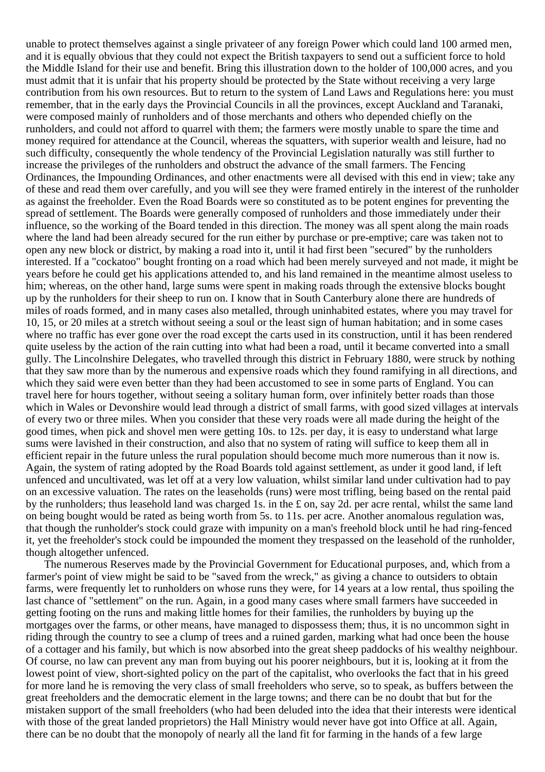unable to protect themselves against a single privateer of any foreign Power which could land 100 armed men, and it is equally obvious that they could not expect the British taxpayers to send out a sufficient force to hold the Middle Island for their use and benefit. Bring this illustration down to the holder of 100,000 acres, and you must admit that it is unfair that his property should be protected by the State without receiving a very large contribution from his own resources. But to return to the system of Land Laws and Regulations here: you must remember, that in the early days the Provincial Councils in all the provinces, except Auckland and Taranaki, were composed mainly of runholders and of those merchants and others who depended chiefly on the runholders, and could not afford to quarrel with them; the farmers were mostly unable to spare the time and money required for attendance at the Council, whereas the squatters, with superior wealth and leisure, had no such difficulty, consequently the whole tendency of the Provincial Legislation naturally was still further to increase the privileges of the runholders and obstruct the advance of the small farmers. The Fencing Ordinances, the Impounding Ordinances, and other enactments were all devised with this end in view; take any of these and read them over carefully, and you will see they were framed entirely in the interest of the runholder as against the freeholder. Even the Road Boards were so constituted as to be potent engines for preventing the spread of settlement. The Boards were generally composed of runholders and those immediately under their influence, so the working of the Board tended in this direction. The money was all spent along the main roads where the land had been already secured for the run either by purchase or pre-emptive; care was taken not to open any new block or district, by making a road into it, until it had first been "secured" by the runholders interested. If a "cockatoo" bought fronting on a road which had been merely surveyed and not made, it might be years before he could get his applications attended to, and his land remained in the meantime almost useless to him; whereas, on the other hand, large sums were spent in making roads through the extensive blocks bought up by the runholders for their sheep to run on. I know that in South Canterbury alone there are hundreds of miles of roads formed, and in many cases also metalled, through uninhabited estates, where you may travel for 10, 15, or 20 miles at a stretch without seeing a soul or the least sign of human habitation; and in some cases where no traffic has ever gone over the road except the carts used in its construction, until it has been rendered quite useless by the action of the rain cutting into what had been a road, until it became converted into a small gully. The Lincolnshire Delegates, who travelled through this district in February 1880, were struck by nothing that they saw more than by the numerous and expensive roads which they found ramifying in all directions, and which they said were even better than they had been accustomed to see in some parts of England. You can travel here for hours together, without seeing a solitary human form, over infinitely better roads than those which in Wales or Devonshire would lead through a district of small farms, with good sized villages at intervals of every two or three miles. When you consider that these very roads were all made during the height of the good times, when pick and shovel men were getting 10s. to 12s. per day, it is easy to understand what large sums were lavished in their construction, and also that no system of rating will suffice to keep them all in efficient repair in the future unless the rural population should become much more numerous than it now is. Again, the system of rating adopted by the Road Boards told against settlement, as under it good land, if left unfenced and uncultivated, was let off at a very low valuation, whilst similar land under cultivation had to pay on an excessive valuation. The rates on the leaseholds (runs) were most trifling, being based on the rental paid by the runholders; thus leasehold land was charged 1s. in the £ on, say 2d. per acre rental, whilst the same land on being bought would be rated as being worth from 5s. to 11s. per acre. Another anomalous regulation was, that though the runholder's stock could graze with impunity on a man's freehold block until he had ring-fenced it, yet the freeholder's stock could be impounded the moment they trespassed on the leasehold of the runholder, though altogether unfenced.

The numerous Reserves made by the Provincial Government for Educational purposes, and, which from a farmer's point of view might be said to be "saved from the wreck," as giving a chance to outsiders to obtain farms, were frequently let to runholders on whose runs they were, for 14 years at a low rental, thus spoiling the last chance of "settlement" on the run. Again, in a good many cases where small farmers have succeeded in getting footing on the runs and making little homes for their families, the runholders by buying up the mortgages over the farms, or other means, have managed to dispossess them; thus, it is no uncommon sight in riding through the country to see a clump of trees and a ruined garden, marking what had once been the house of a cottager and his family, but which is now absorbed into the great sheep paddocks of his wealthy neighbour. Of course, no law can prevent any man from buying out his poorer neighbours, but it is, looking at it from the lowest point of view, short-sighted policy on the part of the capitalist, who overlooks the fact that in his greed for more land he is removing the very class of small freeholders who serve, so to speak, as buffers between the great freeholders and the democratic element in the large towns; and there can be no doubt that but for the mistaken support of the small freeholders (who had been deluded into the idea that their interests were identical with those of the great landed proprietors) the Hall Ministry would never have got into Office at all. Again, there can be no doubt that the monopoly of nearly all the land fit for farming in the hands of a few large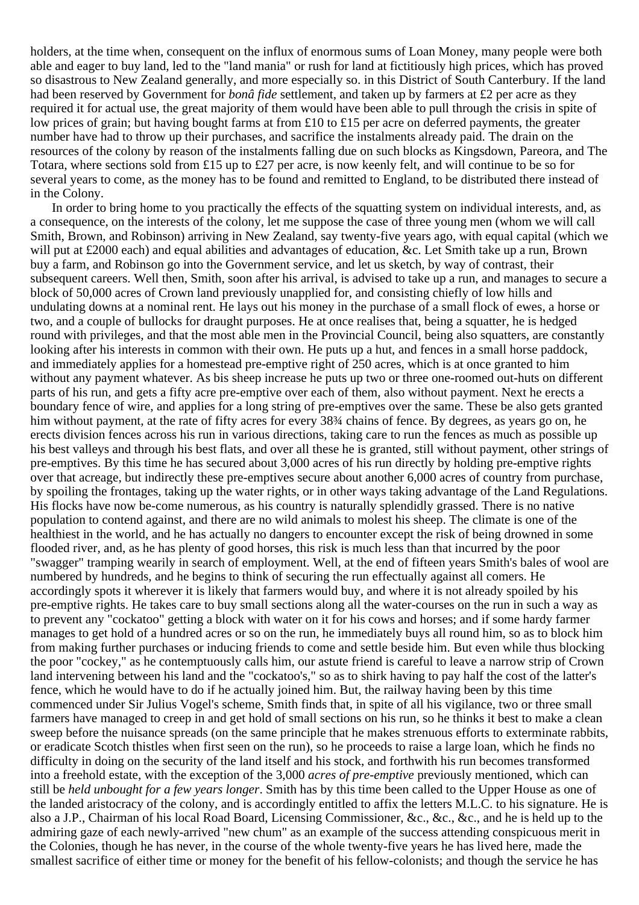holders, at the time when, consequent on the influx of enormous sums of Loan Money, many people were both able and eager to buy land, led to the "land mania" or rush for land at fictitiously high prices, which has proved so disastrous to New Zealand generally, and more especially so. in this District of South Canterbury. If the land had been reserved by Government for *bonâ fide* settlement, and taken up by farmers at £2 per acre as they required it for actual use, the great majority of them would have been able to pull through the crisis in spite of low prices of grain; but having bought farms at from £10 to £15 per acre on deferred payments, the greater number have had to throw up their purchases, and sacrifice the instalments already paid. The drain on the resources of the colony by reason of the instalments falling due on such blocks as Kingsdown, Pareora, and The Totara, where sections sold from £15 up to £27 per acre, is now keenly felt, and will continue to be so for several years to come, as the money has to be found and remitted to England, to be distributed there instead of in the Colony.

In order to bring home to you practically the effects of the squatting system on individual interests, and, as a consequence, on the interests of the colony, let me suppose the case of three young men (whom we will call Smith, Brown, and Robinson) arriving in New Zealand, say twenty-five years ago, with equal capital (which we will put at £2000 each) and equal abilities and advantages of education, &c. Let Smith take up a run, Brown buy a farm, and Robinson go into the Government service, and let us sketch, by way of contrast, their subsequent careers. Well then, Smith, soon after his arrival, is advised to take up a run, and manages to secure a block of 50,000 acres of Crown land previously unapplied for, and consisting chiefly of low hills and undulating downs at a nominal rent. He lays out his money in the purchase of a small flock of ewes, a horse or two, and a couple of bullocks for draught purposes. He at once realises that, being a squatter, he is hedged round with privileges, and that the most able men in the Provincial Council, being also squatters, are constantly looking after his interests in common with their own. He puts up a hut, and fences in a small horse paddock, and immediately applies for a homestead pre-emptive right of 250 acres, which is at once granted to him without any payment whatever. As bis sheep increase he puts up two or three one-roomed out-huts on different parts of his run, and gets a fifty acre pre-emptive over each of them, also without payment. Next he erects a boundary fence of wire, and applies for a long string of pre-emptives over the same. These be also gets granted him without payment, at the rate of fifty acres for every 38¾ chains of fence. By degrees, as years go on, he erects division fences across his run in various directions, taking care to run the fences as much as possible up his best valleys and through his best flats, and over all these he is granted, still without payment, other strings of pre-emptives. By this time he has secured about 3,000 acres of his run directly by holding pre-emptive rights over that acreage, but indirectly these pre-emptives secure about another 6,000 acres of country from purchase, by spoiling the frontages, taking up the water rights, or in other ways taking advantage of the Land Regulations. His flocks have now be-come numerous, as his country is naturally splendidly grassed. There is no native population to contend against, and there are no wild animals to molest his sheep. The climate is one of the healthiest in the world, and he has actually no dangers to encounter except the risk of being drowned in some flooded river, and, as he has plenty of good horses, this risk is much less than that incurred by the poor "swagger" tramping wearily in search of employment. Well, at the end of fifteen years Smith's bales of wool are numbered by hundreds, and he begins to think of securing the run effectually against all comers. He accordingly spots it wherever it is likely that farmers would buy, and where it is not already spoiled by his pre-emptive rights. He takes care to buy small sections along all the water-courses on the run in such a way as to prevent any "cockatoo" getting a block with water on it for his cows and horses; and if some hardy farmer manages to get hold of a hundred acres or so on the run, he immediately buys all round him, so as to block him from making further purchases or inducing friends to come and settle beside him. But even while thus blocking the poor "cockey," as he contemptuously calls him, our astute friend is careful to leave a narrow strip of Crown land intervening between his land and the "cockatoo's," so as to shirk having to pay half the cost of the latter's fence, which he would have to do if he actually joined him. But, the railway having been by this time commenced under Sir Julius Vogel's scheme, Smith finds that, in spite of all his vigilance, two or three small farmers have managed to creep in and get hold of small sections on his run, so he thinks it best to make a clean sweep before the nuisance spreads (on the same principle that he makes strenuous efforts to exterminate rabbits, or eradicate Scotch thistles when first seen on the run), so he proceeds to raise a large loan, which he finds no difficulty in doing on the security of the land itself and his stock, and forthwith his run becomes transformed into a freehold estate, with the exception of the 3,000 *acres of pre-emptive* previously mentioned, which can still be *held unbought for a few years longer*. Smith has by this time been called to the Upper House as one of the landed aristocracy of the colony, and is accordingly entitled to affix the letters M.L.C. to his signature. He is also a J.P., Chairman of his local Road Board, Licensing Commissioner, &c., &c., &c., and he is held up to the admiring gaze of each newly-arrived "new chum" as an example of the success attending conspicuous merit in the Colonies, though he has never, in the course of the whole twenty-five years he has lived here, made the smallest sacrifice of either time or money for the benefit of his fellow-colonists; and though the service he has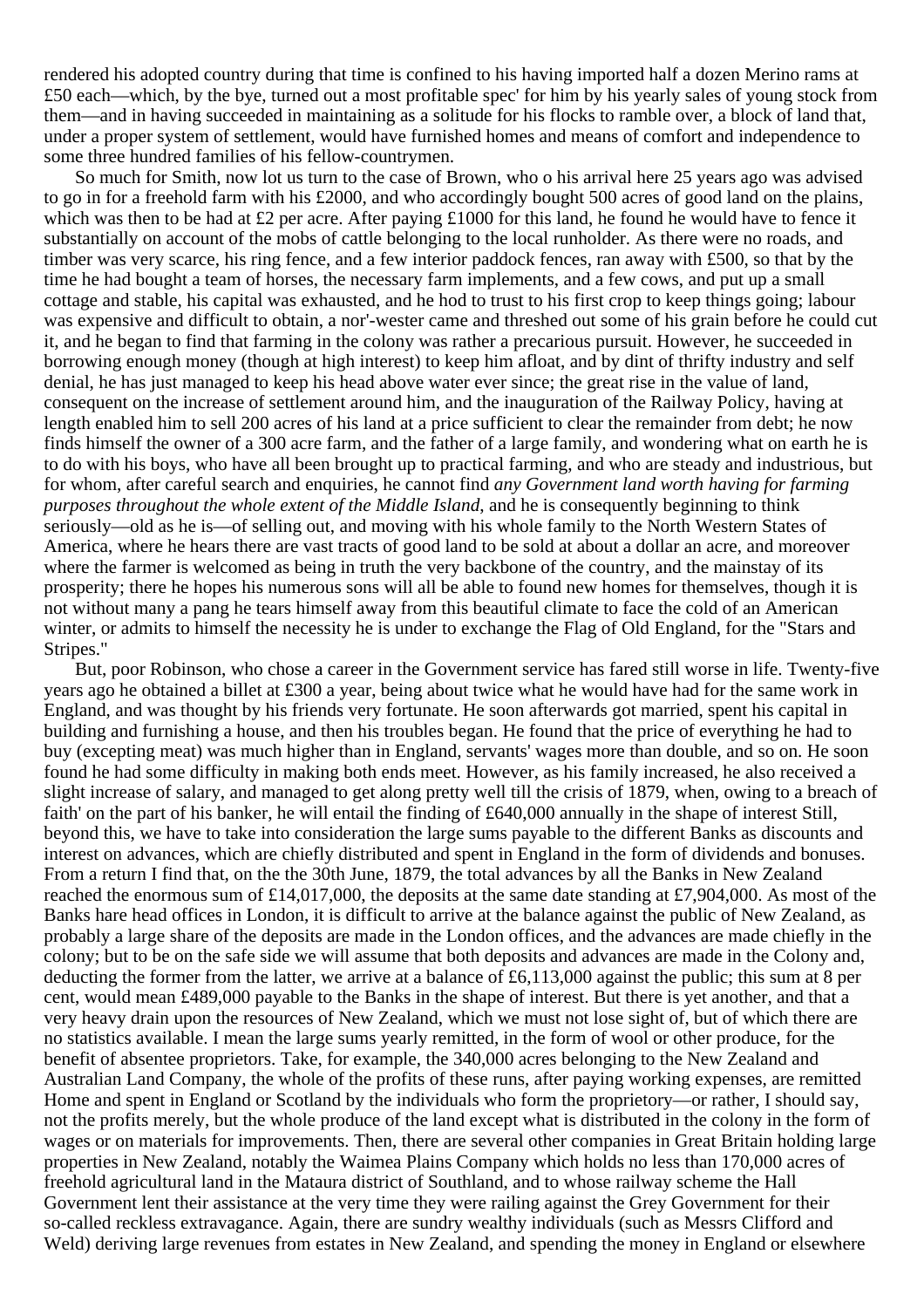rendered his adopted country during that time is confined to his having imported half a dozen Merino rams at £50 each—which, by the bye, turned out a most profitable spec' for him by his yearly sales of young stock from them—and in having succeeded in maintaining as a solitude for his flocks to ramble over, a block of land that, under a proper system of settlement, would have furnished homes and means of comfort and independence to some three hundred families of his fellow-countrymen.

So much for Smith, now lot us turn to the case of Brown, who o his arrival here 25 years ago was advised to go in for a freehold farm with his £2000, and who accordingly bought 500 acres of good land on the plains, which was then to be had at £2 per acre. After paying £1000 for this land, he found he would have to fence it substantially on account of the mobs of cattle belonging to the local runholder. As there were no roads, and timber was very scarce, his ring fence, and a few interior paddock fences, ran away with £500, so that by the time he had bought a team of horses, the necessary farm implements, and a few cows, and put up a small cottage and stable, his capital was exhausted, and he hod to trust to his first crop to keep things going; labour was expensive and difficult to obtain, a nor'-wester came and threshed out some of his grain before he could cut it, and he began to find that farming in the colony was rather a precarious pursuit. However, he succeeded in borrowing enough money (though at high interest) to keep him afloat, and by dint of thrifty industry and self denial, he has just managed to keep his head above water ever since; the great rise in the value of land, consequent on the increase of settlement around him, and the inauguration of the Railway Policy, having at length enabled him to sell 200 acres of his land at a price sufficient to clear the remainder from debt; he now finds himself the owner of a 300 acre farm, and the father of a large family, and wondering what on earth he is to do with his boys, who have all been brought up to practical farming, and who are steady and industrious, but for whom, after careful search and enquiries, he cannot find *any Government land worth having for farming purposes throughout the whole extent of the Middle Island*, and he is consequently beginning to think seriously—old as he is—of selling out, and moving with his whole family to the North Western States of America, where he hears there are vast tracts of good land to be sold at about a dollar an acre, and moreover where the farmer is welcomed as being in truth the very backbone of the country, and the mainstay of its prosperity; there he hopes his numerous sons will all be able to found new homes for themselves, though it is not without many a pang he tears himself away from this beautiful climate to face the cold of an American winter, or admits to himself the necessity he is under to exchange the Flag of Old England, for the "Stars and Stripes."

But, poor Robinson, who chose a career in the Government service has fared still worse in life. Twenty-five years ago he obtained a billet at £300 a year, being about twice what he would have had for the same work in England, and was thought by his friends very fortunate. He soon afterwards got married, spent his capital in building and furnishing a house, and then his troubles began. He found that the price of everything he had to buy (excepting meat) was much higher than in England, servants' wages more than double, and so on. He soon found he had some difficulty in making both ends meet. However, as his family increased, he also received a slight increase of salary, and managed to get along pretty well till the crisis of 1879, when, owing to a breach of faith' on the part of his banker, he will entail the finding of £640,000 annually in the shape of interest Still, beyond this, we have to take into consideration the large sums payable to the different Banks as discounts and interest on advances, which are chiefly distributed and spent in England in the form of dividends and bonuses. From a return I find that, on the the 30th June, 1879, the total advances by all the Banks in New Zealand reached the enormous sum of £14,017,000, the deposits at the same date standing at £7,904,000. As most of the Banks hare head offices in London, it is difficult to arrive at the balance against the public of New Zealand, as probably a large share of the deposits are made in the London offices, and the advances are made chiefly in the colony; but to be on the safe side we will assume that both deposits and advances are made in the Colony and, deducting the former from the latter, we arrive at a balance of £6,113,000 against the public; this sum at 8 per cent, would mean £489,000 payable to the Banks in the shape of interest. But there is yet another, and that a very heavy drain upon the resources of New Zealand, which we must not lose sight of, but of which there are no statistics available. I mean the large sums yearly remitted, in the form of wool or other produce, for the benefit of absentee proprietors. Take, for example, the 340,000 acres belonging to the New Zealand and Australian Land Company, the whole of the profits of these runs, after paying working expenses, are remitted Home and spent in England or Scotland by the individuals who form the proprietory—or rather, I should say, not the profits merely, but the whole produce of the land except what is distributed in the colony in the form of wages or on materials for improvements. Then, there are several other companies in Great Britain holding large properties in New Zealand, notably the Waimea Plains Company which holds no less than 170,000 acres of freehold agricultural land in the Mataura district of Southland, and to whose railway scheme the Hall Government lent their assistance at the very time they were railing against the Grey Government for their so-called reckless extravagance. Again, there are sundry wealthy individuals (such as Messrs Clifford and Weld) deriving large revenues from estates in New Zealand, and spending the money in England or elsewhere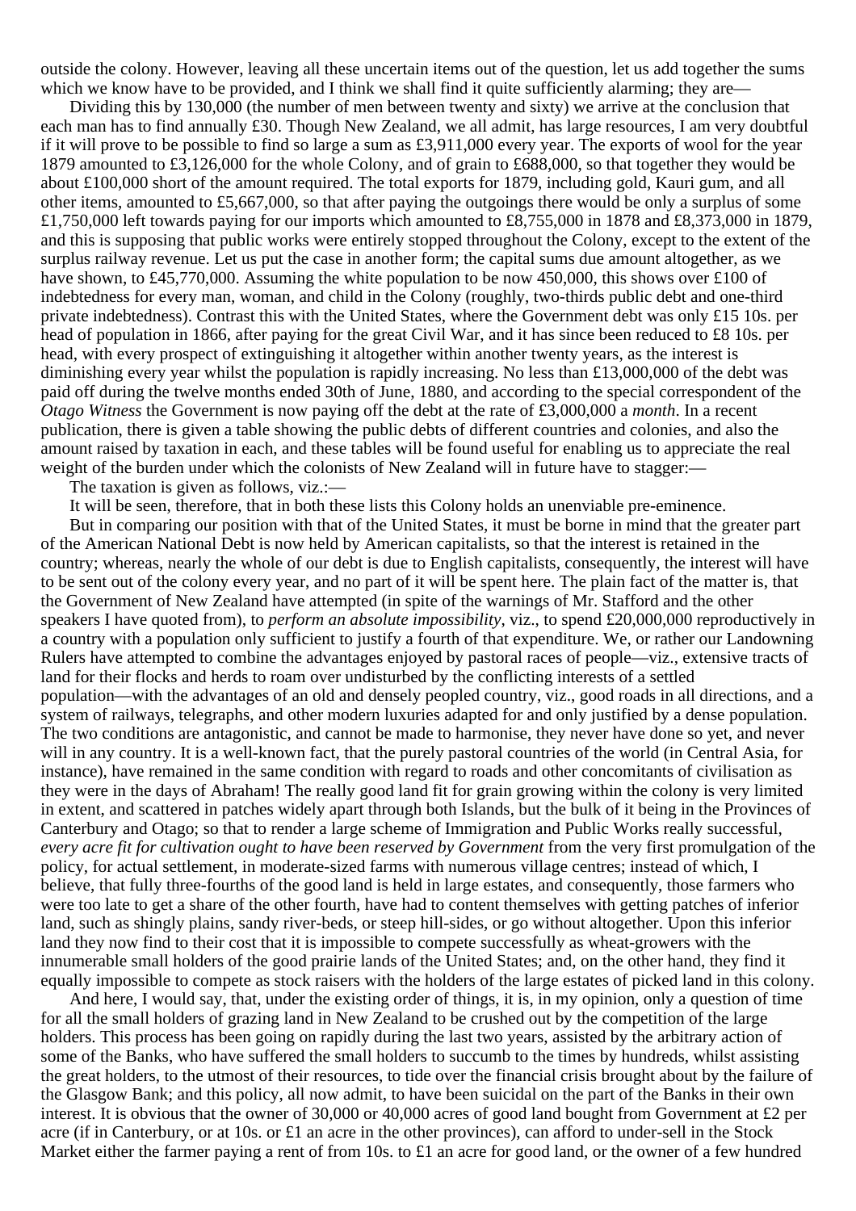outside the colony. However, leaving all these uncertain items out of the question, let us add together the sums which we know have to be provided, and I think we shall find it quite sufficiently alarming; they are—

Dividing this by 130,000 (the number of men between twenty and sixty) we arrive at the conclusion that each man has to find annually £30. Though New Zealand, we all admit, has large resources, I am very doubtful if it will prove to be possible to find so large a sum as £3,911,000 every year. The exports of wool for the year 1879 amounted to £3,126,000 for the whole Colony, and of grain to £688,000, so that together they would be about £100,000 short of the amount required. The total exports for 1879, including gold, Kauri gum, and all other items, amounted to £5,667,000, so that after paying the outgoings there would be only a surplus of some £1,750,000 left towards paying for our imports which amounted to £8,755,000 in 1878 and £8,373,000 in 1879, and this is supposing that public works were entirely stopped throughout the Colony, except to the extent of the surplus railway revenue. Let us put the case in another form; the capital sums due amount altogether, as we have shown, to £45,770,000. Assuming the white population to be now 450,000, this shows over £100 of indebtedness for every man, woman, and child in the Colony (roughly, two-thirds public debt and one-third private indebtedness). Contrast this with the United States, where the Government debt was only £15 10s. per head of population in 1866, after paying for the great Civil War, and it has since been reduced to £8 10s. per head, with every prospect of extinguishing it altogether within another twenty years, as the interest is diminishing every year whilst the population is rapidly increasing. No less than £13,000,000 of the debt was paid off during the twelve months ended 30th of June, 1880, and according to the special correspondent of the *Otago Witness* the Government is now paying off the debt at the rate of £3,000,000 a *month*. In a recent publication, there is given a table showing the public debts of different countries and colonies, and also the amount raised by taxation in each, and these tables will be found useful for enabling us to appreciate the real weight of the burden under which the colonists of New Zealand will in future have to stagger:—

The taxation is given as follows, viz.:—

It will be seen, therefore, that in both these lists this Colony holds an unenviable pre-eminence.

But in comparing our position with that of the United States, it must be borne in mind that the greater part of the American National Debt is now held by American capitalists, so that the interest is retained in the country; whereas, nearly the whole of our debt is due to English capitalists, consequently, the interest will have to be sent out of the colony every year, and no part of it will be spent here. The plain fact of the matter is, that the Government of New Zealand have attempted (in spite of the warnings of Mr. Stafford and the other speakers I have quoted from), to *perform an absolute impossibility*, viz., to spend £20,000,000 reproductively in a country with a population only sufficient to justify a fourth of that expenditure. We, or rather our Landowning Rulers have attempted to combine the advantages enjoyed by pastoral races of people—viz., extensive tracts of land for their flocks and herds to roam over undisturbed by the conflicting interests of a settled population—with the advantages of an old and densely peopled country, viz., good roads in all directions, and a system of railways, telegraphs, and other modern luxuries adapted for and only justified by a dense population. The two conditions are antagonistic, and cannot be made to harmonise, they never have done so yet, and never will in any country. It is a well-known fact, that the purely pastoral countries of the world (in Central Asia, for instance), have remained in the same condition with regard to roads and other concomitants of civilisation as they were in the days of Abraham! The really good land fit for grain growing within the colony is very limited in extent, and scattered in patches widely apart through both Islands, but the bulk of it being in the Provinces of Canterbury and Otago; so that to render a large scheme of Immigration and Public Works really successful, *every acre fit for cultivation ought to have been reserved by Government* from the very first promulgation of the policy, for actual settlement, in moderate-sized farms with numerous village centres; instead of which, I believe, that fully three-fourths of the good land is held in large estates, and consequently, those farmers who were too late to get a share of the other fourth, have had to content themselves with getting patches of inferior land, such as shingly plains, sandy river-beds, or steep hill-sides, or go without altogether. Upon this inferior land they now find to their cost that it is impossible to compete successfully as wheat-growers with the innumerable small holders of the good prairie lands of the United States; and, on the other hand, they find it equally impossible to compete as stock raisers with the holders of the large estates of picked land in this colony.

And here, I would say, that, under the existing order of things, it is, in my opinion, only a question of time for all the small holders of grazing land in New Zealand to be crushed out by the competition of the large holders. This process has been going on rapidly during the last two years, assisted by the arbitrary action of some of the Banks, who have suffered the small holders to succumb to the times by hundreds, whilst assisting the great holders, to the utmost of their resources, to tide over the financial crisis brought about by the failure of the Glasgow Bank; and this policy, all now admit, to have been suicidal on the part of the Banks in their own interest. It is obvious that the owner of 30,000 or 40,000 acres of good land bought from Government at £2 per acre (if in Canterbury, or at 10s. or £1 an acre in the other provinces), can afford to under-sell in the Stock Market either the farmer paying a rent of from 10s. to £1 an acre for good land, or the owner of a few hundred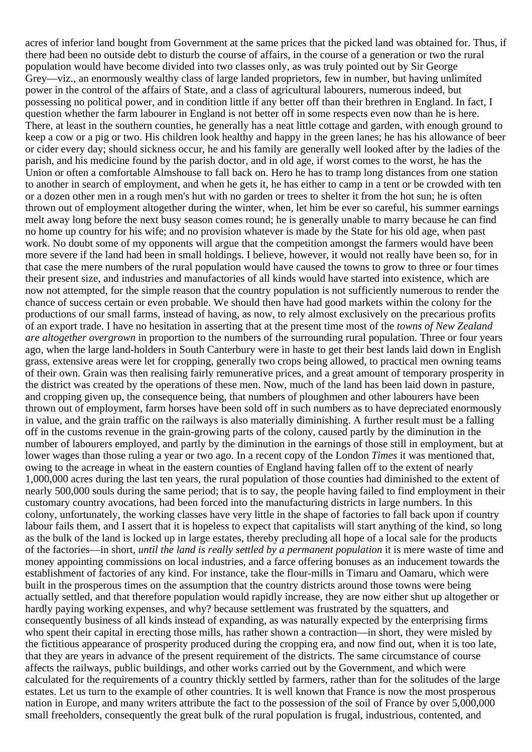acres of inferior land bought from Government at the same prices that the picked land was obtained for. Thus, if there had been no outside debt to disturb the course of affairs, in the course of a generation or two the rural population would have become divided into two classes only, as was truly pointed out by Sir George Grey—viz., an enormously wealthy class of large landed proprietors, few in number, but having unlimited power in the control of the affairs of State, and a class of agricultural labourers, numerous indeed, but possessing no political power, and in condition little if any better off than their brethren in England. In fact, I question whether the farm labourer in England is not better off in some respects even now than he is here. There, at least in the southern counties, he generally has a neat little cottage and garden, with enough ground to keep a cow or a pig or two. His children look healthy and happy in the green lanes; he has his allowance of beer or cider every day; should sickness occur, he and his family are generally well looked after by the ladies of the parish, and his medicine found by the parish doctor, and in old age, if worst comes to the worst, he has the Union or often a comfortable Almshouse to fall back on. Hero he has to tramp long distances from one station to another in search of employment, and when he gets it, he has either to camp in a tent or be crowded with ten or a dozen other men in a rough men's hut with no garden or trees to shelter it from the hot sun; he is often thrown out of employment altogether during the winter, when, let him be ever so careful, his summer earnings melt away long before the next busy season comes round; he is generally unable to marry because he can find no home up country for his wife; and no provision whatever is made by the State for his old age, when past work. No doubt some of my opponents will argue that the competition amongst the farmers would have been more severe if the land had been in small holdings. I believe, however, it would not really have been so, for in that case the mere numbers of the rural population would have caused the towns to grow to three or four times their present size, and industries and manufactories of all kinds would have started into existence, which are now not attempted, for the simple reason that the country population is not sufficiently numerous to render the chance of success certain or even probable. We should then have had good markets within the colony for the productions of our small farms, instead of having, as now, to rely almost exclusively on the precarious profits of an export trade. I have no hesitation in asserting that at the present time most of the *towns of New Zealand are altogether overgrown* in proportion to the numbers of the surrounding rural population. Three or four years ago, when the large land-holders in South Canterbury were in haste to get their best lands laid down in English grass, extensive areas were let for cropping, generally two crops being allowed, to practical men owning teams of their own. Grain was then realising fairly remunerative prices, and a great amount of temporary prosperity in the district was created by the operations of these men. Now, much of the land has been laid down in pasture, and cropping given up, the consequence being, that numbers of ploughmen and other labourers have been thrown out of employment, farm horses have been sold off in such numbers as to have depreciated enormously in value, and the grain traffic on the railways is also materially diminishing. A further result must be a falling off in the customs revenue in the grain-growing parts of the colony, caused partly by the diminution in the number of labourers employed, and partly by the diminution in the earnings of those still in employment, but at lower wages than those ruling a year or two ago. In a recent copy of the London *Times* it was mentioned that, owing to the acreage in wheat in the eastern counties of England having fallen off to the extent of nearly 1,000,000 acres during the last ten years, the rural population of those counties had diminished to the extent of nearly 500,000 souls during the same period; that is to say, the people having failed to find employment in their customary country avocations, had been forced into the manufacturing districts in large numbers. In this colony, unfortunately, the working classes have very little in the shape of factories to fall back upon if country labour fails them, and I assert that it is hopeless to expect that capitalists will start anything of the kind, so long as the bulk of the land is locked up in large estates, thereby precluding all hope of a local sale for the products of the factories—in short, *until the land is really settled by a permanent population* it is mere waste of time and money appointing commissions on local industries, and a farce offering bonuses as an inducement towards the establishment of factories of any kind. For instance, take the flour-mills in Timaru and Oamaru, which were built in the prosperous times on the assumption that the country districts around those towns were being actually settled, and that therefore population would rapidly increase, they are now either shut up altogether or hardly paying working expenses, and why? because settlement was frustrated by the squatters, and consequently business of all kinds instead of expanding, as was naturally expected by the enterprising firms who spent their capital in erecting those mills, has rather shown a contraction—in short, they were misled by the fictitious appearance of prosperity produced during the cropping era, and now find out, when it is too late, that they are years in advance of the present requirement of the districts. The same circumstance of course affects the railways, public buildings, and other works carried out by the Government, and which were calculated for the requirements of a country thickly settled by farmers, rather than for the solitudes of the large estates. Let us turn to the example of other countries. It is well known that France is now the most prosperous nation in Europe, and many writers attribute the fact to the possession of the soil of France by over 5,000,000 small freeholders, consequently the great bulk of the rural population is frugal, industrious, contented, and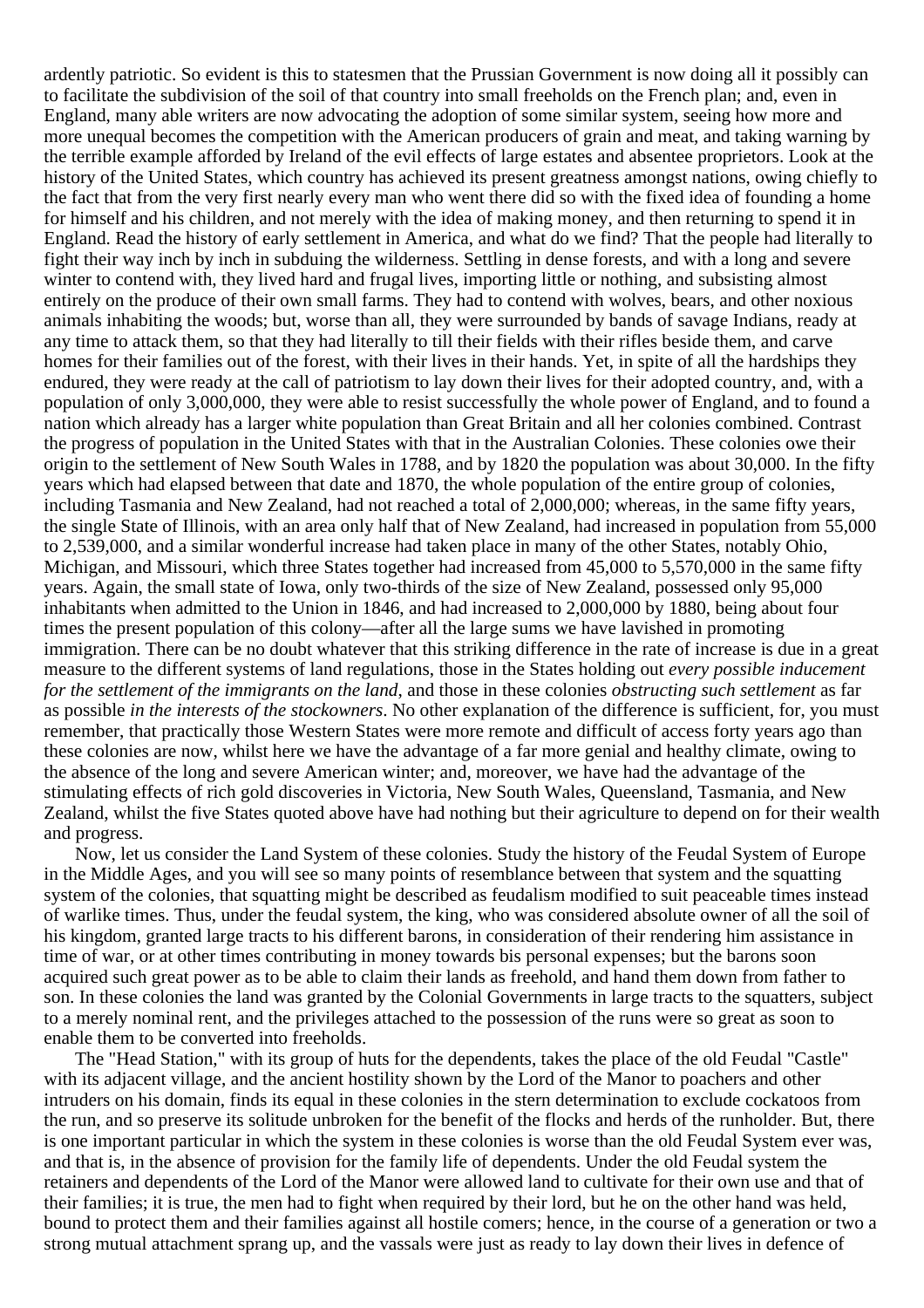ardently patriotic. So evident is this to statesmen that the Prussian Government is now doing all it possibly can to facilitate the subdivision of the soil of that country into small freeholds on the French plan; and, even in England, many able writers are now advocating the adoption of some similar system, seeing how more and more unequal becomes the competition with the American producers of grain and meat, and taking warning by the terrible example afforded by Ireland of the evil effects of large estates and absentee proprietors. Look at the history of the United States, which country has achieved its present greatness amongst nations, owing chiefly to the fact that from the very first nearly every man who went there did so with the fixed idea of founding a home for himself and his children, and not merely with the idea of making money, and then returning to spend it in England. Read the history of early settlement in America, and what do we find? That the people had literally to fight their way inch by inch in subduing the wilderness. Settling in dense forests, and with a long and severe winter to contend with, they lived hard and frugal lives, importing little or nothing, and subsisting almost entirely on the produce of their own small farms. They had to contend with wolves, bears, and other noxious animals inhabiting the woods; but, worse than all, they were surrounded by bands of savage Indians, ready at any time to attack them, so that they had literally to till their fields with their rifles beside them, and carve homes for their families out of the forest, with their lives in their hands. Yet, in spite of all the hardships they endured, they were ready at the call of patriotism to lay down their lives for their adopted country, and, with a population of only 3,000,000, they were able to resist successfully the whole power of England, and to found a nation which already has a larger white population than Great Britain and all her colonies combined. Contrast the progress of population in the United States with that in the Australian Colonies. These colonies owe their origin to the settlement of New South Wales in 1788, and by 1820 the population was about 30,000. In the fifty years which had elapsed between that date and 1870, the whole population of the entire group of colonies, including Tasmania and New Zealand, had not reached a total of 2,000,000; whereas, in the same fifty years, the single State of Illinois, with an area only half that of New Zealand, had increased in population from 55,000 to 2,539,000, and a similar wonderful increase had taken place in many of the other States, notably Ohio, Michigan, and Missouri, which three States together had increased from 45,000 to 5,570,000 in the same fifty years. Again, the small state of Iowa, only two-thirds of the size of New Zealand, possessed only 95,000 inhabitants when admitted to the Union in 1846, and had increased to 2,000,000 by 1880, being about four times the present population of this colony—after all the large sums we have lavished in promoting immigration. There can be no doubt whatever that this striking difference in the rate of increase is due in a great measure to the different systems of land regulations, those in the States holding out *every possible inducement for the settlement of the immigrants on the land*, and those in these colonies *obstructing such settlement* as far as possible *in the interests of the stockowners*. No other explanation of the difference is sufficient, for, you must remember, that practically those Western States were more remote and difficult of access forty years ago than these colonies are now, whilst here we have the advantage of a far more genial and healthy climate, owing to the absence of the long and severe American winter; and, moreover, we have had the advantage of the stimulating effects of rich gold discoveries in Victoria, New South Wales, Queensland, Tasmania, and New Zealand, whilst the five States quoted above have had nothing but their agriculture to depend on for their wealth and progress.

Now, let us consider the Land System of these colonies. Study the history of the Feudal System of Europe in the Middle Ages, and you will see so many points of resemblance between that system and the squatting system of the colonies, that squatting might be described as feudalism modified to suit peaceable times instead of warlike times. Thus, under the feudal system, the king, who was considered absolute owner of all the soil of his kingdom, granted large tracts to his different barons, in consideration of their rendering him assistance in time of war, or at other times contributing in money towards bis personal expenses; but the barons soon acquired such great power as to be able to claim their lands as freehold, and hand them down from father to son. In these colonies the land was granted by the Colonial Governments in large tracts to the squatters, subject to a merely nominal rent, and the privileges attached to the possession of the runs were so great as soon to enable them to be converted into freeholds.

The "Head Station," with its group of huts for the dependents, takes the place of the old Feudal "Castle" with its adjacent village, and the ancient hostility shown by the Lord of the Manor to poachers and other intruders on his domain, finds its equal in these colonies in the stern determination to exclude cockatoos from the run, and so preserve its solitude unbroken for the benefit of the flocks and herds of the runholder. But, there is one important particular in which the system in these colonies is worse than the old Feudal System ever was, and that is, in the absence of provision for the family life of dependents. Under the old Feudal system the retainers and dependents of the Lord of the Manor were allowed land to cultivate for their own use and that of their families; it is true, the men had to fight when required by their lord, but he on the other hand was held, bound to protect them and their families against all hostile comers; hence, in the course of a generation or two a strong mutual attachment sprang up, and the vassals were just as ready to lay down their lives in defence of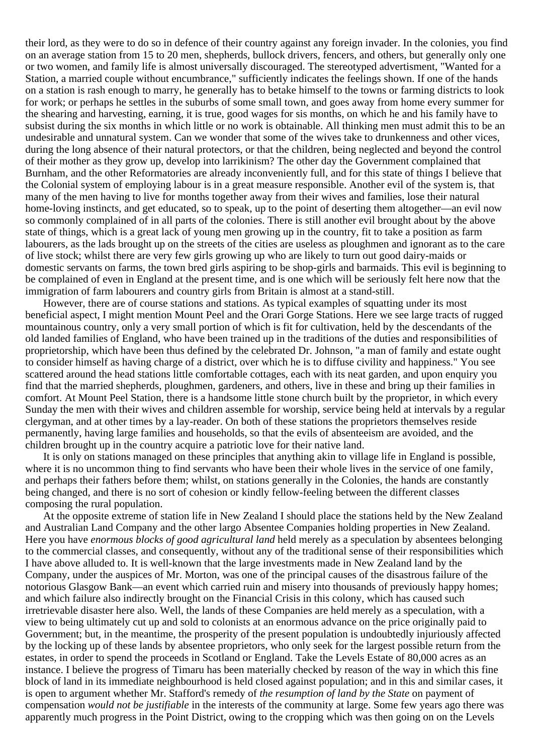their lord, as they were to do so in defence of their country against any foreign invader. In the colonies, you find on an average station from 15 to 20 men, shepherds, bullock drivers, fencers, and others, but generally only one or two women, and family life is almost universally discouraged. The stereotyped advertisment, "Wanted for a Station, a married couple without encumbrance," sufficiently indicates the feelings shown. If one of the hands on a station is rash enough to marry, he generally has to betake himself to the towns or farming districts to look for work; or perhaps he settles in the suburbs of some small town, and goes away from home every summer for the shearing and harvesting, earning, it is true, good wages for sis months, on which he and his family have to subsist during the six months in which little or no work is obtainable. All thinking men must admit this to be an undesirable and unnatural system. Can we wonder that some of the wives take to drunkenness and other vices, during the long absence of their natural protectors, or that the children, being neglected and beyond the control of their mother as they grow up, develop into larrikinism? The other day the Government complained that Burnham, and the other Reformatories are already inconveniently full, and for this state of things I believe that the Colonial system of employing labour is in a great measure responsible. Another evil of the system is, that many of the men having to live for months together away from their wives and families, lose their natural home-loving instincts, and get educated, so to speak, up to the point of deserting them altogether—an evil now so commonly complained of in all parts of the colonies. There is still another evil brought about by the above state of things, which is a great lack of young men growing up in the country, fit to take a position as farm labourers, as the lads brought up on the streets of the cities are useless as ploughmen and ignorant as to the care of live stock; whilst there are very few girls growing up who are likely to turn out good dairy-maids or domestic servants on farms, the town bred girls aspiring to be shop-girls and barmaids. This evil is beginning to be complained of even in England at the present time, and is one which will be seriously felt here now that the immigration of farm labourers and country girls from Britain is almost at a stand-still.

However, there are of course stations and stations. As typical examples of squatting under its most beneficial aspect, I might mention Mount Peel and the Orari Gorge Stations. Here we see large tracts of rugged mountainous country, only a very small portion of which is fit for cultivation, held by the descendants of the old landed families of England, who have been trained up in the traditions of the duties and responsibilities of proprietorship, which have been thus defined by the celebrated Dr. Johnson, "a man of family and estate ought to consider himself as having charge of a district, over which he is to diffuse civility and happiness." You see scattered around the head stations little comfortable cottages, each with its neat garden, and upon enquiry you find that the married shepherds, ploughmen, gardeners, and others, live in these and bring up their families in comfort. At Mount Peel Station, there is a handsome little stone church built by the proprietor, in which every Sunday the men with their wives and children assemble for worship, service being held at intervals by a regular clergyman, and at other times by a lay-reader. On both of these stations the proprietors themselves reside permanently, having large families and households, so that the evils of absenteeism are avoided, and the children brought up in the country acquire a patriotic love for their native land.

It is only on stations managed on these principles that anything akin to village life in England is possible, where it is no uncommon thing to find servants who have been their whole lives in the service of one family, and perhaps their fathers before them; whilst, on stations generally in the Colonies, the hands are constantly being changed, and there is no sort of cohesion or kindly fellow-feeling between the different classes composing the rural population.

At the opposite extreme of station life in New Zealand I should place the stations held by the New Zealand and Australian Land Company and the other largo Absentee Companies holding properties in New Zealand. Here you have *enormous blocks of good agricultural land* held merely as a speculation by absentees belonging to the commercial classes, and consequently, without any of the traditional sense of their responsibilities which I have above alluded to. It is well-known that the large investments made in New Zealand land by the Company, under the auspices of Mr. Morton, was one of the principal causes of the disastrous failure of the notorious Glasgow Bank—an event which carried ruin and misery into thousands of previously happy homes; and which failure also indirectly brought on the Financial Crisis in this colony, which has caused such irretrievable disaster here also. Well, the lands of these Companies are held merely as a speculation, with a view to being ultimately cut up and sold to colonists at an enormous advance on the price originally paid to Government; but, in the meantime, the prosperity of the present population is undoubtedly injuriously affected by the locking up of these lands by absentee proprietors, who only seek for the largest possible return from the estates, in order to spend the proceeds in Scotland or England. Take the Levels Estate of 80,000 acres as an instance. I believe the progress of Timaru has been materially checked by reason of the way in which this fine block of land in its immediate neighbourhood is held closed against population; and in this and similar cases, it is open to argument whether Mr. Stafford's remedy of *the resumption of land by the State* on payment of compensation *would not be justifiable* in the interests of the community at large. Some few years ago there was apparently much progress in the Point District, owing to the cropping which was then going on on the Levels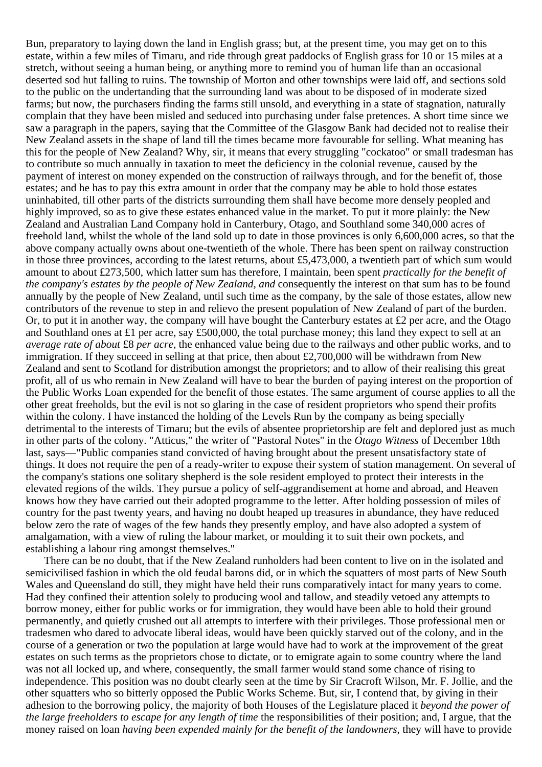Bun, preparatory to laying down the land in English grass; but, at the present time, you may get on to this estate, within a few miles of Timaru, and ride through great paddocks of English grass for 10 or 15 miles at a stretch, without seeing a human being, or anything more to remind you of human life than an occasional deserted sod hut falling to ruins. The township of Morton and other townships were laid off, and sections sold to the public on the undertanding that the surrounding land was about to be disposed of in moderate sized farms; but now, the purchasers finding the farms still unsold, and everything in a state of stagnation, naturally complain that they have been misled and seduced into purchasing under false pretences. A short time since we saw a paragraph in the papers, saying that the Committee of the Glasgow Bank had decided not to realise their New Zealand assets in the shape of land till the times became more favourable for selling. What meaning has this for the people of New Zealand? Why, sir, it means that every struggling "cockatoo" or small tradesman has to contribute so much annually in taxation to meet the deficiency in the colonial revenue, caused by the payment of interest on money expended on the construction of railways through, and for the benefit of, those estates; and he has to pay this extra amount in order that the company may be able to hold those estates uninhabited, till other parts of the districts surrounding them shall have become more densely peopled and highly improved, so as to give these estates enhanced value in the market. To put it more plainly: the New Zealand and Australian Land Company hold in Canterbury, Otago, and Southland some 340,000 acres of freehold land, whilst the whole of the land sold up to date in those provinces is only 6,600,000 acres, so that the above company actually owns about one-twentieth of the whole. There has been spent on railway construction in those three provinces, according to the latest returns, about £5,473,000, a twentieth part of which sum would amount to about £273,500, which latter sum has therefore, I maintain, been spent *practically for the benefit of the company's estates by the people of New Zealand, and* consequently the interest on that sum has to be found annually by the people of New Zealand, until such time as the company, by the sale of those estates, allow new contributors of the revenue to step in and relievo the present population of New Zealand of part of the burden. Or, to put it in another way, the company will have bought the Canterbury estates at £2 per acre, and the Otago and Southland ones at £1 per acre, say £500,000, the total purchase money; this land they expect to sell at an *average rate of about* £8 *per acre*, the enhanced value being due to the railways and other public works, and to immigration. If they succeed in selling at that price, then about £2,700,000 will be withdrawn from New Zealand and sent to Scotland for distribution amongst the proprietors; and to allow of their realising this great profit, all of us who remain in New Zealand will have to bear the burden of paying interest on the proportion of the Public Works Loan expended for the benefit of those estates. The same argument of course applies to all the other great freeholds, but the evil is not so glaring in the case of resident proprietors who spend their profits within the colony. I have instanced the holding of the Levels Run by the company as being specially detrimental to the interests of Timaru; but the evils of absentee proprietorship are felt and deplored just as much in other parts of the colony. "Atticus," the writer of "Pastoral Notes" in the *Otago Witness* of December 18th last, says—"Public companies stand convicted of having brought about the present unsatisfactory state of things. It does not require the pen of a ready-writer to expose their system of station management. On several of the company's stations one solitary shepherd is the sole resident employed to protect their interests in the elevated regions of the wilds. They pursue a policy of self-aggrandisement at home and abroad, and Heaven knows how they have carried out their adopted programme to the letter. After holding possession of miles of country for the past twenty years, and having no doubt heaped up treasures in abundance, they have reduced below zero the rate of wages of the few hands they presently employ, and have also adopted a system of amalgamation, with a view of ruling the labour market, or moulding it to suit their own pockets, and establishing a labour ring amongst themselves."

There can be no doubt, that if the New Zealand runholders had been content to live on in the isolated and semicivilised fashion in which the old feudal barons did, or in which the squatters of most parts of New South Wales and Queensland do still, they might have held their runs comparatively intact for many years to come. Had they confined their attention solely to producing wool and tallow, and steadily vetoed any attempts to borrow money, either for public works or for immigration, they would have been able to hold their ground permanently, and quietly crushed out all attempts to interfere with their privileges. Those professional men or tradesmen who dared to advocate liberal ideas, would have been quickly starved out of the colony, and in the course of a generation or two the population at large would have had to work at the improvement of the great estates on such terms as the proprietors chose to dictate, or to emigrate again to some country where the land was not all locked up, and where, consequently, the small farmer would stand some chance of rising to independence. This position was no doubt clearly seen at the time by Sir Cracroft Wilson, Mr. F. Jollie, and the other squatters who so bitterly opposed the Public Works Scheme. But, sir, I contend that, by giving in their adhesion to the borrowing policy, the majority of both Houses of the Legislature placed it *beyond the power of the large freeholders to escape for any length of time* the responsibilities of their position; and, I argue, that the money raised on loan *having been expended mainly for the benefit of the landowners*, they will have to provide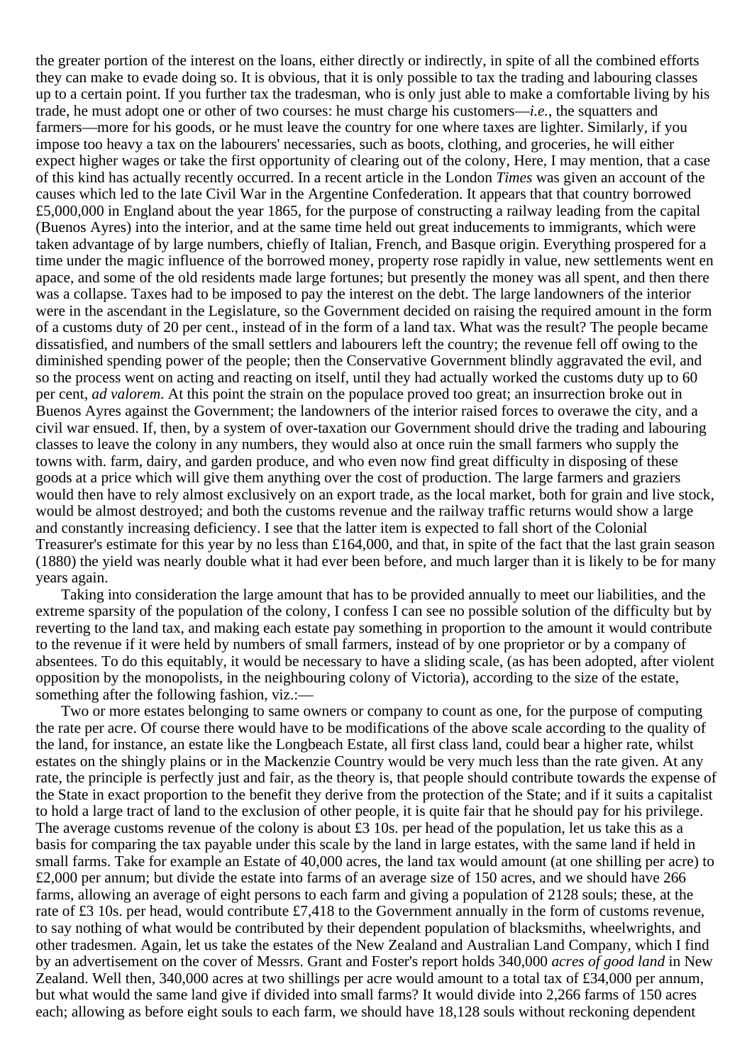the greater portion of the interest on the loans, either directly or indirectly, in spite of all the combined efforts they can make to evade doing so. It is obvious, that it is only possible to tax the trading and labouring classes up to a certain point. If you further tax the tradesman, who is only just able to make a comfortable living by his trade, he must adopt one or other of two courses: he must charge his customers—*i.e.*, the squatters and farmers—more for his goods, or he must leave the country for one where taxes are lighter. Similarly, if you impose too heavy a tax on the labourers' necessaries, such as boots, clothing, and groceries, he will either expect higher wages or take the first opportunity of clearing out of the colony, Here, I may mention, that a case of this kind has actually recently occurred. In a recent article in the London *Times* was given an account of the causes which led to the late Civil War in the Argentine Confederation. It appears that that country borrowed £5,000,000 in England about the year 1865, for the purpose of constructing a railway leading from the capital (Buenos Ayres) into the interior, and at the same time held out great inducements to immigrants, which were taken advantage of by large numbers, chiefly of Italian, French, and Basque origin. Everything prospered for a time under the magic influence of the borrowed money, property rose rapidly in value, new settlements went en apace, and some of the old residents made large fortunes; but presently the money was all spent, and then there was a collapse. Taxes had to be imposed to pay the interest on the debt. The large landowners of the interior were in the ascendant in the Legislature, so the Government decided on raising the required amount in the form of a customs duty of 20 per cent., instead of in the form of a land tax. What was the result? The people became dissatisfied, and numbers of the small settlers and labourers left the country; the revenue fell off owing to the diminished spending power of the people; then the Conservative Government blindly aggravated the evil, and so the process went on acting and reacting on itself, until they had actually worked the customs duty up to 60 per cent, *ad valorem*. At this point the strain on the populace proved too great; an insurrection broke out in Buenos Ayres against the Government; the landowners of the interior raised forces to overawe the city, and a civil war ensued. If, then, by a system of over-taxation our Government should drive the trading and labouring classes to leave the colony in any numbers, they would also at once ruin the small farmers who supply the towns with. farm, dairy, and garden produce, and who even now find great difficulty in disposing of these goods at a price which will give them anything over the cost of production. The large farmers and graziers would then have to rely almost exclusively on an export trade, as the local market, both for grain and live stock, would be almost destroyed; and both the customs revenue and the railway traffic returns would show a large and constantly increasing deficiency. I see that the latter item is expected to fall short of the Colonial Treasurer's estimate for this year by no less than £164,000, and that, in spite of the fact that the last grain season (1880) the yield was nearly double what it had ever been before, and much larger than it is likely to be for many years again.

Taking into consideration the large amount that has to be provided annually to meet our liabilities, and the extreme sparsity of the population of the colony, I confess I can see no possible solution of the difficulty but by reverting to the land tax, and making each estate pay something in proportion to the amount it would contribute to the revenue if it were held by numbers of small farmers, instead of by one proprietor or by a company of absentees. To do this equitably, it would be necessary to have a sliding scale, (as has been adopted, after violent opposition by the monopolists, in the neighbouring colony of Victoria), according to the size of the estate, something after the following fashion, viz.:—

Two or more estates belonging to same owners or company to count as one, for the purpose of computing the rate per acre. Of course there would have to be modifications of the above scale according to the quality of the land, for instance, an estate like the Longbeach Estate, all first class land, could bear a higher rate, whilst estates on the shingly plains or in the Mackenzie Country would be very much less than the rate given. At any rate, the principle is perfectly just and fair, as the theory is, that people should contribute towards the expense of the State in exact proportion to the benefit they derive from the protection of the State; and if it suits a capitalist to hold a large tract of land to the exclusion of other people, it is quite fair that he should pay for his privilege. The average customs revenue of the colony is about £3 10s. per head of the population, let us take this as a basis for comparing the tax payable under this scale by the land in large estates, with the same land if held in small farms. Take for example an Estate of 40,000 acres, the land tax would amount (at one shilling per acre) to £2,000 per annum; but divide the estate into farms of an average size of 150 acres, and we should have 266 farms, allowing an average of eight persons to each farm and giving a population of 2128 souls; these, at the rate of £3 10s. per head, would contribute £7,418 to the Government annually in the form of customs revenue, to say nothing of what would be contributed by their dependent population of blacksmiths, wheelwrights, and other tradesmen. Again, let us take the estates of the New Zealand and Australian Land Company, which I find by an advertisement on the cover of Messrs. Grant and Foster's report holds 340,000 *acres of good land* in New Zealand. Well then, 340,000 acres at two shillings per acre would amount to a total tax of £34,000 per annum, but what would the same land give if divided into small farms? It would divide into 2,266 farms of 150 acres each; allowing as before eight souls to each farm, we should have 18,128 souls without reckoning dependent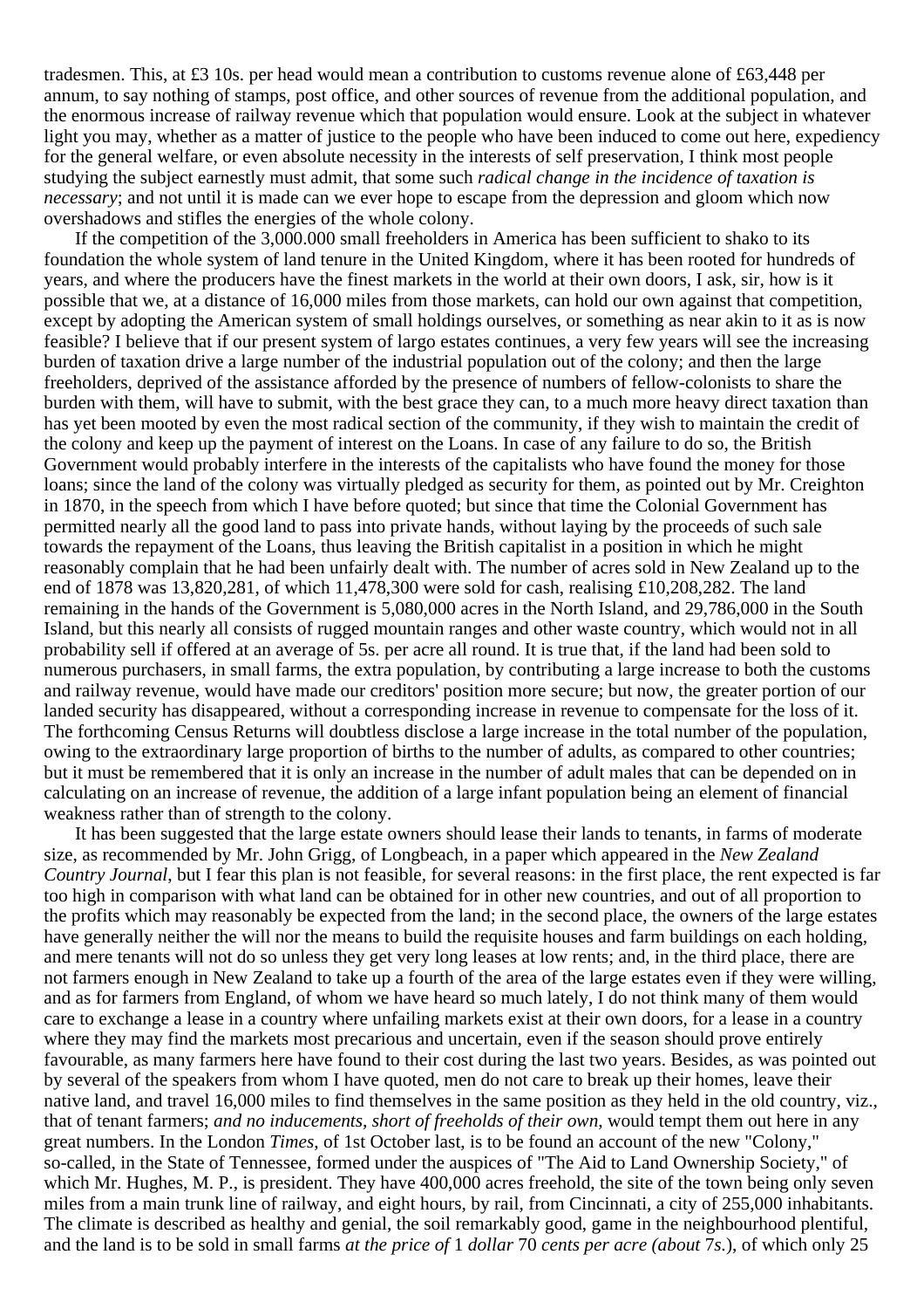tradesmen. This, at £3 10s. per head would mean a contribution to customs revenue alone of £63,448 per annum, to say nothing of stamps, post office, and other sources of revenue from the additional population, and the enormous increase of railway revenue which that population would ensure. Look at the subject in whatever light you may, whether as a matter of justice to the people who have been induced to come out here, expediency for the general welfare, or even absolute necessity in the interests of self preservation, I think most people studying the subject earnestly must admit, that some such *radical change in the incidence of taxation is necessary*; and not until it is made can we ever hope to escape from the depression and gloom which now overshadows and stifles the energies of the whole colony.

If the competition of the 3,000.000 small freeholders in America has been sufficient to shako to its foundation the whole system of land tenure in the United Kingdom, where it has been rooted for hundreds of years, and where the producers have the finest markets in the world at their own doors, I ask, sir, how is it possible that we, at a distance of 16,000 miles from those markets, can hold our own against that competition, except by adopting the American system of small holdings ourselves, or something as near akin to it as is now feasible? I believe that if our present system of largo estates continues, a very few years will see the increasing burden of taxation drive a large number of the industrial population out of the colony; and then the large freeholders, deprived of the assistance afforded by the presence of numbers of fellow-colonists to share the burden with them, will have to submit, with the best grace they can, to a much more heavy direct taxation than has yet been mooted by even the most radical section of the community, if they wish to maintain the credit of the colony and keep up the payment of interest on the Loans. In case of any failure to do so, the British Government would probably interfere in the interests of the capitalists who have found the money for those loans; since the land of the colony was virtually pledged as security for them, as pointed out by Mr. Creighton in 1870, in the speech from which I have before quoted; but since that time the Colonial Government has permitted nearly all the good land to pass into private hands, without laying by the proceeds of such sale towards the repayment of the Loans, thus leaving the British capitalist in a position in which he might reasonably complain that he had been unfairly dealt with. The number of acres sold in New Zealand up to the end of 1878 was 13,820,281, of which 11,478,300 were sold for cash, realising £10,208,282. The land remaining in the hands of the Government is 5,080,000 acres in the North Island, and 29,786,000 in the South Island, but this nearly all consists of rugged mountain ranges and other waste country, which would not in all probability sell if offered at an average of 5s. per acre all round. It is true that, if the land had been sold to numerous purchasers, in small farms, the extra population, by contributing a large increase to both the customs and railway revenue, would have made our creditors' position more secure; but now, the greater portion of our landed security has disappeared, without a corresponding increase in revenue to compensate for the loss of it. The forthcoming Census Returns will doubtless disclose a large increase in the total number of the population, owing to the extraordinary large proportion of births to the number of adults, as compared to other countries; but it must be remembered that it is only an increase in the number of adult males that can be depended on in calculating on an increase of revenue, the addition of a large infant population being an element of financial weakness rather than of strength to the colony.

It has been suggested that the large estate owners should lease their lands to tenants, in farms of moderate size, as recommended by Mr. John Grigg, of Longbeach, in a paper which appeared in the *New Zealand Country Journal*, but I fear this plan is not feasible, for several reasons: in the first place, the rent expected is far too high in comparison with what land can be obtained for in other new countries, and out of all proportion to the profits which may reasonably be expected from the land; in the second place, the owners of the large estates have generally neither the will nor the means to build the requisite houses and farm buildings on each holding, and mere tenants will not do so unless they get very long leases at low rents; and, in the third place, there are not farmers enough in New Zealand to take up a fourth of the area of the large estates even if they were willing, and as for farmers from England, of whom we have heard so much lately, I do not think many of them would care to exchange a lease in a country where unfailing markets exist at their own doors, for a lease in a country where they may find the markets most precarious and uncertain, even if the season should prove entirely favourable, as many farmers here have found to their cost during the last two years. Besides, as was pointed out by several of the speakers from whom I have quoted, men do not care to break up their homes, leave their native land, and travel 16,000 miles to find themselves in the same position as they held in the old country, viz., that of tenant farmers; *and no inducements, short of freeholds of their own*, would tempt them out here in any great numbers. In the London *Times*, of 1st October last, is to be found an account of the new "Colony," so-called, in the State of Tennessee, formed under the auspices of "The Aid to Land Ownership Society," of which Mr. Hughes, M. P., is president. They have 400,000 acres freehold, the site of the town being only seven miles from a main trunk line of railway, and eight hours, by rail, from Cincinnati, a city of 255,000 inhabitants. The climate is described as healthy and genial, the soil remarkably good, game in the neighbourhood plentiful, and the land is to be sold in small farms *at the price of* 1 *dollar* 70 *cents per acre (about* 7*s.*), of which only 25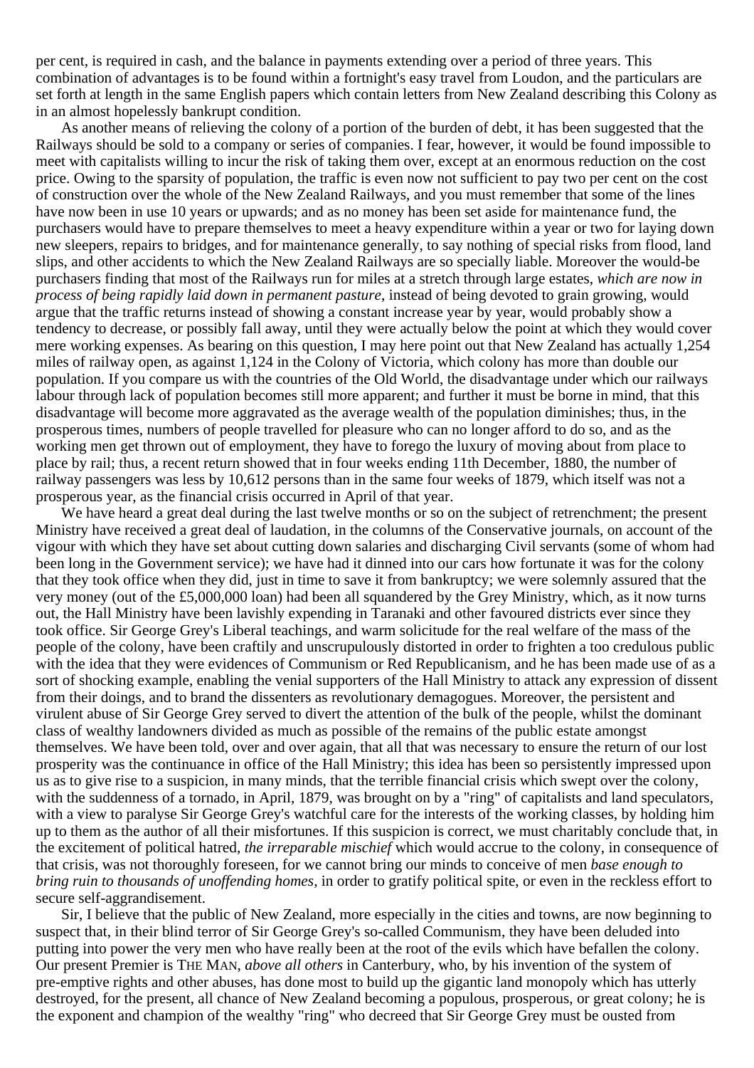per cent, is required in cash, and the balance in payments extending over a period of three years. This combination of advantages is to be found within a fortnight's easy travel from Loudon, and the particulars are set forth at length in the same English papers which contain letters from New Zealand describing this Colony as in an almost hopelessly bankrupt condition.

As another means of relieving the colony of a portion of the burden of debt, it has been suggested that the Railways should be sold to a company or series of companies. I fear, however, it would be found impossible to meet with capitalists willing to incur the risk of taking them over, except at an enormous reduction on the cost price. Owing to the sparsity of population, the traffic is even now not sufficient to pay two per cent on the cost of construction over the whole of the New Zealand Railways, and you must remember that some of the lines have now been in use 10 years or upwards; and as no money has been set aside for maintenance fund, the purchasers would have to prepare themselves to meet a heavy expenditure within a year or two for laying down new sleepers, repairs to bridges, and for maintenance generally, to say nothing of special risks from flood, land slips, and other accidents to which the New Zealand Railways are so specially liable. Moreover the would-be purchasers finding that most of the Railways run for miles at a stretch through large estates, *which are now in process of being rapidly laid down in permanent pasture*, instead of being devoted to grain growing, would argue that the traffic returns instead of showing a constant increase year by year, would probably show a tendency to decrease, or possibly fall away, until they were actually below the point at which they would cover mere working expenses. As bearing on this question, I may here point out that New Zealand has actually 1,254 miles of railway open, as against 1,124 in the Colony of Victoria, which colony has more than double our population. If you compare us with the countries of the Old World, the disadvantage under which our railways labour through lack of population becomes still more apparent; and further it must be borne in mind, that this disadvantage will become more aggravated as the average wealth of the population diminishes; thus, in the prosperous times, numbers of people travelled for pleasure who can no longer afford to do so, and as the working men get thrown out of employment, they have to forego the luxury of moving about from place to place by rail; thus, a recent return showed that in four weeks ending 11th December, 1880, the number of railway passengers was less by 10,612 persons than in the same four weeks of 1879, which itself was not a prosperous year, as the financial crisis occurred in April of that year.

We have heard a great deal during the last twelve months or so on the subject of retrenchment; the present Ministry have received a great deal of laudation, in the columns of the Conservative journals, on account of the vigour with which they have set about cutting down salaries and discharging Civil servants (some of whom had been long in the Government service); we have had it dinned into our ears how fortunate it was for the colony that they took office when they did, just in time to save it from bankruptcy; we were solemnly assured that the very money (out of the £5,000,000 loan) had been all squandered by the Grey Ministry, which, as it now turns out, the Hall Ministry have been lavishly expending in Taranaki and other favoured districts ever since they took office. Sir George Grey's Liberal teachings, and warm solicitude for the real welfare of the mass of the people of the colony, have been craftily and unscrupulously distorted in order to frighten a too credulous public with the idea that they were evidences of Communism or Red Republicanism, and he has been made use of as a sort of shocking example, enabling the venial supporters of the Hall Ministry to attack any expression of dissent from their doings, and to brand the dissenters as revolutionary demagogues. Moreover, the persistent and virulent abuse of Sir George Grey served to divert the attention of the bulk of the people, whilst the dominant class of wealthy landowners divided as much as possible of the remains of the public estate amongst themselves. We have been told, over and over again, that all that was necessary to ensure the return of our lost prosperity was the continuance in office of the Hall Ministry; this idea has been so persistently impressed upon us as to give rise to a suspicion, in many minds, that the terrible financial crisis which swept over the colony, with the suddenness of a tornado, in April, 1879, was brought on by a "ring" of capitalists and land speculators, with a view to paralyse Sir George Grey's watchful care for the interests of the working classes, by holding him up to them as the author of all their misfortunes. If this suspicion is correct, we must charitably conclude that, in the excitement of political hatred, *the irreparable mischief* which would accrue to the colony, in consequence of that crisis, was not thoroughly foreseen, for we cannot bring our minds to conceive of men *base enough to bring ruin to thousands of unoffending homes*, in order to gratify political spite, or even in the reckless effort to secure self-aggrandisement.

Sir, I believe that the public of New Zealand, more especially in the cities and towns, are now beginning to suspect that, in their blind terror of Sir George Grey's so-called Communism, they have been deluded into putting into power the very men who have really been at the root of the evils which have befallen the colony. Our present Premier is THE MAN, *above all others* in Canterbury, who, by his invention of the system of pre-emptive rights and other abuses, has done most to build up the gigantic land monopoly which has utterly destroyed, for the present, all chance of New Zealand becoming a populous, prosperous, or great colony; he is the exponent and champion of the wealthy "ring" who decreed that Sir George Grey must be ousted from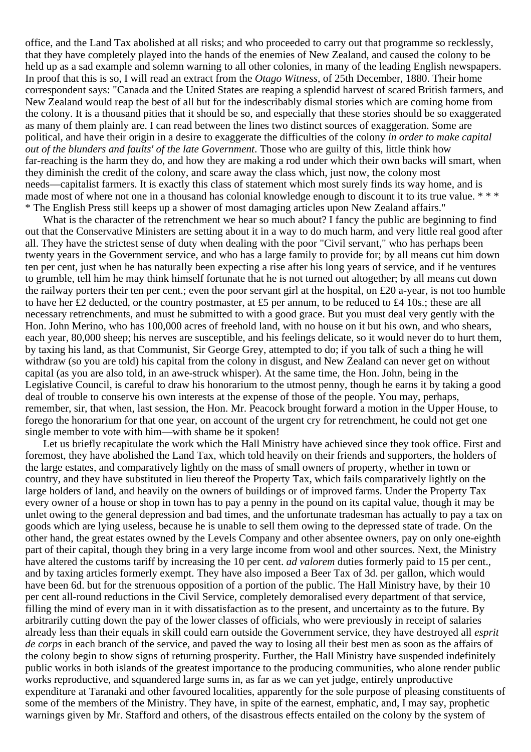office, and the Land Tax abolished at all risks; and who proceeded to carry out that programme so recklessly, that they have completely played into the hands of the enemies of New Zealand, and caused the colony to be held up as a sad example and solemn warning to all other colonies, in many of the leading English newspapers. In proof that this is so, I will read an extract from the *Otago Witness*, of 25th December, 1880. Their home correspondent says: "Canada and the United States are reaping a splendid harvest of scared British farmers, and New Zealand would reap the best of all but for the indescribably dismal stories which are coming home from the colony. It is a thousand pities that it should be so, and especially that these stories should be so exaggerated as many of them plainly are. I can read between the lines two distinct sources of exaggeration. Some are political, and have their origin in a desire to exaggerate the difficulties of the colony *in order to make capital out of the blunders and faults' of the late Government*. Those who are guilty of this, little think how far-reaching is the harm they do, and how they are making a rod under which their own backs will smart, when they diminish the credit of the colony, and scare away the class which, just now, the colony most needs—capitalist farmers. It is exactly this class of statement which most surely finds its way home, and is made most of where not one in a thousand has colonial knowledge enough to discount it to its true value. * * * * The English Press still keeps up a shower of most damaging articles upon New Zealand affairs."

What is the character of the retrenchment we hear so much about? I fancy the public are beginning to find out that the Conservative Ministers are setting about it in a way to do much harm, and very little real good after all. They have the strictest sense of duty when dealing with the poor "Civil servant," who has perhaps been twenty years in the Government service, and who has a large family to provide for; by all means cut him down ten per cent, just when he has naturally been expecting a rise after his long years of service, and if he ventures to grumble, tell him he may think himself fortunate that he is not turned out altogether; by all means cut down the railway porters their ten per cent.; even the poor servant girl at the hospital, on £20 a-year, is not too humble to have her £2 deducted, or the country postmaster, at £5 per annum, to be reduced to £4 10s.; these are all necessary retrenchments, and must he submitted to with a good grace. But you must deal very gently with the Hon. John Merino, who has 100,000 acres of freehold land, with no house on it but his own, and who shears, each year, 80,000 sheep; his nerves are susceptible, and his feelings delicate, so it would never do to hurt them, by taxing his land, as that Communist, Sir George Grey, attempted to do; if you talk of such a thing he will withdraw (so you are told) his capital from the colony in disgust, and New Zealand can never get on without capital (as you are also told, in an awe-struck whisper). At the same time, the Hon. John, being in the Legislative Council, is careful to draw his honorarium to the utmost penny, though he earns it by taking a good deal of trouble to conserve his own interests at the expense of those of the people. You may, perhaps, remember, sir, that when, last session, the Hon. Mr. Peacock brought forward a motion in the Upper House, to forego the honorarium for that one year, on account of the urgent cry for retrenchment, he could not get one single member to vote with him—with shame be it spoken!

Let us briefly recapitulate the work which the Hall Ministry have achieved since they took office. First and foremost, they have abolished the Land Tax, which told heavily on their friends and supporters, the holders of the large estates, and comparatively lightly on the mass of small owners of property, whether in town or country, and they have substituted in lieu thereof the Property Tax, which fails comparatively lightly on the large holders of land, and heavily on the owners of buildings or of improved farms. Under the Property Tax every owner of a house or shop in town has to pay a penny in the pound on its capital value, though it may be unlet owing to the general depression and bad times, and the unfortunate tradesman has actually to pay a tax on goods which are lying useless, because he is unable to sell them owing to the depressed state of trade. On the other hand, the great estates owned by the Levels Company and other absentee owners, pay on only one-eighth part of their capital, though they bring in a very large income from wool and other sources. Next, the Ministry have altered the customs tariff by increasing the 10 per cent. *ad valorem* duties formerly paid to 15 per cent., and by taxing articles formerly exempt. They have also imposed a Beer Tax of 3d. per gallon, which would have been 6d. but for the strenuous opposition of a portion of the public. The Hall Ministry have, by their 10 per cent all-round reductions in the Civil Service, completely demoralised every department of that service, filling the mind of every man in it with dissatisfaction as to the present, and uncertainty as to the future. By arbitrarily cutting down the pay of the lower classes of officials, who were previously in receipt of salaries already less than their equals in skill could earn outside the Government service, they have destroyed all *esprit de corps* in each branch of the service, and paved the way to losing all their best men as soon as the affairs of the colony begin to show signs of returning prosperity. Further, the Hall Ministry have suspended indefinitely public works in both islands of the greatest importance to the producing communities, who alone render public works reproductive, and squandered large sums in, as far as we can yet judge, entirely unproductive expenditure at Taranaki and other favoured localities, apparently for the sole purpose of pleasing constituents of some of the members of the Ministry. They have, in spite of the earnest, emphatic, and, I may say, prophetic warnings given by Mr. Stafford and others, of the disastrous effects entailed on the colony by the system of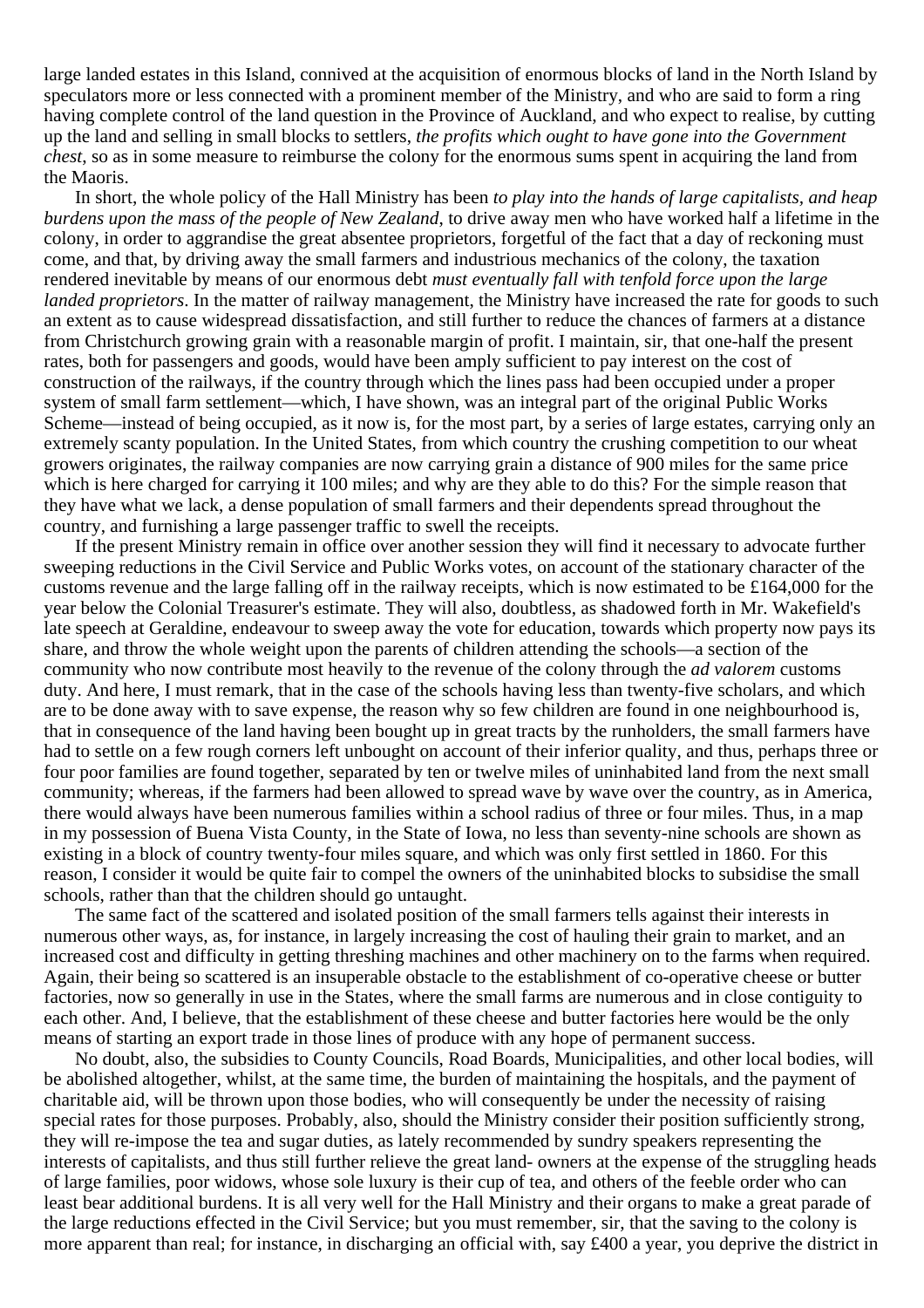large landed estates in this Island, connived at the acquisition of enormous blocks of land in the North Island by speculators more or less connected with a prominent member of the Ministry, and who are said to form a ring having complete control of the land question in the Province of Auckland, and who expect to realise, by cutting up the land and selling in small blocks to settlers, *the profits which ought to have gone into the Government chest*, so as in some measure to reimburse the colony for the enormous sums spent in acquiring the land from the Maoris.

In short, the whole policy of the Hall Ministry has been *to play into the hands of large capitalists, and heap burdens upon the mass of the people of New Zealand*, to drive away men who have worked half a lifetime in the colony, in order to aggrandise the great absentee proprietors, forgetful of the fact that a day of reckoning must come, and that, by driving away the small farmers and industrious mechanics of the colony, the taxation rendered inevitable by means of our enormous debt *must eventually fall with tenfold force upon the large landed proprietors*. In the matter of railway management, the Ministry have increased the rate for goods to such an extent as to cause widespread dissatisfaction, and still further to reduce the chances of farmers at a distance from Christchurch growing grain with a reasonable margin of profit. I maintain, sir, that one-half the present rates, both for passengers and goods, would have been amply sufficient to pay interest on the cost of construction of the railways, if the country through which the lines pass had been occupied under a proper system of small farm settlement—which, I have shown, was an integral part of the original Public Works Scheme—instead of being occupied, as it now is, for the most part, by a series of large estates, carrying only an extremely scanty population. In the United States, from which country the crushing competition to our wheat growers originates, the railway companies are now carrying grain a distance of 900 miles for the same price which is here charged for carrying it 100 miles; and why are they able to do this? For the simple reason that they have what we lack, a dense population of small farmers and their dependents spread throughout the country, and furnishing a large passenger traffic to swell the receipts.

If the present Ministry remain in office over another session they will find it necessary to advocate further sweeping reductions in the Civil Service and Public Works votes, on account of the stationary character of the customs revenue and the large falling off in the railway receipts, which is now estimated to be £164,000 for the year below the Colonial Treasurer's estimate. They will also, doubtless, as shadowed forth in Mr. Wakefield's late speech at Geraldine, endeavour to sweep away the vote for education, towards which property now pays its share, and throw the whole weight upon the parents of children attending the schools—a section of the community who now contribute most heavily to the revenue of the colony through the *ad valorem* customs duty. And here, I must remark, that in the case of the schools having less than twenty-five scholars, and which are to be done away with to save expense, the reason why so few children are found in one neighbourhood is, that in consequence of the land having been bought up in great tracts by the runholders, the small farmers have had to settle on a few rough corners left unbought on account of their inferior quality, and thus, perhaps three or four poor families are found together, separated by ten or twelve miles of uninhabited land from the next small community; whereas, if the farmers had been allowed to spread wave by wave over the country, as in America, there would always have been numerous families within a school radius of three or four miles. Thus, in a map in my possession of Buena Vista County, in the State of Iowa, no less than seventy-nine schools are shown as existing in a block of country twenty-four miles square, and which was only first settled in 1860. For this reason, I consider it would be quite fair to compel the owners of the uninhabited blocks to subsidise the small schools, rather than that the children should go untaught.

The same fact of the scattered and isolated position of the small farmers tells against their interests in numerous other ways, as, for instance, in largely increasing the cost of hauling their grain to market, and an increased cost and difficulty in getting threshing machines and other machinery on to the farms when required. Again, their being so scattered is an insuperable obstacle to the establishment of co-operative cheese or butter factories, now so generally in use in the States, where the small farms are numerous and in close contiguity to each other. And, I believe, that the establishment of these cheese and butter factories here would be the only means of starting an export trade in those lines of produce with any hope of permanent success.

No doubt, also, the subsidies to County Councils, Road Boards, Municipalities, and other local bodies, will be abolished altogether, whilst, at the same time, the burden of maintaining the hospitals, and the payment of charitable aid, will be thrown upon those bodies, who will consequently be under the necessity of raising special rates for those purposes. Probably, also, should the Ministry consider their position sufficiently strong, they will re-impose the tea and sugar duties, as lately recommended by sundry speakers representing the interests of capitalists, and thus still further relieve the great land- owners at the expense of the struggling heads of large families, poor widows, whose sole luxury is their cup of tea, and others of the feeble order who can least bear additional burdens. It is all very well for the Hall Ministry and their organs to make a great parade of the large reductions effected in the Civil Service; but you must remember, sir, that the saving to the colony is more apparent than real; for instance, in discharging an official with, say £400 a year, you deprive the district in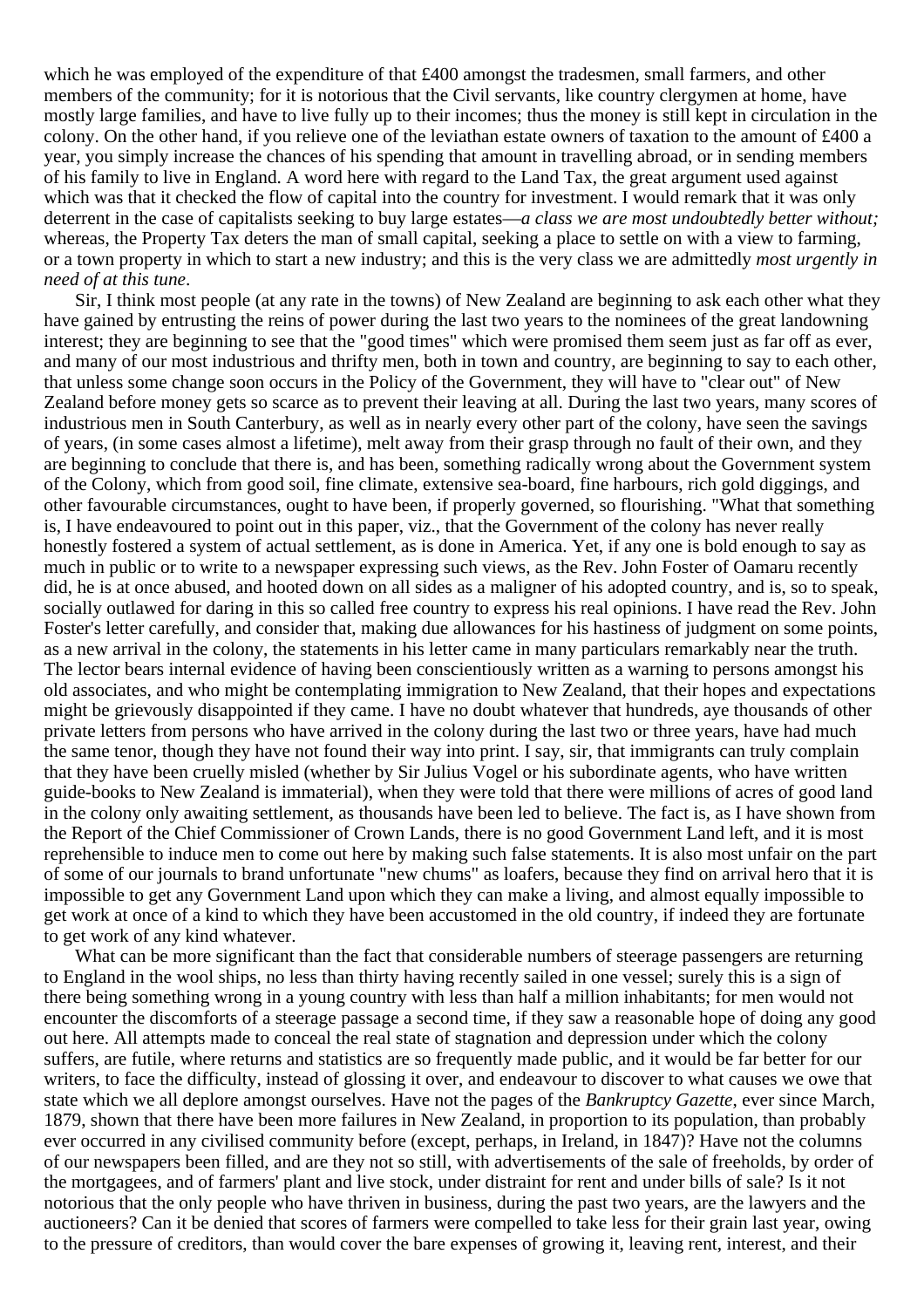which he was employed of the expenditure of that £400 amongst the tradesmen, small farmers, and other members of the community; for it is notorious that the Civil servants, like country clergymen at home, have mostly large families, and have to live fully up to their incomes; thus the money is still kept in circulation in the colony. On the other hand, if you relieve one of the leviathan estate owners of taxation to the amount of £400 a year, you simply increase the chances of his spending that amount in travelling abroad, or in sending members of his family to live in England. A word here with regard to the Land Tax, the great argument used against which was that it checked the flow of capital into the country for investment. I would remark that it was only deterrent in the case of capitalists seeking to buy large estates—*a class we are most undoubtedly better without;* whereas, the Property Tax deters the man of small capital, seeking a place to settle on with a view to farming, or a town property in which to start a new industry; and this is the very class we are admittedly *most urgently in need of at this tune*.

Sir, I think most people (at any rate in the towns) of New Zealand are beginning to ask each other what they have gained by entrusting the reins of power during the last two years to the nominees of the great landowning interest; they are beginning to see that the "good times" which were promised them seem just as far off as ever, and many of our most industrious and thrifty men, both in town and country, are beginning to say to each other, that unless some change soon occurs in the Policy of the Government, they will have to "clear out" of New Zealand before money gets so scarce as to prevent their leaving at all. During the last two years, many scores of industrious men in South Canterbury, as well as in nearly every other part of the colony, have seen the savings of years, (in some cases almost a lifetime), melt away from their grasp through no fault of their own, and they are beginning to conclude that there is, and has been, something radically wrong about the Government system of the Colony, which from good soil, fine climate, extensive sea-board, fine harbours, rich gold diggings, and other favourable circumstances, ought to have been, if properly governed, so flourishing. "What that something is, I have endeavoured to point out in this paper, viz., that the Government of the colony has never really honestly fostered a system of actual settlement, as is done in America. Yet, if any one is bold enough to say as much in public or to write to a newspaper expressing such views, as the Rev. John Foster of Oamaru recently did, he is at once abused, and hooted down on all sides as a maligner of his adopted country, and is, so to speak, socially outlawed for daring in this so called free country to express his real opinions. I have read the Rev. John Foster's letter carefully, and consider that, making due allowances for his hastiness of judgment on some points, as a new arrival in the colony, the statements in his letter came in many particulars remarkably near the truth. The lector bears internal evidence of having been conscientiously written as a warning to persons amongst his old associates, and who might be contemplating immigration to New Zealand, that their hopes and expectations might be grievously disappointed if they came. I have no doubt whatever that hundreds, aye thousands of other private letters from persons who have arrived in the colony during the last two or three years, have had much the same tenor, though they have not found their way into print. I say, sir, that immigrants can truly complain that they have been cruelly misled (whether by Sir Julius Vogel or his subordinate agents, who have written guide-books to New Zealand is immaterial), when they were told that there were millions of acres of good land in the colony only awaiting settlement, as thousands have been led to believe. The fact is, as I have shown from the Report of the Chief Commissioner of Crown Lands, there is no good Government Land left, and it is most reprehensible to induce men to come out here by making such false statements. It is also most unfair on the part of some of our journals to brand unfortunate "new chums" as loafers, because they find on arrival hero that it is impossible to get any Government Land upon which they can make a living, and almost equally impossible to get work at once of a kind to which they have been accustomed in the old country, if indeed they are fortunate to get work of any kind whatever.

What can be more significant than the fact that considerable numbers of steerage passengers are returning to England in the wool ships, no less than thirty having recently sailed in one vessel; surely this is a sign of there being something wrong in a young country with less than half a million inhabitants; for men would not encounter the discomforts of a steerage passage a second time, if they saw a reasonable hope of doing any good out here. All attempts made to conceal the real state of stagnation and depression under which the colony suffers, are futile, where returns and statistics are so frequently made public, and it would be far better for our writers, to face the difficulty, instead of glossing it over, and endeavour to discover to what causes we owe that state which we all deplore amongst ourselves. Have not the pages of the *Bankruptcy Gazette*, ever since March, 1879, shown that there have been more failures in New Zealand, in proportion to its population, than probably ever occurred in any civilised community before (except, perhaps, in Ireland, in 1847)? Have not the columns of our newspapers been filled, and are they not so still, with advertisements of the sale of freeholds, by order of the mortgagees, and of farmers' plant and live stock, under distraint for rent and under bills of sale? Is it not notorious that the only people who have thriven in business, during the past two years, are the lawyers and the auctioneers? Can it be denied that scores of farmers were compelled to take less for their grain last year, owing to the pressure of creditors, than would cover the bare expenses of growing it, leaving rent, interest, and their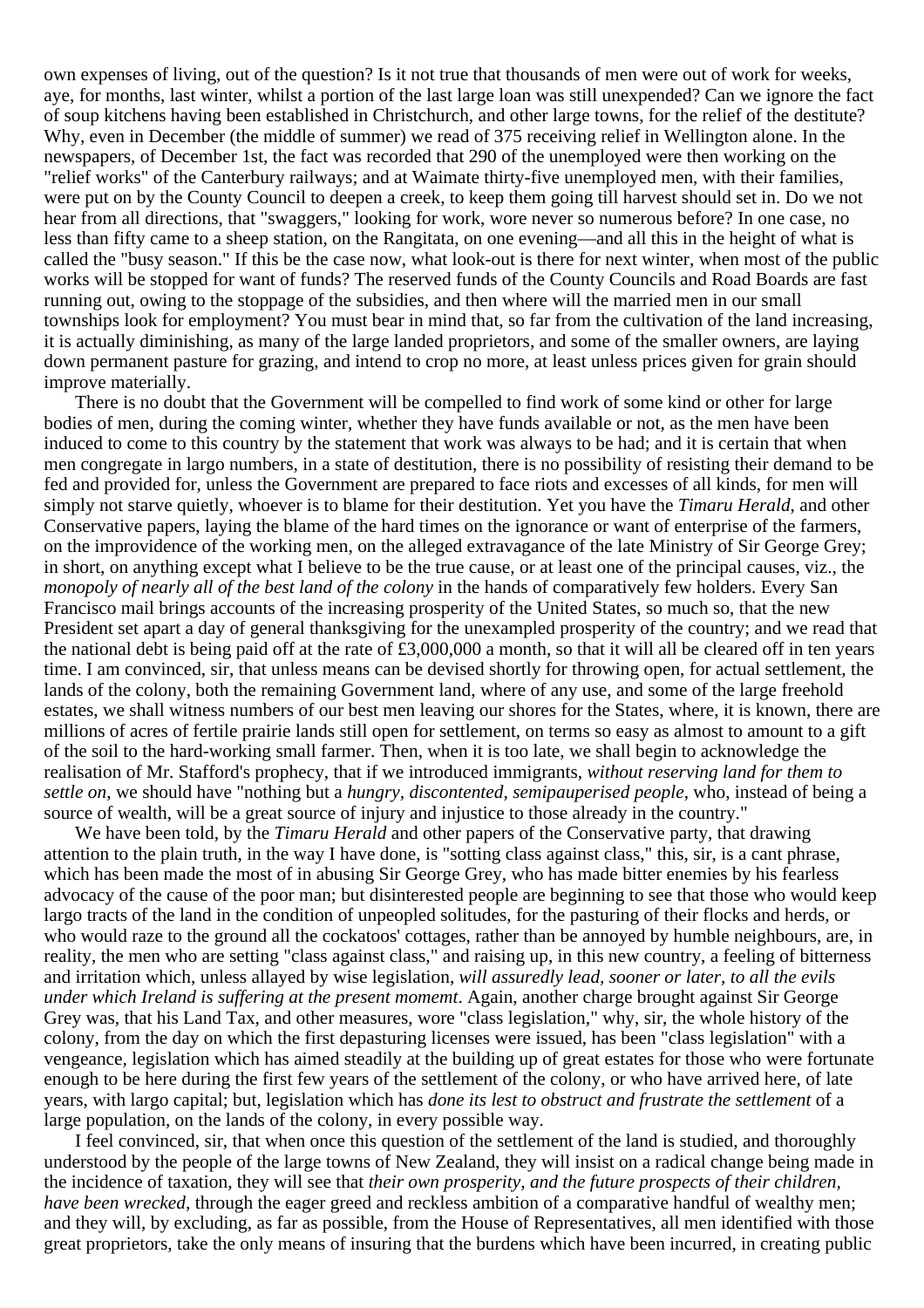own expenses of living, out of the question? Is it not true that thousands of men were out of work for weeks, aye, for months, last winter, whilst a portion of the last large loan was still unexpended? Can we ignore the fact of soup kitchens having been established in Christchurch, and other large towns, for the relief of the destitute? Why, even in December (the middle of summer) we read of 375 receiving relief in Wellington alone. In the newspapers, of December 1st, the fact was recorded that 290 of the unemployed were then working on the "relief works" of the Canterbury railways; and at Waimate thirty-five unemployed men, with their families, were put on by the County Council to deepen a creek, to keep them going till harvest should set in. Do we not hear from all directions, that "swaggers," looking for work, wore never so numerous before? In one case, no less than fifty came to a sheep station, on the Rangitata, on one evening—and all this in the height of what is called the "busy season." If this be the case now, what look-out is there for next winter, when most of the public works will be stopped for want of funds? The reserved funds of the County Councils and Road Boards are fast running out, owing to the stoppage of the subsidies, and then where will the married men in our small townships look for employment? You must bear in mind that, so far from the cultivation of the land increasing, it is actually diminishing, as many of the large landed proprietors, and some of the smaller owners, are laying down permanent pasture for grazing, and intend to crop no more, at least unless prices given for grain should improve materially.

There is no doubt that the Government will be compelled to find work of some kind or other for large bodies of men, during the coming winter, whether they have funds available or not, as the men have been induced to come to this country by the statement that work was always to be had; and it is certain that when men congregate in largo numbers, in a state of destitution, there is no possibility of resisting their demand to be fed and provided for, unless the Government are prepared to face riots and excesses of all kinds, for men will simply not starve quietly, whoever is to blame for their destitution. Yet you have the *Timaru Herald*, and other Conservative papers, laying the blame of the hard times on the ignorance or want of enterprise of the farmers, on the improvidence of the working men, on the alleged extravagance of the late Ministry of Sir George Grey; in short, on anything except what I believe to be the true cause, or at least one of the principal causes, viz., the *monopoly of nearly all of the best land of the colony* in the hands of comparatively few holders. Every San Francisco mail brings accounts of the increasing prosperity of the United States, so much so, that the new President set apart a day of general thanksgiving for the unexampled prosperity of the country; and we read that the national debt is being paid off at the rate of £3,000,000 a month, so that it will all be cleared off in ten years time. I am convinced, sir, that unless means can be devised shortly for throwing open, for actual settlement, the lands of the colony, both the remaining Government land, where of any use, and some of the large freehold estates, we shall witness numbers of our best men leaving our shores for the States, where, it is known, there are millions of acres of fertile prairie lands still open for settlement, on terms so easy as almost to amount to a gift of the soil to the hard-working small farmer. Then, when it is too late, we shall begin to acknowledge the realisation of Mr. Stafford's prophecy, that if we introduced immigrants, *without reserving land for them to settle on*, we should have "nothing but a *hungry, discontented, semipauperised people*, who, instead of being a source of wealth, will be a great source of injury and injustice to those already in the country."

We have been told, by the *Timaru Herald* and other papers of the Conservative party, that drawing attention to the plain truth, in the way I have done, is "sotting class against class," this, sir, is a cant phrase, which has been made the most of in abusing Sir George Grey, who has made bitter enemies by his fearless advocacy of the cause of the poor man; but disinterested people are beginning to see that those who would keep largo tracts of the land in the condition of unpeopled solitudes, for the pasturing of their flocks and herds, or who would raze to the ground all the cockatoos' cottages, rather than be annoyed by humble neighbours, are, in reality, the men who are setting "class against class," and raising up, in this new country, a feeling of bitterness and irritation which, unless allayed by wise legislation, *will assuredly lead, sooner or later, to all the evils under which Ireland is suffering at the present momemt*. Again, another charge brought against Sir George Grey was, that his Land Tax, and other measures, wore "class legislation," why, sir, the whole history of the colony, from the day on which the first depasturing licenses were issued, has been "class legislation" with a vengeance, legislation which has aimed steadily at the building up of great estates for those who were fortunate enough to be here during the first few years of the settlement of the colony, or who have arrived here, of late years, with largo capital; but, legislation which has *done its lest to obstruct and frustrate the settlement* of a large population, on the lands of the colony, in every possible way.

I feel convinced, sir, that when once this question of the settlement of the land is studied, and thoroughly understood by the people of the large towns of New Zealand, they will insist on a radical change being made in the incidence of taxation, they will see that *their own prosperity, and the future prospects of their children, have been wrecked*, through the eager greed and reckless ambition of a comparative handful of wealthy men; and they will, by excluding, as far as possible, from the House of Representatives, all men identified with those great proprietors, take the only means of insuring that the burdens which have been incurred, in creating public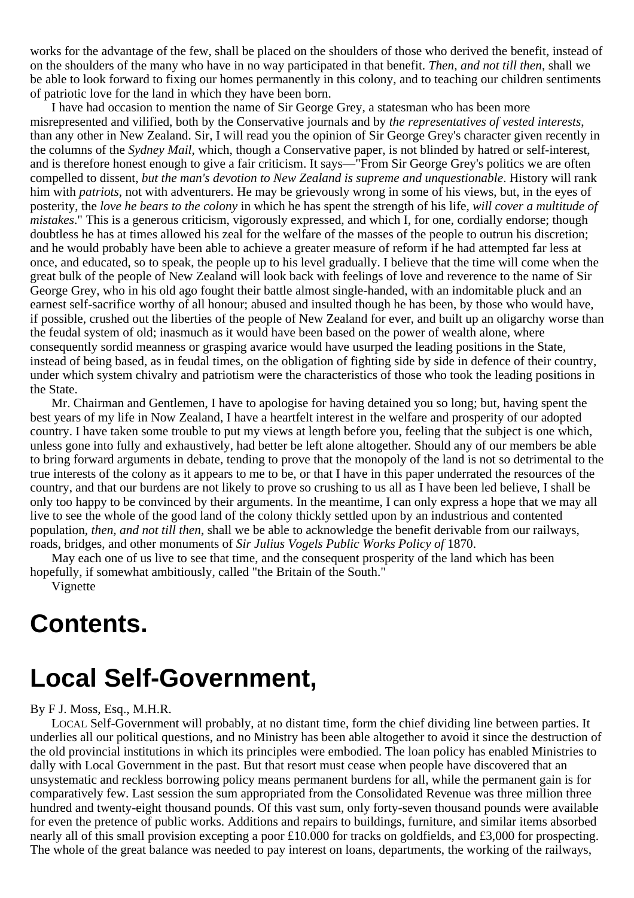works for the advantage of the few, shall be placed on the shoulders of those who derived the benefit, instead of on the shoulders of the many who have in no way participated in that benefit. *Then, and not till then*, shall we be able to look forward to fixing our homes permanently in this colony, and to teaching our children sentiments of patriotic love for the land in which they have been born.

I have had occasion to mention the name of Sir George Grey, a statesman who has been more misrepresented and vilified, both by the Conservative journals and by *the representatives of vested interests*, than any other in New Zealand. Sir, I will read you the opinion of Sir George Grey's character given recently in the columns of the *Sydney Mail*, which, though a Conservative paper, is not blinded by hatred or self-interest, and is therefore honest enough to give a fair criticism. It says—"From Sir George Grey's politics we are often compelled to dissent, *but the man's devotion to New Zealand is supreme and unquestionable*. History will rank him with *patriots*, not with adventurers. He may be grievously wrong in some of his views, but, in the eyes of posterity, the *love he bears to the colony* in which he has spent the strength of his life, *will cover a multitude of mistakes*." This is a generous criticism, vigorously expressed, and which I, for one, cordially endorse; though doubtless he has at times allowed his zeal for the welfare of the masses of the people to outrun his discretion; and he would probably have been able to achieve a greater measure of reform if he had attempted far less at once, and educated, so to speak, the people up to his level gradually. I believe that the time will come when the great bulk of the people of New Zealand will look back with feelings of love and reverence to the name of Sir George Grey, who in his old ago fought their battle almost single-handed, with an indomitable pluck and an earnest self-sacrifice worthy of all honour; abused and insulted though he has been, by those who would have, if possible, crushed out the liberties of the people of New Zealand for ever, and built up an oligarchy worse than the feudal system of old; inasmuch as it would have been based on the power of wealth alone, where consequently sordid meanness or grasping avarice would have usurped the leading positions in the State, instead of being based, as in feudal times, on the obligation of fighting side by side in defence of their country, under which system chivalry and patriotism were the characteristics of those who took the leading positions in the State.

Mr. Chairman and Gentlemen, I have to apologise for having detained you so long; but, having spent the best years of my life in Now Zealand, I have a heartfelt interest in the welfare and prosperity of our adopted country. I have taken some trouble to put my views at length before you, feeling that the subject is one which, unless gone into fully and exhaustively, had better be left alone altogether. Should any of our members be able to bring forward arguments in debate, tending to prove that the monopoly of the land is not so detrimental to the true interests of the colony as it appears to me to be, or that I have in this paper underrated the resources of the country, and that our burdens are not likely to prove so crushing to us all as I have been led believe, I shall be only too happy to be convinced by their arguments. In the meantime, I can only express a hope that we may all live to see the whole of the good land of the colony thickly settled upon by an industrious and contented population, *then, and not till then*, shall we be able to acknowledge the benefit derivable from our railways, roads, bridges, and other monuments of *Sir Julius Vogels Public Works Policy of* 1870.

May each one of us live to see that time, and the consequent prosperity of the land which has been hopefully, if somewhat ambitiously, called "the Britain of the South."

Vignette

# Contents.

# Local Self-Government,

By F J. Moss, Esq., M.H.R.

LOCAL Self-Government will probably, at no distant time, form the chief dividing line between parties. It underlies all our political questions, and no Ministry has been able altogether to avoid it since the destruction of the old provincial institutions in which its principles were embodied. The loan policy has enabled Ministries to dally with Local Government in the past. But that resort must cease when people have discovered that an unsystematic and reckless borrowing policy means permanent burdens for all, while the permanent gain is for comparatively few. Last session the sum appropriated from the Consolidated Revenue was three million three hundred and twenty-eight thousand pounds. Of this vast sum, only forty-seven thousand pounds were available for even the pretence of public works. Additions and repairs to buildings, furniture, and similar items absorbed nearly all of this small provision excepting a poor £10.000 for tracks on goldfields, and £3,000 for prospecting. The whole of the great balance was needed to pay interest on loans, departments, the working of the railways,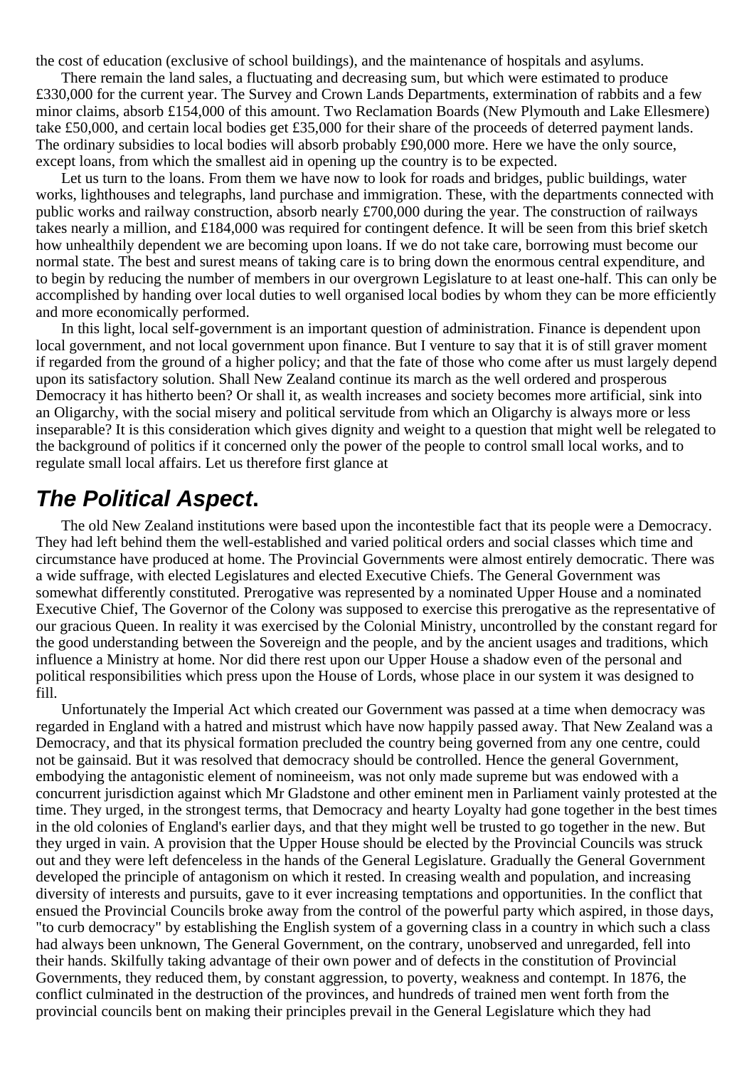the cost of education (exclusive of school buildings), and the maintenance of hospitals and asylums.

There remain the land sales, a fluctuating and decreasing sum, but which were estimated to produce £330,000 for the current year. The Survey and Crown Lands Departments, extermination of rabbits and a few minor claims, absorb £154,000 of this amount. Two Reclamation Boards (New Plymouth and Lake Ellesmere) take £50,000, and certain local bodies get £35,000 for their share of the proceeds of deterred payment lands. The ordinary subsidies to local bodies will absorb probably £90,000 more. Here we have the only source, except loans, from which the smallest aid in opening up the country is to be expected.

Let us turn to the loans. From them we have now to look for roads and bridges, public buildings, water works, lighthouses and telegraphs, land purchase and immigration. These, with the departments connected with public works and railway construction, absorb nearly £700,000 during the year. The construction of railways takes nearly a million, and £184,000 was required for contingent defence. It will be seen from this brief sketch how unhealthily dependent we are becoming upon loans. If we do not take care, borrowing must become our normal state. The best and surest means of taking care is to bring down the enormous central expenditure, and to begin by reducing the number of members in our overgrown Legislature to at least one-half. This can only be accomplished by handing over local duties to well organised local bodies by whom they can be more efficiently and more economically performed.

In this light, local self-government is an important question of administration. Finance is dependent upon local government, and not local government upon finance. But I venture to say that it is of still graver moment if regarded from the ground of a higher policy; and that the fate of those who come after us must largely depend upon its satisfactory solution. Shall New Zealand continue its march as the well ordered and prosperous Democracy it has hitherto been? Or shall it, as wealth increases and society becomes more artificial, sink into an Oligarchy, with the social misery and political servitude from which an Oligarchy is always more or less inseparable? It is this consideration which gives dignity and weight to a question that might well be relegated to the background of politics if it concerned only the power of the people to control small local works, and to regulate small local affairs. Let us therefore first glance at

## The Political Aspect.

The old New Zealand institutions were based upon the incontestible fact that its people were a Democracy. They had left behind them the well-established and varied political orders and social classes which time and circumstance have produced at home. The Provincial Governments were almost entirely democratic. There was a wide suffrage, with elected Legislatures and elected Executive Chiefs. The General Government was somewhat differently constituted. Prerogative was represented by a nominated Upper House and a nominated Executive Chief, The Governor of the Colony was supposed to exercise this prerogative as the representative of our gracious Queen. In reality it was exercised by the Colonial Ministry, uncontrolled by the constant regard for the good understanding between the Sovereign and the people, and by the ancient usages and traditions, which influence a Ministry at home. Nor did there rest upon our Upper House a shadow even of the personal and political responsibilities which press upon the House of Lords, whose place in our system it was designed to fill.

Unfortunately the Imperial Act which created our Government was passed at a time when democracy was regarded in England with a hatred and mistrust which have now happily passed away. That New Zealand was a Democracy, and that its physical formation precluded the country being governed from any one centre, could not be gainsaid. But it was resolved that democracy should be controlled. Hence the general Government, embodying the antagonistic element of nomineeism, was not only made supreme but was endowed with a concurrent jurisdiction against which Mr Gladstone and other eminent men in Parliament vainly protested at the time. They urged, in the strongest terms, that Democracy and hearty Loyalty had gone together in the best times in the old colonies of England's earlier days, and that they might well be trusted to go together in the new. But they urged in vain. A provision that the Upper House should be elected by the Provincial Councils was struck out and they were left defenceless in the hands of the General Legislature. Gradually the General Government developed the principle of antagonism on which it rested. In creasing wealth and population, and increasing diversity of interests and pursuits, gave to it ever increasing temptations and opportunities. In the conflict that ensued the Provincial Councils broke away from the control of the powerful party which aspired, in those days, "to curb democracy" by establishing the English system of a governing class in a country in which such a class had always been unknown, The General Government, on the contrary, unobserved and unregarded, fell into their hands. Skilfully taking advantage of their own power and of defects in the constitution of Provincial Governments, they reduced them, by constant aggression, to poverty, weakness and contempt. In 1876, the conflict culminated in the destruction of the provinces, and hundreds of trained men went forth from the provincial councils bent on making their principles prevail in the General Legislature which they had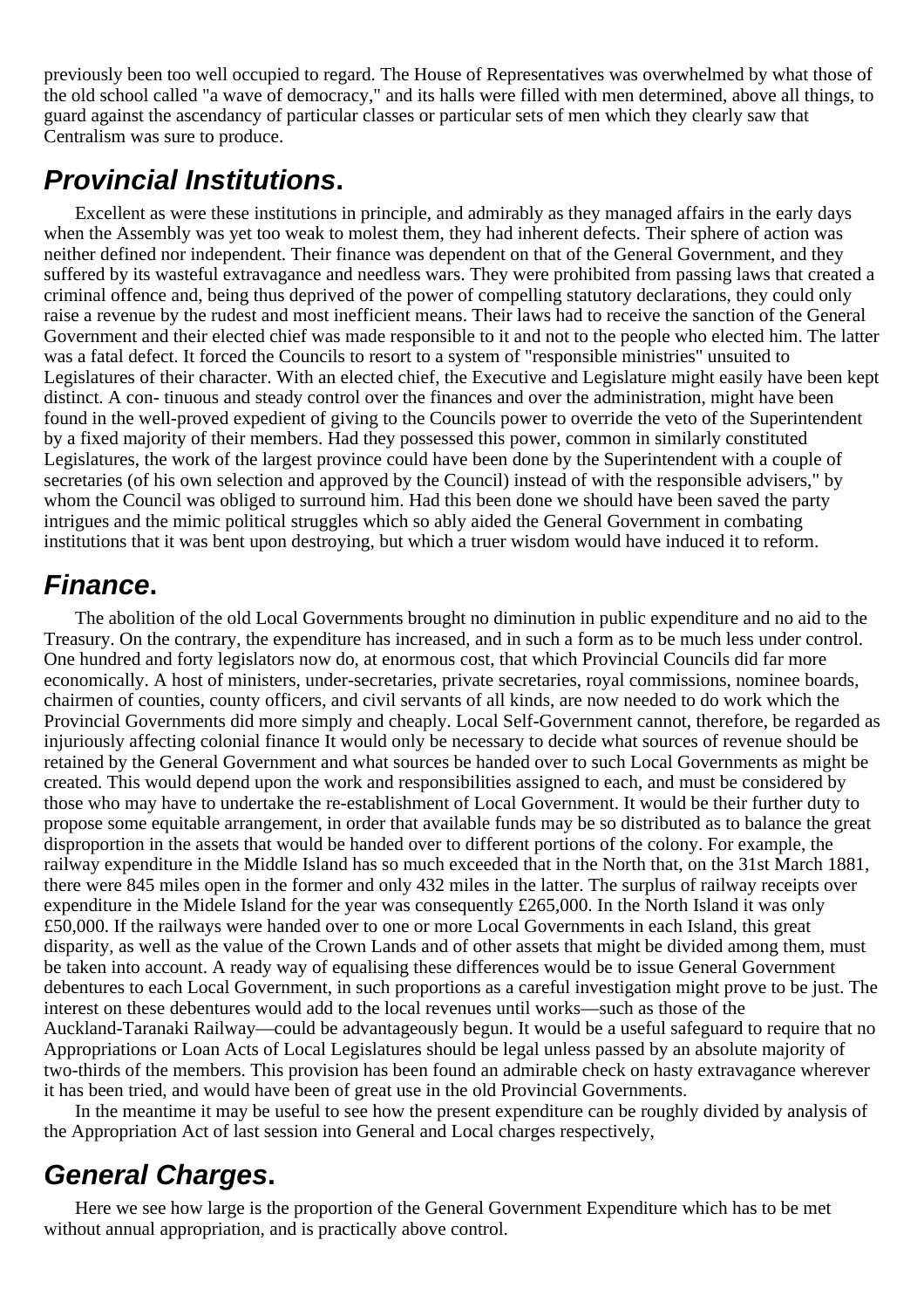previously been too well occupied to regard. The House of Representatives was overwhelmed by what those of the old school called "a wave of democracy," and its halls were filled with men determined, above all things, to guard against the ascendancy of particular classes or particular sets of men which they clearly saw that Centralism was sure to produce.

## ***Provincial Institutions*.**

Excellent as were these institutions in principle, and admirably as they managed affairs in the early days when the Assembly was yet too weak to molest them, they had inherent defects. Their sphere of action was neither defined nor independent. Their finance was dependent on that of the General Government, and they suffered by its wasteful extravagance and needless wars. They were prohibited from passing laws that created a criminal offence and, being thus deprived of the power of compelling statutory declarations, they could only raise a revenue by the rudest and most inefficient means. Their laws had to receive the sanction of the General Government and their elected chief was made responsible to it and not to the people who elected him. The latter was a fatal defect. It forced the Councils to resort to a system of "responsible ministries" unsuited to Legislatures of their character. With an elected chief, the Executive and Legislature might easily have been kept distinct. A con- tinuous and steady control over the finances and over the administration, might have been found in the well-proved expedient of giving to the Councils power to override the veto of the Superintendent by a fixed majority of their members. Had they possessed this power, common in similarly constituted Legislatures, the work of the largest province could have been done by the Superintendent with a couple of secretaries (of his own selection and approved by the Council) instead of with the responsible advisers," by whom the Council was obliged to surround him. Had this been done we should have been saved the party intrigues and the mimic political struggles which so ably aided the General Government in combating institutions that it was bent upon destroying, but which a truer wisdom would have induced it to reform.

## ***Finance*.**

The abolition of the old Local Governments brought no diminution in public expenditure and no aid to the Treasury. On the contrary, the expenditure has increased, and in such a form as to be much less under control. One hundred and forty legislators now do, at enormous cost, that which Provincial Councils did far more economically. A host of ministers, under-secretaries, private secretaries, royal commissions, nominee boards, chairmen of counties, county officers, and civil servants of all kinds, are now needed to do work which the Provincial Governments did more simply and cheaply. Local Self-Government cannot, therefore, be regarded as injuriously affecting colonial finance It would only be necessary to decide what sources of revenue should be retained by the General Government and what sources be handed over to such Local Governments as might be created. This would depend upon the work and responsibilities assigned to each, and must be considered by those who may have to undertake the re-establishment of Local Government. It would be their further duty to propose some equitable arrangement, in order that available funds may be so distributed as to balance the great disproportion in the assets that would be handed over to different portions of the colony. For example, the railway expenditure in the Middle Island has so much exceeded that in the North that, on the 31st March 1881, there were 845 miles open in the former and only 432 miles in the latter. The surplus of railway receipts over expenditure in the Midele Island for the year was consequently £265,000. In the North Island it was only £50,000. If the railways were handed over to one or more Local Governments in each Island, this great disparity, as well as the value of the Crown Lands and of other assets that might be divided among them, must be taken into account. A ready way of equalising these differences would be to issue General Government debentures to each Local Government, in such proportions as a careful investigation might prove to be just. The interest on these debentures would add to the local revenues until works—such as those of the Auckland-Taranaki Railway—could be advantageously begun. It would be a useful safeguard to require that no Appropriations or Loan Acts of Local Legislatures should be legal unless passed by an absolute majority of two-thirds of the members. This provision has been found an admirable check on hasty extravagance wherever it has been tried, and would have been of great use in the old Provincial Governments.

In the meantime it may be useful to see how the present expenditure can be roughly divided by analysis of the Appropriation Act of last session into General and Local charges respectively,

## ***General Charges*.**

Here we see how large is the proportion of the General Government Expenditure which has to be met without annual appropriation, and is practically above control.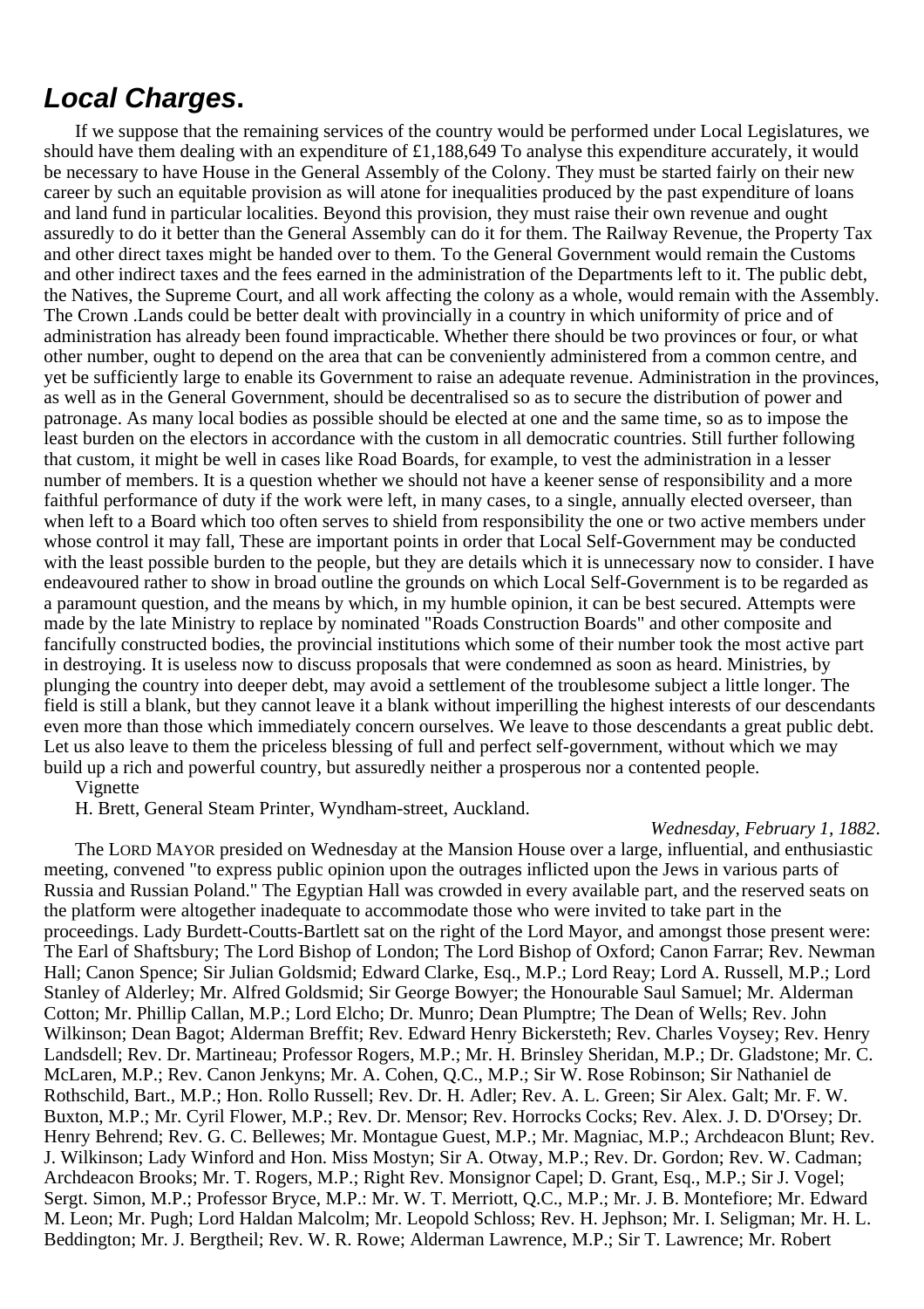## *Local Charges*.

If we suppose that the remaining services of the country would be performed under Local Legislatures, we should have them dealing with an expenditure of £1,188,649 To analyse this expenditure accurately, it would be necessary to have House in the General Assembly of the Colony. They must be started fairly on their new career by such an equitable provision as will atone for inequalities produced by the past expenditure of loans and land fund in particular localities. Beyond this provision, they must raise their own revenue and ought assuredly to do it better than the General Assembly can do it for them. The Railway Revenue, the Property Tax and other direct taxes might be handed over to them. To the General Government would remain the Customs and other indirect taxes and the fees earned in the administration of the Departments left to it. The public debt, the Natives, the Supreme Court, and all work affecting the colony as a whole, would remain with the Assembly. The Crown .Lands could be better dealt with provincially in a country in which uniformity of price and of administration has already been found impracticable. Whether there should be two provinces or four, or what other number, ought to depend on the area that can be conveniently administered from a common centre, and yet be sufficiently large to enable its Government to raise an adequate revenue. Administration in the provinces, as well as in the General Government, should be decentralised so as to secure the distribution of power and patronage. As many local bodies as possible should be elected at one and the same time, so as to impose the least burden on the electors in accordance with the custom in all democratic countries. Still further following that custom, it might be well in cases like Road Boards, for example, to vest the administration in a lesser number of members. It is a question whether we should not have a keener sense of responsibility and a more faithful performance of duty if the work were left, in many cases, to a single, annually elected overseer, than when left to a Board which too often serves to shield from responsibility the one or two active members under whose control it may fall, These are important points in order that Local Self-Government may be conducted with the least possible burden to the people, but they are details which it is unnecessary now to consider. I have endeavoured rather to show in broad outline the grounds on which Local Self-Government is to be regarded as a paramount question, and the means by which, in my humble opinion, it can be best secured. Attempts were made by the late Ministry to replace by nominated "Roads Construction Boards" and other composite and fancifully constructed bodies, the provincial institutions which some of their number took the most active part in destroying. It is useless now to discuss proposals that were condemned as soon as heard. Ministries, by plunging the country into deeper debt, may avoid a settlement of the troublesome subject a little longer. The field is still a blank, but they cannot leave it a blank without imperilling the highest interests of our descendants even more than those which immediately concern ourselves. We leave to those descendants a great public debt. Let us also leave to them the priceless blessing of full and perfect self-government, without which we may build up a rich and powerful country, but assuredly neither a prosperous nor a contented people.

Vignette

H. Brett, General Steam Printer, Wyndham-street, Auckland.

*Wednesday, February 1, 1882*.

The LORD MAYOR presided on Wednesday at the Mansion House over a large, influential, and enthusiastic meeting, convened "to express public opinion upon the outrages inflicted upon the Jews in various parts of Russia and Russian Poland." The Egyptian Hall was crowded in every available part, and the reserved seats on the platform were altogether inadequate to accommodate those who were invited to take part in the proceedings. Lady Burdett-Coutts-Bartlett sat on the right of the Lord Mayor, and amongst those present were: The Earl of Shaftsbury; The Lord Bishop of London; The Lord Bishop of Oxford; Canon Farrar; Rev. Newman Hall; Canon Spence; Sir Julian Goldsmid; Edward Clarke, Esq., M.P.; Lord Reay; Lord A. Russell, M.P.; Lord Stanley of Alderley; Mr. Alfred Goldsmid; Sir George Bowyer; the Honourable Saul Samuel; Mr. Alderman Cotton; Mr. Phillip Callan, M.P.; Lord Elcho; Dr. Munro; Dean Plumptre; The Dean of Wells; Rev. John Wilkinson; Dean Bagot; Alderman Breffit; Rev. Edward Henry Bickersteth; Rev. Charles Voysey; Rev. Henry Landsdell; Rev. Dr. Martineau; Professor Rogers, M.P.; Mr. H. Brinsley Sheridan, M.P.; Dr. Gladstone; Mr. C. McLaren, M.P.; Rev. Canon Jenkyns; Mr. A. Cohen, Q.C., M.P.; Sir W. Rose Robinson; Sir Nathaniel de Rothschild, Bart., M.P.; Hon. Rollo Russell; Rev. Dr. H. Adler; Rev. A. L. Green; Sir Alex. Galt; Mr. F. W. Buxton, M.P.; Mr. Cyril Flower, M.P.; Rev. Dr. Mensor; Rev. Horrocks Cocks; Rev. Alex. J. D. D'Orsey; Dr. Henry Behrend; Rev. G. C. Bellewes; Mr. Montague Guest, M.P.; Mr. Magniac, M.P.; Archdeacon Blunt; Rev. J. Wilkinson; Lady Winford and Hon. Miss Mostyn; Sir A. Otway, M.P.; Rev. Dr. Gordon; Rev. W. Cadman; Archdeacon Brooks; Mr. T. Rogers, M.P.; Right Rev. Monsignor Capel; D. Grant, Esq., M.P.; Sir J. Vogel; Sergt. Simon, M.P.; Professor Bryce, M.P.: Mr. W. T. Merriott, Q.C., M.P.; Mr. J. B. Montefiore; Mr. Edward M. Leon; Mr. Pugh; Lord Haldan Malcolm; Mr. Leopold Schloss; Rev. H. Jephson; Mr. I. Seligman; Mr. H. L. Beddington; Mr. J. Bergtheil; Rev. W. R. Rowe; Alderman Lawrence, M.P.; Sir T. Lawrence; Mr. Robert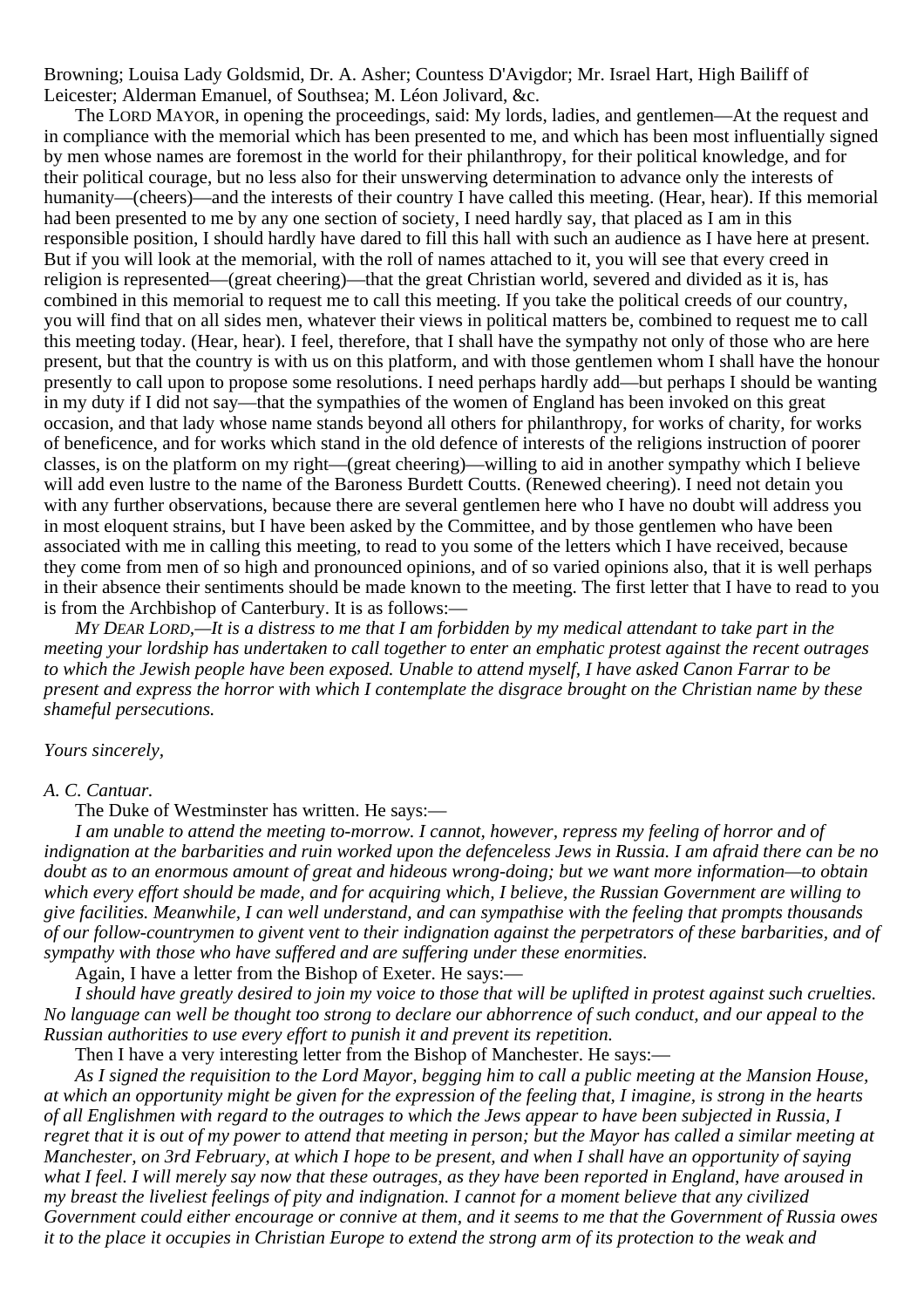Browning; Louisa Lady Goldsmid, Dr. A. Asher; Countess D'Avigdor; Mr. Israel Hart, High Bailiff of Leicester; Alderman Emanuel, of Southsea; M. Léon Jolivard, &c.

The LORD MAYOR, in opening the proceedings, said: My lords, ladies, and gentlemen—At the request and in compliance with the memorial which has been presented to me, and which has been most influentially signed by men whose names are foremost in the world for their philanthropy, for their political knowledge, and for their political courage, but no less also for their unswerving determination to advance only the interests of humanity—(cheers)—and the interests of their country I have called this meeting. (Hear, hear). If this memorial had been presented to me by any one section of society, I need hardly say, that placed as I am in this responsible position, I should hardly have dared to fill this hall with such an audience as I have here at present. But if you will look at the memorial, with the roll of names attached to it, you will see that every creed in religion is represented—(great cheering)—that the great Christian world, severed and divided as it is, has combined in this memorial to request me to call this meeting. If you take the political creeds of our country, you will find that on all sides men, whatever their views in political matters be, combined to request me to call this meeting today. (Hear, hear). I feel, therefore, that I shall have the sympathy not only of those who are here present, but that the country is with us on this platform, and with those gentlemen whom I shall have the honour presently to call upon to propose some resolutions. I need perhaps hardly add—but perhaps I should be wanting in my duty if I did not say—that the sympathies of the women of England has been invoked on this great occasion, and that lady whose name stands beyond all others for philanthropy, for works of charity, for works of beneficence, and for works which stand in the old defence of interests of the religions instruction of poorer classes, is on the platform on my right—(great cheering)—willing to aid in another sympathy which I believe will add even lustre to the name of the Baroness Burdett Coutts. (Renewed cheering). I need not detain you with any further observations, because there are several gentlemen here who I have no doubt will address you in most eloquent strains, but I have been asked by the Committee, and by those gentlemen who have been associated with me in calling this meeting, to read to you some of the letters which I have received, because they come from men of so high and pronounced opinions, and of so varied opinions also, that it is well perhaps in their absence their sentiments should be made known to the meeting. The first letter that I have to read to you is from the Archbishop of Canterbury. It is as follows:—

*MY DEAR LORD,—It is a distress to me that I am forbidden by my medical attendant to take part in the meeting your lordship has undertaken to call together to enter an emphatic protest against the recent outrages to which the Jewish people have been exposed. Unable to attend myself, I have asked Canon Farrar to be present and express the horror with which I contemplate the disgrace brought on the Christian name by these shameful persecutions.*

*Yours sincerely,*

*A. C. Cantuar.*

The Duke of Westminster has written. He says:—

*I am unable to attend the meeting to-morrow. I cannot, however, repress my feeling of horror and of indignation at the barbarities and ruin worked upon the defenceless Jews in Russia. I am afraid there can be no doubt as to an enormous amount of great and hideous wrong-doing; but we want more information—to obtain which every effort should be made, and for acquiring which, I believe, the Russian Government are willing to give facilities. Meanwhile, I can well understand, and can sympathise with the feeling that prompts thousands of our follow-countrymen to givent vent to their indignation against the perpetrators of these barbarities, and of sympathy with those who have suffered and are suffering under these enormities.*

Again, I have a letter from the Bishop of Exeter. He says:—

*I should have greatly desired to join my voice to those that will be uplifted in protest against such cruelties. No language can well be thought too strong to declare our abhorrence of such conduct, and our appeal to the Russian authorities to use every effort to punish it and prevent its repetition.*

Then I have a very interesting letter from the Bishop of Manchester. He says:—

*As I signed the requisition to the Lord Mayor, begging him to call a public meeting at the Mansion House, at which an opportunity might be given for the expression of the feeling that, I imagine, is strong in the hearts of all Englishmen with regard to the outrages to which the Jews appear to have been subjected in Russia, I regret that it is out of my power to attend that meeting in person; but the Mayor has called a similar meeting at Manchester, on 3rd February, at which I hope to be present, and when I shall have an opportunity of saying what I feel. I will merely say now that these outrages, as they have been reported in England, have aroused in my breast the liveliest feelings of pity and indignation. I cannot for a moment believe that any civilized Government could either encourage or connive at them, and it seems to me that the Government of Russia owes it to the place it occupies in Christian Europe to extend the strong arm of its protection to the weak and*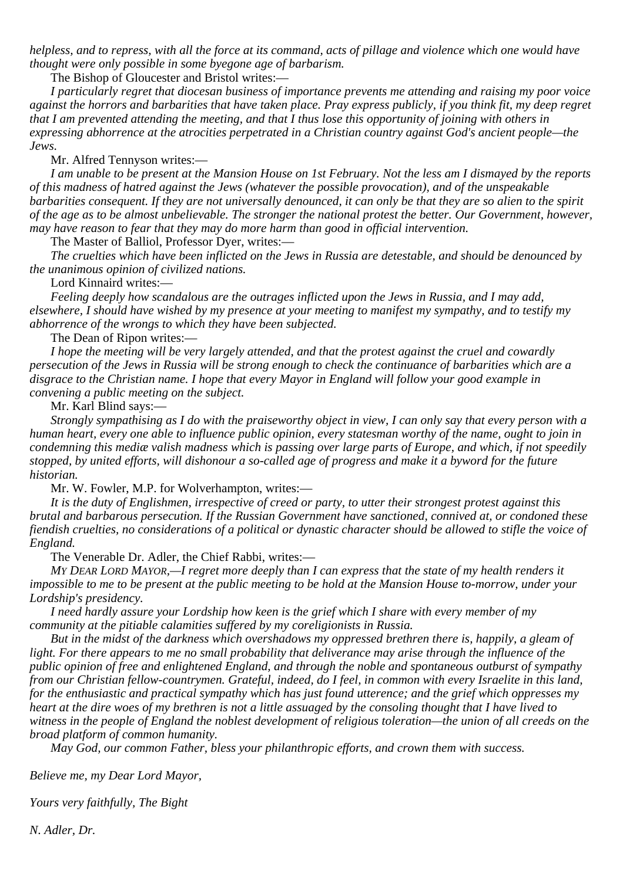*helpless, and to repress, with all the force at its command, acts of pillage and violence which one would have thought were only possible in some byegone age of barbarism.*

The Bishop of Gloucester and Bristol writes:—

*I particularly regret that diocesan business of importance prevents me attending and raising my poor voice against the horrors and barbarities that have taken place. Pray express publicly, if you think fit, my deep regret that I am prevented attending the meeting, and that I thus lose this opportunity of joining with others in expressing abhorrence at the atrocities perpetrated in a Christian country against God's ancient people—the Jews.*

Mr. Alfred Tennyson writes:—

*I am unable to be present at the Mansion House on 1st February. Not the less am I dismayed by the reports of this madness of hatred against the Jews (whatever the possible provocation), and of the unspeakable barbarities consequent. If they are not universally denounced, it can only be that they are so alien to the spirit of the age as to be almost unbelievable. The stronger the national protest the better. Our Government, however, may have reason to fear that they may do more harm than good in official intervention.*

The Master of Balliol, Professor Dyer, writes:—

*The cruelties which have been inflicted on the Jews in Russia are detestable, and should be denounced by the unanimous opinion of civilized nations.*

Lord Kinnaird writes:—

*Feeling deeply how scandalous are the outrages inflicted upon the Jews in Russia, and I may add, elsewhere, I should have wished by my presence at your meeting to manifest my sympathy, and to testify my abhorrence of the wrongs to which they have been subjected.*

The Dean of Ripon writes:—

*I hope the meeting will be very largely attended, and that the protest against the cruel and cowardly persecution of the Jews in Russia will be strong enough to check the continuance of barbarities which are a disgrace to the Christian name. I hope that every Mayor in England will follow your good example in convening a public meeting on the subject.*

Mr. Karl Blind says:—

*Strongly sympathising as I do with the praiseworthy object in view, I can only say that every person with a human heart, every one able to influence public opinion, every statesman worthy of the name, ought to join in condemning this mediæ valish madness which is passing over large parts of Europe, and which, if not speedily stopped, by united efforts, will dishonour a so-called age of progress and make it a byword for the future historian.*

Mr. W. Fowler, M.P. for Wolverhampton, writes:—

*It is the duty of Englishmen, irrespective of creed or party, to utter their strongest protest against this brutal and barbarous persecution. If the Russian Government have sanctioned, connived at, or condoned these fiendish cruelties, no considerations of a political or dynastic character should be allowed to stifle the voice of England.*

The Venerable Dr. Adler, the Chief Rabbi, writes:—

*MY DEAR LORD MAYOR,—I regret more deeply than I can express that the state of my health renders it impossible to me to be present at the public meeting to be hold at the Mansion House to-morrow, under your Lordship's presidency.*

*I need hardly assure your Lordship how keen is the grief which I share with every member of my community at the pitiable calamities suffered by my coreligionists in Russia.*

*But in the midst of the darkness which overshadows my oppressed brethren there is, happily, a gleam of light. For there appears to me no small probability that deliverance may arise through the influence of the public opinion of free and enlightened England, and through the noble and spontaneous outburst of sympathy from our Christian fellow-countrymen. Grateful, indeed, do I feel, in common with every Israelite in this land, for the enthusiastic and practical sympathy which has just found utterance; and the grief which oppresses my heart at the dire woes of my brethren is not a little assuaged by the consoling thought that I have lived to witness in the people of England the noblest development of religious toleration—the union of all creeds on the broad platform of common humanity.*

*May God, our common Father, bless your philanthropic efforts, and crown them with success.*

*Believe me, my Dear Lord Mayor,*

*Yours very faithfully, The Bight*

*N. Adler, Dr.*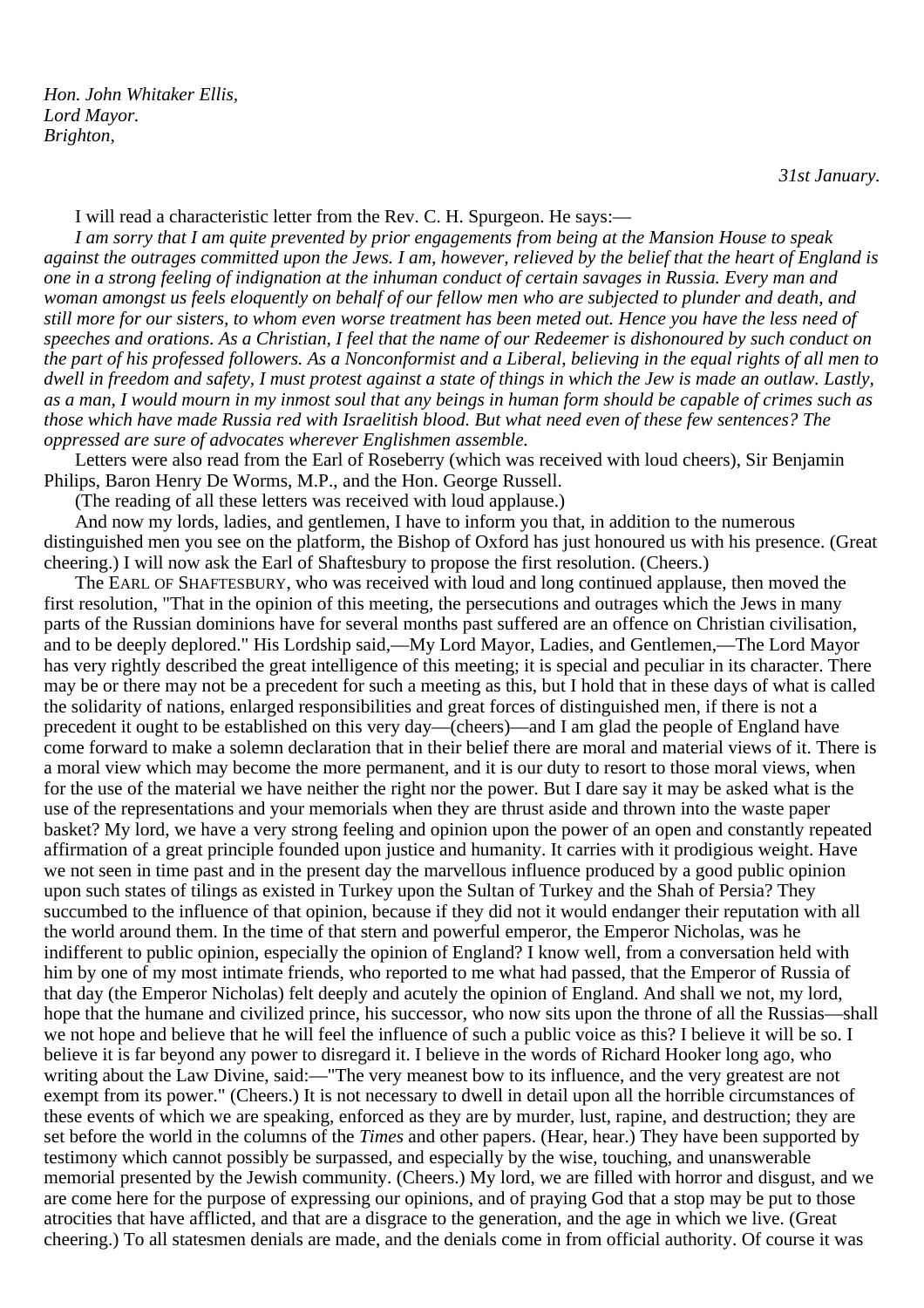*Hon. John Whitaker Ellis,*
*Lord Mayor.*
*Brighton,*

*31st January.*

I will read a characteristic letter from the Rev. C. H. Spurgeon. He says:—

*I am sorry that I am quite prevented by prior engagements from being at the Mansion House to speak against the outrages committed upon the Jews. I am, however, relieved by the belief that the heart of England is one in a strong feeling of indignation at the inhuman conduct of certain savages in Russia. Every man and woman amongst us feels eloquently on behalf of our fellow men who are subjected to plunder and death, and still more for our sisters, to whom even worse treatment has been meted out. Hence you have the less need of speeches and orations. As a Christian, I feel that the name of our Redeemer is dishonoured by such conduct on the part of his professed followers. As a Nonconformist and a Liberal, believing in the equal rights of all men to dwell in freedom and safety, I must protest against a state of things in which the Jew is made an outlaw. Lastly, as a man, I would mourn in my inmost soul that any beings in human form should be capable of crimes such as those which have made Russia red with Israelitish blood. But what need even of these few sentences? The oppressed are sure of advocates wherever Englishmen assemble.*

Letters were also read from the Earl of Roseberry (which was received with loud cheers), Sir Benjamin Philips, Baron Henry De Worms, M.P., and the Hon. George Russell.

(The reading of all these letters was received with loud applause.)

And now my lords, ladies, and gentlemen, I have to inform you that, in addition to the numerous distinguished men you see on the platform, the Bishop of Oxford has just honoured us with his presence. (Great cheering.) I will now ask the Earl of Shaftesbury to propose the first resolution. (Cheers.)

The EARL OF SHAFTESBURY, who was received with loud and long continued applause, then moved the first resolution, "That in the opinion of this meeting, the persecutions and outrages which the Jews in many parts of the Russian dominions have for several months past suffered are an offence on Christian civilisation, and to be deeply deplored." His Lordship said,—My Lord Mayor, Ladies, and Gentlemen,—The Lord Mayor has very rightly described the great intelligence of this meeting; it is special and peculiar in its character. There may be or there may not be a precedent for such a meeting as this, but I hold that in these days of what is called the solidarity of nations, enlarged responsibilities and great forces of distinguished men, if there is not a precedent it ought to be established on this very day—(cheers)—and I am glad the people of England have come forward to make a solemn declaration that in their belief there are moral and material views of it. There is a moral view which may become the more permanent, and it is our duty to resort to those moral views, when for the use of the material we have neither the right nor the power. But I dare say it may be asked what is the use of the representations and your memorials when they are thrust aside and thrown into the waste paper basket? My lord, we have a very strong feeling and opinion upon the power of an open and constantly repeated affirmation of a great principle founded upon justice and humanity. It carries with it prodigious weight. Have we not seen in time past and in the present day the marvellous influence produced by a good public opinion upon such states of tilings as existed in Turkey upon the Sultan of Turkey and the Shah of Persia? They succumbed to the influence of that opinion, because if they did not it would endanger their reputation with all the world around them. In the time of that stern and powerful emperor, the Emperor Nicholas, was he indifferent to public opinion, especially the opinion of England? I know well, from a conversation held with him by one of my most intimate friends, who reported to me what had passed, that the Emperor of Russia of that day (the Emperor Nicholas) felt deeply and acutely the opinion of England. And shall we not, my lord, hope that the humane and civilized prince, his successor, who now sits upon the throne of all the Russias—shall we not hope and believe that he will feel the influence of such a public voice as this? I believe it will be so. I believe it is far beyond any power to disregard it. I believe in the words of Richard Hooker long ago, who writing about the Law Divine, said:—"The very meanest bow to its influence, and the very greatest are not exempt from its power." (Cheers.) It is not necessary to dwell in detail upon all the horrible circumstances of these events of which we are speaking, enforced as they are by murder, lust, rapine, and destruction; they are set before the world in the columns of the *Times* and other papers. (Hear, hear.) They have been supported by testimony which cannot possibly be surpassed, and especially by the wise, touching, and unanswerable memorial presented by the Jewish community. (Cheers.) My lord, we are filled with horror and disgust, and we are come here for the purpose of expressing our opinions, and of praying God that a stop may be put to those atrocities that have afflicted, and that are a disgrace to the generation, and the age in which we live. (Great cheering.) To all statesmen denials are made, and the denials come in from official authority. Of course it was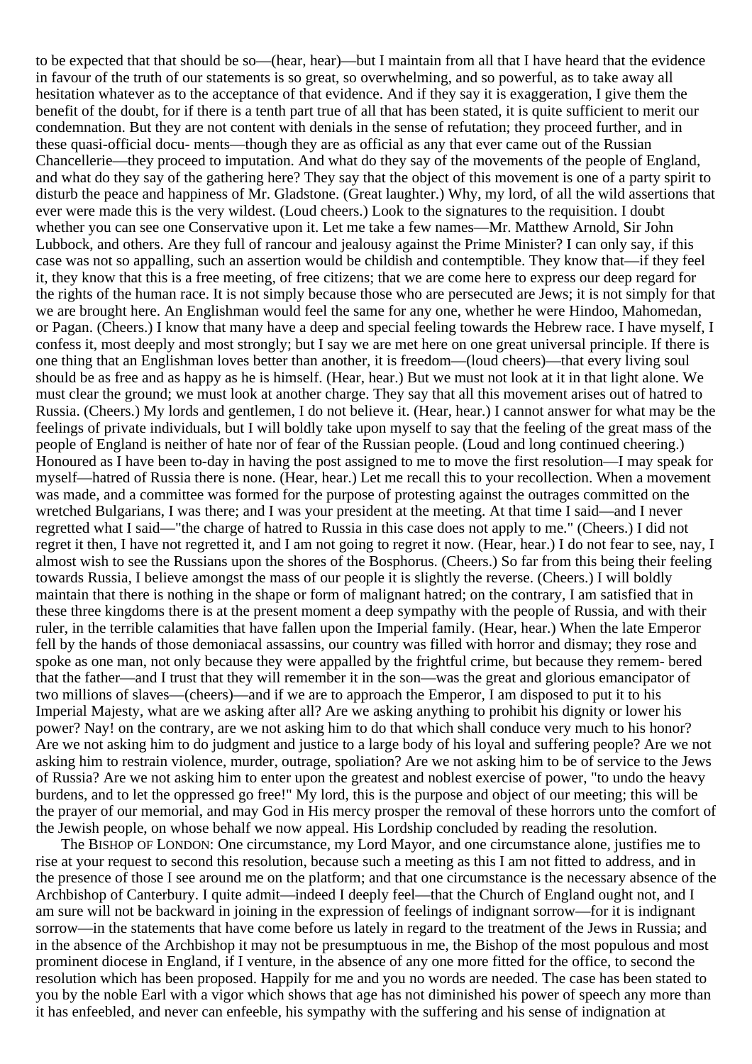to be expected that that should be so—(hear, hear)—but I maintain from all that I have heard that the evidence in favour of the truth of our statements is so great, so overwhelming, and so powerful, as to take away all hesitation whatever as to the acceptance of that evidence. And if they say it is exaggeration, I give them the benefit of the doubt, for if there is a tenth part true of all that has been stated, it is quite sufficient to merit our condemnation. But they are not content with denials in the sense of refutation; they proceed further, and in these quasi-official documents—though they are as official as any that ever came out of the Russian Chancellerie—they proceed to imputation. And what do they say of the movements of the people of England, and what do they say of the gathering here? They say that the object of this movement is one of a party spirit to disturb the peace and happiness of Mr. Gladstone. (Great laughter.) Why, my lord, of all the wild assertions that ever were made this is the very wildest. (Loud cheers.) Look to the signatures to the requisition. I doubt whether you can see one Conservative upon it. Let me take a few names—Mr. Matthew Arnold, Sir John Lubbock, and others. Are they full of rancour and jealousy against the Prime Minister? I can only say, if this case was not so appalling, such an assertion would be childish and contemptible. They know that—if they feel it, they know that this is a free meeting, of free citizens; that we are come here to express our deep regard for the rights of the human race. It is not simply because those who are persecuted are Jews; it is not simply for that we are brought here. An Englishman would feel the same for any one, whether he were Hindoo, Mahomedan, or Pagan. (Cheers.) I know that many have a deep and special feeling towards the Hebrew race. I have myself, I confess it, most deeply and most strongly; but I say we are met here on one great universal principle. If there is one thing that an Englishman loves better than another, it is freedom—(loud cheers)—that every living soul should be as free and as happy as he is himself. (Hear, hear.) But we must not look at it in that light alone. We must clear the ground; we must look at another charge. They say that all this movement arises out of hatred to Russia. (Cheers.) My lords and gentlemen, I do not believe it. (Hear, hear.) I cannot answer for what may be the feelings of private individuals, but I will boldly take upon myself to say that the feeling of the great mass of the people of England is neither of hate nor of fear of the Russian people. (Loud and long continued cheering.) Honoured as I have been to-day in having the post assigned to me to move the first resolution—I may speak for myself—hatred of Russia there is none. (Hear, hear.) Let me recall this to your recollection. When a movement was made, and a committee was formed for the purpose of protesting against the outrages committed on the wretched Bulgarians, I was there; and I was your president at the meeting. At that time I said—and I never regretted what I said—"the charge of hatred to Russia in this case does not apply to me." (Cheers.) I did not regret it then, I have not regretted it, and I am not going to regret it now. (Hear, hear.) I do not fear to see, nay, I almost wish to see the Russians upon the shores of the Bosphorus. (Cheers.) So far from this being their feeling towards Russia, I believe amongst the mass of our people it is slightly the reverse. (Cheers.) I will boldly maintain that there is nothing in the shape or form of malignant hatred; on the contrary, I am satisfied that in these three kingdoms there is at the present moment a deep sympathy with the people of Russia, and with their ruler, in the terrible calamities that have fallen upon the Imperial family. (Hear, hear.) When the late Emperor fell by the hands of those demoniacal assassins, our country was filled with horror and dismay; they rose and spoke as one man, not only because they were appalled by the frightful crime, but because they remembered that the father—and I trust that they will remember it in the son—was the great and glorious emancipator of two millions of slaves—(cheers)—and if we are to approach the Emperor, I am disposed to put it to his Imperial Majesty, what are we asking after all? Are we asking anything to prohibit his dignity or lower his power? Nay! on the contrary, are we not asking him to do that which shall conduce very much to his honor? Are we not asking him to do judgment and justice to a large body of his loyal and suffering people? Are we not asking him to restrain violence, murder, outrage, spoliation? Are we not asking him to be of service to the Jews of Russia? Are we not asking him to enter upon the greatest and noblest exercise of power, "to undo the heavy burdens, and to let the oppressed go free!" My lord, this is the purpose and object of our meeting; this will be the prayer of our memorial, and may God in His mercy prosper the removal of these horrors unto the comfort of the Jewish people, on whose behalf we now appeal. His Lordship concluded by reading the resolution.

The BISHOP OF LONDON: One circumstance, my Lord Mayor, and one circumstance alone, justifies me to rise at your request to second this resolution, because such a meeting as this I am not fitted to address, and in the presence of those I see around me on the platform; and that one circumstance is the necessary absence of the Archbishop of Canterbury. I quite admit—indeed I deeply feel—that the Church of England ought not, and I am sure will not be backward in joining in the expression of feelings of indignant sorrow—for it is indignant sorrow—in the statements that have come before us lately in regard to the treatment of the Jews in Russia; and in the absence of the Archbishop it may not be presumptuous in me, the Bishop of the most populous and most prominent diocese in England, if I venture, in the absence of any one more fitted for the office, to second the resolution which has been proposed. Happily for me and you no words are needed. The case has been stated to you by the noble Earl with a vigor which shows that age has not diminished his power of speech any more than it has enfeebled, and never can enfeeble, his sympathy with the suffering and his sense of indignation at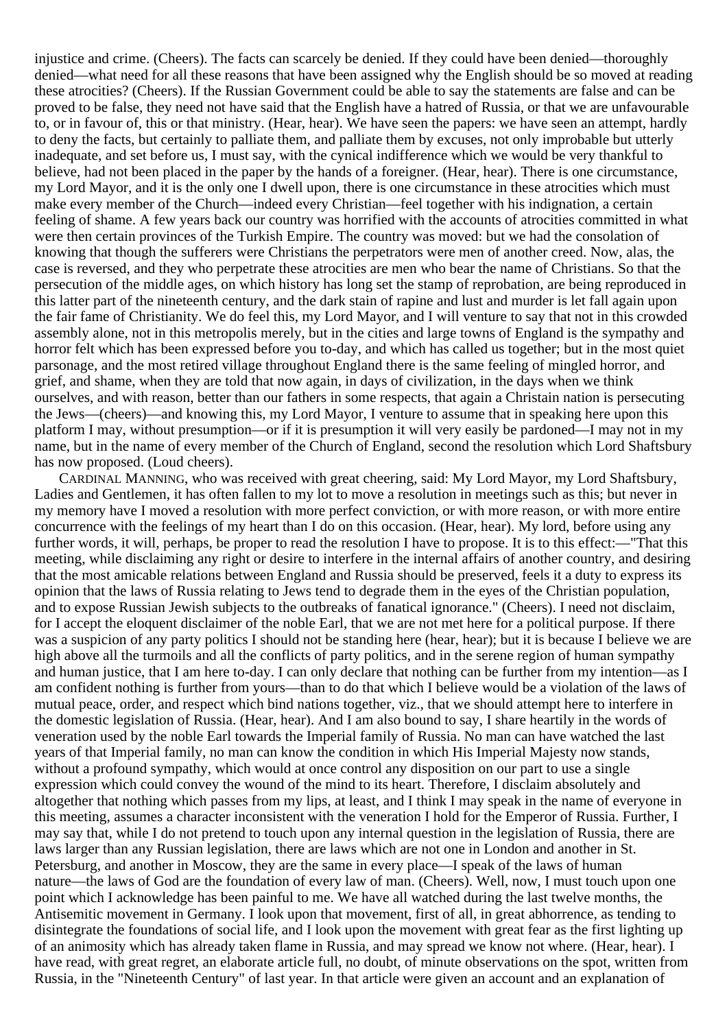injustice and crime. (Cheers). The facts can scarcely be denied. If they could have been denied—thoroughly denied—what need for all these reasons that have been assigned why the English should be so moved at reading these atrocities? (Cheers). If the Russian Government could be able to say the statements are false and can be proved to be false, they need not have said that the English have a hatred of Russia, or that we are unfavourable to, or in favour of, this or that ministry. (Hear, hear). We have seen the papers: we have seen an attempt, hardly to deny the facts, but certainly to palliate them, and palliate them by excuses, not only improbable but utterly inadequate, and set before us, I must say, with the cynical indifference which we would be very thankful to believe, had not been placed in the paper by the hands of a foreigner. (Hear, hear). There is one circumstance, my Lord Mayor, and it is the only one I dwell upon, there is one circumstance in these atrocities which must make every member of the Church—indeed every Christian—feel together with his indignation, a certain feeling of shame. A few years back our country was horrified with the accounts of atrocities committed in what were then certain provinces of the Turkish Empire. The country was moved: but we had the consolation of knowing that though the sufferers were Christians the perpetrators were men of another creed. Now, alas, the case is reversed, and they who perpetrate these atrocities are men who bear the name of Christians. So that the persecution of the middle ages, on which history has long set the stamp of reprobation, are being reproduced in this latter part of the nineteenth century, and the dark stain of rapine and lust and murder is let fall again upon the fair fame of Christianity. We do feel this, my Lord Mayor, and I will venture to say that not in this crowded assembly alone, not in this metropolis merely, but in the cities and large towns of England is the sympathy and horror felt which has been expressed before you to-day, and which has called us together; but in the most quiet parsonage, and the most retired village throughout England there is the same feeling of mingled horror, and grief, and shame, when they are told that now again, in days of civilization, in the days when we think ourselves, and with reason, better than our fathers in some respects, that again a Christain nation is persecuting the Jews—(cheers)—and knowing this, my Lord Mayor, I venture to assume that in speaking here upon this platform I may, without presumption—or if it is presumption it will very easily be pardoned—I may not in my name, but in the name of every member of the Church of England, second the resolution which Lord Shaftsbury has now proposed. (Loud cheers).

CARDINAL MANNING, who was received with great cheering, said: My Lord Mayor, my Lord Shaftsbury, Ladies and Gentlemen, it has often fallen to my lot to move a resolution in meetings such as this; but never in my memory have I moved a resolution with more perfect conviction, or with more reason, or with more entire concurrence with the feelings of my heart than I do on this occasion. (Hear, hear). My lord, before using any further words, it will, perhaps, be proper to read the resolution I have to propose. It is to this effect:—"That this meeting, while disclaiming any right or desire to interfere in the internal affairs of another country, and desiring that the most amicable relations between England and Russia should be preserved, feels it a duty to express its opinion that the laws of Russia relating to Jews tend to degrade them in the eyes of the Christian population, and to expose Russian Jewish subjects to the outbreaks of fanatical ignorance." (Cheers). I need not disclaim, for I accept the eloquent disclaimer of the noble Earl, that we are not met here for a political purpose. If there was a suspicion of any party politics I should not be standing here (hear, hear); but it is because I believe we are high above all the turmoils and all the conflicts of party politics, and in the serene region of human sympathy and human justice, that I am here to-day. I can only declare that nothing can be further from my intention—as I am confident nothing is further from yours—than to do that which I believe would be a violation of the laws of mutual peace, order, and respect which bind nations together, viz., that we should attempt here to interfere in the domestic legislation of Russia. (Hear, hear). And I am also bound to say, I share heartily in the words of veneration used by the noble Earl towards the Imperial family of Russia. No man can have watched the last years of that Imperial family, no man can know the condition in which His Imperial Majesty now stands, without a profound sympathy, which would at once control any disposition on our part to use a single expression which could convey the wound of the mind to its heart. Therefore, I disclaim absolutely and altogether that nothing which passes from my lips, at least, and I think I may speak in the name of everyone in this meeting, assumes a character inconsistent with the veneration I hold for the Emperor of Russia. Further, I may say that, while I do not pretend to touch upon any internal question in the legislation of Russia, there are laws larger than any Russian legislation, there are laws which are not one in London and another in St. Petersburg, and another in Moscow, they are the same in every place—I speak of the laws of human nature—the laws of God are the foundation of every law of man. (Cheers). Well, now, I must touch upon one point which I acknowledge has been painful to me. We have all watched during the last twelve months, the Antisemitic movement in Germany. I look upon that movement, first of all, in great abhorrence, as tending to disintegrate the foundations of social life, and I look upon the movement with great fear as the first lighting up of an animosity which has already taken flame in Russia, and may spread we know not where. (Hear, hear). I have read, with great regret, an elaborate article full, no doubt, of minute observations on the spot, written from Russia, in the "Nineteenth Century" of last year. In that article were given an account and an explanation of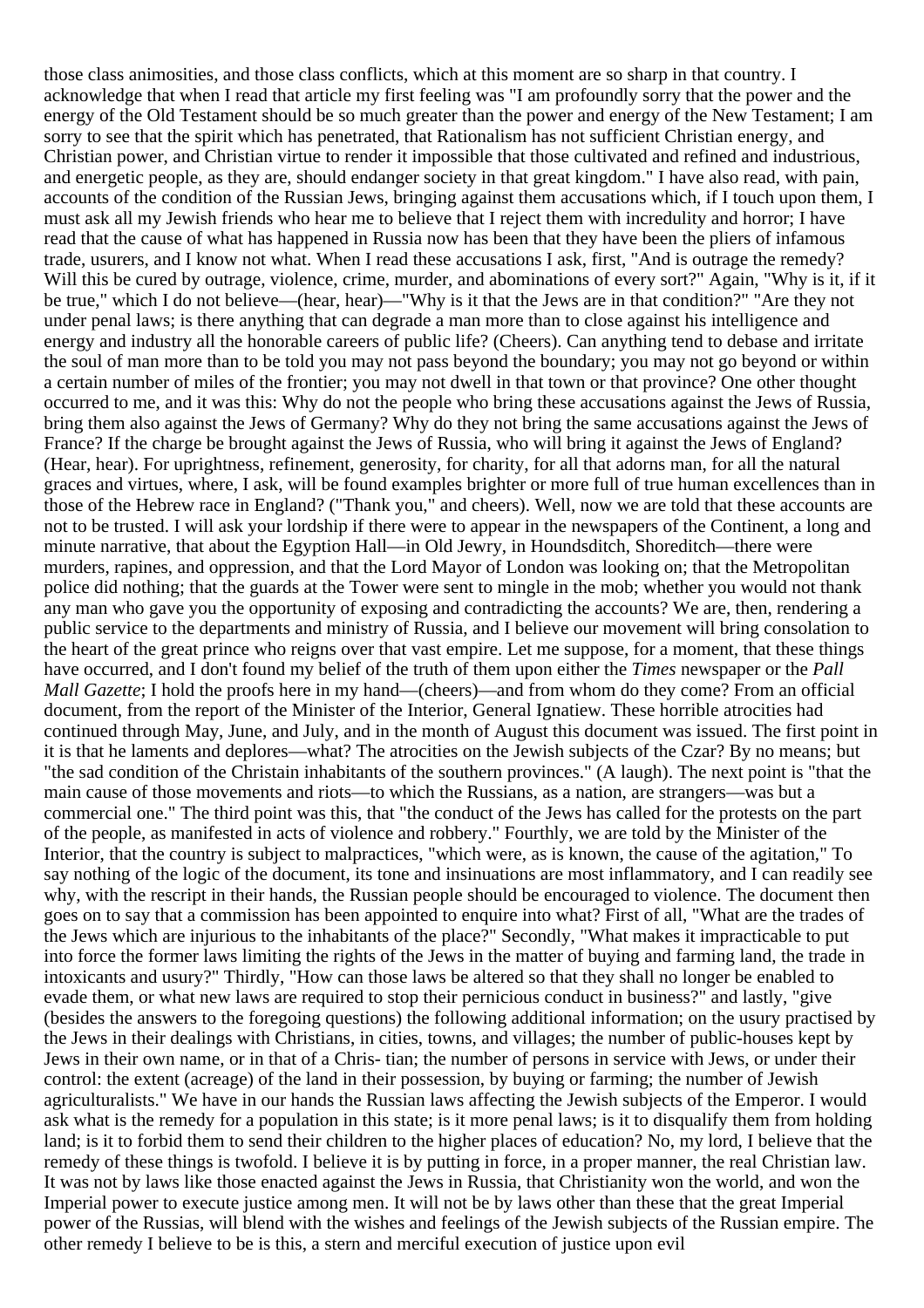those class animosities, and those class conflicts, which at this moment are so sharp in that country. I acknowledge that when I read that article my first feeling was "I am profoundly sorry that the power and the energy of the Old Testament should be so much greater than the power and energy of the New Testament; I am sorry to see that the spirit which has penetrated, that Rationalism has not sufficient Christian energy, and Christian power, and Christian virtue to render it impossible that those cultivated and refined and industrious, and energetic people, as they are, should endanger society in that great kingdom." I have also read, with pain, accounts of the condition of the Russian Jews, bringing against them accusations which, if I touch upon them, I must ask all my Jewish friends who hear me to believe that I reject them with incredulity and horror; I have read that the cause of what has happened in Russia now has been that they have been the pliers of infamous trade, usurers, and I know not what. When I read these accusations I ask, first, "And is outrage the remedy? Will this be cured by outrage, violence, crime, murder, and abominations of every sort?" Again, "Why is it, if it be true," which I do not believe—(hear, hear)—"Why is it that the Jews are in that condition?" "Are they not under penal laws; is there anything that can degrade a man more than to close against his intelligence and energy and industry all the honorable careers of public life? (Cheers). Can anything tend to debase and irritate the soul of man more than to be told you may not pass beyond the boundary; you may not go beyond or within a certain number of miles of the frontier; you may not dwell in that town or that province? One other thought occurred to me, and it was this: Why do not the people who bring these accusations against the Jews of Russia, bring them also against the Jews of Germany? Why do they not bring the same accusations against the Jews of France? If the charge be brought against the Jews of Russia, who will bring it against the Jews of England? (Hear, hear). For uprightness, refinement, generosity, for charity, for all that adorns man, for all the natural graces and virtues, where, I ask, will be found examples brighter or more full of true human excellences than in those of the Hebrew race in England? ("Thank you," and cheers). Well, now we are told that these accounts are not to be trusted. I will ask your lordship if there were to appear in the newspapers of the Continent, a long and minute narrative, that about the Egyption Hall—in Old Jewry, in Houndsditch, Shoreditch—there were murders, rapines, and oppression, and that the Lord Mayor of London was looking on; that the Metropolitan police did nothing; that the guards at the Tower were sent to mingle in the mob; whether you would not thank any man who gave you the opportunity of exposing and contradicting the accounts? We are, then, rendering a public service to the departments and ministry of Russia, and I believe our movement will bring consolation to the heart of the great prince who reigns over that vast empire. Let me suppose, for a moment, that these things have occurred, and I don't found my belief of the truth of them upon either the *Times* newspaper or the *Pall Mall Gazette*; I hold the proofs here in my hand—(cheers)—and from whom do they come? From an official document, from the report of the Minister of the Interior, General Ignatiew. These horrible atrocities had continued through May, June, and July, and in the month of August this document was issued. The first point in it is that he laments and deplores—what? The atrocities on the Jewish subjects of the Czar? By no means; but "the sad condition of the Christain inhabitants of the southern provinces." (A laugh). The next point is "that the main cause of those movements and riots—to which the Russians, as a nation, are strangers—was but a commercial one." The third point was this, that "the conduct of the Jews has called for the protests on the part of the people, as manifested in acts of violence and robbery." Fourthly, we are told by the Minister of the Interior, that the country is subject to malpractices, "which were, as is known, the cause of the agitation," To say nothing of the logic of the document, its tone and insinuations are most inflammatory, and I can readily see why, with the rescript in their hands, the Russian people should be encouraged to violence. The document then goes on to say that a commission has been appointed to enquire into what? First of all, "What are the trades of the Jews which are injurious to the inhabitants of the place?" Secondly, "What makes it impracticable to put into force the former laws limiting the rights of the Jews in the matter of buying and farming land, the trade in intoxicants and usury?" Thirdly, "How can those laws be altered so that they shall no longer be enabled to evade them, or what new laws are required to stop their pernicious conduct in business?" and lastly, "give (besides the answers to the foregoing questions) the following additional information; on the usury practised by the Jews in their dealings with Christians, in cities, towns, and villages; the number of public-houses kept by Jews in their own name, or in that of a Chris- tian; the number of persons in service with Jews, or under their control: the extent (acreage) of the land in their possession, by buying or farming; the number of Jewish agriculturalists." We have in our hands the Russian laws affecting the Jewish subjects of the Emperor. I would ask what is the remedy for a population in this state; is it more penal laws; is it to disqualify them from holding land; is it to forbid them to send their children to the higher places of education? No, my lord, I believe that the remedy of these things is twofold. I believe it is by putting in force, in a proper manner, the real Christian law. It was not by laws like those enacted against the Jews in Russia, that Christianity won the world, and won the Imperial power to execute justice among men. It will not be by laws other than these that the great Imperial power of the Russias, will blend with the wishes and feelings of the Jewish subjects of the Russian empire. The other remedy I believe to be is this, a stern and merciful execution of justice upon evil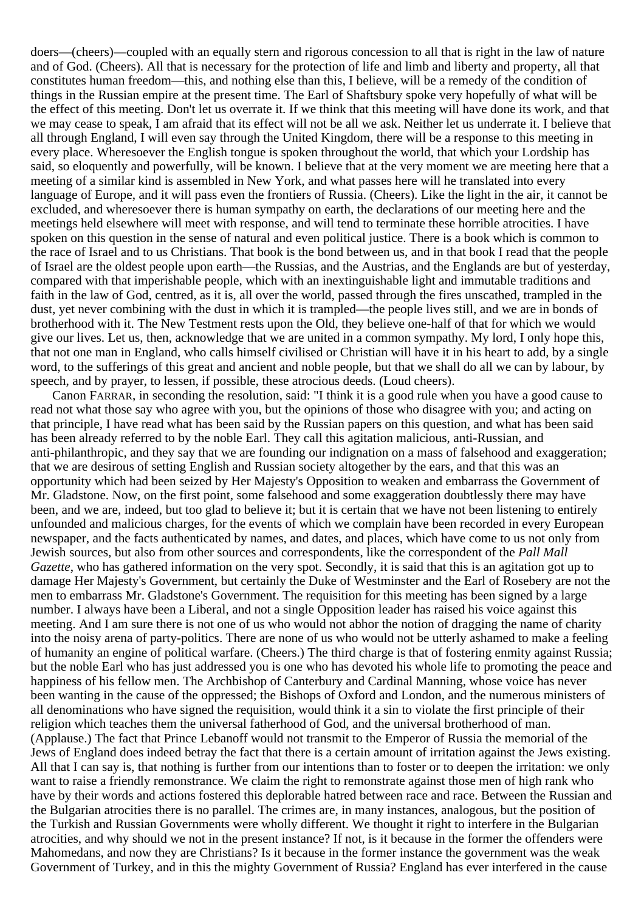doers—(cheers)—coupled with an equally stern and rigorous concession to all that is right in the law of nature and of God. (Cheers). All that is necessary for the protection of life and limb and liberty and property, all that constitutes human freedom—this, and nothing else than this, I believe, will be a remedy of the condition of things in the Russian empire at the present time. The Earl of Shaftsbury spoke very hopefully of what will be the effect of this meeting. Don't let us overrate it. If we think that this meeting will have done its work, and that we may cease to speak, I am afraid that its effect will not be all we ask. Neither let us underrate it. I believe that all through England, I will even say through the United Kingdom, there will be a response to this meeting in every place. Wheresoever the English tongue is spoken throughout the world, that which your Lordship has said, so eloquently and powerfully, will be known. I believe that at the very moment we are meeting here that a meeting of a similar kind is assembled in New York, and what passes here will he translated into every language of Europe, and it will pass even the frontiers of Russia. (Cheers). Like the light in the air, it cannot be excluded, and wheresoever there is human sympathy on earth, the declarations of our meeting here and the meetings held elsewhere will meet with response, and will tend to terminate these horrible atrocities. I have spoken on this question in the sense of natural and even political justice. There is a book which is common to the race of Israel and to us Christians. That book is the bond between us, and in that book I read that the people of Israel are the oldest people upon earth—the Russias, and the Austrias, and the Englands are but of yesterday, compared with that imperishable people, which with an inextinguishable light and immutable traditions and faith in the law of God, centred, as it is, all over the world, passed through the fires unscathed, trampled in the dust, yet never combining with the dust in which it is trampled—the people lives still, and we are in bonds of brotherhood with it. The New Testment rests upon the Old, they believe one-half of that for which we would give our lives. Let us, then, acknowledge that we are united in a common sympathy. My lord, I only hope this, that not one man in England, who calls himself civilised or Christian will have it in his heart to add, by a single word, to the sufferings of this great and ancient and noble people, but that we shall do all we can by labour, by speech, and by prayer, to lessen, if possible, these atrocious deeds. (Loud cheers).

Canon FARRAR, in seconding the resolution, said: "I think it is a good rule when you have a good cause to read not what those say who agree with you, but the opinions of those who disagree with you; and acting on that principle, I have read what has been said by the Russian papers on this question, and what has been said has been already referred to by the noble Earl. They call this agitation malicious, anti-Russian, and anti-philanthropic, and they say that we are founding our indignation on a mass of falsehood and exaggeration; that we are desirous of setting English and Russian society altogether by the ears, and that this was an opportunity which had been seized by Her Majesty's Opposition to weaken and embarrass the Government of Mr. Gladstone. Now, on the first point, some falsehood and some exaggeration doubtlessly there may have been, and we are, indeed, but too glad to believe it; but it is certain that we have not been listening to entirely unfounded and malicious charges, for the events of which we complain have been recorded in every European newspaper, and the facts authenticated by names, and dates, and places, which have come to us not only from Jewish sources, but also from other sources and correspondents, like the correspondent of the *Pall Mall Gazette*, who has gathered information on the very spot. Secondly, it is said that this is an agitation got up to damage Her Majesty's Government, but certainly the Duke of Westminster and the Earl of Rosebery are not the men to embarrass Mr. Gladstone's Government. The requisition for this meeting has been signed by a large number. I always have been a Liberal, and not a single Opposition leader has raised his voice against this meeting. And I am sure there is not one of us who would not abhor the notion of dragging the name of charity into the noisy arena of party-politics. There are none of us who would not be utterly ashamed to make a feeling of humanity an engine of political warfare. (Cheers.) The third charge is that of fostering enmity against Russia; but the noble Earl who has just addressed you is one who has devoted his whole life to promoting the peace and happiness of his fellow men. The Archbishop of Canterbury and Cardinal Manning, whose voice has never been wanting in the cause of the oppressed; the Bishops of Oxford and London, and the numerous ministers of all denominations who have signed the requisition, would think it a sin to violate the first principle of their religion which teaches them the universal fatherhood of God, and the universal brotherhood of man. (Applause.) The fact that Prince Lebanoff would not transmit to the Emperor of Russia the memorial of the Jews of England does indeed betray the fact that there is a certain amount of irritation against the Jews existing. All that I can say is, that nothing is further from our intentions than to foster or to deepen the irritation: we only want to raise a friendly remonstrance. We claim the right to remonstrate against those men of high rank who have by their words and actions fostered this deplorable hatred between race and race. Between the Russian and the Bulgarian atrocities there is no parallel. The crimes are, in many instances, analogous, but the position of the Turkish and Russian Governments were wholly different. We thought it right to interfere in the Bulgarian atrocities, and why should we not in the present instance? If not, is it because in the former the offenders were Mahomedans, and now they are Christians? Is it because in the former instance the government was the weak Government of Turkey, and in this the mighty Government of Russia? England has ever interfered in the cause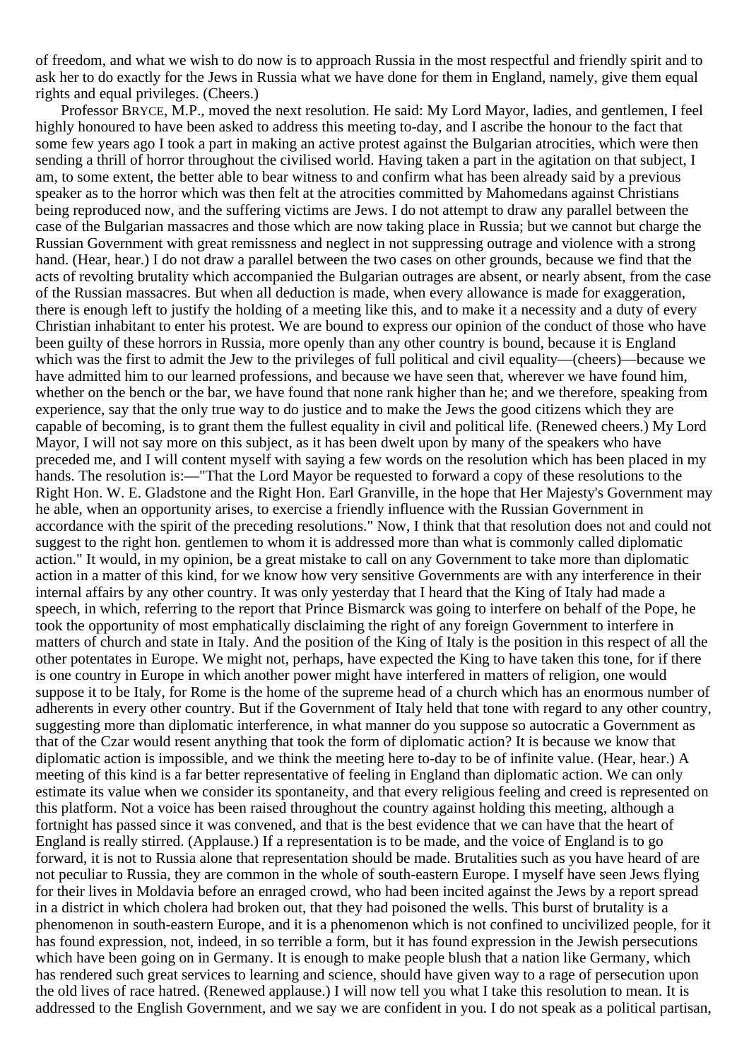of freedom, and what we wish to do now is to approach Russia in the most respectful and friendly spirit and to ask her to do exactly for the Jews in Russia what we have done for them in England, namely, give them equal rights and equal privileges. (Cheers.)

Professor BRYCE, M.P., moved the next resolution. He said: My Lord Mayor, ladies, and gentlemen, I feel highly honoured to have been asked to address this meeting to-day, and I ascribe the honour to the fact that some few years ago I took a part in making an active protest against the Bulgarian atrocities, which were then sending a thrill of horror throughout the civilised world. Having taken a part in the agitation on that subject, I am, to some extent, the better able to bear witness to and confirm what has been already said by a previous speaker as to the horror which was then felt at the atrocities committed by Mahomedans against Christians being reproduced now, and the suffering victims are Jews. I do not attempt to draw any parallel between the case of the Bulgarian massacres and those which are now taking place in Russia; but we cannot but charge the Russian Government with great remissness and neglect in not suppressing outrage and violence with a strong hand. (Hear, hear.) I do not draw a parallel between the two cases on other grounds, because we find that the acts of revolting brutality which accompanied the Bulgarian outrages are absent, or nearly absent, from the case of the Russian massacres. But when all deduction is made, when every allowance is made for exaggeration, there is enough left to justify the holding of a meeting like this, and to make it a necessity and a duty of every Christian inhabitant to enter his protest. We are bound to express our opinion of the conduct of those who have been guilty of these horrors in Russia, more openly than any other country is bound, because it is England which was the first to admit the Jew to the privileges of full political and civil equality—(cheers)—because we have admitted him to our learned professions, and because we have seen that, wherever we have found him, whether on the bench or the bar, we have found that none rank higher than he; and we therefore, speaking from experience, say that the only true way to do justice and to make the Jews the good citizens which they are capable of becoming, is to grant them the fullest equality in civil and political life. (Renewed cheers.) My Lord Mayor, I will not say more on this subject, as it has been dwelt upon by many of the speakers who have preceded me, and I will content myself with saying a few words on the resolution which has been placed in my hands. The resolution is:—"That the Lord Mayor be requested to forward a copy of these resolutions to the Right Hon. W. E. Gladstone and the Right Hon. Earl Granville, in the hope that Her Majesty's Government may he able, when an opportunity arises, to exercise a friendly influence with the Russian Government in accordance with the spirit of the preceding resolutions." Now, I think that that resolution does not and could not suggest to the right hon. gentlemen to whom it is addressed more than what is commonly called diplomatic action." It would, in my opinion, be a great mistake to call on any Government to take more than diplomatic action in a matter of this kind, for we know how very sensitive Governments are with any interference in their internal affairs by any other country. It was only yesterday that I heard that the King of Italy had made a speech, in which, referring to the report that Prince Bismarck was going to interfere on behalf of the Pope, he took the opportunity of most emphatically disclaiming the right of any foreign Government to interfere in matters of church and state in Italy. And the position of the King of Italy is the position in this respect of all the other potentates in Europe. We might not, perhaps, have expected the King to have taken this tone, for if there is one country in Europe in which another power might have interfered in matters of religion, one would suppose it to be Italy, for Rome is the home of the supreme head of a church which has an enormous number of adherents in every other country. But if the Government of Italy held that tone with regard to any other country, suggesting more than diplomatic interference, in what manner do you suppose so autocratic a Government as that of the Czar would resent anything that took the form of diplomatic action? It is because we know that diplomatic action is impossible, and we think the meeting here to-day to be of infinite value. (Hear, hear.) A meeting of this kind is a far better representative of feeling in England than diplomatic action. We can only estimate its value when we consider its spontaneity, and that every religious feeling and creed is represented on this platform. Not a voice has been raised throughout the country against holding this meeting, although a fortnight has passed since it was convened, and that is the best evidence that we can have that the heart of England is really stirred. (Applause.) If a representation is to be made, and the voice of England is to go forward, it is not to Russia alone that representation should be made. Brutalities such as you have heard of are not peculiar to Russia, they are common in the whole of south-eastern Europe. I myself have seen Jews flying for their lives in Moldavia before an enraged crowd, who had been incited against the Jews by a report spread in a district in which cholera had broken out, that they had poisoned the wells. This burst of brutality is a phenomenon in south-eastern Europe, and it is a phenomenon which is not confined to uncivilized people, for it has found expression, not, indeed, in so terrible a form, but it has found expression in the Jewish persecutions which have been going on in Germany. It is enough to make people blush that a nation like Germany, which has rendered such great services to learning and science, should have given way to a rage of persecution upon the old lives of race hatred. (Renewed applause.) I will now tell you what I take this resolution to mean. It is addressed to the English Government, and we say we are confident in you. I do not speak as a political partisan,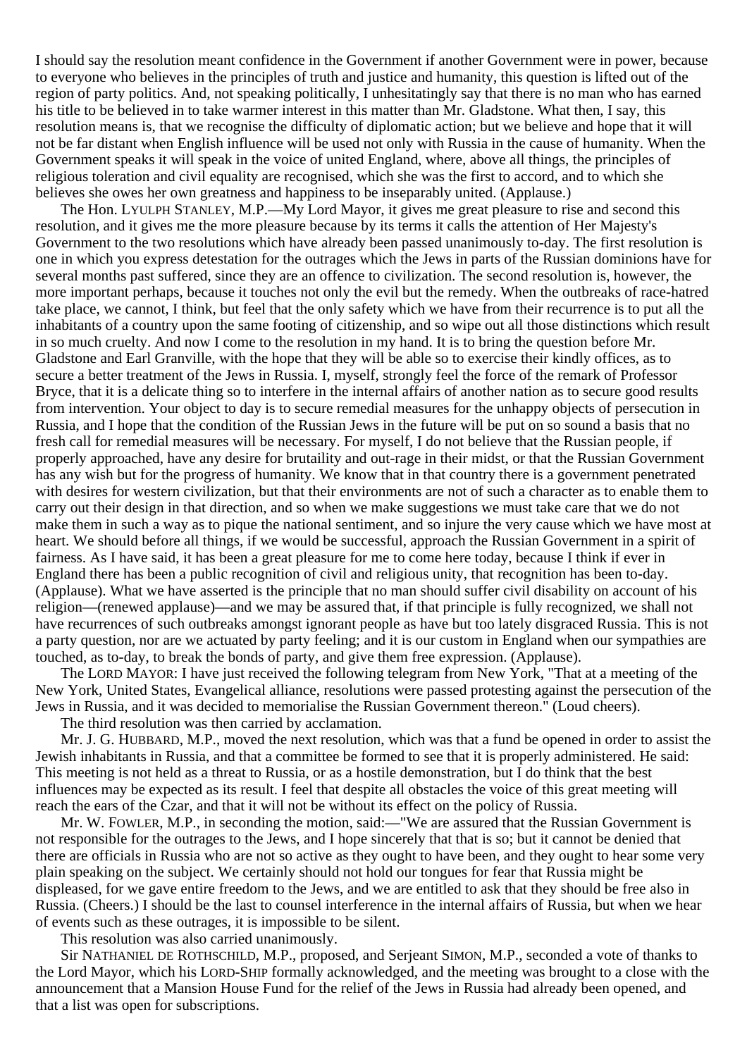I should say the resolution meant confidence in the Government if another Government were in power, because to everyone who believes in the principles of truth and justice and humanity, this question is lifted out of the region of party politics. And, not speaking politically, I unhesitatingly say that there is no man who has earned his title to be believed in to take warmer interest in this matter than Mr. Gladstone. What then, I say, this resolution means is, that we recognise the difficulty of diplomatic action; but we believe and hope that it will not be far distant when English influence will be used not only with Russia in the cause of humanity. When the Government speaks it will speak in the voice of united England, where, above all things, the principles of religious toleration and civil equality are recognised, which she was the first to accord, and to which she believes she owes her own greatness and happiness to be inseparably united. (Applause.)

The Hon. LYULPH STANLEY, M.P.—My Lord Mayor, it gives me great pleasure to rise and second this resolution, and it gives me the more pleasure because by its terms it calls the attention of Her Majesty's Government to the two resolutions which have already been passed unanimously to-day. The first resolution is one in which you express detestation for the outrages which the Jews in parts of the Russian dominions have for several months past suffered, since they are an offence to civilization. The second resolution is, however, the more important perhaps, because it touches not only the evil but the remedy. When the outbreaks of race-hatred take place, we cannot, I think, but feel that the only safety which we have from their recurrence is to put all the inhabitants of a country upon the same footing of citizenship, and so wipe out all those distinctions which result in so much cruelty. And now I come to the resolution in my hand. It is to bring the question before Mr. Gladstone and Earl Granville, with the hope that they will be able so to exercise their kindly offices, as to secure a better treatment of the Jews in Russia. I, myself, strongly feel the force of the remark of Professor Bryce, that it is a delicate thing so to interfere in the internal affairs of another nation as to secure good results from intervention. Your object to day is to secure remedial measures for the unhappy objects of persecution in Russia, and I hope that the condition of the Russian Jews in the future will be put on so sound a basis that no fresh call for remedial measures will be necessary. For myself, I do not believe that the Russian people, if properly approached, have any desire for brutality and out-rage in their midst, or that the Russian Government has any wish but for the progress of humanity. We know that in that country there is a government penetrated with desires for western civilization, but that their environments are not of such a character as to enable them to carry out their design in that direction, and so when we make suggestions we must take care that we do not make them in such a way as to pique the national sentiment, and so injure the very cause which we have most at heart. We should before all things, if we would be successful, approach the Russian Government in a spirit of fairness. As I have said, it has been a great pleasure for me to come here today, because I think if ever in England there has been a public recognition of civil and religious unity, that recognition has been to-day. (Applause). What we have asserted is the principle that no man should suffer civil disability on account of his religion—(renewed applause)—and we may be assured that, if that principle is fully recognized, we shall not have recurrences of such outbreaks amongst ignorant people as have but too lately disgraced Russia. This is not a party question, nor are we actuated by party feeling; and it is our custom in England when our sympathies are touched, as to-day, to break the bonds of party, and give them free expression. (Applause).

The LORD MAYOR: I have just received the following telegram from New York, "That at a meeting of the New York, United States, Evangelical alliance, resolutions were passed protesting against the persecution of the Jews in Russia, and it was decided to memorialise the Russian Government thereon." (Loud cheers).

The third resolution was then carried by acclamation.

Mr. J. G. HUBBARD, M.P., moved the next resolution, which was that a fund be opened in order to assist the Jewish inhabitants in Russia, and that a committee be formed to see that it is properly administered. He said: This meeting is not held as a threat to Russia, or as a hostile demonstration, but I do think that the best influences may be expected as its result. I feel that despite all obstacles the voice of this great meeting will reach the ears of the Czar, and that it will not be without its effect on the policy of Russia.

Mr. W. FOWLER, M.P., in seconding the motion, said:—"We are assured that the Russian Government is not responsible for the outrages to the Jews, and I hope sincerely that that is so; but it cannot be denied that there are officials in Russia who are not so active as they ought to have been, and they ought to hear some very plain speaking on the subject. We certainly should not hold our tongues for fear that Russia might be displeased, for we gave entire freedom to the Jews, and we are entitled to ask that they should be free also in Russia. (Cheers.) I should be the last to counsel interference in the internal affairs of Russia, but when we hear of events such as these outrages, it is impossible to be silent.

This resolution was also carried unanimously.

Sir NATHANIEL DE ROTHSCHILD, M.P., proposed, and Serjeant SIMON, M.P., seconded a vote of thanks to the Lord Mayor, which his LORD-SHIP formally acknowledged, and the meeting was brought to a close with the announcement that a Mansion House Fund for the relief of the Jews in Russia had already been opened, and that a list was open for subscriptions.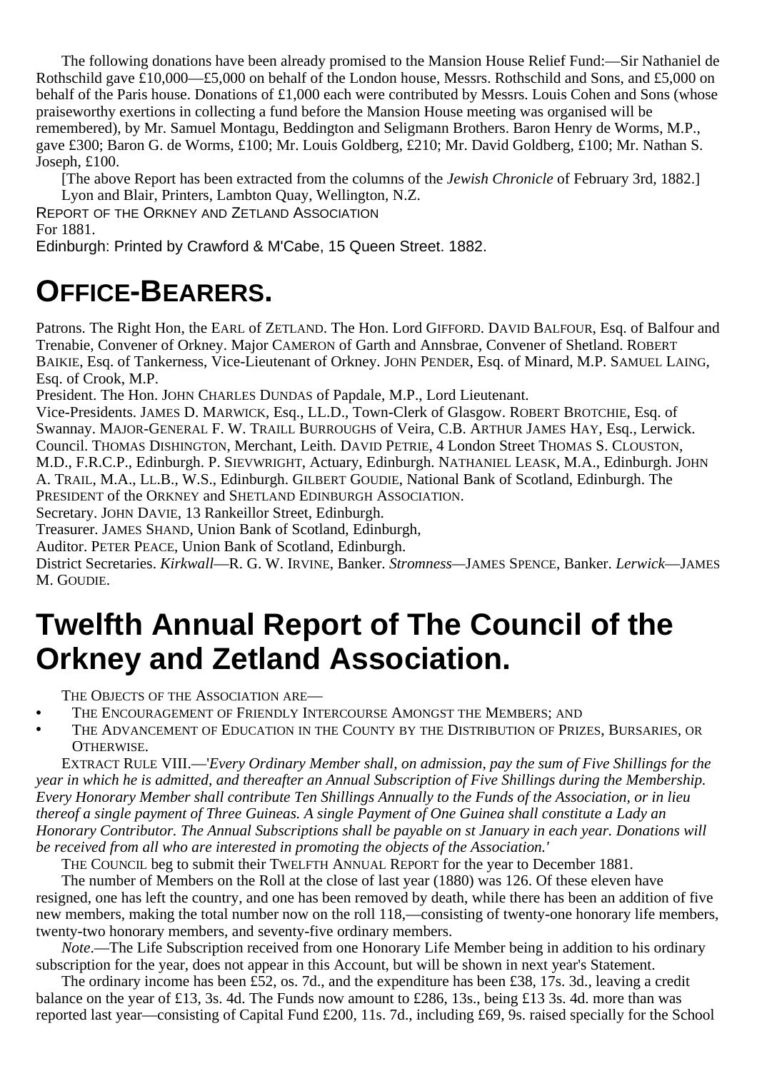The following donations have been already promised to the Mansion House Relief Fund:—Sir Nathaniel de Rothschild gave £10,000—£5,000 on behalf of the London house, Messrs. Rothschild and Sons, and £5,000 on behalf of the Paris house. Donations of £1,000 each were contributed by Messrs. Louis Cohen and Sons (whose praiseworthy exertions in collecting a fund before the Mansion House meeting was organised will be remembered), by Mr. Samuel Montagu, Beddington and Seligmann Brothers. Baron Henry de Worms, M.P., gave £300; Baron G. de Worms, £100; Mr. Louis Goldberg, £210; Mr. David Goldberg, £100; Mr. Nathan S. Joseph, £100.

[The above Report has been extracted from the columns of the *Jewish Chronicle* of February 3rd, 1882.]

Lyon and Blair, Printers, Lambton Quay, Wellington, N.Z.

REPORT OF THE ORKNEY AND ZETLAND ASSOCIATION

For 1881.

Edinburgh: Printed by Crawford & M'Cabe, 15 Queen Street. 1882.

# OFFICE-BEARERS.

Patrons. The Right Hon, the EARL of ZETLAND. The Hon. Lord GIFFORD. DAVID BALFOUR, Esq. of Balfour and Trenabie, Convener of Orkney. Major CAMERON of Garth and Annsbrae, Convener of Shetland. ROBERT BAIKIE, Esq. of Tankerness, Vice-Lieutenant of Orkney. JOHN PENDER, Esq. of Minard, M.P. SAMUEL LAING, Esq. of Crook, M.P.

President. The Hon. JOHN CHARLES DUNDAS of Papdale, M.P., Lord Lieutenant.

Vice-Presidents. JAMES D. MARWICK, Esq., LL.D., Town-Clerk of Glasgow. ROBERT BROTCHIE, Esq. of Swannay. MAJOR-GENERAL F. W. TRAILL BURROUGHS of Veira, C.B. ARTHUR JAMES HAY, Esq., Lerwick.

Council. THOMAS DISHINGTON, Merchant, Leith. DAVID PETRIE, 4 London Street THOMAS S. CLOUSTON, M.D., F.R.C.P., Edinburgh. P. SIEVWRIGHT, Actuary, Edinburgh. NATHANIEL LEASK, M.A., Edinburgh. JOHN A. TRAIL, M.A., LL.B., W.S., Edinburgh. GILBERT GOUDIE, National Bank of Scotland, Edinburgh. The PRESIDENT of the ORKNEY and SHETLAND EDINBURGH ASSOCIATION.

Secretary. JOHN DAVIE, 13 Rankeillor Street, Edinburgh.

Treasurer. JAMES SHAND, Union Bank of Scotland, Edinburgh,

Auditor. PETER PEACE, Union Bank of Scotland, Edinburgh.

District Secretaries. *Kirkwall*—R. G. W. IRVINE, Banker. *Stromness*—JAMES SPENCE, Banker. *Lerwick*—JAMES M. GOUDIE.

# Twelfth Annual Report of The Council of the Orkney and Zetland Association.

THE OBJECTS OF THE ASSOCIATION ARE—

- THE ENCOURAGEMENT OF FRIENDLY INTERCOURSE AMONGST THE MEMBERS; AND
- THE ADVANCEMENT OF EDUCATION IN THE COUNTY BY THE DISTRIBUTION OF PRIZES, BURSARIES, OR OTHERWISE.

EXTRACT RULE VIII.—'*Every Ordinary Member shall, on admission, pay the sum of Five Shillings for the year in which he is admitted, and thereafter an Annual Subscription of Five Shillings during the Membership. Every Honorary Member shall contribute Ten Shillings Annually to the Funds of the Association, or in lieu thereof a single payment of Three Guineas. A single Payment of One Guinea shall constitute a Lady an Honorary Contributor. The Annual Subscriptions shall be payable on st January in each year. Donations will be received from all who are interested in promoting the objects of the Association.*'

THE COUNCIL beg to submit their TWELFTH ANNUAL REPORT for the year to December 1881.

The number of Members on the Roll at the close of last year (1880) was 126. Of these eleven have resigned, one has left the country, and one has been removed by death, while there has been an addition of five new members, making the total number now on the roll 118,—consisting of twenty-one honorary life members, twenty-two honorary members, and seventy-five ordinary members.

*Note*.—The Life Subscription received from one Honorary Life Member being in addition to his ordinary subscription for the year, does not appear in this Account, but will be shown in next year's Statement.

The ordinary income has been £52, os. 7d., and the expenditure has been £38, 17s. 3d., leaving a credit balance on the year of £13, 3s. 4d. The Funds now amount to £286, 13s., being £13 3s. 4d. more than was reported last year—consisting of Capital Fund £200, 11s. 7d., including £69, 9s. raised specially for the School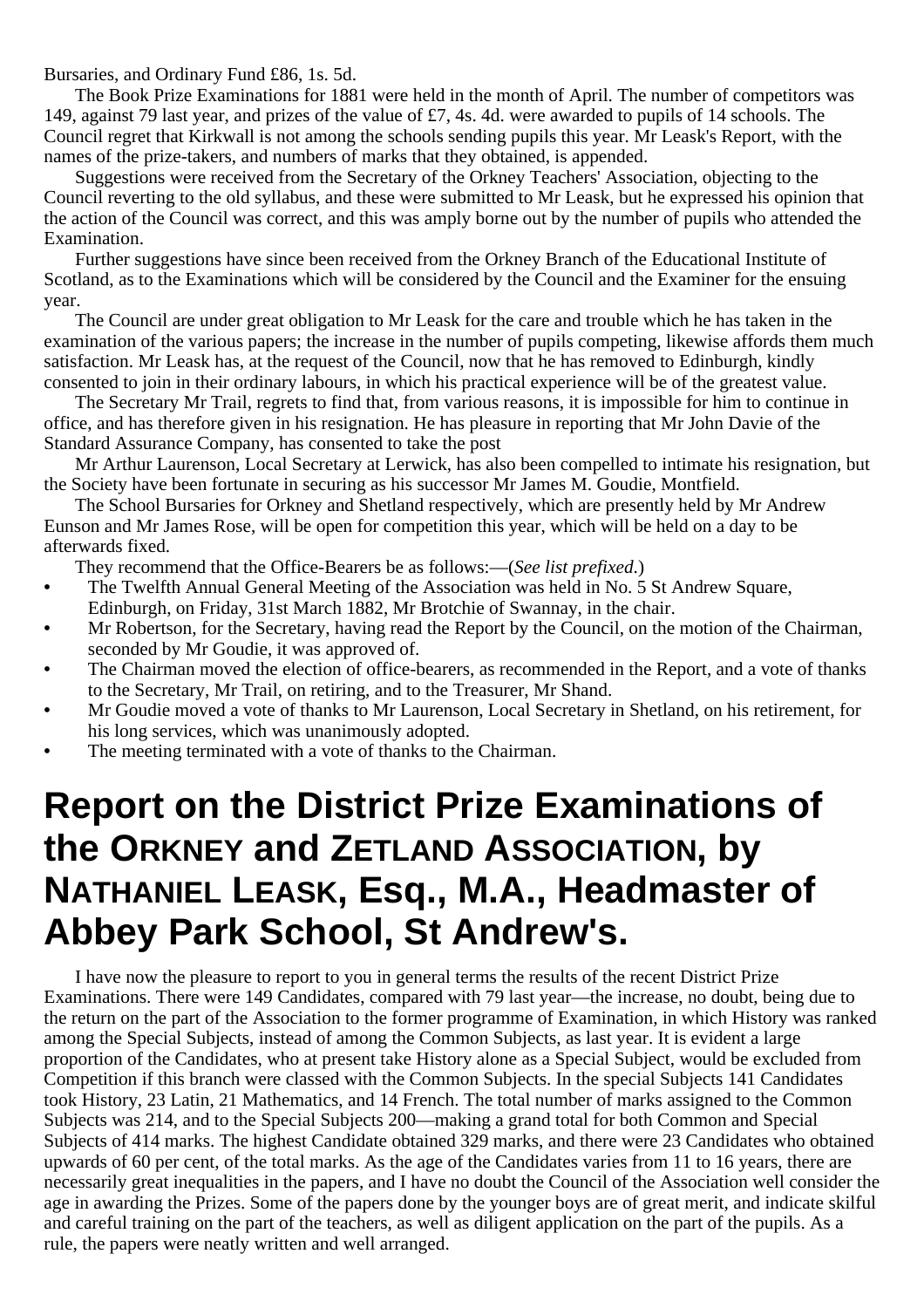Bursaries, and Ordinary Fund £86, 1s. 5d.

The Book Prize Examinations for 1881 were held in the month of April. The number of competitors was 149, against 79 last year, and prizes of the value of £7, 4s. 4d. were awarded to pupils of 14 schools. The Council regret that Kirkwall is not among the schools sending pupils this year. Mr Leask's Report, with the names of the prize-takers, and numbers of marks that they obtained, is appended.

Suggestions were received from the Secretary of the Orkney Teachers' Association, objecting to the Council reverting to the old syllabus, and these were submitted to Mr Leask, but he expressed his opinion that the action of the Council was correct, and this was amply borne out by the number of pupils who attended the Examination.

Further suggestions have since been received from the Orkney Branch of the Educational Institute of Scotland, as to the Examinations which will be considered by the Council and the Examiner for the ensuing year.

The Council are under great obligation to Mr Leask for the care and trouble which he has taken in the examination of the various papers; the increase in the number of pupils competing, likewise affords them much satisfaction. Mr Leask has, at the request of the Council, now that he has removed to Edinburgh, kindly consented to join in their ordinary labours, in which his practical experience will be of the greatest value.

The Secretary Mr Trail, regrets to find that, from various reasons, it is impossible for him to continue in office, and has therefore given in his resignation. He has pleasure in reporting that Mr John Davie of the Standard Assurance Company, has consented to take the post

Mr Arthur Laurenson, Local Secretary at Lerwick, has also been compelled to intimate his resignation, but the Society have been fortunate in securing as his successor Mr James M. Goudie, Montfield.

The School Bursaries for Orkney and Shetland respectively, which are presently held by Mr Andrew Eunson and Mr James Rose, will be open for competition this year, which will be held on a day to be afterwards fixed.

They recommend that the Office-Bearers be as follows:—(*See list prefixed*.)

- The Twelfth Annual General Meeting of the Association was held in No. 5 St Andrew Square, Edinburgh, on Friday, 31st March 1882, Mr Brotchie of Swannay, in the chair.
- Mr Robertson, for the Secretary, having read the Report by the Council, on the motion of the Chairman, seconded by Mr Goudie, it was approved of.
- The Chairman moved the election of office-bearers, as recommended in the Report, and a vote of thanks to the Secretary, Mr Trail, on retiring, and to the Treasurer, Mr Shand.
- Mr Goudie moved a vote of thanks to Mr Laurenson, Local Secretary in Shetland, on his retirement, for his long services, which was unanimously adopted.
- The meeting terminated with a vote of thanks to the Chairman.

# Report on the District Prize Examinations of the Orkney and Zetland Association, by Nathaniel Leask, Esq., M.A., Headmaster of Abbey Park School, St Andrew's.

I have now the pleasure to report to you in general terms the results of the recent District Prize Examinations. There were 149 Candidates, compared with 79 last year—the increase, no doubt, being due to the return on the part of the Association to the former programme of Examination, in which History was ranked among the Special Subjects, instead of among the Common Subjects, as last year. It is evident a large proportion of the Candidates, who at present take History alone as a Special Subject, would be excluded from Competition if this branch were classed with the Common Subjects. In the special Subjects 141 Candidates took History, 23 Latin, 21 Mathematics, and 14 French. The total number of marks assigned to the Common Subjects was 214, and to the Special Subjects 200—making a grand total for both Common and Special Subjects of 414 marks. The highest Candidate obtained 329 marks, and there were 23 Candidates who obtained upwards of 60 per cent, of the total marks. As the age of the Candidates varies from 11 to 16 years, there are necessarily great inequalities in the papers, and I have no doubt the Council of the Association well consider the age in awarding the Prizes. Some of the papers done by the younger boys are of great merit, and indicate skilful and careful training on the part of the teachers, as well as diligent application on the part of the pupils. As a rule, the papers were neatly written and well arranged.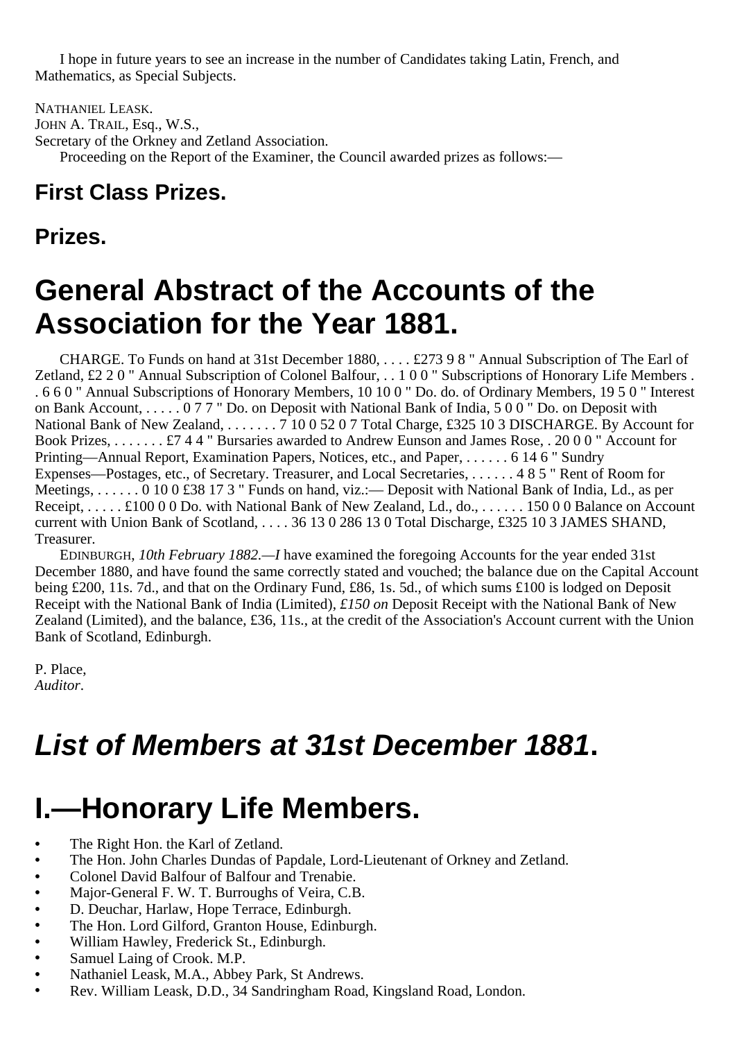I hope in future years to see an increase in the number of Candidates taking Latin, French, and Mathematics, as Special Subjects.

NATHANIEL LEASK.
JOHN A. TRAIL, Esq., W.S.,
Secretary of the Orkney and Zetland Association.

Proceeding on the Report of the Examiner, the Council awarded prizes as follows:—

### First Class Prizes.

### Prizes.

# General Abstract of the Accounts of the Association for the Year 1881.

CHARGE. To Funds on hand at 31st December 1880, . . . . £273 9 8 " Annual Subscription of The Earl of Zetland, £2 2 0 " Annual Subscription of Colonel Balfour, . . 1 0 0 " Subscriptions of Honorary Life Members . . 6 6 0 " Annual Subscriptions of Honorary Members, 10 10 0 " Do. do. of Ordinary Members, 19 5 0 " Interest on Bank Account, . . . . . 0 7 7 " Do. on Deposit with National Bank of India, 5 0 0 " Do. on Deposit with National Bank of New Zealand, . . . . . . . 7 10 0 52 0 7 Total Charge, £325 10 3 DISCHARGE. By Account for Book Prizes, . . . . . . . £7 4 4 " Bursaries awarded to Andrew Eunson and James Rose, . 20 0 0 " Account for Printing—Annual Report, Examination Papers, Notices, etc., and Paper, . . . . . . 6 14 6 " Sundry Expenses—Postages, etc., of Secretary. Treasurer, and Local Secretaries, . . . . . . 4 8 5 " Rent of Room for Meetings, . . . . . . 0 10 0 £38 17 3 " Funds on hand, viz.:— Deposit with National Bank of India, Ld., as per Receipt, . . . . . £100 0 0 Do. with National Bank of New Zealand, Ld., do., . . . . . . 150 0 0 Balance on Account current with Union Bank of Scotland, . . . . 36 13 0 286 13 0 Total Discharge, £325 10 3 JAMES SHAND, Treasurer.

EDINBURGH, *10th February 1882.—I* have examined the foregoing Accounts for the year ended 31st December 1880, and have found the same correctly stated and vouched; the balance due on the Capital Account being £200, 11s. 7d., and that on the Ordinary Fund, £86, 1s. 5d., of which sums £100 is lodged on Deposit Receipt with the National Bank of India (Limited), *£150 on* Deposit Receipt with the National Bank of New Zealand (Limited), and the balance, £36, 11s., at the credit of the Association's Account current with the Union Bank of Scotland, Edinburgh.

P. Place,
*Auditor*.

# *List of Members at 31st December 1881*.

# I.—Honorary Life Members.

- The Right Hon. the Karl of Zetland.
- The Hon. John Charles Dundas of Papdale, Lord-Lieutenant of Orkney and Zetland.
- Colonel David Balfour of Balfour and Trenabie.
- Major-General F. W. T. Burroughs of Veira, C.B.
- D. Deuchar, Harlaw, Hope Terrace, Edinburgh.
- The Hon. Lord Gilford, Granton House, Edinburgh.
- William Hawley, Frederick St., Edinburgh.
- Samuel Laing of Crook. M.P.
- Nathaniel Leask, M.A., Abbey Park, St Andrews.
- Rev. William Leask, D.D., 34 Sandringham Road, Kingsland Road, London.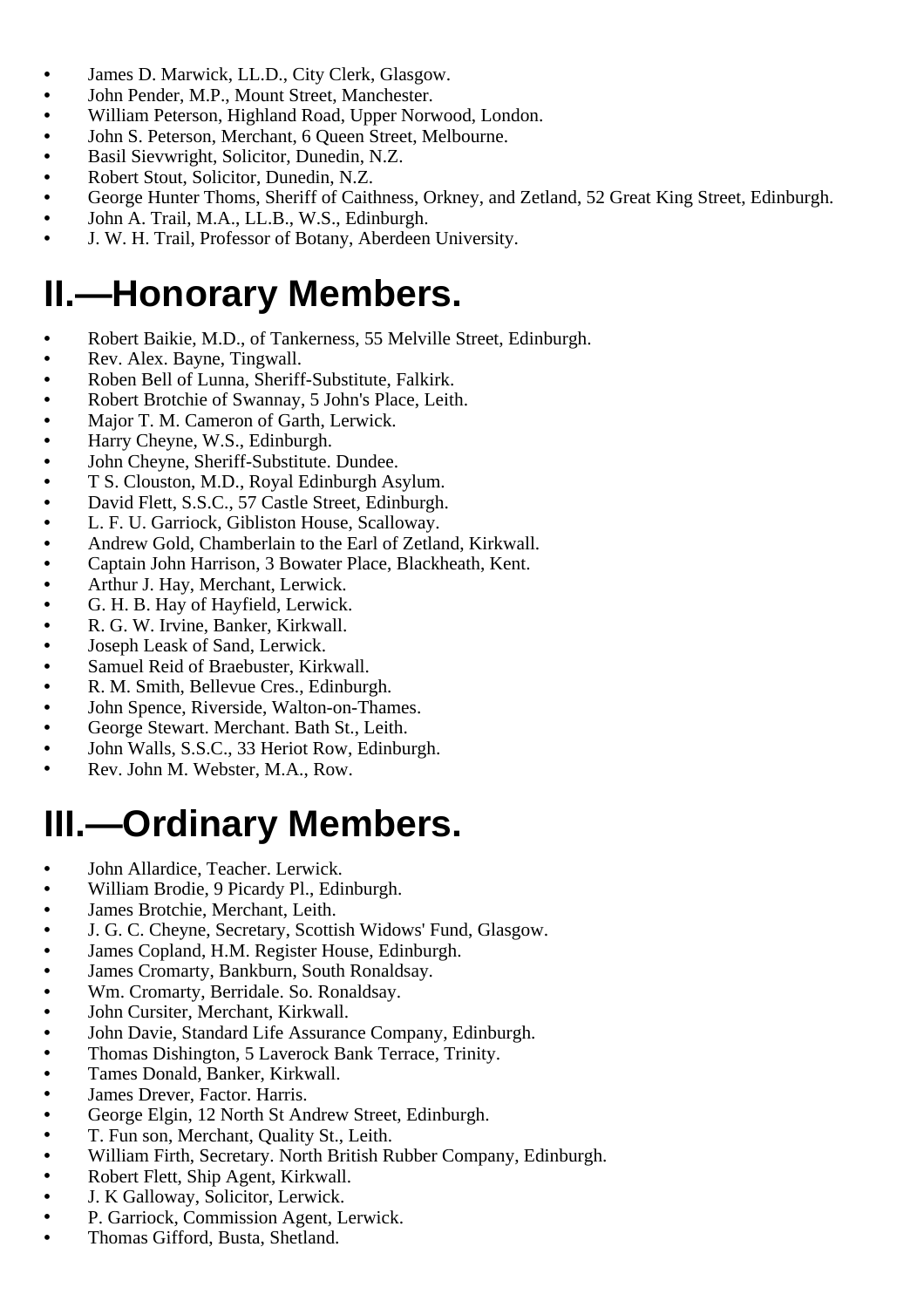- James D. Marwick, LL.D., City Clerk, Glasgow.
- John Pender, M.P., Mount Street, Manchester.
- William Peterson, Highland Road, Upper Norwood, London.
- John S. Peterson, Merchant, 6 Queen Street, Melbourne.
- Basil Sievwright, Solicitor, Dunedin, N.Z.
- Robert Stout, Solicitor, Dunedin, N.Z.
- George Hunter Thoms, Sheriff of Caithness, Orkney, and Zetland, 52 Great King Street, Edinburgh.
- John A. Trail, M.A., LL.B., W.S., Edinburgh.
- J. W. H. Trail, Professor of Botany, Aberdeen University.

# II.—Honorary Members.

- Robert Baikie, M.D., of Tankerness, 55 Melville Street, Edinburgh.
- Rev. Alex. Bayne, Tingwall.
- Roben Bell of Lunna, Sheriff-Substitute, Falkirk.
- Robert Brotchie of Swannay, 5 John's Place, Leith.
- Major T. M. Cameron of Garth, Lerwick.
- Harry Cheyne, W.S., Edinburgh.
- John Cheyne, Sheriff-Substitute. Dundee.
- T S. Clouston, M.D., Royal Edinburgh Asylum.
- David Flett, S.S.C., 57 Castle Street, Edinburgh.
- L. F. U. Garriock, Gibliston House, Scalloway.
- Andrew Gold, Chamberlain to the Earl of Zetland, Kirkwall.
- Captain John Harrison, 3 Bowater Place, Blackheath, Kent.
- Arthur J. Hay, Merchant, Lerwick.
- G. H. B. Hay of Hayfield, Lerwick.
- R. G. W. Irvine, Banker, Kirkwall.
- Joseph Leask of Sand, Lerwick.
- Samuel Reid of Braebuster, Kirkwall.
- R. M. Smith, Bellevue Cres., Edinburgh.
- John Spence, Riverside, Walton-on-Thames.
- George Stewart. Merchant. Bath St., Leith.
- John Walls, S.S.C., 33 Heriot Row, Edinburgh.
- Rev. John M. Webster, M.A., Row.

# III.—Ordinary Members.

- John Allardice, Teacher. Lerwick.
- William Brodie, 9 Picardy Pl., Edinburgh.
- James Brotchie, Merchant, Leith.
- J. G. C. Cheyne, Secretary, Scottish Widows' Fund, Glasgow.
- James Copland, H.M. Register House, Edinburgh.
- James Cromarty, Bankburn, South Ronaldsay.
- Wm. Cromarty, Berridale. So. Ronaldsay.
- John Cursiter, Merchant, Kirkwall.
- John Davie, Standard Life Assurance Company, Edinburgh.
- Thomas Dishington, 5 Laverock Bank Terrace, Trinity.
- Tames Donald, Banker, Kirkwall.
- James Drever, Factor. Harris.
- George Elgin, 12 North St Andrew Street, Edinburgh.
- T. Fun son, Merchant, Quality St., Leith.
- William Firth, Secretary. North British Rubber Company, Edinburgh.
- Robert Flett, Ship Agent, Kirkwall.
- J. K Galloway, Solicitor, Lerwick.
- P. Garriock, Commission Agent, Lerwick.
- Thomas Gifford, Busta, Shetland.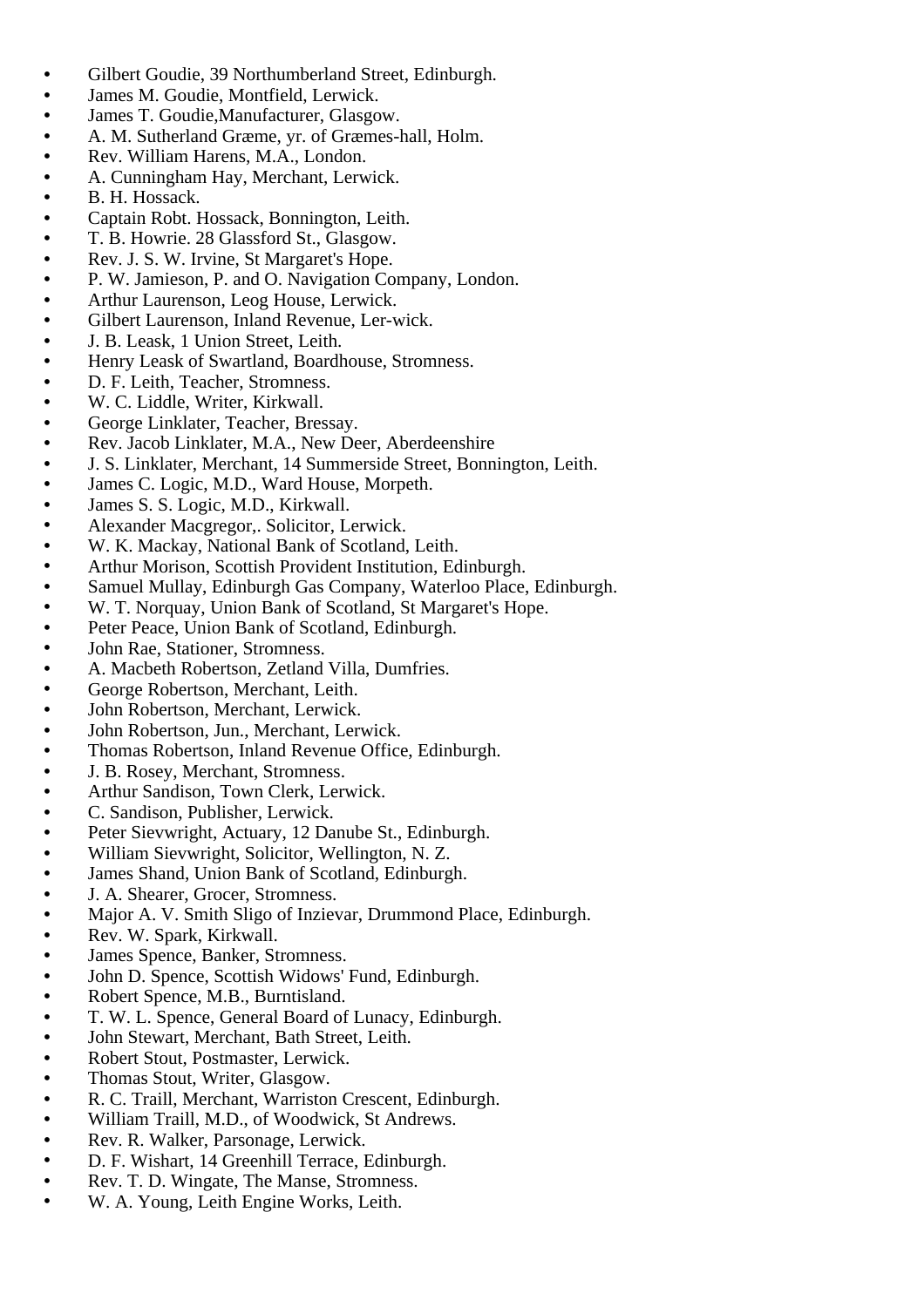- Gilbert Goudie, 39 Northumberland Street, Edinburgh.
- James M. Goudie, Montfield, Lerwick.
- James T. Goudie,Manufacturer, Glasgow.
- A. M. Sutherland Græme, yr. of Græmes-hall, Holm.
- Rev. William Harens, M.A., London.
- A. Cunningham Hay, Merchant, Lerwick.
- B. H. Hossack.
- Captain Robt. Hossack, Bonnington, Leith.
- T. B. Howrie. 28 Glassford St., Glasgow.
- Rev. J. S. W. Irvine, St Margaret's Hope.
- P. W. Jamieson, P. and O. Navigation Company, London.
- Arthur Laurenson, Leog House, Lerwick.
- Gilbert Laurenson, Inland Revenue, Ler-wick.
- J. B. Leask, 1 Union Street, Leith.
- Henry Leask of Swartland, Boardhouse, Stromness.
- D. F. Leith, Teacher, Stromness.
- W. C. Liddle, Writer, Kirkwall.
- George Linklater, Teacher, Bressay.
- Rev. Jacob Linklater, M.A., New Deer, Aberdeenshire
- J. S. Linklater, Merchant, 14 Summerside Street, Bonnington, Leith.
- James C. Logic, M.D., Ward House, Morpeth.
- James S. S. Logic, M.D., Kirkwall.
- Alexander Macgregor,. Solicitor, Lerwick.
- W. K. Mackay, National Bank of Scotland, Leith.
- Arthur Morison, Scottish Provident Institution, Edinburgh.
- Samuel Mullay, Edinburgh Gas Company, Waterloo Place, Edinburgh.
- W. T. Norquay, Union Bank of Scotland, St Margaret's Hope.
- Peter Peace, Union Bank of Scotland, Edinburgh.
- John Rae, Stationer, Stromness.
- A. Macbeth Robertson, Zetland Villa, Dumfries.
- George Robertson, Merchant, Leith.
- John Robertson, Merchant, Lerwick.
- John Robertson, Jun., Merchant, Lerwick.
- Thomas Robertson, Inland Revenue Office, Edinburgh.
- J. B. Rosey, Merchant, Stromness.
- Arthur Sandison, Town Clerk, Lerwick.
- C. Sandison, Publisher, Lerwick.
- Peter Sievwright, Actuary, 12 Danube St., Edinburgh.
- William Sievwright, Solicitor, Wellington, N. Z.
- James Shand, Union Bank of Scotland, Edinburgh.
- J. A. Shearer, Grocer, Stromness.
- Major A. V. Smith Sligo of Inzievar, Drummond Place, Edinburgh.
- Rev. W. Spark, Kirkwall.
- James Spence, Banker, Stromness.
- John D. Spence, Scottish Widows' Fund, Edinburgh.
- Robert Spence, M.B., Burntisland.
- T. W. L. Spence, General Board of Lunacy, Edinburgh.
- John Stewart, Merchant, Bath Street, Leith.
- Robert Stout, Postmaster, Lerwick.
- Thomas Stout, Writer, Glasgow.
- R. C. Traill, Merchant, Warriston Crescent, Edinburgh.
- William Traill, M.D., of Woodwick, St Andrews.
- Rev. R. Walker, Parsonage, Lerwick.
- D. F. Wishart, 14 Greenhill Terrace, Edinburgh.
- Rev. T. D. Wingate, The Manse, Stromness.
- W. A. Young, Leith Engine Works, Leith.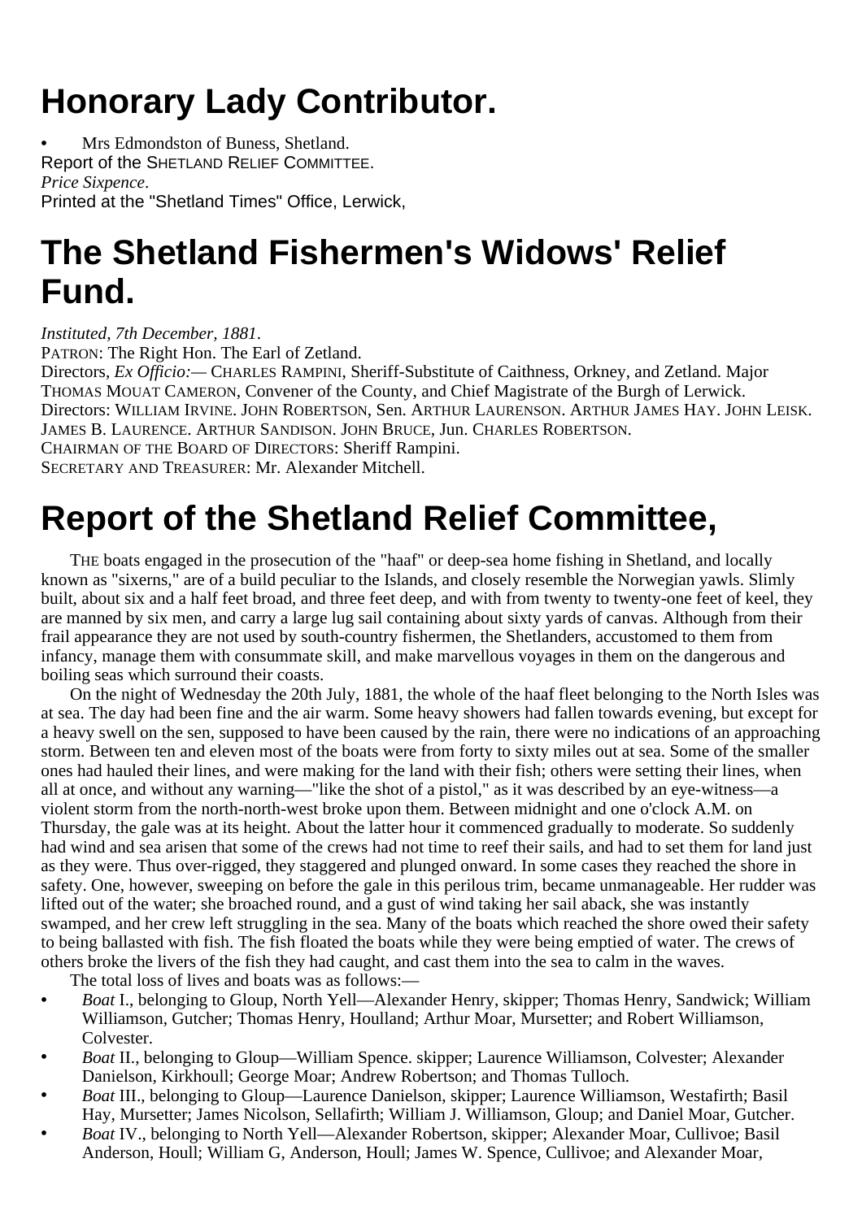# Honorary Lady Contributor.

- Mrs Edmondston of Buness, Shetland.

Report of the SHETLAND RELIEF COMMITTEE.

*Price Sixpence*.

Printed at the "Shetland Times" Office, Lerwick,

# The Shetland Fishermen's Widows' Relief Fund.

*Instituted, 7th December, 1881*.

PATRON: The Right Hon. The Earl of Zetland.

Directors, *Ex Officio:*— CHARLES RAMPINI, Sheriff-Substitute of Caithness, Orkney, and Zetland. Major THOMAS MOUAT CAMERON, Convener of the County, and Chief Magistrate of the Burgh of Lerwick.

Directors: WILLIAM IRVINE. JOHN ROBERTSON, Sen. ARTHUR LAURENSON. ARTHUR JAMES HAY. JOHN LEISK. JAMES B. LAURENCE. ARTHUR SANDISON. JOHN BRUCE, Jun. CHARLES ROBERTSON.

CHAIRMAN OF THE BOARD OF DIRECTORS: Sheriff Rampini.

SECRETARY AND TREASURER: Mr. Alexander Mitchell.

# Report of the Shetland Relief Committee,

THE boats engaged in the prosecution of the "haaf" or deep-sea home fishing in Shetland, and locally known as "sixerns," are of a build peculiar to the Islands, and closely resemble the Norwegian yawls. Slimly built, about six and a half feet broad, and three feet deep, and with from twenty to twenty-one feet of keel, they are manned by six men, and carry a large lug sail containing about sixty yards of canvas. Although from their frail appearance they are not used by south-country fishermen, the Shetlanders, accustomed to them from infancy, manage them with consummate skill, and make marvellous voyages in them on the dangerous and boiling seas which surround their coasts.

On the night of Wednesday the 20th July, 1881, the whole of the haaf fleet belonging to the North Isles was at sea. The day had been fine and the air warm. Some heavy showers had fallen towards evening, but except for a heavy swell on the sen, supposed to have been caused by the rain, there were no indications of an approaching storm. Between ten and eleven most of the boats were from forty to sixty miles out at sea. Some of the smaller ones had hauled their lines, and were making for the land with their fish; others were setting their lines, when all at once, and without any warning—"like the shot of a pistol," as it was described by an eye-witness—a violent storm from the north-north-west broke upon them. Between midnight and one o'clock A.M. on Thursday, the gale was at its height. About the latter hour it commenced gradually to moderate. So suddenly had wind and sea arisen that some of the crews had not time to reef their sails, and had to set them for land just as they were. Thus over-rigged, they staggered and plunged onward. In some cases they reached the shore in safety. One, however, sweeping on before the gale in this perilous trim, became unmanageable. Her rudder was lifted out of the water; she broached round, and a gust of wind taking her sail aback, she was instantly swamped, and her crew left struggling in the sea. Many of the boats which reached the shore owed their safety to being ballasted with fish. The fish floated the boats while they were being emptied of water. The crews of others broke the livers of the fish they had caught, and cast them into the sea to calm in the waves.

The total loss of lives and boats was as follows:—

- *Boat* I., belonging to Gloup, North Yell—Alexander Henry, skipper; Thomas Henry, Sandwick; William Williamson, Gutcher; Thomas Henry, Houlland; Arthur Moar, Mursetter; and Robert Williamson, Colvester.
- *Boat* II., belonging to Gloup—William Spence. skipper; Laurence Williamson, Colvester; Alexander Danielson, Kirkhoull; George Moar; Andrew Robertson; and Thomas Tulloch.
- *Boat* III., belonging to Gloup—Laurence Danielson, skipper; Laurence Williamson, Westafirth; Basil Hay, Mursetter; James Nicolson, Sellafirth; William J. Williamson, Gloup; and Daniel Moar, Gutcher.
- *Boat* IV., belonging to North Yell—Alexander Robertson, skipper; Alexander Moar, Cullivoe; Basil Anderson, Houll; William G, Anderson, Houll; James W. Spence, Cullivoe; and Alexander Moar,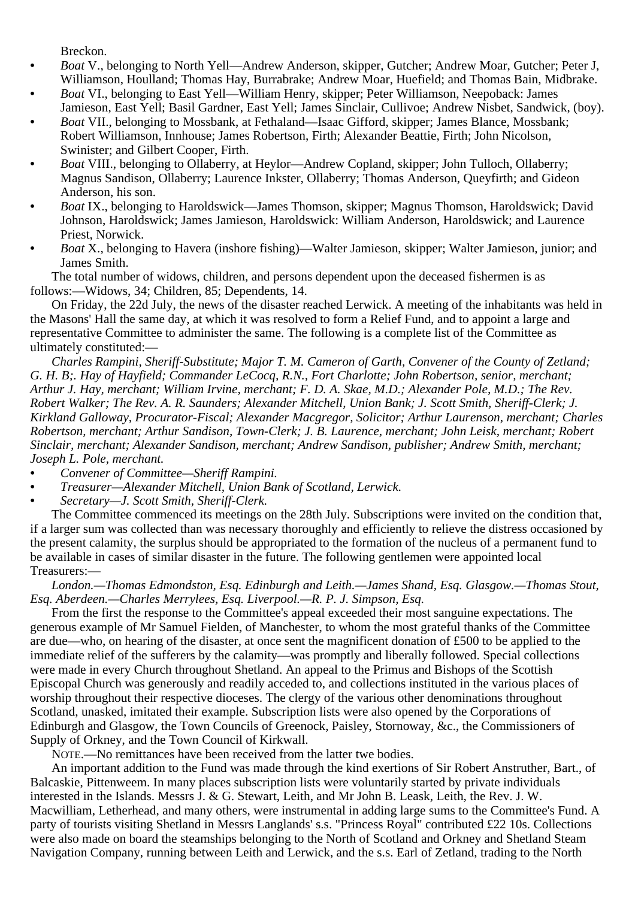Breckon.

- *Boat* V., belonging to North Yell—Andrew Anderson, skipper, Gutcher; Andrew Moar, Gutcher; Peter J, Williamson, Houlland; Thomas Hay, Burrabrake; Andrew Moar, Huefield; and Thomas Bain, Midbrake.
- *Boat* VI., belonging to East Yell—William Henry, skipper; Peter Williamson, Neepoback: James Jamieson, East Yell; Basil Gardner, East Yell; James Sinclair, Cullivoe; Andrew Nisbet, Sandwick, (boy).
- *Boat* VII., belonging to Mossbank, at Fethaland—Isaac Gifford, skipper; James Blance, Mossbank; Robert Williamson, Innhouse; James Robertson, Firth; Alexander Beattie, Firth; John Nicolson, Swinister; and Gilbert Cooper, Firth.
- *Boat* VIII., belonging to Ollaberry, at Heylor—Andrew Copland, skipper; John Tulloch, Ollaberry; Magnus Sandison, Ollaberry; Laurence Inkster, Ollaberry; Thomas Anderson, Queyfirth; and Gideon Anderson, his son.
- *Boat* IX., belonging to Haroldswick—James Thomson, skipper; Magnus Thomson, Haroldswick; David Johnson, Haroldswick; James Jamieson, Haroldswick: William Anderson, Haroldswick; and Laurence Priest, Norwick.
- *Boat* X., belonging to Havera (inshore fishing)—Walter Jamieson, skipper; Walter Jamieson, junior; and James Smith.

The total number of widows, children, and persons dependent upon the deceased fishermen is as follows:—Widows, 34; Children, 85; Dependents, 14.

On Friday, the 22d July, the news of the disaster reached Lerwick. A meeting of the inhabitants was held in the Masons' Hall the same day, at which it was resolved to form a Relief Fund, and to appoint a large and representative Committee to administer the same. The following is a complete list of the Committee as ultimately constituted:—

*Charles Rampini, Sheriff-Substitute; Major T. M. Cameron of Garth, Convener of the County of Zetland; G. H. B;. Hay of Hayfield; Commander LeCocq, R.N., Fort Charlotte; John Robertson, senior, merchant; Arthur J. Hay, merchant; William Irvine, merchant; F. D. A. Skae, M.D.; Alexander Pole, M.D.; The Rev. Robert Walker; The Rev. A. R. Saunders; Alexander Mitchell, Union Bank; J. Scott Smith, Sheriff-Clerk; J. Kirkland Galloway, Procurator-Fiscal; Alexander Macgregor, Solicitor; Arthur Laurenson, merchant; Charles Robertson, merchant; Arthur Sandison, Town-Clerk; J. B. Laurence, merchant; John Leisk, merchant; Robert Sinclair, merchant; Alexander Sandison, merchant; Andrew Sandison, publisher; Andrew Smith, merchant; Joseph L. Pole, merchant.*

- *Convener of Committee—Sheriff Rampini.*
- *Treasurer—Alexander Mitchell, Union Bank of Scotland, Lerwick.*
- *Secretary—J. Scott Smith, Sheriff-Clerk.*

The Committee commenced its meetings on the 28th July. Subscriptions were invited on the condition that, if a larger sum was collected than was necessary thoroughly and efficiently to relieve the distress occasioned by the present calamity, the surplus should be appropriated to the formation of the nucleus of a permanent fund to be available in cases of similar disaster in the future. The following gentlemen were appointed local Treasurers:—

*London.—Thomas Edmondston, Esq. Edinburgh and Leith.—James Shand, Esq. Glasgow.—Thomas Stout, Esq. Aberdeen.—Charles Merrylees, Esq. Liverpool.—R. P. J. Simpson, Esq.*

From the first the response to the Committee's appeal exceeded their most sanguine expectations. The generous example of Mr Samuel Fielden, of Manchester, to whom the most grateful thanks of the Committee are due—who, on hearing of the disaster, at once sent the magnificent donation of £500 to be applied to the immediate relief of the sufferers by the calamity—was promptly and liberally followed. Special collections were made in every Church throughout Shetland. An appeal to the Primus and Bishops of the Scottish Episcopal Church was generously and readily acceded to, and collections instituted in the various places of worship throughout their respective dioceses. The clergy of the various other denominations throughout Scotland, unasked, imitated their example. Subscription lists were also opened by the Corporations of Edinburgh and Glasgow, the Town Councils of Greenock, Paisley, Stornoway, &c., the Commissioners of Supply of Orkney, and the Town Council of Kirkwall.

NOTE.—No remittances have been received from the latter twe bodies.

An important addition to the Fund was made through the kind exertions of Sir Robert Anstruther, Bart., of Balcaskie, Pittenweem. In many places subscription lists were voluntarily started by private individuals interested in the Islands. Messrs J. & G. Stewart, Leith, and Mr John B. Leask, Leith, the Rev. J. W. Macwilliam, Letherhead, and many others, were instrumental in adding large sums to the Committee's Fund. A party of tourists visiting Shetland in Messrs Langlands' s.s. "Princess Royal" contributed £22 10s. Collections were also made on board the steamships belonging to the North of Scotland and Orkney and Shetland Steam Navigation Company, running between Leith and Lerwick, and the s.s. Earl of Zetland, trading to the North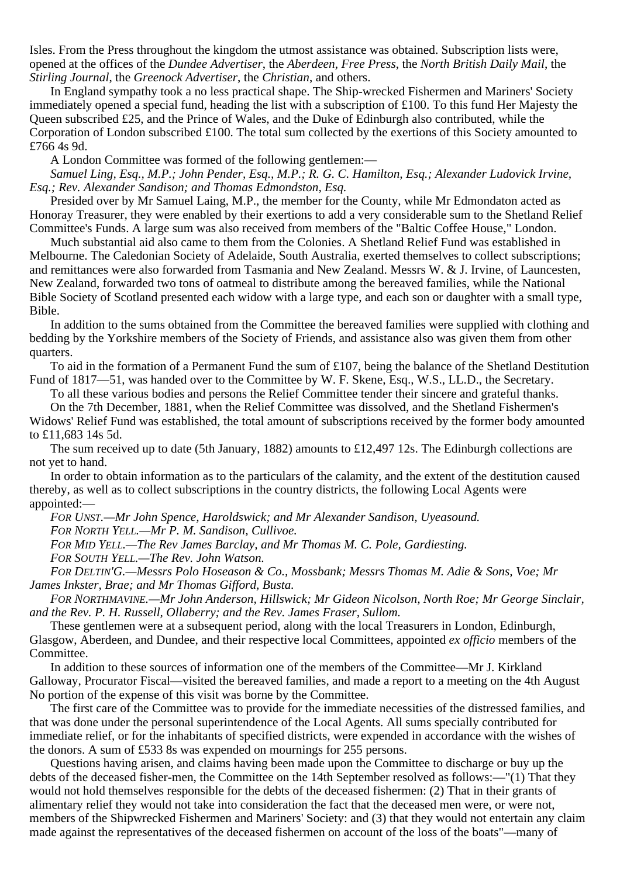Isles. From the Press throughout the kingdom the utmost assistance was obtained. Subscription lists were, opened at the offices of the *Dundee Advertiser*, the *Aberdeen, Free Press*, the *North British Daily Mail*, the *Stirling Journal*, the *Greenock Advertiser*, the *Christian*, and others.

In England sympathy took a no less practical shape. The Ship-wrecked Fishermen and Mariners' Society immediately opened a special fund, heading the list with a subscription of £100. To this fund Her Majesty the Queen subscribed £25, and the Prince of Wales, and the Duke of Edinburgh also contributed, while the Corporation of London subscribed £100. The total sum collected by the exertions of this Society amounted to £766 4s 9d.

A London Committee was formed of the following gentlemen:—

*Samuel Ling, Esq., M.P.; John Pender, Esq., M.P.; R. G. C. Hamilton, Esq.; Alexander Ludovick Irvine, Esq.; Rev. Alexander Sandison; and Thomas Edmondston, Esq.*

Presided over by Mr Samuel Laing, M.P., the member for the County, while Mr Edmondaton acted as Honoray Treasurer, they were enabled by their exertions to add a very considerable sum to the Shetland Relief Committee's Funds. A large sum was also received from members of the "Baltic Coffee House," London.

Much substantial aid also came to them from the Colonies. A Shetland Relief Fund was established in Melbourne. The Caledonian Society of Adelaide, South Australia, exerted themselves to collect subscriptions; and remittances were also forwarded from Tasmania and New Zealand. Messrs W. & J. Irvine, of Launcesten, New Zealand, forwarded two tons of oatmeal to distribute among the bereaved families, while the National Bible Society of Scotland presented each widow with a large type, and each son or daughter with a small type, Bible.

In addition to the sums obtained from the Committee the bereaved families were supplied with clothing and bedding by the Yorkshire members of the Society of Friends, and assistance also was given them from other quarters.

To aid in the formation of a Permanent Fund the sum of £107, being the balance of the Shetland Destitution Fund of 1817—51, was handed over to the Committee by W. F. Skene, Esq., W.S., LL.D., the Secretary.

To all these various bodies and persons the Relief Committee tender their sincere and grateful thanks.

On the 7th December, 1881, when the Relief Committee was dissolved, and the Shetland Fishermen's Widows' Relief Fund was established, the total amount of subscriptions received by the former body amounted to £11,683 14s 5d.

The sum received up to date (5th January, 1882) amounts to £12,497 12s. The Edinburgh collections are not yet to hand.

In order to obtain information as to the particulars of the calamity, and the extent of the destitution caused thereby, as well as to collect subscriptions in the country districts, the following Local Agents were appointed:—

*For Unst.—Mr John Spence, Haroldswick; and Mr Alexander Sandison, Uyeasound.*

*For North Yell.—Mr P. M. Sandison, Cullivoe.*

*For Mid Yell.—The Rev James Barclay, and Mr Thomas M. C. Pole, Gardiesting.*

*For South Yell.—The Rev. John Watson.*

*For Deltin'g.—Messrs Polo Hoseason & Co., Mossbank; Messrs Thomas M. Adie & Sons, Voe; Mr James Inkster, Brae; and Mr Thomas Gifford, Busta.*

*For Northmavine.—Mr John Anderson, Hillswick; Mr Gideon Nicolson, North Roe; Mr George Sinclair, and the Rev. P. H. Russell, Ollaberry; and the Rev. James Fraser, Sullom.*

These gentlemen were at a subsequent period, along with the local Treasurers in London, Edinburgh, Glasgow, Aberdeen, and Dundee, and their respective local Committees, appointed *ex officio* members of the Committee.

In addition to these sources of information one of the members of the Committee—Mr J. Kirkland Galloway, Procurator Fiscal—visited the bereaved families, and made a report to a meeting on the 4th August No portion of the expense of this visit was borne by the Committee.

The first care of the Committee was to provide for the immediate necessities of the distressed families, and that was done under the personal superintendence of the Local Agents. All sums specially contributed for immediate relief, or for the inhabitants of specified districts, were expended in accordance with the wishes of the donors. A sum of £533 8s was expended on mournings for 255 persons.

Questions having arisen, and claims having been made upon the Committee to discharge or buy up the debts of the deceased fisher-men, the Committee on the 14th September resolved as follows:—"(1) That they would not hold themselves responsible for the debts of the deceased fishermen: (2) That in their grants of alimentary relief they would not take into consideration the fact that the deceased men were, or were not, members of the Shipwrecked Fishermen and Mariners' Society: and (3) that they would not entertain any claim made against the representatives of the deceased fishermen on account of the loss of the boats"—many of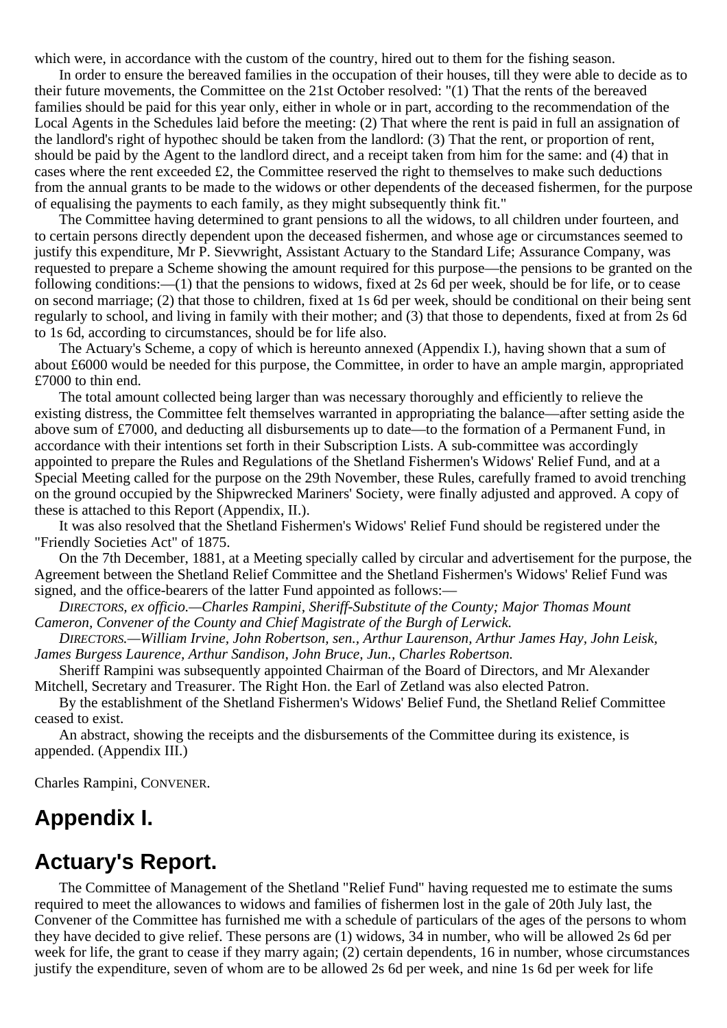which were, in accordance with the custom of the country, hired out to them for the fishing season.

In order to ensure the bereaved families in the occupation of their houses, till they were able to decide as to their future movements, the Committee on the 21st October resolved: "(1) That the rents of the bereaved families should be paid for this year only, either in whole or in part, according to the recommendation of the Local Agents in the Schedules laid before the meeting: (2) That where the rent is paid in full an assignation of the landlord's right of hypothec should be taken from the landlord: (3) That the rent, or proportion of rent, should be paid by the Agent to the landlord direct, and a receipt taken from him for the same: and (4) that in cases where the rent exceeded £2, the Committee reserved the right to themselves to make such deductions from the annual grants to be made to the widows or other dependents of the deceased fishermen, for the purpose of equalising the payments to each family, as they might subsequently think fit."

The Committee having determined to grant pensions to all the widows, to all children under fourteen, and to certain persons directly dependent upon the deceased fishermen, and whose age or circumstances seemed to justify this expenditure, Mr P. Sievwright, Assistant Actuary to the Standard Life; Assurance Company, was requested to prepare a Scheme showing the amount required for this purpose—the pensions to be granted on the following conditions:—(1) that the pensions to widows, fixed at 2s 6d per week, should be for life, or to cease on second marriage; (2) that those to children, fixed at 1s 6d per week, should be conditional on their being sent regularly to school, and living in family with their mother; and (3) that those to dependents, fixed at from 2s 6d to 1s 6d, according to circumstances, should be for life also.

The Actuary's Scheme, a copy of which is hereunto annexed (Appendix I.), having shown that a sum of about £6000 would be needed for this purpose, the Committee, in order to have an ample margin, appropriated £7000 to thin end.

The total amount collected being larger than was necessary thoroughly and efficiently to relieve the existing distress, the Committee felt themselves warranted in appropriating the balance—after setting aside the above sum of £7000, and deducting all disbursements up to date—to the formation of a Permanent Fund, in accordance with their intentions set forth in their Subscription Lists. A sub-committee was accordingly appointed to prepare the Rules and Regulations of the Shetland Fishermen's Widows' Relief Fund, and at a Special Meeting called for the purpose on the 29th November, these Rules, carefully framed to avoid trenching on the ground occupied by the Shipwrecked Mariners' Society, were finally adjusted and approved. A copy of these is attached to this Report (Appendix, II.).

It was also resolved that the Shetland Fishermen's Widows' Relief Fund should be registered under the "Friendly Societies Act" of 1875.

On the 7th December, 1881, at a Meeting specially called by circular and advertisement for the purpose, the Agreement between the Shetland Relief Committee and the Shetland Fishermen's Widows' Relief Fund was signed, and the office-bearers of the latter Fund appointed as follows:—

*Directors, ex officio.—Charles Rampini, Sheriff-Substitute of the County; Major Thomas Mount Cameron, Convener of the County and Chief Magistrate of the Burgh of Lerwick.*

*Directors.—William Irvine, John Robertson, sen., Arthur Laurenson, Arthur James Hay, John Leisk, James Burgess Laurence, Arthur Sandison, John Bruce, Jun., Charles Robertson.*

Sheriff Rampini was subsequently appointed Chairman of the Board of Directors, and Mr Alexander Mitchell, Secretary and Treasurer. The Right Hon. the Earl of Zetland was also elected Patron.

By the establishment of the Shetland Fishermen's Widows' Belief Fund, the Shetland Relief Committee ceased to exist.

An abstract, showing the receipts and the disbursements of the Committee during its existence, is appended. (Appendix III.)

Charles Rampini, Convener.

## Appendix I.

## Actuary's Report.

The Committee of Management of the Shetland "Relief Fund" having requested me to estimate the sums required to meet the allowances to widows and families of fishermen lost in the gale of 20th July last, the Convener of the Committee has furnished me with a schedule of particulars of the ages of the persons to whom they have decided to give relief. These persons are (1) widows, 34 in number, who will be allowed 2s 6d per week for life, the grant to cease if they marry again; (2) certain dependents, 16 in number, whose circumstances justify the expenditure, seven of whom are to be allowed 2s 6d per week, and nine 1s 6d per week for life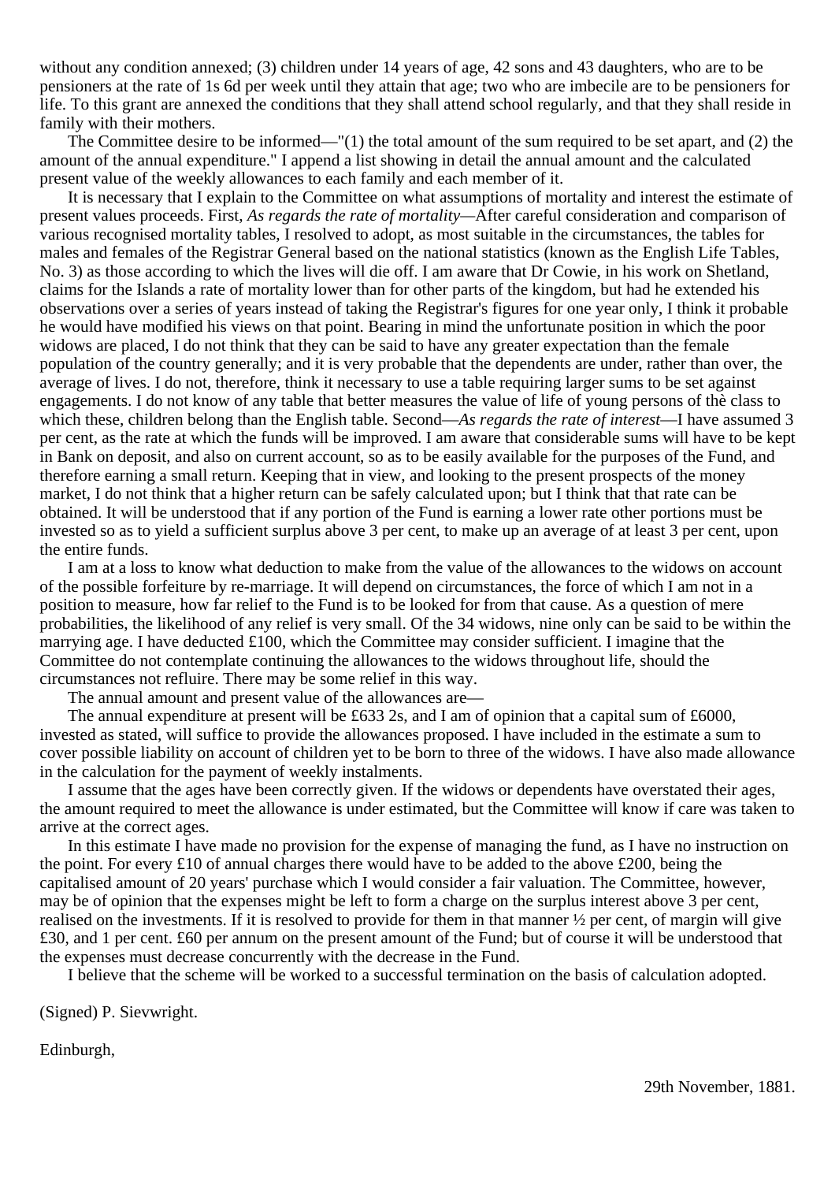without any condition annexed; (3) children under 14 years of age, 42 sons and 43 daughters, who are to be pensioners at the rate of 1s 6d per week until they attain that age; two who are imbecile are to be pensioners for life. To this grant are annexed the conditions that they shall attend school regularly, and that they shall reside in family with their mothers.

The Committee desire to be informed—"(1) the total amount of the sum required to be set apart, and (2) the amount of the annual expenditure." I append a list showing in detail the annual amount and the calculated present value of the weekly allowances to each family and each member of it.

It is necessary that I explain to the Committee on what assumptions of mortality and interest the estimate of present values proceeds. First, *As regards the rate of mortality*—After careful consideration and comparison of various recognised mortality tables, I resolved to adopt, as most suitable in the circumstances, the tables for males and females of the Registrar General based on the national statistics (known as the English Life Tables, No. 3) as those according to which the lives will die off. I am aware that Dr Cowie, in his work on Shetland, claims for the Islands a rate of mortality lower than for other parts of the kingdom, but had he extended his observations over a series of years instead of taking the Registrar's figures for one year only, I think it probable he would have modified his views on that point. Bearing in mind the unfortunate position in which the poor widows are placed, I do not think that they can be said to have any greater expectation than the female population of the country generally; and it is very probable that the dependents are under, rather than over, the average of lives. I do not, therefore, think it necessary to use a table requiring larger sums to be set against engagements. I do not know of any table that better measures the value of life of young persons of thè class to which these, children belong than the English table. Second—*As regards the rate of interest*—I have assumed 3 per cent, as the rate at which the funds will be improved. I am aware that considerable sums will have to be kept in Bank on deposit, and also on current account, so as to be easily available for the purposes of the Fund, and therefore earning a small return. Keeping that in view, and looking to the present prospects of the money market, I do not think that a higher return can be safely calculated upon; but I think that that rate can be obtained. It will be understood that if any portion of the Fund is earning a lower rate other portions must be invested so as to yield a sufficient surplus above 3 per cent, to make up an average of at least 3 per cent, upon the entire funds.

I am at a loss to know what deduction to make from the value of the allowances to the widows on account of the possible forfeiture by re-marriage. It will depend on circumstances, the force of which I am not in a position to measure, how far relief to the Fund is to be looked for from that cause. As a question of mere probabilities, the likelihood of any relief is very small. Of the 34 widows, nine only can be said to be within the marrying age. I have deducted £100, which the Committee may consider sufficient. I imagine that the Committee do not contemplate continuing the allowances to the widows throughout life, should the circumstances not refluire. There may be some relief in this way.

The annual amount and present value of the allowances are—

The annual expenditure at present will be £633 2s, and I am of opinion that a capital sum of £6000, invested as stated, will suffice to provide the allowances proposed. I have included in the estimate a sum to cover possible liability on account of children yet to be born to three of the widows. I have also made allowance in the calculation for the payment of weekly instalments.

I assume that the ages have been correctly given. If the widows or dependents have overstated their ages, the amount required to meet the allowance is under estimated, but the Committee will know if care was taken to arrive at the correct ages.

In this estimate I have made no provision for the expense of managing the fund, as I have no instruction on the point. For every £10 of annual charges there would have to be added to the above £200, being the capitalised amount of 20 years' purchase which I would consider a fair valuation. The Committee, however, may be of opinion that the expenses might be left to form a charge on the surplus interest above 3 per cent, realised on the investments. If it is resolved to provide for them in that manner ½ per cent, of margin will give £30, and 1 per cent. £60 per annum on the present amount of the Fund; but of course it will be understood that the expenses must decrease concurrently with the decrease in the Fund.

I believe that the scheme will be worked to a successful termination on the basis of calculation adopted.

(Signed) P. Sievwright.

Edinburgh,

29th November, 1881.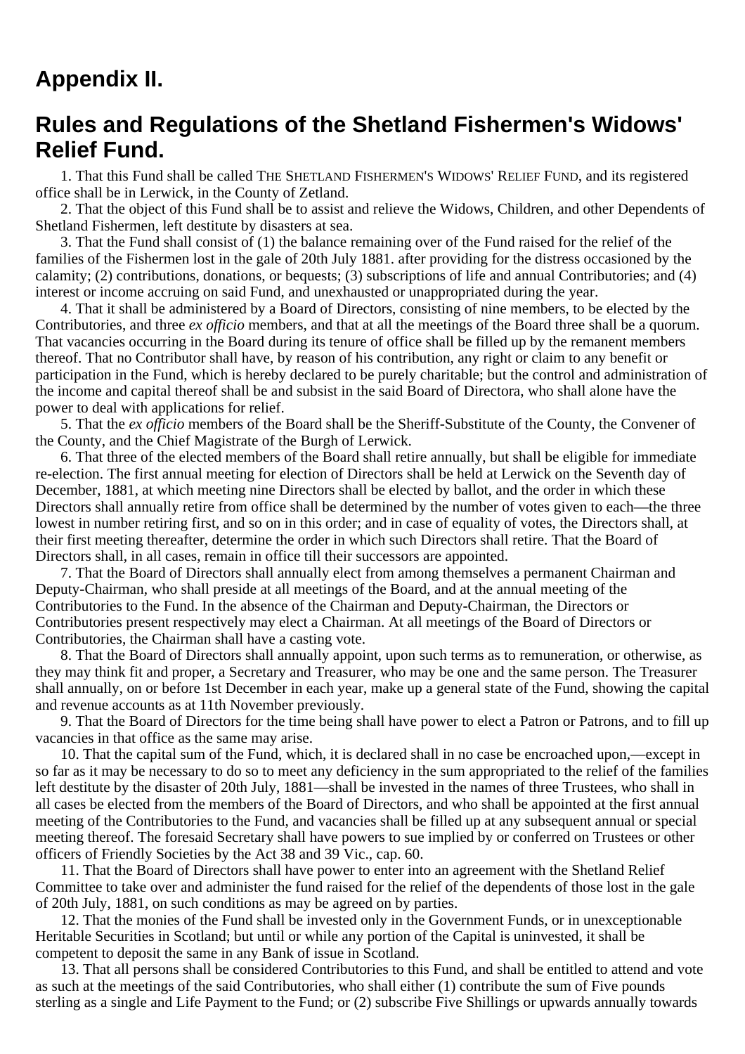## Appendix II.

## Rules and Regulations of the Shetland Fishermen's Widows' Relief Fund.

1. That this Fund shall be called THE SHETLAND FISHERMEN'S WIDOWS' RELIEF FUND, and its registered office shall be in Lerwick, in the County of Zetland.

2. That the object of this Fund shall be to assist and relieve the Widows, Children, and other Dependents of Shetland Fishermen, left destitute by disasters at sea.

3. That the Fund shall consist of (1) the balance remaining over of the Fund raised for the relief of the families of the Fishermen lost in the gale of 20th July 1881. after providing for the distress occasioned by the calamity; (2) contributions, donations, or bequests; (3) subscriptions of life and annual Contributories; and (4) interest or income accruing on said Fund, and unexhausted or unappropriated during the year.

4. That it shall be administered by a Board of Directors, consisting of nine members, to be elected by the Contributories, and three *ex officio* members, and that at all the meetings of the Board three shall be a quorum. That vacancies occurring in the Board during its tenure of office shall be filled up by the remanent members thereof. That no Contributor shall have, by reason of his contribution, any right or claim to any benefit or participation in the Fund, which is hereby declared to be purely charitable; but the control and administration of the income and capital thereof shall be and subsist in the said Board of Directora, who shall alone have the power to deal with applications for relief.

5. That the *ex officio* members of the Board shall be the Sheriff-Substitute of the County, the Convener of the County, and the Chief Magistrate of the Burgh of Lerwick.

6. That three of the elected members of the Board shall retire annually, but shall be eligible for immediate re-election. The first annual meeting for election of Directors shall be held at Lerwick on the Seventh day of December, 1881, at which meeting nine Directors shall be elected by ballot, and the order in which these Directors shall annually retire from office shall be determined by the number of votes given to each—the three lowest in number retiring first, and so on in this order; and in case of equality of votes, the Directors shall, at their first meeting thereafter, determine the order in which such Directors shall retire. That the Board of Directors shall, in all cases, remain in office till their successors are appointed.

7. That the Board of Directors shall annually elect from among themselves a permanent Chairman and Deputy-Chairman, who shall preside at all meetings of the Board, and at the annual meeting of the Contributories to the Fund. In the absence of the Chairman and Deputy-Chairman, the Directors or Contributories present respectively may elect a Chairman. At all meetings of the Board of Directors or Contributories, the Chairman shall have a casting vote.

8. That the Board of Directors shall annually appoint, upon such terms as to remuneration, or otherwise, as they may think fit and proper, a Secretary and Treasurer, who may be one and the same person. The Treasurer shall annually, on or before 1st December in each year, make up a general state of the Fund, showing the capital and revenue accounts as at 11th November previously.

9. That the Board of Directors for the time being shall have power to elect a Patron or Patrons, and to fill up vacancies in that office as the same may arise.

10. That the capital sum of the Fund, which, it is declared shall in no case be encroached upon,—except in so far as it may be necessary to do so to meet any deficiency in the sum appropriated to the relief of the families left destitute by the disaster of 20th July, 1881—shall be invested in the names of three Trustees, who shall in all cases be elected from the members of the Board of Directors, and who shall be appointed at the first annual meeting of the Contributories to the Fund, and vacancies shall be filled up at any subsequent annual or special meeting thereof. The foresaid Secretary shall have powers to sue implied by or conferred on Trustees or other officers of Friendly Societies by the Act 38 and 39 Vic., cap. 60.

11. That the Board of Directors shall have power to enter into an agreement with the Shetland Relief Committee to take over and administer the fund raised for the relief of the dependents of those lost in the gale of 20th July, 1881, on such conditions as may be agreed on by parties.

12. That the monies of the Fund shall be invested only in the Government Funds, or in unexceptionable Heritable Securities in Scotland; but until or while any portion of the Capital is uninvested, it shall be competent to deposit the same in any Bank of issue in Scotland.

13. That all persons shall be considered Contributories to this Fund, and shall be entitled to attend and vote as such at the meetings of the said Contributories, who shall either (1) contribute the sum of Five pounds sterling as a single and Life Payment to the Fund; or (2) subscribe Five Shillings or upwards annually towards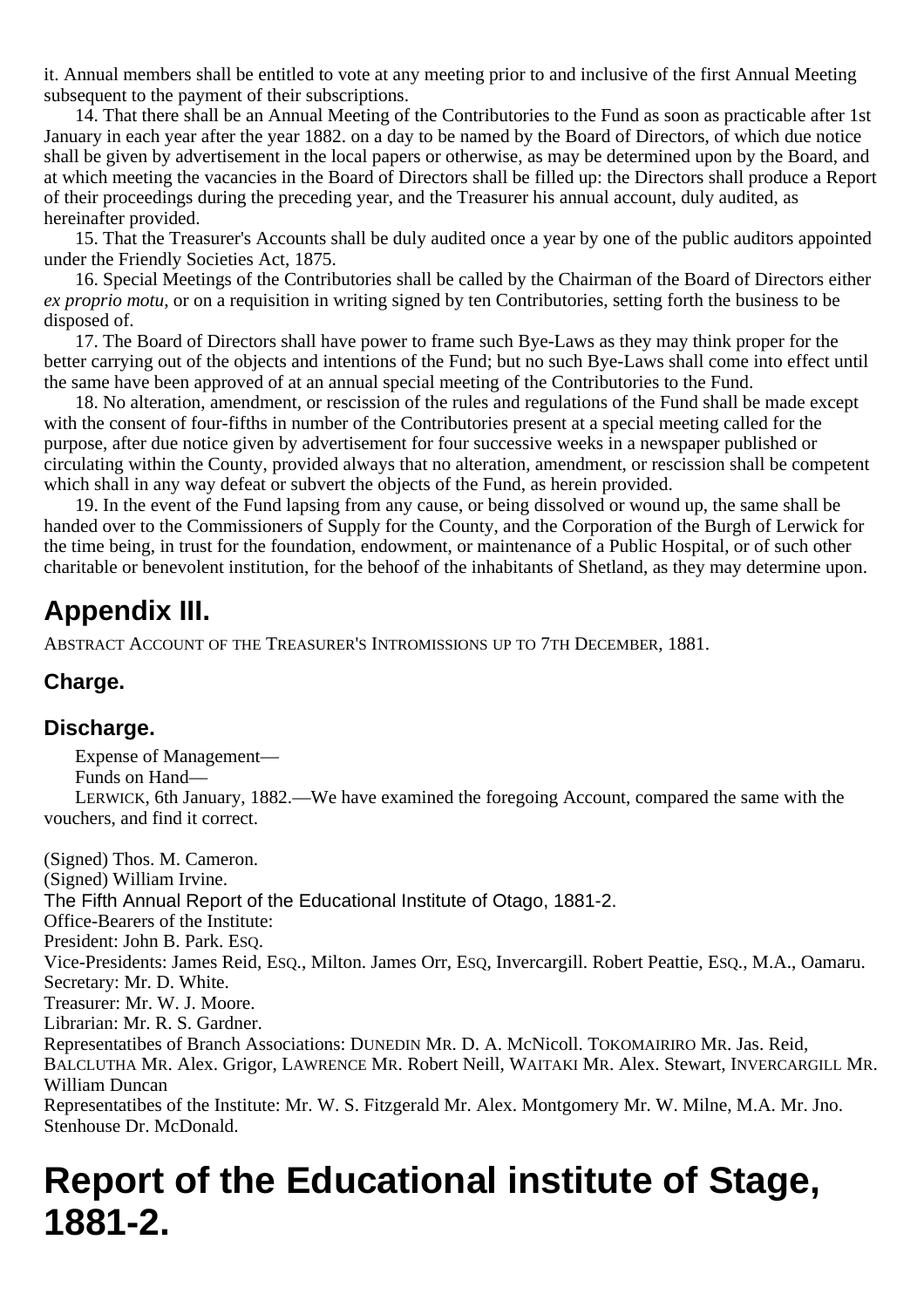it. Annual members shall be entitled to vote at any meeting prior to and inclusive of the first Annual Meeting subsequent to the payment of their subscriptions.

14. That there shall be an Annual Meeting of the Contributories to the Fund as soon as practicable after 1st January in each year after the year 1882. on a day to be named by the Board of Directors, of which due notice shall be given by advertisement in the local papers or otherwise, as may be determined upon by the Board, and at which meeting the vacancies in the Board of Directors shall be filled up: the Directors shall produce a Report of their proceedings during the preceding year, and the Treasurer his annual account, duly audited, as hereinafter provided.

15. That the Treasurer's Accounts shall be duly audited once a year by one of the public auditors appointed under the Friendly Societies Act, 1875.

16. Special Meetings of the Contributories shall be called by the Chairman of the Board of Directors either *ex proprio motu*, or on a requisition in writing signed by ten Contributories, setting forth the business to be disposed of.

17. The Board of Directors shall have power to frame such Bye-Laws as they may think proper for the better carrying out of the objects and intentions of the Fund; but no such Bye-Laws shall come into effect until the same have been approved of at an annual special meeting of the Contributories to the Fund.

18. No alteration, amendment, or rescission of the rules and regulations of the Fund shall be made except with the consent of four-fifths in number of the Contributories present at a special meeting called for the purpose, after due notice given by advertisement for four successive weeks in a newspaper published or circulating within the County, provided always that no alteration, amendment, or rescission shall be competent which shall in any way defeat or subvert the objects of the Fund, as herein provided.

19. In the event of the Fund lapsing from any cause, or being dissolved or wound up, the same shall be handed over to the Commissioners of Supply for the County, and the Corporation of the Burgh of Lerwick for the time being, in trust for the foundation, endowment, or maintenance of a Public Hospital, or of such other charitable or benevolent institution, for the behoof of the inhabitants of Shetland, as they may determine upon.

## Appendix III.

ABSTRACT ACCOUNT OF THE TREASURER'S INTROMISSIONS UP TO 7TH DECEMBER, 1881.

### Charge.

### Discharge.

Expense of Management—

Funds on Hand—

LERWICK, 6th January, 1882.—We have examined the foregoing Account, compared the same with the vouchers, and find it correct.

(Signed) Thos. M. Cameron.
(Signed) William Irvine.

The Fifth Annual Report of the Educational Institute of Otago, 1881-2.

Office-Bearers of the Institute:

President: John B. Park. ESQ.

Vice-Presidents: James Reid, ESQ., Milton. James Orr, ESQ, Invercargill. Robert Peattie, ESQ., M.A., Oamaru.

Secretary: Mr. D. White.

Treasurer: Mr. W. J. Moore.

Librarian: Mr. R. S. Gardner.

Representatibes of Branch Associations: DUNEDIN MR. D. A. McNicoll. TOKOMAIRIRO MR. Jas. Reid, BALCLUTHA MR. Alex. Grigor, LAWRENCE MR. Robert Neill, WAITAKI MR. Alex. Stewart, INVERCARGILL MR. William Duncan

Representatibes of the Institute: Mr. W. S. Fitzgerald Mr. Alex. Montgomery Mr. W. Milne, M.A. Mr. Jno. Stenhouse Dr. McDonald.

# Report of the Educational institute of Stage, 1881-2.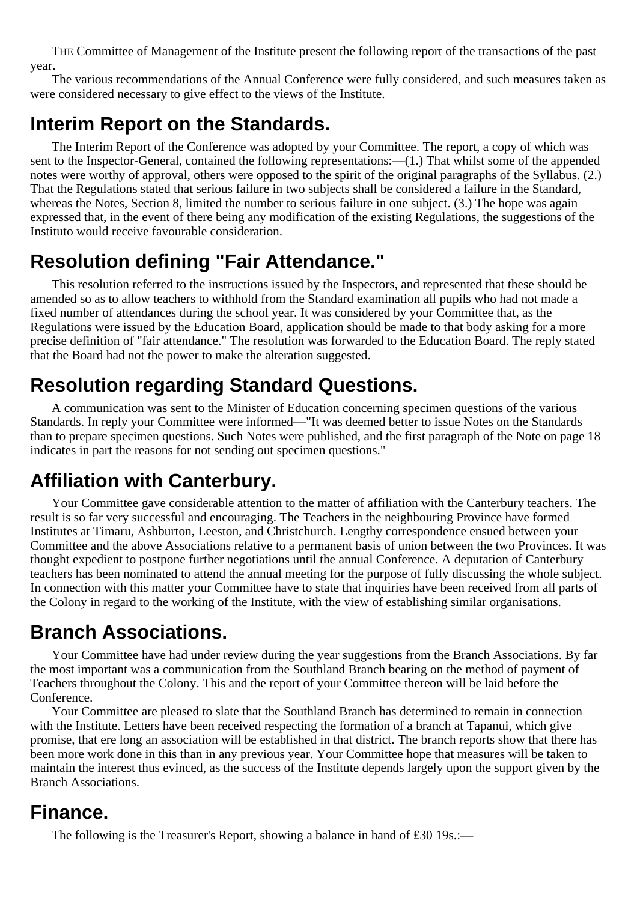THE Committee of Management of the Institute present the following report of the transactions of the past year.

The various recommendations of the Annual Conference were fully considered, and such measures taken as were considered necessary to give effect to the views of the Institute.

## Interim Report on the Standards.

The Interim Report of the Conference was adopted by your Committee. The report, a copy of which was sent to the Inspector-General, contained the following representations:—(1.) That whilst some of the appended notes were worthy of approval, others were opposed to the spirit of the original paragraphs of the Syllabus. (2.) That the Regulations stated that serious failure in two subjects shall be considered a failure in the Standard, whereas the Notes, Section 8, limited the number to serious failure in one subject. (3.) The hope was again expressed that, in the event of there being any modification of the existing Regulations, the suggestions of the Instituto would receive favourable consideration.

## Resolution defining "Fair Attendance."

This resolution referred to the instructions issued by the Inspectors, and represented that these should be amended so as to allow teachers to withhold from the Standard examination all pupils who had not made a fixed number of attendances during the school year. It was considered by your Committee that, as the Regulations were issued by the Education Board, application should be made to that body asking for a more precise definition of "fair attendance." The resolution was forwarded to the Education Board. The reply stated that the Board had not the power to make the alteration suggested.

## Resolution regarding Standard Questions.

A communication was sent to the Minister of Education concerning specimen questions of the various Standards. In reply your Committee were informed—"It was deemed better to issue Notes on the Standards than to prepare specimen questions. Such Notes were published, and the first paragraph of the Note on page 18 indicates in part the reasons for not sending out specimen questions."

## Affiliation with Canterbury.

Your Committee gave considerable attention to the matter of affiliation with the Canterbury teachers. The result is so far very successful and encouraging. The Teachers in the neighbouring Province have formed Institutes at Timaru, Ashburton, Leeston, and Christchurch. Lengthy correspondence ensued between your Committee and the above Associations relative to a permanent basis of union between the two Provinces. It was thought expedient to postpone further negotiations until the annual Conference. A deputation of Canterbury teachers has been nominated to attend the annual meeting for the purpose of fully discussing the whole subject. In connection with this matter your Committee have to state that inquiries have been received from all parts of the Colony in regard to the working of the Institute, with the view of establishing similar organisations.

## Branch Associations.

Your Committee have had under review during the year suggestions from the Branch Associations. By far the most important was a communication from the Southland Branch bearing on the method of payment of Teachers throughout the Colony. This and the report of your Committee thereon will be laid before the Conference.

Your Committee are pleased to slate that the Southland Branch has determined to remain in connection with the Institute. Letters have been received respecting the formation of a branch at Tapanui, which give promise, that ere long an association will be established in that district. The branch reports show that there has been more work done in this than in any previous year. Your Committee hope that measures will be taken to maintain the interest thus evinced, as the success of the Institute depends largely upon the support given by the Branch Associations.

## Finance.

The following is the Treasurer's Report, showing a balance in hand of £30 19s.:—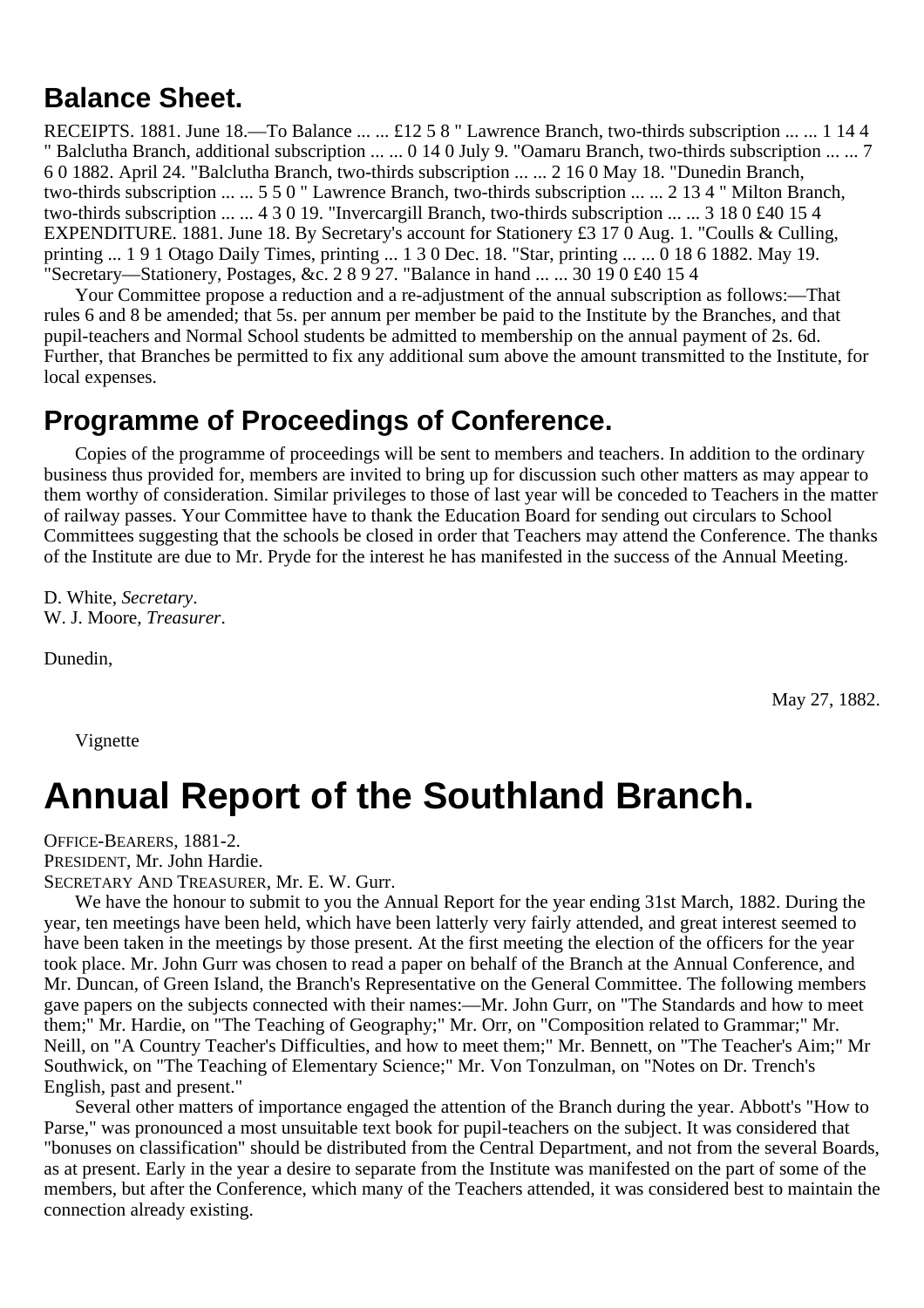## Balance Sheet.

RECEIPTS. 1881. June 18.—To Balance ... ... £12 5 8 " Lawrence Branch, two-thirds subscription ... ... 1 14 4 " Balclutha Branch, additional subscription ... ... 0 14 0 July 9. "Oamaru Branch, two-thirds subscription ... ... 7 6 0 1882. April 24. "Balclutha Branch, two-thirds subscription ... ... 2 16 0 May 18. "Dunedin Branch, two-thirds subscription ... ... 5 5 0 " Lawrence Branch, two-thirds subscription ... ... 2 13 4 " Milton Branch, two-thirds subscription ... ... 4 3 0 19. "Invercargill Branch, two-thirds subscription ... ... 3 18 0 £40 15 4 EXPENDITURE. 1881. June 18. By Secretary's account for Stationery £3 17 0 Aug. 1. "Coulls & Culling, printing ... 1 9 1 Otago Daily Times, printing ... 1 3 0 Dec. 18. "Star, printing ... ... 0 18 6 1882. May 19. "Secretary—Stationery, Postages, &c. 2 8 9 27. "Balance in hand ... ... 30 19 0 £40 15 4

Your Committee propose a reduction and a re-adjustment of the annual subscription as follows:—That rules 6 and 8 be amended; that 5s. per annum per member be paid to the Institute by the Branches, and that pupil-teachers and Normal School students be admitted to membership on the annual payment of 2s. 6d. Further, that Branches be permitted to fix any additional sum above the amount transmitted to the Institute, for local expenses.

## Programme of Proceedings of Conference.

Copies of the programme of proceedings will be sent to members and teachers. In addition to the ordinary business thus provided for, members are invited to bring up for discussion such other matters as may appear to them worthy of consideration. Similar privileges to those of last year will be conceded to Teachers in the matter of railway passes. Your Committee have to thank the Education Board for sending out circulars to School Committees suggesting that the schools be closed in order that Teachers may attend the Conference. The thanks of the Institute are due to Mr. Pryde for the interest he has manifested in the success of the Annual Meeting.

D. White, *Secretary*.
W. J. Moore, *Treasurer*.

Dunedin,

May 27, 1882.

Vignette

# Annual Report of the Southland Branch.

OFFICE-BEARERS, 1881-2.
PRESIDENT, Mr. John Hardie.
SECRETARY AND TREASURER, Mr. E. W. Gurr.

We have the honour to submit to you the Annual Report for the year ending 31st March, 1882. During the year, ten meetings have been held, which have been latterly very fairly attended, and great interest seemed to have been taken in the meetings by those present. At the first meeting the election of the officers for the year took place. Mr. John Gurr was chosen to read a paper on behalf of the Branch at the Annual Conference, and Mr. Duncan, of Green Island, the Branch's Representative on the General Committee. The following members gave papers on the subjects connected with their names:—Mr. John Gurr, on "The Standards and how to meet them;" Mr. Hardie, on "The Teaching of Geography;" Mr. Orr, on "Composition related to Grammar;" Mr. Neill, on "A Country Teacher's Difficulties, and how to meet them;" Mr. Bennett, on "The Teacher's Aim;" Mr Southwick, on "The Teaching of Elementary Science;" Mr. Von Tonzulman, on "Notes on Dr. Trench's English, past and present."

Several other matters of importance engaged the attention of the Branch during the year. Abbott's "How to Parse," was pronounced a most unsuitable text book for pupil-teachers on the subject. It was considered that "bonuses on classification" should be distributed from the Central Department, and not from the several Boards, as at present. Early in the year a desire to separate from the Institute was manifested on the part of some of the members, but after the Conference, which many of the Teachers attended, it was considered best to maintain the connection already existing.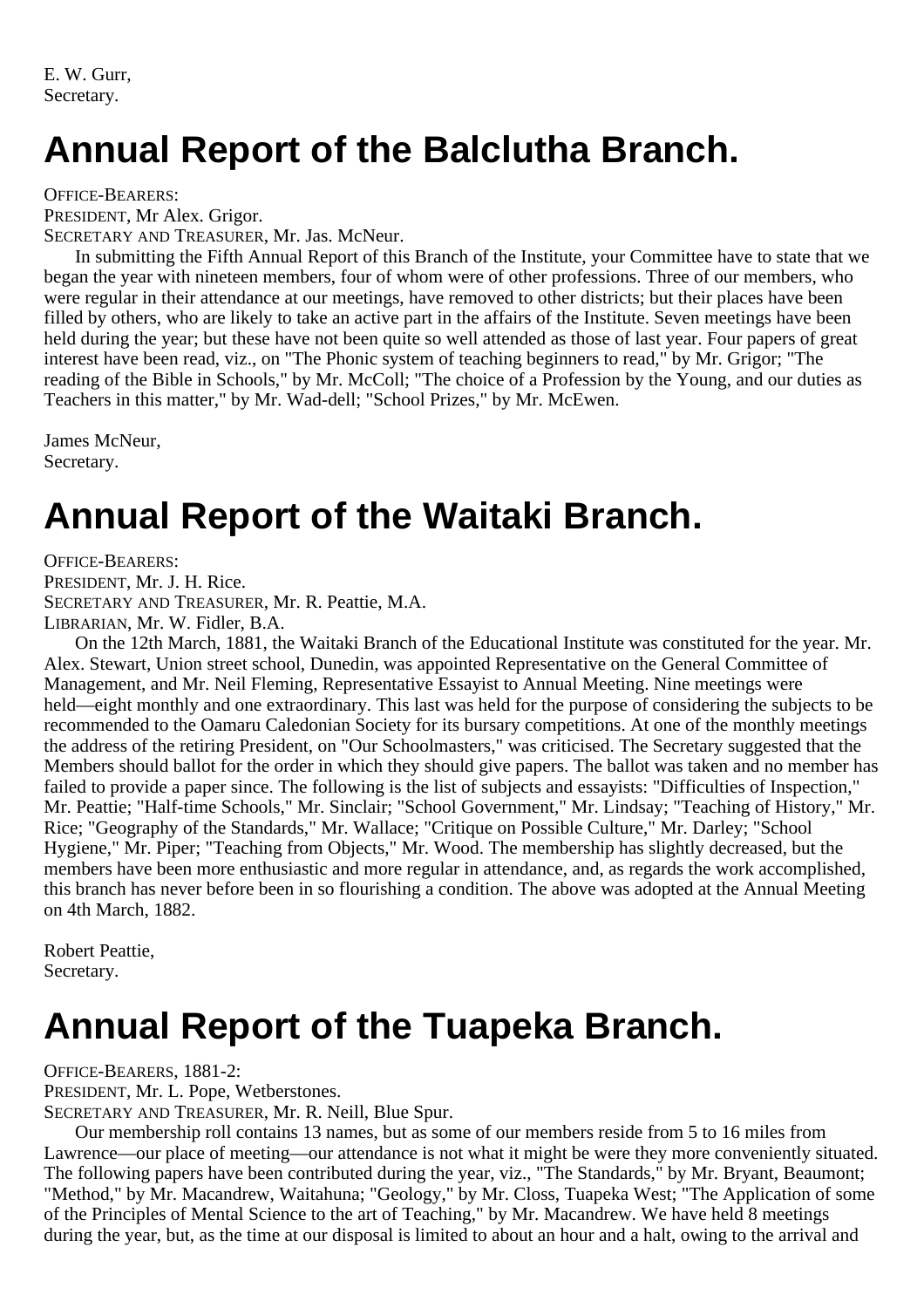E. W. Gurr,
Secretary.

# Annual Report of the Balclutha Branch.

OFFICE-BEARERS:
PRESIDENT, Mr Alex. Grigor.
SECRETARY AND TREASURER, Mr. Jas. McNeur.

In submitting the Fifth Annual Report of this Branch of the Institute, your Committee have to state that we began the year with nineteen members, four of whom were of other professions. Three of our members, who were regular in their attendance at our meetings, have removed to other districts; but their places have been filled by others, who are likely to take an active part in the affairs of the Institute. Seven meetings have been held during the year; but these have not been quite so well attended as those of last year. Four papers of great interest have been read, viz., on "The Phonic system of teaching beginners to read," by Mr. Grigor; "The reading of the Bible in Schools," by Mr. McColl; "The choice of a Profession by the Young, and our duties as Teachers in this matter," by Mr. Wad-dell; "School Prizes," by Mr. McEwen.

James McNeur,
Secretary.

# Annual Report of the Waitaki Branch.

OFFICE-BEARERS:
PRESIDENT, Mr. J. H. Rice.
SECRETARY AND TREASURER, Mr. R. Peattie, M.A.
LIBRARIAN, Mr. W. Fidler, B.A.

On the 12th March, 1881, the Waitaki Branch of the Educational Institute was constituted for the year. Mr. Alex. Stewart, Union street school, Dunedin, was appointed Representative on the General Committee of Management, and Mr. Neil Fleming, Representative Essayist to Annual Meeting. Nine meetings were held—eight monthly and one extraordinary. This last was held for the purpose of considering the subjects to be recommended to the Oamaru Caledonian Society for its bursary competitions. At one of the monthly meetings the address of the retiring President, on "Our Schoolmasters," was criticised. The Secretary suggested that the Members should ballot for the order in which they should give papers. The ballot was taken and no member has failed to provide a paper since. The following is the list of subjects and essayists: "Difficulties of Inspection," Mr. Peattie; "Half-time Schools," Mr. Sinclair; "School Government," Mr. Lindsay; "Teaching of History," Mr. Rice; "Geography of the Standards," Mr. Wallace; "Critique on Possible Culture," Mr. Darley; "School Hygiene," Mr. Piper; "Teaching from Objects," Mr. Wood. The membership has slightly decreased, but the members have been more enthusiastic and more regular in attendance, and, as regards the work accomplished, this branch has never before been in so flourishing a condition. The above was adopted at the Annual Meeting on 4th March, 1882.

Robert Peattie,
Secretary.

# Annual Report of the Tuapeka Branch.

OFFICE-BEARERS, 1881-2:
PRESIDENT, Mr. L. Pope, Wetberstones.
SECRETARY AND TREASURER, Mr. R. Neill, Blue Spur.

Our membership roll contains 13 names, but as some of our members reside from 5 to 16 miles from Lawrence—our place of meeting—our attendance is not what it might be were they more conveniently situated. The following papers have been contributed during the year, viz., "The Standards," by Mr. Bryant, Beaumont; "Method," by Mr. Macandrew, Waitahuna; "Geology," by Mr. Closs, Tuapeka West; "The Application of some of the Principles of Mental Science to the art of Teaching," by Mr. Macandrew. We have held 8 meetings during the year, but, as the time at our disposal is limited to about an hour and a halt, owing to the arrival and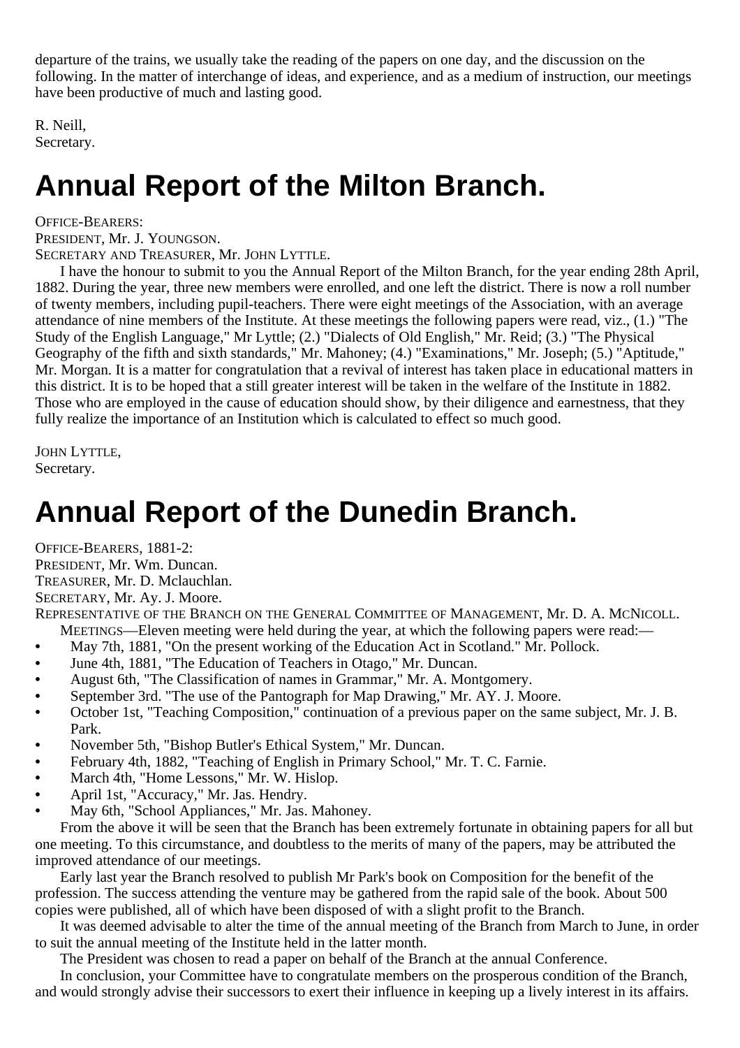departure of the trains, we usually take the reading of the papers on one day, and the discussion on the following. In the matter of interchange of ideas, and experience, and as a medium of instruction, our meetings have been productive of much and lasting good.

R. Neill,
Secretary.

# Annual Report of the Milton Branch.

OFFICE-BEARERS:
PRESIDENT, Mr. J. YOUNGSON.
SECRETARY AND TREASURER, Mr. JOHN LYTTLE.

I have the honour to submit to you the Annual Report of the Milton Branch, for the year ending 28th April, 1882. During the year, three new members were enrolled, and one left the district. There is now a roll number of twenty members, including pupil-teachers. There were eight meetings of the Association, with an average attendance of nine members of the Institute. At these meetings the following papers were read, viz., (1.) "The Study of the English Language," Mr Lyttle; (2.) "Dialects of Old English," Mr. Reid; (3.) "The Physical Geography of the fifth and sixth standards," Mr. Mahoney; (4.) "Examinations," Mr. Joseph; (5.) "Aptitude," Mr. Morgan. It is a matter for congratulation that a revival of interest has taken place in educational matters in this district. It is to be hoped that a still greater interest will be taken in the welfare of the Institute in 1882. Those who are employed in the cause of education should show, by their diligence and earnestness, that they fully realize the importance of an Institution which is calculated to effect so much good.

JOHN LYTTLE,
Secretary.

# Annual Report of the Dunedin Branch.

OFFICE-BEARERS, 1881-2:
PRESIDENT, Mr. Wm. Duncan.
TREASURER, Mr. D. Mclauchlan.
SECRETARY, Mr. Ay. J. Moore.
REPRESENTATIVE OF THE BRANCH ON THE GENERAL COMMITTEE OF MANAGEMENT, Mr. D. A. MCNICOLL.

MEETINGS—Eleven meeting were held during the year, at which the following papers were read:—

- May 7th, 1881, "On the present working of the Education Act in Scotland." Mr. Pollock.
- June 4th, 1881, "The Education of Teachers in Otago," Mr. Duncan.
- August 6th, "The Classification of names in Grammar," Mr. A. Montgomery.
- September 3rd. "The use of the Pantograph for Map Drawing," Mr. AY. J. Moore.
- October 1st, "Teaching Composition," continuation of a previous paper on the same subject, Mr. J. B. Park.
- November 5th, "Bishop Butler's Ethical System," Mr. Duncan.
- February 4th, 1882, "Teaching of English in Primary School," Mr. T. C. Farnie.
- March 4th, "Home Lessons," Mr. W. Hislop.
- April 1st, "Accuracy," Mr. Jas. Hendry.
- May 6th, "School Appliances," Mr. Jas. Mahoney.

From the above it will be seen that the Branch has been extremely fortunate in obtaining papers for all but one meeting. To this circumstance, and doubtless to the merits of many of the papers, may be attributed the improved attendance of our meetings.

Early last year the Branch resolved to publish Mr Park's book on Composition for the benefit of the profession. The success attending the venture may be gathered from the rapid sale of the book. About 500 copies were published, all of which have been disposed of with a slight profit to the Branch.

It was deemed advisable to alter the time of the annual meeting of the Branch from March to June, in order to suit the annual meeting of the Institute held in the latter month.

The President was chosen to read a paper on behalf of the Branch at the annual Conference.

In conclusion, your Committee have to congratulate members on the prosperous condition of the Branch, and would strongly advise their successors to exert their influence in keeping up a lively interest in its affairs.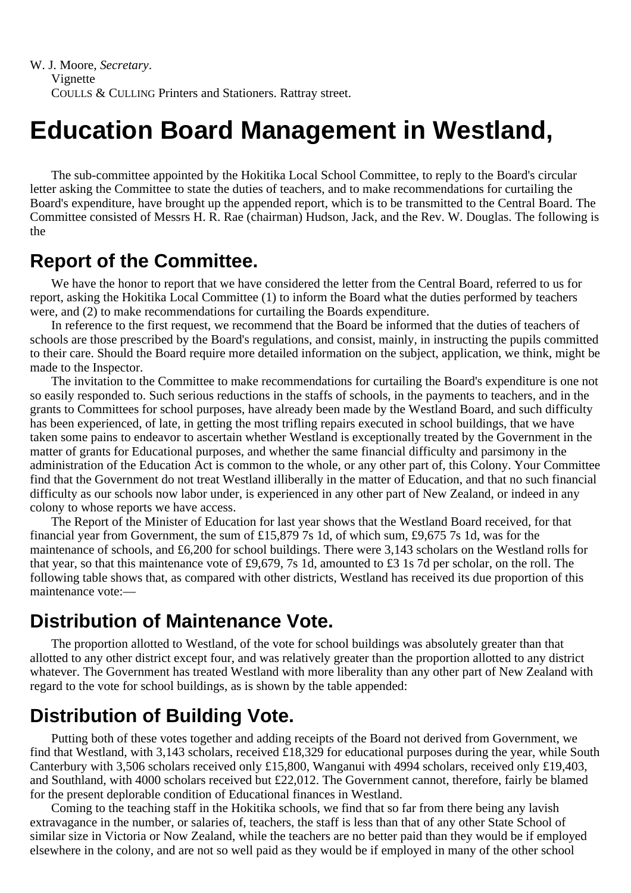W. J. Moore, *Secretary*.

Vignette

COULLS & CULLING Printers and Stationers. Rattray street.

# Education Board Management in Westland,

The sub-committee appointed by the Hokitika Local School Committee, to reply to the Board's circular letter asking the Committee to state the duties of teachers, and to make recommendations for curtailing the Board's expenditure, have brought up the appended report, which is to be transmitted to the Central Board. The Committee consisted of Messrs H. R. Rae (chairman) Hudson, Jack, and the Rev. W. Douglas. The following is the

## Report of the Committee.

We have the honor to report that we have considered the letter from the Central Board, referred to us for report, asking the Hokitika Local Committee (1) to inform the Board what the duties performed by teachers were, and (2) to make recommendations for curtailing the Boards expenditure.

In reference to the first request, we recommend that the Board be informed that the duties of teachers of schools are those prescribed by the Board's regulations, and consist, mainly, in instructing the pupils committed to their care. Should the Board require more detailed information on the subject, application, we think, might be made to the Inspector.

The invitation to the Committee to make recommendations for curtailing the Board's expenditure is one not so easily responded to. Such serious reductions in the staffs of schools, in the payments to teachers, and in the grants to Committees for school purposes, have already been made by the Westland Board, and such difficulty has been experienced, of late, in getting the most trifling repairs executed in school buildings, that we have taken some pains to endeavor to ascertain whether Westland is exceptionally treated by the Government in the matter of grants for Educational purposes, and whether the same financial difficulty and parsimony in the administration of the Education Act is common to the whole, or any other part of, this Colony. Your Committee find that the Government do not treat Westland illiberally in the matter of Education, and that no such financial difficulty as our schools now labor under, is experienced in any other part of New Zealand, or indeed in any colony to whose reports we have access.

The Report of the Minister of Education for last year shows that the Westland Board received, for that financial year from Government, the sum of £15,879 7s 1d, of which sum, £9,675 7s 1d, was for the maintenance of schools, and £6,200 for school buildings. There were 3,143 scholars on the Westland rolls for that year, so that this maintenance vote of £9,679, 7s 1d, amounted to £3 1s 7d per scholar, on the roll. The following table shows that, as compared with other districts, Westland has received its due proportion of this maintenance vote:—

## Distribution of Maintenance Vote.

The proportion allotted to Westland, of the vote for school buildings was absolutely greater than that allotted to any other district except four, and was relatively greater than the proportion allotted to any district whatever. The Government has treated Westland with more liberality than any other part of New Zealand with regard to the vote for school buildings, as is shown by the table appended:

## Distribution of Building Vote.

Putting both of these votes together and adding receipts of the Board not derived from Government, we find that Westland, with 3,143 scholars, received £18,329 for educational purposes during the year, while South Canterbury with 3,506 scholars received only £15,800, Wanganui with 4994 scholars, received only £19,403, and Southland, with 4000 scholars received but £22,012. The Government cannot, therefore, fairly be blamed for the present deplorable condition of Educational finances in Westland.

Coming to the teaching staff in the Hokitika schools, we find that so far from there being any lavish extravagance in the number, or salaries of, teachers, the staff is less than that of any other State School of similar size in Victoria or Now Zealand, while the teachers are no better paid than they would be if employed elsewhere in the colony, and are not so well paid as they would be if employed in many of the other school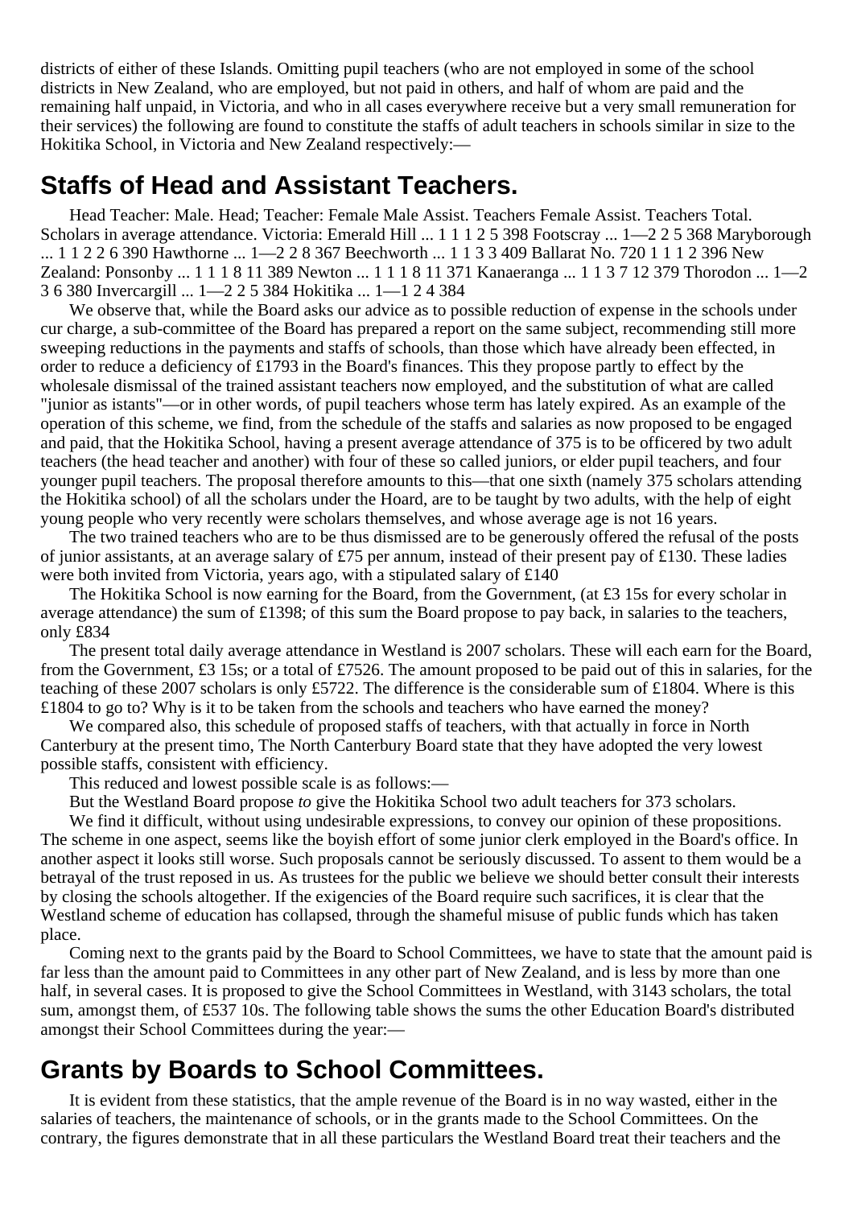districts of either of these Islands. Omitting pupil teachers (who are not employed in some of the school districts in New Zealand, who are employed, but not paid in others, and half of whom are paid and the remaining half unpaid, in Victoria, and who in all cases everywhere receive but a very small remuneration for their services) the following are found to constitute the staffs of adult teachers in schools similar in size to the Hokitika School, in Victoria and New Zealand respectively:—

## Staffs of Head and Assistant Teachers.

Head Teacher: Male. Head; Teacher: Female Male Assist. Teachers Female Assist. Teachers Total. Scholars in average attendance. Victoria: Emerald Hill ... 1 1 1 2 5 398 Footscray ... 1—2 2 5 368 Maryborough ... 1 1 2 2 6 390 Hawthorne ... 1—2 2 8 367 Beechworth ... 1 1 3 3 409 Ballarat No. 720 1 1 1 2 396 New Zealand: Ponsonby ... 1 1 1 8 11 389 Newton ... 1 1 1 8 11 371 Kanaeranga ... 1 1 3 7 12 379 Thorodon ... 1—2 3 6 380 Invercargill ... 1—2 2 5 384 Hokitika ... 1—1 2 4 384

We observe that, while the Board asks our advice as to possible reduction of expense in the schools under cur charge, a sub-committee of the Board has prepared a report on the same subject, recommending still more sweeping reductions in the payments and staffs of schools, than those which have already been effected, in order to reduce a deficiency of £1793 in the Board's finances. This they propose partly to effect by the wholesale dismissal of the trained assistant teachers now employed, and the substitution of what are called "junior as istants"—or in other words, of pupil teachers whose term has lately expired. As an example of the operation of this scheme, we find, from the schedule of the staffs and salaries as now proposed to be engaged and paid, that the Hokitika School, having a present average attendance of 375 is to be officered by two adult teachers (the head teacher and another) with four of these so called juniors, or elder pupil teachers, and four younger pupil teachers. The proposal therefore amounts to this—that one sixth (namely 375 scholars attending the Hokitika school) of all the scholars under the Hoard, are to be taught by two adults, with the help of eight young people who very recently were scholars themselves, and whose average age is not 16 years.

The two trained teachers who are to be thus dismissed are to be generously offered the refusal of the posts of junior assistants, at an average salary of £75 per annum, instead of their present pay of £130. These ladies were both invited from Victoria, years ago, with a stipulated salary of £140

The Hokitika School is now earning for the Board, from the Government, (at £3 15s for every scholar in average attendance) the sum of £1398; of this sum the Board propose to pay back, in salaries to the teachers, only £834

The present total daily average attendance in Westland is 2007 scholars. These will each earn for the Board, from the Government, £3 15s; or a total of £7526. The amount proposed to be paid out of this in salaries, for the teaching of these 2007 scholars is only £5722. The difference is the considerable sum of £1804. Where is this £1804 to go to? Why is it to be taken from the schools and teachers who have earned the money?

We compared also, this schedule of proposed staffs of teachers, with that actually in force in North Canterbury at the present timo, The North Canterbury Board state that they have adopted the very lowest possible staffs, consistent with efficiency.

This reduced and lowest possible scale is as follows:—

But the Westland Board propose *to* give the Hokitika School two adult teachers for 373 scholars.

We find it difficult, without using undesirable expressions, to convey our opinion of these propositions. The scheme in one aspect, seems like the boyish effort of some junior clerk employed in the Board's office. In another aspect it looks still worse. Such proposals cannot be seriously discussed. To assent to them would be a betrayal of the trust reposed in us. As trustees for the public we believe we should better consult their interests by closing the schools altogether. If the exigencies of the Board require such sacrifices, it is clear that the Westland scheme of education has collapsed, through the shameful misuse of public funds which has taken place.

Coming next to the grants paid by the Board to School Committees, we have to state that the amount paid is far less than the amount paid to Committees in any other part of New Zealand, and is less by more than one half, in several cases. It is proposed to give the School Committees in Westland, with 3143 scholars, the total sum, amongst them, of £537 10s. The following table shows the sums the other Education Board's distributed amongst their School Committees during the year:—

## Grants by Boards to School Committees.

It is evident from these statistics, that the ample revenue of the Board is in no way wasted, either in the salaries of teachers, the maintenance of schools, or in the grants made to the School Committees. On the contrary, the figures demonstrate that in all these particulars the Westland Board treat their teachers and the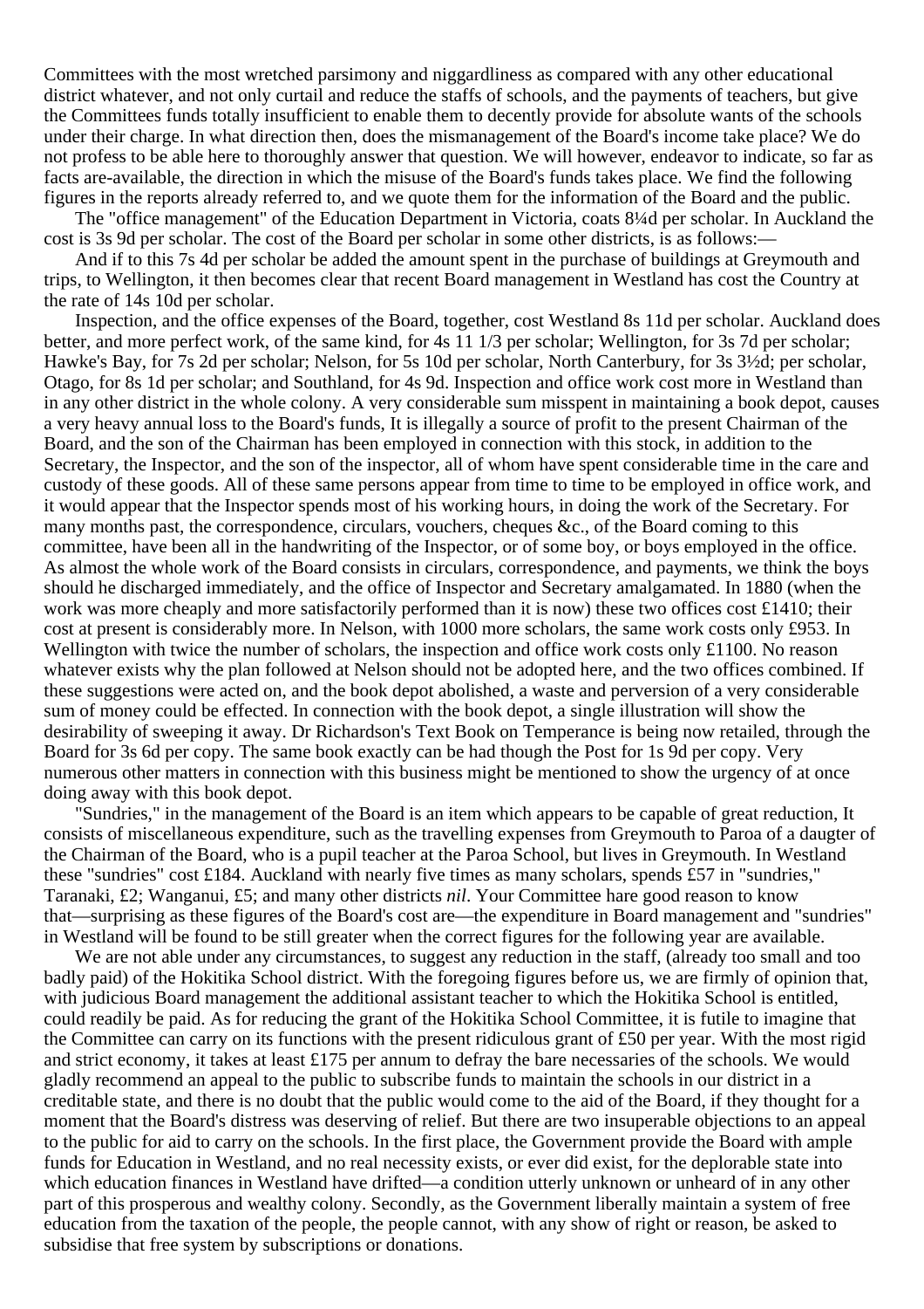Committees with the most wretched parsimony and niggardliness as compared with any other educational district whatever, and not only curtail and reduce the staffs of schools, and the payments of teachers, but give the Committees funds totally insufficient to enable them to decently provide for absolute wants of the schools under their charge. In what direction then, does the mismanagement of the Board's income take place? We do not profess to be able here to thoroughly answer that question. We will however, endeavor to indicate, so far as facts are-available, the direction in which the misuse of the Board's funds takes place. We find the following figures in the reports already referred to, and we quote them for the information of the Board and the public.

The "office management" of the Education Department in Victoria, coats 8¼d per scholar. In Auckland the cost is 3s 9d per scholar. The cost of the Board per scholar in some other districts, is as follows:—

And if to this 7s 4d per scholar be added the amount spent in the purchase of buildings at Greymouth and trips, to Wellington, it then becomes clear that recent Board management in Westland has cost the Country at the rate of 14s 10d per scholar.

Inspection, and the office expenses of the Board, together, cost Westland 8s 11d per scholar. Auckland does better, and more perfect work, of the same kind, for 4s 11 1/3 per scholar; Wellington, for 3s 7d per scholar; Hawke's Bay, for 7s 2d per scholar; Nelson, for 5s 10d per scholar, North Canterbury, for 3s 3½d; per scholar, Otago, for 8s 1d per scholar; and Southland, for 4s 9d. Inspection and office work cost more in Westland than in any other district in the whole colony. A very considerable sum misspent in maintaining a book depot, causes a very heavy annual loss to the Board's funds, It is illegally a source of profit to the present Chairman of the Board, and the son of the Chairman has been employed in connection with this stock, in addition to the Secretary, the Inspector, and the son of the inspector, all of whom have spent considerable time in the care and custody of these goods. All of these same persons appear from time to time to be employed in office work, and it would appear that the Inspector spends most of his working hours, in doing the work of the Secretary. For many months past, the correspondence, circulars, vouchers, cheques &c., of the Board coming to this committee, have been all in the handwriting of the Inspector, or of some boy, or boys employed in the office. As almost the whole work of the Board consists in circulars, correspondence, and payments, we think the boys should he discharged immediately, and the office of Inspector and Secretary amalgamated. In 1880 (when the work was more cheaply and more satisfactorily performed than it is now) these two offices cost £1410; their cost at present is considerably more. In Nelson, with 1000 more scholars, the same work costs only £953. In Wellington with twice the number of scholars, the inspection and office work costs only £1100. No reason whatever exists why the plan followed at Nelson should not be adopted here, and the two offices combined. If these suggestions were acted on, and the book depot abolished, a waste and perversion of a very considerable sum of money could be effected. In connection with the book depot, a single illustration will show the desirability of sweeping it away. Dr Richardson's Text Book on Temperance is being now retailed, through the Board for 3s 6d per copy. The same book exactly can be had though the Post for 1s 9d per copy. Very numerous other matters in connection with this business might be mentioned to show the urgency of at once doing away with this book depot.

"Sundries," in the management of the Board is an item which appears to be capable of great reduction, It consists of miscellaneous expenditure, such as the travelling expenses from Greymouth to Paroa of a daugter of the Chairman of the Board, who is a pupil teacher at the Paroa School, but lives in Greymouth. In Westland these "sundries" cost £184. Auckland with nearly five times as many scholars, spends £57 in "sundries," Taranaki, £2; Wanganui, £5; and many other districts *nil*. Your Committee hare good reason to know that—surprising as these figures of the Board's cost are—the expenditure in Board management and "sundries" in Westland will be found to be still greater when the correct figures for the following year are available.

We are not able under any circumstances, to suggest any reduction in the staff, (already too small and too badly paid) of the Hokitika School district. With the foregoing figures before us, we are firmly of opinion that, with judicious Board management the additional assistant teacher to which the Hokitika School is entitled, could readily be paid. As for reducing the grant of the Hokitika School Committee, it is futile to imagine that the Committee can carry on its functions with the present ridiculous grant of £50 per year. With the most rigid and strict economy, it takes at least £175 per annum to defray the bare necessaries of the schools. We would gladly recommend an appeal to the public to subscribe funds to maintain the schools in our district in a creditable state, and there is no doubt that the public would come to the aid of the Board, if they thought for a moment that the Board's distress was deserving of relief. But there are two insuperable objections to an appeal to the public for aid to carry on the schools. In the first place, the Government provide the Board with ample funds for Education in Westland, and no real necessity exists, or ever did exist, for the deplorable state into which education finances in Westland have drifted—a condition utterly unknown or unheard of in any other part of this prosperous and wealthy colony. Secondly, as the Government liberally maintain a system of free education from the taxation of the people, the people cannot, with any show of right or reason, be asked to subsidise that free system by subscriptions or donations.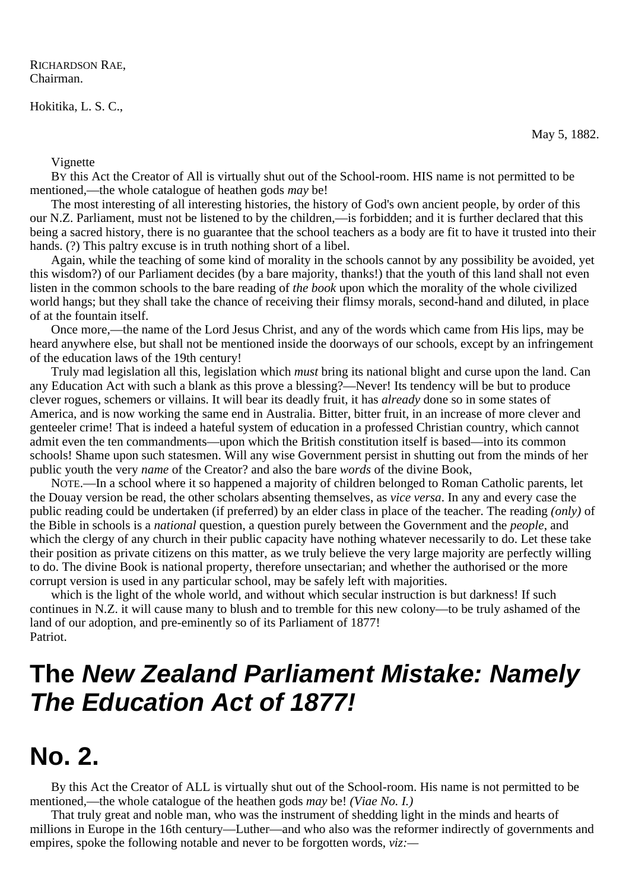RICHARDSON RAE,
Chairman.

Hokitika, L. S. C.,

May 5, 1882.

Vignette

BY this Act the Creator of All is virtually shut out of the School-room. HIS name is not permitted to be mentioned,—the whole catalogue of heathen gods *may* be!

The most interesting of all interesting histories, the history of God's own ancient people, by order of this our N.Z. Parliament, must not be listened to by the children,—is forbidden; and it is further declared that this being a sacred history, there is no guarantee that the school teachers as a body are fit to have it trusted into their hands. (?) This paltry excuse is in truth nothing short of a libel.

Again, while the teaching of some kind of morality in the schools cannot by any possibility be avoided, yet this wisdom?) of our Parliament decides (by a bare majority, thanks!) that the youth of this land shall not even listen in the common schools to the bare reading of *the book* upon which the morality of the whole civilized world hangs; but they shall take the chance of receiving their flimsy morals, second-hand and diluted, in place of at the fountain itself.

Once more,—the name of the Lord Jesus Christ, and any of the words which came from His lips, may be heard anywhere else, but shall not be mentioned inside the doorways of our schools, except by an infringement of the education laws of the 19th century!

Truly mad legislation all this, legislation which *must* bring its national blight and curse upon the land. Can any Education Act with such a blank as this prove a blessing?—Never! Its tendency will be but to produce clever rogues, schemers or villains. It will bear its deadly fruit, it has *already* done so in some states of America, and is now working the same end in Australia. Bitter, bitter fruit, in an increase of more clever and genteeler crime! That is indeed a hateful system of education in a professed Christian country, which cannot admit even the ten commandments—upon which the British constitution itself is based—into its common schools! Shame upon such statesmen. Will any wise Government persist in shutting out from the minds of her public youth the very *name* of the Creator? and also the bare *words* of the divine Book,

NOTE.—In a school where it so happened a majority of children belonged to Roman Catholic parents, let the Douay version be read, the other scholars absenting themselves, as *vice versa*. In any and every case the public reading could be undertaken (if preferred) by an elder class in place of the teacher. The reading *(only)* of the Bible in schools is a *national* question, a question purely between the Government and the *people*, and which the clergy of any church in their public capacity have nothing whatever necessarily to do. Let these take their position as private citizens on this matter, as we truly believe the very large majority are perfectly willing to do. The divine Book is national property, therefore unsectarian; and whether the authorised or the more corrupt version is used in any particular school, may be safely left with majorities.

which is the light of the whole world, and without which secular instruction is but darkness! If such continues in N.Z. it will cause many to blush and to tremble for this new colony—to be truly ashamed of the land of our adoption, and pre-eminently so of its Parliament of 1877!
Patriot.

# The *New Zealand Parliament Mistake: Namely The Education Act of 1877!*

# No. 2.

By this Act the Creator of ALL is virtually shut out of the School-room. His name is not permitted to be mentioned,—the whole catalogue of the heathen gods *may* be! *(Viae No. I.)*

That truly great and noble man, who was the instrument of shedding light in the minds and hearts of millions in Europe in the 16th century—Luther—and who also was the reformer indirectly of governments and empires, spoke the following notable and never to be forgotten words, *viz:*—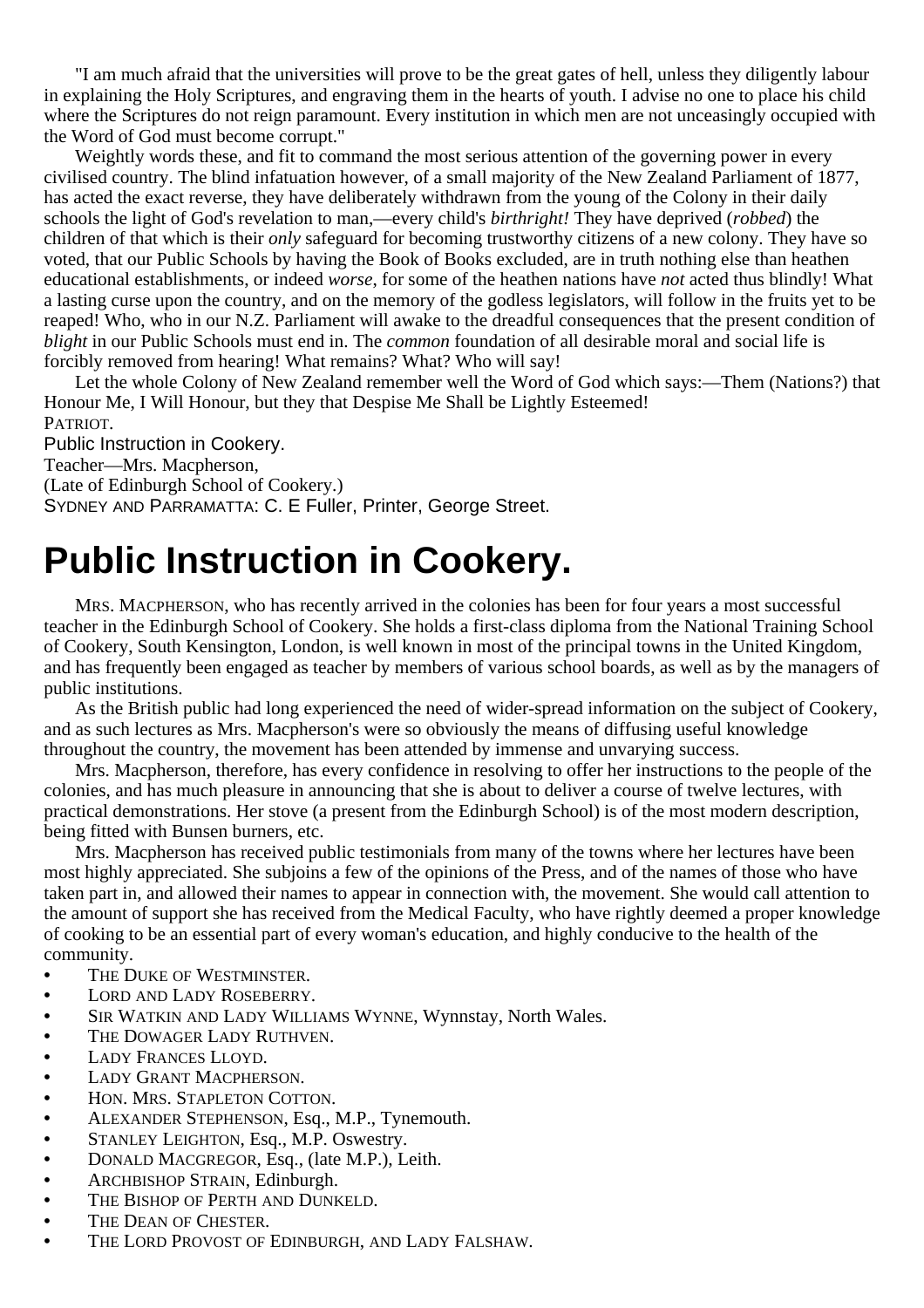"I am much afraid that the universities will prove to be the great gates of hell, unless they diligently labour in explaining the Holy Scriptures, and engraving them in the hearts of youth. I advise no one to place his child where the Scriptures do not reign paramount. Every institution in which men are not unceasingly occupied with the Word of God must become corrupt."

Weightly words these, and fit to command the most serious attention of the governing power in every civilised country. The blind infatuation however, of a small majority of the New Zealand Parliament of 1877, has acted the exact reverse, they have deliberately withdrawn from the young of the Colony in their daily schools the light of God's revelation to man,—every child's *birthright!* They have deprived (*robbed*) the children of that which is their *only* safeguard for becoming trustworthy citizens of a new colony. They have so voted, that our Public Schools by having the Book of Books excluded, are in truth nothing else than heathen educational establishments, or indeed *worse*, for some of the heathen nations have *not* acted thus blindly! What a lasting curse upon the country, and on the memory of the godless legislators, will follow in the fruits yet to be reaped! Who, who in our N.Z. Parliament will awake to the dreadful consequences that the present condition of *blight* in our Public Schools must end in. The *common* foundation of all desirable moral and social life is forcibly removed from hearing! What remains? What? Who will say!

Let the whole Colony of New Zealand remember well the Word of God which says:—Them (Nations?) that Honour Me, I Will Honour, but they that Despise Me Shall be Lightly Esteemed!

PATRIOT.

Public Instruction in Cookery.

Teacher—Mrs. Macpherson,

(Late of Edinburgh School of Cookery.)

SYDNEY AND PARRAMATTA: C. E Fuller, Printer, George Street.

# Public Instruction in Cookery.

MRS. MACPHERSON, who has recently arrived in the colonies has been for four years a most successful teacher in the Edinburgh School of Cookery. She holds a first-class diploma from the National Training School of Cookery, South Kensington, London, is well known in most of the principal towns in the United Kingdom, and has frequently been engaged as teacher by members of various school boards, as well as by the managers of public institutions.

As the British public had long experienced the need of wider-spread information on the subject of Cookery, and as such lectures as Mrs. Macpherson's were so obviously the means of diffusing useful knowledge throughout the country, the movement has been attended by immense and unvarying success.

Mrs. Macpherson, therefore, has every confidence in resolving to offer her instructions to the people of the colonies, and has much pleasure in announcing that she is about to deliver a course of twelve lectures, with practical demonstrations. Her stove (a present from the Edinburgh School) is of the most modern description, being fitted with Bunsen burners, etc.

Mrs. Macpherson has received public testimonials from many of the towns where her lectures have been most highly appreciated. She subjoins a few of the opinions of the Press, and of the names of those who have taken part in, and allowed their names to appear in connection with, the movement. She would call attention to the amount of support she has received from the Medical Faculty, who have rightly deemed a proper knowledge of cooking to be an essential part of every woman's education, and highly conducive to the health of the community.

- THE DUKE OF WESTMINSTER.
- LORD AND LADY ROSEBERRY.
- SIR WATKIN AND LADY WILLIAMS WYNNE, Wynnstay, North Wales.
- THE DOWAGER LADY RUTHVEN.
- LADY FRANCES LLOYD.
- LADY GRANT MACPHERSON.
- HON. MRS. STAPLETON COTTON.
- ALEXANDER STEPHENSON, Esq., M.P., Tynemouth.
- STANLEY LEIGHTON, Esq., M.P. Oswestry.
- DONALD MACGREGOR, Esq., (late M.P.), Leith.
- ARCHBISHOP STRAIN, Edinburgh.
- THE BISHOP OF PERTH AND DUNKELD.
- THE DEAN OF CHESTER.
- THE LORD PROVOST OF EDINBURGH, AND LADY FALSHAW.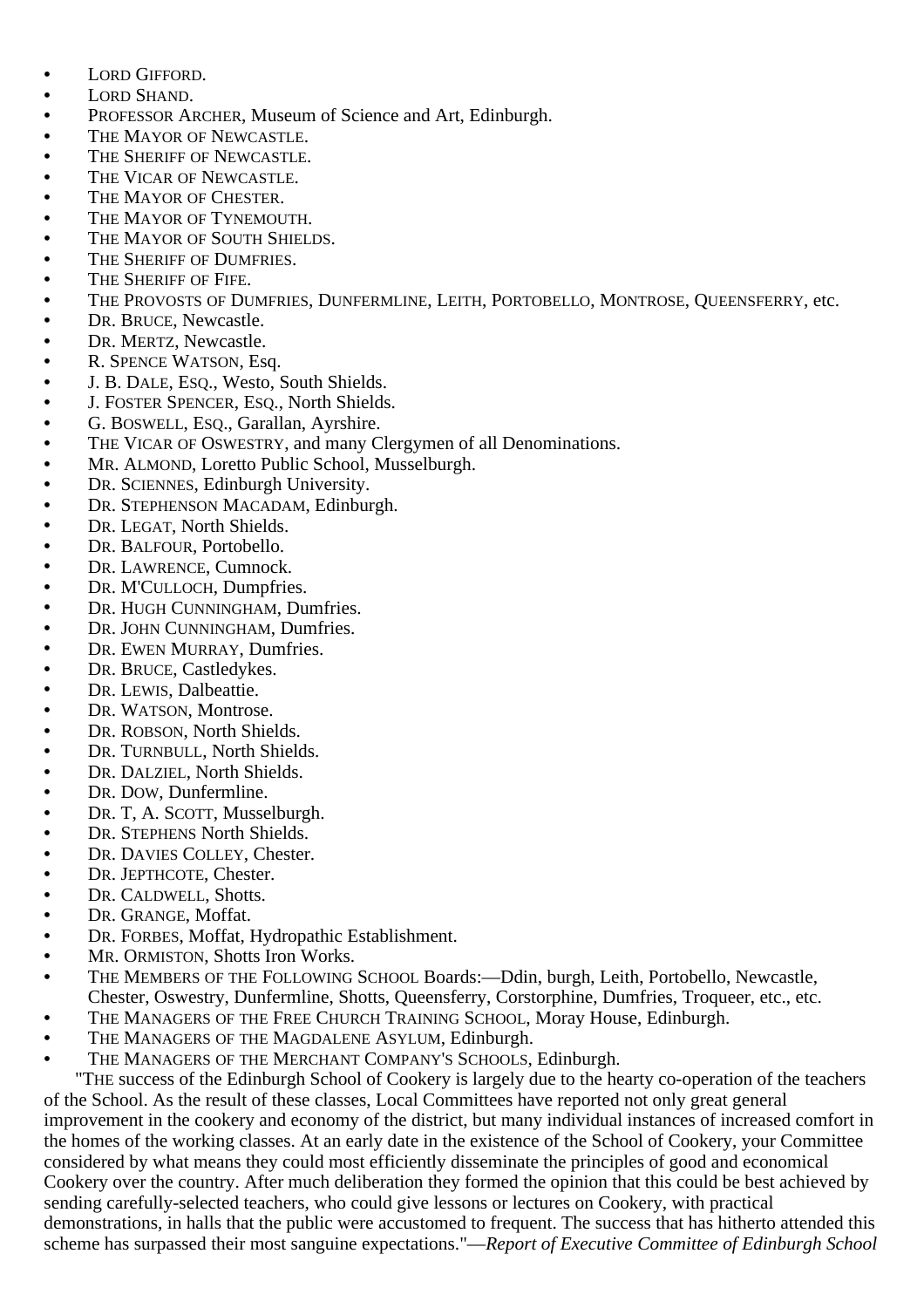- Lord Gifford.
- Lord Shand.
- Professor Archer, Museum of Science and Art, Edinburgh.
- The Mayor of Newcastle.
- The Sheriff of Newcastle.
- The Vicar of Newcastle.
- The Mayor of Chester.
- The Mayor of Tynemouth.
- The Mayor of South Shields.
- The Sheriff of Dumfries.
- The Sheriff of Fife.
- The Provosts of Dumfries, Dunfermline, Leith, Portobello, Montrose, Queensferry, etc.
- Dr. Bruce, Newcastle.
- Dr. Mertz, Newcastle.
- R. Spence Watson, Esq.
- J. B. Dale, Esq., Westo, South Shields.
- J. Foster Spencer, Esq., North Shields.
- G. Boswell, Esq., Garallan, Ayrshire.
- The Vicar of Oswestry, and many Clergymen of all Denominations.
- Mr. Almond, Loretto Public School, Musselburgh.
- Dr. Sciennes, Edinburgh University.
- Dr. Stephenson Macadam, Edinburgh.
- Dr. Legat, North Shields.
- Dr. Balfour, Portobello.
- Dr. Lawrence, Cumnock.
- Dr. M'Culloch, Dumpfries.
- Dr. Hugh Cunningham, Dumfries.
- Dr. John Cunningham, Dumfries.
- Dr. Ewen Murray, Dumfries.
- Dr. Bruce, Castledykes.
- Dr. Lewis, Dalbeattie.
- Dr. Watson, Montrose.
- Dr. Robson, North Shields.
- Dr. Turnbull, North Shields.
- Dr. Dalziel, North Shields.
- Dr. Dow, Dunfermline.
- Dr. T, A. Scott, Musselburgh.
- Dr. Stephens North Shields.
- Dr. Davies Colley, Chester.
- Dr. Jepthcote, Chester.
- Dr. Caldwell, Shotts.
- Dr. Grange, Moffat.
- Dr. Forbes, Moffat, Hydropathic Establishment.
- Mr. Ormiston, Shotts Iron Works.
- The Members of the Following School Boards:—Ddin, burgh, Leith, Portobello, Newcastle, Chester, Oswestry, Dunfermline, Shotts, Queensferry, Corstorphine, Dumfries, Troqueer, etc., etc.
- The Managers of the Free Church Training School, Moray House, Edinburgh.
- The Managers of the Magdalene Asylum, Edinburgh.
- The Managers of the Merchant Company's Schools, Edinburgh.

"The success of the Edinburgh School of Cookery is largely due to the hearty co-operation of the teachers of the School. As the result of these classes, Local Committees have reported not only great general improvement in the cookery and economy of the district, but many individual instances of increased comfort in the homes of the working classes. At an early date in the existence of the School of Cookery, your Committee considered by what means they could most efficiently disseminate the principles of good and economical Cookery over the country. After much deliberation they formed the opinion that this could be best achieved by sending carefully-selected teachers, who could give lessons or lectures on Cookery, with practical demonstrations, in halls that the public were accustomed to frequent. The success that has hitherto attended this scheme has surpassed their most sanguine expectations."—*Report of Executive Committee of Edinburgh School*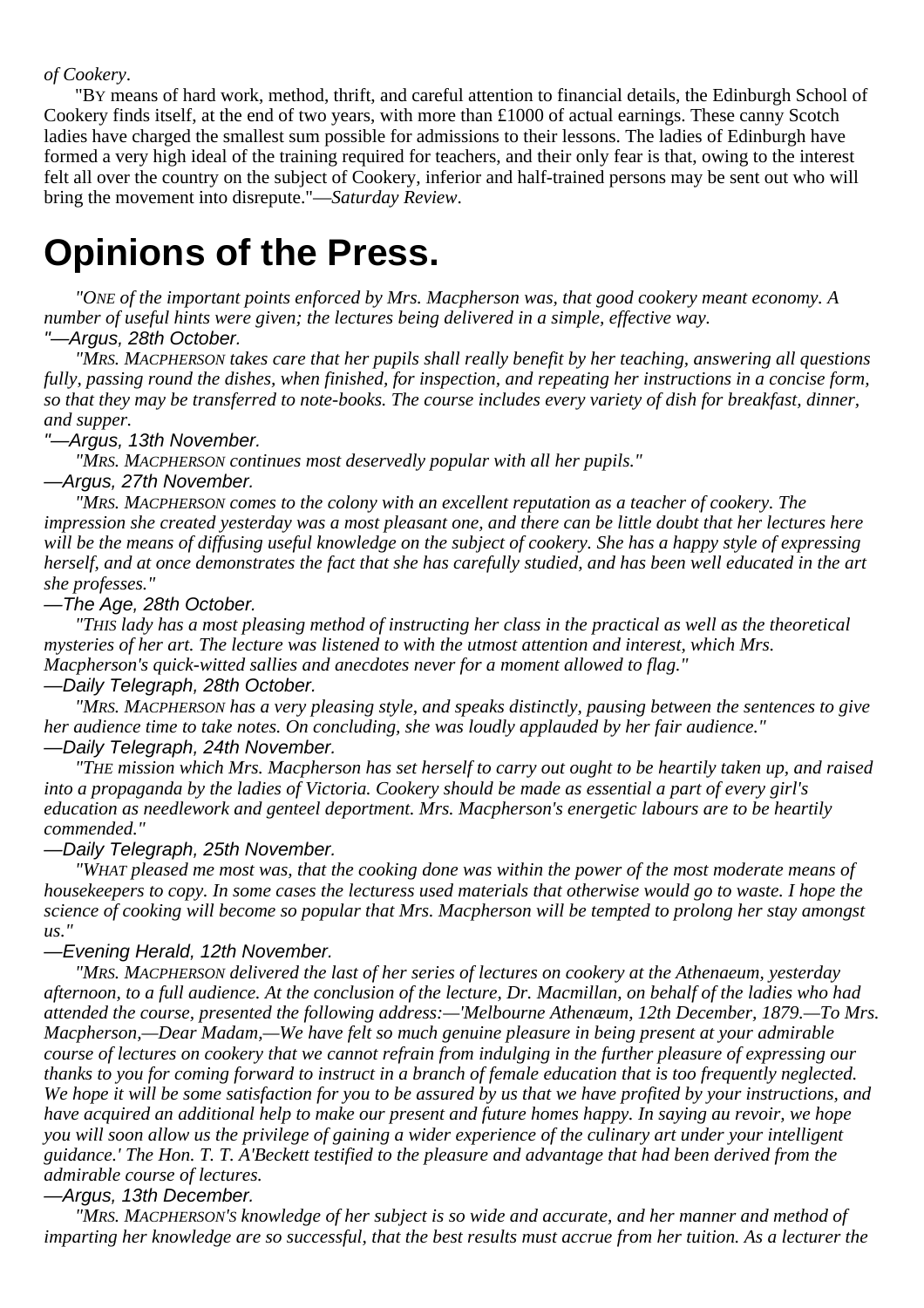*of Cookery*.

"By means of hard work, method, thrift, and careful attention to financial details, the Edinburgh School of Cookery finds itself, at the end of two years, with more than £1000 of actual earnings. These canny Scotch ladies have charged the smallest sum possible for admissions to their lessons. The ladies of Edinburgh have formed a very high ideal of the training required for teachers, and their only fear is that, owing to the interest felt all over the country on the subject of Cookery, inferior and half-trained persons may be sent out who will bring the movement into disrepute."—*Saturday Review*.

# Opinions of the Press.

*"One of the important points enforced by Mrs. Macpherson was, that good cookery meant economy. A number of useful hints were given; the lectures being delivered in a simple, effective way.*
*"—Argus, 28th October.*

*"Mrs. Macpherson takes care that her pupils shall really benefit by her teaching, answering all questions fully, passing round the dishes, when finished, for inspection, and repeating her instructions in a concise form, so that they may be transferred to note-books. The course includes every variety of dish for breakfast, dinner, and supper.*
*"—Argus, 13th November.*

*"Mrs. Macpherson continues most deservedly popular with all her pupils."*
*—Argus, 27th November.*

*"Mrs. Macpherson comes to the colony with an excellent reputation as a teacher of cookery. The impression she created yesterday was a most pleasant one, and there can be little doubt that her lectures here will be the means of diffusing useful knowledge on the subject of cookery. She has a happy style of expressing herself, and at once demonstrates the fact that she has carefully studied, and has been well educated in the art she professes."*
*—The Age, 28th October.*

*"This lady has a most pleasing method of instructing her class in the practical as well as the theoretical mysteries of her art. The lecture was listened to with the utmost attention and interest, which Mrs. Macpherson's quick-witted sallies and anecdotes never for a moment allowed to flag."*
*—Daily Telegraph, 28th October.*

*"Mrs. Macpherson has a very pleasing style, and speaks distinctly, pausing between the sentences to give her audience time to take notes. On concluding, she was loudly applauded by her fair audience."*
*—Daily Telegraph, 24th November.*

*"The mission which Mrs. Macpherson has set herself to carry out ought to be heartily taken up, and raised into a propaganda by the ladies of Victoria. Cookery should be made as essential a part of every girl's education as needlework and genteel deportment. Mrs. Macpherson's energetic labours are to be heartily commended."*
*—Daily Telegraph, 25th November.*

*"What pleased me most was, that the cooking done was within the power of the most moderate means of housekeepers to copy. In some cases the lecturess used materials that otherwise would go to waste. I hope the science of cooking will become so popular that Mrs. Macpherson will be tempted to prolong her stay amongst us."*
*—Evening Herald, 12th November.*

*"Mrs. Macpherson delivered the last of her series of lectures on cookery at the Athenaeum, yesterday afternoon, to a full audience. At the conclusion of the lecture, Dr. Macmillan, on behalf of the ladies who had attended the course, presented the following address:—'Melbourne Athenæum, 12th December, 1879.—To Mrs. Macpherson,—Dear Madam,—We have felt so much genuine pleasure in being present at your admirable course of lectures on cookery that we cannot refrain from indulging in the further pleasure of expressing our thanks to you for coming forward to instruct in a branch of female education that is too frequently neglected. We hope it will be some satisfaction for you to be assured by us that we have profited by your instructions, and have acquired an additional help to make our present and future homes happy. In saying au revoir, we hope you will soon allow us the privilege of gaining a wider experience of the culinary art under your intelligent guidance.' The Hon. T. T. A'Beckett testified to the pleasure and advantage that had been derived from the admirable course of lectures.*
*—Argus, 13th December.*

*"Mrs. Macpherson's knowledge of her subject is so wide and accurate, and her manner and method of imparting her knowledge are so successful, that the best results must accrue from her tuition. As a lecturer the*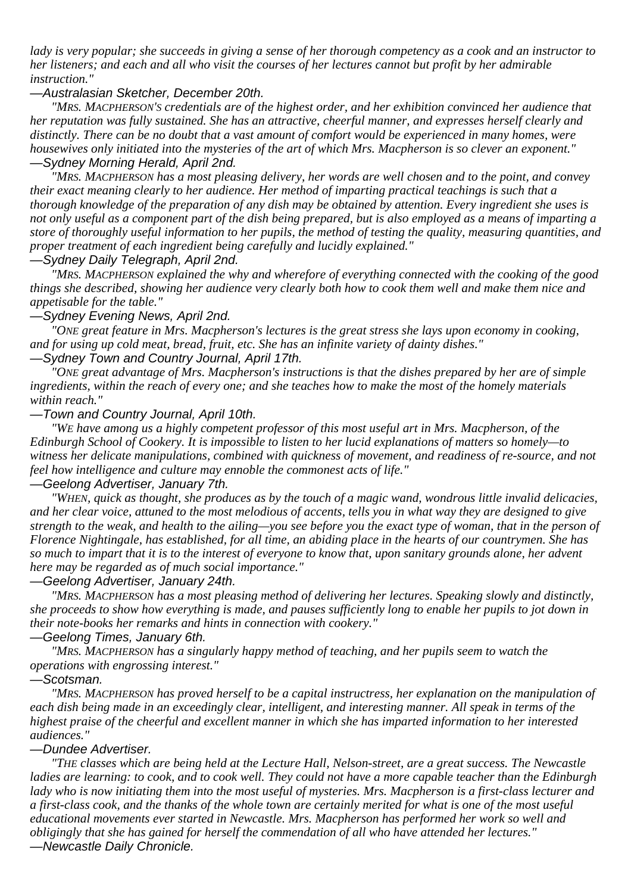*lady is very popular; she succeeds in giving a sense of her thorough competency as a cook and an instructor to her listeners; and each and all who visit the courses of her lectures cannot but profit by her admirable instruction."*

—Australasian Sketcher, December 20th.

*"MRS. MACPHERSON'S credentials are of the highest order, and her exhibition convinced her audience that her reputation was fully sustained. She has an attractive, cheerful manner, and expresses herself clearly and distinctly. There can be no doubt that a vast amount of comfort would be experienced in many homes, were housewives only initiated into the mysteries of the art of which Mrs. Macpherson is so clever an exponent."*

—Sydney Morning Herald, April 2nd.

*"MRS. MACPHERSON has a most pleasing delivery, her words are well chosen and to the point, and convey their exact meaning clearly to her audience. Her method of imparting practical teachings is such that a thorough knowledge of the preparation of any dish may be obtained by attention. Every ingredient she uses is not only useful as a component part of the dish being prepared, but is also employed as a means of imparting a store of thoroughly useful information to her pupils, the method of testing the quality, measuring quantities, and proper treatment of each ingredient being carefully and lucidly explained."*

—Sydney Daily Telegraph, April 2nd.

*"MRS. MACPHERSON explained the why and wherefore of everything connected with the cooking of the good things she described, showing her audience very clearly both how to cook them well and make them nice and appetisable for the table."*

—Sydney Evening News, April 2nd.

*"ONE great feature in Mrs. Macpherson's lectures is the great stress she lays upon economy in cooking, and for using up cold meat, bread, fruit, etc. She has an infinite variety of dainty dishes."*

—Sydney Town and Country Journal, April 17th.

*"ONE great advantage of Mrs. Macpherson's instructions is that the dishes prepared by her are of simple ingredients, within the reach of every one; and she teaches how to make the most of the homely materials within reach."*

—Town and Country Journal, April 10th.

*"WE have among us a highly competent professor of this most useful art in Mrs. Macpherson, of the Edinburgh School of Cookery. It is impossible to listen to her lucid explanations of matters so homely—to witness her delicate manipulations, combined with quickness of movement, and readiness of re-source, and not feel how intelligence and culture may ennoble the commonest acts of life."*

—Geelong Advertiser, January 7th.

*"WHEN, quick as thought, she produces as by the touch of a magic wand, wondrous little invalid delicacies, and her clear voice, attuned to the most melodious of accents, tells you in what way they are designed to give strength to the weak, and health to the ailing—you see before you the exact type of woman, that in the person of Florence Nightingale, has established, for all time, an abiding place in the hearts of our countrymen. She has so much to impart that it is to the interest of everyone to know that, upon sanitary grounds alone, her advent here may be regarded as of much social importance."*

—Geelong Advertiser, January 24th.

*"MRS. MACPHERSON has a most pleasing method of delivering her lectures. Speaking slowly and distinctly, she proceeds to show how everything is made, and pauses sufficiently long to enable her pupils to jot down in their note-books her remarks and hints in connection with cookery."*

—Geelong Times, January 6th.

*"MRS. MACPHERSON has a singularly happy method of teaching, and her pupils seem to watch the operations with engrossing interest."*

—Scotsman.

*"MRS. MACPHERSON has proved herself to be a capital instructress, her explanation on the manipulation of each dish being made in an exceedingly clear, intelligent, and interesting manner. All speak in terms of the highest praise of the cheerful and excellent manner in which she has imparted information to her interested audiences."*

—Dundee Advertiser.

*"THE classes which are being held at the Lecture Hall, Nelson-street, are a great success. The Newcastle ladies are learning: to cook, and to cook well. They could not have a more capable teacher than the Edinburgh lady who is now initiating them into the most useful of mysteries. Mrs. Macpherson is a first-class lecturer and a first-class cook, and the thanks of the whole town are certainly merited for what is one of the most useful educational movements ever started in Newcastle. Mrs. Macpherson has performed her work so well and obligingly that she has gained for herself the commendation of all who have attended her lectures."*

—Newcastle Daily Chronicle.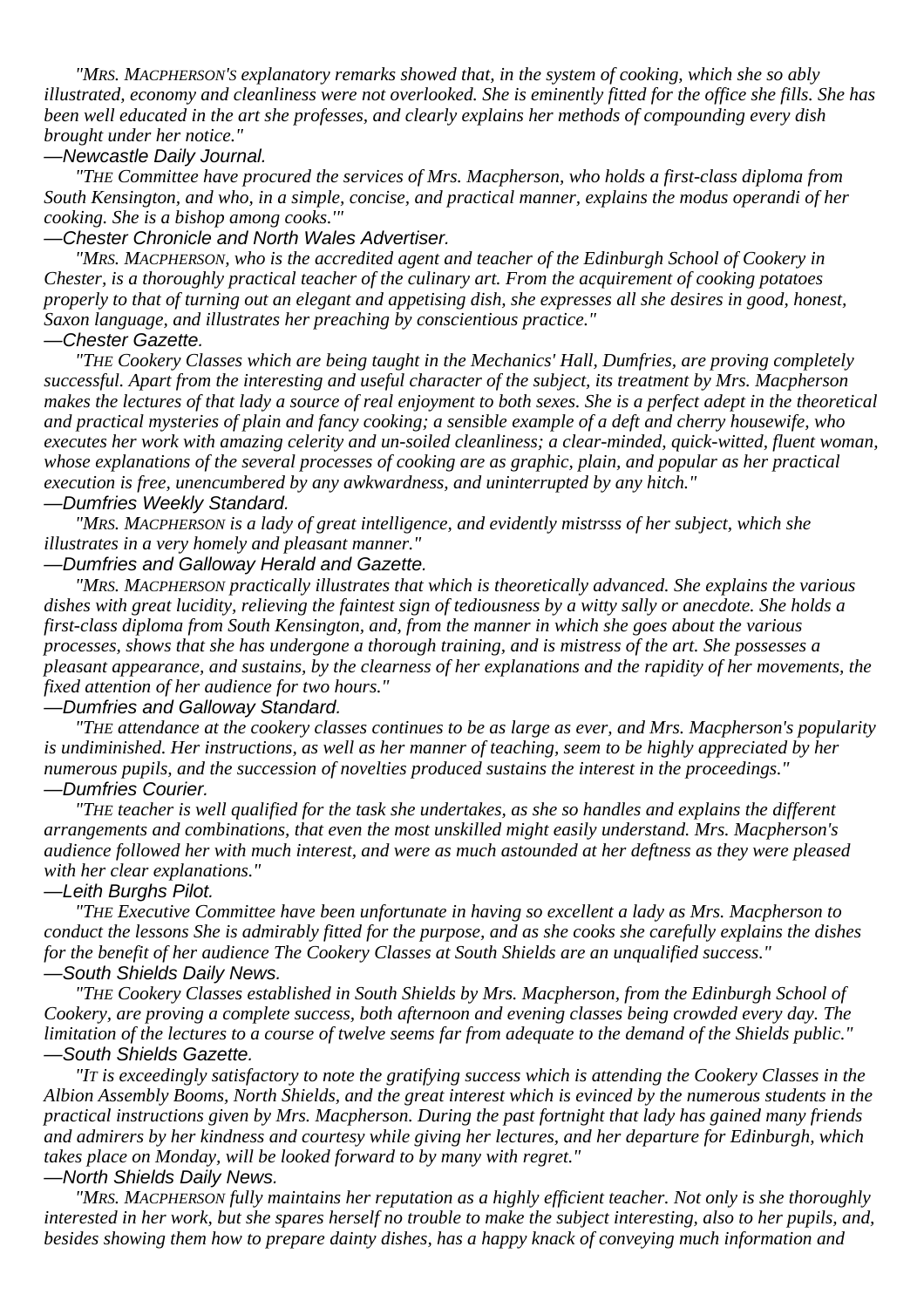*"MRS. MACPHERSON'S explanatory remarks showed that, in the system of cooking, which she so ably illustrated, economy and cleanliness were not overlooked. She is eminently fitted for the office she fills. She has been well educated in the art she professes, and clearly explains her methods of compounding every dish brought under her notice."*

—Newcastle Daily Journal.

*"THE Committee have procured the services of Mrs. Macpherson, who holds a first-class diploma from South Kensington, and who, in a simple, concise, and practical manner, explains the modus operandi of her cooking. She is a bishop among cooks.'"*

—Chester Chronicle and North Wales Advertiser.

*"MRS. MACPHERSON, who is the accredited agent and teacher of the Edinburgh School of Cookery in Chester, is a thoroughly practical teacher of the culinary art. From the acquirement of cooking potatoes properly to that of turning out an elegant and appetising dish, she expresses all she desires in good, honest, Saxon language, and illustrates her preaching by conscientious practice."*

—Chester Gazette.

*"THE Cookery Classes which are being taught in the Mechanics' Hall, Dumfries, are proving completely successful. Apart from the interesting and useful character of the subject, its treatment by Mrs. Macpherson makes the lectures of that lady a source of real enjoyment to both sexes. She is a perfect adept in the theoretical and practical mysteries of plain and fancy cooking; a sensible example of a deft and cherry housewife, who executes her work with amazing celerity and un-soiled cleanliness; a clear-minded, quick-witted, fluent woman, whose explanations of the several processes of cooking are as graphic, plain, and popular as her practical execution is free, unencumbered by any awkwardness, and uninterrupted by any hitch."*

—Dumfries Weekly Standard.

*"MRS. MACPHERSON is a lady of great intelligence, and evidently mistrsss of her subject, which she illustrates in a very homely and pleasant manner."*

—Dumfries and Galloway Herald and Gazette.

*"MRS. MACPHERSON practically illustrates that which is theoretically advanced. She explains the various dishes with great lucidity, relieving the faintest sign of tediousness by a witty sally or anecdote. She holds a first-class diploma from South Kensington, and, from the manner in which she goes about the various processes, shows that she has undergone a thorough training, and is mistress of the art. She possesses a pleasant appearance, and sustains, by the clearness of her explanations and the rapidity of her movements, the fixed attention of her audience for two hours."*

—Dumfries and Galloway Standard.

*"THE attendance at the cookery classes continues to be as large as ever, and Mrs. Macpherson's popularity is undiminished. Her instructions, as well as her manner of teaching, seem to be highly appreciated by her numerous pupils, and the succession of novelties produced sustains the interest in the proceedings."*

—Dumfries Courier.

*"THE teacher is well qualified for the task she undertakes, as she so handles and explains the different arrangements and combinations, that even the most unskilled might easily understand. Mrs. Macpherson's audience followed her with much interest, and were as much astounded at her deftness as they were pleased with her clear explanations."*

—Leith Burghs Pilot.

*"THE Executive Committee have been unfortunate in having so excellent a lady as Mrs. Macpherson to conduct the lessons She is admirably fitted for the purpose, and as she cooks she carefully explains the dishes for the benefit of her audience The Cookery Classes at South Shields are an unqualified success."*

—South Shields Daily News.

*"THE Cookery Classes established in South Shields by Mrs. Macpherson, from the Edinburgh School of Cookery, are proving a complete success, both afternoon and evening classes being crowded every day. The limitation of the lectures to a course of twelve seems far from adequate to the demand of the Shields public."*

—South Shields Gazette.

*"IT is exceedingly satisfactory to note the gratifying success which is attending the Cookery Classes in the Albion Assembly Booms, North Shields, and the great interest which is evinced by the numerous students in the practical instructions given by Mrs. Macpherson. During the past fortnight that lady has gained many friends and admirers by her kindness and courtesy while giving her lectures, and her departure for Edinburgh, which takes place on Monday, will be looked forward to by many with regret."*

—North Shields Daily News.

*"MRS. MACPHERSON fully maintains her reputation as a highly efficient teacher. Not only is she thoroughly interested in her work, but she spares herself no trouble to make the subject interesting, also to her pupils, and, besides showing them how to prepare dainty dishes, has a happy knack of conveying much information and*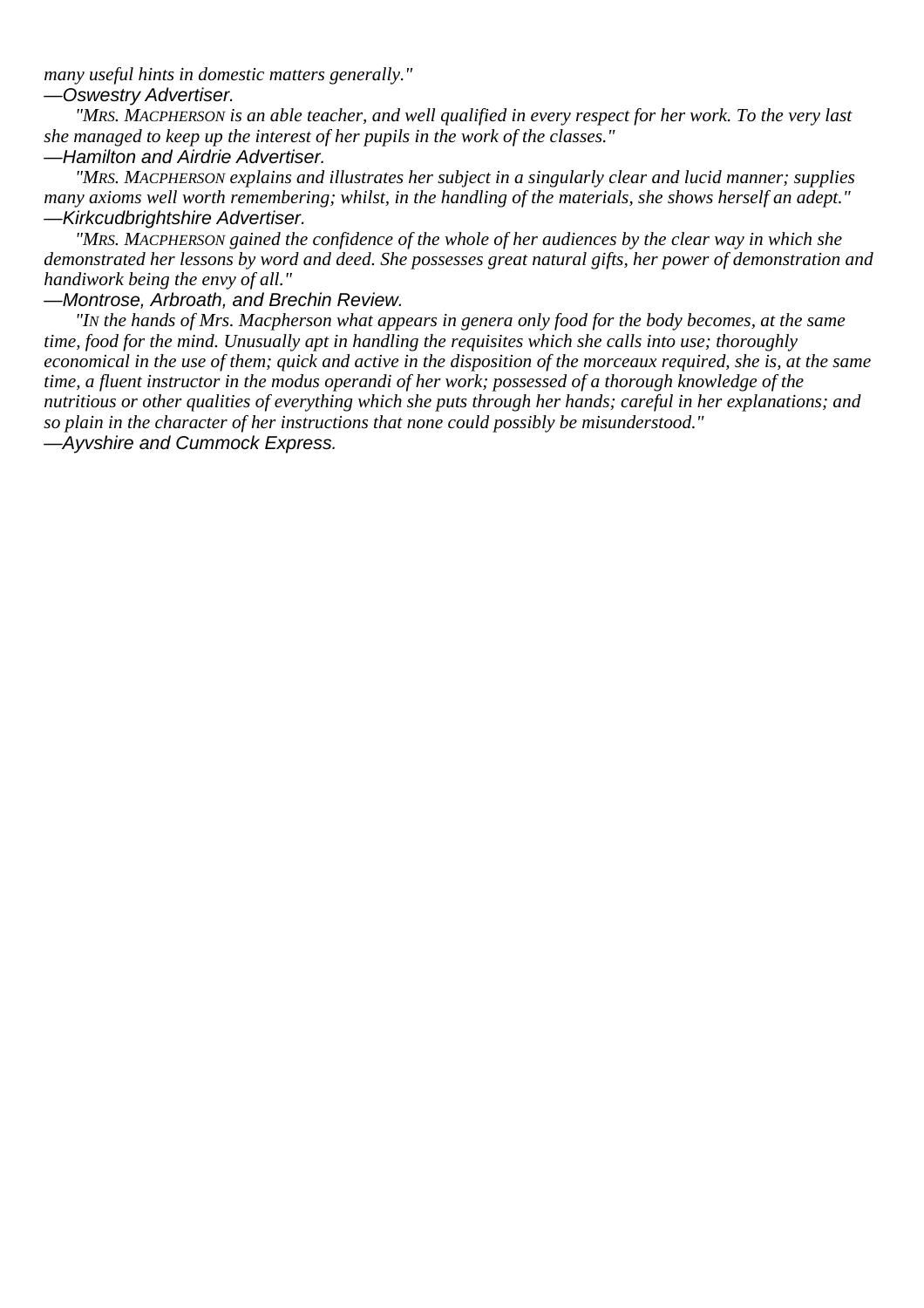*many useful hints in domestic matters generally."*

—*Oswestry Advertiser.*

*"MRS. MACPHERSON is an able teacher, and well qualified in every respect for her work. To the very last she managed to keep up the interest of her pupils in the work of the classes."*

—*Hamilton and Airdrie Advertiser.*

*"MRS. MACPHERSON explains and illustrates her subject in a singularly clear and lucid manner; supplies many axioms well worth remembering; whilst, in the handling of the materials, she shows herself an adept."*

—*Kirkcudbrightshire Advertiser.*

*"MRS. MACPHERSON gained the confidence of the whole of her audiences by the clear way in which she demonstrated her lessons by word and deed. She possesses great natural gifts, her power of demonstration and handiwork being the envy of all."*

—*Montrose, Arbroath, and Brechin Review.*

*"IN the hands of Mrs. Macpherson what appears in genera only food for the body becomes, at the same time, food for the mind. Unusually apt in handling the requisites which she calls into use; thoroughly economical in the use of them; quick and active in the disposition of the morceaux required, she is, at the same time, a fluent instructor in the modus operandi of her work; possessed of a thorough knowledge of the nutritious or other qualities of everything which she puts through her hands; careful in her explanations; and so plain in the character of her instructions that none could possibly be misunderstood."*

—*Ayvshire and Cummock Express.*